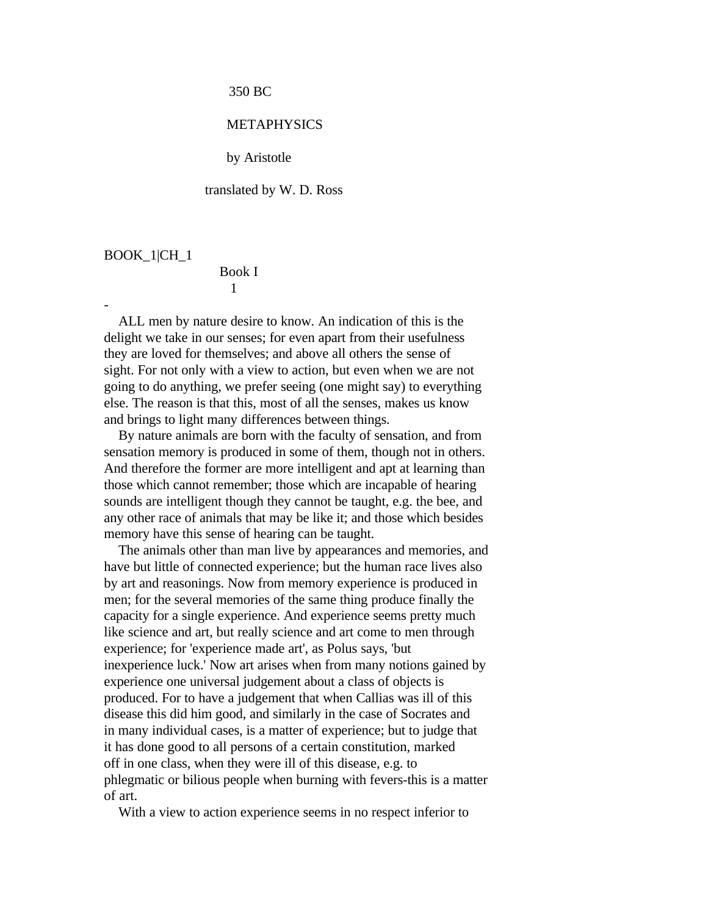350 BC

# METAPHYSICS

by Aristotle

translated by W. D. Ross

BOOK_1|CH_1

## Book I

### 1

-

ALL men by nature desire to know. An indication of this is the delight we take in our senses; for even apart from their usefulness they are loved for themselves; and above all others the sense of sight. For not only with a view to action, but even when we are not going to do anything, we prefer seeing (one might say) to everything else. The reason is that this, most of all the senses, makes us know and brings to light many differences between things.

By nature animals are born with the faculty of sensation, and from sensation memory is produced in some of them, though not in others. And therefore the former are more intelligent and apt at learning than those which cannot remember; those which are incapable of hearing sounds are intelligent though they cannot be taught, e.g. the bee, and any other race of animals that may be like it; and those which besides memory have this sense of hearing can be taught.

The animals other than man live by appearances and memories, and have but little of connected experience; but the human race lives also by art and reasonings. Now from memory experience is produced in men; for the several memories of the same thing produce finally the capacity for a single experience. And experience seems pretty much like science and art, but really science and art come to men through experience; for 'experience made art', as Polus says, 'but inexperience luck.' Now art arises when from many notions gained by experience one universal judgement about a class of objects is produced. For to have a judgement that when Callias was ill of this disease this did him good, and similarly in the case of Socrates and in many individual cases, is a matter of experience; but to judge that it has done good to all persons of a certain constitution, marked off in one class, when they were ill of this disease, e.g. to phlegmatic or bilious people when burning with fevers-this is a matter of art.

With a view to action experience seems in no respect inferior to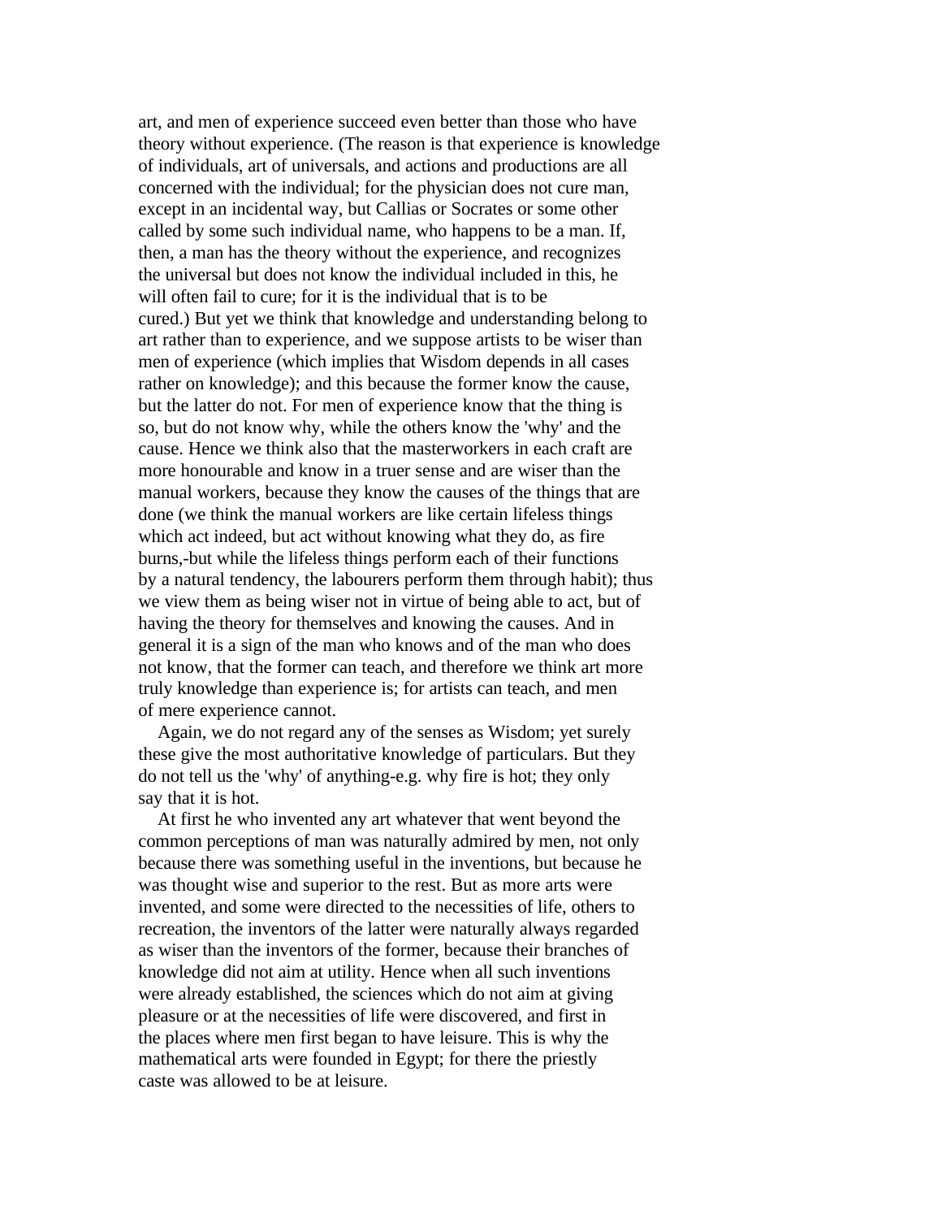art, and men of experience succeed even better than those who have theory without experience. (The reason is that experience is knowledge of individuals, art of universals, and actions and productions are all concerned with the individual; for the physician does not cure man, except in an incidental way, but Callias or Socrates or some other called by some such individual name, who happens to be a man. If, then, a man has the theory without the experience, and recognizes the universal but does not know the individual included in this, he will often fail to cure; for it is the individual that is to be cured.) But yet we think that knowledge and understanding belong to art rather than to experience, and we suppose artists to be wiser than men of experience (which implies that Wisdom depends in all cases rather on knowledge); and this because the former know the cause, but the latter do not. For men of experience know that the thing is so, but do not know why, while the others know the 'why' and the cause. Hence we think also that the masterworkers in each craft are more honourable and know in a truer sense and are wiser than the manual workers, because they know the causes of the things that are done (we think the manual workers are like certain lifeless things which act indeed, but act without knowing what they do, as fire burns,-but while the lifeless things perform each of their functions by a natural tendency, the labourers perform them through habit); thus we view them as being wiser not in virtue of being able to act, but of having the theory for themselves and knowing the causes. And in general it is a sign of the man who knows and of the man who does not know, that the former can teach, and therefore we think art more truly knowledge than experience is; for artists can teach, and men of mere experience cannot.

Again, we do not regard any of the senses as Wisdom; yet surely these give the most authoritative knowledge of particulars. But they do not tell us the 'why' of anything-e.g. why fire is hot; they only say that it is hot.

At first he who invented any art whatever that went beyond the common perceptions of man was naturally admired by men, not only because there was something useful in the inventions, but because he was thought wise and superior to the rest. But as more arts were invented, and some were directed to the necessities of life, others to recreation, the inventors of the latter were naturally always regarded as wiser than the inventors of the former, because their branches of knowledge did not aim at utility. Hence when all such inventions were already established, the sciences which do not aim at giving pleasure or at the necessities of life were discovered, and first in the places where men first began to have leisure. This is why the mathematical arts were founded in Egypt; for there the priestly caste was allowed to be at leisure.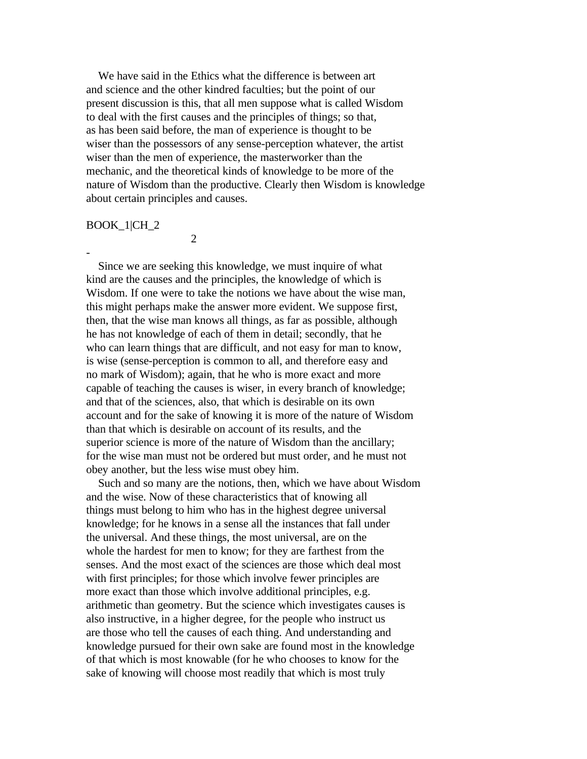We have said in the Ethics what the difference is between art and science and the other kindred faculties; but the point of our present discussion is this, that all men suppose what is called Wisdom to deal with the first causes and the principles of things; so that, as has been said before, the man of experience is thought to be wiser than the possessors of any sense-perception whatever, the artist wiser than the men of experience, the masterworker than the mechanic, and the theoretical kinds of knowledge to be more of the nature of Wisdom than the productive. Clearly then Wisdom is knowledge about certain principles and causes.

BOOK_1|CH_2

2

-

Since we are seeking this knowledge, we must inquire of what kind are the causes and the principles, the knowledge of which is Wisdom. If one were to take the notions we have about the wise man, this might perhaps make the answer more evident. We suppose first, then, that the wise man knows all things, as far as possible, although he has not knowledge of each of them in detail; secondly, that he who can learn things that are difficult, and not easy for man to know, is wise (sense-perception is common to all, and therefore easy and no mark of Wisdom); again, that he who is more exact and more capable of teaching the causes is wiser, in every branch of knowledge; and that of the sciences, also, that which is desirable on its own account and for the sake of knowing it is more of the nature of Wisdom than that which is desirable on account of its results, and the superior science is more of the nature of Wisdom than the ancillary; for the wise man must not be ordered but must order, and he must not obey another, but the less wise must obey him.

Such and so many are the notions, then, which we have about Wisdom and the wise. Now of these characteristics that of knowing all things must belong to him who has in the highest degree universal knowledge; for he knows in a sense all the instances that fall under the universal. And these things, the most universal, are on the whole the hardest for men to know; for they are farthest from the senses. And the most exact of the sciences are those which deal most with first principles; for those which involve fewer principles are more exact than those which involve additional principles, e.g. arithmetic than geometry. But the science which investigates causes is also instructive, in a higher degree, for the people who instruct us are those who tell the causes of each thing. And understanding and knowledge pursued for their own sake are found most in the knowledge of that which is most knowable (for he who chooses to know for the sake of knowing will choose most readily that which is most truly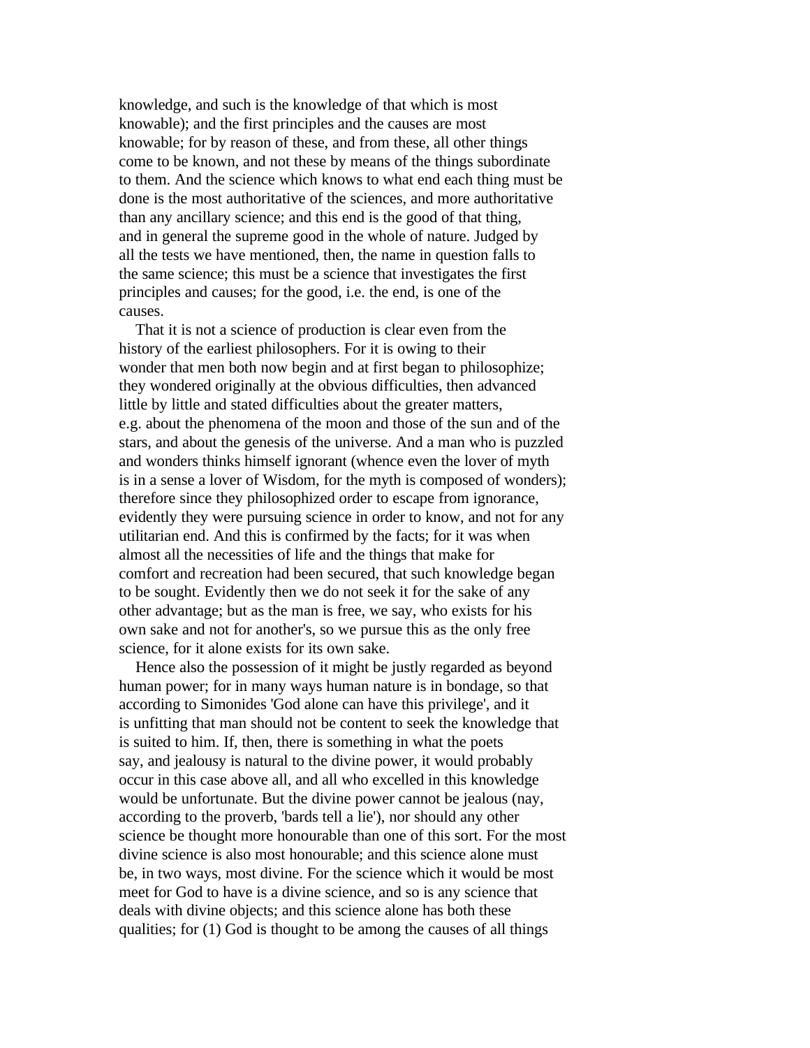knowledge, and such is the knowledge of that which is most knowable); and the first principles and the causes are most knowable; for by reason of these, and from these, all other things come to be known, and not these by means of the things subordinate to them. And the science which knows to what end each thing must be done is the most authoritative of the sciences, and more authoritative than any ancillary science; and this end is the good of that thing, and in general the supreme good in the whole of nature. Judged by all the tests we have mentioned, then, the name in question falls to the same science; this must be a science that investigates the first principles and causes; for the good, i.e. the end, is one of the causes.

That it is not a science of production is clear even from the history of the earliest philosophers. For it is owing to their wonder that men both now begin and at first began to philosophize; they wondered originally at the obvious difficulties, then advanced little by little and stated difficulties about the greater matters, e.g. about the phenomena of the moon and those of the sun and of the stars, and about the genesis of the universe. And a man who is puzzled and wonders thinks himself ignorant (whence even the lover of myth is in a sense a lover of Wisdom, for the myth is composed of wonders); therefore since they philosophized order to escape from ignorance, evidently they were pursuing science in order to know, and not for any utilitarian end. And this is confirmed by the facts; for it was when almost all the necessities of life and the things that make for comfort and recreation had been secured, that such knowledge began to be sought. Evidently then we do not seek it for the sake of any other advantage; but as the man is free, we say, who exists for his own sake and not for another's, so we pursue this as the only free science, for it alone exists for its own sake.

Hence also the possession of it might be justly regarded as beyond human power; for in many ways human nature is in bondage, so that according to Simonides 'God alone can have this privilege', and it is unfitting that man should not be content to seek the knowledge that is suited to him. If, then, there is something in what the poets say, and jealousy is natural to the divine power, it would probably occur in this case above all, and all who excelled in this knowledge would be unfortunate. But the divine power cannot be jealous (nay, according to the proverb, 'bards tell a lie'), nor should any other science be thought more honourable than one of this sort. For the most divine science is also most honourable; and this science alone must be, in two ways, most divine. For the science which it would be most meet for God to have is a divine science, and so is any science that deals with divine objects; and this science alone has both these qualities; for (1) God is thought to be among the causes of all things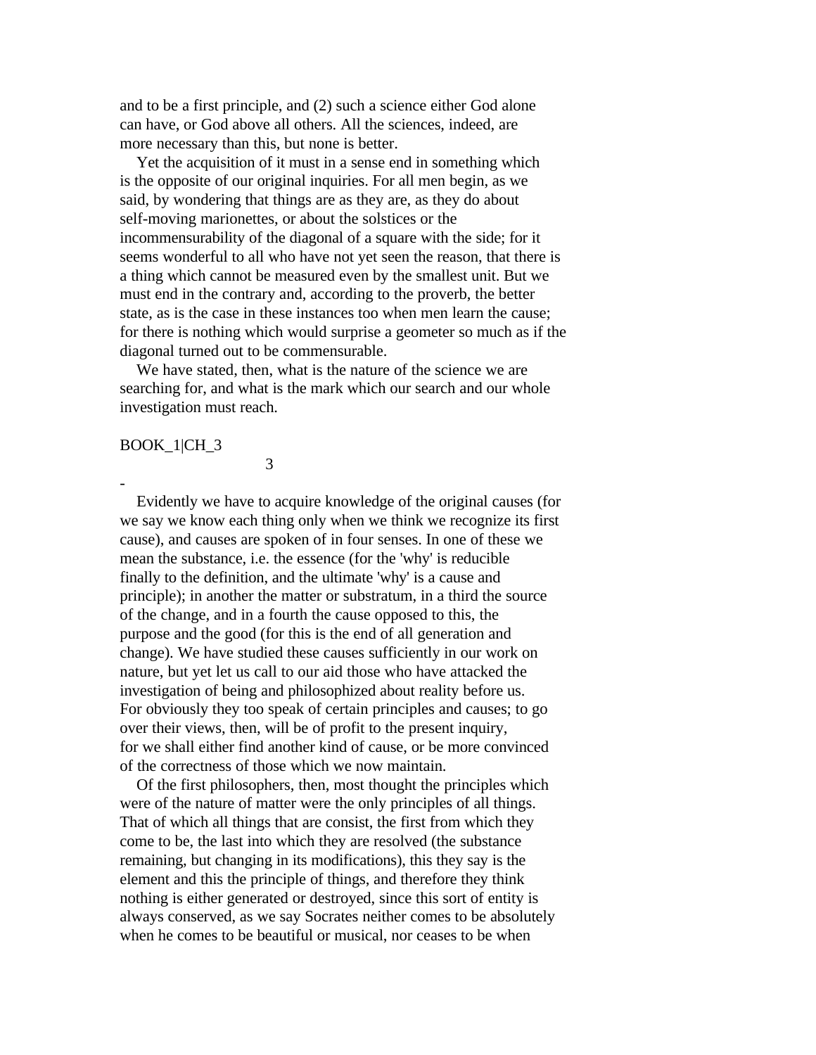and to be a first principle, and (2) such a science either God alone can have, or God above all others. All the sciences, indeed, are more necessary than this, but none is better.

Yet the acquisition of it must in a sense end in something which is the opposite of our original inquiries. For all men begin, as we said, by wondering that things are as they are, as they do about self-moving marionettes, or about the solstices or the incommensurability of the diagonal of a square with the side; for it seems wonderful to all who have not yet seen the reason, that there is a thing which cannot be measured even by the smallest unit. But we must end in the contrary and, according to the proverb, the better state, as is the case in these instances too when men learn the cause; for there is nothing which would surprise a geometer so much as if the diagonal turned out to be commensurable.

We have stated, then, what is the nature of the science we are searching for, and what is the mark which our search and our whole investigation must reach.

BOOK_1|CH_3

## 3

-

Evidently we have to acquire knowledge of the original causes (for we say we know each thing only when we think we recognize its first cause), and causes are spoken of in four senses. In one of these we mean the substance, i.e. the essence (for the 'why' is reducible finally to the definition, and the ultimate 'why' is a cause and principle); in another the matter or substratum, in a third the source of the change, and in a fourth the cause opposed to this, the purpose and the good (for this is the end of all generation and change). We have studied these causes sufficiently in our work on nature, but yet let us call to our aid those who have attacked the investigation of being and philosophized about reality before us. For obviously they too speak of certain principles and causes; to go over their views, then, will be of profit to the present inquiry, for we shall either find another kind of cause, or be more convinced of the correctness of those which we now maintain.

Of the first philosophers, then, most thought the principles which were of the nature of matter were the only principles of all things. That of which all things that are consist, the first from which they come to be, the last into which they are resolved (the substance remaining, but changing in its modifications), this they say is the element and this the principle of things, and therefore they think nothing is either generated or destroyed, since this sort of entity is always conserved, as we say Socrates neither comes to be absolutely when he comes to be beautiful or musical, nor ceases to be when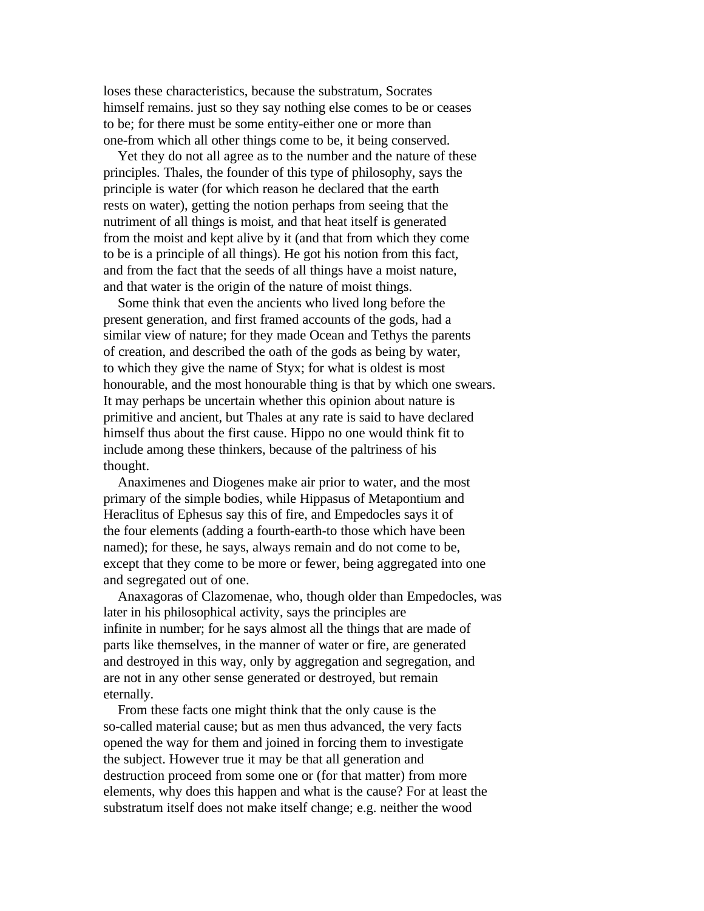loses these characteristics, because the substratum, Socrates himself remains. just so they say nothing else comes to be or ceases to be; for there must be some entity-either one or more than one-from which all other things come to be, it being conserved.

Yet they do not all agree as to the number and the nature of these principles. Thales, the founder of this type of philosophy, says the principle is water (for which reason he declared that the earth rests on water), getting the notion perhaps from seeing that the nutriment of all things is moist, and that heat itself is generated from the moist and kept alive by it (and that from which they come to be is a principle of all things). He got his notion from this fact, and from the fact that the seeds of all things have a moist nature, and that water is the origin of the nature of moist things.

Some think that even the ancients who lived long before the present generation, and first framed accounts of the gods, had a similar view of nature; for they made Ocean and Tethys the parents of creation, and described the oath of the gods as being by water, to which they give the name of Styx; for what is oldest is most honourable, and the most honourable thing is that by which one swears. It may perhaps be uncertain whether this opinion about nature is primitive and ancient, but Thales at any rate is said to have declared himself thus about the first cause. Hippo no one would think fit to include among these thinkers, because of the paltriness of his thought.

Anaximenes and Diogenes make air prior to water, and the most primary of the simple bodies, while Hippasus of Metapontium and Heraclitus of Ephesus say this of fire, and Empedocles says it of the four elements (adding a fourth-earth-to those which have been named); for these, he says, always remain and do not come to be, except that they come to be more or fewer, being aggregated into one and segregated out of one.

Anaxagoras of Clazomenae, who, though older than Empedocles, was later in his philosophical activity, says the principles are infinite in number; for he says almost all the things that are made of parts like themselves, in the manner of water or fire, are generated and destroyed in this way, only by aggregation and segregation, and are not in any other sense generated or destroyed, but remain eternally.

From these facts one might think that the only cause is the so-called material cause; but as men thus advanced, the very facts opened the way for them and joined in forcing them to investigate the subject. However true it may be that all generation and destruction proceed from some one or (for that matter) from more elements, why does this happen and what is the cause? For at least the substratum itself does not make itself change; e.g. neither the wood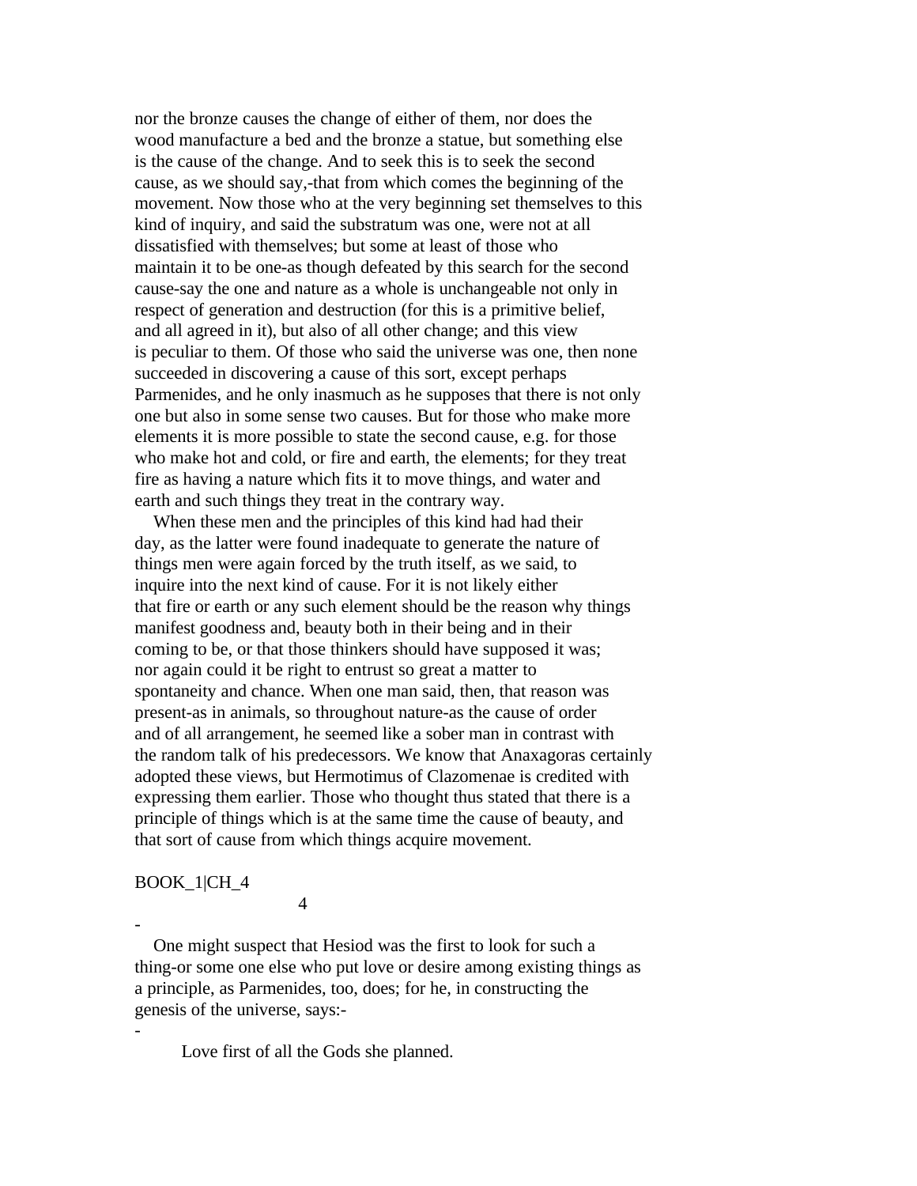nor the bronze causes the change of either of them, nor does the wood manufacture a bed and the bronze a statue, but something else is the cause of the change. And to seek this is to seek the second cause, as we should say,-that from which comes the beginning of the movement. Now those who at the very beginning set themselves to this kind of inquiry, and said the substratum was one, were not at all dissatisfied with themselves; but some at least of those who maintain it to be one-as though defeated by this search for the second cause-say the one and nature as a whole is unchangeable not only in respect of generation and destruction (for this is a primitive belief, and all agreed in it), but also of all other change; and this view is peculiar to them. Of those who said the universe was one, then none succeeded in discovering a cause of this sort, except perhaps Parmenides, and he only inasmuch as he supposes that there is not only one but also in some sense two causes. But for those who make more elements it is more possible to state the second cause, e.g. for those who make hot and cold, or fire and earth, the elements; for they treat fire as having a nature which fits it to move things, and water and earth and such things they treat in the contrary way.

When these men and the principles of this kind had had their day, as the latter were found inadequate to generate the nature of things men were again forced by the truth itself, as we said, to inquire into the next kind of cause. For it is not likely either that fire or earth or any such element should be the reason why things manifest goodness and, beauty both in their being and in their coming to be, or that those thinkers should have supposed it was; nor again could it be right to entrust so great a matter to spontaneity and chance. When one man said, then, that reason was present-as in animals, so throughout nature-as the cause of order and of all arrangement, he seemed like a sober man in contrast with the random talk of his predecessors. We know that Anaxagoras certainly adopted these views, but Hermotimus of Clazomenae is credited with expressing them earlier. Those who thought thus stated that there is a principle of things which is at the same time the cause of beauty, and that sort of cause from which things acquire movement.

BOOK_1|CH_4

## 4

-

One might suspect that Hesiod was the first to look for such a thing-or some one else who put love or desire among existing things as a principle, as Parmenides, too, does; for he, in constructing the genesis of the universe, says:-

-

> Love first of all the Gods she planned.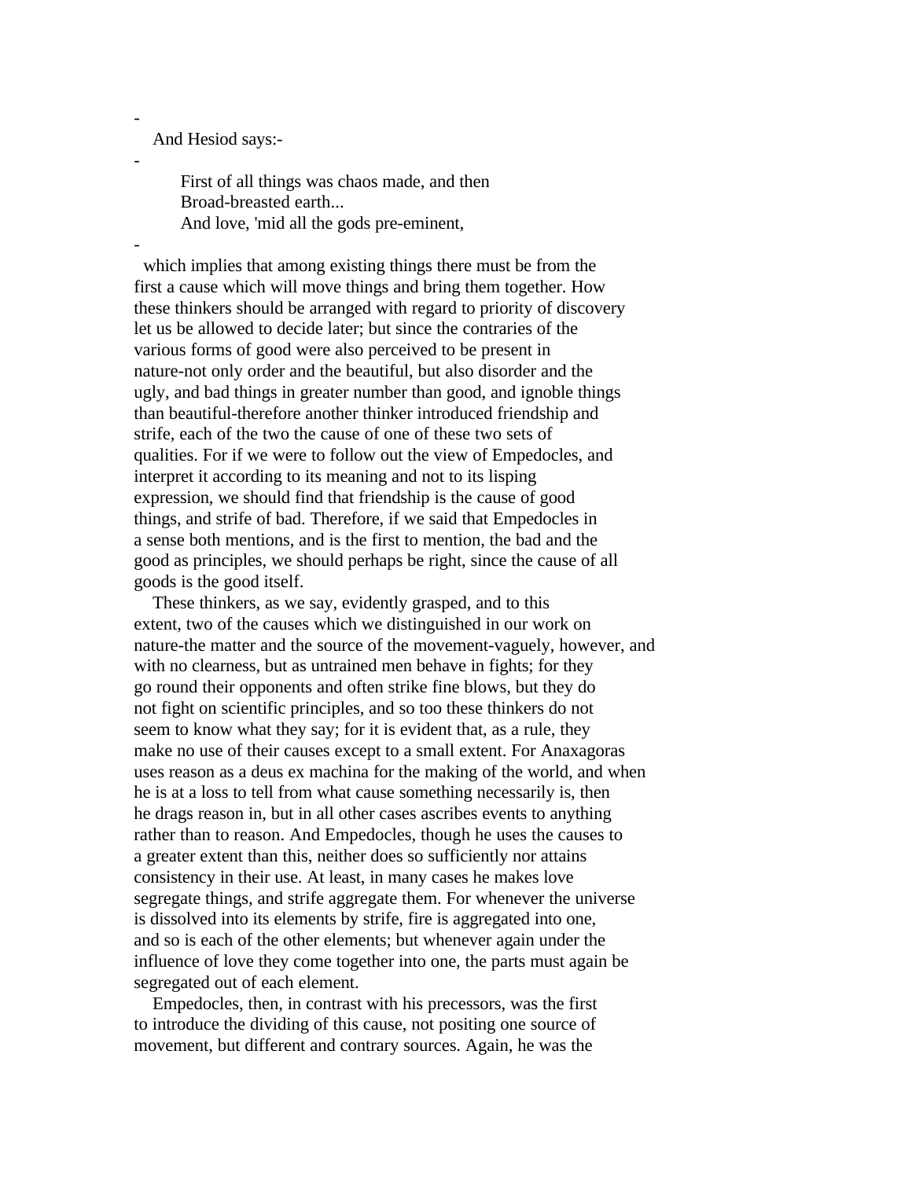-

And Hesiod says:-

-

> First of all things was chaos made, and then
> Broad-breasted earth...
> And love, 'mid all the gods pre-eminent,

-

which implies that among existing things there must be from the first a cause which will move things and bring them together. How these thinkers should be arranged with regard to priority of discovery let us be allowed to decide later; but since the contraries of the various forms of good were also perceived to be present in nature-not only order and the beautiful, but also disorder and the ugly, and bad things in greater number than good, and ignoble things than beautiful-therefore another thinker introduced friendship and strife, each of the two the cause of one of these two sets of qualities. For if we were to follow out the view of Empedocles, and interpret it according to its meaning and not to its lisping expression, we should find that friendship is the cause of good things, and strife of bad. Therefore, if we said that Empedocles in a sense both mentions, and is the first to mention, the bad and the good as principles, we should perhaps be right, since the cause of all goods is the good itself.

These thinkers, as we say, evidently grasped, and to this extent, two of the causes which we distinguished in our work on nature-the matter and the source of the movement-vaguely, however, and with no clearness, but as untrained men behave in fights; for they go round their opponents and often strike fine blows, but they do not fight on scientific principles, and so too these thinkers do not seem to know what they say; for it is evident that, as a rule, they make no use of their causes except to a small extent. For Anaxagoras uses reason as a deus ex machina for the making of the world, and when he is at a loss to tell from what cause something necessarily is, then he drags reason in, but in all other cases ascribes events to anything rather than to reason. And Empedocles, though he uses the causes to a greater extent than this, neither does so sufficiently nor attains consistency in their use. At least, in many cases he makes love segregate things, and strife aggregate them. For whenever the universe is dissolved into its elements by strife, fire is aggregated into one, and so is each of the other elements; but whenever again under the influence of love they come together into one, the parts must again be segregated out of each element.

Empedocles, then, in contrast with his precessors, was the first to introduce the dividing of this cause, not positing one source of movement, but different and contrary sources. Again, he was the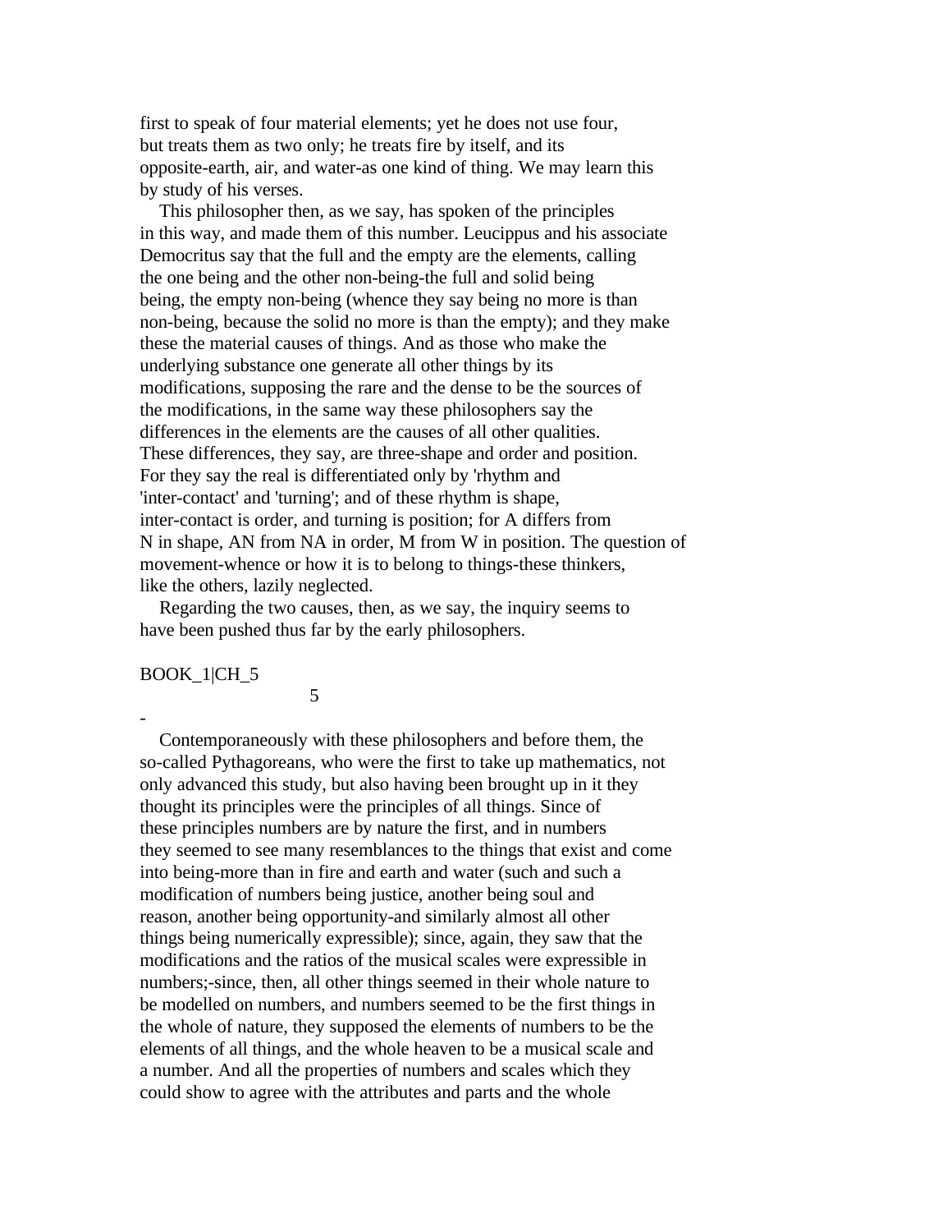first to speak of four material elements; yet he does not use four, but treats them as two only; he treats fire by itself, and its opposite-earth, air, and water-as one kind of thing. We may learn this by study of his verses.

This philosopher then, as we say, has spoken of the principles in this way, and made them of this number. Leucippus and his associate Democritus say that the full and the empty are the elements, calling the one being and the other non-being-the full and solid being being, the empty non-being (whence they say being no more is than non-being, because the solid no more is than the empty); and they make these the material causes of things. And as those who make the underlying substance one generate all other things by its modifications, supposing the rare and the dense to be the sources of the modifications, in the same way these philosophers say the differences in the elements are the causes of all other qualities. These differences, they say, are three-shape and order and position. For they say the real is differentiated only by 'rhythm and 'inter-contact' and 'turning'; and of these rhythm is shape, inter-contact is order, and turning is position; for A differs from N in shape, AN from NA in order, M from W in position. The question of movement-whence or how it is to belong to things-these thinkers, like the others, lazily neglected.

Regarding the two causes, then, as we say, the inquiry seems to have been pushed thus far by the early philosophers.

## BOOK_1|CH_5

5

-

Contemporaneously with these philosophers and before them, the so-called Pythagoreans, who were the first to take up mathematics, not only advanced this study, but also having been brought up in it they thought its principles were the principles of all things. Since of these principles numbers are by nature the first, and in numbers they seemed to see many resemblances to the things that exist and come into being-more than in fire and earth and water (such and such a modification of numbers being justice, another being soul and reason, another being opportunity-and similarly almost all other things being numerically expressible); since, again, they saw that the modifications and the ratios of the musical scales were expressible in numbers;-since, then, all other things seemed in their whole nature to be modelled on numbers, and numbers seemed to be the first things in the whole of nature, they supposed the elements of numbers to be the elements of all things, and the whole heaven to be a musical scale and a number. And all the properties of numbers and scales which they could show to agree with the attributes and parts and the whole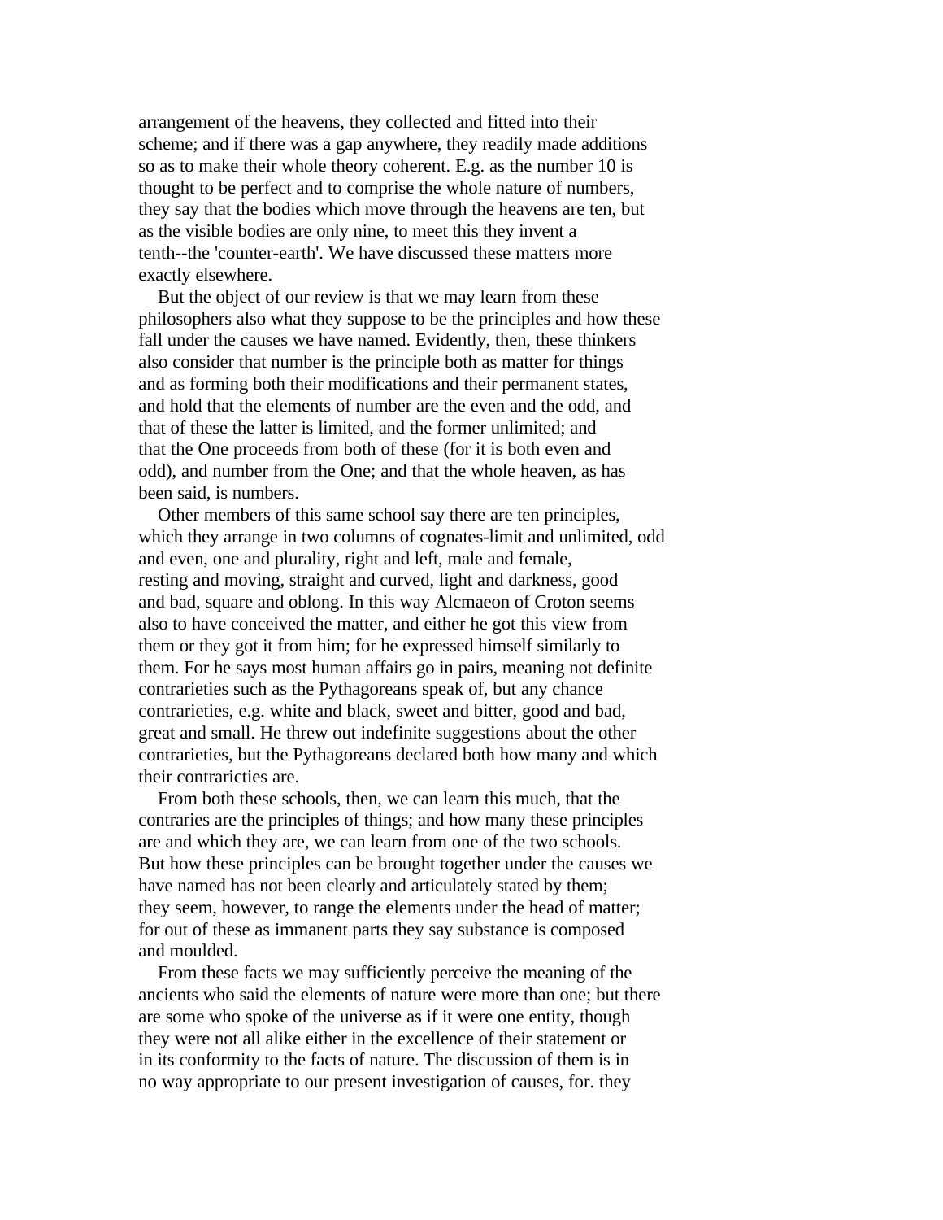arrangement of the heavens, they collected and fitted into their scheme; and if there was a gap anywhere, they readily made additions so as to make their whole theory coherent. E.g. as the number 10 is thought to be perfect and to comprise the whole nature of numbers, they say that the bodies which move through the heavens are ten, but as the visible bodies are only nine, to meet this they invent a tenth--the 'counter-earth'. We have discussed these matters more exactly elsewhere.

But the object of our review is that we may learn from these philosophers also what they suppose to be the principles and how these fall under the causes we have named. Evidently, then, these thinkers also consider that number is the principle both as matter for things and as forming both their modifications and their permanent states, and hold that the elements of number are the even and the odd, and that of these the latter is limited, and the former unlimited; and that the One proceeds from both of these (for it is both even and odd), and number from the One; and that the whole heaven, as has been said, is numbers.

Other members of this same school say there are ten principles, which they arrange in two columns of cognates-limit and unlimited, odd and even, one and plurality, right and left, male and female, resting and moving, straight and curved, light and darkness, good and bad, square and oblong. In this way Alcmaeon of Croton seems also to have conceived the matter, and either he got this view from them or they got it from him; for he expressed himself similarly to them. For he says most human affairs go in pairs, meaning not definite contrarieties such as the Pythagoreans speak of, but any chance contrarieties, e.g. white and black, sweet and bitter, good and bad, great and small. He threw out indefinite suggestions about the other contrarieties, but the Pythagoreans declared both how many and which their contraricties are.

From both these schools, then, we can learn this much, that the contraries are the principles of things; and how many these principles are and which they are, we can learn from one of the two schools. But how these principles can be brought together under the causes we have named has not been clearly and articulately stated by them; they seem, however, to range the elements under the head of matter; for out of these as immanent parts they say substance is composed and moulded.

From these facts we may sufficiently perceive the meaning of the ancients who said the elements of nature were more than one; but there are some who spoke of the universe as if it were one entity, though they were not all alike either in the excellence of their statement or in its conformity to the facts of nature. The discussion of them is in no way appropriate to our present investigation of causes, for. they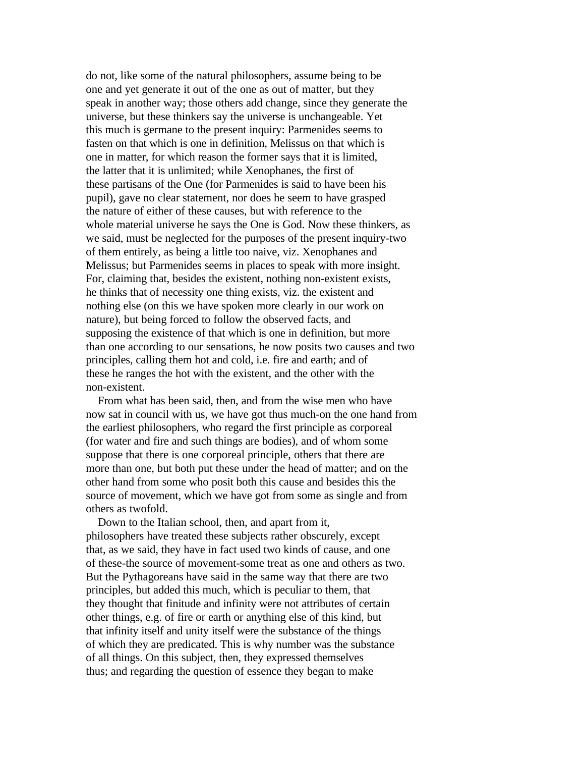do not, like some of the natural philosophers, assume being to be one and yet generate it out of the one as out of matter, but they speak in another way; those others add change, since they generate the universe, but these thinkers say the universe is unchangeable. Yet this much is germane to the present inquiry: Parmenides seems to fasten on that which is one in definition, Melissus on that which is one in matter, for which reason the former says that it is limited, the latter that it is unlimited; while Xenophanes, the first of these partisans of the One (for Parmenides is said to have been his pupil), gave no clear statement, nor does he seem to have grasped the nature of either of these causes, but with reference to the whole material universe he says the One is God. Now these thinkers, as we said, must be neglected for the purposes of the present inquiry-two of them entirely, as being a little too naive, viz. Xenophanes and Melissus; but Parmenides seems in places to speak with more insight. For, claiming that, besides the existent, nothing non-existent exists, he thinks that of necessity one thing exists, viz. the existent and nothing else (on this we have spoken more clearly in our work on nature), but being forced to follow the observed facts, and supposing the existence of that which is one in definition, but more than one according to our sensations, he now posits two causes and two principles, calling them hot and cold, i.e. fire and earth; and of these he ranges the hot with the existent, and the other with the non-existent.

From what has been said, then, and from the wise men who have now sat in council with us, we have got thus much-on the one hand from the earliest philosophers, who regard the first principle as corporeal (for water and fire and such things are bodies), and of whom some suppose that there is one corporeal principle, others that there are more than one, but both put these under the head of matter; and on the other hand from some who posit both this cause and besides this the source of movement, which we have got from some as single and from others as twofold.

Down to the Italian school, then, and apart from it, philosophers have treated these subjects rather obscurely, except that, as we said, they have in fact used two kinds of cause, and one of these-the source of movement-some treat as one and others as two. But the Pythagoreans have said in the same way that there are two principles, but added this much, which is peculiar to them, that they thought that finitude and infinity were not attributes of certain other things, e.g. of fire or earth or anything else of this kind, but that infinity itself and unity itself were the substance of the things of which they are predicated. This is why number was the substance of all things. On this subject, then, they expressed themselves thus; and regarding the question of essence they began to make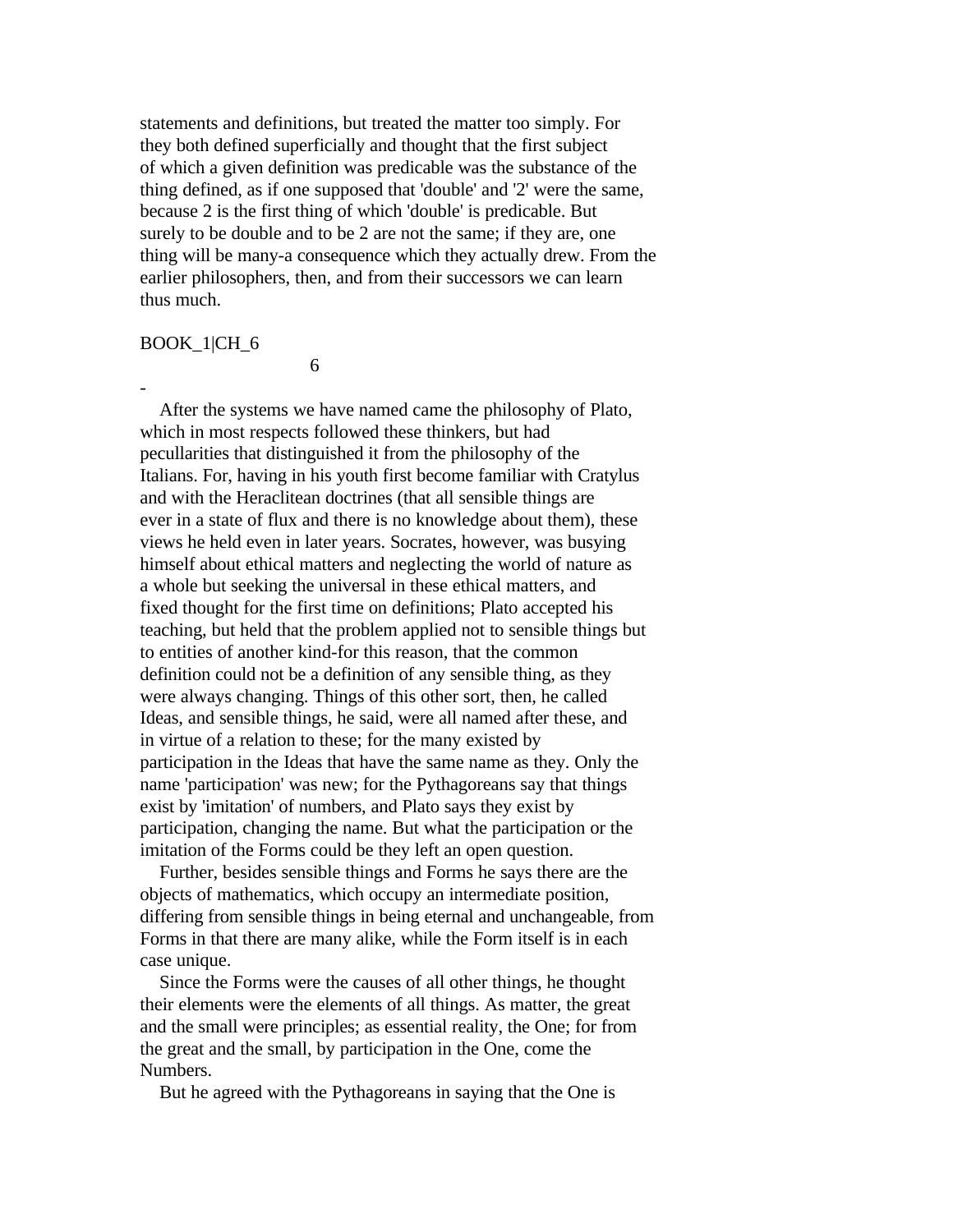statements and definitions, but treated the matter too simply. For they both defined superficially and thought that the first subject of which a given definition was predicable was the substance of the thing defined, as if one supposed that 'double' and '2' were the same, because 2 is the first thing of which 'double' is predicable. But surely to be double and to be 2 are not the same; if they are, one thing will be many-a consequence which they actually drew. From the earlier philosophers, then, and from their successors we can learn thus much.

BOOK_1|CH_6

6

-

After the systems we have named came the philosophy of Plato, which in most respects followed these thinkers, but had pecullarities that distinguished it from the philosophy of the Italians. For, having in his youth first become familiar with Cratylus and with the Heraclitean doctrines (that all sensible things are ever in a state of flux and there is no knowledge about them), these views he held even in later years. Socrates, however, was busying himself about ethical matters and neglecting the world of nature as a whole but seeking the universal in these ethical matters, and fixed thought for the first time on definitions; Plato accepted his teaching, but held that the problem applied not to sensible things but to entities of another kind-for this reason, that the common definition could not be a definition of any sensible thing, as they were always changing. Things of this other sort, then, he called Ideas, and sensible things, he said, were all named after these, and in virtue of a relation to these; for the many existed by participation in the Ideas that have the same name as they. Only the name 'participation' was new; for the Pythagoreans say that things exist by 'imitation' of numbers, and Plato says they exist by participation, changing the name. But what the participation or the imitation of the Forms could be they left an open question.

Further, besides sensible things and Forms he says there are the objects of mathematics, which occupy an intermediate position, differing from sensible things in being eternal and unchangeable, from Forms in that there are many alike, while the Form itself is in each case unique.

Since the Forms were the causes of all other things, he thought their elements were the elements of all things. As matter, the great and the small were principles; as essential reality, the One; for from the great and the small, by participation in the One, come the Numbers.

But he agreed with the Pythagoreans in saying that the One is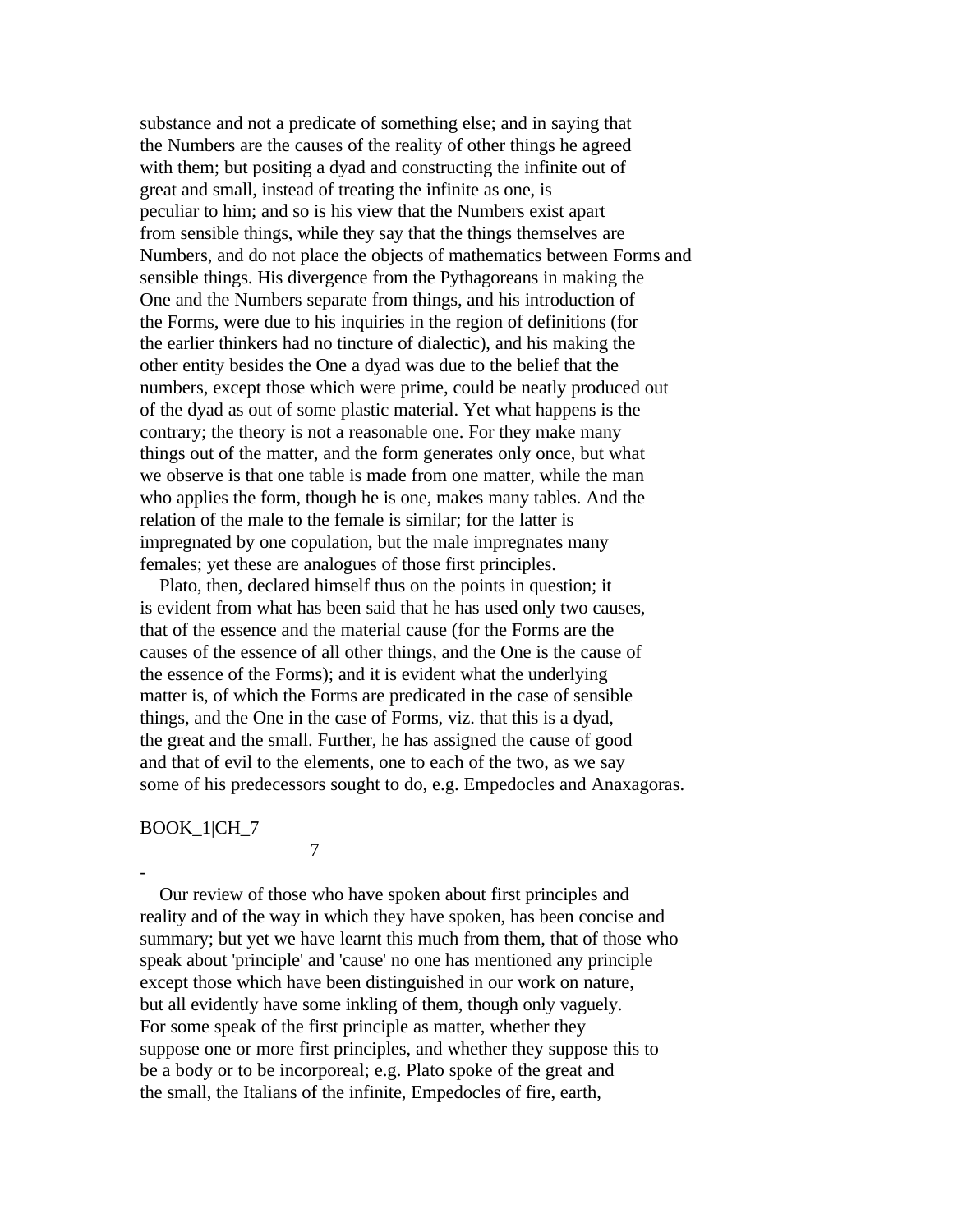substance and not a predicate of something else; and in saying that the Numbers are the causes of the reality of other things he agreed with them; but positing a dyad and constructing the infinite out of great and small, instead of treating the infinite as one, is peculiar to him; and so is his view that the Numbers exist apart from sensible things, while they say that the things themselves are Numbers, and do not place the objects of mathematics between Forms and sensible things. His divergence from the Pythagoreans in making the One and the Numbers separate from things, and his introduction of the Forms, were due to his inquiries in the region of definitions (for the earlier thinkers had no tincture of dialectic), and his making the other entity besides the One a dyad was due to the belief that the numbers, except those which were prime, could be neatly produced out of the dyad as out of some plastic material. Yet what happens is the contrary; the theory is not a reasonable one. For they make many things out of the matter, and the form generates only once, but what we observe is that one table is made from one matter, while the man who applies the form, though he is one, makes many tables. And the relation of the male to the female is similar; for the latter is impregnated by one copulation, but the male impregnates many females; yet these are analogues of those first principles.

Plato, then, declared himself thus on the points in question; it is evident from what has been said that he has used only two causes, that of the essence and the material cause (for the Forms are the causes of the essence of all other things, and the One is the cause of the essence of the Forms); and it is evident what the underlying matter is, of which the Forms are predicated in the case of sensible things, and the One in the case of Forms, viz. that this is a dyad, the great and the small. Further, he has assigned the cause of good and that of evil to the elements, one to each of the two, as we say some of his predecessors sought to do, e.g. Empedocles and Anaxagoras.

BOOK_1|CH_7

## 7

-

Our review of those who have spoken about first principles and reality and of the way in which they have spoken, has been concise and summary; but yet we have learnt this much from them, that of those who speak about 'principle' and 'cause' no one has mentioned any principle except those which have been distinguished in our work on nature, but all evidently have some inkling of them, though only vaguely. For some speak of the first principle as matter, whether they suppose one or more first principles, and whether they suppose this to be a body or to be incorporeal; e.g. Plato spoke of the great and the small, the Italians of the infinite, Empedocles of fire, earth,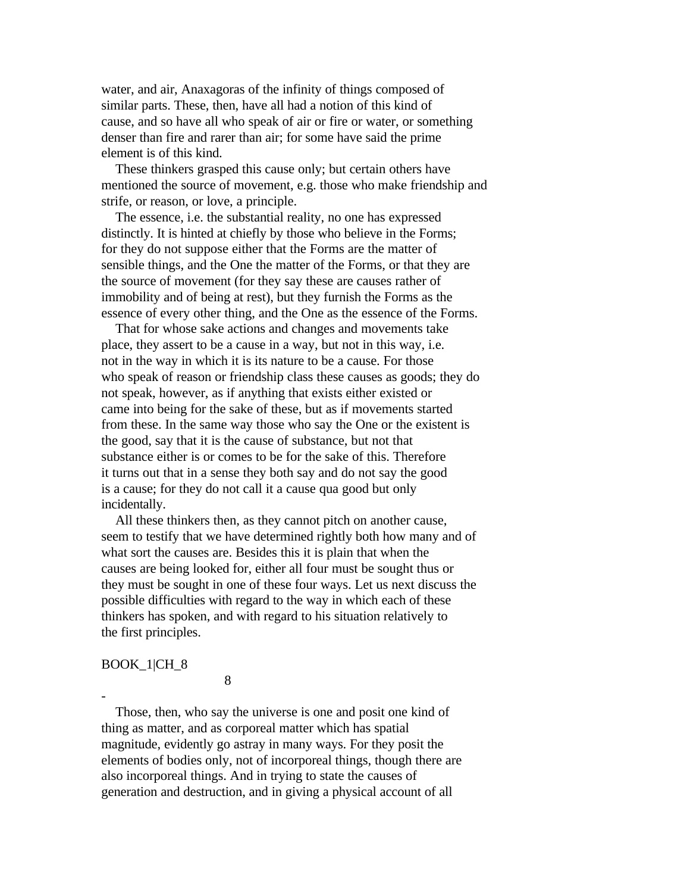water, and air, Anaxagoras of the infinity of things composed of similar parts. These, then, have all had a notion of this kind of cause, and so have all who speak of air or fire or water, or something denser than fire and rarer than air; for some have said the prime element is of this kind.

These thinkers grasped this cause only; but certain others have mentioned the source of movement, e.g. those who make friendship and strife, or reason, or love, a principle.

The essence, i.e. the substantial reality, no one has expressed distinctly. It is hinted at chiefly by those who believe in the Forms; for they do not suppose either that the Forms are the matter of sensible things, and the One the matter of the Forms, or that they are the source of movement (for they say these are causes rather of immobility and of being at rest), but they furnish the Forms as the essence of every other thing, and the One as the essence of the Forms.

That for whose sake actions and changes and movements take place, they assert to be a cause in a way, but not in this way, i.e. not in the way in which it is its nature to be a cause. For those who speak of reason or friendship class these causes as goods; they do not speak, however, as if anything that exists either existed or came into being for the sake of these, but as if movements started from these. In the same way those who say the One or the existent is the good, say that it is the cause of substance, but not that substance either is or comes to be for the sake of this. Therefore it turns out that in a sense they both say and do not say the good is a cause; for they do not call it a cause qua good but only incidentally.

All these thinkers then, as they cannot pitch on another cause, seem to testify that we have determined rightly both how many and of what sort the causes are. Besides this it is plain that when the causes are being looked for, either all four must be sought thus or they must be sought in one of these four ways. Let us next discuss the possible difficulties with regard to the way in which each of these thinkers has spoken, and with regard to his situation relatively to the first principles.

BOOK_1|CH_8

## 8

-

Those, then, who say the universe is one and posit one kind of thing as matter, and as corporeal matter which has spatial magnitude, evidently go astray in many ways. For they posit the elements of bodies only, not of incorporeal things, though there are also incorporeal things. And in trying to state the causes of generation and destruction, and in giving a physical account of all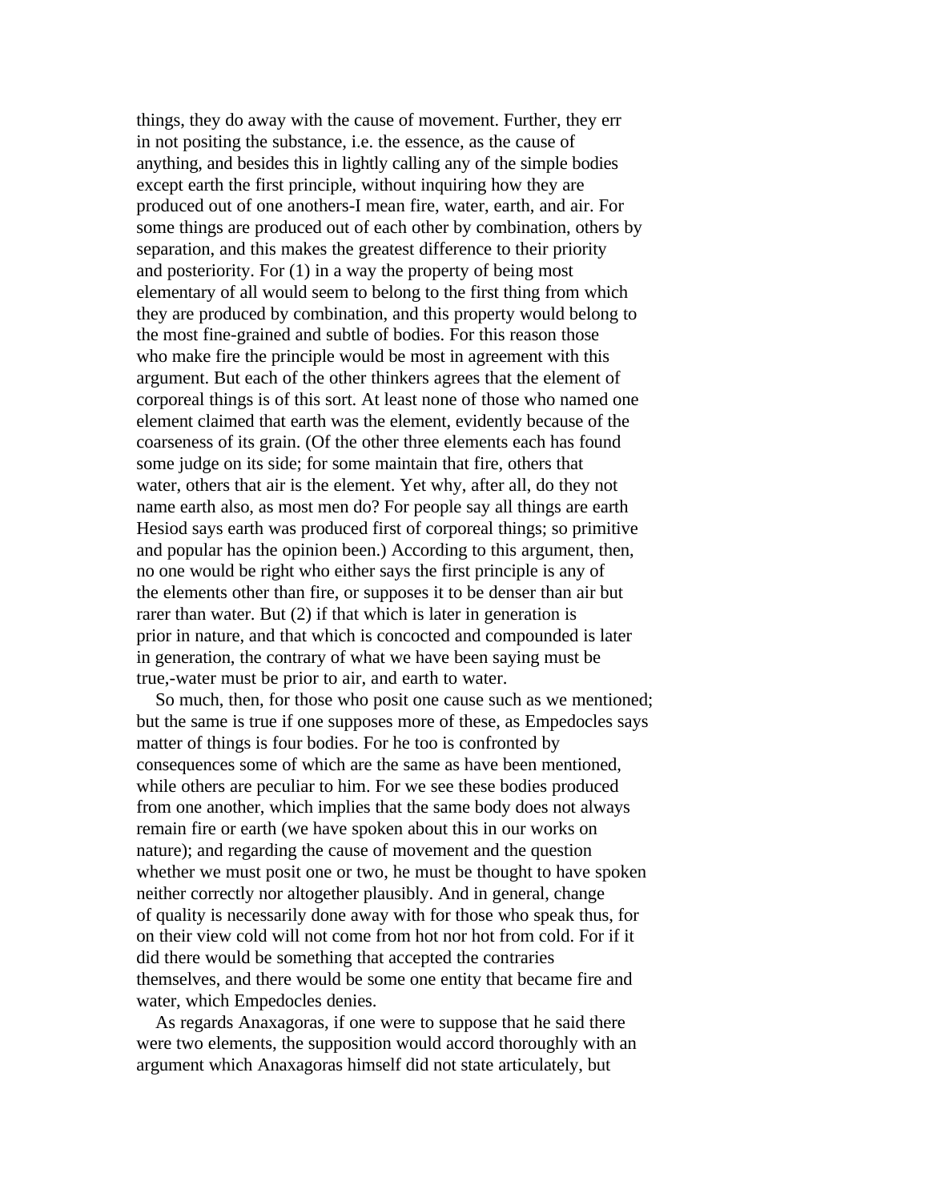things, they do away with the cause of movement. Further, they err in not positing the substance, i.e. the essence, as the cause of anything, and besides this in lightly calling any of the simple bodies except earth the first principle, without inquiring how they are produced out of one anothers-I mean fire, water, earth, and air. For some things are produced out of each other by combination, others by separation, and this makes the greatest difference to their priority and posteriority. For (1) in a way the property of being most elementary of all would seem to belong to the first thing from which they are produced by combination, and this property would belong to the most fine-grained and subtle of bodies. For this reason those who make fire the principle would be most in agreement with this argument. But each of the other thinkers agrees that the element of corporeal things is of this sort. At least none of those who named one element claimed that earth was the element, evidently because of the coarseness of its grain. (Of the other three elements each has found some judge on its side; for some maintain that fire, others that water, others that air is the element. Yet why, after all, do they not name earth also, as most men do? For people say all things are earth Hesiod says earth was produced first of corporeal things; so primitive and popular has the opinion been.) According to this argument, then, no one would be right who either says the first principle is any of the elements other than fire, or supposes it to be denser than air but rarer than water. But (2) if that which is later in generation is prior in nature, and that which is concocted and compounded is later in generation, the contrary of what we have been saying must be true,-water must be prior to air, and earth to water.

So much, then, for those who posit one cause such as we mentioned; but the same is true if one supposes more of these, as Empedocles says matter of things is four bodies. For he too is confronted by consequences some of which are the same as have been mentioned, while others are peculiar to him. For we see these bodies produced from one another, which implies that the same body does not always remain fire or earth (we have spoken about this in our works on nature); and regarding the cause of movement and the question whether we must posit one or two, he must be thought to have spoken neither correctly nor altogether plausibly. And in general, change of quality is necessarily done away with for those who speak thus, for on their view cold will not come from hot nor hot from cold. For if it did there would be something that accepted the contraries themselves, and there would be some one entity that became fire and water, which Empedocles denies.

As regards Anaxagoras, if one were to suppose that he said there were two elements, the supposition would accord thoroughly with an argument which Anaxagoras himself did not state articulately, but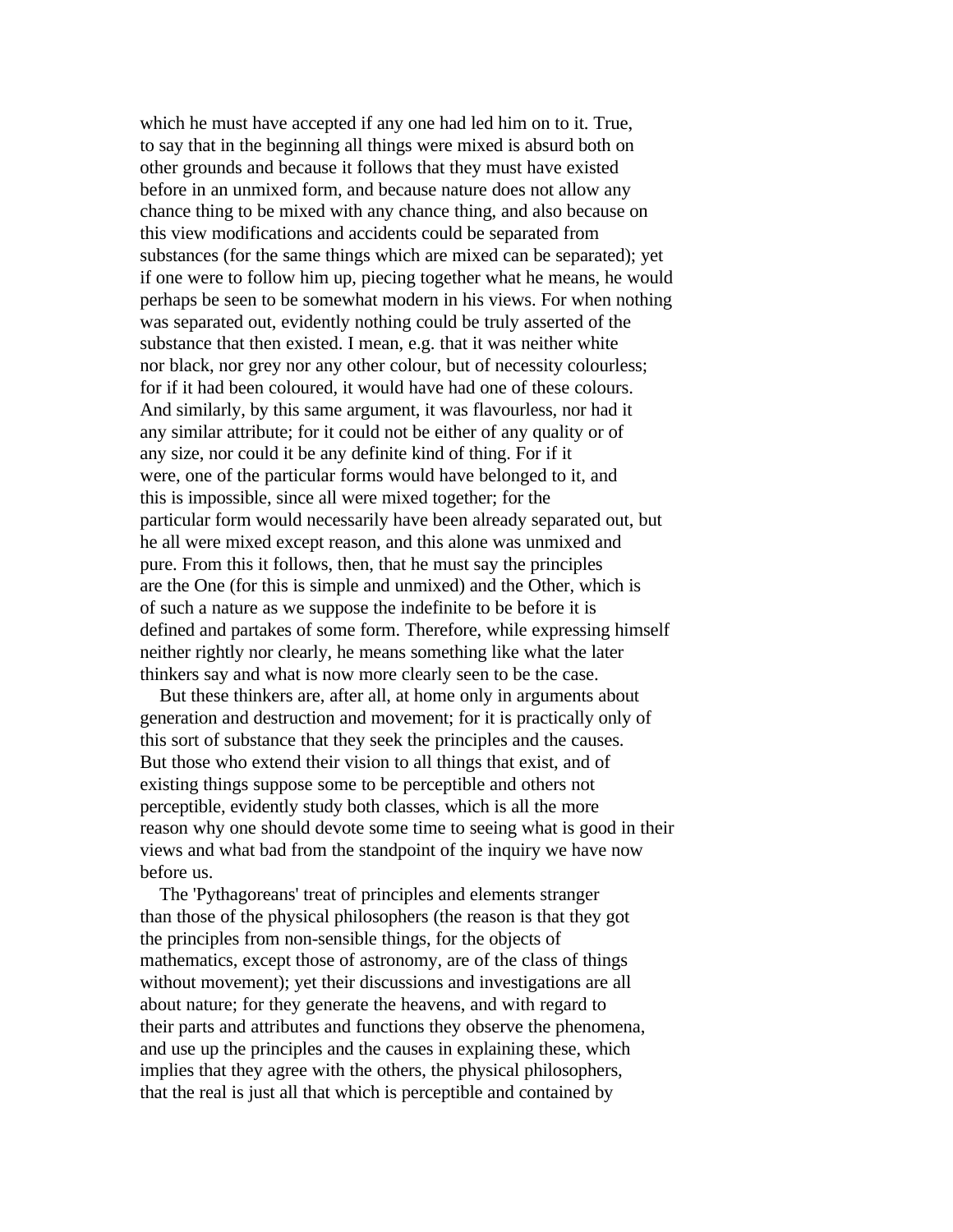which he must have accepted if any one had led him on to it. True, to say that in the beginning all things were mixed is absurd both on other grounds and because it follows that they must have existed before in an unmixed form, and because nature does not allow any chance thing to be mixed with any chance thing, and also because on this view modifications and accidents could be separated from substances (for the same things which are mixed can be separated); yet if one were to follow him up, piecing together what he means, he would perhaps be seen to be somewhat modern in his views. For when nothing was separated out, evidently nothing could be truly asserted of the substance that then existed. I mean, e.g. that it was neither white nor black, nor grey nor any other colour, but of necessity colourless; for if it had been coloured, it would have had one of these colours. And similarly, by this same argument, it was flavourless, nor had it any similar attribute; for it could not be either of any quality or of any size, nor could it be any definite kind of thing. For if it were, one of the particular forms would have belonged to it, and this is impossible, since all were mixed together; for the particular form would necessarily have been already separated out, but he all were mixed except reason, and this alone was unmixed and pure. From this it follows, then, that he must say the principles are the One (for this is simple and unmixed) and the Other, which is of such a nature as we suppose the indefinite to be before it is defined and partakes of some form. Therefore, while expressing himself neither rightly nor clearly, he means something like what the later thinkers say and what is now more clearly seen to be the case.

But these thinkers are, after all, at home only in arguments about generation and destruction and movement; for it is practically only of this sort of substance that they seek the principles and the causes. But those who extend their vision to all things that exist, and of existing things suppose some to be perceptible and others not perceptible, evidently study both classes, which is all the more reason why one should devote some time to seeing what is good in their views and what bad from the standpoint of the inquiry we have now before us.

The 'Pythagoreans' treat of principles and elements stranger than those of the physical philosophers (the reason is that they got the principles from non-sensible things, for the objects of mathematics, except those of astronomy, are of the class of things without movement); yet their discussions and investigations are all about nature; for they generate the heavens, and with regard to their parts and attributes and functions they observe the phenomena, and use up the principles and the causes in explaining these, which implies that they agree with the others, the physical philosophers, that the real is just all that which is perceptible and contained by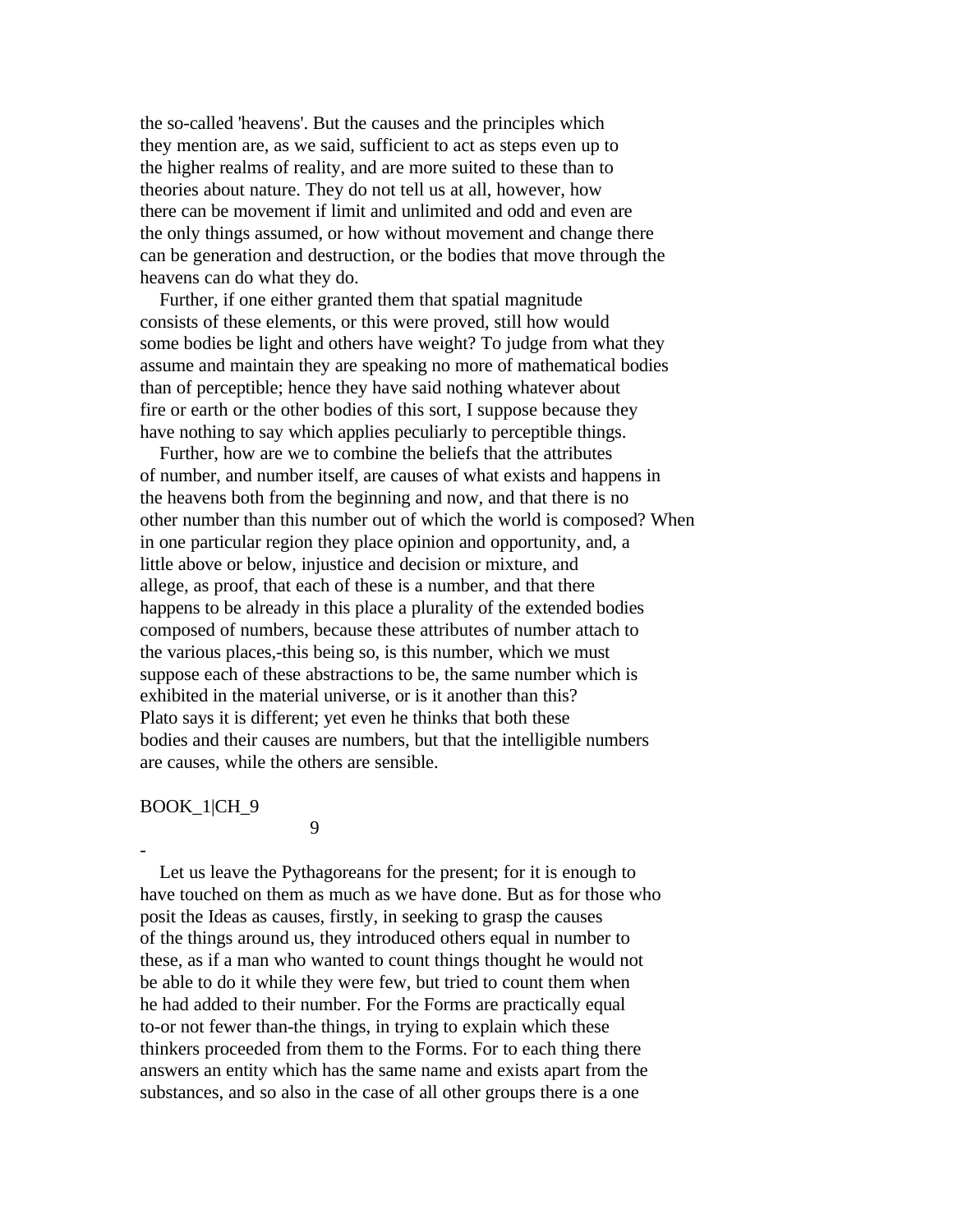the so-called 'heavens'. But the causes and the principles which they mention are, as we said, sufficient to act as steps even up to the higher realms of reality, and are more suited to these than to theories about nature. They do not tell us at all, however, how there can be movement if limit and unlimited and odd and even are the only things assumed, or how without movement and change there can be generation and destruction, or the bodies that move through the heavens can do what they do.

Further, if one either granted them that spatial magnitude consists of these elements, or this were proved, still how would some bodies be light and others have weight? To judge from what they assume and maintain they are speaking no more of mathematical bodies than of perceptible; hence they have said nothing whatever about fire or earth or the other bodies of this sort, I suppose because they have nothing to say which applies peculiarly to perceptible things.

Further, how are we to combine the beliefs that the attributes of number, and number itself, are causes of what exists and happens in the heavens both from the beginning and now, and that there is no other number than this number out of which the world is composed? When in one particular region they place opinion and opportunity, and, a little above or below, injustice and decision or mixture, and allege, as proof, that each of these is a number, and that there happens to be already in this place a plurality of the extended bodies composed of numbers, because these attributes of number attach to the various places,-this being so, is this number, which we must suppose each of these abstractions to be, the same number which is exhibited in the material universe, or is it another than this? Plato says it is different; yet even he thinks that both these bodies and their causes are numbers, but that the intelligible numbers are causes, while the others are sensible.

BOOK_1|CH_9

## 9

-

Let us leave the Pythagoreans for the present; for it is enough to have touched on them as much as we have done. But as for those who posit the Ideas as causes, firstly, in seeking to grasp the causes of the things around us, they introduced others equal in number to these, as if a man who wanted to count things thought he would not be able to do it while they were few, but tried to count them when he had added to their number. For the Forms are practically equal to-or not fewer than-the things, in trying to explain which these thinkers proceeded from them to the Forms. For to each thing there answers an entity which has the same name and exists apart from the substances, and so also in the case of all other groups there is a one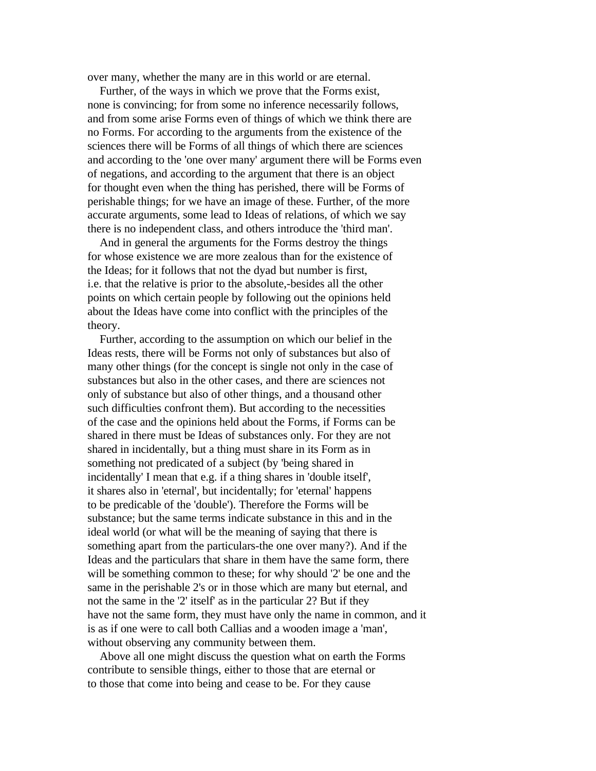over many, whether the many are in this world or are eternal.

Further, of the ways in which we prove that the Forms exist, none is convincing; for from some no inference necessarily follows, and from some arise Forms even of things of which we think there are no Forms. For according to the arguments from the existence of the sciences there will be Forms of all things of which there are sciences and according to the 'one over many' argument there will be Forms even of negations, and according to the argument that there is an object for thought even when the thing has perished, there will be Forms of perishable things; for we have an image of these. Further, of the more accurate arguments, some lead to Ideas of relations, of which we say there is no independent class, and others introduce the 'third man'.

And in general the arguments for the Forms destroy the things for whose existence we are more zealous than for the existence of the Ideas; for it follows that not the dyad but number is first, i.e. that the relative is prior to the absolute,-besides all the other points on which certain people by following out the opinions held about the Ideas have come into conflict with the principles of the theory.

Further, according to the assumption on which our belief in the Ideas rests, there will be Forms not only of substances but also of many other things (for the concept is single not only in the case of substances but also in the other cases, and there are sciences not only of substance but also of other things, and a thousand other such difficulties confront them). But according to the necessities of the case and the opinions held about the Forms, if Forms can be shared in there must be Ideas of substances only. For they are not shared in incidentally, but a thing must share in its Form as in something not predicated of a subject (by 'being shared in incidentally' I mean that e.g. if a thing shares in 'double itself', it shares also in 'eternal', but incidentally; for 'eternal' happens to be predicable of the 'double'). Therefore the Forms will be substance; but the same terms indicate substance in this and in the ideal world (or what will be the meaning of saying that there is something apart from the particulars-the one over many?). And if the Ideas and the particulars that share in them have the same form, there will be something common to these; for why should '2' be one and the same in the perishable 2's or in those which are many but eternal, and not the same in the '2' itself' as in the particular 2? But if they have not the same form, they must have only the name in common, and it is as if one were to call both Callias and a wooden image a 'man', without observing any community between them.

Above all one might discuss the question what on earth the Forms contribute to sensible things, either to those that are eternal or to those that come into being and cease to be. For they cause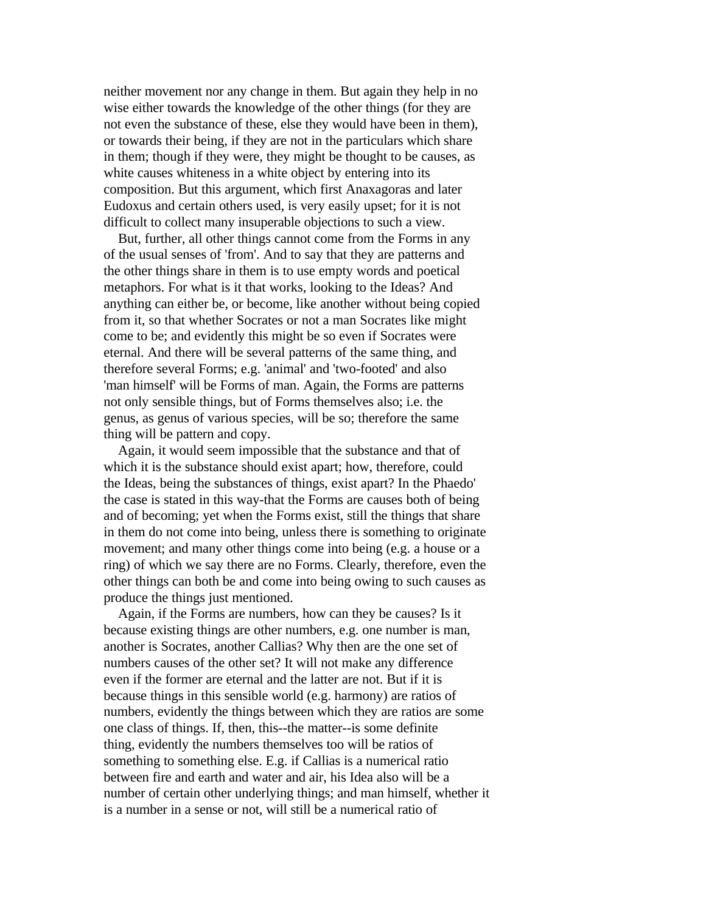neither movement nor any change in them. But again they help in no wise either towards the knowledge of the other things (for they are not even the substance of these, else they would have been in them), or towards their being, if they are not in the particulars which share in them; though if they were, they might be thought to be causes, as white causes whiteness in a white object by entering into its composition. But this argument, which first Anaxagoras and later Eudoxus and certain others used, is very easily upset; for it is not difficult to collect many insuperable objections to such a view.

But, further, all other things cannot come from the Forms in any of the usual senses of 'from'. And to say that they are patterns and the other things share in them is to use empty words and poetical metaphors. For what is it that works, looking to the Ideas? And anything can either be, or become, like another without being copied from it, so that whether Socrates or not a man Socrates like might come to be; and evidently this might be so even if Socrates were eternal. And there will be several patterns of the same thing, and therefore several Forms; e.g. 'animal' and 'two-footed' and also 'man himself' will be Forms of man. Again, the Forms are patterns not only sensible things, but of Forms themselves also; i.e. the genus, as genus of various species, will be so; therefore the same thing will be pattern and copy.

Again, it would seem impossible that the substance and that of which it is the substance should exist apart; how, therefore, could the Ideas, being the substances of things, exist apart? In the Phaedo' the case is stated in this way-that the Forms are causes both of being and of becoming; yet when the Forms exist, still the things that share in them do not come into being, unless there is something to originate movement; and many other things come into being (e.g. a house or a ring) of which we say there are no Forms. Clearly, therefore, even the other things can both be and come into being owing to such causes as produce the things just mentioned.

Again, if the Forms are numbers, how can they be causes? Is it because existing things are other numbers, e.g. one number is man, another is Socrates, another Callias? Why then are the one set of numbers causes of the other set? It will not make any difference even if the former are eternal and the latter are not. But if it is because things in this sensible world (e.g. harmony) are ratios of numbers, evidently the things between which they are ratios are some one class of things. If, then, this--the matter--is some definite thing, evidently the numbers themselves too will be ratios of something to something else. E.g. if Callias is a numerical ratio between fire and earth and water and air, his Idea also will be a number of certain other underlying things; and man himself, whether it is a number in a sense or not, will still be a numerical ratio of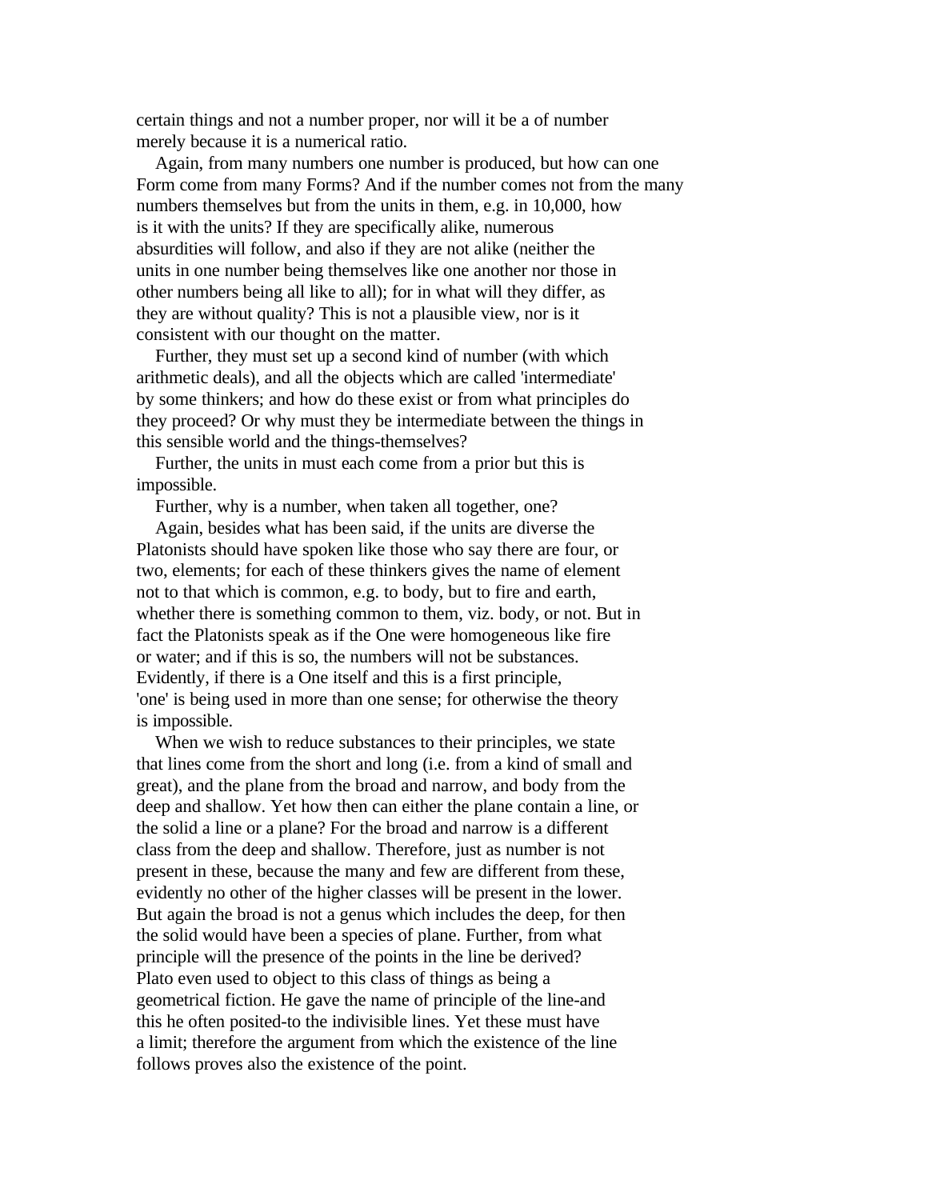certain things and not a number proper, nor will it be a of number merely because it is a numerical ratio.

Again, from many numbers one number is produced, but how can one Form come from many Forms? And if the number comes not from the many numbers themselves but from the units in them, e.g. in 10,000, how is it with the units? If they are specifically alike, numerous absurdities will follow, and also if they are not alike (neither the units in one number being themselves like one another nor those in other numbers being all like to all); for in what will they differ, as they are without quality? This is not a plausible view, nor is it consistent with our thought on the matter.

Further, they must set up a second kind of number (with which arithmetic deals), and all the objects which are called 'intermediate' by some thinkers; and how do these exist or from what principles do they proceed? Or why must they be intermediate between the things in this sensible world and the things-themselves?

Further, the units in must each come from a prior but this is impossible.

Further, why is a number, when taken all together, one?

Again, besides what has been said, if the units are diverse the Platonists should have spoken like those who say there are four, or two, elements; for each of these thinkers gives the name of element not to that which is common, e.g. to body, but to fire and earth, whether there is something common to them, viz. body, or not. But in fact the Platonists speak as if the One were homogeneous like fire or water; and if this is so, the numbers will not be substances. Evidently, if there is a One itself and this is a first principle, 'one' is being used in more than one sense; for otherwise the theory is impossible.

When we wish to reduce substances to their principles, we state that lines come from the short and long (i.e. from a kind of small and great), and the plane from the broad and narrow, and body from the deep and shallow. Yet how then can either the plane contain a line, or the solid a line or a plane? For the broad and narrow is a different class from the deep and shallow. Therefore, just as number is not present in these, because the many and few are different from these, evidently no other of the higher classes will be present in the lower. But again the broad is not a genus which includes the deep, for then the solid would have been a species of plane. Further, from what principle will the presence of the points in the line be derived? Plato even used to object to this class of things as being a geometrical fiction. He gave the name of principle of the line-and this he often posited-to the indivisible lines. Yet these must have a limit; therefore the argument from which the existence of the line follows proves also the existence of the point.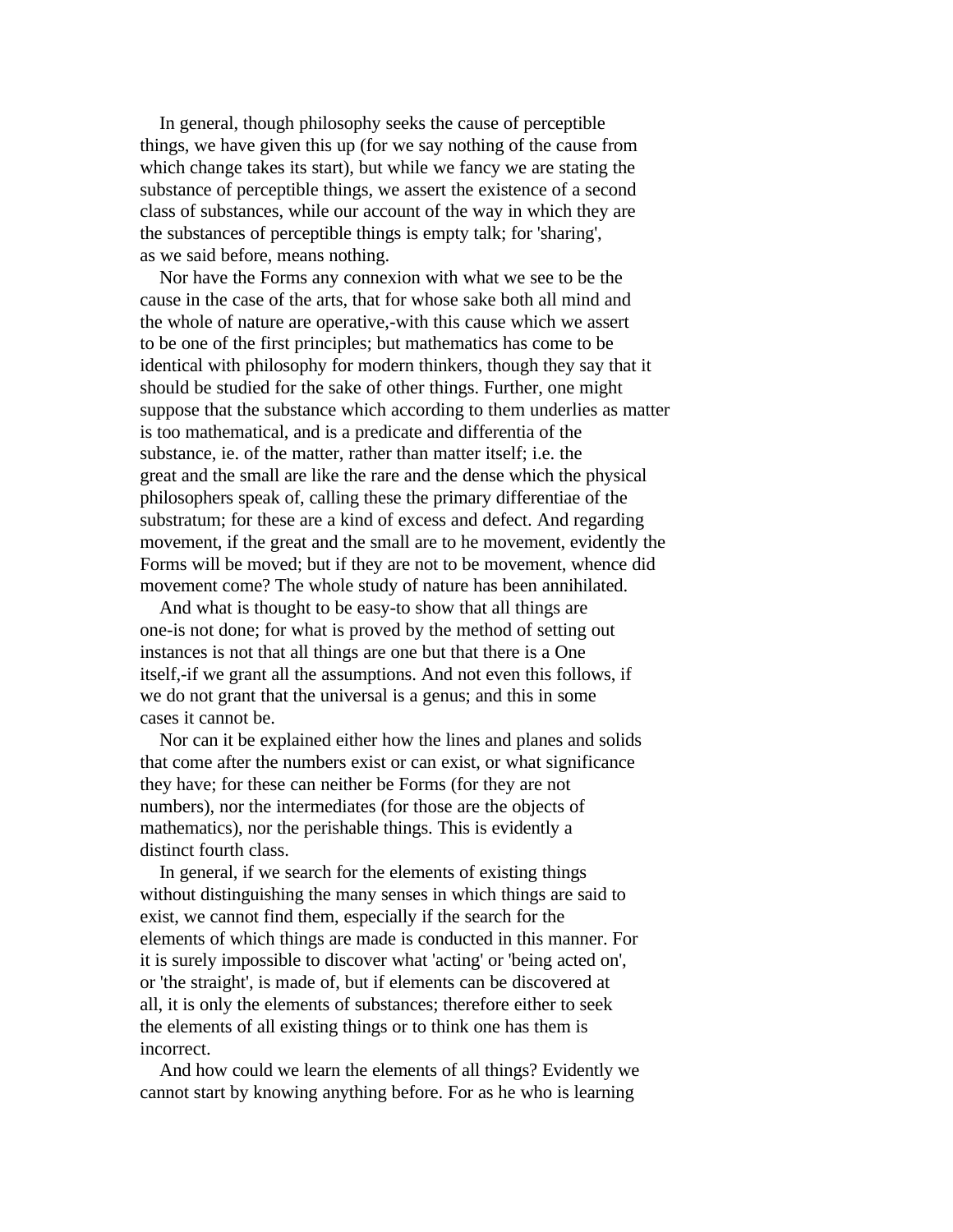In general, though philosophy seeks the cause of perceptible things, we have given this up (for we say nothing of the cause from which change takes its start), but while we fancy we are stating the substance of perceptible things, we assert the existence of a second class of substances, while our account of the way in which they are the substances of perceptible things is empty talk; for 'sharing', as we said before, means nothing.

Nor have the Forms any connexion with what we see to be the cause in the case of the arts, that for whose sake both all mind and the whole of nature are operative,-with this cause which we assert to be one of the first principles; but mathematics has come to be identical with philosophy for modern thinkers, though they say that it should be studied for the sake of other things. Further, one might suppose that the substance which according to them underlies as matter is too mathematical, and is a predicate and differentia of the substance, ie. of the matter, rather than matter itself; i.e. the great and the small are like the rare and the dense which the physical philosophers speak of, calling these the primary differentiae of the substratum; for these are a kind of excess and defect. And regarding movement, if the great and the small are to he movement, evidently the Forms will be moved; but if they are not to be movement, whence did movement come? The whole study of nature has been annihilated.

And what is thought to be easy-to show that all things are one-is not done; for what is proved by the method of setting out instances is not that all things are one but that there is a One itself,-if we grant all the assumptions. And not even this follows, if we do not grant that the universal is a genus; and this in some cases it cannot be.

Nor can it be explained either how the lines and planes and solids that come after the numbers exist or can exist, or what significance they have; for these can neither be Forms (for they are not numbers), nor the intermediates (for those are the objects of mathematics), nor the perishable things. This is evidently a distinct fourth class.

In general, if we search for the elements of existing things without distinguishing the many senses in which things are said to exist, we cannot find them, especially if the search for the elements of which things are made is conducted in this manner. For it is surely impossible to discover what 'acting' or 'being acted on', or 'the straight', is made of, but if elements can be discovered at all, it is only the elements of substances; therefore either to seek the elements of all existing things or to think one has them is incorrect.

And how could we learn the elements of all things? Evidently we cannot start by knowing anything before. For as he who is learning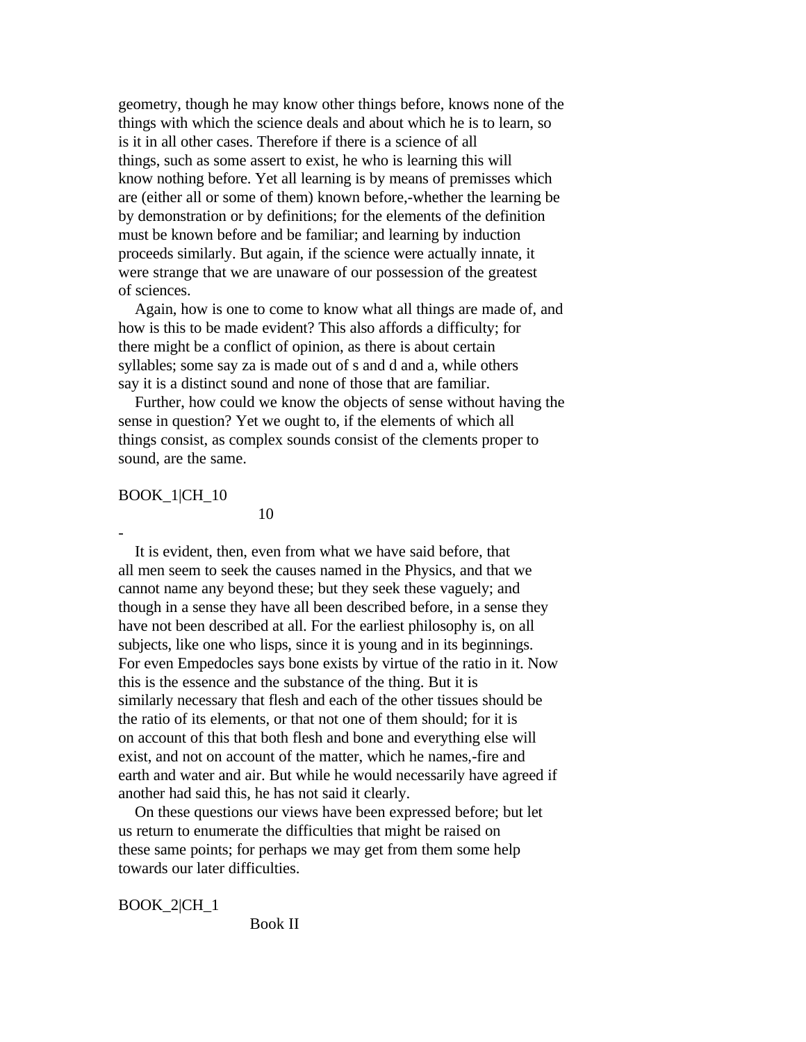geometry, though he may know other things before, knows none of the things with which the science deals and about which he is to learn, so is it in all other cases. Therefore if there is a science of all things, such as some assert to exist, he who is learning this will know nothing before. Yet all learning is by means of premisses which are (either all or some of them) known before,-whether the learning be by demonstration or by definitions; for the elements of the definition must be known before and be familiar; and learning by induction proceeds similarly. But again, if the science were actually innate, it were strange that we are unaware of our possession of the greatest of sciences.

Again, how is one to come to know what all things are made of, and how is this to be made evident? This also affords a difficulty; for there might be a conflict of opinion, as there is about certain syllables; some say za is made out of s and d and a, while others say it is a distinct sound and none of those that are familiar.

Further, how could we know the objects of sense without having the sense in question? Yet we ought to, if the elements of which all things consist, as complex sounds consist of the clements proper to sound, are the same.

BOOK_1|CH_10

## 10

-

It is evident, then, even from what we have said before, that all men seem to seek the causes named in the Physics, and that we cannot name any beyond these; but they seek these vaguely; and though in a sense they have all been described before, in a sense they have not been described at all. For the earliest philosophy is, on all subjects, like one who lisps, since it is young and in its beginnings. For even Empedocles says bone exists by virtue of the ratio in it. Now this is the essence and the substance of the thing. But it is similarly necessary that flesh and each of the other tissues should be the ratio of its elements, or that not one of them should; for it is on account of this that both flesh and bone and everything else will exist, and not on account of the matter, which he names,-fire and earth and water and air. But while he would necessarily have agreed if another had said this, he has not said it clearly.

On these questions our views have been expressed before; but let us return to enumerate the difficulties that might be raised on these same points; for perhaps we may get from them some help towards our later difficulties.

BOOK_2|CH_1

# Book II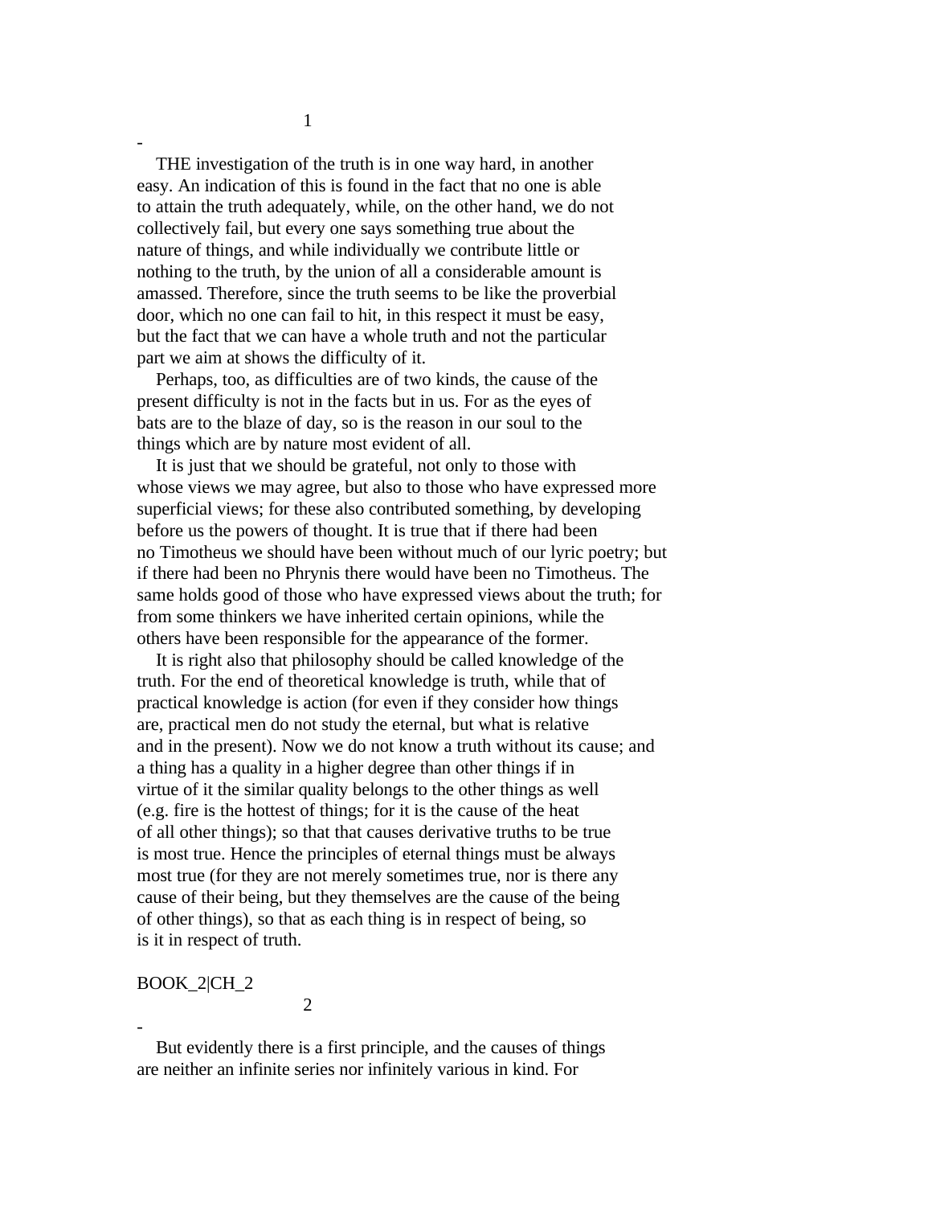1

-

THE investigation of the truth is in one way hard, in another easy. An indication of this is found in the fact that no one is able to attain the truth adequately, while, on the other hand, we do not collectively fail, but every one says something true about the nature of things, and while individually we contribute little or nothing to the truth, by the union of all a considerable amount is amassed. Therefore, since the truth seems to be like the proverbial door, which no one can fail to hit, in this respect it must be easy, but the fact that we can have a whole truth and not the particular part we aim at shows the difficulty of it.

Perhaps, too, as difficulties are of two kinds, the cause of the present difficulty is not in the facts but in us. For as the eyes of bats are to the blaze of day, so is the reason in our soul to the things which are by nature most evident of all.

It is just that we should be grateful, not only to those with whose views we may agree, but also to those who have expressed more superficial views; for these also contributed something, by developing before us the powers of thought. It is true that if there had been no Timotheus we should have been without much of our lyric poetry; but if there had been no Phrynis there would have been no Timotheus. The same holds good of those who have expressed views about the truth; for from some thinkers we have inherited certain opinions, while the others have been responsible for the appearance of the former.

It is right also that philosophy should be called knowledge of the truth. For the end of theoretical knowledge is truth, while that of practical knowledge is action (for even if they consider how things are, practical men do not study the eternal, but what is relative and in the present). Now we do not know a truth without its cause; and a thing has a quality in a higher degree than other things if in virtue of it the similar quality belongs to the other things as well (e.g. fire is the hottest of things; for it is the cause of the heat of all other things); so that that causes derivative truths to be true is most true. Hence the principles of eternal things must be always most true (for they are not merely sometimes true, nor is there any cause of their being, but they themselves are the cause of the being of other things), so that as each thing is in respect of being, so is it in respect of truth.

BOOK_2|CH_2

2

-

But evidently there is a first principle, and the causes of things are neither an infinite series nor infinitely various in kind. For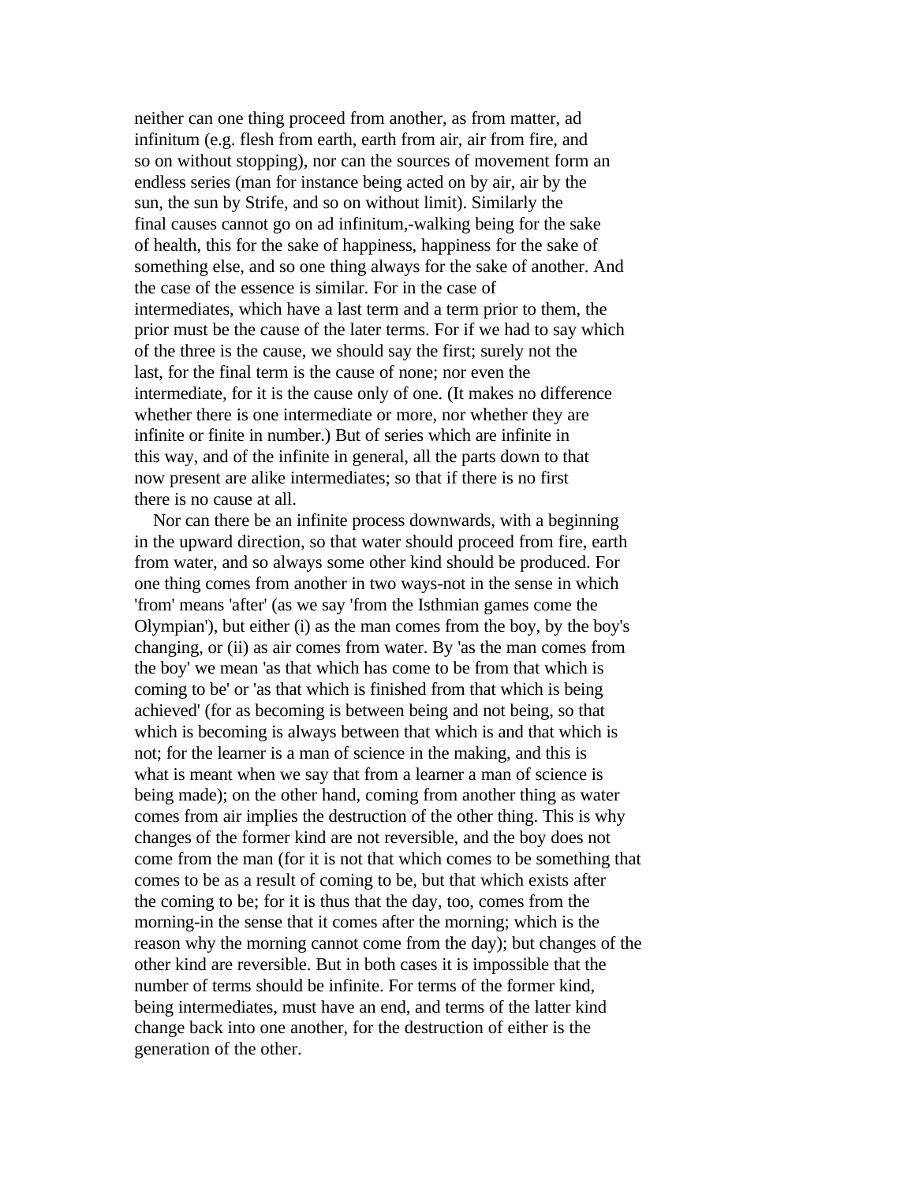neither can one thing proceed from another, as from matter, ad infinitum (e.g. flesh from earth, earth from air, air from fire, and so on without stopping), nor can the sources of movement form an endless series (man for instance being acted on by air, air by the sun, the sun by Strife, and so on without limit). Similarly the final causes cannot go on ad infinitum,-walking being for the sake of health, this for the sake of happiness, happiness for the sake of something else, and so one thing always for the sake of another. And the case of the essence is similar. For in the case of intermediates, which have a last term and a term prior to them, the prior must be the cause of the later terms. For if we had to say which of the three is the cause, we should say the first; surely not the last, for the final term is the cause of none; nor even the intermediate, for it is the cause only of one. (It makes no difference whether there is one intermediate or more, nor whether they are infinite or finite in number.) But of series which are infinite in this way, and of the infinite in general, all the parts down to that now present are alike intermediates; so that if there is no first there is no cause at all.

Nor can there be an infinite process downwards, with a beginning in the upward direction, so that water should proceed from fire, earth from water, and so always some other kind should be produced. For one thing comes from another in two ways-not in the sense in which 'from' means 'after' (as we say 'from the Isthmian games come the Olympian'), but either (i) as the man comes from the boy, by the boy's changing, or (ii) as air comes from water. By 'as the man comes from the boy' we mean 'as that which has come to be from that which is coming to be' or 'as that which is finished from that which is being achieved' (for as becoming is between being and not being, so that which is becoming is always between that which is and that which is not; for the learner is a man of science in the making, and this is what is meant when we say that from a learner a man of science is being made); on the other hand, coming from another thing as water comes from air implies the destruction of the other thing. This is why changes of the former kind are not reversible, and the boy does not come from the man (for it is not that which comes to be something that comes to be as a result of coming to be, but that which exists after the coming to be; for it is thus that the day, too, comes from the morning-in the sense that it comes after the morning; which is the reason why the morning cannot come from the day); but changes of the other kind are reversible. But in both cases it is impossible that the number of terms should be infinite. For terms of the former kind, being intermediates, must have an end, and terms of the latter kind change back into one another, for the destruction of either is the generation of the other.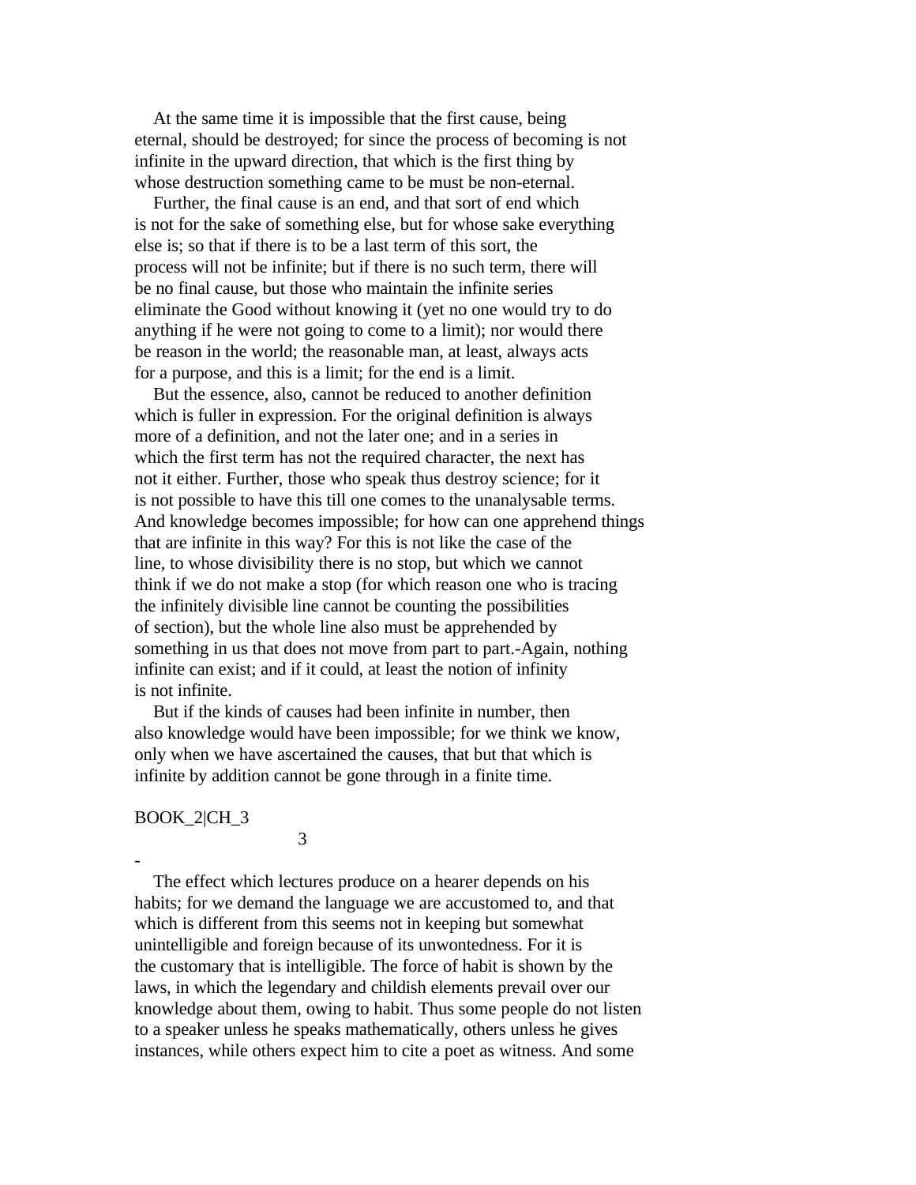At the same time it is impossible that the first cause, being eternal, should be destroyed; for since the process of becoming is not infinite in the upward direction, that which is the first thing by whose destruction something came to be must be non-eternal.

Further, the final cause is an end, and that sort of end which is not for the sake of something else, but for whose sake everything else is; so that if there is to be a last term of this sort, the process will not be infinite; but if there is no such term, there will be no final cause, but those who maintain the infinite series eliminate the Good without knowing it (yet no one would try to do anything if he were not going to come to a limit); nor would there be reason in the world; the reasonable man, at least, always acts for a purpose, and this is a limit; for the end is a limit.

But the essence, also, cannot be reduced to another definition which is fuller in expression. For the original definition is always more of a definition, and not the later one; and in a series in which the first term has not the required character, the next has not it either. Further, those who speak thus destroy science; for it is not possible to have this till one comes to the unanalysable terms. And knowledge becomes impossible; for how can one apprehend things that are infinite in this way? For this is not like the case of the line, to whose divisibility there is no stop, but which we cannot think if we do not make a stop (for which reason one who is tracing the infinitely divisible line cannot be counting the possibilities of section), but the whole line also must be apprehended by something in us that does not move from part to part.-Again, nothing infinite can exist; and if it could, at least the notion of infinity is not infinite.

But if the kinds of causes had been infinite in number, then also knowledge would have been impossible; for we think we know, only when we have ascertained the causes, that but that which is infinite by addition cannot be gone through in a finite time.

BOOK_2|CH_3

3

-

The effect which lectures produce on a hearer depends on his habits; for we demand the language we are accustomed to, and that which is different from this seems not in keeping but somewhat unintelligible and foreign because of its unwontedness. For it is the customary that is intelligible. The force of habit is shown by the laws, in which the legendary and childish elements prevail over our knowledge about them, owing to habit. Thus some people do not listen to a speaker unless he speaks mathematically, others unless he gives instances, while others expect him to cite a poet as witness. And some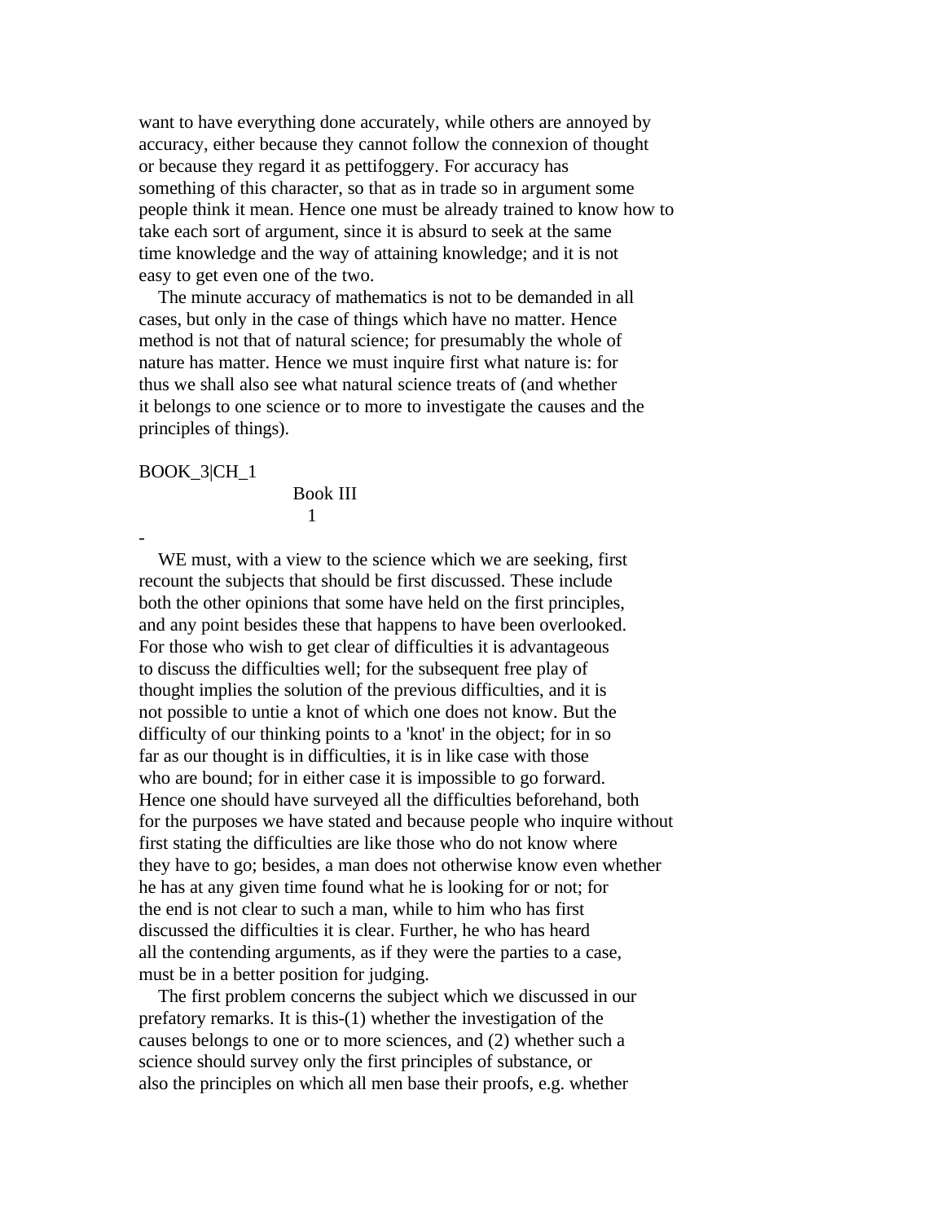want to have everything done accurately, while others are annoyed by accuracy, either because they cannot follow the connexion of thought or because they regard it as pettifoggery. For accuracy has something of this character, so that as in trade so in argument some people think it mean. Hence one must be already trained to know how to take each sort of argument, since it is absurd to seek at the same time knowledge and the way of attaining knowledge; and it is not easy to get even one of the two.

The minute accuracy of mathematics is not to be demanded in all cases, but only in the case of things which have no matter. Hence method is not that of natural science; for presumably the whole of nature has matter. Hence we must inquire first what nature is: for thus we shall also see what natural science treats of (and whether it belongs to one science or to more to investigate the causes and the principles of things).

BOOK_3|CH_1

## Book III

### 1

-

WE must, with a view to the science which we are seeking, first recount the subjects that should be first discussed. These include both the other opinions that some have held on the first principles, and any point besides these that happens to have been overlooked. For those who wish to get clear of difficulties it is advantageous to discuss the difficulties well; for the subsequent free play of thought implies the solution of the previous difficulties, and it is not possible to untie a knot of which one does not know. But the difficulty of our thinking points to a 'knot' in the object; for in so far as our thought is in difficulties, it is in like case with those who are bound; for in either case it is impossible to go forward. Hence one should have surveyed all the difficulties beforehand, both for the purposes we have stated and because people who inquire without first stating the difficulties are like those who do not know where they have to go; besides, a man does not otherwise know even whether he has at any given time found what he is looking for or not; for the end is not clear to such a man, while to him who has first discussed the difficulties it is clear. Further, he who has heard all the contending arguments, as if they were the parties to a case, must be in a better position for judging.

The first problem concerns the subject which we discussed in our prefatory remarks. It is this-(1) whether the investigation of the causes belongs to one or to more sciences, and (2) whether such a science should survey only the first principles of substance, or also the principles on which all men base their proofs, e.g. whether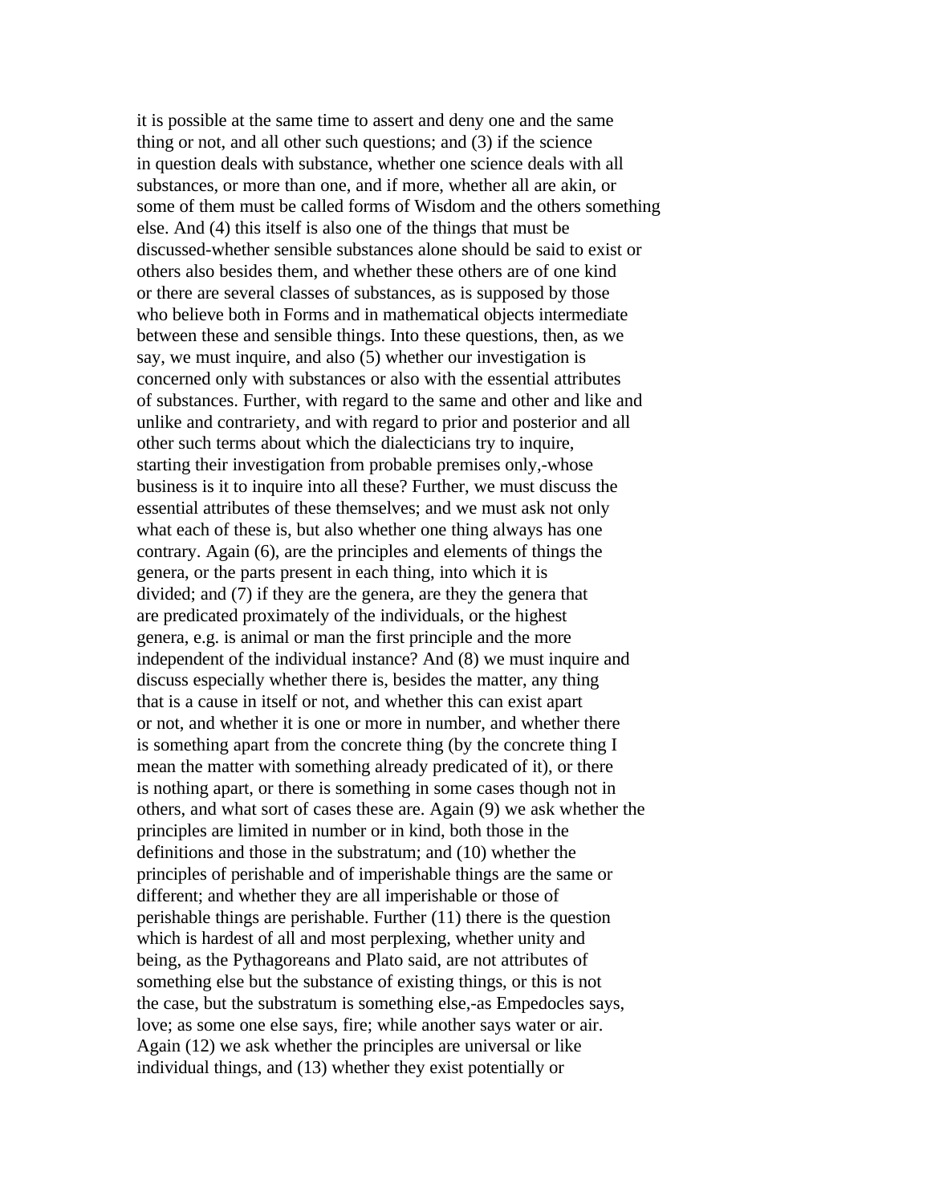it is possible at the same time to assert and deny one and the same thing or not, and all other such questions; and (3) if the science in question deals with substance, whether one science deals with all substances, or more than one, and if more, whether all are akin, or some of them must be called forms of Wisdom and the others something else. And (4) this itself is also one of the things that must be discussed-whether sensible substances alone should be said to exist or others also besides them, and whether these others are of one kind or there are several classes of substances, as is supposed by those who believe both in Forms and in mathematical objects intermediate between these and sensible things. Into these questions, then, as we say, we must inquire, and also (5) whether our investigation is concerned only with substances or also with the essential attributes of substances. Further, with regard to the same and other and like and unlike and contrariety, and with regard to prior and posterior and all other such terms about which the dialecticians try to inquire, starting their investigation from probable premises only,-whose business is it to inquire into all these? Further, we must discuss the essential attributes of these themselves; and we must ask not only what each of these is, but also whether one thing always has one contrary. Again (6), are the principles and elements of things the genera, or the parts present in each thing, into which it is divided; and (7) if they are the genera, are they the genera that are predicated proximately of the individuals, or the highest genera, e.g. is animal or man the first principle and the more independent of the individual instance? And (8) we must inquire and discuss especially whether there is, besides the matter, any thing that is a cause in itself or not, and whether this can exist apart or not, and whether it is one or more in number, and whether there is something apart from the concrete thing (by the concrete thing I mean the matter with something already predicated of it), or there is nothing apart, or there is something in some cases though not in others, and what sort of cases these are. Again (9) we ask whether the principles are limited in number or in kind, both those in the definitions and those in the substratum; and (10) whether the principles of perishable and of imperishable things are the same or different; and whether they are all imperishable or those of perishable things are perishable. Further (11) there is the question which is hardest of all and most perplexing, whether unity and being, as the Pythagoreans and Plato said, are not attributes of something else but the substance of existing things, or this is not the case, but the substratum is something else,-as Empedocles says, love; as some one else says, fire; while another says water or air. Again (12) we ask whether the principles are universal or like individual things, and (13) whether they exist potentially or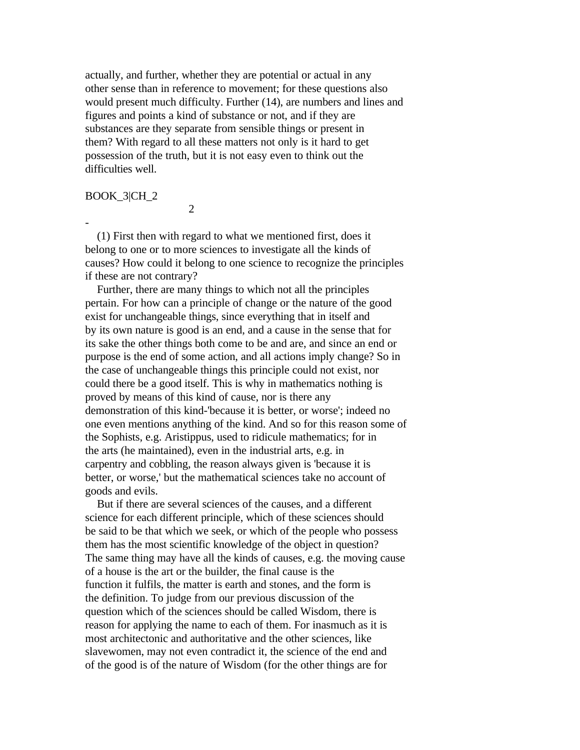actually, and further, whether they are potential or actual in any other sense than in reference to movement; for these questions also would present much difficulty. Further (14), are numbers and lines and figures and points a kind of substance or not, and if they are substances are they separate from sensible things or present in them? With regard to all these matters not only is it hard to get possession of the truth, but it is not easy even to think out the difficulties well.

BOOK_3|CH_2

2

-

(1) First then with regard to what we mentioned first, does it belong to one or to more sciences to investigate all the kinds of causes? How could it belong to one science to recognize the principles if these are not contrary?

Further, there are many things to which not all the principles pertain. For how can a principle of change or the nature of the good exist for unchangeable things, since everything that in itself and by its own nature is good is an end, and a cause in the sense that for its sake the other things both come to be and are, and since an end or purpose is the end of some action, and all actions imply change? So in the case of unchangeable things this principle could not exist, nor could there be a good itself. This is why in mathematics nothing is proved by means of this kind of cause, nor is there any demonstration of this kind-'because it is better, or worse'; indeed no one even mentions anything of the kind. And so for this reason some of the Sophists, e.g. Aristippus, used to ridicule mathematics; for in the arts (he maintained), even in the industrial arts, e.g. in carpentry and cobbling, the reason always given is 'because it is better, or worse,' but the mathematical sciences take no account of goods and evils.

But if there are several sciences of the causes, and a different science for each different principle, which of these sciences should be said to be that which we seek, or which of the people who possess them has the most scientific knowledge of the object in question? The same thing may have all the kinds of causes, e.g. the moving cause of a house is the art or the builder, the final cause is the function it fulfils, the matter is earth and stones, and the form is the definition. To judge from our previous discussion of the question which of the sciences should be called Wisdom, there is reason for applying the name to each of them. For inasmuch as it is most architectonic and authoritative and the other sciences, like slavewomen, may not even contradict it, the science of the end and of the good is of the nature of Wisdom (for the other things are for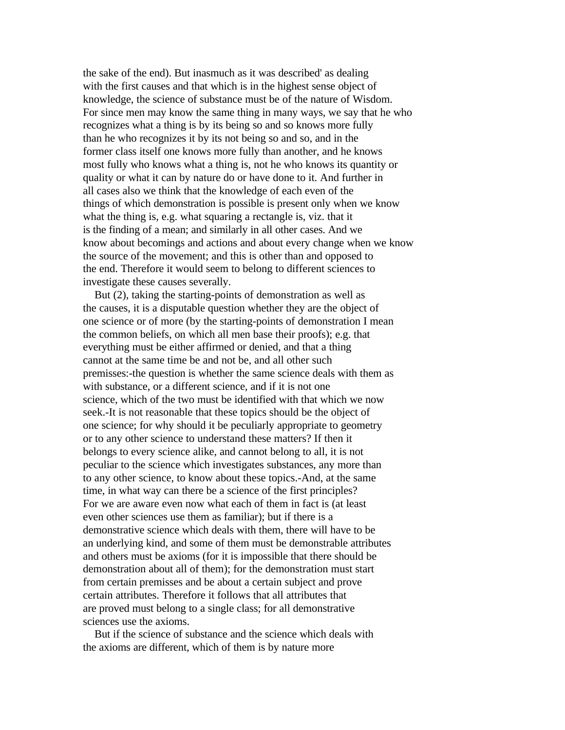the sake of the end). But inasmuch as it was described' as dealing with the first causes and that which is in the highest sense object of knowledge, the science of substance must be of the nature of Wisdom. For since men may know the same thing in many ways, we say that he who recognizes what a thing is by its being so and so knows more fully than he who recognizes it by its not being so and so, and in the former class itself one knows more fully than another, and he knows most fully who knows what a thing is, not he who knows its quantity or quality or what it can by nature do or have done to it. And further in all cases also we think that the knowledge of each even of the things of which demonstration is possible is present only when we know what the thing is, e.g. what squaring a rectangle is, viz. that it is the finding of a mean; and similarly in all other cases. And we know about becomings and actions and about every change when we know the source of the movement; and this is other than and opposed to the end. Therefore it would seem to belong to different sciences to investigate these causes severally.

But (2), taking the starting-points of demonstration as well as the causes, it is a disputable question whether they are the object of one science or of more (by the starting-points of demonstration I mean the common beliefs, on which all men base their proofs); e.g. that everything must be either affirmed or denied, and that a thing cannot at the same time be and not be, and all other such premisses:-the question is whether the same science deals with them as with substance, or a different science, and if it is not one science, which of the two must be identified with that which we now seek.-It is not reasonable that these topics should be the object of one science; for why should it be peculiarly appropriate to geometry or to any other science to understand these matters? If then it belongs to every science alike, and cannot belong to all, it is not peculiar to the science which investigates substances, any more than to any other science, to know about these topics.-And, at the same time, in what way can there be a science of the first principles? For we are aware even now what each of them in fact is (at least even other sciences use them as familiar); but if there is a demonstrative science which deals with them, there will have to be an underlying kind, and some of them must be demonstrable attributes and others must be axioms (for it is impossible that there should be demonstration about all of them); for the demonstration must start from certain premisses and be about a certain subject and prove certain attributes. Therefore it follows that all attributes that are proved must belong to a single class; for all demonstrative sciences use the axioms.

But if the science of substance and the science which deals with the axioms are different, which of them is by nature more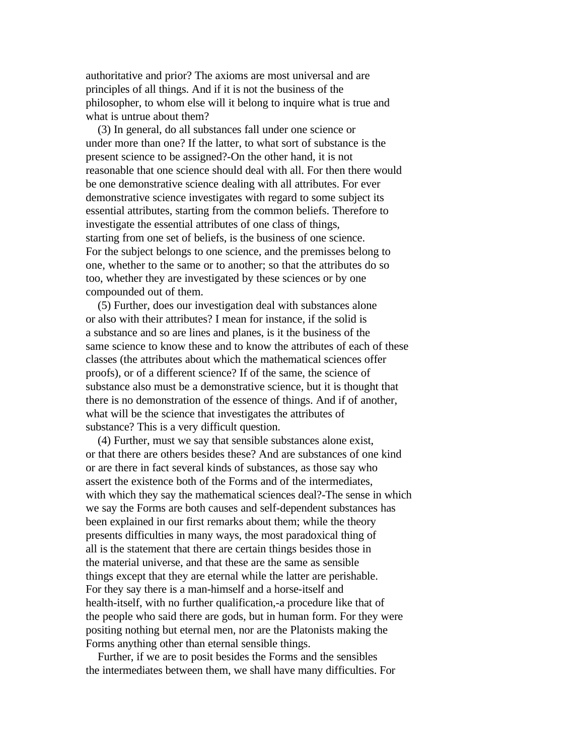authoritative and prior? The axioms are most universal and are principles of all things. And if it is not the business of the philosopher, to whom else will it belong to inquire what is true and what is untrue about them?

(3) In general, do all substances fall under one science or under more than one? If the latter, to what sort of substance is the present science to be assigned?-On the other hand, it is not reasonable that one science should deal with all. For then there would be one demonstrative science dealing with all attributes. For ever demonstrative science investigates with regard to some subject its essential attributes, starting from the common beliefs. Therefore to investigate the essential attributes of one class of things, starting from one set of beliefs, is the business of one science. For the subject belongs to one science, and the premisses belong to one, whether to the same or to another; so that the attributes do so too, whether they are investigated by these sciences or by one compounded out of them.

(5) Further, does our investigation deal with substances alone or also with their attributes? I mean for instance, if the solid is a substance and so are lines and planes, is it the business of the same science to know these and to know the attributes of each of these classes (the attributes about which the mathematical sciences offer proofs), or of a different science? If of the same, the science of substance also must be a demonstrative science, but it is thought that there is no demonstration of the essence of things. And if of another, what will be the science that investigates the attributes of substance? This is a very difficult question.

(4) Further, must we say that sensible substances alone exist, or that there are others besides these? And are substances of one kind or are there in fact several kinds of substances, as those say who assert the existence both of the Forms and of the intermediates, with which they say the mathematical sciences deal?-The sense in which we say the Forms are both causes and self-dependent substances has been explained in our first remarks about them; while the theory presents difficulties in many ways, the most paradoxical thing of all is the statement that there are certain things besides those in the material universe, and that these are the same as sensible things except that they are eternal while the latter are perishable. For they say there is a man-himself and a horse-itself and health-itself, with no further qualification,-a procedure like that of the people who said there are gods, but in human form. For they were positing nothing but eternal men, nor are the Platonists making the Forms anything other than eternal sensible things.

Further, if we are to posit besides the Forms and the sensibles the intermediates between them, we shall have many difficulties. For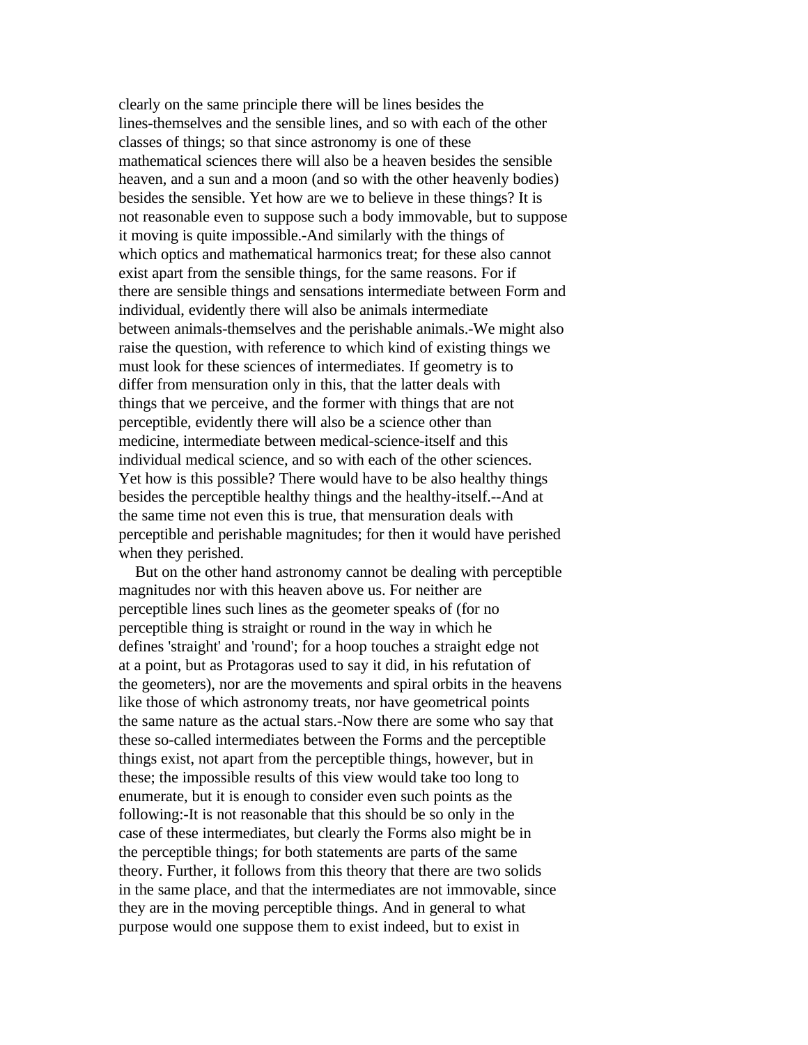clearly on the same principle there will be lines besides the lines-themselves and the sensible lines, and so with each of the other classes of things; so that since astronomy is one of these mathematical sciences there will also be a heaven besides the sensible heaven, and a sun and a moon (and so with the other heavenly bodies) besides the sensible. Yet how are we to believe in these things? It is not reasonable even to suppose such a body immovable, but to suppose it moving is quite impossible.-And similarly with the things of which optics and mathematical harmonics treat; for these also cannot exist apart from the sensible things, for the same reasons. For if there are sensible things and sensations intermediate between Form and individual, evidently there will also be animals intermediate between animals-themselves and the perishable animals.-We might also raise the question, with reference to which kind of existing things we must look for these sciences of intermediates. If geometry is to differ from mensuration only in this, that the latter deals with things that we perceive, and the former with things that are not perceptible, evidently there will also be a science other than medicine, intermediate between medical-science-itself and this individual medical science, and so with each of the other sciences. Yet how is this possible? There would have to be also healthy things besides the perceptible healthy things and the healthy-itself.--And at the same time not even this is true, that mensuration deals with perceptible and perishable magnitudes; for then it would have perished when they perished.

But on the other hand astronomy cannot be dealing with perceptible magnitudes nor with this heaven above us. For neither are perceptible lines such lines as the geometer speaks of (for no perceptible thing is straight or round in the way in which he defines 'straight' and 'round'; for a hoop touches a straight edge not at a point, but as Protagoras used to say it did, in his refutation of the geometers), nor are the movements and spiral orbits in the heavens like those of which astronomy treats, nor have geometrical points the same nature as the actual stars.-Now there are some who say that these so-called intermediates between the Forms and the perceptible things exist, not apart from the perceptible things, however, but in these; the impossible results of this view would take too long to enumerate, but it is enough to consider even such points as the following:-It is not reasonable that this should be so only in the case of these intermediates, but clearly the Forms also might be in the perceptible things; for both statements are parts of the same theory. Further, it follows from this theory that there are two solids in the same place, and that the intermediates are not immovable, since they are in the moving perceptible things. And in general to what purpose would one suppose them to exist indeed, but to exist in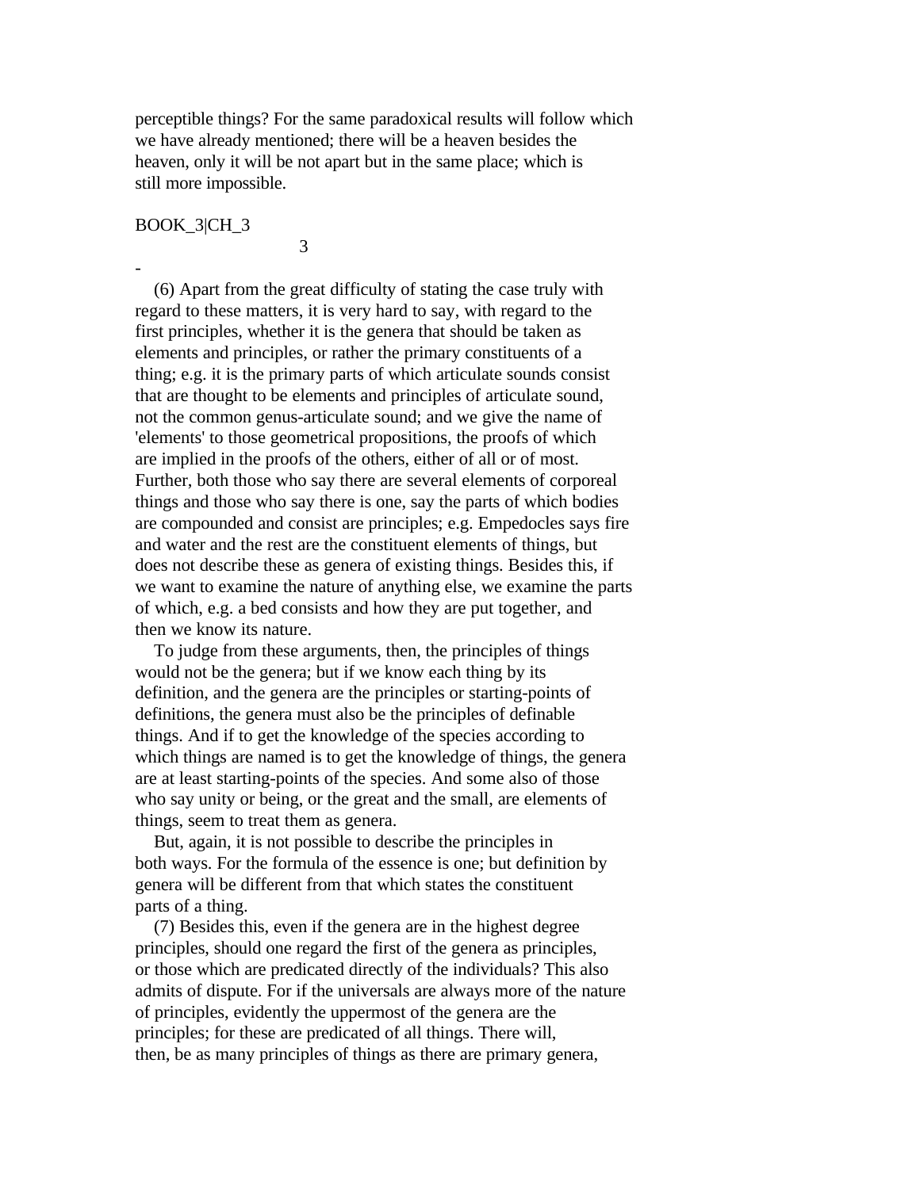perceptible things? For the same paradoxical results will follow which we have already mentioned; there will be a heaven besides the heaven, only it will be not apart but in the same place; which is still more impossible.

BOOK_3|CH_3

3

-

(6) Apart from the great difficulty of stating the case truly with regard to these matters, it is very hard to say, with regard to the first principles, whether it is the genera that should be taken as elements and principles, or rather the primary constituents of a thing; e.g. it is the primary parts of which articulate sounds consist that are thought to be elements and principles of articulate sound, not the common genus-articulate sound; and we give the name of 'elements' to those geometrical propositions, the proofs of which are implied in the proofs of the others, either of all or of most. Further, both those who say there are several elements of corporeal things and those who say there is one, say the parts of which bodies are compounded and consist are principles; e.g. Empedocles says fire and water and the rest are the constituent elements of things, but does not describe these as genera of existing things. Besides this, if we want to examine the nature of anything else, we examine the parts of which, e.g. a bed consists and how they are put together, and then we know its nature.

To judge from these arguments, then, the principles of things would not be the genera; but if we know each thing by its definition, and the genera are the principles or starting-points of definitions, the genera must also be the principles of definable things. And if to get the knowledge of the species according to which things are named is to get the knowledge of things, the genera are at least starting-points of the species. And some also of those who say unity or being, or the great and the small, are elements of things, seem to treat them as genera.

But, again, it is not possible to describe the principles in both ways. For the formula of the essence is one; but definition by genera will be different from that which states the constituent parts of a thing.

(7) Besides this, even if the genera are in the highest degree principles, should one regard the first of the genera as principles, or those which are predicated directly of the individuals? This also admits of dispute. For if the universals are always more of the nature of principles, evidently the uppermost of the genera are the principles; for these are predicated of all things. There will, then, be as many principles of things as there are primary genera,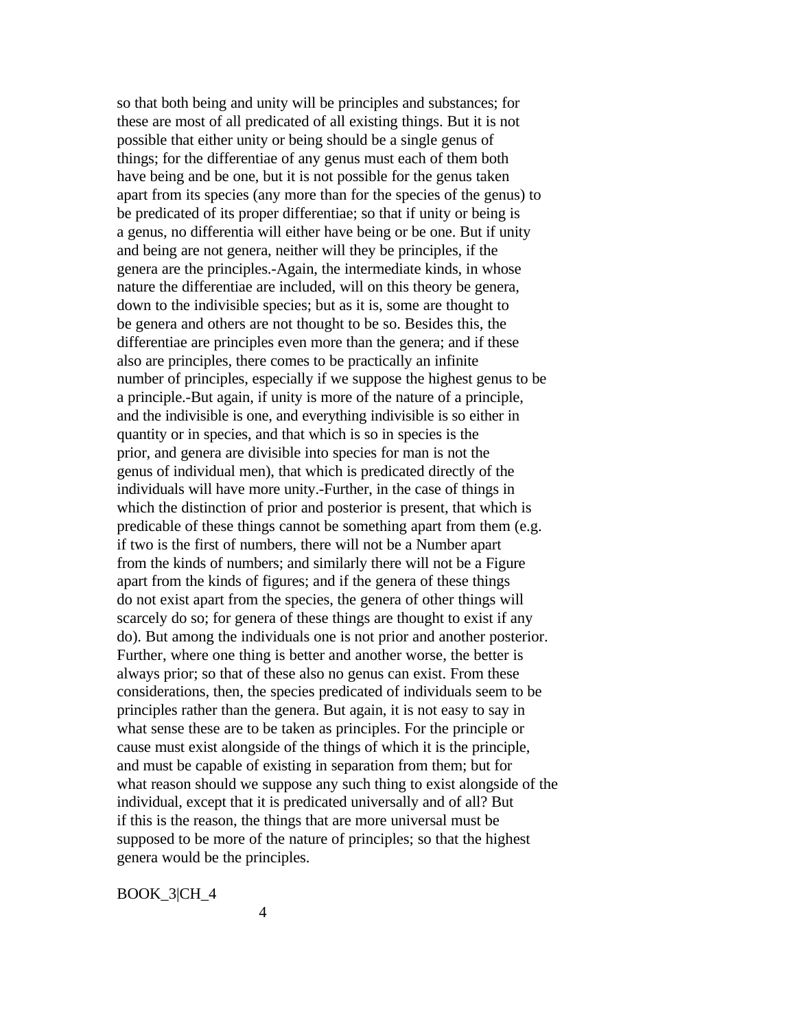so that both being and unity will be principles and substances; for these are most of all predicated of all existing things. But it is not possible that either unity or being should be a single genus of things; for the differentiae of any genus must each of them both have being and be one, but it is not possible for the genus taken apart from its species (any more than for the species of the genus) to be predicated of its proper differentiae; so that if unity or being is a genus, no differentia will either have being or be one. But if unity and being are not genera, neither will they be principles, if the genera are the principles.-Again, the intermediate kinds, in whose nature the differentiae are included, will on this theory be genera, down to the indivisible species; but as it is, some are thought to be genera and others are not thought to be so. Besides this, the differentiae are principles even more than the genera; and if these also are principles, there comes to be practically an infinite number of principles, especially if we suppose the highest genus to be a principle.-But again, if unity is more of the nature of a principle, and the indivisible is one, and everything indivisible is so either in quantity or in species, and that which is so in species is the prior, and genera are divisible into species for man is not the genus of individual men), that which is predicated directly of the individuals will have more unity.-Further, in the case of things in which the distinction of prior and posterior is present, that which is predicable of these things cannot be something apart from them (e.g. if two is the first of numbers, there will not be a Number apart from the kinds of numbers; and similarly there will not be a Figure apart from the kinds of figures; and if the genera of these things do not exist apart from the species, the genera of other things will scarcely do so; for genera of these things are thought to exist if any do). But among the individuals one is not prior and another posterior. Further, where one thing is better and another worse, the better is always prior; so that of these also no genus can exist. From these considerations, then, the species predicated of individuals seem to be principles rather than the genera. But again, it is not easy to say in what sense these are to be taken as principles. For the principle or cause must exist alongside of the things of which it is the principle, and must be capable of existing in separation from them; but for what reason should we suppose any such thing to exist alongside of the individual, except that it is predicated universally and of all? But if this is the reason, the things that are more universal must be supposed to be more of the nature of principles; so that the highest genera would be the principles.

BOOK_3|CH_4

4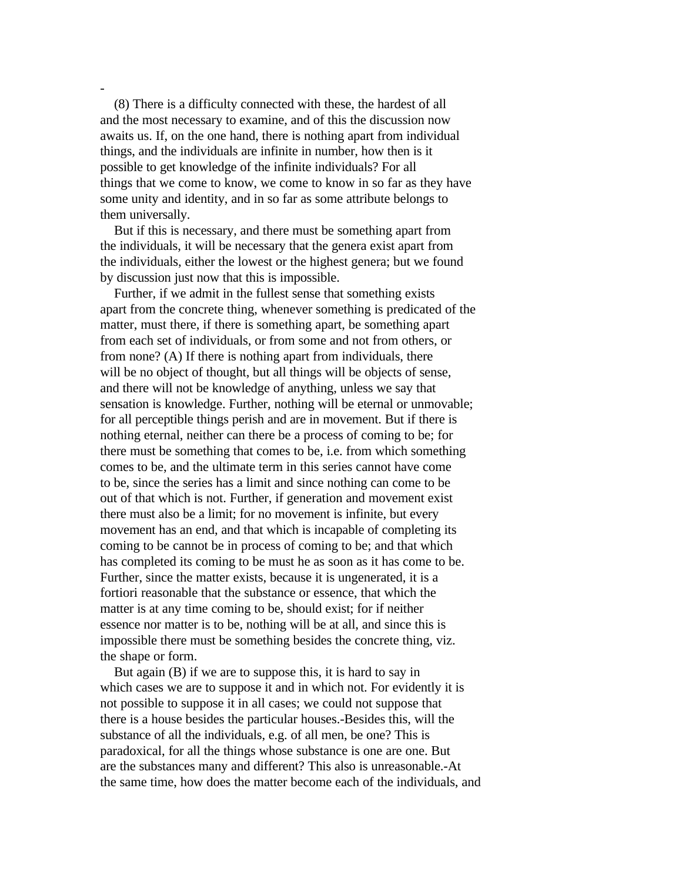-

(8) There is a difficulty connected with these, the hardest of all and the most necessary to examine, and of this the discussion now awaits us. If, on the one hand, there is nothing apart from individual things, and the individuals are infinite in number, how then is it possible to get knowledge of the infinite individuals? For all things that we come to know, we come to know in so far as they have some unity and identity, and in so far as some attribute belongs to them universally.

But if this is necessary, and there must be something apart from the individuals, it will be necessary that the genera exist apart from the individuals, either the lowest or the highest genera; but we found by discussion just now that this is impossible.

Further, if we admit in the fullest sense that something exists apart from the concrete thing, whenever something is predicated of the matter, must there, if there is something apart, be something apart from each set of individuals, or from some and not from others, or from none? (A) If there is nothing apart from individuals, there will be no object of thought, but all things will be objects of sense, and there will not be knowledge of anything, unless we say that sensation is knowledge. Further, nothing will be eternal or unmovable; for all perceptible things perish and are in movement. But if there is nothing eternal, neither can there be a process of coming to be; for there must be something that comes to be, i.e. from which something comes to be, and the ultimate term in this series cannot have come to be, since the series has a limit and since nothing can come to be out of that which is not. Further, if generation and movement exist there must also be a limit; for no movement is infinite, but every movement has an end, and that which is incapable of completing its coming to be cannot be in process of coming to be; and that which has completed its coming to be must he as soon as it has come to be. Further, since the matter exists, because it is ungenerated, it is a fortiori reasonable that the substance or essence, that which the matter is at any time coming to be, should exist; for if neither essence nor matter is to be, nothing will be at all, and since this is impossible there must be something besides the concrete thing, viz. the shape or form.

But again (B) if we are to suppose this, it is hard to say in which cases we are to suppose it and in which not. For evidently it is not possible to suppose it in all cases; we could not suppose that there is a house besides the particular houses.-Besides this, will the substance of all the individuals, e.g. of all men, be one? This is paradoxical, for all the things whose substance is one are one. But are the substances many and different? This also is unreasonable.-At the same time, how does the matter become each of the individuals, and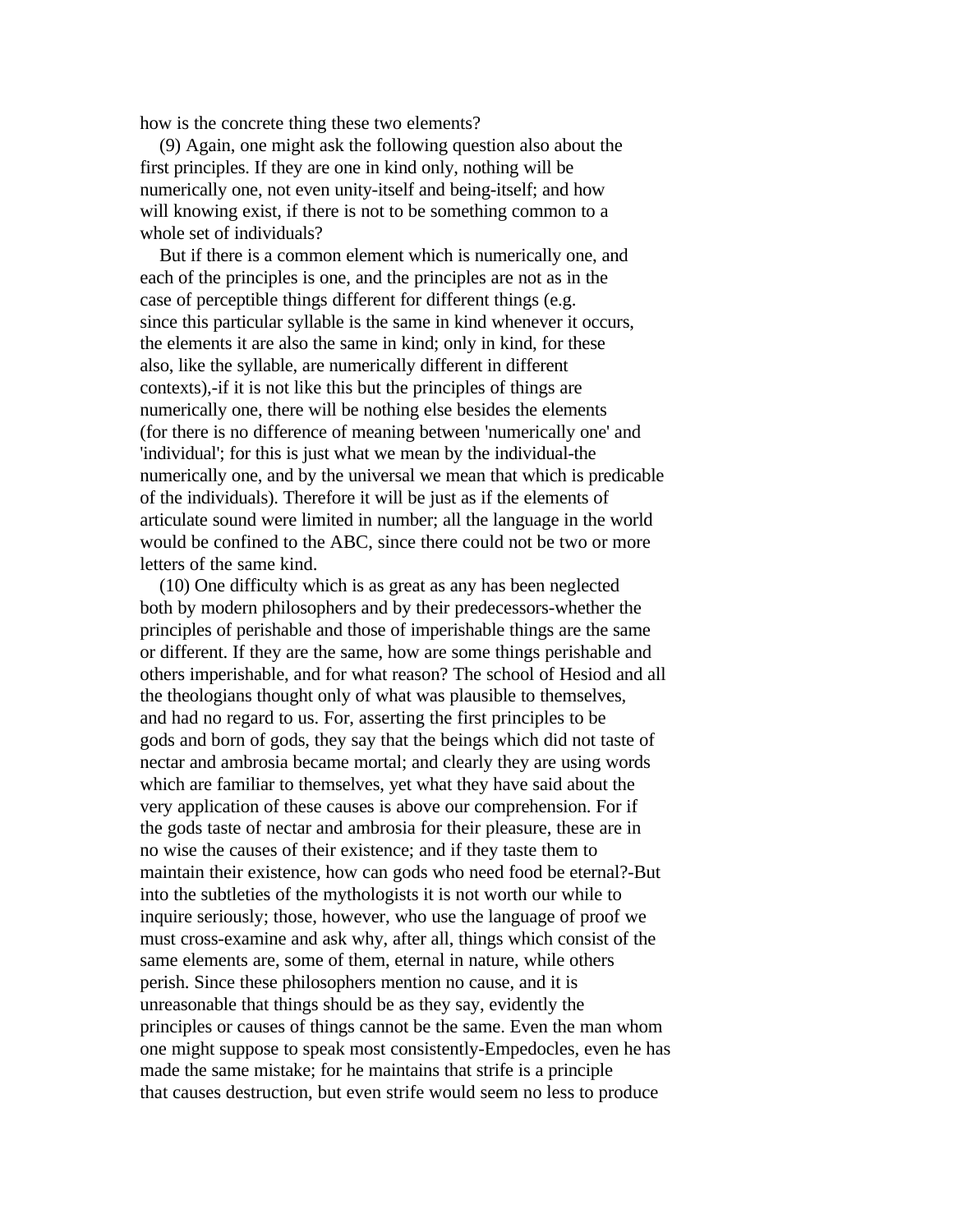how is the concrete thing these two elements?

(9) Again, one might ask the following question also about the first principles. If they are one in kind only, nothing will be numerically one, not even unity-itself and being-itself; and how will knowing exist, if there is not to be something common to a whole set of individuals?

But if there is a common element which is numerically one, and each of the principles is one, and the principles are not as in the case of perceptible things different for different things (e.g. since this particular syllable is the same in kind whenever it occurs, the elements it are also the same in kind; only in kind, for these also, like the syllable, are numerically different in different contexts),-if it is not like this but the principles of things are numerically one, there will be nothing else besides the elements (for there is no difference of meaning between 'numerically one' and 'individual'; for this is just what we mean by the individual-the numerically one, and by the universal we mean that which is predicable of the individuals). Therefore it will be just as if the elements of articulate sound were limited in number; all the language in the world would be confined to the ABC, since there could not be two or more letters of the same kind.

(10) One difficulty which is as great as any has been neglected both by modern philosophers and by their predecessors-whether the principles of perishable and those of imperishable things are the same or different. If they are the same, how are some things perishable and others imperishable, and for what reason? The school of Hesiod and all the theologians thought only of what was plausible to themselves, and had no regard to us. For, asserting the first principles to be gods and born of gods, they say that the beings which did not taste of nectar and ambrosia became mortal; and clearly they are using words which are familiar to themselves, yet what they have said about the very application of these causes is above our comprehension. For if the gods taste of nectar and ambrosia for their pleasure, these are in no wise the causes of their existence; and if they taste them to maintain their existence, how can gods who need food be eternal?-But into the subtleties of the mythologists it is not worth our while to inquire seriously; those, however, who use the language of proof we must cross-examine and ask why, after all, things which consist of the same elements are, some of them, eternal in nature, while others perish. Since these philosophers mention no cause, and it is unreasonable that things should be as they say, evidently the principles or causes of things cannot be the same. Even the man whom one might suppose to speak most consistently-Empedocles, even he has made the same mistake; for he maintains that strife is a principle that causes destruction, but even strife would seem no less to produce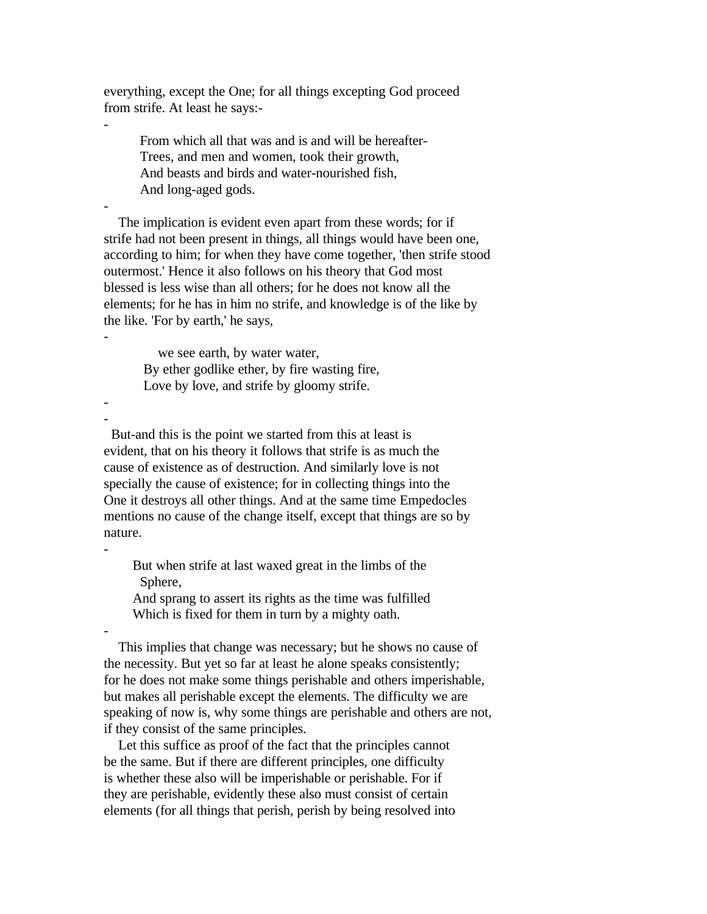everything, except the One; for all things excepting God proceed from strife. At least he says:-

> From which all that was and is and will be hereafter-
> Trees, and men and women, took their growth,
> And beasts and birds and water-nourished fish,
> And long-aged gods.

The implication is evident even apart from these words; for if strife had not been present in things, all things would have been one, according to him; for when they have come together, 'then strife stood outermost.' Hence it also follows on his theory that God most blessed is less wise than all others; for he does not know all the elements; for he has in him no strife, and knowledge is of the like by the like. 'For by earth,' he says,

> we see earth, by water water,
> By ether godlike ether, by fire wasting fire,
> Love by love, and strife by gloomy strife.

But-and this is the point we started from this at least is evident, that on his theory it follows that strife is as much the cause of existence as of destruction. And similarly love is not specially the cause of existence; for in collecting things into the One it destroys all other things. And at the same time Empedocles mentions no cause of the change itself, except that things are so by nature.

> But when strife at last waxed great in the limbs of the
> Sphere,
> And sprang to assert its rights as the time was fulfilled
> Which is fixed for them in turn by a mighty oath.

This implies that change was necessary; but he shows no cause of the necessity. But yet so far at least he alone speaks consistently; for he does not make some things perishable and others imperishable, but makes all perishable except the elements. The difficulty we are speaking of now is, why some things are perishable and others are not, if they consist of the same principles.

Let this suffice as proof of the fact that the principles cannot be the same. But if there are different principles, one difficulty is whether these also will be imperishable or perishable. For if they are perishable, evidently these also must consist of certain elements (for all things that perish, perish by being resolved into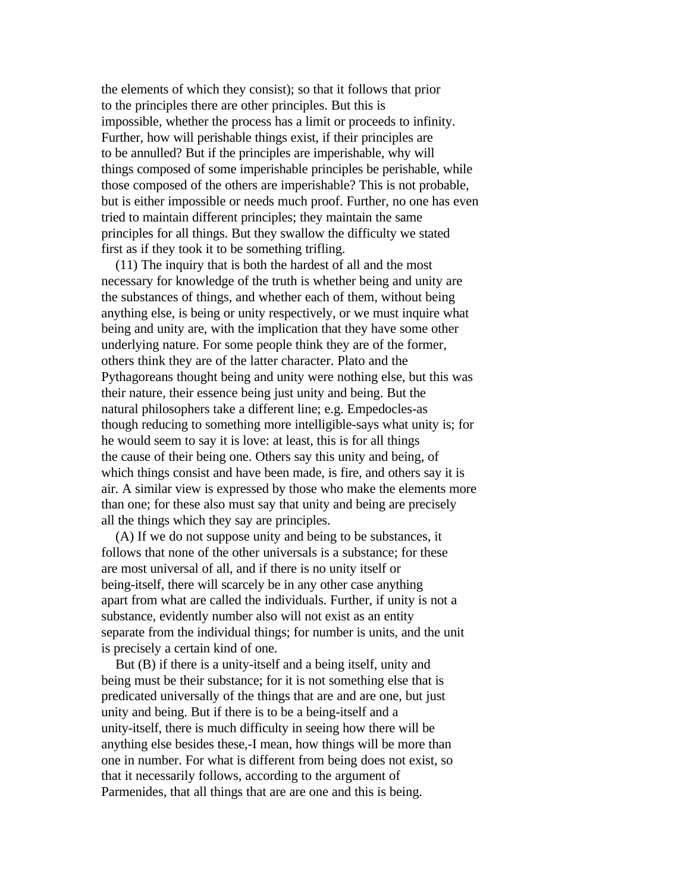the elements of which they consist); so that it follows that prior to the principles there are other principles. But this is impossible, whether the process has a limit or proceeds to infinity. Further, how will perishable things exist, if their principles are to be annulled? But if the principles are imperishable, why will things composed of some imperishable principles be perishable, while those composed of the others are imperishable? This is not probable, but is either impossible or needs much proof. Further, no one has even tried to maintain different principles; they maintain the same principles for all things. But they swallow the difficulty we stated first as if they took it to be something trifling.

(11) The inquiry that is both the hardest of all and the most necessary for knowledge of the truth is whether being and unity are the substances of things, and whether each of them, without being anything else, is being or unity respectively, or we must inquire what being and unity are, with the implication that they have some other underlying nature. For some people think they are of the former, others think they are of the latter character. Plato and the Pythagoreans thought being and unity were nothing else, but this was their nature, their essence being just unity and being. But the natural philosophers take a different line; e.g. Empedocles-as though reducing to something more intelligible-says what unity is; for he would seem to say it is love: at least, this is for all things the cause of their being one. Others say this unity and being, of which things consist and have been made, is fire, and others say it is air. A similar view is expressed by those who make the elements more than one; for these also must say that unity and being are precisely all the things which they say are principles.

(A) If we do not suppose unity and being to be substances, it follows that none of the other universals is a substance; for these are most universal of all, and if there is no unity itself or being-itself, there will scarcely be in any other case anything apart from what are called the individuals. Further, if unity is not a substance, evidently number also will not exist as an entity separate from the individual things; for number is units, and the unit is precisely a certain kind of one.

But (B) if there is a unity-itself and a being itself, unity and being must be their substance; for it is not something else that is predicated universally of the things that are and are one, but just unity and being. But if there is to be a being-itself and a unity-itself, there is much difficulty in seeing how there will be anything else besides these,-I mean, how things will be more than one in number. For what is different from being does not exist, so that it necessarily follows, according to the argument of Parmenides, that all things that are are one and this is being.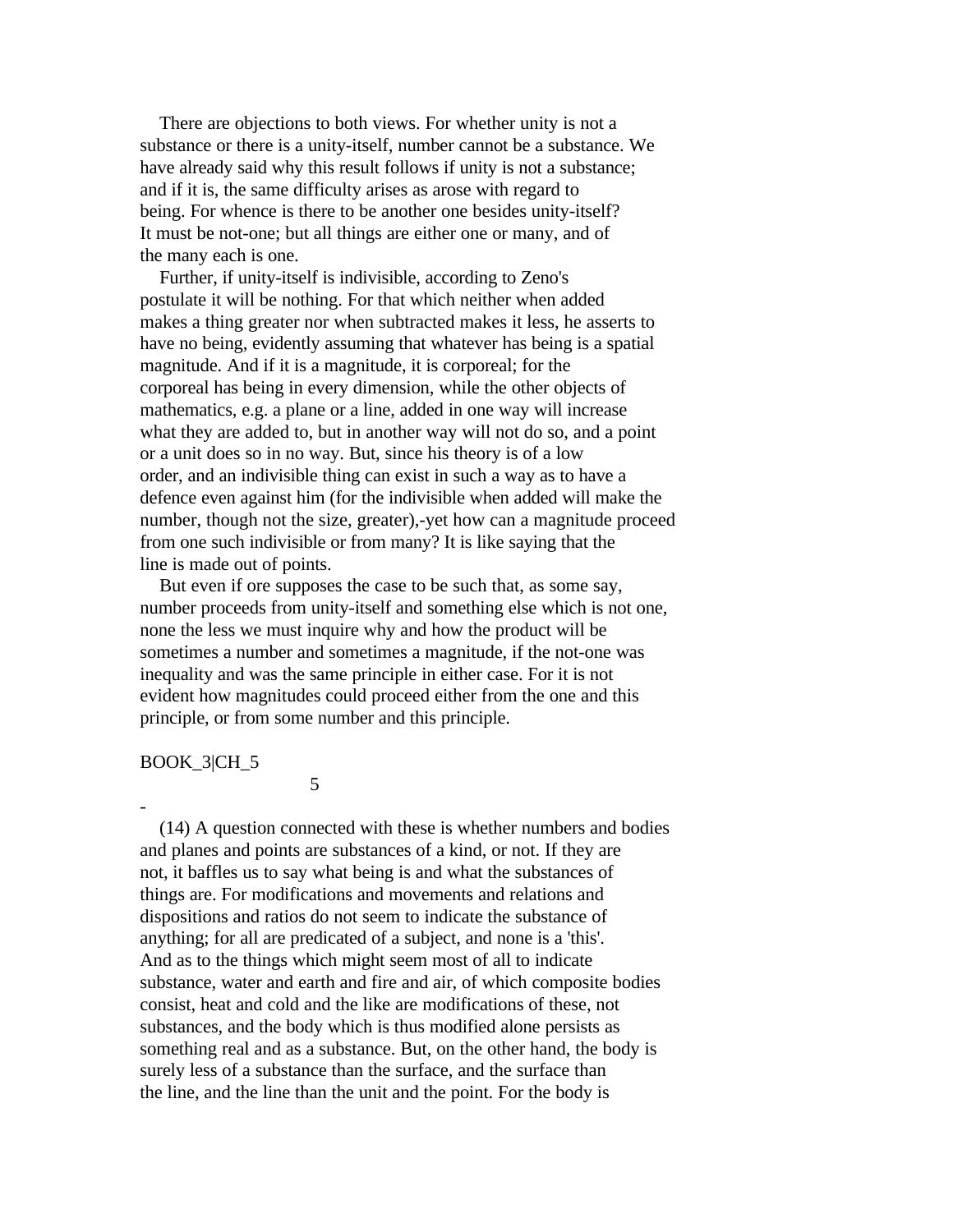There are objections to both views. For whether unity is not a substance or there is a unity-itself, number cannot be a substance. We have already said why this result follows if unity is not a substance; and if it is, the same difficulty arises as arose with regard to being. For whence is there to be another one besides unity-itself? It must be not-one; but all things are either one or many, and of the many each is one.

Further, if unity-itself is indivisible, according to Zeno's postulate it will be nothing. For that which neither when added makes a thing greater nor when subtracted makes it less, he asserts to have no being, evidently assuming that whatever has being is a spatial magnitude. And if it is a magnitude, it is corporeal; for the corporeal has being in every dimension, while the other objects of mathematics, e.g. a plane or a line, added in one way will increase what they are added to, but in another way will not do so, and a point or a unit does so in no way. But, since his theory is of a low order, and an indivisible thing can exist in such a way as to have a defence even against him (for the indivisible when added will make the number, though not the size, greater),-yet how can a magnitude proceed from one such indivisible or from many? It is like saying that the line is made out of points.

But even if ore supposes the case to be such that, as some say, number proceeds from unity-itself and something else which is not one, none the less we must inquire why and how the product will be sometimes a number and sometimes a magnitude, if the not-one was inequality and was the same principle in either case. For it is not evident how magnitudes could proceed either from the one and this principle, or from some number and this principle.

BOOK_3|CH_5

5

-

(14) A question connected with these is whether numbers and bodies and planes and points are substances of a kind, or not. If they are not, it baffles us to say what being is and what the substances of things are. For modifications and movements and relations and dispositions and ratios do not seem to indicate the substance of anything; for all are predicated of a subject, and none is a 'this'. And as to the things which might seem most of all to indicate substance, water and earth and fire and air, of which composite bodies consist, heat and cold and the like are modifications of these, not substances, and the body which is thus modified alone persists as something real and as a substance. But, on the other hand, the body is surely less of a substance than the surface, and the surface than the line, and the line than the unit and the point. For the body is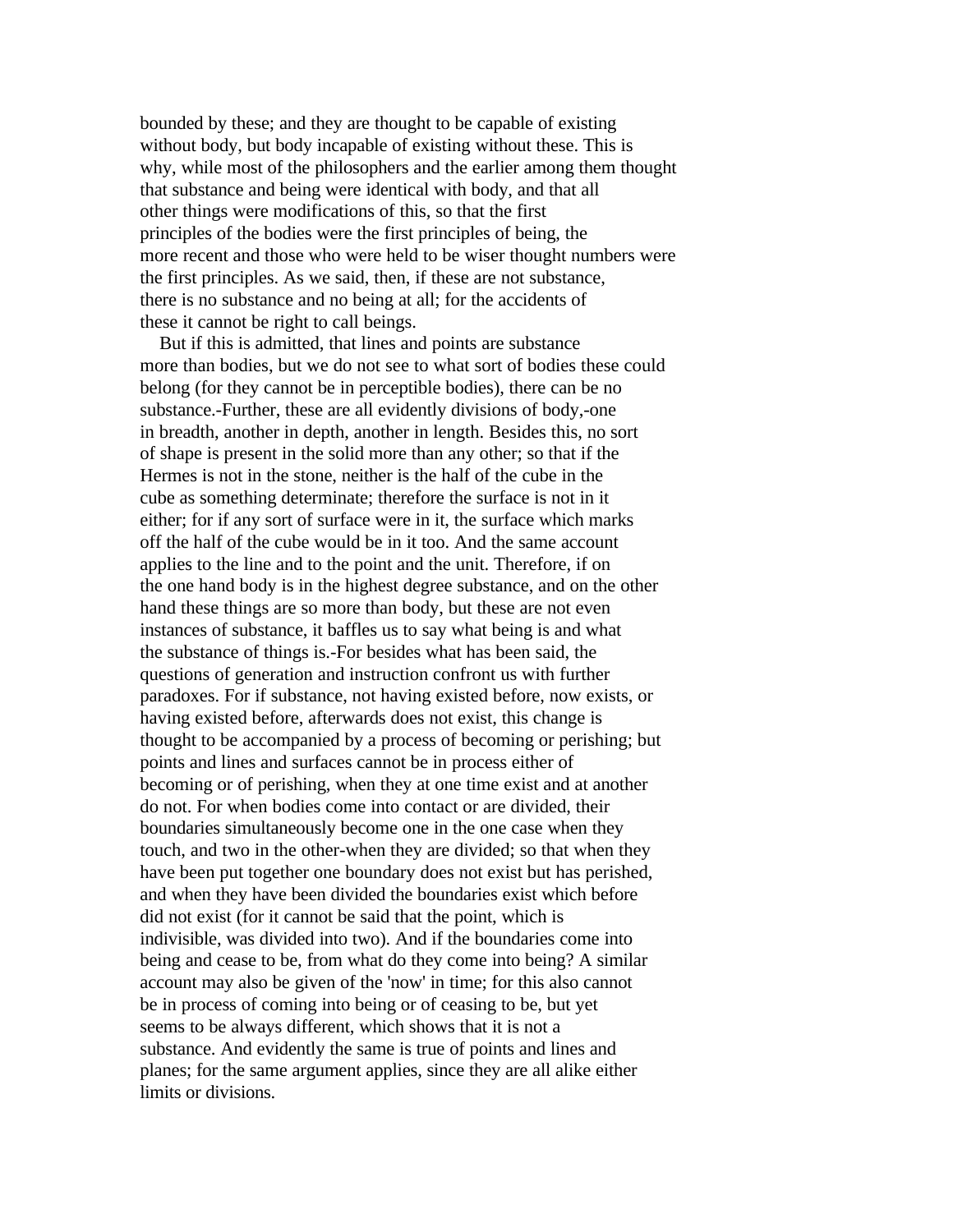bounded by these; and they are thought to be capable of existing without body, but body incapable of existing without these. This is why, while most of the philosophers and the earlier among them thought that substance and being were identical with body, and that all other things were modifications of this, so that the first principles of the bodies were the first principles of being, the more recent and those who were held to be wiser thought numbers were the first principles. As we said, then, if these are not substance, there is no substance and no being at all; for the accidents of these it cannot be right to call beings.

But if this is admitted, that lines and points are substance more than bodies, but we do not see to what sort of bodies these could belong (for they cannot be in perceptible bodies), there can be no substance.-Further, these are all evidently divisions of body,-one in breadth, another in depth, another in length. Besides this, no sort of shape is present in the solid more than any other; so that if the Hermes is not in the stone, neither is the half of the cube in the cube as something determinate; therefore the surface is not in it either; for if any sort of surface were in it, the surface which marks off the half of the cube would be in it too. And the same account applies to the line and to the point and the unit. Therefore, if on the one hand body is in the highest degree substance, and on the other hand these things are so more than body, but these are not even instances of substance, it baffles us to say what being is and what the substance of things is.-For besides what has been said, the questions of generation and instruction confront us with further paradoxes. For if substance, not having existed before, now exists, or having existed before, afterwards does not exist, this change is thought to be accompanied by a process of becoming or perishing; but points and lines and surfaces cannot be in process either of becoming or of perishing, when they at one time exist and at another do not. For when bodies come into contact or are divided, their boundaries simultaneously become one in the one case when they touch, and two in the other-when they are divided; so that when they have been put together one boundary does not exist but has perished, and when they have been divided the boundaries exist which before did not exist (for it cannot be said that the point, which is indivisible, was divided into two). And if the boundaries come into being and cease to be, from what do they come into being? A similar account may also be given of the 'now' in time; for this also cannot be in process of coming into being or of ceasing to be, but yet seems to be always different, which shows that it is not a substance. And evidently the same is true of points and lines and planes; for the same argument applies, since they are all alike either limits or divisions.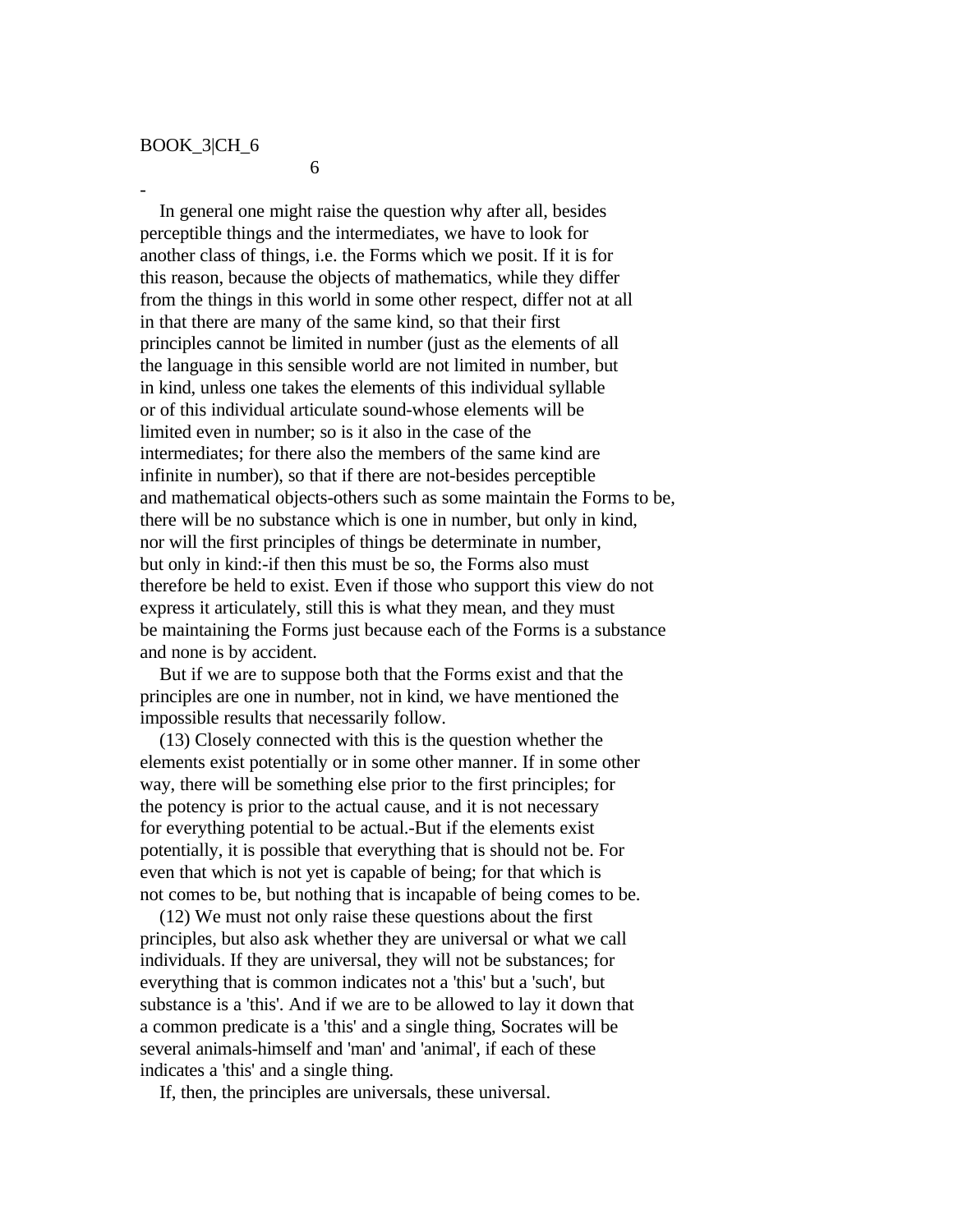BOOK_3|CH_6

6

-

In general one might raise the question why after all, besides perceptible things and the intermediates, we have to look for another class of things, i.e. the Forms which we posit. If it is for this reason, because the objects of mathematics, while they differ from the things in this world in some other respect, differ not at all in that there are many of the same kind, so that their first principles cannot be limited in number (just as the elements of all the language in this sensible world are not limited in number, but in kind, unless one takes the elements of this individual syllable or of this individual articulate sound-whose elements will be limited even in number; so is it also in the case of the intermediates; for there also the members of the same kind are infinite in number), so that if there are not-besides perceptible and mathematical objects-others such as some maintain the Forms to be, there will be no substance which is one in number, but only in kind, nor will the first principles of things be determinate in number, but only in kind:-if then this must be so, the Forms also must therefore be held to exist. Even if those who support this view do not express it articulately, still this is what they mean, and they must be maintaining the Forms just because each of the Forms is a substance and none is by accident.

But if we are to suppose both that the Forms exist and that the principles are one in number, not in kind, we have mentioned the impossible results that necessarily follow.

(13) Closely connected with this is the question whether the elements exist potentially or in some other manner. If in some other way, there will be something else prior to the first principles; for the potency is prior to the actual cause, and it is not necessary for everything potential to be actual.-But if the elements exist potentially, it is possible that everything that is should not be. For even that which is not yet is capable of being; for that which is not comes to be, but nothing that is incapable of being comes to be.

(12) We must not only raise these questions about the first principles, but also ask whether they are universal or what we call individuals. If they are universal, they will not be substances; for everything that is common indicates not a 'this' but a 'such', but substance is a 'this'. And if we are to be allowed to lay it down that a common predicate is a 'this' and a single thing, Socrates will be several animals-himself and 'man' and 'animal', if each of these indicates a 'this' and a single thing.

If, then, the principles are universals, these universal.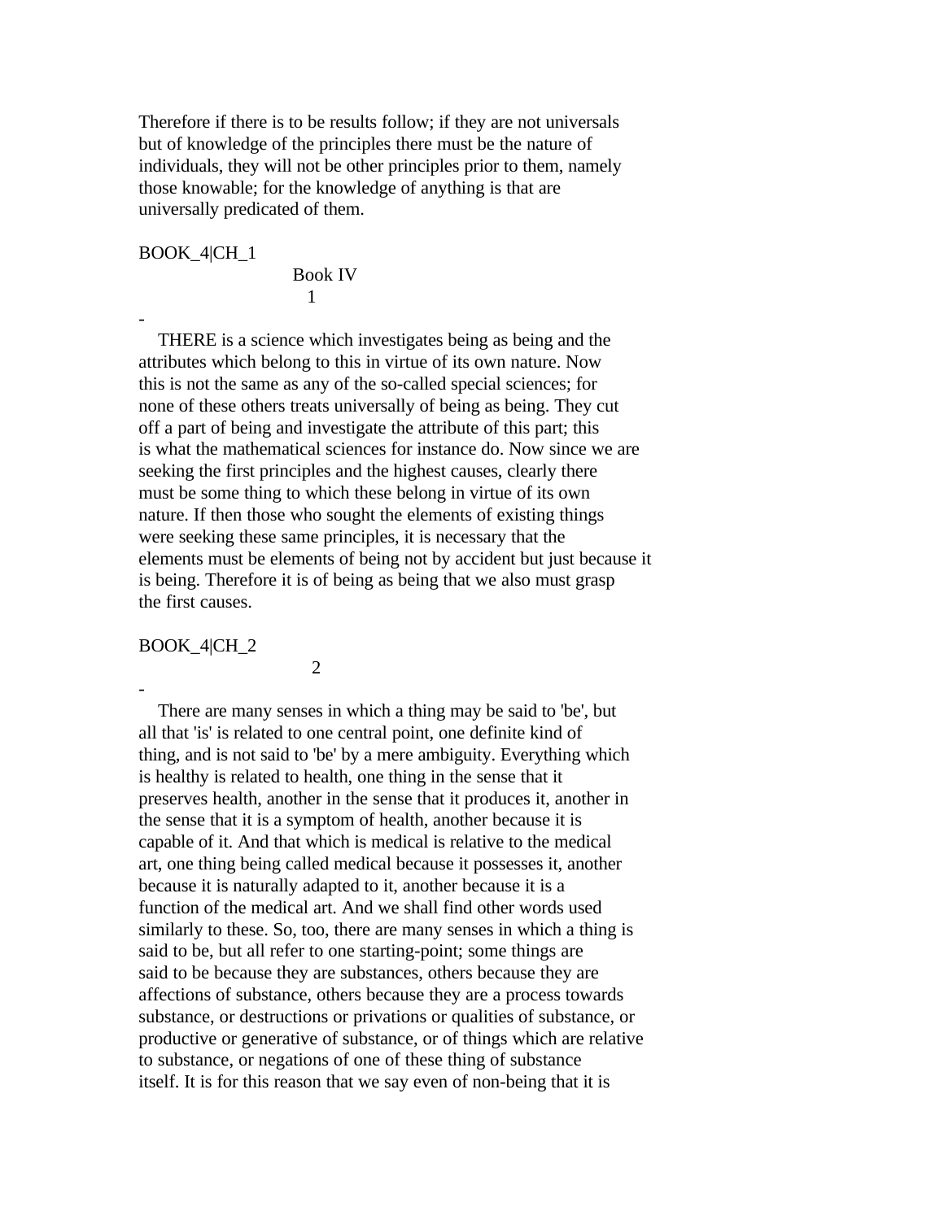Therefore if there is to be results follow; if they are not universals but of knowledge of the principles there must be the nature of individuals, they will not be other principles prior to them, namely those knowable; for the knowledge of anything is that are universally predicated of them.

BOOK_4|CH_1

# Book IV

## 1

-

THERE is a science which investigates being as being and the attributes which belong to this in virtue of its own nature. Now this is not the same as any of the so-called special sciences; for none of these others treats universally of being as being. They cut off a part of being and investigate the attribute of this part; this is what the mathematical sciences for instance do. Now since we are seeking the first principles and the highest causes, clearly there must be some thing to which these belong in virtue of its own nature. If then those who sought the elements of existing things were seeking these same principles, it is necessary that the elements must be elements of being not by accident but just because it is being. Therefore it is of being as being that we also must grasp the first causes.

BOOK_4|CH_2

## 2

-

There are many senses in which a thing may be said to 'be', but all that 'is' is related to one central point, one definite kind of thing, and is not said to 'be' by a mere ambiguity. Everything which is healthy is related to health, one thing in the sense that it preserves health, another in the sense that it produces it, another in the sense that it is a symptom of health, another because it is capable of it. And that which is medical is relative to the medical art, one thing being called medical because it possesses it, another because it is naturally adapted to it, another because it is a function of the medical art. And we shall find other words used similarly to these. So, too, there are many senses in which a thing is said to be, but all refer to one starting-point; some things are said to be because they are substances, others because they are affections of substance, others because they are a process towards substance, or destructions or privations or qualities of substance, or productive or generative of substance, or of things which are relative to substance, or negations of one of these thing of substance itself. It is for this reason that we say even of non-being that it is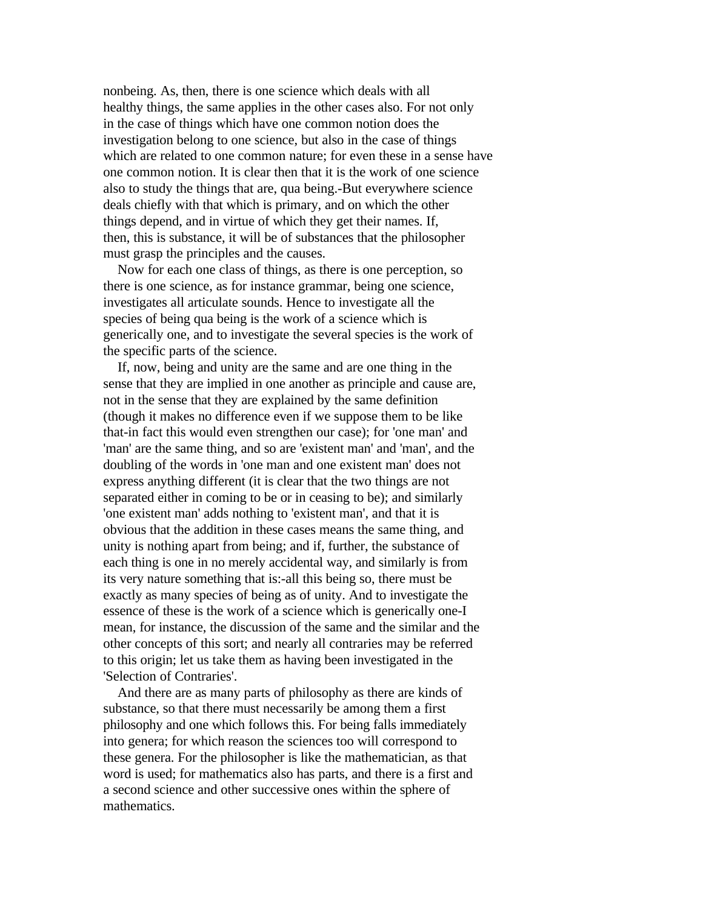nonbeing. As, then, there is one science which deals with all healthy things, the same applies in the other cases also. For not only in the case of things which have one common notion does the investigation belong to one science, but also in the case of things which are related to one common nature; for even these in a sense have one common notion. It is clear then that it is the work of one science also to study the things that are, qua being.-But everywhere science deals chiefly with that which is primary, and on which the other things depend, and in virtue of which they get their names. If, then, this is substance, it will be of substances that the philosopher must grasp the principles and the causes.

Now for each one class of things, as there is one perception, so there is one science, as for instance grammar, being one science, investigates all articulate sounds. Hence to investigate all the species of being qua being is the work of a science which is generically one, and to investigate the several species is the work of the specific parts of the science.

If, now, being and unity are the same and are one thing in the sense that they are implied in one another as principle and cause are, not in the sense that they are explained by the same definition (though it makes no difference even if we suppose them to be like that-in fact this would even strengthen our case); for 'one man' and 'man' are the same thing, and so are 'existent man' and 'man', and the doubling of the words in 'one man and one existent man' does not express anything different (it is clear that the two things are not separated either in coming to be or in ceasing to be); and similarly 'one existent man' adds nothing to 'existent man', and that it is obvious that the addition in these cases means the same thing, and unity is nothing apart from being; and if, further, the substance of each thing is one in no merely accidental way, and similarly is from its very nature something that is:-all this being so, there must be exactly as many species of being as of unity. And to investigate the essence of these is the work of a science which is generically one-I mean, for instance, the discussion of the same and the similar and the other concepts of this sort; and nearly all contraries may be referred to this origin; let us take them as having been investigated in the 'Selection of Contraries'.

And there are as many parts of philosophy as there are kinds of substance, so that there must necessarily be among them a first philosophy and one which follows this. For being falls immediately into genera; for which reason the sciences too will correspond to these genera. For the philosopher is like the mathematician, as that word is used; for mathematics also has parts, and there is a first and a second science and other successive ones within the sphere of mathematics.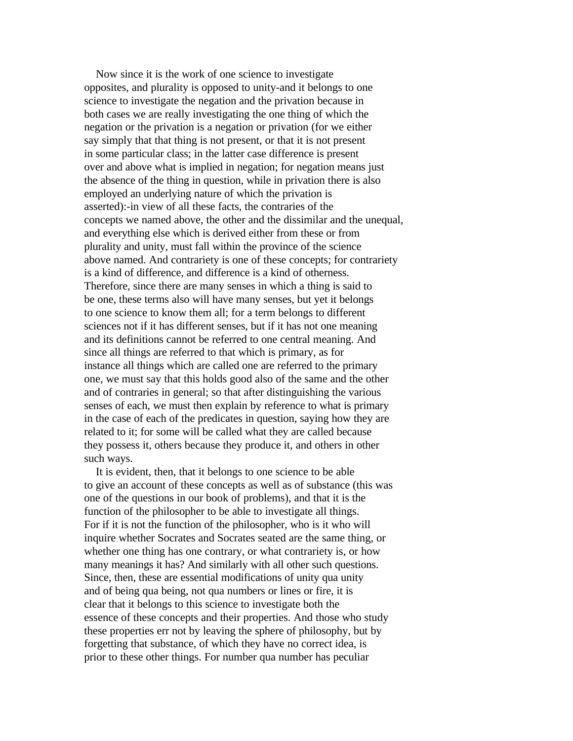Now since it is the work of one science to investigate opposites, and plurality is opposed to unity-and it belongs to one science to investigate the negation and the privation because in both cases we are really investigating the one thing of which the negation or the privation is a negation or privation (for we either say simply that that thing is not present, or that it is not present in some particular class; in the latter case difference is present over and above what is implied in negation; for negation means just the absence of the thing in question, while in privation there is also employed an underlying nature of which the privation is asserted):-in view of all these facts, the contraries of the concepts we named above, the other and the dissimilar and the unequal, and everything else which is derived either from these or from plurality and unity, must fall within the province of the science above named. And contrariety is one of these concepts; for contrariety is a kind of difference, and difference is a kind of otherness. Therefore, since there are many senses in which a thing is said to be one, these terms also will have many senses, but yet it belongs to one science to know them all; for a term belongs to different sciences not if it has different senses, but if it has not one meaning and its definitions cannot be referred to one central meaning. And since all things are referred to that which is primary, as for instance all things which are called one are referred to the primary one, we must say that this holds good also of the same and the other and of contraries in general; so that after distinguishing the various senses of each, we must then explain by reference to what is primary in the case of each of the predicates in question, saying how they are related to it; for some will be called what they are called because they possess it, others because they produce it, and others in other such ways.

It is evident, then, that it belongs to one science to be able to give an account of these concepts as well as of substance (this was one of the questions in our book of problems), and that it is the function of the philosopher to be able to investigate all things. For if it is not the function of the philosopher, who is it who will inquire whether Socrates and Socrates seated are the same thing, or whether one thing has one contrary, or what contrariety is, or how many meanings it has? And similarly with all other such questions. Since, then, these are essential modifications of unity qua unity and of being qua being, not qua numbers or lines or fire, it is clear that it belongs to this science to investigate both the essence of these concepts and their properties. And those who study these properties err not by leaving the sphere of philosophy, but by forgetting that substance, of which they have no correct idea, is prior to these other things. For number qua number has peculiar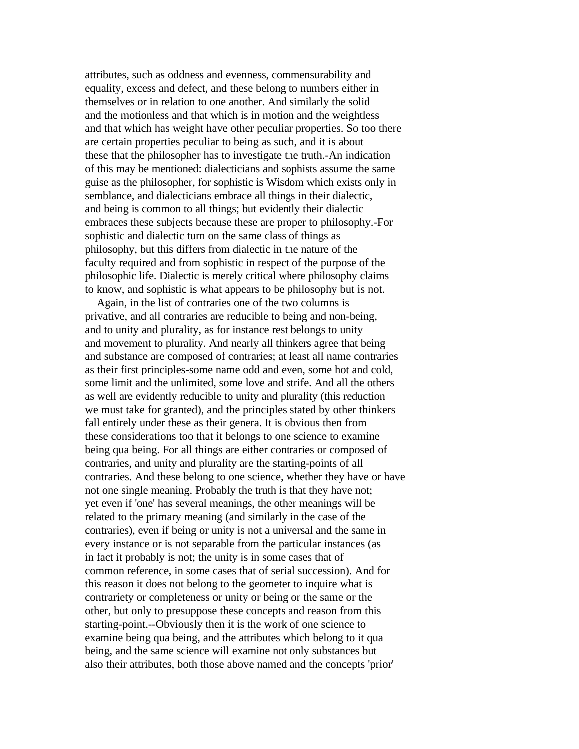attributes, such as oddness and evenness, commensurability and equality, excess and defect, and these belong to numbers either in themselves or in relation to one another. And similarly the solid and the motionless and that which is in motion and the weightless and that which has weight have other peculiar properties. So too there are certain properties peculiar to being as such, and it is about these that the philosopher has to investigate the truth.-An indication of this may be mentioned: dialecticians and sophists assume the same guise as the philosopher, for sophistic is Wisdom which exists only in semblance, and dialecticians embrace all things in their dialectic, and being is common to all things; but evidently their dialectic embraces these subjects because these are proper to philosophy.-For sophistic and dialectic turn on the same class of things as philosophy, but this differs from dialectic in the nature of the faculty required and from sophistic in respect of the purpose of the philosophic life. Dialectic is merely critical where philosophy claims to know, and sophistic is what appears to be philosophy but is not.

Again, in the list of contraries one of the two columns is privative, and all contraries are reducible to being and non-being, and to unity and plurality, as for instance rest belongs to unity and movement to plurality. And nearly all thinkers agree that being and substance are composed of contraries; at least all name contraries as their first principles-some name odd and even, some hot and cold, some limit and the unlimited, some love and strife. And all the others as well are evidently reducible to unity and plurality (this reduction we must take for granted), and the principles stated by other thinkers fall entirely under these as their genera. It is obvious then from these considerations too that it belongs to one science to examine being qua being. For all things are either contraries or composed of contraries, and unity and plurality are the starting-points of all contraries. And these belong to one science, whether they have or have not one single meaning. Probably the truth is that they have not; yet even if 'one' has several meanings, the other meanings will be related to the primary meaning (and similarly in the case of the contraries), even if being or unity is not a universal and the same in every instance or is not separable from the particular instances (as in fact it probably is not; the unity is in some cases that of common reference, in some cases that of serial succession). And for this reason it does not belong to the geometer to inquire what is contrariety or completeness or unity or being or the same or the other, but only to presuppose these concepts and reason from this starting-point.--Obviously then it is the work of one science to examine being qua being, and the attributes which belong to it qua being, and the same science will examine not only substances but also their attributes, both those above named and the concepts 'prior'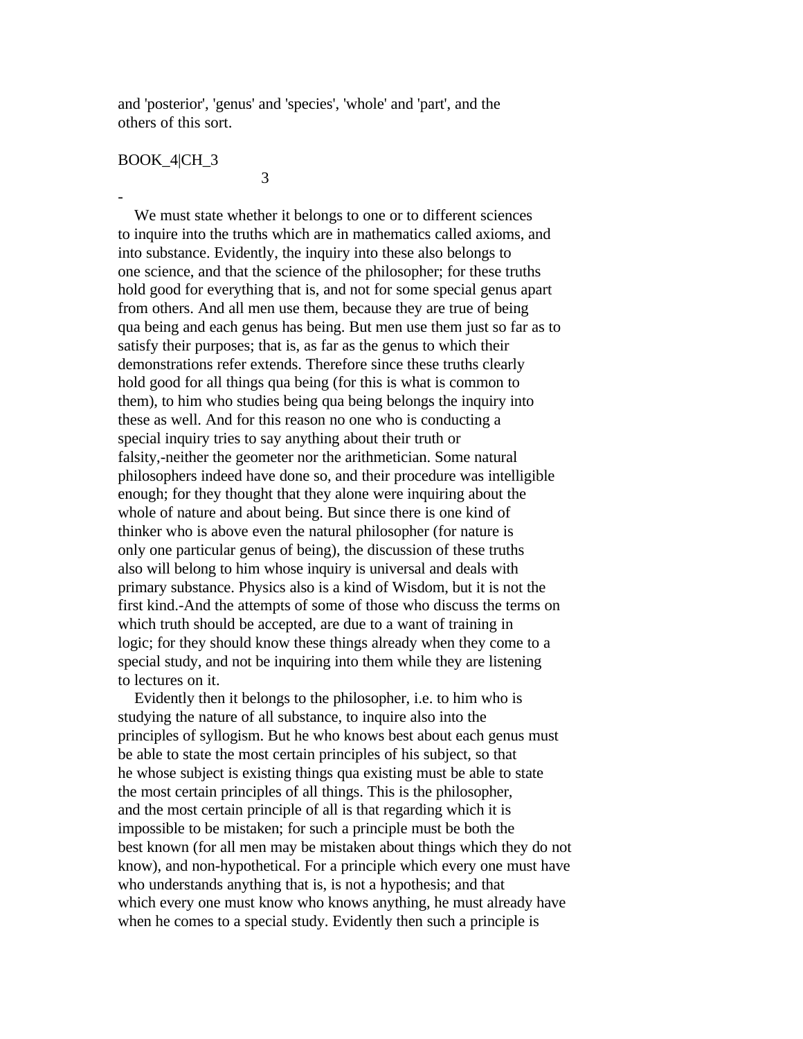and 'posterior', 'genus' and 'species', 'whole' and 'part', and the others of this sort.

BOOK_4|CH_3

3

-

We must state whether it belongs to one or to different sciences to inquire into the truths which are in mathematics called axioms, and into substance. Evidently, the inquiry into these also belongs to one science, and that the science of the philosopher; for these truths hold good for everything that is, and not for some special genus apart from others. And all men use them, because they are true of being qua being and each genus has being. But men use them just so far as to satisfy their purposes; that is, as far as the genus to which their demonstrations refer extends. Therefore since these truths clearly hold good for all things qua being (for this is what is common to them), to him who studies being qua being belongs the inquiry into these as well. And for this reason no one who is conducting a special inquiry tries to say anything about their truth or falsity,-neither the geometer nor the arithmetician. Some natural philosophers indeed have done so, and their procedure was intelligible enough; for they thought that they alone were inquiring about the whole of nature and about being. But since there is one kind of thinker who is above even the natural philosopher (for nature is only one particular genus of being), the discussion of these truths also will belong to him whose inquiry is universal and deals with primary substance. Physics also is a kind of Wisdom, but it is not the first kind.-And the attempts of some of those who discuss the terms on which truth should be accepted, are due to a want of training in logic; for they should know these things already when they come to a special study, and not be inquiring into them while they are listening to lectures on it.

Evidently then it belongs to the philosopher, i.e. to him who is studying the nature of all substance, to inquire also into the principles of syllogism. But he who knows best about each genus must be able to state the most certain principles of his subject, so that he whose subject is existing things qua existing must be able to state the most certain principles of all things. This is the philosopher, and the most certain principle of all is that regarding which it is impossible to be mistaken; for such a principle must be both the best known (for all men may be mistaken about things which they do not know), and non-hypothetical. For a principle which every one must have who understands anything that is, is not a hypothesis; and that which every one must know who knows anything, he must already have when he comes to a special study. Evidently then such a principle is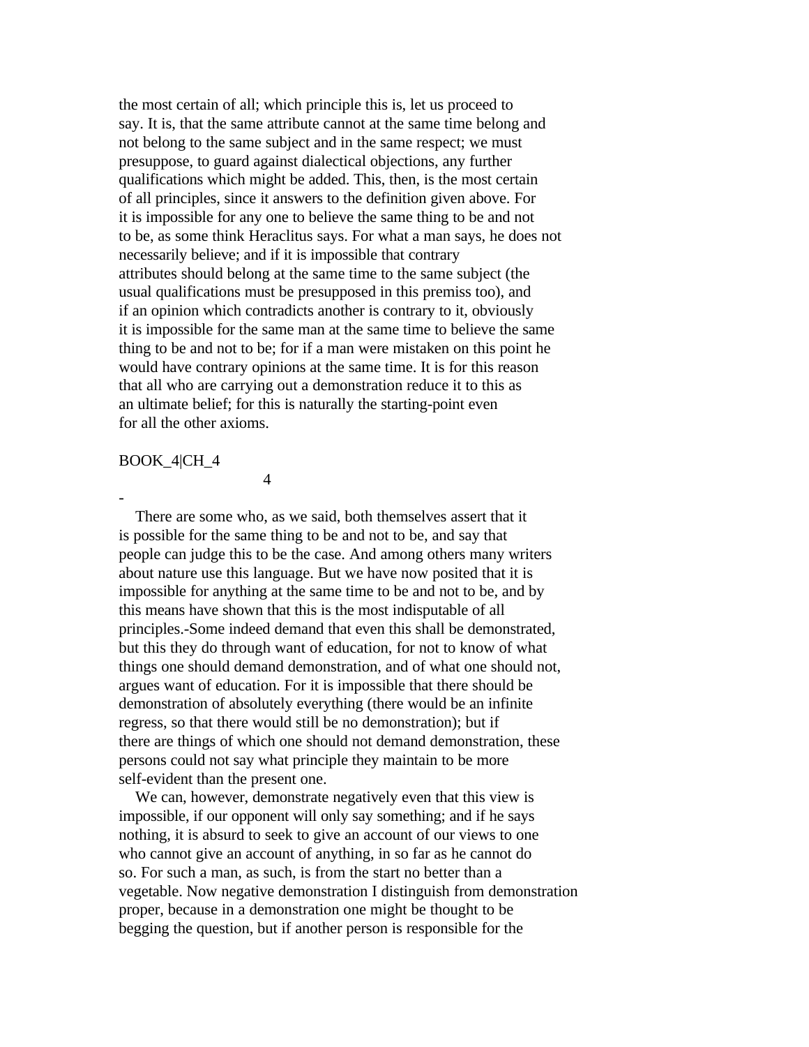the most certain of all; which principle this is, let us proceed to say. It is, that the same attribute cannot at the same time belong and not belong to the same subject and in the same respect; we must presuppose, to guard against dialectical objections, any further qualifications which might be added. This, then, is the most certain of all principles, since it answers to the definition given above. For it is impossible for any one to believe the same thing to be and not to be, as some think Heraclitus says. For what a man says, he does not necessarily believe; and if it is impossible that contrary attributes should belong at the same time to the same subject (the usual qualifications must be presupposed in this premiss too), and if an opinion which contradicts another is contrary to it, obviously it is impossible for the same man at the same time to believe the same thing to be and not to be; for if a man were mistaken on this point he would have contrary opinions at the same time. It is for this reason that all who are carrying out a demonstration reduce it to this as an ultimate belief; for this is naturally the starting-point even for all the other axioms.

BOOK_4|CH_4

4

-

There are some who, as we said, both themselves assert that it is possible for the same thing to be and not to be, and say that people can judge this to be the case. And among others many writers about nature use this language. But we have now posited that it is impossible for anything at the same time to be and not to be, and by this means have shown that this is the most indisputable of all principles.-Some indeed demand that even this shall be demonstrated, but this they do through want of education, for not to know of what things one should demand demonstration, and of what one should not, argues want of education. For it is impossible that there should be demonstration of absolutely everything (there would be an infinite regress, so that there would still be no demonstration); but if there are things of which one should not demand demonstration, these persons could not say what principle they maintain to be more self-evident than the present one.

We can, however, demonstrate negatively even that this view is impossible, if our opponent will only say something; and if he says nothing, it is absurd to seek to give an account of our views to one who cannot give an account of anything, in so far as he cannot do so. For such a man, as such, is from the start no better than a vegetable. Now negative demonstration I distinguish from demonstration proper, because in a demonstration one might be thought to be begging the question, but if another person is responsible for the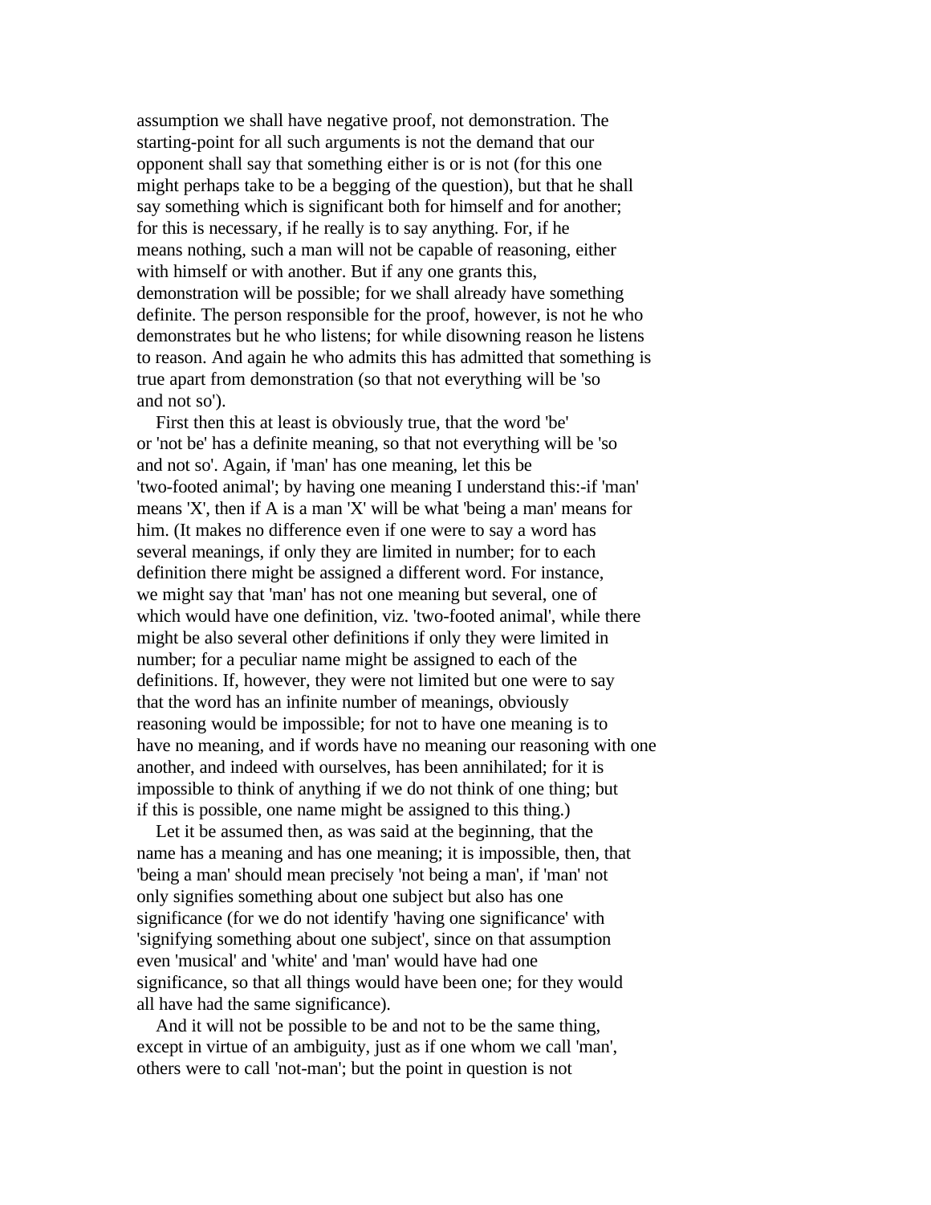assumption we shall have negative proof, not demonstration. The starting-point for all such arguments is not the demand that our opponent shall say that something either is or is not (for this one might perhaps take to be a begging of the question), but that he shall say something which is significant both for himself and for another; for this is necessary, if he really is to say anything. For, if he means nothing, such a man will not be capable of reasoning, either with himself or with another. But if any one grants this, demonstration will be possible; for we shall already have something definite. The person responsible for the proof, however, is not he who demonstrates but he who listens; for while disowning reason he listens to reason. And again he who admits this has admitted that something is true apart from demonstration (so that not everything will be 'so and not so').

First then this at least is obviously true, that the word 'be' or 'not be' has a definite meaning, so that not everything will be 'so and not so'. Again, if 'man' has one meaning, let this be 'two-footed animal'; by having one meaning I understand this:-if 'man' means 'X', then if A is a man 'X' will be what 'being a man' means for him. (It makes no difference even if one were to say a word has several meanings, if only they are limited in number; for to each definition there might be assigned a different word. For instance, we might say that 'man' has not one meaning but several, one of which would have one definition, viz. 'two-footed animal', while there might be also several other definitions if only they were limited in number; for a peculiar name might be assigned to each of the definitions. If, however, they were not limited but one were to say that the word has an infinite number of meanings, obviously reasoning would be impossible; for not to have one meaning is to have no meaning, and if words have no meaning our reasoning with one another, and indeed with ourselves, has been annihilated; for it is impossible to think of anything if we do not think of one thing; but if this is possible, one name might be assigned to this thing.)

Let it be assumed then, as was said at the beginning, that the name has a meaning and has one meaning; it is impossible, then, that 'being a man' should mean precisely 'not being a man', if 'man' not only signifies something about one subject but also has one significance (for we do not identify 'having one significance' with 'signifying something about one subject', since on that assumption even 'musical' and 'white' and 'man' would have had one significance, so that all things would have been one; for they would all have had the same significance).

And it will not be possible to be and not to be the same thing, except in virtue of an ambiguity, just as if one whom we call 'man', others were to call 'not-man'; but the point in question is not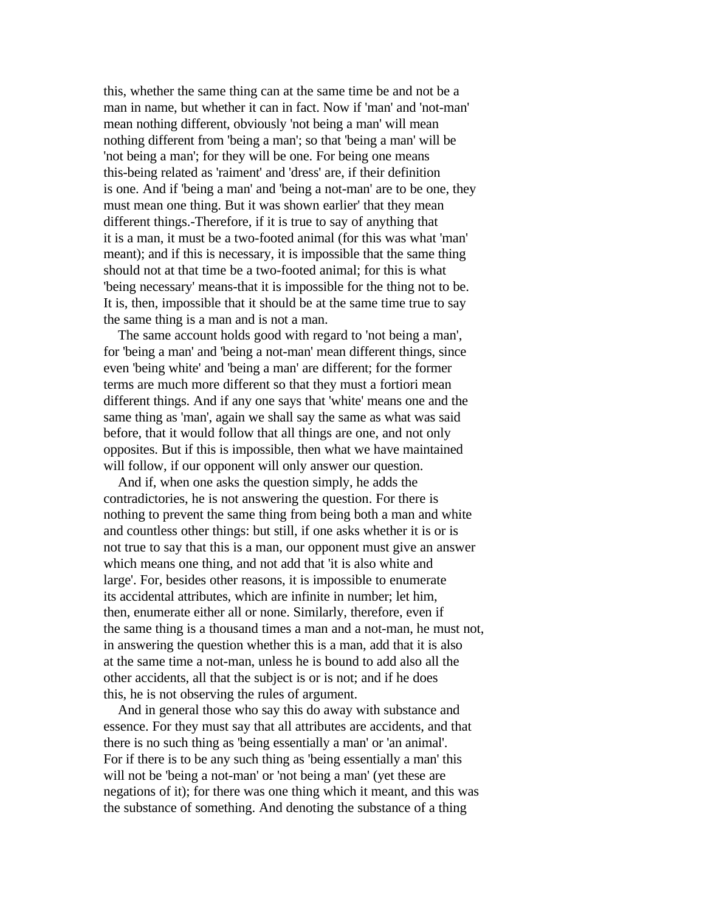this, whether the same thing can at the same time be and not be a man in name, but whether it can in fact. Now if 'man' and 'not-man' mean nothing different, obviously 'not being a man' will mean nothing different from 'being a man'; so that 'being a man' will be 'not being a man'; for they will be one. For being one means this-being related as 'raiment' and 'dress' are, if their definition is one. And if 'being a man' and 'being a not-man' are to be one, they must mean one thing. But it was shown earlier' that they mean different things.-Therefore, if it is true to say of anything that it is a man, it must be a two-footed animal (for this was what 'man' meant); and if this is necessary, it is impossible that the same thing should not at that time be a two-footed animal; for this is what 'being necessary' means-that it is impossible for the thing not to be. It is, then, impossible that it should be at the same time true to say the same thing is a man and is not a man.

The same account holds good with regard to 'not being a man', for 'being a man' and 'being a not-man' mean different things, since even 'being white' and 'being a man' are different; for the former terms are much more different so that they must a fortiori mean different things. And if any one says that 'white' means one and the same thing as 'man', again we shall say the same as what was said before, that it would follow that all things are one, and not only opposites. But if this is impossible, then what we have maintained will follow, if our opponent will only answer our question.

And if, when one asks the question simply, he adds the contradictories, he is not answering the question. For there is nothing to prevent the same thing from being both a man and white and countless other things: but still, if one asks whether it is or is not true to say that this is a man, our opponent must give an answer which means one thing, and not add that 'it is also white and large'. For, besides other reasons, it is impossible to enumerate its accidental attributes, which are infinite in number; let him, then, enumerate either all or none. Similarly, therefore, even if the same thing is a thousand times a man and a not-man, he must not, in answering the question whether this is a man, add that it is also at the same time a not-man, unless he is bound to add also all the other accidents, all that the subject is or is not; and if he does this, he is not observing the rules of argument.

And in general those who say this do away with substance and essence. For they must say that all attributes are accidents, and that there is no such thing as 'being essentially a man' or 'an animal'. For if there is to be any such thing as 'being essentially a man' this will not be 'being a not-man' or 'not being a man' (yet these are negations of it); for there was one thing which it meant, and this was the substance of something. And denoting the substance of a thing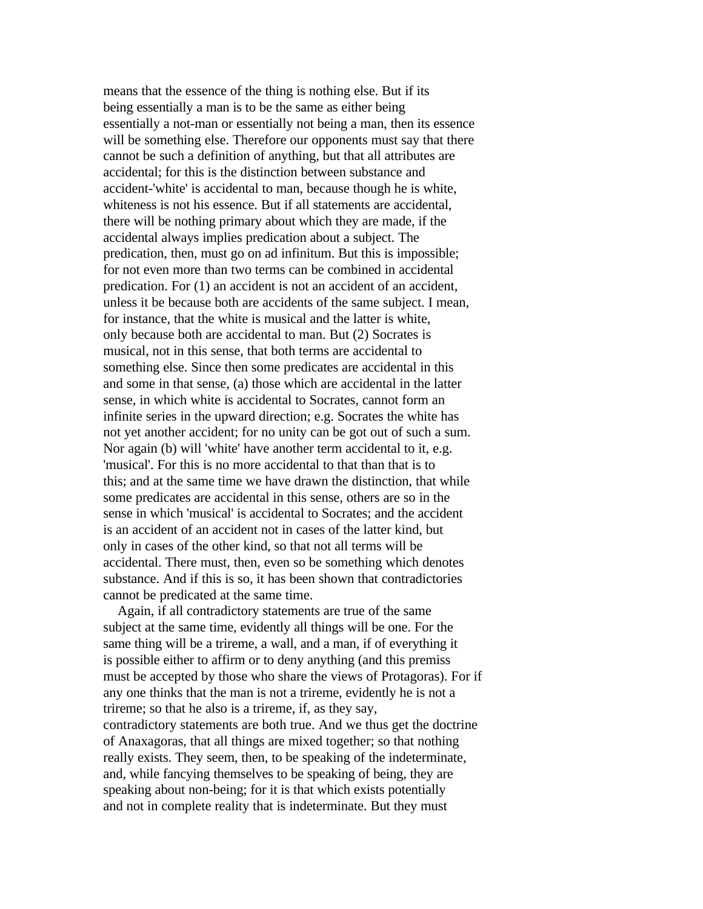means that the essence of the thing is nothing else. But if its being essentially a man is to be the same as either being essentially a not-man or essentially not being a man, then its essence will be something else. Therefore our opponents must say that there cannot be such a definition of anything, but that all attributes are accidental; for this is the distinction between substance and accident-'white' is accidental to man, because though he is white, whiteness is not his essence. But if all statements are accidental, there will be nothing primary about which they are made, if the accidental always implies predication about a subject. The predication, then, must go on ad infinitum. But this is impossible; for not even more than two terms can be combined in accidental predication. For (1) an accident is not an accident of an accident, unless it be because both are accidents of the same subject. I mean, for instance, that the white is musical and the latter is white, only because both are accidental to man. But (2) Socrates is musical, not in this sense, that both terms are accidental to something else. Since then some predicates are accidental in this and some in that sense, (a) those which are accidental in the latter sense, in which white is accidental to Socrates, cannot form an infinite series in the upward direction; e.g. Socrates the white has not yet another accident; for no unity can be got out of such a sum. Nor again (b) will 'white' have another term accidental to it, e.g. 'musical'. For this is no more accidental to that than that is to this; and at the same time we have drawn the distinction, that while some predicates are accidental in this sense, others are so in the sense in which 'musical' is accidental to Socrates; and the accident is an accident of an accident not in cases of the latter kind, but only in cases of the other kind, so that not all terms will be accidental. There must, then, even so be something which denotes substance. And if this is so, it has been shown that contradictories cannot be predicated at the same time.

Again, if all contradictory statements are true of the same subject at the same time, evidently all things will be one. For the same thing will be a trireme, a wall, and a man, if of everything it is possible either to affirm or to deny anything (and this premiss must be accepted by those who share the views of Protagoras). For if any one thinks that the man is not a trireme, evidently he is not a trireme; so that he also is a trireme, if, as they say, contradictory statements are both true. And we thus get the doctrine of Anaxagoras, that all things are mixed together; so that nothing really exists. They seem, then, to be speaking of the indeterminate, and, while fancying themselves to be speaking of being, they are speaking about non-being; for it is that which exists potentially and not in complete reality that is indeterminate. But they must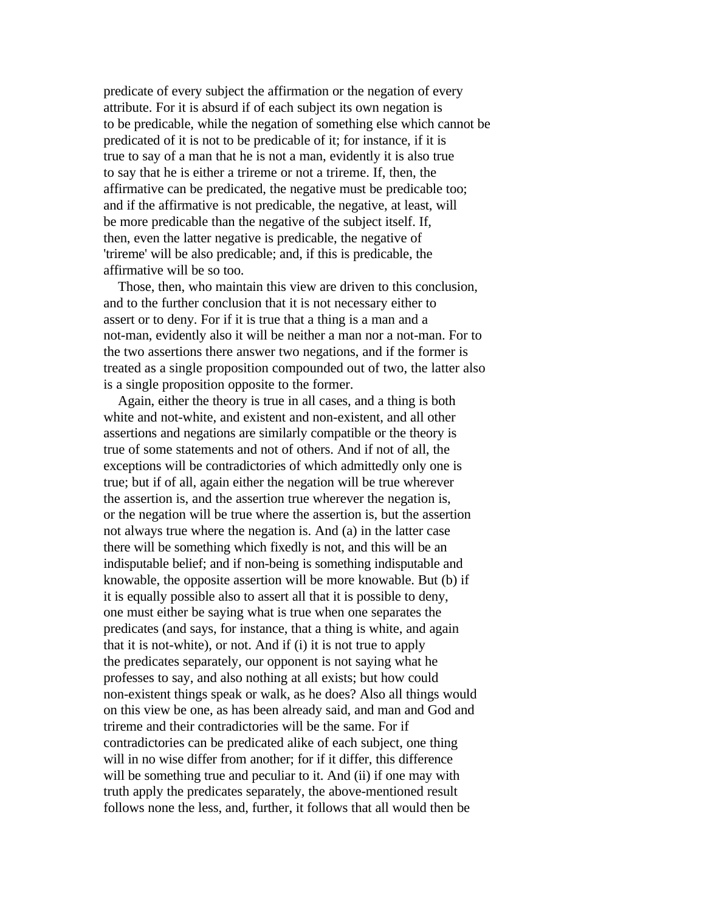predicate of every subject the affirmation or the negation of every attribute. For it is absurd if of each subject its own negation is to be predicable, while the negation of something else which cannot be predicated of it is not to be predicable of it; for instance, if it is true to say of a man that he is not a man, evidently it is also true to say that he is either a trireme or not a trireme. If, then, the affirmative can be predicated, the negative must be predicable too; and if the affirmative is not predicable, the negative, at least, will be more predicable than the negative of the subject itself. If, then, even the latter negative is predicable, the negative of 'trireme' will be also predicable; and, if this is predicable, the affirmative will be so too.

Those, then, who maintain this view are driven to this conclusion, and to the further conclusion that it is not necessary either to assert or to deny. For if it is true that a thing is a man and a not-man, evidently also it will be neither a man nor a not-man. For to the two assertions there answer two negations, and if the former is treated as a single proposition compounded out of two, the latter also is a single proposition opposite to the former.

Again, either the theory is true in all cases, and a thing is both white and not-white, and existent and non-existent, and all other assertions and negations are similarly compatible or the theory is true of some statements and not of others. And if not of all, the exceptions will be contradictories of which admittedly only one is true; but if of all, again either the negation will be true wherever the assertion is, and the assertion true wherever the negation is, or the negation will be true where the assertion is, but the assertion not always true where the negation is. And (a) in the latter case there will be something which fixedly is not, and this will be an indisputable belief; and if non-being is something indisputable and knowable, the opposite assertion will be more knowable. But (b) if it is equally possible also to assert all that it is possible to deny, one must either be saying what is true when one separates the predicates (and says, for instance, that a thing is white, and again that it is not-white), or not. And if (i) it is not true to apply the predicates separately, our opponent is not saying what he professes to say, and also nothing at all exists; but how could non-existent things speak or walk, as he does? Also all things would on this view be one, as has been already said, and man and God and trireme and their contradictories will be the same. For if contradictories can be predicated alike of each subject, one thing will in no wise differ from another; for if it differ, this difference will be something true and peculiar to it. And (ii) if one may with truth apply the predicates separately, the above-mentioned result follows none the less, and, further, it follows that all would then be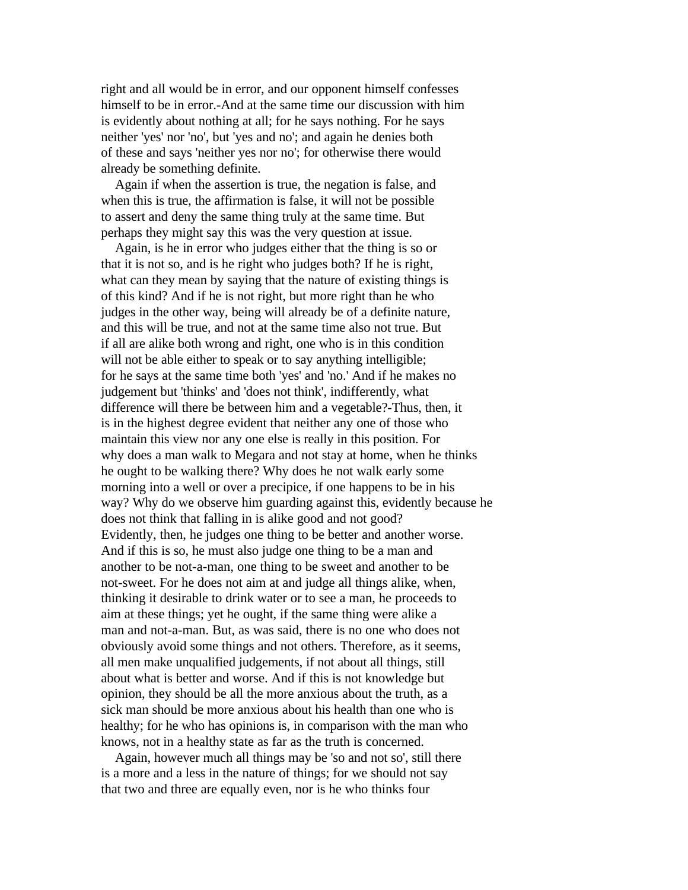right and all would be in error, and our opponent himself confesses himself to be in error.-And at the same time our discussion with him is evidently about nothing at all; for he says nothing. For he says neither 'yes' nor 'no', but 'yes and no'; and again he denies both of these and says 'neither yes nor no'; for otherwise there would already be something definite.

Again if when the assertion is true, the negation is false, and when this is true, the affirmation is false, it will not be possible to assert and deny the same thing truly at the same time. But perhaps they might say this was the very question at issue.

Again, is he in error who judges either that the thing is so or that it is not so, and is he right who judges both? If he is right, what can they mean by saying that the nature of existing things is of this kind? And if he is not right, but more right than he who judges in the other way, being will already be of a definite nature, and this will be true, and not at the same time also not true. But if all are alike both wrong and right, one who is in this condition will not be able either to speak or to say anything intelligible; for he says at the same time both 'yes' and 'no.' And if he makes no judgement but 'thinks' and 'does not think', indifferently, what difference will there be between him and a vegetable?-Thus, then, it is in the highest degree evident that neither any one of those who maintain this view nor any one else is really in this position. For why does a man walk to Megara and not stay at home, when he thinks he ought to be walking there? Why does he not walk early some morning into a well or over a precipice, if one happens to be in his way? Why do we observe him guarding against this, evidently because he does not think that falling in is alike good and not good? Evidently, then, he judges one thing to be better and another worse. And if this is so, he must also judge one thing to be a man and another to be not-a-man, one thing to be sweet and another to be not-sweet. For he does not aim at and judge all things alike, when, thinking it desirable to drink water or to see a man, he proceeds to aim at these things; yet he ought, if the same thing were alike a man and not-a-man. But, as was said, there is no one who does not obviously avoid some things and not others. Therefore, as it seems, all men make unqualified judgements, if not about all things, still about what is better and worse. And if this is not knowledge but opinion, they should be all the more anxious about the truth, as a sick man should be more anxious about his health than one who is healthy; for he who has opinions is, in comparison with the man who knows, not in a healthy state as far as the truth is concerned.

Again, however much all things may be 'so and not so', still there is a more and a less in the nature of things; for we should not say that two and three are equally even, nor is he who thinks four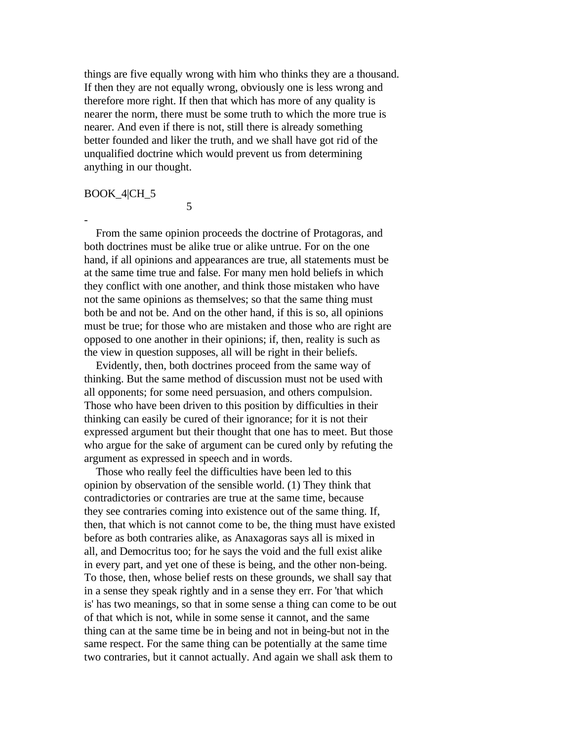things are five equally wrong with him who thinks they are a thousand. If then they are not equally wrong, obviously one is less wrong and therefore more right. If then that which has more of any quality is nearer the norm, there must be some truth to which the more true is nearer. And even if there is not, still there is already something better founded and liker the truth, and we shall have got rid of the unqualified doctrine which would prevent us from determining anything in our thought.

BOOK_4|CH_5

## 5

-

From the same opinion proceeds the doctrine of Protagoras, and both doctrines must be alike true or alike untrue. For on the one hand, if all opinions and appearances are true, all statements must be at the same time true and false. For many men hold beliefs in which they conflict with one another, and think those mistaken who have not the same opinions as themselves; so that the same thing must both be and not be. And on the other hand, if this is so, all opinions must be true; for those who are mistaken and those who are right are opposed to one another in their opinions; if, then, reality is such as the view in question supposes, all will be right in their beliefs.

Evidently, then, both doctrines proceed from the same way of thinking. But the same method of discussion must not be used with all opponents; for some need persuasion, and others compulsion. Those who have been driven to this position by difficulties in their thinking can easily be cured of their ignorance; for it is not their expressed argument but their thought that one has to meet. But those who argue for the sake of argument can be cured only by refuting the argument as expressed in speech and in words.

Those who really feel the difficulties have been led to this opinion by observation of the sensible world. (1) They think that contradictories or contraries are true at the same time, because they see contraries coming into existence out of the same thing. If, then, that which is not cannot come to be, the thing must have existed before as both contraries alike, as Anaxagoras says all is mixed in all, and Democritus too; for he says the void and the full exist alike in every part, and yet one of these is being, and the other non-being. To those, then, whose belief rests on these grounds, we shall say that in a sense they speak rightly and in a sense they err. For 'that which is' has two meanings, so that in some sense a thing can come to be out of that which is not, while in some sense it cannot, and the same thing can at the same time be in being and not in being-but not in the same respect. For the same thing can be potentially at the same time two contraries, but it cannot actually. And again we shall ask them to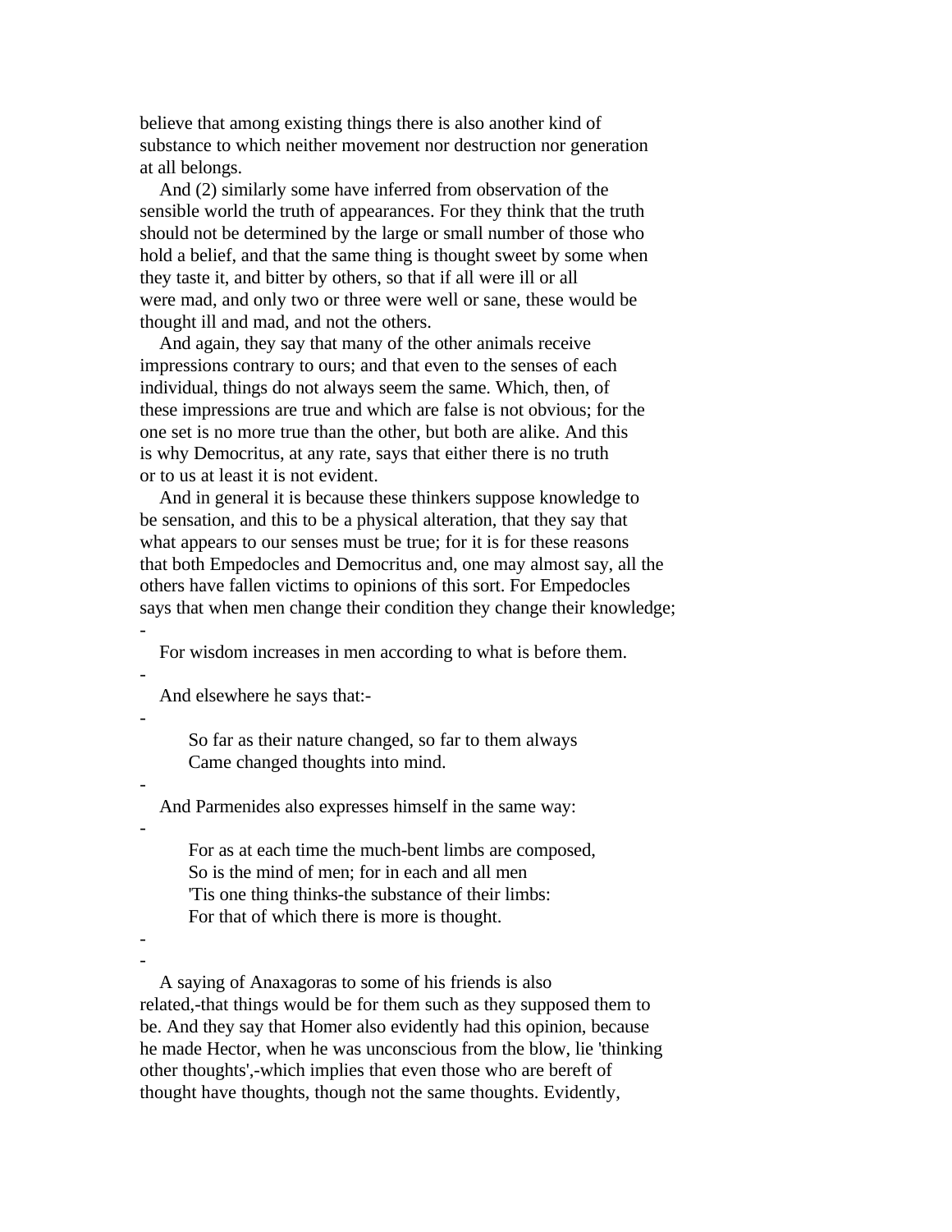believe that among existing things there is also another kind of substance to which neither movement nor destruction nor generation at all belongs.

And (2) similarly some have inferred from observation of the sensible world the truth of appearances. For they think that the truth should not be determined by the large or small number of those who hold a belief, and that the same thing is thought sweet by some when they taste it, and bitter by others, so that if all were ill or all were mad, and only two or three were well or sane, these would be thought ill and mad, and not the others.

And again, they say that many of the other animals receive impressions contrary to ours; and that even to the senses of each individual, things do not always seem the same. Which, then, of these impressions are true and which are false is not obvious; for the one set is no more true than the other, but both are alike. And this is why Democritus, at any rate, says that either there is no truth or to us at least it is not evident.

And in general it is because these thinkers suppose knowledge to be sensation, and this to be a physical alteration, that they say that what appears to our senses must be true; for it is for these reasons that both Empedocles and Democritus and, one may almost say, all the others have fallen victims to opinions of this sort. For Empedocles says that when men change their condition they change their knowledge;

-

For wisdom increases in men according to what is before them.

-

And elsewhere he says that:-

-

> So far as their nature changed, so far to them always
> Came changed thoughts into mind.

-

And Parmenides also expresses himself in the same way:

-

> For as at each time the much-bent limbs are composed,
> So is the mind of men; for in each and all men
> 'Tis one thing thinks-the substance of their limbs:
> For that of which there is more is thought.

-

-

A saying of Anaxagoras to some of his friends is also related,-that things would be for them such as they supposed them to be. And they say that Homer also evidently had this opinion, because he made Hector, when he was unconscious from the blow, lie 'thinking other thoughts',-which implies that even those who are bereft of thought have thoughts, though not the same thoughts. Evidently,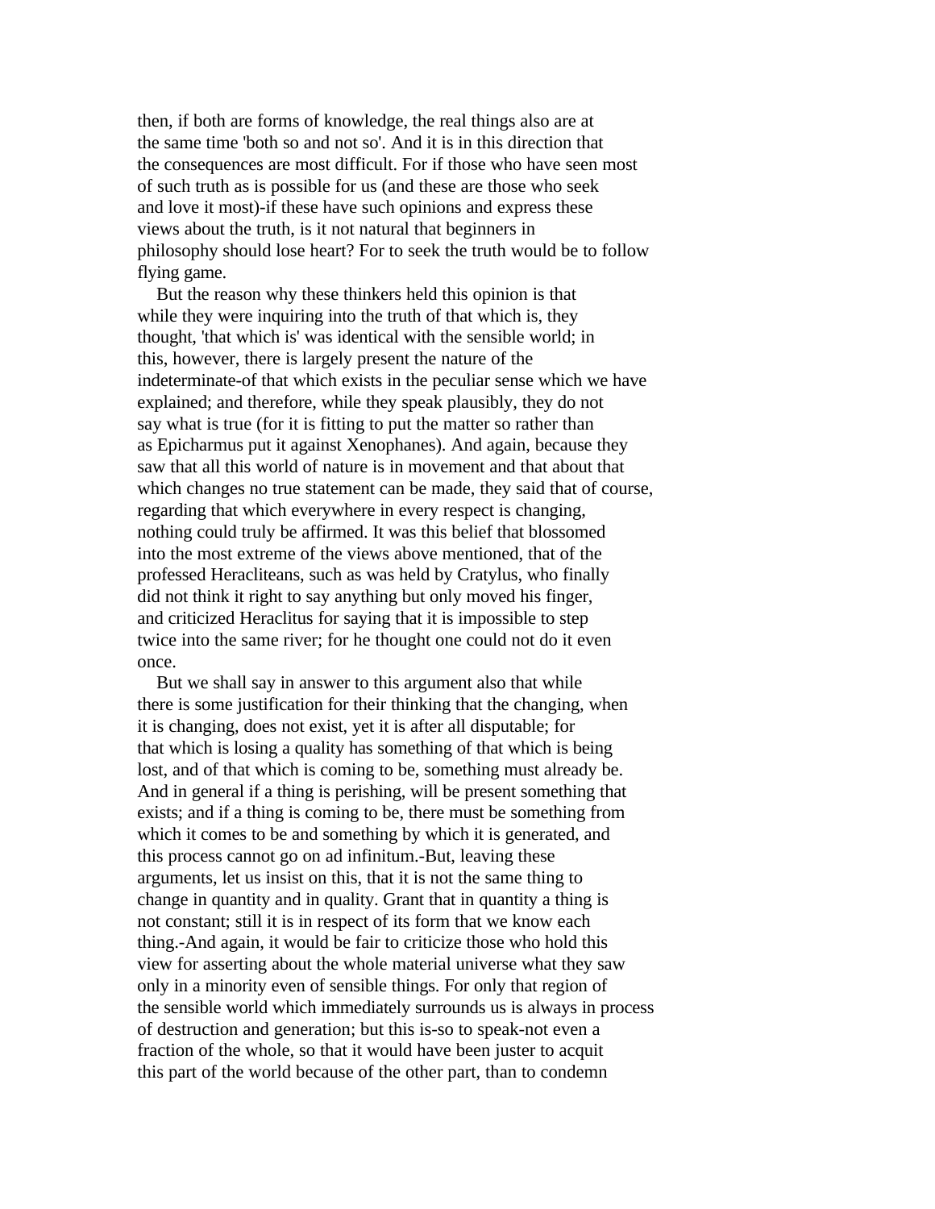then, if both are forms of knowledge, the real things also are at the same time 'both so and not so'. And it is in this direction that the consequences are most difficult. For if those who have seen most of such truth as is possible for us (and these are those who seek and love it most)-if these have such opinions and express these views about the truth, is it not natural that beginners in philosophy should lose heart? For to seek the truth would be to follow flying game.

But the reason why these thinkers held this opinion is that while they were inquiring into the truth of that which is, they thought, 'that which is' was identical with the sensible world; in this, however, there is largely present the nature of the indeterminate-of that which exists in the peculiar sense which we have explained; and therefore, while they speak plausibly, they do not say what is true (for it is fitting to put the matter so rather than as Epicharmus put it against Xenophanes). And again, because they saw that all this world of nature is in movement and that about that which changes no true statement can be made, they said that of course, regarding that which everywhere in every respect is changing, nothing could truly be affirmed. It was this belief that blossomed into the most extreme of the views above mentioned, that of the professed Heracliteans, such as was held by Cratylus, who finally did not think it right to say anything but only moved his finger, and criticized Heraclitus for saying that it is impossible to step twice into the same river; for he thought one could not do it even once.

But we shall say in answer to this argument also that while there is some justification for their thinking that the changing, when it is changing, does not exist, yet it is after all disputable; for that which is losing a quality has something of that which is being lost, and of that which is coming to be, something must already be. And in general if a thing is perishing, will be present something that exists; and if a thing is coming to be, there must be something from which it comes to be and something by which it is generated, and this process cannot go on ad infinitum.-But, leaving these arguments, let us insist on this, that it is not the same thing to change in quantity and in quality. Grant that in quantity a thing is not constant; still it is in respect of its form that we know each thing.-And again, it would be fair to criticize those who hold this view for asserting about the whole material universe what they saw only in a minority even of sensible things. For only that region of the sensible world which immediately surrounds us is always in process of destruction and generation; but this is-so to speak-not even a fraction of the whole, so that it would have been juster to acquit this part of the world because of the other part, than to condemn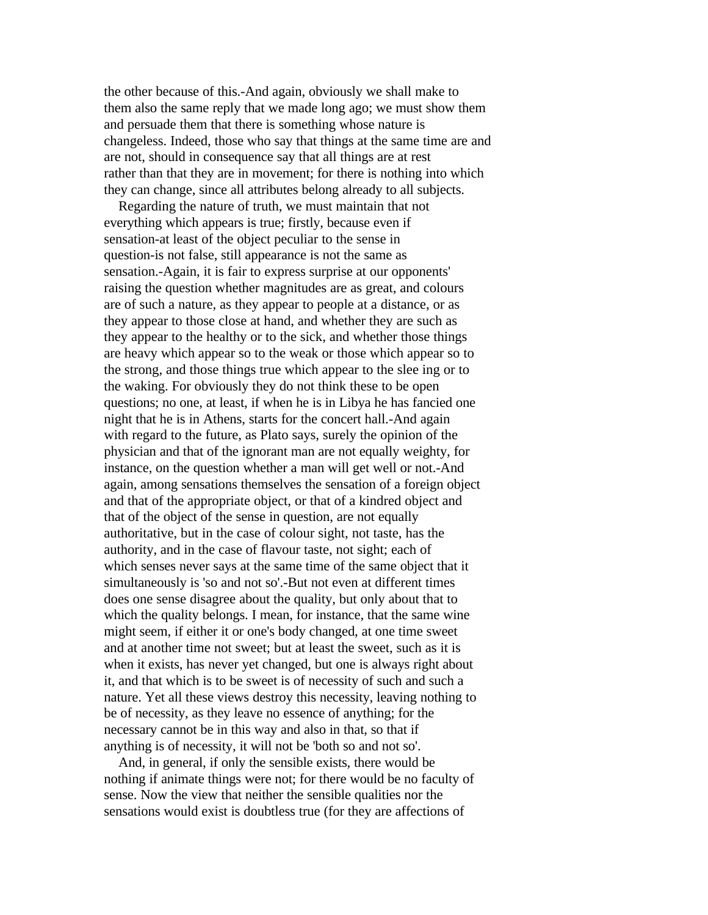the other because of this.-And again, obviously we shall make to them also the same reply that we made long ago; we must show them and persuade them that there is something whose nature is changeless. Indeed, those who say that things at the same time are and are not, should in consequence say that all things are at rest rather than that they are in movement; for there is nothing into which they can change, since all attributes belong already to all subjects.

Regarding the nature of truth, we must maintain that not everything which appears is true; firstly, because even if sensation-at least of the object peculiar to the sense in question-is not false, still appearance is not the same as sensation.-Again, it is fair to express surprise at our opponents' raising the question whether magnitudes are as great, and colours are of such a nature, as they appear to people at a distance, or as they appear to those close at hand, and whether they are such as they appear to the healthy or to the sick, and whether those things are heavy which appear so to the weak or those which appear so to the strong, and those things true which appear to the slee ing or to the waking. For obviously they do not think these to be open questions; no one, at least, if when he is in Libya he has fancied one night that he is in Athens, starts for the concert hall.-And again with regard to the future, as Plato says, surely the opinion of the physician and that of the ignorant man are not equally weighty, for instance, on the question whether a man will get well or not.-And again, among sensations themselves the sensation of a foreign object and that of the appropriate object, or that of a kindred object and that of the object of the sense in question, are not equally authoritative, but in the case of colour sight, not taste, has the authority, and in the case of flavour taste, not sight; each of which senses never says at the same time of the same object that it simultaneously is 'so and not so'.-But not even at different times does one sense disagree about the quality, but only about that to which the quality belongs. I mean, for instance, that the same wine might seem, if either it or one's body changed, at one time sweet and at another time not sweet; but at least the sweet, such as it is when it exists, has never yet changed, but one is always right about it, and that which is to be sweet is of necessity of such and such a nature. Yet all these views destroy this necessity, leaving nothing to be of necessity, as they leave no essence of anything; for the necessary cannot be in this way and also in that, so that if anything is of necessity, it will not be 'both so and not so'.

And, in general, if only the sensible exists, there would be nothing if animate things were not; for there would be no faculty of sense. Now the view that neither the sensible qualities nor the sensations would exist is doubtless true (for they are affections of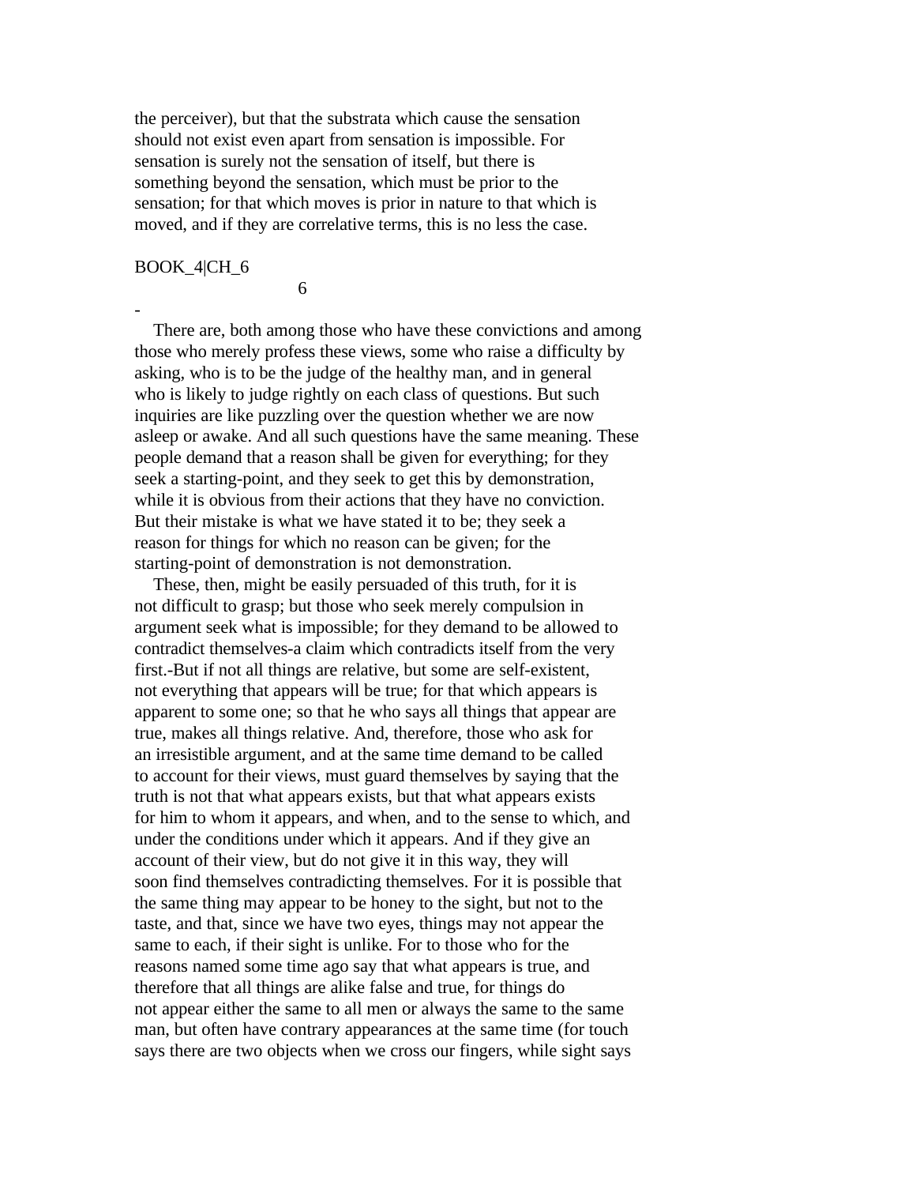the perceiver), but that the substrata which cause the sensation should not exist even apart from sensation is impossible. For sensation is surely not the sensation of itself, but there is something beyond the sensation, which must be prior to the sensation; for that which moves is prior in nature to that which is moved, and if they are correlative terms, this is no less the case.

BOOK_4|CH_6

6

-

There are, both among those who have these convictions and among those who merely profess these views, some who raise a difficulty by asking, who is to be the judge of the healthy man, and in general who is likely to judge rightly on each class of questions. But such inquiries are like puzzling over the question whether we are now asleep or awake. And all such questions have the same meaning. These people demand that a reason shall be given for everything; for they seek a starting-point, and they seek to get this by demonstration, while it is obvious from their actions that they have no conviction. But their mistake is what we have stated it to be; they seek a reason for things for which no reason can be given; for the starting-point of demonstration is not demonstration.

These, then, might be easily persuaded of this truth, for it is not difficult to grasp; but those who seek merely compulsion in argument seek what is impossible; for they demand to be allowed to contradict themselves-a claim which contradicts itself from the very first.-But if not all things are relative, but some are self-existent, not everything that appears will be true; for that which appears is apparent to some one; so that he who says all things that appear are true, makes all things relative. And, therefore, those who ask for an irresistible argument, and at the same time demand to be called to account for their views, must guard themselves by saying that the truth is not that what appears exists, but that what appears exists for him to whom it appears, and when, and to the sense to which, and under the conditions under which it appears. And if they give an account of their view, but do not give it in this way, they will soon find themselves contradicting themselves. For it is possible that the same thing may appear to be honey to the sight, but not to the taste, and that, since we have two eyes, things may not appear the same to each, if their sight is unlike. For to those who for the reasons named some time ago say that what appears is true, and therefore that all things are alike false and true, for things do not appear either the same to all men or always the same to the same man, but often have contrary appearances at the same time (for touch says there are two objects when we cross our fingers, while sight says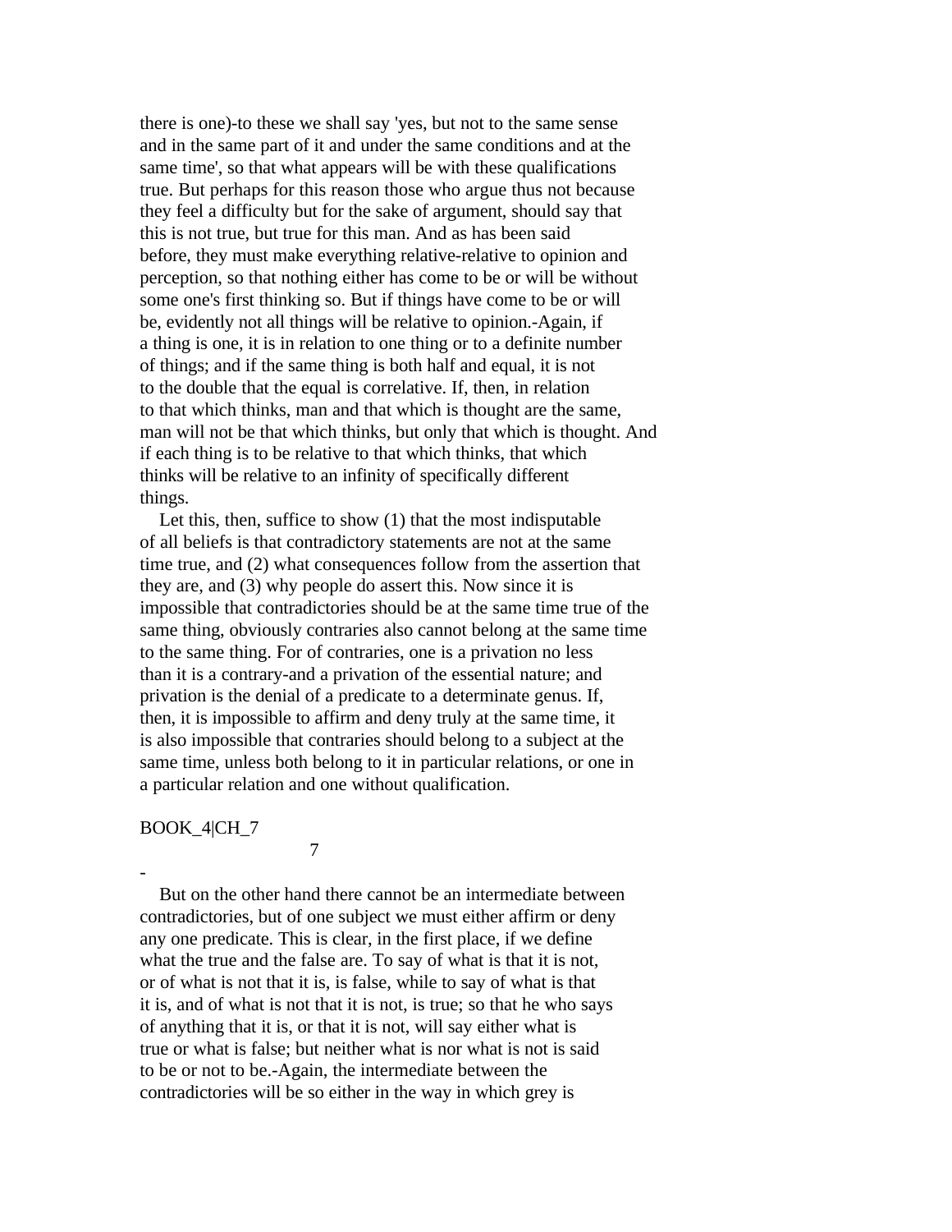there is one)-to these we shall say 'yes, but not to the same sense and in the same part of it and under the same conditions and at the same time', so that what appears will be with these qualifications true. But perhaps for this reason those who argue thus not because they feel a difficulty but for the sake of argument, should say that this is not true, but true for this man. And as has been said before, they must make everything relative-relative to opinion and perception, so that nothing either has come to be or will be without some one's first thinking so. But if things have come to be or will be, evidently not all things will be relative to opinion.-Again, if a thing is one, it is in relation to one thing or to a definite number of things; and if the same thing is both half and equal, it is not to the double that the equal is correlative. If, then, in relation to that which thinks, man and that which is thought are the same, man will not be that which thinks, but only that which is thought. And if each thing is to be relative to that which thinks, that which thinks will be relative to an infinity of specifically different things.

Let this, then, suffice to show (1) that the most indisputable of all beliefs is that contradictory statements are not at the same time true, and (2) what consequences follow from the assertion that they are, and (3) why people do assert this. Now since it is impossible that contradictories should be at the same time true of the same thing, obviously contraries also cannot belong at the same time to the same thing. For of contraries, one is a privation no less than it is a contrary-and a privation of the essential nature; and privation is the denial of a predicate to a determinate genus. If, then, it is impossible to affirm and deny truly at the same time, it is also impossible that contraries should belong to a subject at the same time, unless both belong to it in particular relations, or one in a particular relation and one without qualification.

BOOK_4|CH_7

7

-

But on the other hand there cannot be an intermediate between contradictories, but of one subject we must either affirm or deny any one predicate. This is clear, in the first place, if we define what the true and the false are. To say of what is that it is not, or of what is not that it is, is false, while to say of what is that it is, and of what is not that it is not, is true; so that he who says of anything that it is, or that it is not, will say either what is true or what is false; but neither what is nor what is not is said to be or not to be.-Again, the intermediate between the contradictories will be so either in the way in which grey is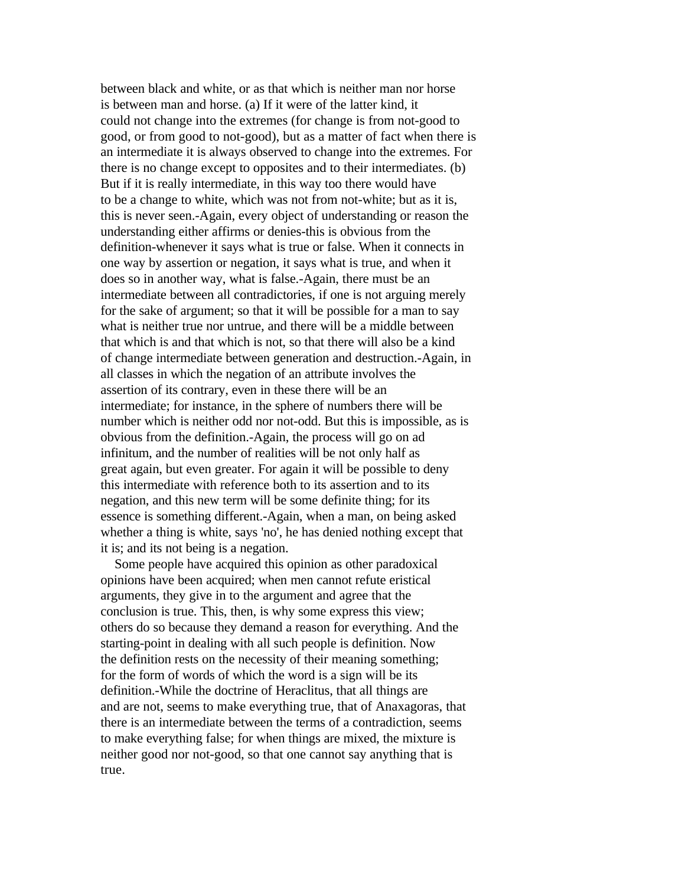between black and white, or as that which is neither man nor horse is between man and horse. (a) If it were of the latter kind, it could not change into the extremes (for change is from not-good to good, or from good to not-good), but as a matter of fact when there is an intermediate it is always observed to change into the extremes. For there is no change except to opposites and to their intermediates. (b) But if it is really intermediate, in this way too there would have to be a change to white, which was not from not-white; but as it is, this is never seen.-Again, every object of understanding or reason the understanding either affirms or denies-this is obvious from the definition-whenever it says what is true or false. When it connects in one way by assertion or negation, it says what is true, and when it does so in another way, what is false.-Again, there must be an intermediate between all contradictories, if one is not arguing merely for the sake of argument; so that it will be possible for a man to say what is neither true nor untrue, and there will be a middle between that which is and that which is not, so that there will also be a kind of change intermediate between generation and destruction.-Again, in all classes in which the negation of an attribute involves the assertion of its contrary, even in these there will be an intermediate; for instance, in the sphere of numbers there will be number which is neither odd nor not-odd. But this is impossible, as is obvious from the definition.-Again, the process will go on ad infinitum, and the number of realities will be not only half as great again, but even greater. For again it will be possible to deny this intermediate with reference both to its assertion and to its negation, and this new term will be some definite thing; for its essence is something different.-Again, when a man, on being asked whether a thing is white, says 'no', he has denied nothing except that it is; and its not being is a negation.

Some people have acquired this opinion as other paradoxical opinions have been acquired; when men cannot refute eristical arguments, they give in to the argument and agree that the conclusion is true. This, then, is why some express this view; others do so because they demand a reason for everything. And the starting-point in dealing with all such people is definition. Now the definition rests on the necessity of their meaning something; for the form of words of which the word is a sign will be its definition.-While the doctrine of Heraclitus, that all things are and are not, seems to make everything true, that of Anaxagoras, that there is an intermediate between the terms of a contradiction, seems to make everything false; for when things are mixed, the mixture is neither good nor not-good, so that one cannot say anything that is true.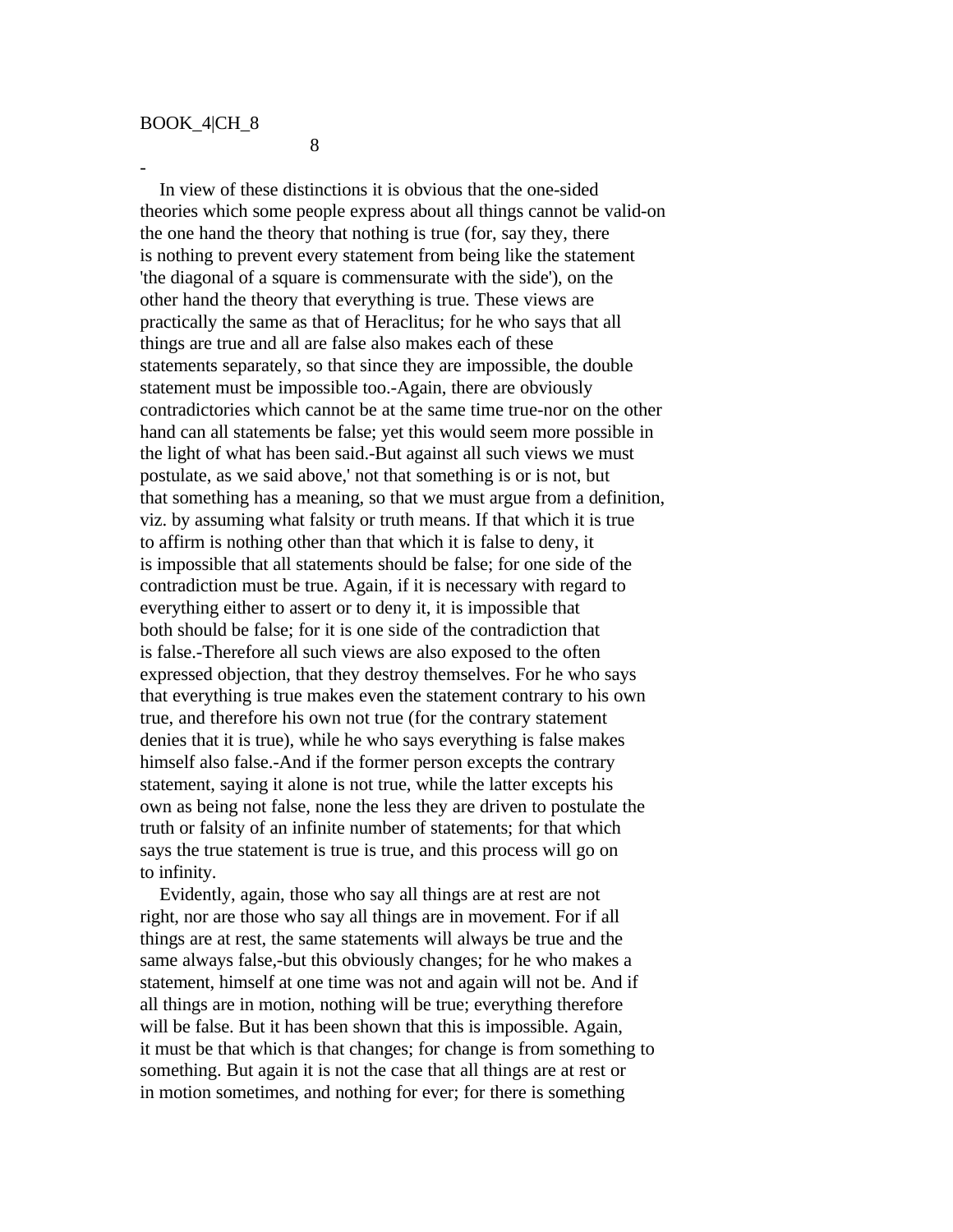BOOK_4|CH_8

8

-

In view of these distinctions it is obvious that the one-sided theories which some people express about all things cannot be valid-on the one hand the theory that nothing is true (for, say they, there is nothing to prevent every statement from being like the statement 'the diagonal of a square is commensurate with the side'), on the other hand the theory that everything is true. These views are practically the same as that of Heraclitus; for he who says that all things are true and all are false also makes each of these statements separately, so that since they are impossible, the double statement must be impossible too.-Again, there are obviously contradictories which cannot be at the same time true-nor on the other hand can all statements be false; yet this would seem more possible in the light of what has been said.-But against all such views we must postulate, as we said above,' not that something is or is not, but that something has a meaning, so that we must argue from a definition, viz. by assuming what falsity or truth means. If that which it is true to affirm is nothing other than that which it is false to deny, it is impossible that all statements should be false; for one side of the contradiction must be true. Again, if it is necessary with regard to everything either to assert or to deny it, it is impossible that both should be false; for it is one side of the contradiction that is false.-Therefore all such views are also exposed to the often expressed objection, that they destroy themselves. For he who says that everything is true makes even the statement contrary to his own true, and therefore his own not true (for the contrary statement denies that it is true), while he who says everything is false makes himself also false.-And if the former person excepts the contrary statement, saying it alone is not true, while the latter excepts his own as being not false, none the less they are driven to postulate the truth or falsity of an infinite number of statements; for that which says the true statement is true is true, and this process will go on to infinity.

Evidently, again, those who say all things are at rest are not right, nor are those who say all things are in movement. For if all things are at rest, the same statements will always be true and the same always false,-but this obviously changes; for he who makes a statement, himself at one time was not and again will not be. And if all things are in motion, nothing will be true; everything therefore will be false. But it has been shown that this is impossible. Again, it must be that which is that changes; for change is from something to something. But again it is not the case that all things are at rest or in motion sometimes, and nothing for ever; for there is something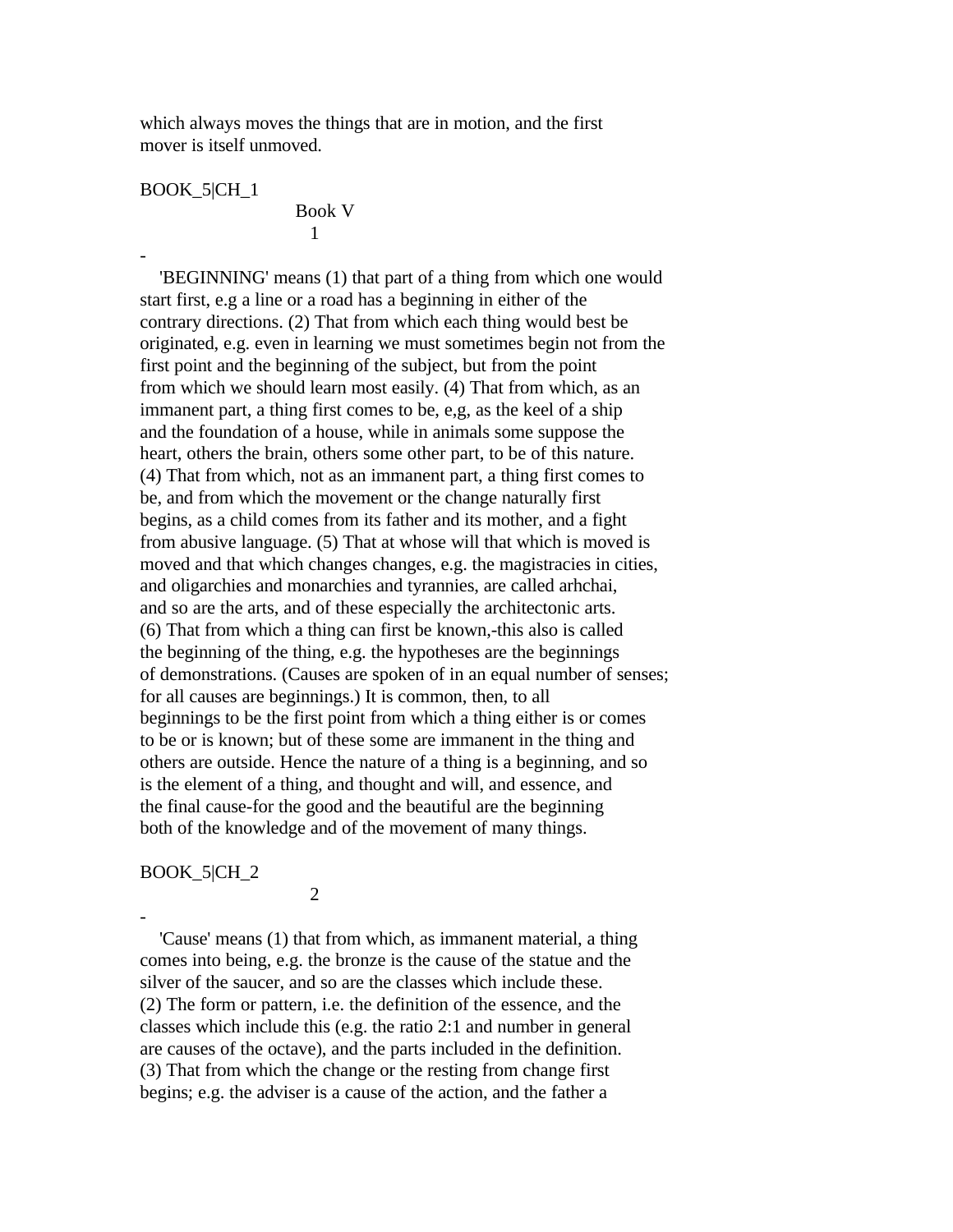which always moves the things that are in motion, and the first mover is itself unmoved.

BOOK_5|CH_1

# Book V

## 1

-

'BEGINNING' means (1) that part of a thing from which one would start first, e.g a line or a road has a beginning in either of the contrary directions. (2) That from which each thing would best be originated, e.g. even in learning we must sometimes begin not from the first point and the beginning of the subject, but from the point from which we should learn most easily. (4) That from which, as an immanent part, a thing first comes to be, e,g, as the keel of a ship and the foundation of a house, while in animals some suppose the heart, others the brain, others some other part, to be of this nature. (4) That from which, not as an immanent part, a thing first comes to be, and from which the movement or the change naturally first begins, as a child comes from its father and its mother, and a fight from abusive language. (5) That at whose will that which is moved is moved and that which changes changes, e.g. the magistracies in cities, and oligarchies and monarchies and tyrannies, are called arhchai, and so are the arts, and of these especially the architectonic arts. (6) That from which a thing can first be known,-this also is called the beginning of the thing, e.g. the hypotheses are the beginnings of demonstrations. (Causes are spoken of in an equal number of senses; for all causes are beginnings.) It is common, then, to all beginnings to be the first point from which a thing either is or comes to be or is known; but of these some are immanent in the thing and others are outside. Hence the nature of a thing is a beginning, and so is the element of a thing, and thought and will, and essence, and the final cause-for the good and the beautiful are the beginning both of the knowledge and of the movement of many things.

BOOK_5|CH_2

## 2

-

'Cause' means (1) that from which, as immanent material, a thing comes into being, e.g. the bronze is the cause of the statue and the silver of the saucer, and so are the classes which include these. (2) The form or pattern, i.e. the definition of the essence, and the classes which include this (e.g. the ratio 2:1 and number in general are causes of the octave), and the parts included in the definition. (3) That from which the change or the resting from change first begins; e.g. the adviser is a cause of the action, and the father a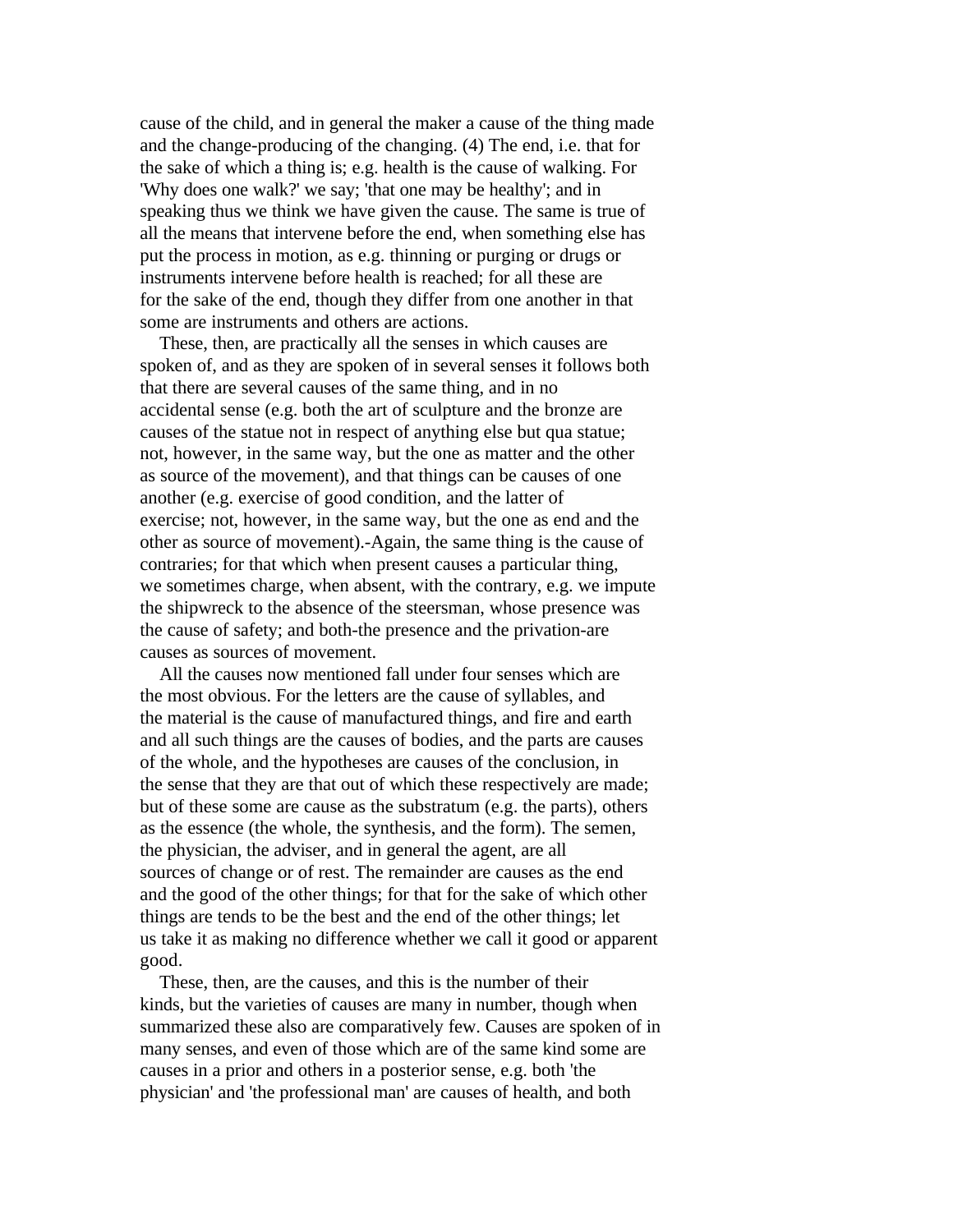cause of the child, and in general the maker a cause of the thing made and the change-producing of the changing. (4) The end, i.e. that for the sake of which a thing is; e.g. health is the cause of walking. For 'Why does one walk?' we say; 'that one may be healthy'; and in speaking thus we think we have given the cause. The same is true of all the means that intervene before the end, when something else has put the process in motion, as e.g. thinning or purging or drugs or instruments intervene before health is reached; for all these are for the sake of the end, though they differ from one another in that some are instruments and others are actions.

These, then, are practically all the senses in which causes are spoken of, and as they are spoken of in several senses it follows both that there are several causes of the same thing, and in no accidental sense (e.g. both the art of sculpture and the bronze are causes of the statue not in respect of anything else but qua statue; not, however, in the same way, but the one as matter and the other as source of the movement), and that things can be causes of one another (e.g. exercise of good condition, and the latter of exercise; not, however, in the same way, but the one as end and the other as source of movement).-Again, the same thing is the cause of contraries; for that which when present causes a particular thing, we sometimes charge, when absent, with the contrary, e.g. we impute the shipwreck to the absence of the steersman, whose presence was the cause of safety; and both-the presence and the privation-are causes as sources of movement.

All the causes now mentioned fall under four senses which are the most obvious. For the letters are the cause of syllables, and the material is the cause of manufactured things, and fire and earth and all such things are the causes of bodies, and the parts are causes of the whole, and the hypotheses are causes of the conclusion, in the sense that they are that out of which these respectively are made; but of these some are cause as the substratum (e.g. the parts), others as the essence (the whole, the synthesis, and the form). The semen, the physician, the adviser, and in general the agent, are all sources of change or of rest. The remainder are causes as the end and the good of the other things; for that for the sake of which other things are tends to be the best and the end of the other things; let us take it as making no difference whether we call it good or apparent good.

These, then, are the causes, and this is the number of their kinds, but the varieties of causes are many in number, though when summarized these also are comparatively few. Causes are spoken of in many senses, and even of those which are of the same kind some are causes in a prior and others in a posterior sense, e.g. both 'the physician' and 'the professional man' are causes of health, and both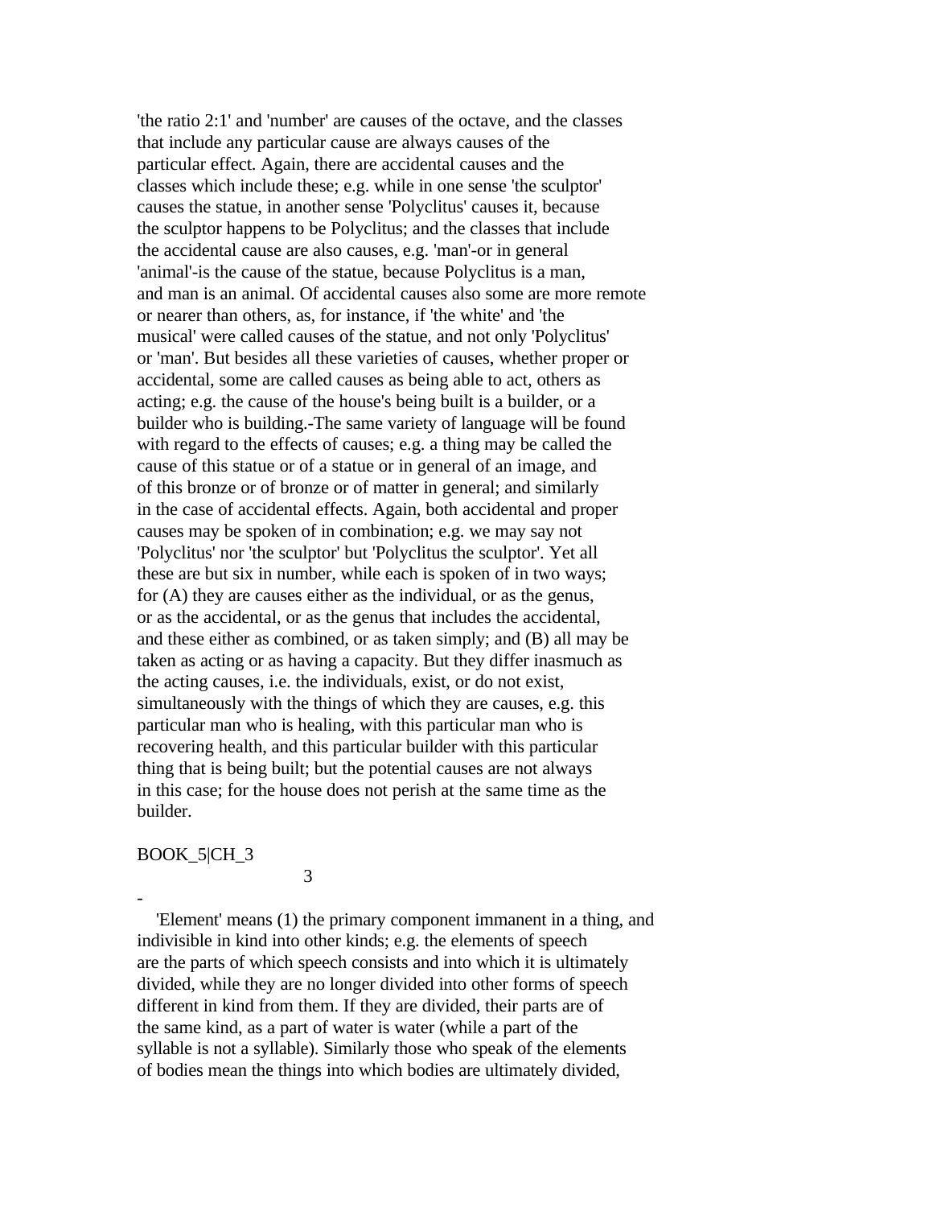'the ratio 2:1' and 'number' are causes of the octave, and the classes that include any particular cause are always causes of the particular effect. Again, there are accidental causes and the classes which include these; e.g. while in one sense 'the sculptor' causes the statue, in another sense 'Polyclitus' causes it, because the sculptor happens to be Polyclitus; and the classes that include the accidental cause are also causes, e.g. 'man'-or in general 'animal'-is the cause of the statue, because Polyclitus is a man, and man is an animal. Of accidental causes also some are more remote or nearer than others, as, for instance, if 'the white' and 'the musical' were called causes of the statue, and not only 'Polyclitus' or 'man'. But besides all these varieties of causes, whether proper or accidental, some are called causes as being able to act, others as acting; e.g. the cause of the house's being built is a builder, or a builder who is building.-The same variety of language will be found with regard to the effects of causes; e.g. a thing may be called the cause of this statue or of a statue or in general of an image, and of this bronze or of bronze or of matter in general; and similarly in the case of accidental effects. Again, both accidental and proper causes may be spoken of in combination; e.g. we may say not 'Polyclitus' nor 'the sculptor' but 'Polyclitus the sculptor'. Yet all these are but six in number, while each is spoken of in two ways; for (A) they are causes either as the individual, or as the genus, or as the accidental, or as the genus that includes the accidental, and these either as combined, or as taken simply; and (B) all may be taken as acting or as having a capacity. But they differ inasmuch as the acting causes, i.e. the individuals, exist, or do not exist, simultaneously with the things of which they are causes, e.g. this particular man who is healing, with this particular man who is recovering health, and this particular builder with this particular thing that is being built; but the potential causes are not always in this case; for the house does not perish at the same time as the builder.

BOOK_5|CH_3

3

-

'Element' means (1) the primary component immanent in a thing, and indivisible in kind into other kinds; e.g. the elements of speech are the parts of which speech consists and into which it is ultimately divided, while they are no longer divided into other forms of speech different in kind from them. If they are divided, their parts are of the same kind, as a part of water is water (while a part of the syllable is not a syllable). Similarly those who speak of the elements of bodies mean the things into which bodies are ultimately divided,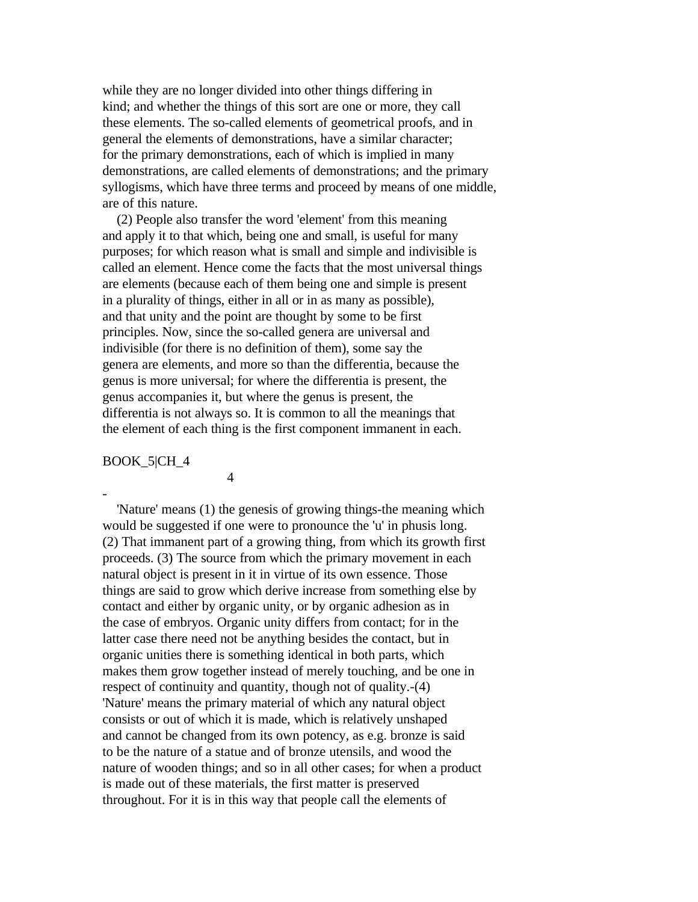while they are no longer divided into other things differing in kind; and whether the things of this sort are one or more, they call these elements. The so-called elements of geometrical proofs, and in general the elements of demonstrations, have a similar character; for the primary demonstrations, each of which is implied in many demonstrations, are called elements of demonstrations; and the primary syllogisms, which have three terms and proceed by means of one middle, are of this nature.

(2) People also transfer the word 'element' from this meaning and apply it to that which, being one and small, is useful for many purposes; for which reason what is small and simple and indivisible is called an element. Hence come the facts that the most universal things are elements (because each of them being one and simple is present in a plurality of things, either in all or in as many as possible), and that unity and the point are thought by some to be first principles. Now, since the so-called genera are universal and indivisible (for there is no definition of them), some say the genera are elements, and more so than the differentia, because the genus is more universal; for where the differentia is present, the genus accompanies it, but where the genus is present, the differentia is not always so. It is common to all the meanings that the element of each thing is the first component immanent in each.

BOOK_5|CH_4

4

-

'Nature' means (1) the genesis of growing things-the meaning which would be suggested if one were to pronounce the 'u' in phusis long. (2) That immanent part of a growing thing, from which its growth first proceeds. (3) The source from which the primary movement in each natural object is present in it in virtue of its own essence. Those things are said to grow which derive increase from something else by contact and either by organic unity, or by organic adhesion as in the case of embryos. Organic unity differs from contact; for in the latter case there need not be anything besides the contact, but in organic unities there is something identical in both parts, which makes them grow together instead of merely touching, and be one in respect of continuity and quantity, though not of quality.-(4) 'Nature' means the primary material of which any natural object consists or out of which it is made, which is relatively unshaped and cannot be changed from its own potency, as e.g. bronze is said to be the nature of a statue and of bronze utensils, and wood the nature of wooden things; and so in all other cases; for when a product is made out of these materials, the first matter is preserved throughout. For it is in this way that people call the elements of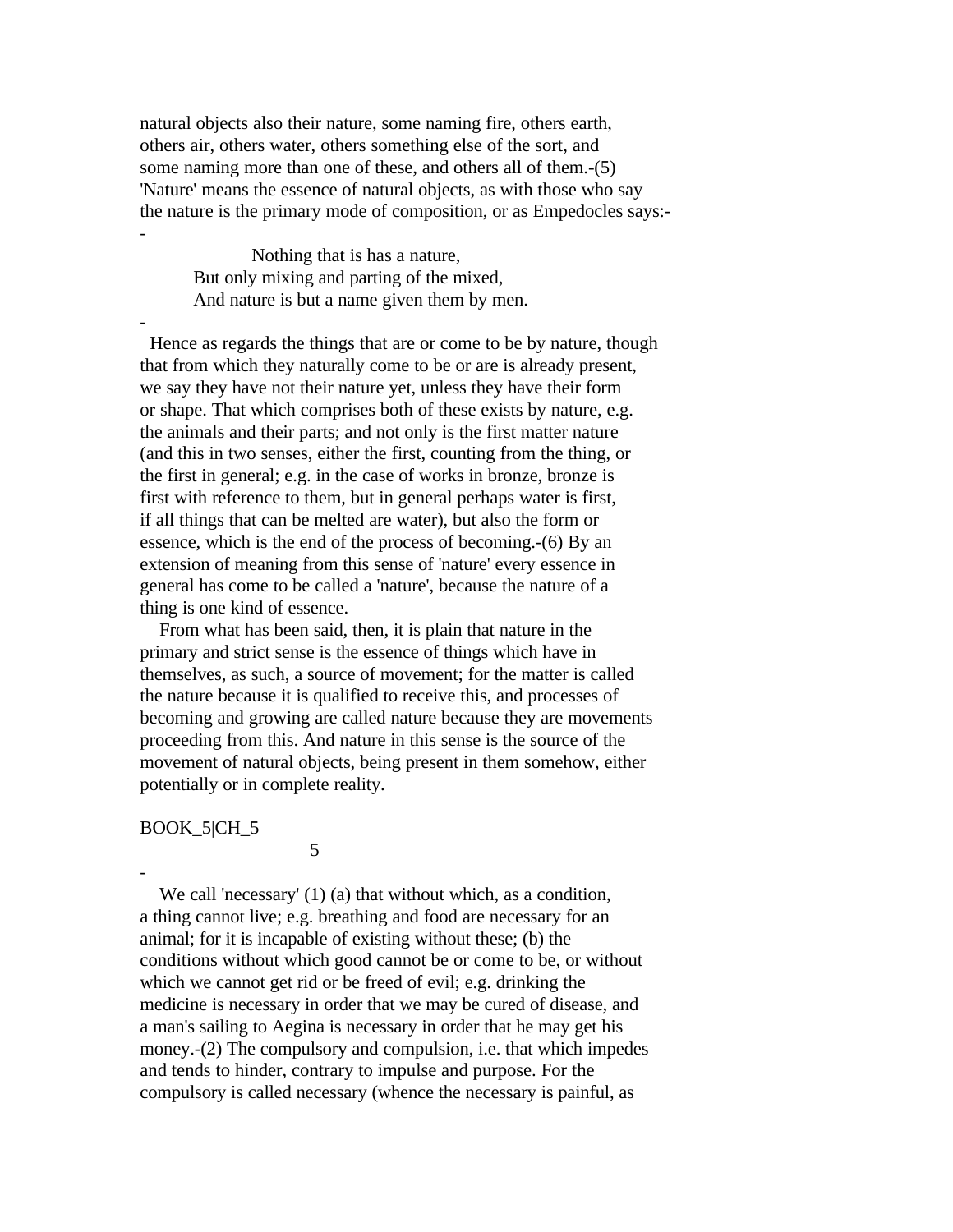natural objects also their nature, some naming fire, others earth, others air, others water, others something else of the sort, and some naming more than one of these, and others all of them.-(5) 'Nature' means the essence of natural objects, as with those who say the nature is the primary mode of composition, or as Empedocles says:-

-

> Nothing that is has a nature,
> But only mixing and parting of the mixed,
> And nature is but a name given them by men.

-

Hence as regards the things that are or come to be by nature, though that from which they naturally come to be or are is already present, we say they have not their nature yet, unless they have their form or shape. That which comprises both of these exists by nature, e.g. the animals and their parts; and not only is the first matter nature (and this in two senses, either the first, counting from the thing, or the first in general; e.g. in the case of works in bronze, bronze is first with reference to them, but in general perhaps water is first, if all things that can be melted are water), but also the form or essence, which is the end of the process of becoming.-(6) By an extension of meaning from this sense of 'nature' every essence in general has come to be called a 'nature', because the nature of a thing is one kind of essence.

From what has been said, then, it is plain that nature in the primary and strict sense is the essence of things which have in themselves, as such, a source of movement; for the matter is called the nature because it is qualified to receive this, and processes of becoming and growing are called nature because they are movements proceeding from this. And nature in this sense is the source of the movement of natural objects, being present in them somehow, either potentially or in complete reality.

BOOK_5|CH_5

5

-

We call 'necessary' (1) (a) that without which, as a condition, a thing cannot live; e.g. breathing and food are necessary for an animal; for it is incapable of existing without these; (b) the conditions without which good cannot be or come to be, or without which we cannot get rid or be freed of evil; e.g. drinking the medicine is necessary in order that we may be cured of disease, and a man's sailing to Aegina is necessary in order that he may get his money.-(2) The compulsory and compulsion, i.e. that which impedes and tends to hinder, contrary to impulse and purpose. For the compulsory is called necessary (whence the necessary is painful, as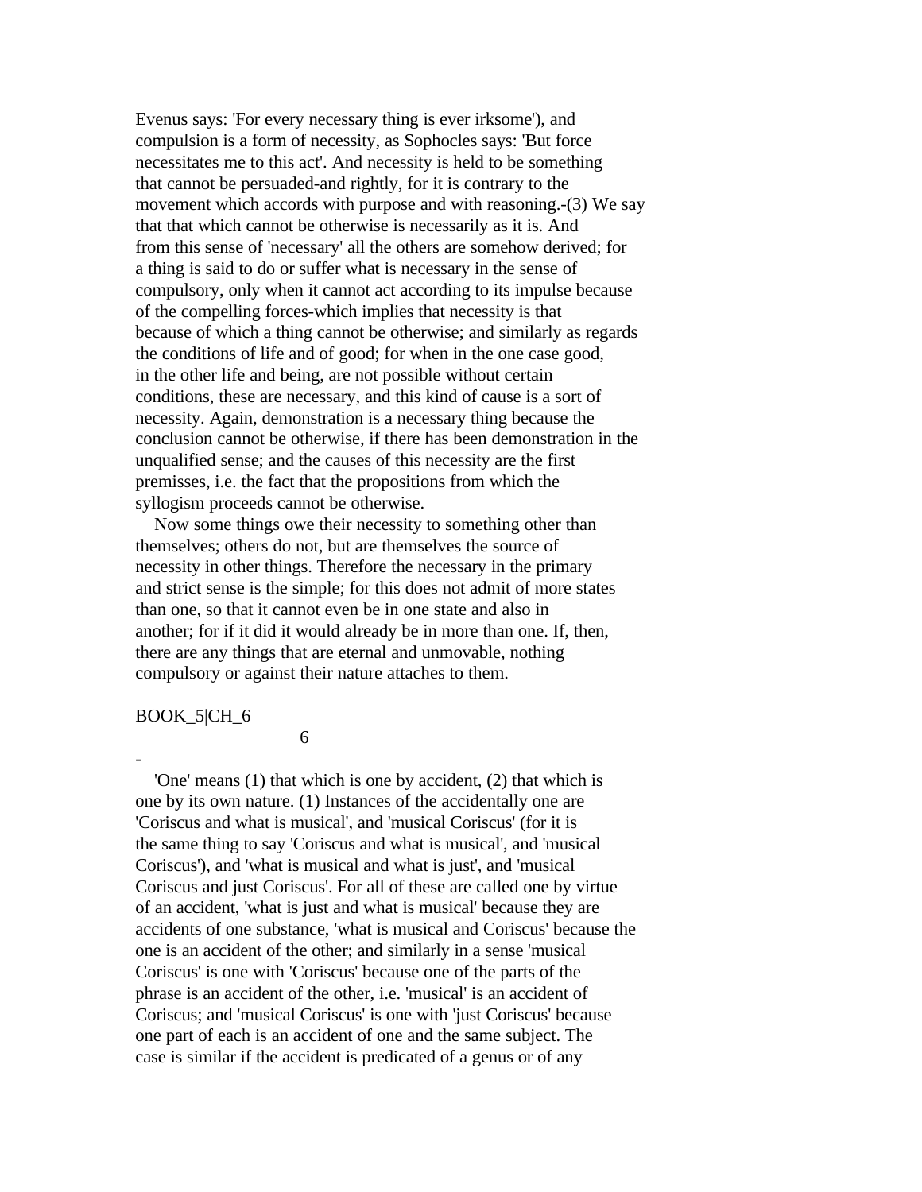Evenus says: 'For every necessary thing is ever irksome'), and compulsion is a form of necessity, as Sophocles says: 'But force necessitates me to this act'. And necessity is held to be something that cannot be persuaded-and rightly, for it is contrary to the movement which accords with purpose and with reasoning.-(3) We say that that which cannot be otherwise is necessarily as it is. And from this sense of 'necessary' all the others are somehow derived; for a thing is said to do or suffer what is necessary in the sense of compulsory, only when it cannot act according to its impulse because of the compelling forces-which implies that necessity is that because of which a thing cannot be otherwise; and similarly as regards the conditions of life and of good; for when in the one case good, in the other life and being, are not possible without certain conditions, these are necessary, and this kind of cause is a sort of necessity. Again, demonstration is a necessary thing because the conclusion cannot be otherwise, if there has been demonstration in the unqualified sense; and the causes of this necessity are the first premisses, i.e. the fact that the propositions from which the syllogism proceeds cannot be otherwise.

Now some things owe their necessity to something other than themselves; others do not, but are themselves the source of necessity in other things. Therefore the necessary in the primary and strict sense is the simple; for this does not admit of more states than one, so that it cannot even be in one state and also in another; for if it did it would already be in more than one. If, then, there are any things that are eternal and unmovable, nothing compulsory or against their nature attaches to them.

BOOK_5|CH_6

6

-

'One' means (1) that which is one by accident, (2) that which is one by its own nature. (1) Instances of the accidentally one are 'Coriscus and what is musical', and 'musical Coriscus' (for it is the same thing to say 'Coriscus and what is musical', and 'musical Coriscus'), and 'what is musical and what is just', and 'musical Coriscus and just Coriscus'. For all of these are called one by virtue of an accident, 'what is just and what is musical' because they are accidents of one substance, 'what is musical and Coriscus' because the one is an accident of the other; and similarly in a sense 'musical Coriscus' is one with 'Coriscus' because one of the parts of the phrase is an accident of the other, i.e. 'musical' is an accident of Coriscus; and 'musical Coriscus' is one with 'just Coriscus' because one part of each is an accident of one and the same subject. The case is similar if the accident is predicated of a genus or of any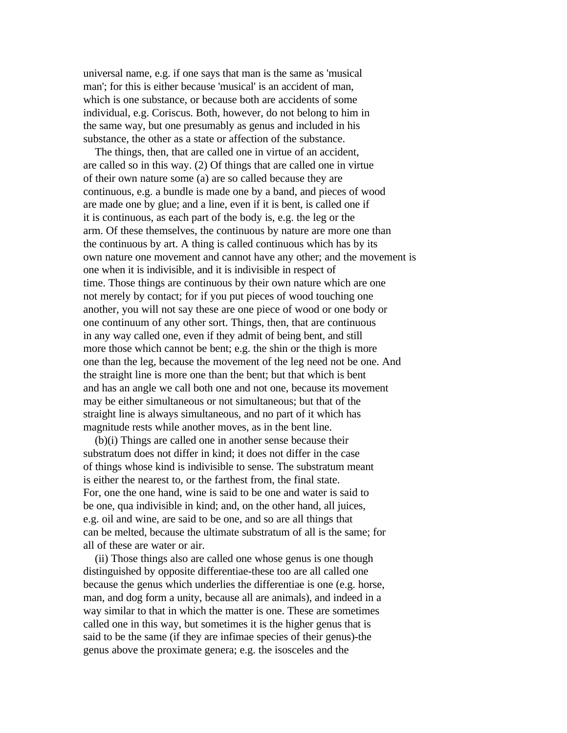universal name, e.g. if one says that man is the same as 'musical man'; for this is either because 'musical' is an accident of man, which is one substance, or because both are accidents of some individual, e.g. Coriscus. Both, however, do not belong to him in the same way, but one presumably as genus and included in his substance, the other as a state or affection of the substance.

The things, then, that are called one in virtue of an accident, are called so in this way. (2) Of things that are called one in virtue of their own nature some (a) are so called because they are continuous, e.g. a bundle is made one by a band, and pieces of wood are made one by glue; and a line, even if it is bent, is called one if it is continuous, as each part of the body is, e.g. the leg or the arm. Of these themselves, the continuous by nature are more one than the continuous by art. A thing is called continuous which has by its own nature one movement and cannot have any other; and the movement is one when it is indivisible, and it is indivisible in respect of time. Those things are continuous by their own nature which are one not merely by contact; for if you put pieces of wood touching one another, you will not say these are one piece of wood or one body or one continuum of any other sort. Things, then, that are continuous in any way called one, even if they admit of being bent, and still more those which cannot be bent; e.g. the shin or the thigh is more one than the leg, because the movement of the leg need not be one. And the straight line is more one than the bent; but that which is bent and has an angle we call both one and not one, because its movement may be either simultaneous or not simultaneous; but that of the straight line is always simultaneous, and no part of it which has magnitude rests while another moves, as in the bent line.

(b)(i) Things are called one in another sense because their substratum does not differ in kind; it does not differ in the case of things whose kind is indivisible to sense. The substratum meant is either the nearest to, or the farthest from, the final state. For, one the one hand, wine is said to be one and water is said to be one, qua indivisible in kind; and, on the other hand, all juices, e.g. oil and wine, are said to be one, and so are all things that can be melted, because the ultimate substratum of all is the same; for all of these are water or air.

(ii) Those things also are called one whose genus is one though distinguished by opposite differentiae-these too are all called one because the genus which underlies the differentiae is one (e.g. horse, man, and dog form a unity, because all are animals), and indeed in a way similar to that in which the matter is one. These are sometimes called one in this way, but sometimes it is the higher genus that is said to be the same (if they are infimae species of their genus)-the genus above the proximate genera; e.g. the isosceles and the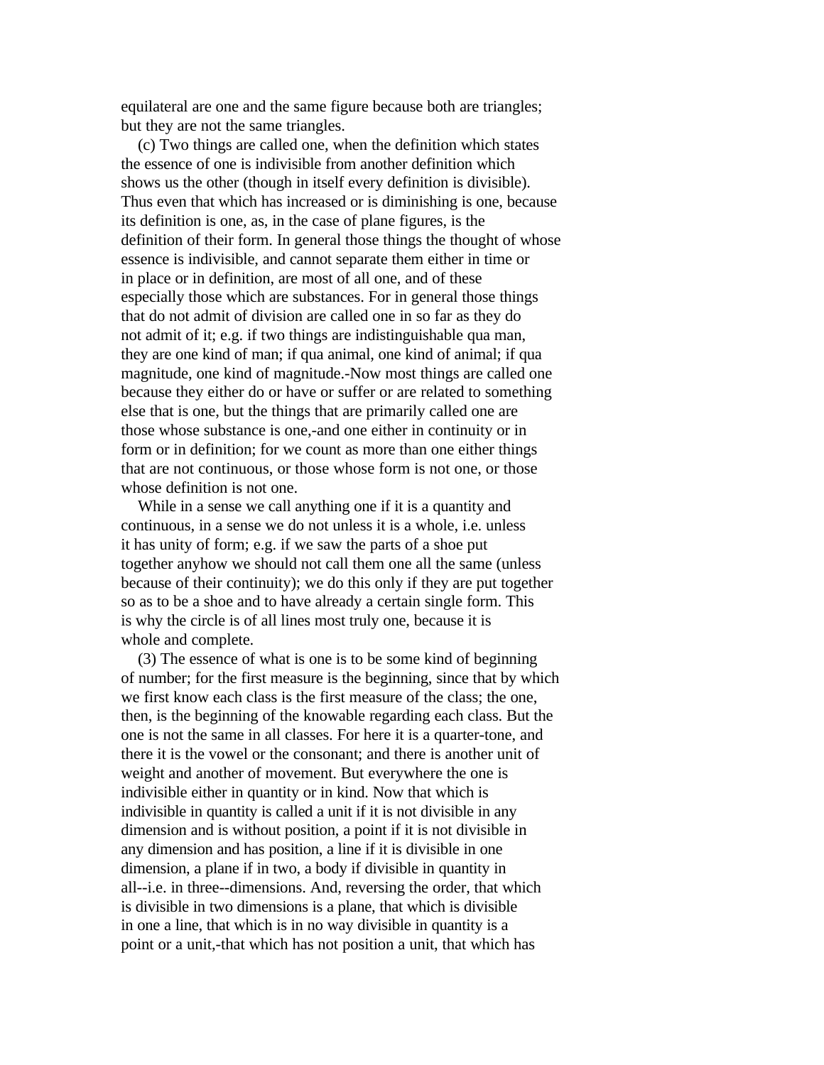equilateral are one and the same figure because both are triangles; but they are not the same triangles.

(c) Two things are called one, when the definition which states the essence of one is indivisible from another definition which shows us the other (though in itself every definition is divisible). Thus even that which has increased or is diminishing is one, because its definition is one, as, in the case of plane figures, is the definition of their form. In general those things the thought of whose essence is indivisible, and cannot separate them either in time or in place or in definition, are most of all one, and of these especially those which are substances. For in general those things that do not admit of division are called one in so far as they do not admit of it; e.g. if two things are indistinguishable qua man, they are one kind of man; if qua animal, one kind of animal; if qua magnitude, one kind of magnitude.-Now most things are called one because they either do or have or suffer or are related to something else that is one, but the things that are primarily called one are those whose substance is one,-and one either in continuity or in form or in definition; for we count as more than one either things that are not continuous, or those whose form is not one, or those whose definition is not one.

While in a sense we call anything one if it is a quantity and continuous, in a sense we do not unless it is a whole, i.e. unless it has unity of form; e.g. if we saw the parts of a shoe put together anyhow we should not call them one all the same (unless because of their continuity); we do this only if they are put together so as to be a shoe and to have already a certain single form. This is why the circle is of all lines most truly one, because it is whole and complete.

(3) The essence of what is one is to be some kind of beginning of number; for the first measure is the beginning, since that by which we first know each class is the first measure of the class; the one, then, is the beginning of the knowable regarding each class. But the one is not the same in all classes. For here it is a quarter-tone, and there it is the vowel or the consonant; and there is another unit of weight and another of movement. But everywhere the one is indivisible either in quantity or in kind. Now that which is indivisible in quantity is called a unit if it is not divisible in any dimension and is without position, a point if it is not divisible in any dimension and has position, a line if it is divisible in one dimension, a plane if in two, a body if divisible in quantity in all--i.e. in three--dimensions. And, reversing the order, that which is divisible in two dimensions is a plane, that which is divisible in one a line, that which is in no way divisible in quantity is a point or a unit,-that which has not position a unit, that which has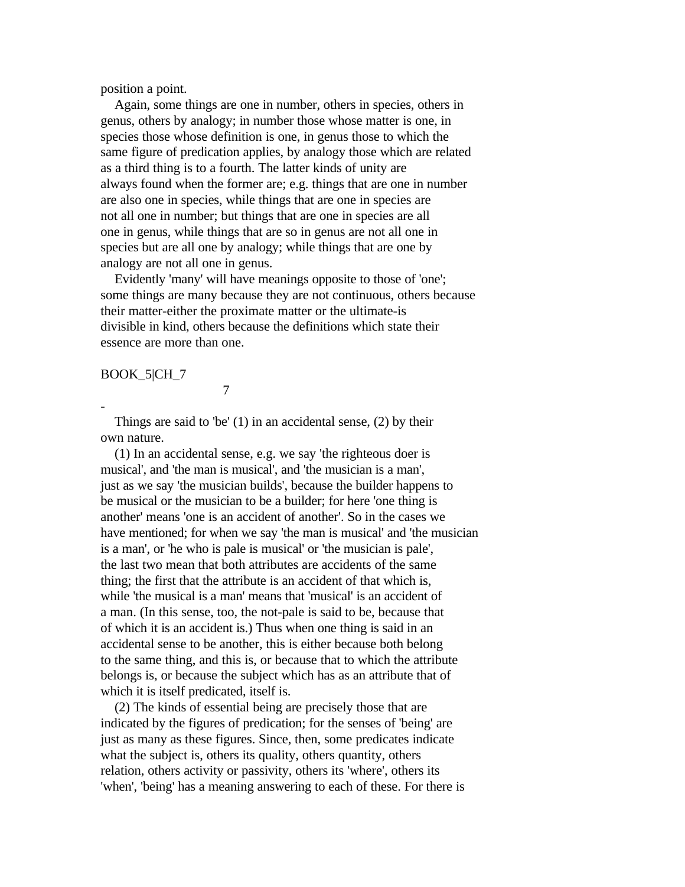position a point.

Again, some things are one in number, others in species, others in genus, others by analogy; in number those whose matter is one, in species those whose definition is one, in genus those to which the same figure of predication applies, by analogy those which are related as a third thing is to a fourth. The latter kinds of unity are always found when the former are; e.g. things that are one in number are also one in species, while things that are one in species are not all one in number; but things that are one in species are all one in genus, while things that are so in genus are not all one in species but are all one by analogy; while things that are one by analogy are not all one in genus.

Evidently 'many' will have meanings opposite to those of 'one'; some things are many because they are not continuous, others because their matter-either the proximate matter or the ultimate-is divisible in kind, others because the definitions which state their essence are more than one.

BOOK_5|CH_7

7

-

Things are said to 'be' (1) in an accidental sense, (2) by their own nature.

(1) In an accidental sense, e.g. we say 'the righteous doer is musical', and 'the man is musical', and 'the musician is a man', just as we say 'the musician builds', because the builder happens to be musical or the musician to be a builder; for here 'one thing is another' means 'one is an accident of another'. So in the cases we have mentioned; for when we say 'the man is musical' and 'the musician is a man', or 'he who is pale is musical' or 'the musician is pale', the last two mean that both attributes are accidents of the same thing; the first that the attribute is an accident of that which is, while 'the musical is a man' means that 'musical' is an accident of a man. (In this sense, too, the not-pale is said to be, because that of which it is an accident is.) Thus when one thing is said in an accidental sense to be another, this is either because both belong to the same thing, and this is, or because that to which the attribute belongs is, or because the subject which has as an attribute that of which it is itself predicated, itself is.

(2) The kinds of essential being are precisely those that are indicated by the figures of predication; for the senses of 'being' are just as many as these figures. Since, then, some predicates indicate what the subject is, others its quality, others quantity, others relation, others activity or passivity, others its 'where', others its 'when', 'being' has a meaning answering to each of these. For there is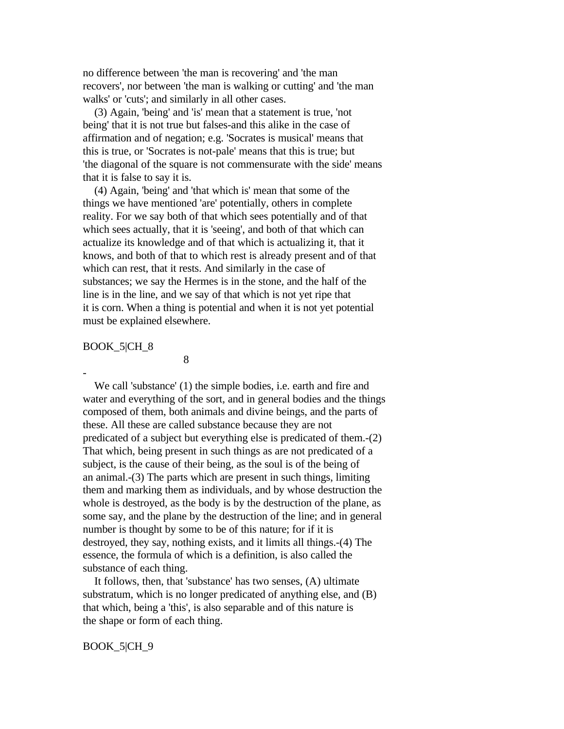no difference between 'the man is recovering' and 'the man recovers', nor between 'the man is walking or cutting' and 'the man walks' or 'cuts'; and similarly in all other cases.

(3) Again, 'being' and 'is' mean that a statement is true, 'not being' that it is not true but falses-and this alike in the case of affirmation and of negation; e.g. 'Socrates is musical' means that this is true, or 'Socrates is not-pale' means that this is true; but 'the diagonal of the square is not commensurate with the side' means that it is false to say it is.

(4) Again, 'being' and 'that which is' mean that some of the things we have mentioned 'are' potentially, others in complete reality. For we say both of that which sees potentially and of that which sees actually, that it is 'seeing', and both of that which can actualize its knowledge and of that which is actualizing it, that it knows, and both of that to which rest is already present and of that which can rest, that it rests. And similarly in the case of substances; we say the Hermes is in the stone, and the half of the line is in the line, and we say of that which is not yet ripe that it is corn. When a thing is potential and when it is not yet potential must be explained elsewhere.

BOOK_5|CH_8

8

-

We call 'substance' (1) the simple bodies, i.e. earth and fire and water and everything of the sort, and in general bodies and the things composed of them, both animals and divine beings, and the parts of these. All these are called substance because they are not predicated of a subject but everything else is predicated of them.-(2) That which, being present in such things as are not predicated of a subject, is the cause of their being, as the soul is of the being of an animal.-(3) The parts which are present in such things, limiting them and marking them as individuals, and by whose destruction the whole is destroyed, as the body is by the destruction of the plane, as some say, and the plane by the destruction of the line; and in general number is thought by some to be of this nature; for if it is destroyed, they say, nothing exists, and it limits all things.-(4) The essence, the formula of which is a definition, is also called the substance of each thing.

It follows, then, that 'substance' has two senses, (A) ultimate substratum, which is no longer predicated of anything else, and (B) that which, being a 'this', is also separable and of this nature is the shape or form of each thing.

BOOK_5|CH_9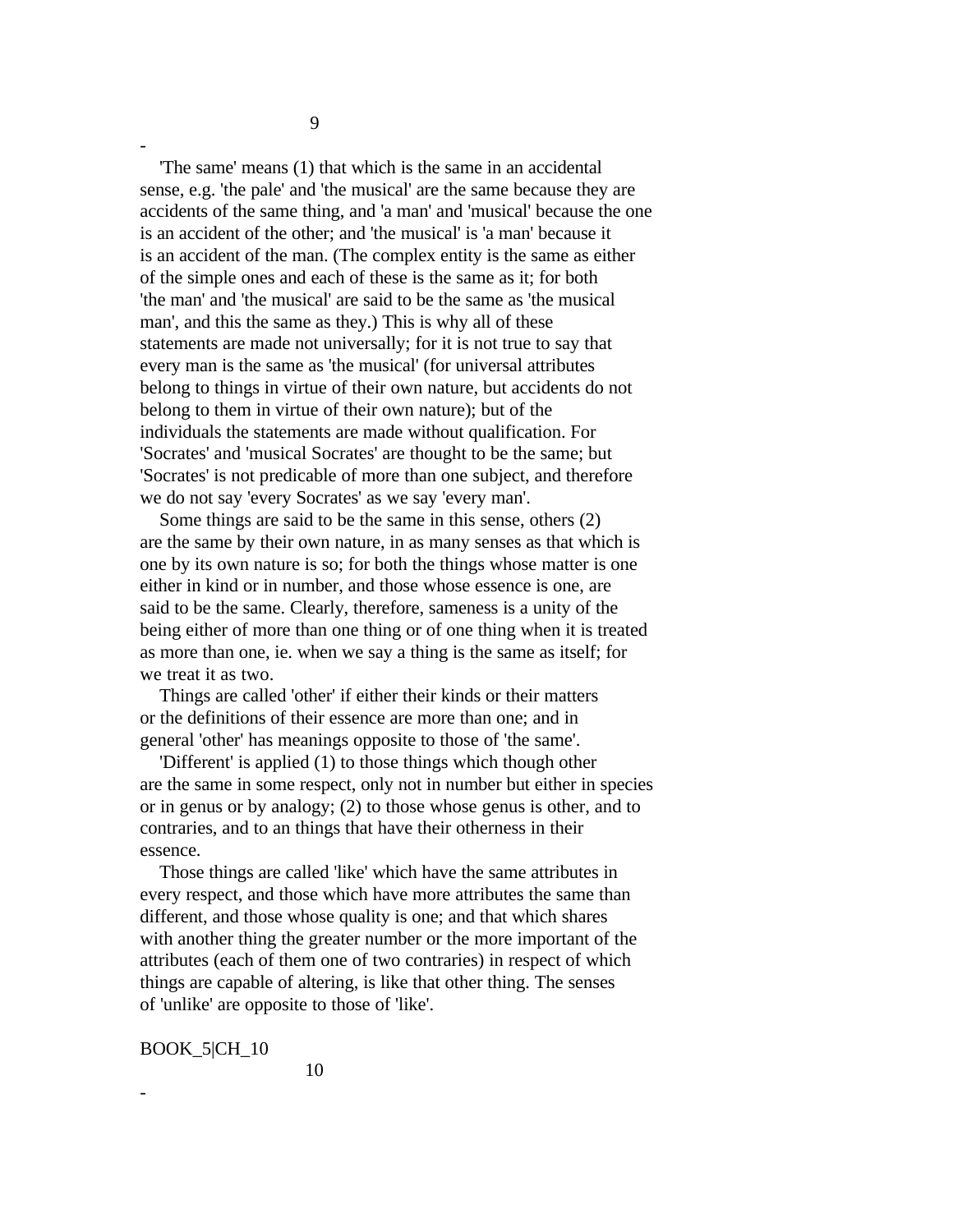## 9

'The same' means (1) that which is the same in an accidental sense, e.g. 'the pale' and 'the musical' are the same because they are accidents of the same thing, and 'a man' and 'musical' because the one is an accident of the other; and 'the musical' is 'a man' because it is an accident of the man. (The complex entity is the same as either of the simple ones and each of these is the same as it; for both 'the man' and 'the musical' are said to be the same as 'the musical man', and this the same as they.) This is why all of these statements are made not universally; for it is not true to say that every man is the same as 'the musical' (for universal attributes belong to things in virtue of their own nature, but accidents do not belong to them in virtue of their own nature); but of the individuals the statements are made without qualification. For 'Socrates' and 'musical Socrates' are thought to be the same; but 'Socrates' is not predicable of more than one subject, and therefore we do not say 'every Socrates' as we say 'every man'.

Some things are said to be the same in this sense, others (2) are the same by their own nature, in as many senses as that which is one by its own nature is so; for both the things whose matter is one either in kind or in number, and those whose essence is one, are said to be the same. Clearly, therefore, sameness is a unity of the being either of more than one thing or of one thing when it is treated as more than one, ie. when we say a thing is the same as itself; for we treat it as two.

Things are called 'other' if either their kinds or their matters or the definitions of their essence are more than one; and in general 'other' has meanings opposite to those of 'the same'.

'Different' is applied (1) to those things which though other are the same in some respect, only not in number but either in species or in genus or by analogy; (2) to those whose genus is other, and to contraries, and to an things that have their otherness in their essence.

Those things are called 'like' which have the same attributes in every respect, and those which have more attributes the same than different, and those whose quality is one; and that which shares with another thing the greater number or the more important of the attributes (each of them one of two contraries) in respect of which things are capable of altering, is like that other thing. The senses of 'unlike' are opposite to those of 'like'.

BOOK_5|CH_10

## 10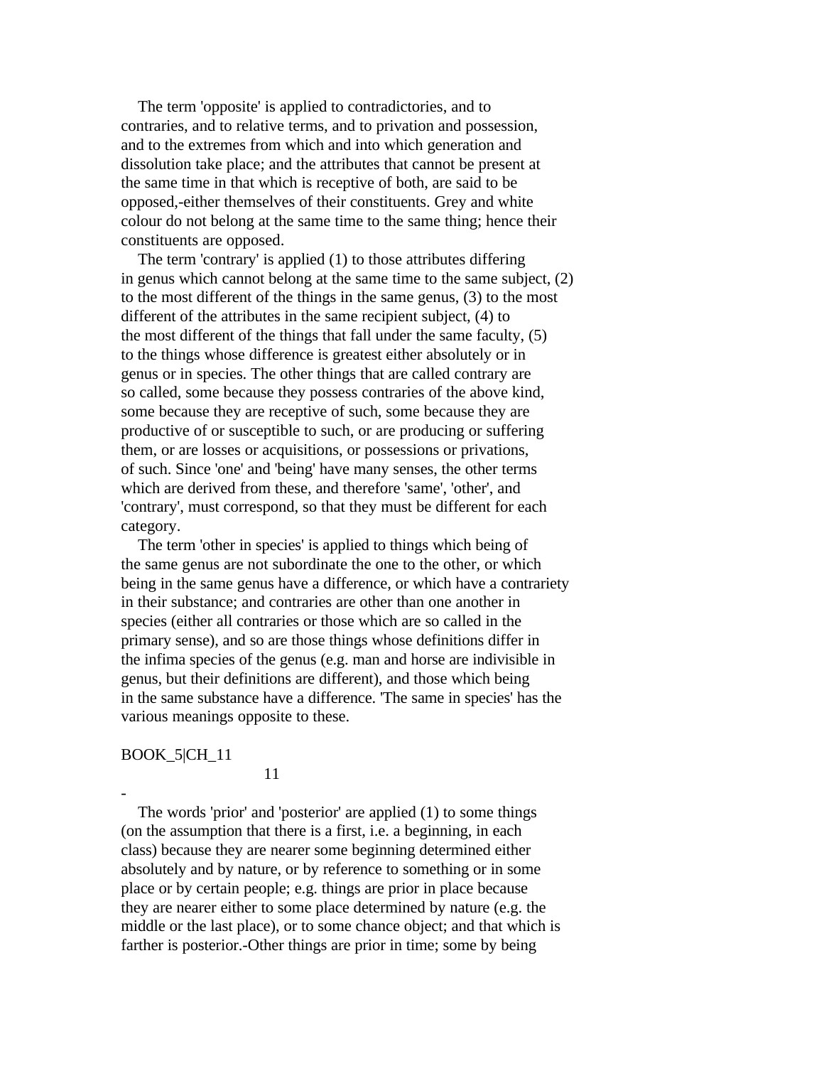The term 'opposite' is applied to contradictories, and to contraries, and to relative terms, and to privation and possession, and to the extremes from which and into which generation and dissolution take place; and the attributes that cannot be present at the same time in that which is receptive of both, are said to be opposed,-either themselves of their constituents. Grey and white colour do not belong at the same time to the same thing; hence their constituents are opposed.

The term 'contrary' is applied (1) to those attributes differing in genus which cannot belong at the same time to the same subject, (2) to the most different of the things in the same genus, (3) to the most different of the attributes in the same recipient subject, (4) to the most different of the things that fall under the same faculty, (5) to the things whose difference is greatest either absolutely or in genus or in species. The other things that are called contrary are so called, some because they possess contraries of the above kind, some because they are receptive of such, some because they are productive of or susceptible to such, or are producing or suffering them, or are losses or acquisitions, or possessions or privations, of such. Since 'one' and 'being' have many senses, the other terms which are derived from these, and therefore 'same', 'other', and 'contrary', must correspond, so that they must be different for each category.

The term 'other in species' is applied to things which being of the same genus are not subordinate the one to the other, or which being in the same genus have a difference, or which have a contrariety in their substance; and contraries are other than one another in species (either all contraries or those which are so called in the primary sense), and so are those things whose definitions differ in the infima species of the genus (e.g. man and horse are indivisible in genus, but their definitions are different), and those which being in the same substance have a difference. 'The same in species' has the various meanings opposite to these.

BOOK_5|CH_11

11

-

The words 'prior' and 'posterior' are applied (1) to some things (on the assumption that there is a first, i.e. a beginning, in each class) because they are nearer some beginning determined either absolutely and by nature, or by reference to something or in some place or by certain people; e.g. things are prior in place because they are nearer either to some place determined by nature (e.g. the middle or the last place), or to some chance object; and that which is farther is posterior.-Other things are prior in time; some by being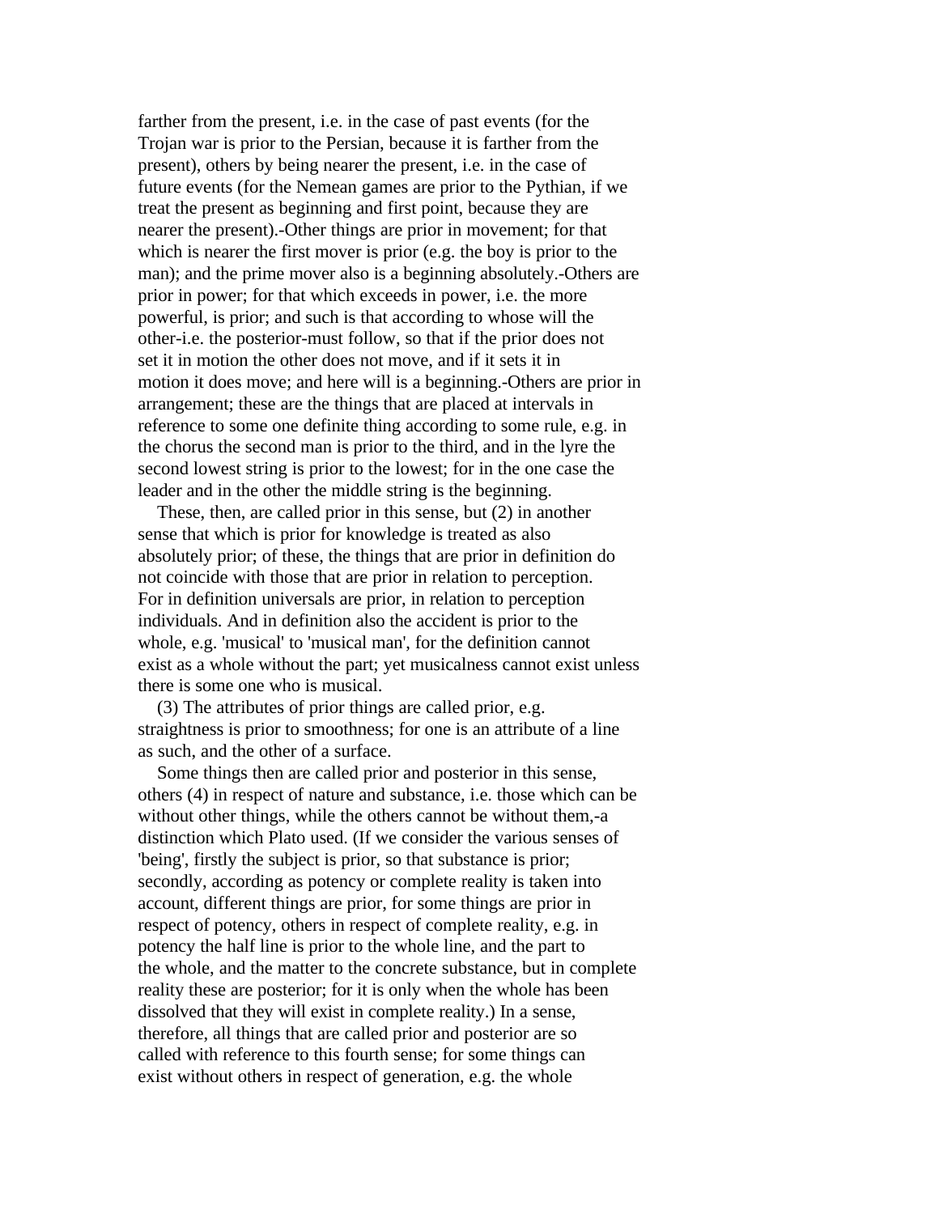farther from the present, i.e. in the case of past events (for the Trojan war is prior to the Persian, because it is farther from the present), others by being nearer the present, i.e. in the case of future events (for the Nemean games are prior to the Pythian, if we treat the present as beginning and first point, because they are nearer the present).-Other things are prior in movement; for that which is nearer the first mover is prior (e.g. the boy is prior to the man); and the prime mover also is a beginning absolutely.-Others are prior in power; for that which exceeds in power, i.e. the more powerful, is prior; and such is that according to whose will the other-i.e. the posterior-must follow, so that if the prior does not set it in motion the other does not move, and if it sets it in motion it does move; and here will is a beginning.-Others are prior in arrangement; these are the things that are placed at intervals in reference to some one definite thing according to some rule, e.g. in the chorus the second man is prior to the third, and in the lyre the second lowest string is prior to the lowest; for in the one case the leader and in the other the middle string is the beginning.

These, then, are called prior in this sense, but (2) in another sense that which is prior for knowledge is treated as also absolutely prior; of these, the things that are prior in definition do not coincide with those that are prior in relation to perception. For in definition universals are prior, in relation to perception individuals. And in definition also the accident is prior to the whole, e.g. 'musical' to 'musical man', for the definition cannot exist as a whole without the part; yet musicalness cannot exist unless there is some one who is musical.

(3) The attributes of prior things are called prior, e.g. straightness is prior to smoothness; for one is an attribute of a line as such, and the other of a surface.

Some things then are called prior and posterior in this sense, others (4) in respect of nature and substance, i.e. those which can be without other things, while the others cannot be without them,-a distinction which Plato used. (If we consider the various senses of 'being', firstly the subject is prior, so that substance is prior; secondly, according as potency or complete reality is taken into account, different things are prior, for some things are prior in respect of potency, others in respect of complete reality, e.g. in potency the half line is prior to the whole line, and the part to the whole, and the matter to the concrete substance, but in complete reality these are posterior; for it is only when the whole has been dissolved that they will exist in complete reality.) In a sense, therefore, all things that are called prior and posterior are so called with reference to this fourth sense; for some things can exist without others in respect of generation, e.g. the whole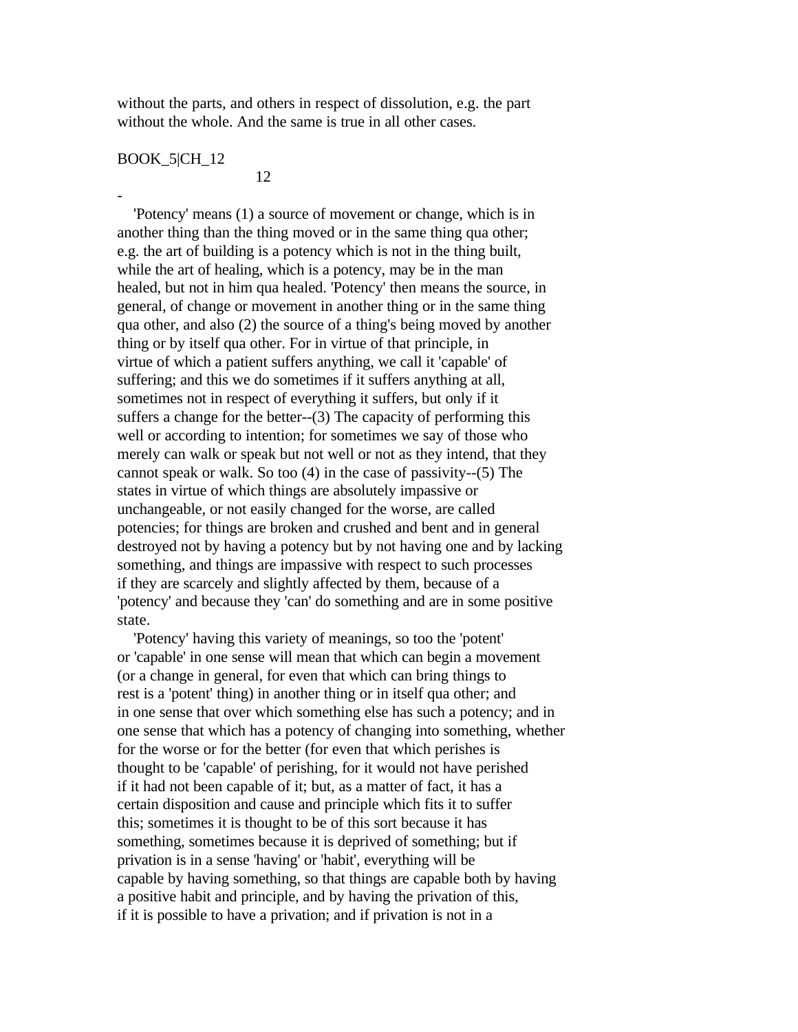without the parts, and others in respect of dissolution, e.g. the part without the whole. And the same is true in all other cases.

BOOK_5|CH_12

12

-

'Potency' means (1) a source of movement or change, which is in another thing than the thing moved or in the same thing qua other; e.g. the art of building is a potency which is not in the thing built, while the art of healing, which is a potency, may be in the man healed, but not in him qua healed. 'Potency' then means the source, in general, of change or movement in another thing or in the same thing qua other, and also (2) the source of a thing's being moved by another thing or by itself qua other. For in virtue of that principle, in virtue of which a patient suffers anything, we call it 'capable' of suffering; and this we do sometimes if it suffers anything at all, sometimes not in respect of everything it suffers, but only if it suffers a change for the better--(3) The capacity of performing this well or according to intention; for sometimes we say of those who merely can walk or speak but not well or not as they intend, that they cannot speak or walk. So too (4) in the case of passivity--(5) The states in virtue of which things are absolutely impassive or unchangeable, or not easily changed for the worse, are called potencies; for things are broken and crushed and bent and in general destroyed not by having a potency but by not having one and by lacking something, and things are impassive with respect to such processes if they are scarcely and slightly affected by them, because of a 'potency' and because they 'can' do something and are in some positive state.

'Potency' having this variety of meanings, so too the 'potent' or 'capable' in one sense will mean that which can begin a movement (or a change in general, for even that which can bring things to rest is a 'potent' thing) in another thing or in itself qua other; and in one sense that over which something else has such a potency; and in one sense that which has a potency of changing into something, whether for the worse or for the better (for even that which perishes is thought to be 'capable' of perishing, for it would not have perished if it had not been capable of it; but, as a matter of fact, it has a certain disposition and cause and principle which fits it to suffer this; sometimes it is thought to be of this sort because it has something, sometimes because it is deprived of something; but if privation is in a sense 'having' or 'habit', everything will be capable by having something, so that things are capable both by having a positive habit and principle, and by having the privation of this, if it is possible to have a privation; and if privation is not in a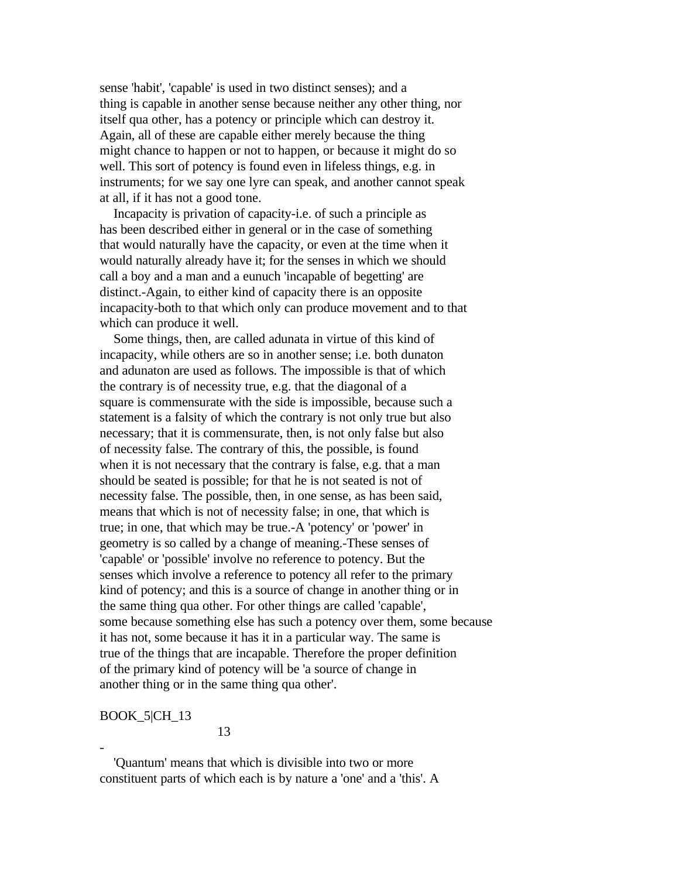sense 'habit', 'capable' is used in two distinct senses); and a thing is capable in another sense because neither any other thing, nor itself qua other, has a potency or principle which can destroy it. Again, all of these are capable either merely because the thing might chance to happen or not to happen, or because it might do so well. This sort of potency is found even in lifeless things, e.g. in instruments; for we say one lyre can speak, and another cannot speak at all, if it has not a good tone.

Incapacity is privation of capacity-i.e. of such a principle as has been described either in general or in the case of something that would naturally have the capacity, or even at the time when it would naturally already have it; for the senses in which we should call a boy and a man and a eunuch 'incapable of begetting' are distinct.-Again, to either kind of capacity there is an opposite incapacity-both to that which only can produce movement and to that which can produce it well.

Some things, then, are called adunata in virtue of this kind of incapacity, while others are so in another sense; i.e. both dunaton and adunaton are used as follows. The impossible is that of which the contrary is of necessity true, e.g. that the diagonal of a square is commensurate with the side is impossible, because such a statement is a falsity of which the contrary is not only true but also necessary; that it is commensurate, then, is not only false but also of necessity false. The contrary of this, the possible, is found when it is not necessary that the contrary is false, e.g. that a man should be seated is possible; for that he is not seated is not of necessity false. The possible, then, in one sense, as has been said, means that which is not of necessity false; in one, that which is true; in one, that which may be true.-A 'potency' or 'power' in geometry is so called by a change of meaning.-These senses of 'capable' or 'possible' involve no reference to potency. But the senses which involve a reference to potency all refer to the primary kind of potency; and this is a source of change in another thing or in the same thing qua other. For other things are called 'capable', some because something else has such a potency over them, some because it has not, some because it has it in a particular way. The same is true of the things that are incapable. Therefore the proper definition of the primary kind of potency will be 'a source of change in another thing or in the same thing qua other'.

BOOK_5|CH_13

13

-

'Quantum' means that which is divisible into two or more constituent parts of which each is by nature a 'one' and a 'this'. A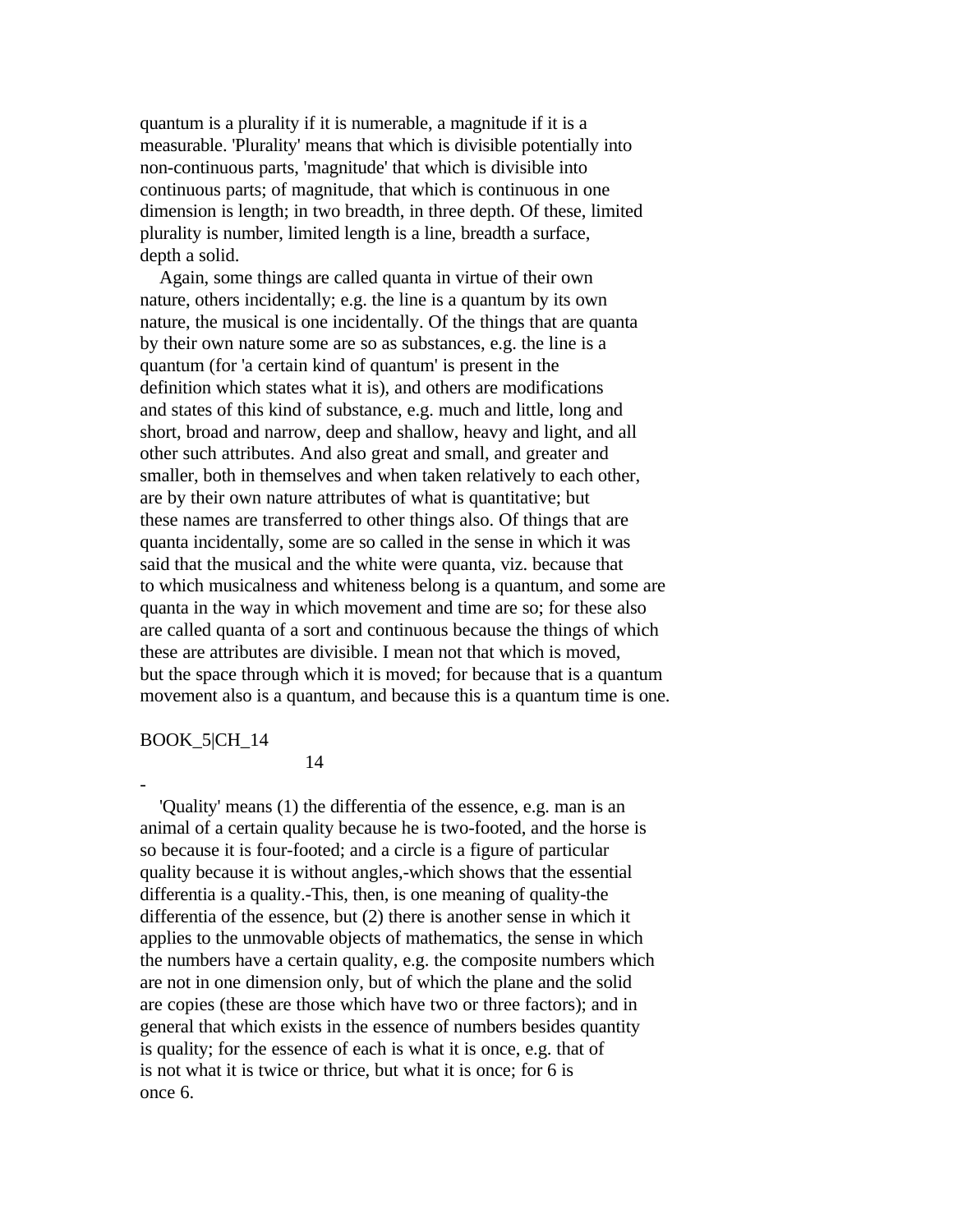quantum is a plurality if it is numerable, a magnitude if it is a measurable. 'Plurality' means that which is divisible potentially into non-continuous parts, 'magnitude' that which is divisible into continuous parts; of magnitude, that which is continuous in one dimension is length; in two breadth, in three depth. Of these, limited plurality is number, limited length is a line, breadth a surface, depth a solid.

Again, some things are called quanta in virtue of their own nature, others incidentally; e.g. the line is a quantum by its own nature, the musical is one incidentally. Of the things that are quanta by their own nature some are so as substances, e.g. the line is a quantum (for 'a certain kind of quantum' is present in the definition which states what it is), and others are modifications and states of this kind of substance, e.g. much and little, long and short, broad and narrow, deep and shallow, heavy and light, and all other such attributes. And also great and small, and greater and smaller, both in themselves and when taken relatively to each other, are by their own nature attributes of what is quantitative; but these names are transferred to other things also. Of things that are quanta incidentally, some are so called in the sense in which it was said that the musical and the white were quanta, viz. because that to which musicalness and whiteness belong is a quantum, and some are quanta in the way in which movement and time are so; for these also are called quanta of a sort and continuous because the things of which these are attributes are divisible. I mean not that which is moved, but the space through which it is moved; for because that is a quantum movement also is a quantum, and because this is a quantum time is one.

BOOK_5|CH_14

14

-

'Quality' means (1) the differentia of the essence, e.g. man is an animal of a certain quality because he is two-footed, and the horse is so because it is four-footed; and a circle is a figure of particular quality because it is without angles,-which shows that the essential differentia is a quality.-This, then, is one meaning of quality-the differentia of the essence, but (2) there is another sense in which it applies to the unmovable objects of mathematics, the sense in which the numbers have a certain quality, e.g. the composite numbers which are not in one dimension only, but of which the plane and the solid are copies (these are those which have two or three factors); and in general that which exists in the essence of numbers besides quantity is quality; for the essence of each is what it is once, e.g. that of is not what it is twice or thrice, but what it is once; for 6 is once 6.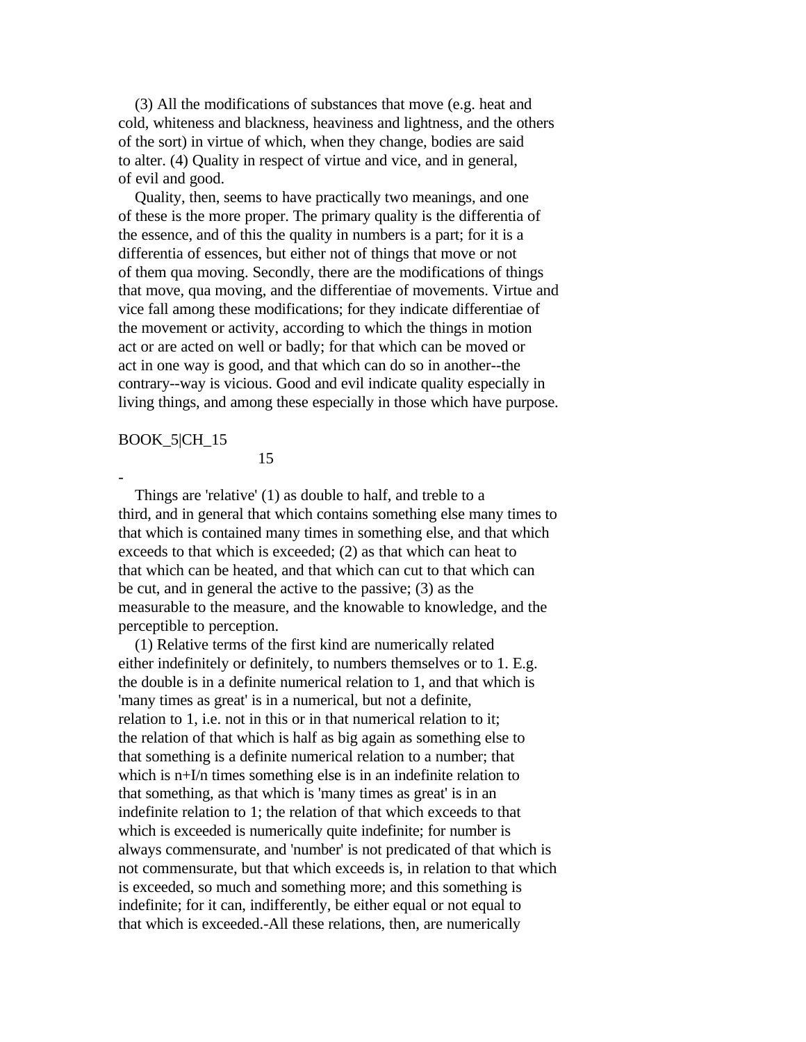(3) All the modifications of substances that move (e.g. heat and cold, whiteness and blackness, heaviness and lightness, and the others of the sort) in virtue of which, when they change, bodies are said to alter. (4) Quality in respect of virtue and vice, and in general, of evil and good.

Quality, then, seems to have practically two meanings, and one of these is the more proper. The primary quality is the differentia of the essence, and of this the quality in numbers is a part; for it is a differentia of essences, but either not of things that move or not of them qua moving. Secondly, there are the modifications of things that move, qua moving, and the differentiae of movements. Virtue and vice fall among these modifications; for they indicate differentiae of the movement or activity, according to which the things in motion act or are acted on well or badly; for that which can be moved or act in one way is good, and that which can do so in another--the contrary--way is vicious. Good and evil indicate quality especially in living things, and among these especially in those which have purpose.

BOOK_5|CH_15

## 15

-

Things are 'relative' (1) as double to half, and treble to a third, and in general that which contains something else many times to that which is contained many times in something else, and that which exceeds to that which is exceeded; (2) as that which can heat to that which can be heated, and that which can cut to that which can be cut, and in general the active to the passive; (3) as the measurable to the measure, and the knowable to knowledge, and the perceptible to perception.

(1) Relative terms of the first kind are numerically related either indefinitely or definitely, to numbers themselves or to 1. E.g. the double is in a definite numerical relation to 1, and that which is 'many times as great' is in a numerical, but not a definite, relation to 1, i.e. not in this or in that numerical relation to it; the relation of that which is half as big again as something else to that something is a definite numerical relation to a number; that which is n+I/n times something else is in an indefinite relation to that something, as that which is 'many times as great' is in an indefinite relation to 1; the relation of that which exceeds to that which is exceeded is numerically quite indefinite; for number is always commensurate, and 'number' is not predicated of that which is not commensurate, but that which exceeds is, in relation to that which is exceeded, so much and something more; and this something is indefinite; for it can, indifferently, be either equal or not equal to that which is exceeded.-All these relations, then, are numerically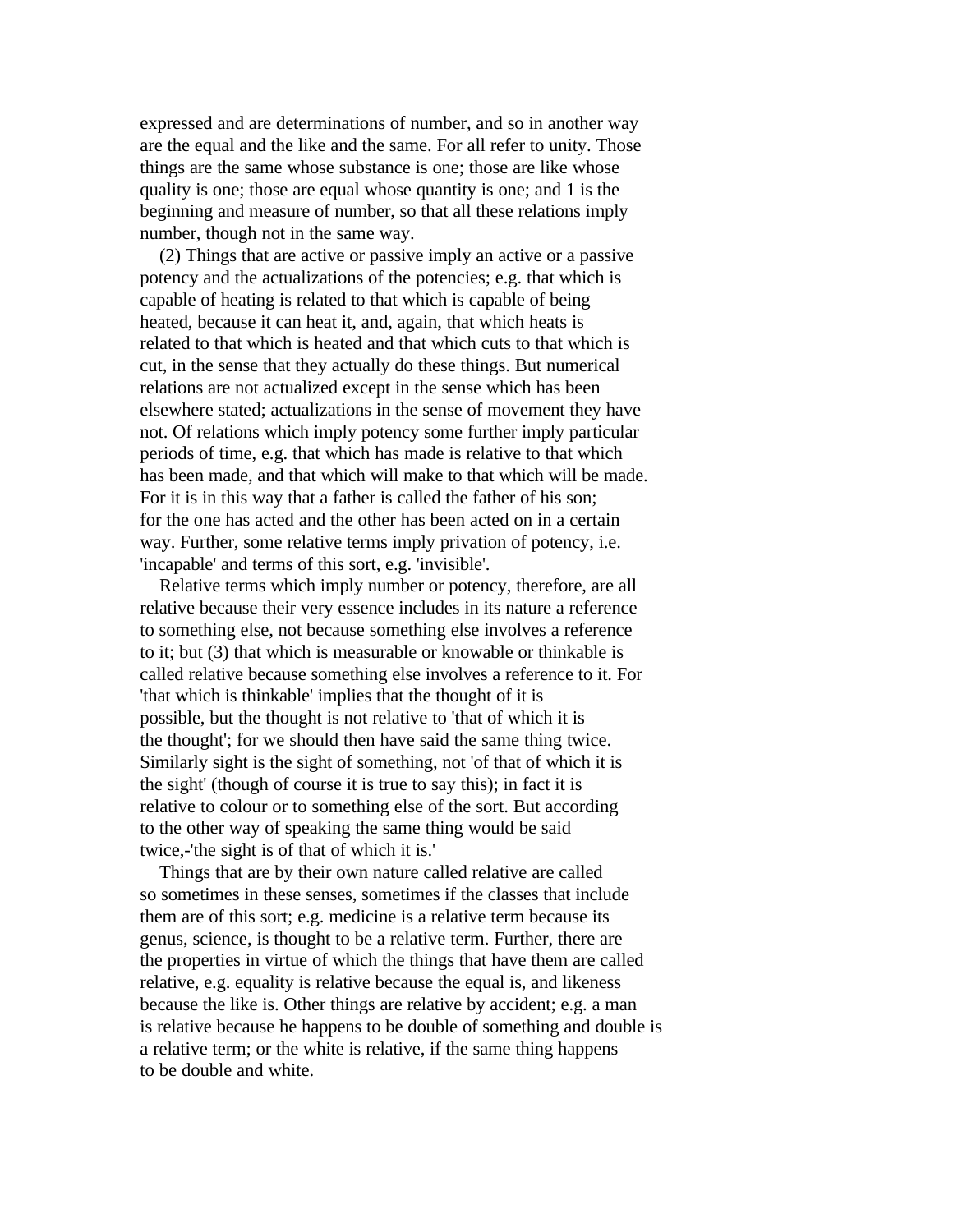expressed and are determinations of number, and so in another way are the equal and the like and the same. For all refer to unity. Those things are the same whose substance is one; those are like whose quality is one; those are equal whose quantity is one; and 1 is the beginning and measure of number, so that all these relations imply number, though not in the same way.

(2) Things that are active or passive imply an active or a passive potency and the actualizations of the potencies; e.g. that which is capable of heating is related to that which is capable of being heated, because it can heat it, and, again, that which heats is related to that which is heated and that which cuts to that which is cut, in the sense that they actually do these things. But numerical relations are not actualized except in the sense which has been elsewhere stated; actualizations in the sense of movement they have not. Of relations which imply potency some further imply particular periods of time, e.g. that which has made is relative to that which has been made, and that which will make to that which will be made. For it is in this way that a father is called the father of his son; for the one has acted and the other has been acted on in a certain way. Further, some relative terms imply privation of potency, i.e. 'incapable' and terms of this sort, e.g. 'invisible'.

Relative terms which imply number or potency, therefore, are all relative because their very essence includes in its nature a reference to something else, not because something else involves a reference to it; but (3) that which is measurable or knowable or thinkable is called relative because something else involves a reference to it. For 'that which is thinkable' implies that the thought of it is possible, but the thought is not relative to 'that of which it is the thought'; for we should then have said the same thing twice. Similarly sight is the sight of something, not 'of that of which it is the sight' (though of course it is true to say this); in fact it is relative to colour or to something else of the sort. But according to the other way of speaking the same thing would be said twice,-'the sight is of that of which it is.'

Things that are by their own nature called relative are called so sometimes in these senses, sometimes if the classes that include them are of this sort; e.g. medicine is a relative term because its genus, science, is thought to be a relative term. Further, there are the properties in virtue of which the things that have them are called relative, e.g. equality is relative because the equal is, and likeness because the like is. Other things are relative by accident; e.g. a man is relative because he happens to be double of something and double is a relative term; or the white is relative, if the same thing happens to be double and white.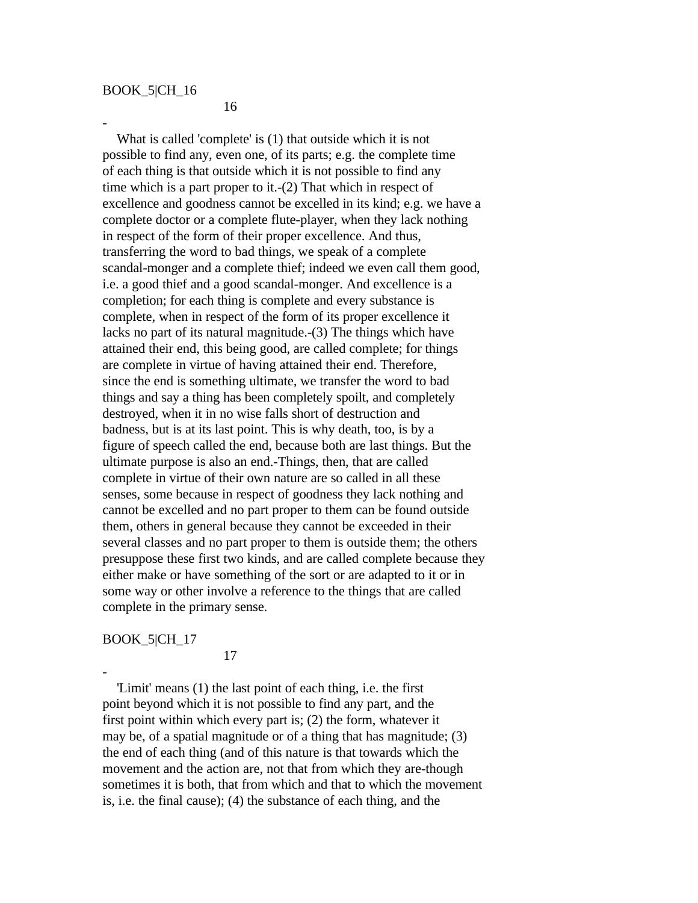BOOK_5|CH_16

16

-

What is called 'complete' is (1) that outside which it is not possible to find any, even one, of its parts; e.g. the complete time of each thing is that outside which it is not possible to find any time which is a part proper to it.-(2) That which in respect of excellence and goodness cannot be excelled in its kind; e.g. we have a complete doctor or a complete flute-player, when they lack nothing in respect of the form of their proper excellence. And thus, transferring the word to bad things, we speak of a complete scandal-monger and a complete thief; indeed we even call them good, i.e. a good thief and a good scandal-monger. And excellence is a completion; for each thing is complete and every substance is complete, when in respect of the form of its proper excellence it lacks no part of its natural magnitude.-(3) The things which have attained their end, this being good, are called complete; for things are complete in virtue of having attained their end. Therefore, since the end is something ultimate, we transfer the word to bad things and say a thing has been completely spoilt, and completely destroyed, when it in no wise falls short of destruction and badness, but is at its last point. This is why death, too, is by a figure of speech called the end, because both are last things. But the ultimate purpose is also an end.-Things, then, that are called complete in virtue of their own nature are so called in all these senses, some because in respect of goodness they lack nothing and cannot be excelled and no part proper to them can be found outside them, others in general because they cannot be exceeded in their several classes and no part proper to them is outside them; the others presuppose these first two kinds, and are called complete because they either make or have something of the sort or are adapted to it or in some way or other involve a reference to the things that are called complete in the primary sense.

BOOK_5|CH_17

17

-

'Limit' means (1) the last point of each thing, i.e. the first point beyond which it is not possible to find any part, and the first point within which every part is; (2) the form, whatever it may be, of a spatial magnitude or of a thing that has magnitude; (3) the end of each thing (and of this nature is that towards which the movement and the action are, not that from which they are-though sometimes it is both, that from which and that to which the movement is, i.e. the final cause); (4) the substance of each thing, and the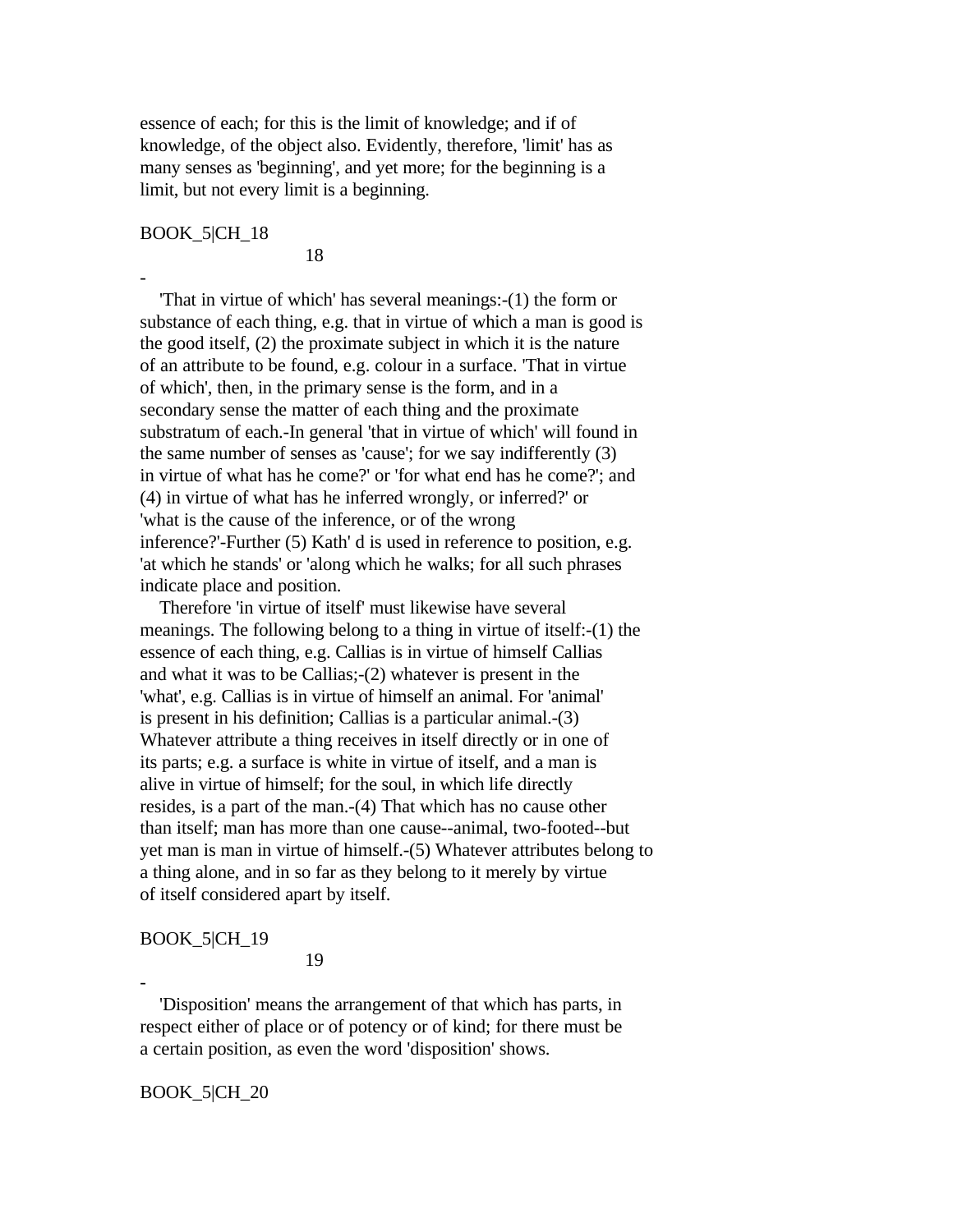essence of each; for this is the limit of knowledge; and if of knowledge, of the object also. Evidently, therefore, 'limit' has as many senses as 'beginning', and yet more; for the beginning is a limit, but not every limit is a beginning.

BOOK_5|CH_18

18

-

'That in virtue of which' has several meanings:-(1) the form or substance of each thing, e.g. that in virtue of which a man is good is the good itself, (2) the proximate subject in which it is the nature of an attribute to be found, e.g. colour in a surface. 'That in virtue of which', then, in the primary sense is the form, and in a secondary sense the matter of each thing and the proximate substratum of each.-In general 'that in virtue of which' will found in the same number of senses as 'cause'; for we say indifferently (3) in virtue of what has he come?' or 'for what end has he come?'; and (4) in virtue of what has he inferred wrongly, or inferred?' or 'what is the cause of the inference, or of the wrong inference?'-Further (5) Kath' d is used in reference to position, e.g. 'at which he stands' or 'along which he walks; for all such phrases indicate place and position.

Therefore 'in virtue of itself' must likewise have several meanings. The following belong to a thing in virtue of itself:-(1) the essence of each thing, e.g. Callias is in virtue of himself Callias and what it was to be Callias;-(2) whatever is present in the 'what', e.g. Callias is in virtue of himself an animal. For 'animal' is present in his definition; Callias is a particular animal.-(3) Whatever attribute a thing receives in itself directly or in one of its parts; e.g. a surface is white in virtue of itself, and a man is alive in virtue of himself; for the soul, in which life directly resides, is a part of the man.-(4) That which has no cause other than itself; man has more than one cause--animal, two-footed--but yet man is man in virtue of himself.-(5) Whatever attributes belong to a thing alone, and in so far as they belong to it merely by virtue of itself considered apart by itself.

BOOK_5|CH_19

19

-

'Disposition' means the arrangement of that which has parts, in respect either of place or of potency or of kind; for there must be a certain position, as even the word 'disposition' shows.

BOOK_5|CH_20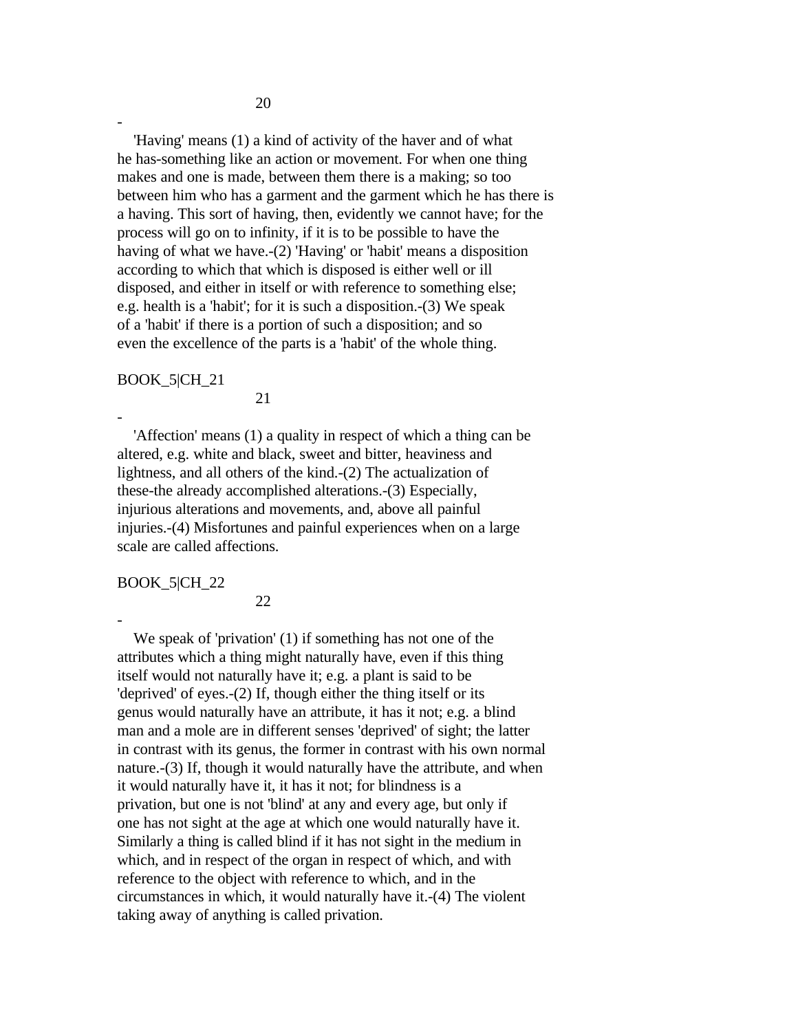20

-

'Having' means (1) a kind of activity of the haver and of what he has-something like an action or movement. For when one thing makes and one is made, between them there is a making; so too between him who has a garment and the garment which he has there is a having. This sort of having, then, evidently we cannot have; for the process will go on to infinity, if it is to be possible to have the having of what we have.-(2) 'Having' or 'habit' means a disposition according to which that which is disposed is either well or ill disposed, and either in itself or with reference to something else; e.g. health is a 'habit'; for it is such a disposition.-(3) We speak of a 'habit' if there is a portion of such a disposition; and so even the excellence of the parts is a 'habit' of the whole thing.

BOOK_5|CH_21

21

-

'Affection' means (1) a quality in respect of which a thing can be altered, e.g. white and black, sweet and bitter, heaviness and lightness, and all others of the kind.-(2) The actualization of these-the already accomplished alterations.-(3) Especially, injurious alterations and movements, and, above all painful injuries.-(4) Misfortunes and painful experiences when on a large scale are called affections.

BOOK_5|CH_22

22

-

We speak of 'privation' (1) if something has not one of the attributes which a thing might naturally have, even if this thing itself would not naturally have it; e.g. a plant is said to be 'deprived' of eyes.-(2) If, though either the thing itself or its genus would naturally have an attribute, it has it not; e.g. a blind man and a mole are in different senses 'deprived' of sight; the latter in contrast with its genus, the former in contrast with his own normal nature.-(3) If, though it would naturally have the attribute, and when it would naturally have it, it has it not; for blindness is a privation, but one is not 'blind' at any and every age, but only if one has not sight at the age at which one would naturally have it. Similarly a thing is called blind if it has not sight in the medium in which, and in respect of the organ in respect of which, and with reference to the object with reference to which, and in the circumstances in which, it would naturally have it.-(4) The violent taking away of anything is called privation.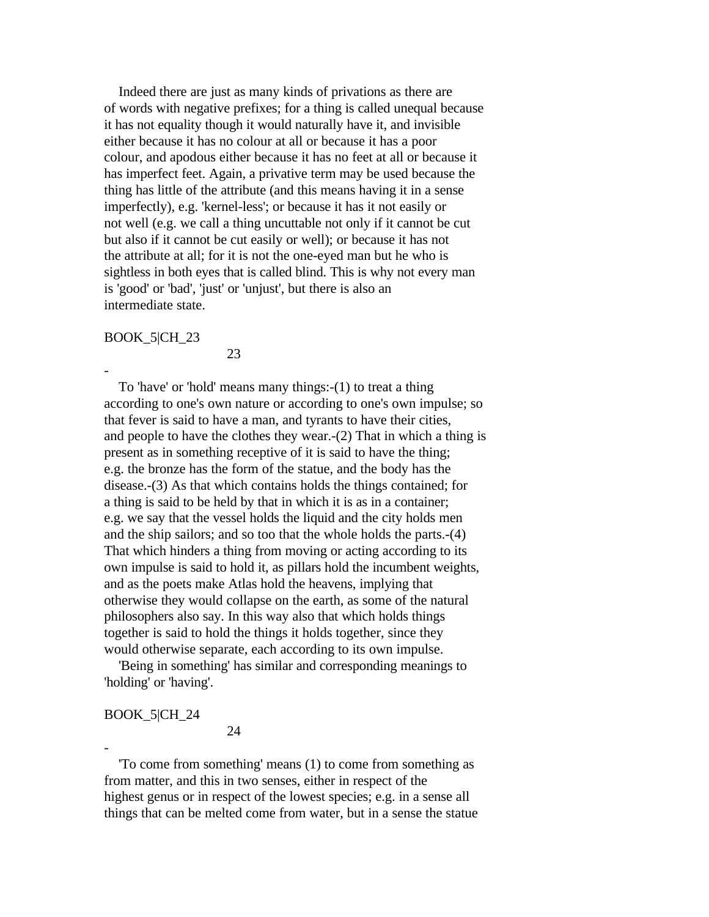Indeed there are just as many kinds of privations as there are of words with negative prefixes; for a thing is called unequal because it has not equality though it would naturally have it, and invisible either because it has no colour at all or because it has a poor colour, and apodous either because it has no feet at all or because it has imperfect feet. Again, a privative term may be used because the thing has little of the attribute (and this means having it in a sense imperfectly), e.g. 'kernel-less'; or because it has it not easily or not well (e.g. we call a thing uncuttable not only if it cannot be cut but also if it cannot be cut easily or well); or because it has not the attribute at all; for it is not the one-eyed man but he who is sightless in both eyes that is called blind. This is why not every man is 'good' or 'bad', 'just' or 'unjust', but there is also an intermediate state.

BOOK_5|CH_23

23

-

To 'have' or 'hold' means many things:-(1) to treat a thing according to one's own nature or according to one's own impulse; so that fever is said to have a man, and tyrants to have their cities, and people to have the clothes they wear.-(2) That in which a thing is present as in something receptive of it is said to have the thing; e.g. the bronze has the form of the statue, and the body has the disease.-(3) As that which contains holds the things contained; for a thing is said to be held by that in which it is as in a container; e.g. we say that the vessel holds the liquid and the city holds men and the ship sailors; and so too that the whole holds the parts.-(4) That which hinders a thing from moving or acting according to its own impulse is said to hold it, as pillars hold the incumbent weights, and as the poets make Atlas hold the heavens, implying that otherwise they would collapse on the earth, as some of the natural philosophers also say. In this way also that which holds things together is said to hold the things it holds together, since they would otherwise separate, each according to its own impulse.

'Being in something' has similar and corresponding meanings to 'holding' or 'having'.

BOOK_5|CH_24

24

-

'To come from something' means (1) to come from something as from matter, and this in two senses, either in respect of the highest genus or in respect of the lowest species; e.g. in a sense all things that can be melted come from water, but in a sense the statue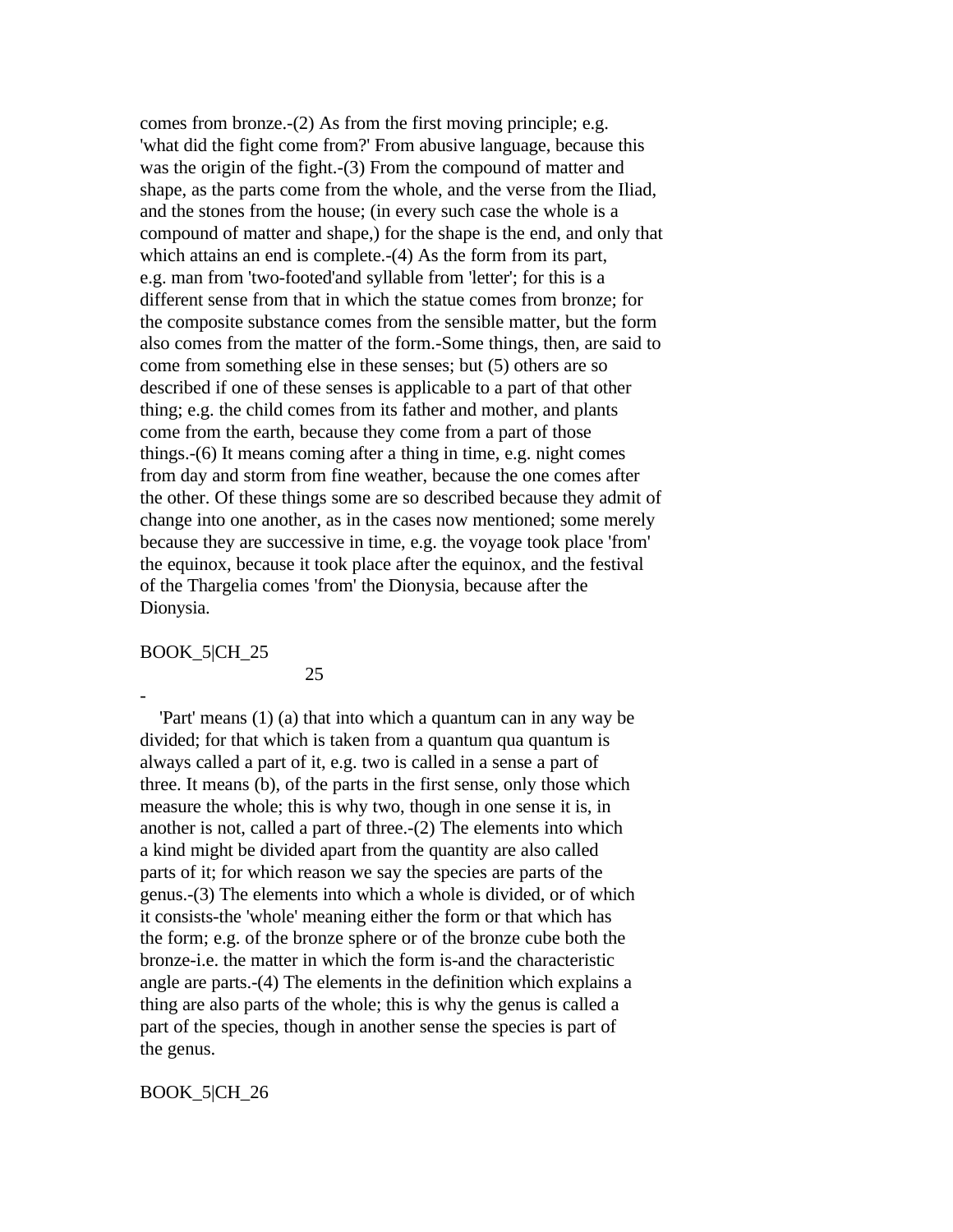comes from bronze.-(2) As from the first moving principle; e.g. 'what did the fight come from?' From abusive language, because this was the origin of the fight.-(3) From the compound of matter and shape, as the parts come from the whole, and the verse from the Iliad, and the stones from the house; (in every such case the whole is a compound of matter and shape,) for the shape is the end, and only that which attains an end is complete.-(4) As the form from its part, e.g. man from 'two-footed'and syllable from 'letter'; for this is a different sense from that in which the statue comes from bronze; for the composite substance comes from the sensible matter, but the form also comes from the matter of the form.-Some things, then, are said to come from something else in these senses; but (5) others are so described if one of these senses is applicable to a part of that other thing; e.g. the child comes from its father and mother, and plants come from the earth, because they come from a part of those things.-(6) It means coming after a thing in time, e.g. night comes from day and storm from fine weather, because the one comes after the other. Of these things some are so described because they admit of change into one another, as in the cases now mentioned; some merely because they are successive in time, e.g. the voyage took place 'from' the equinox, because it took place after the equinox, and the festival of the Thargelia comes 'from' the Dionysia, because after the Dionysia.

BOOK_5|CH_25

25

-

'Part' means (1) (a) that into which a quantum can in any way be divided; for that which is taken from a quantum qua quantum is always called a part of it, e.g. two is called in a sense a part of three. It means (b), of the parts in the first sense, only those which measure the whole; this is why two, though in one sense it is, in another is not, called a part of three.-(2) The elements into which a kind might be divided apart from the quantity are also called parts of it; for which reason we say the species are parts of the genus.-(3) The elements into which a whole is divided, or of which it consists-the 'whole' meaning either the form or that which has the form; e.g. of the bronze sphere or of the bronze cube both the bronze-i.e. the matter in which the form is-and the characteristic angle are parts.-(4) The elements in the definition which explains a thing are also parts of the whole; this is why the genus is called a part of the species, though in another sense the species is part of the genus.

BOOK_5|CH_26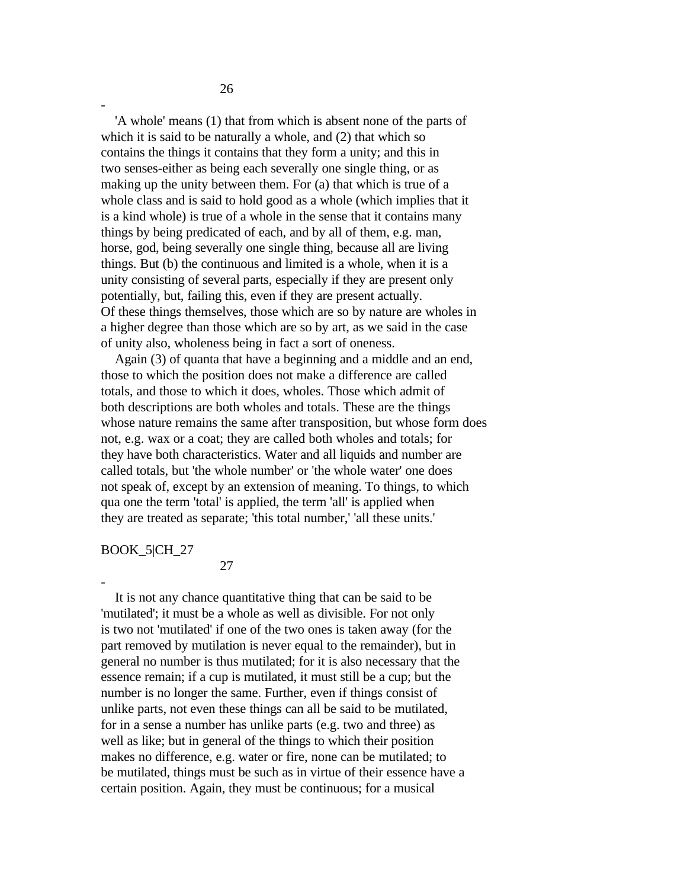26

-

'A whole' means (1) that from which is absent none of the parts of which it is said to be naturally a whole, and (2) that which so contains the things it contains that they form a unity; and this in two senses-either as being each severally one single thing, or as making up the unity between them. For (a) that which is true of a whole class and is said to hold good as a whole (which implies that it is a kind whole) is true of a whole in the sense that it contains many things by being predicated of each, and by all of them, e.g. man, horse, god, being severally one single thing, because all are living things. But (b) the continuous and limited is a whole, when it is a unity consisting of several parts, especially if they are present only potentially, but, failing this, even if they are present actually. Of these things themselves, those which are so by nature are wholes in a higher degree than those which are so by art, as we said in the case of unity also, wholeness being in fact a sort of oneness.

Again (3) of quanta that have a beginning and a middle and an end, those to which the position does not make a difference are called totals, and those to which it does, wholes. Those which admit of both descriptions are both wholes and totals. These are the things whose nature remains the same after transposition, but whose form does not, e.g. wax or a coat; they are called both wholes and totals; for they have both characteristics. Water and all liquids and number are called totals, but 'the whole number' or 'the whole water' one does not speak of, except by an extension of meaning. To things, to which qua one the term 'total' is applied, the term 'all' is applied when they are treated as separate; 'this total number,' 'all these units.'

BOOK_5|CH_27

27

-

It is not any chance quantitative thing that can be said to be 'mutilated'; it must be a whole as well as divisible. For not only is two not 'mutilated' if one of the two ones is taken away (for the part removed by mutilation is never equal to the remainder), but in general no number is thus mutilated; for it is also necessary that the essence remain; if a cup is mutilated, it must still be a cup; but the number is no longer the same. Further, even if things consist of unlike parts, not even these things can all be said to be mutilated, for in a sense a number has unlike parts (e.g. two and three) as well as like; but in general of the things to which their position makes no difference, e.g. water or fire, none can be mutilated; to be mutilated, things must be such as in virtue of their essence have a certain position. Again, they must be continuous; for a musical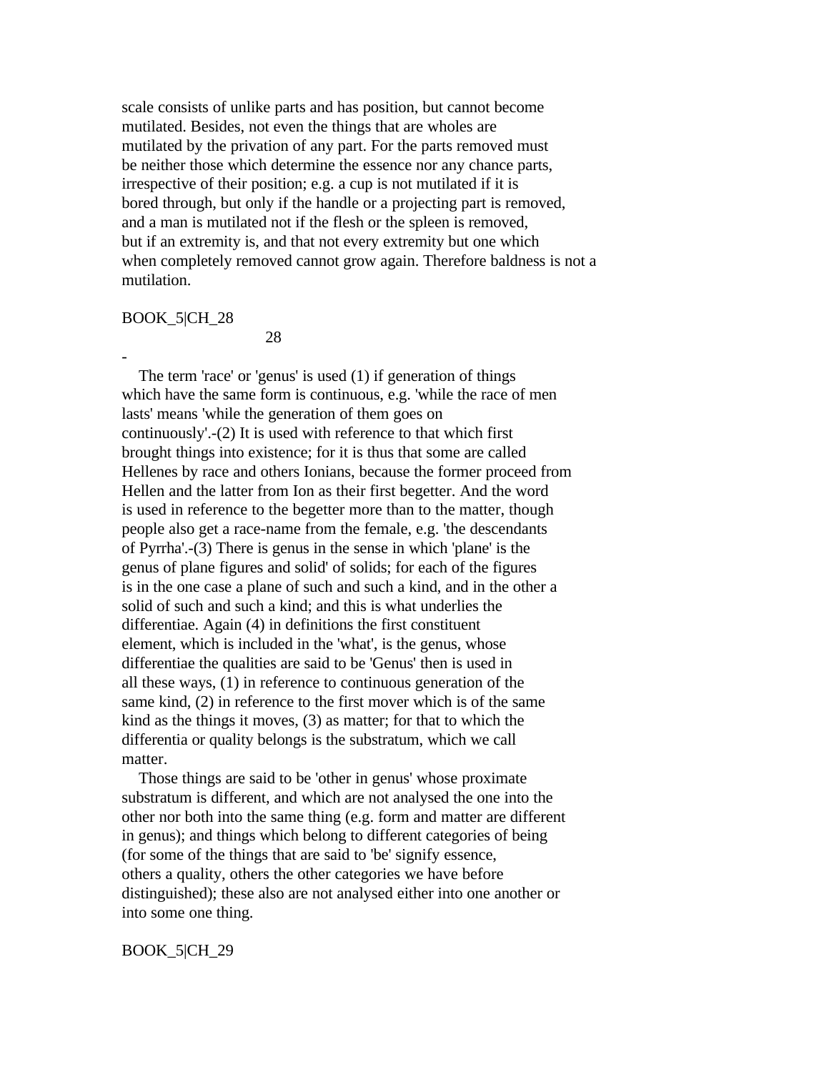scale consists of unlike parts and has position, but cannot become mutilated. Besides, not even the things that are wholes are mutilated by the privation of any part. For the parts removed must be neither those which determine the essence nor any chance parts, irrespective of their position; e.g. a cup is not mutilated if it is bored through, but only if the handle or a projecting part is removed, and a man is mutilated not if the flesh or the spleen is removed, but if an extremity is, and that not every extremity but one which when completely removed cannot grow again. Therefore baldness is not a mutilation.

BOOK_5|CH_28

28

-

The term 'race' or 'genus' is used (1) if generation of things which have the same form is continuous, e.g. 'while the race of men lasts' means 'while the generation of them goes on continuously'.-(2) It is used with reference to that which first brought things into existence; for it is thus that some are called Hellenes by race and others Ionians, because the former proceed from Hellen and the latter from Ion as their first begetter. And the word is used in reference to the begetter more than to the matter, though people also get a race-name from the female, e.g. 'the descendants of Pyrrha'.-(3) There is genus in the sense in which 'plane' is the genus of plane figures and solid' of solids; for each of the figures is in the one case a plane of such and such a kind, and in the other a solid of such and such a kind; and this is what underlies the differentiae. Again (4) in definitions the first constituent element, which is included in the 'what', is the genus, whose differentiae the qualities are said to be 'Genus' then is used in all these ways, (1) in reference to continuous generation of the same kind, (2) in reference to the first mover which is of the same kind as the things it moves, (3) as matter; for that to which the differentia or quality belongs is the substratum, which we call matter.

Those things are said to be 'other in genus' whose proximate substratum is different, and which are not analysed the one into the other nor both into the same thing (e.g. form and matter are different in genus); and things which belong to different categories of being (for some of the things that are said to 'be' signify essence, others a quality, others the other categories we have before distinguished); these also are not analysed either into one another or into some one thing.

BOOK_5|CH_29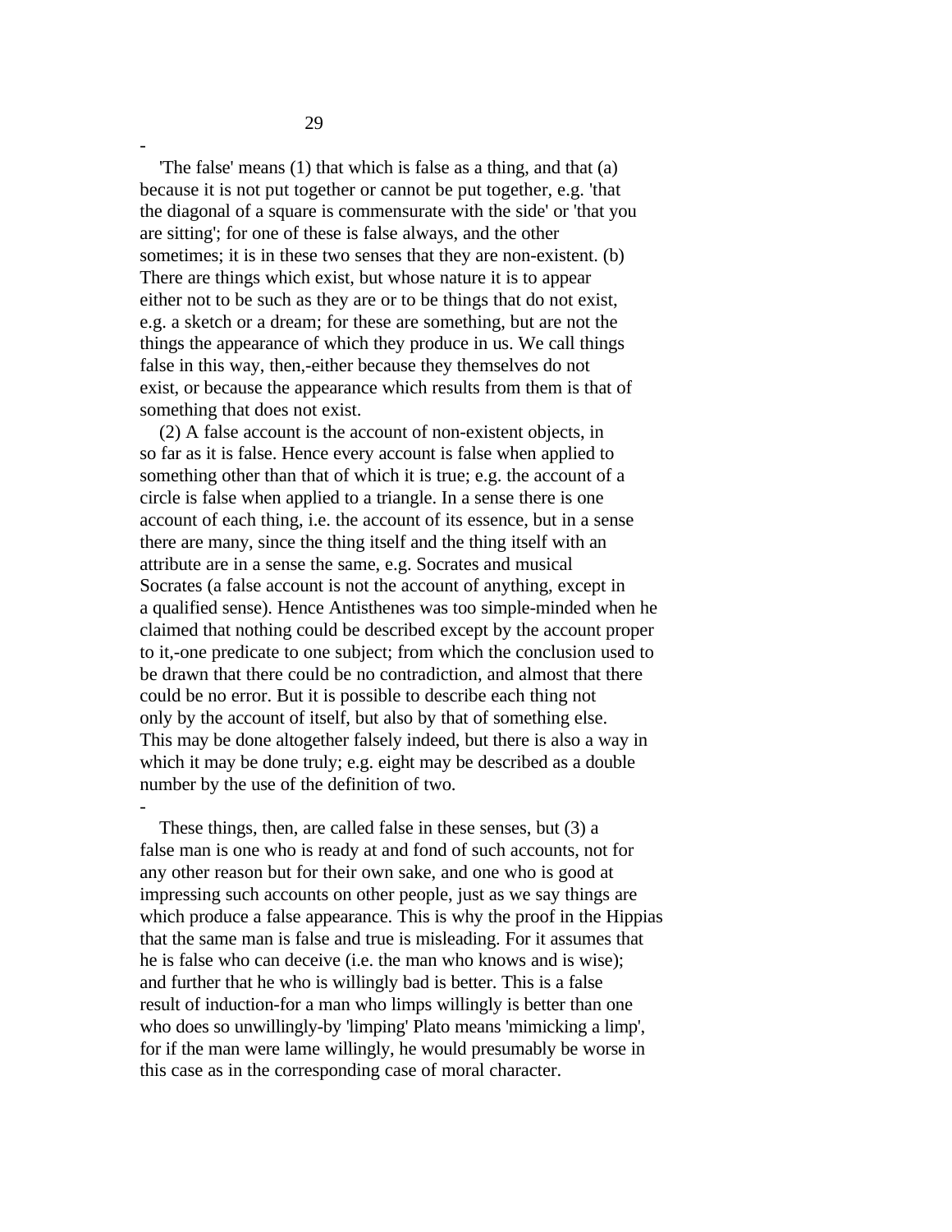29

-

'The false' means (1) that which is false as a thing, and that (a) because it is not put together or cannot be put together, e.g. 'that the diagonal of a square is commensurate with the side' or 'that you are sitting'; for one of these is false always, and the other sometimes; it is in these two senses that they are non-existent. (b) There are things which exist, but whose nature it is to appear either not to be such as they are or to be things that do not exist, e.g. a sketch or a dream; for these are something, but are not the things the appearance of which they produce in us. We call things false in this way, then,-either because they themselves do not exist, or because the appearance which results from them is that of something that does not exist.

(2) A false account is the account of non-existent objects, in so far as it is false. Hence every account is false when applied to something other than that of which it is true; e.g. the account of a circle is false when applied to a triangle. In a sense there is one account of each thing, i.e. the account of its essence, but in a sense there are many, since the thing itself and the thing itself with an attribute are in a sense the same, e.g. Socrates and musical Socrates (a false account is not the account of anything, except in a qualified sense). Hence Antisthenes was too simple-minded when he claimed that nothing could be described except by the account proper to it,-one predicate to one subject; from which the conclusion used to be drawn that there could be no contradiction, and almost that there could be no error. But it is possible to describe each thing not only by the account of itself, but also by that of something else. This may be done altogether falsely indeed, but there is also a way in which it may be done truly; e.g. eight may be described as a double number by the use of the definition of two.

-

These things, then, are called false in these senses, but (3) a false man is one who is ready at and fond of such accounts, not for any other reason but for their own sake, and one who is good at impressing such accounts on other people, just as we say things are which produce a false appearance. This is why the proof in the Hippias that the same man is false and true is misleading. For it assumes that he is false who can deceive (i.e. the man who knows and is wise); and further that he who is willingly bad is better. This is a false result of induction-for a man who limps willingly is better than one who does so unwillingly-by 'limping' Plato means 'mimicking a limp', for if the man were lame willingly, he would presumably be worse in this case as in the corresponding case of moral character.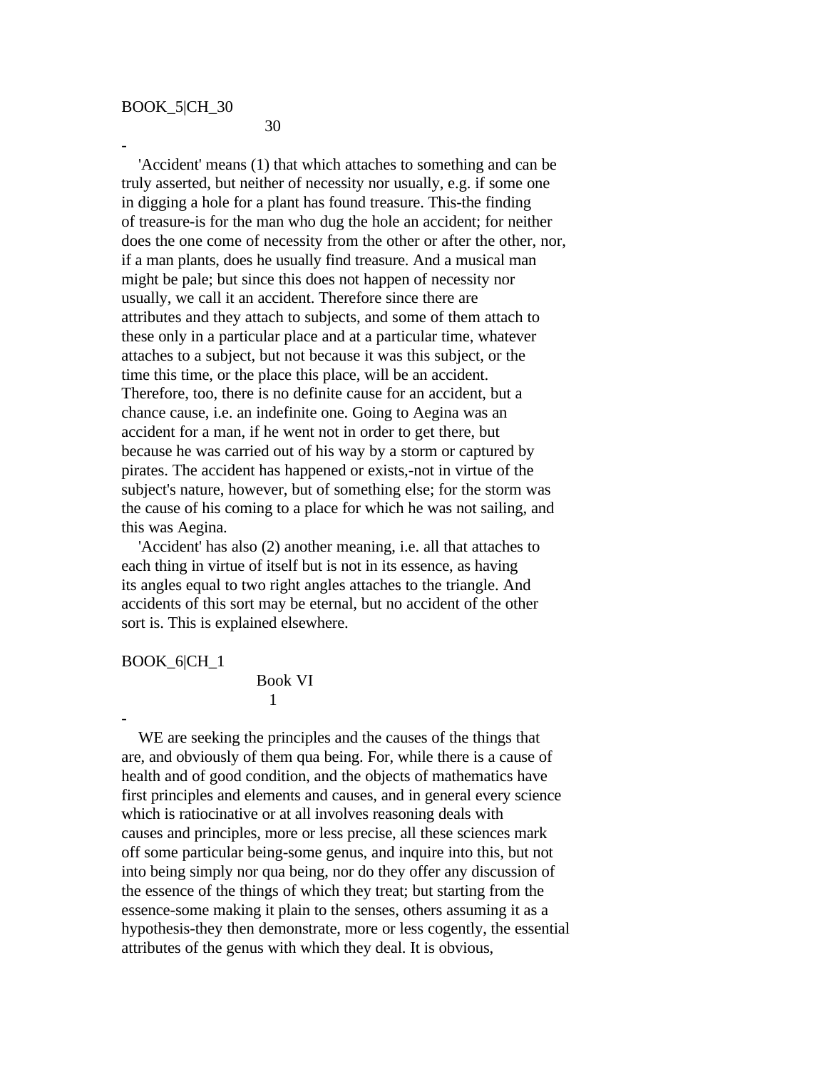BOOK_5|CH_30

30

-

'Accident' means (1) that which attaches to something and can be truly asserted, but neither of necessity nor usually, e.g. if some one in digging a hole for a plant has found treasure. This-the finding of treasure-is for the man who dug the hole an accident; for neither does the one come of necessity from the other or after the other, nor, if a man plants, does he usually find treasure. And a musical man might be pale; but since this does not happen of necessity nor usually, we call it an accident. Therefore since there are attributes and they attach to subjects, and some of them attach to these only in a particular place and at a particular time, whatever attaches to a subject, but not because it was this subject, or the time this time, or the place this place, will be an accident. Therefore, too, there is no definite cause for an accident, but a chance cause, i.e. an indefinite one. Going to Aegina was an accident for a man, if he went not in order to get there, but because he was carried out of his way by a storm or captured by pirates. The accident has happened or exists,-not in virtue of the subject's nature, however, but of something else; for the storm was the cause of his coming to a place for which he was not sailing, and this was Aegina.

'Accident' has also (2) another meaning, i.e. all that attaches to each thing in virtue of itself but is not in its essence, as having its angles equal to two right angles attaches to the triangle. And accidents of this sort may be eternal, but no accident of the other sort is. This is explained elsewhere.

BOOK_6|CH_1

Book VI

1

-

WE are seeking the principles and the causes of the things that are, and obviously of them qua being. For, while there is a cause of health and of good condition, and the objects of mathematics have first principles and elements and causes, and in general every science which is ratiocinative or at all involves reasoning deals with causes and principles, more or less precise, all these sciences mark off some particular being-some genus, and inquire into this, but not into being simply nor qua being, nor do they offer any discussion of the essence of the things of which they treat; but starting from the essence-some making it plain to the senses, others assuming it as a hypothesis-they then demonstrate, more or less cogently, the essential attributes of the genus with which they deal. It is obvious,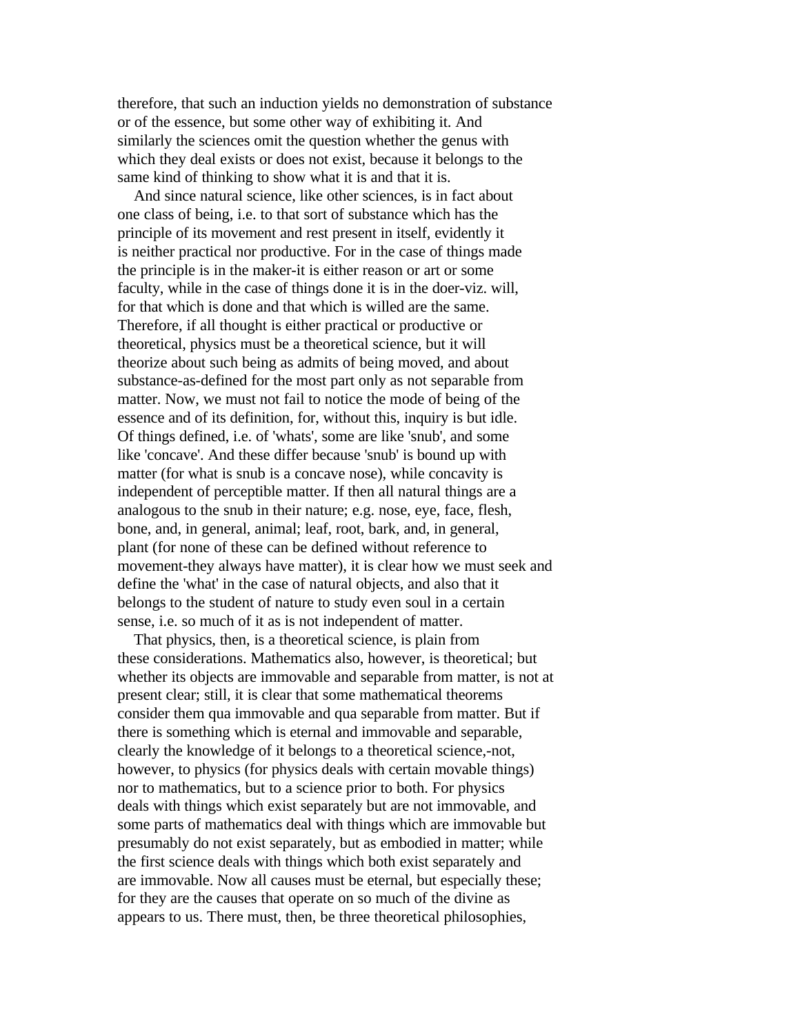therefore, that such an induction yields no demonstration of substance or of the essence, but some other way of exhibiting it. And similarly the sciences omit the question whether the genus with which they deal exists or does not exist, because it belongs to the same kind of thinking to show what it is and that it is.

And since natural science, like other sciences, is in fact about one class of being, i.e. to that sort of substance which has the principle of its movement and rest present in itself, evidently it is neither practical nor productive. For in the case of things made the principle is in the maker-it is either reason or art or some faculty, while in the case of things done it is in the doer-viz. will, for that which is done and that which is willed are the same. Therefore, if all thought is either practical or productive or theoretical, physics must be a theoretical science, but it will theorize about such being as admits of being moved, and about substance-as-defined for the most part only as not separable from matter. Now, we must not fail to notice the mode of being of the essence and of its definition, for, without this, inquiry is but idle. Of things defined, i.e. of 'whats', some are like 'snub', and some like 'concave'. And these differ because 'snub' is bound up with matter (for what is snub is a concave nose), while concavity is independent of perceptible matter. If then all natural things are a analogous to the snub in their nature; e.g. nose, eye, face, flesh, bone, and, in general, animal; leaf, root, bark, and, in general, plant (for none of these can be defined without reference to movement-they always have matter), it is clear how we must seek and define the 'what' in the case of natural objects, and also that it belongs to the student of nature to study even soul in a certain sense, i.e. so much of it as is not independent of matter.

That physics, then, is a theoretical science, is plain from these considerations. Mathematics also, however, is theoretical; but whether its objects are immovable and separable from matter, is not at present clear; still, it is clear that some mathematical theorems consider them qua immovable and qua separable from matter. But if there is something which is eternal and immovable and separable, clearly the knowledge of it belongs to a theoretical science,-not, however, to physics (for physics deals with certain movable things) nor to mathematics, but to a science prior to both. For physics deals with things which exist separately but are not immovable, and some parts of mathematics deal with things which are immovable but presumably do not exist separately, but as embodied in matter; while the first science deals with things which both exist separately and are immovable. Now all causes must be eternal, but especially these; for they are the causes that operate on so much of the divine as appears to us. There must, then, be three theoretical philosophies,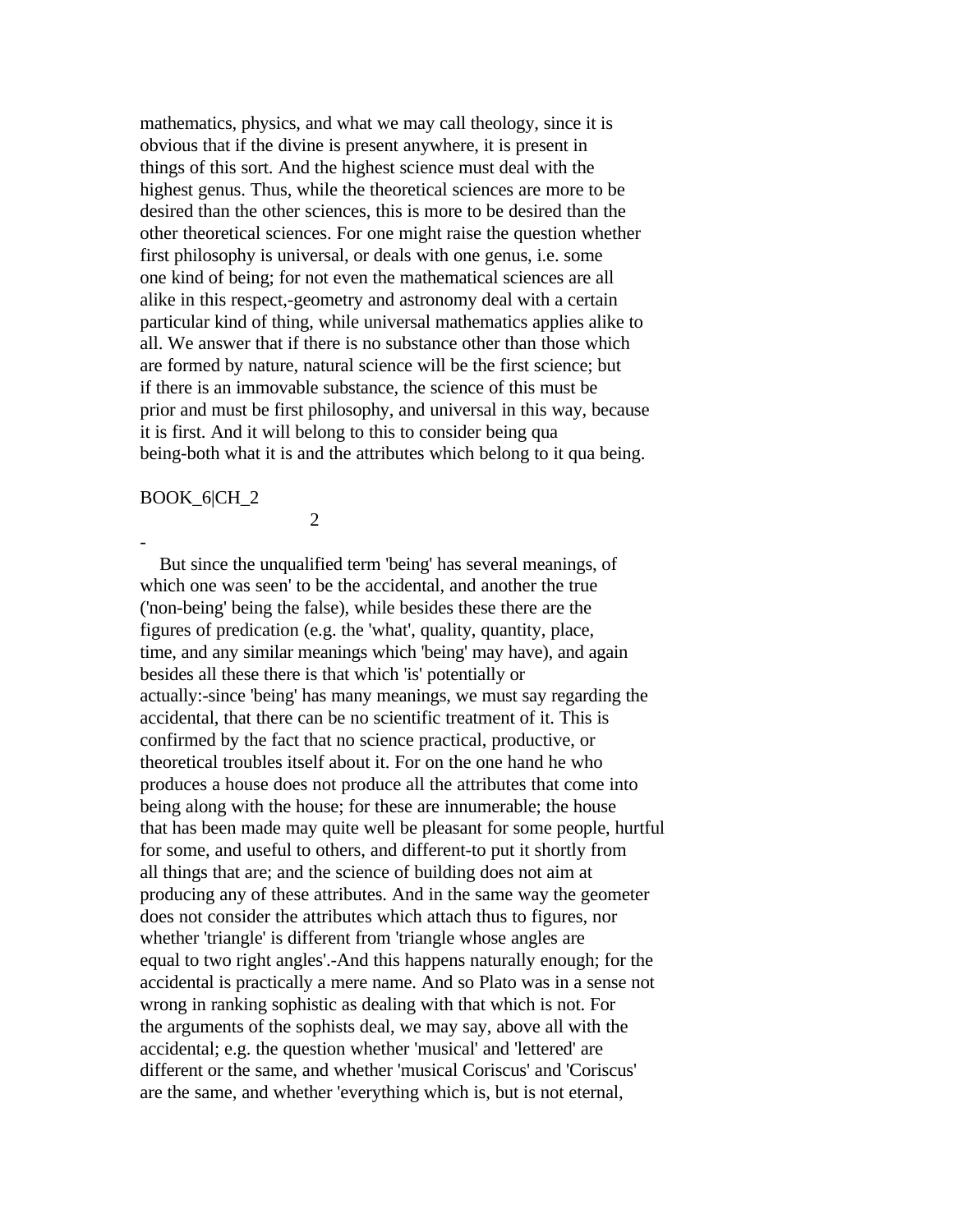mathematics, physics, and what we may call theology, since it is obvious that if the divine is present anywhere, it is present in things of this sort. And the highest science must deal with the highest genus. Thus, while the theoretical sciences are more to be desired than the other sciences, this is more to be desired than the other theoretical sciences. For one might raise the question whether first philosophy is universal, or deals with one genus, i.e. some one kind of being; for not even the mathematical sciences are all alike in this respect,-geometry and astronomy deal with a certain particular kind of thing, while universal mathematics applies alike to all. We answer that if there is no substance other than those which are formed by nature, natural science will be the first science; but if there is an immovable substance, the science of this must be prior and must be first philosophy, and universal in this way, because it is first. And it will belong to this to consider being qua being-both what it is and the attributes which belong to it qua being.

BOOK_6|CH_2

2

-

But since the unqualified term 'being' has several meanings, of which one was seen' to be the accidental, and another the true ('non-being' being the false), while besides these there are the figures of predication (e.g. the 'what', quality, quantity, place, time, and any similar meanings which 'being' may have), and again besides all these there is that which 'is' potentially or actually:-since 'being' has many meanings, we must say regarding the accidental, that there can be no scientific treatment of it. This is confirmed by the fact that no science practical, productive, or theoretical troubles itself about it. For on the one hand he who produces a house does not produce all the attributes that come into being along with the house; for these are innumerable; the house that has been made may quite well be pleasant for some people, hurtful for some, and useful to others, and different-to put it shortly from all things that are; and the science of building does not aim at producing any of these attributes. And in the same way the geometer does not consider the attributes which attach thus to figures, nor whether 'triangle' is different from 'triangle whose angles are equal to two right angles'.-And this happens naturally enough; for the accidental is practically a mere name. And so Plato was in a sense not wrong in ranking sophistic as dealing with that which is not. For the arguments of the sophists deal, we may say, above all with the accidental; e.g. the question whether 'musical' and 'lettered' are different or the same, and whether 'musical Coriscus' and 'Coriscus' are the same, and whether 'everything which is, but is not eternal,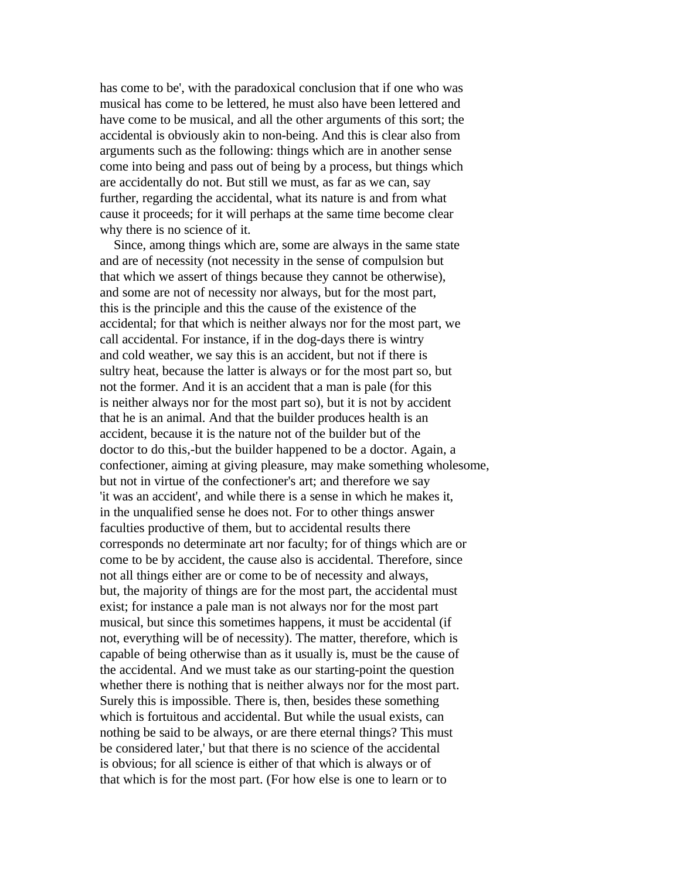has come to be', with the paradoxical conclusion that if one who was musical has come to be lettered, he must also have been lettered and have come to be musical, and all the other arguments of this sort; the accidental is obviously akin to non-being. And this is clear also from arguments such as the following: things which are in another sense come into being and pass out of being by a process, but things which are accidentally do not. But still we must, as far as we can, say further, regarding the accidental, what its nature is and from what cause it proceeds; for it will perhaps at the same time become clear why there is no science of it.

Since, among things which are, some are always in the same state and are of necessity (not necessity in the sense of compulsion but that which we assert of things because they cannot be otherwise), and some are not of necessity nor always, but for the most part, this is the principle and this the cause of the existence of the accidental; for that which is neither always nor for the most part, we call accidental. For instance, if in the dog-days there is wintry and cold weather, we say this is an accident, but not if there is sultry heat, because the latter is always or for the most part so, but not the former. And it is an accident that a man is pale (for this is neither always nor for the most part so), but it is not by accident that he is an animal. And that the builder produces health is an accident, because it is the nature not of the builder but of the doctor to do this,-but the builder happened to be a doctor. Again, a confectioner, aiming at giving pleasure, may make something wholesome, but not in virtue of the confectioner's art; and therefore we say 'it was an accident', and while there is a sense in which he makes it, in the unqualified sense he does not. For to other things answer faculties productive of them, but to accidental results there corresponds no determinate art nor faculty; for of things which are or come to be by accident, the cause also is accidental. Therefore, since not all things either are or come to be of necessity and always, but, the majority of things are for the most part, the accidental must exist; for instance a pale man is not always nor for the most part musical, but since this sometimes happens, it must be accidental (if not, everything will be of necessity). The matter, therefore, which is capable of being otherwise than as it usually is, must be the cause of the accidental. And we must take as our starting-point the question whether there is nothing that is neither always nor for the most part. Surely this is impossible. There is, then, besides these something which is fortuitous and accidental. But while the usual exists, can nothing be said to be always, or are there eternal things? This must be considered later,' but that there is no science of the accidental is obvious; for all science is either of that which is always or of that which is for the most part. (For how else is one to learn or to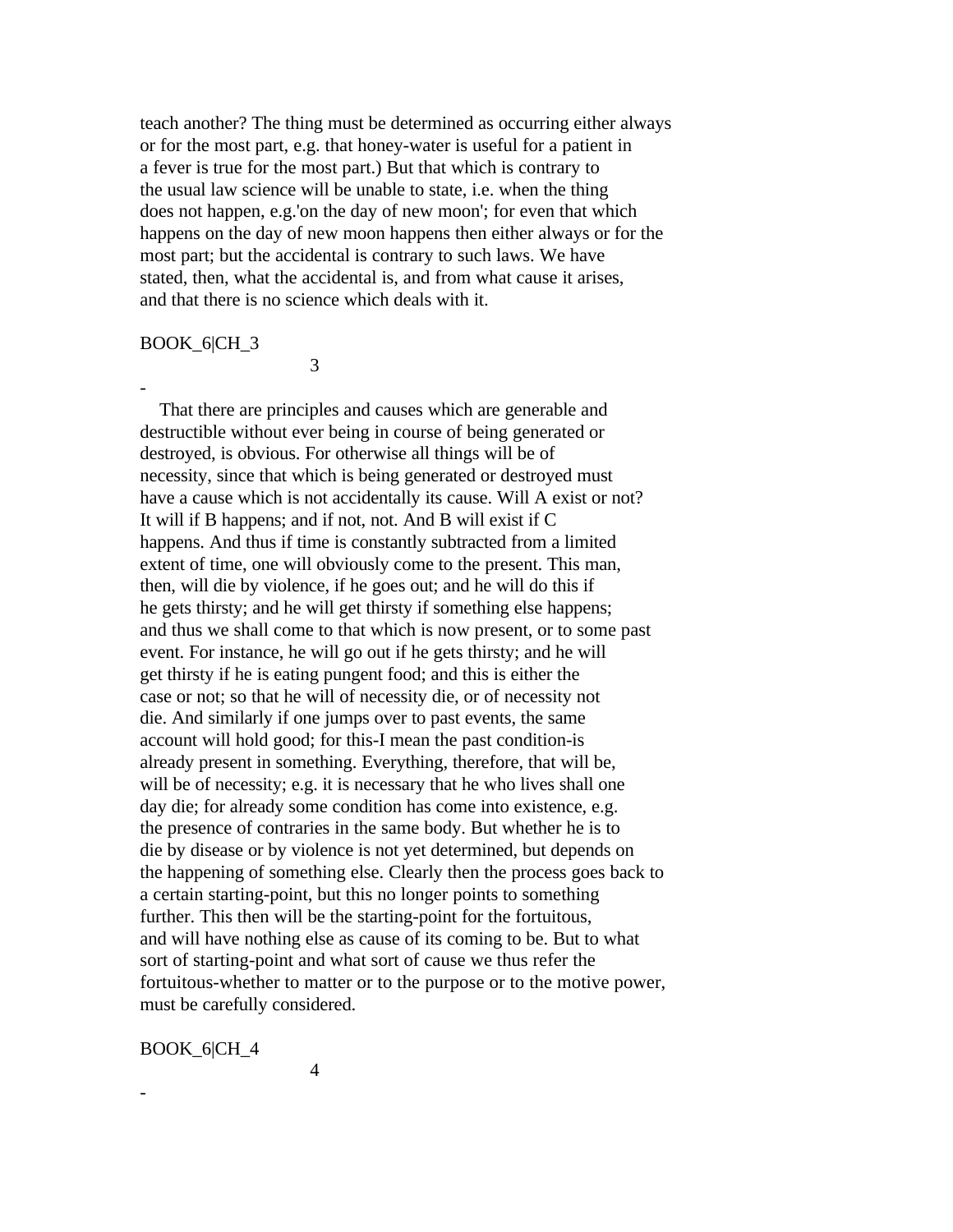teach another? The thing must be determined as occurring either always or for the most part, e.g. that honey-water is useful for a patient in a fever is true for the most part.) But that which is contrary to the usual law science will be unable to state, i.e. when the thing does not happen, e.g.'on the day of new moon'; for even that which happens on the day of new moon happens then either always or for the most part; but the accidental is contrary to such laws. We have stated, then, what the accidental is, and from what cause it arises, and that there is no science which deals with it.

BOOK_6|CH_3

3

-

That there are principles and causes which are generable and destructible without ever being in course of being generated or destroyed, is obvious. For otherwise all things will be of necessity, since that which is being generated or destroyed must have a cause which is not accidentally its cause. Will A exist or not? It will if B happens; and if not, not. And B will exist if C happens. And thus if time is constantly subtracted from a limited extent of time, one will obviously come to the present. This man, then, will die by violence, if he goes out; and he will do this if he gets thirsty; and he will get thirsty if something else happens; and thus we shall come to that which is now present, or to some past event. For instance, he will go out if he gets thirsty; and he will get thirsty if he is eating pungent food; and this is either the case or not; so that he will of necessity die, or of necessity not die. And similarly if one jumps over to past events, the same account will hold good; for this-I mean the past condition-is already present in something. Everything, therefore, that will be, will be of necessity; e.g. it is necessary that he who lives shall one day die; for already some condition has come into existence, e.g. the presence of contraries in the same body. But whether he is to die by disease or by violence is not yet determined, but depends on the happening of something else. Clearly then the process goes back to a certain starting-point, but this no longer points to something further. This then will be the starting-point for the fortuitous, and will have nothing else as cause of its coming to be. But to what sort of starting-point and what sort of cause we thus refer the fortuitous-whether to matter or to the purpose or to the motive power, must be carefully considered.

BOOK_6|CH_4

4

-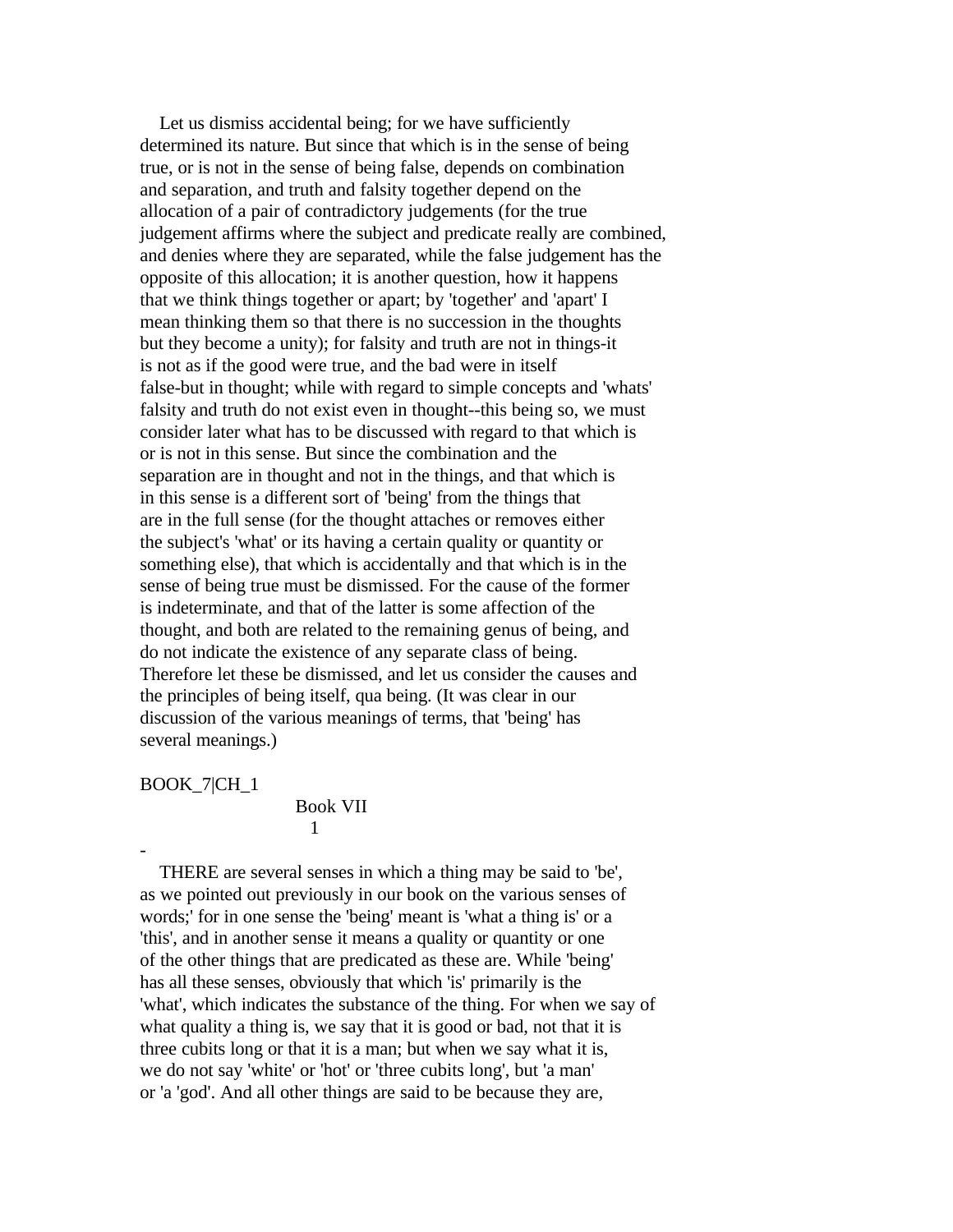Let us dismiss accidental being; for we have sufficiently determined its nature. But since that which is in the sense of being true, or is not in the sense of being false, depends on combination and separation, and truth and falsity together depend on the allocation of a pair of contradictory judgements (for the true judgement affirms where the subject and predicate really are combined, and denies where they are separated, while the false judgement has the opposite of this allocation; it is another question, how it happens that we think things together or apart; by 'together' and 'apart' I mean thinking them so that there is no succession in the thoughts but they become a unity); for falsity and truth are not in things-it is not as if the good were true, and the bad were in itself false-but in thought; while with regard to simple concepts and 'whats' falsity and truth do not exist even in thought--this being so, we must consider later what has to be discussed with regard to that which is or is not in this sense. But since the combination and the separation are in thought and not in the things, and that which is in this sense is a different sort of 'being' from the things that are in the full sense (for the thought attaches or removes either the subject's 'what' or its having a certain quality or quantity or something else), that which is accidentally and that which is in the sense of being true must be dismissed. For the cause of the former is indeterminate, and that of the latter is some affection of the thought, and both are related to the remaining genus of being, and do not indicate the existence of any separate class of being. Therefore let these be dismissed, and let us consider the causes and the principles of being itself, qua being. (It was clear in our discussion of the various meanings of terms, that 'being' has several meanings.)

BOOK_7|CH_1

## Book VII

### 1

-

THERE are several senses in which a thing may be said to 'be', as we pointed out previously in our book on the various senses of words;' for in one sense the 'being' meant is 'what a thing is' or a 'this', and in another sense it means a quality or quantity or one of the other things that are predicated as these are. While 'being' has all these senses, obviously that which 'is' primarily is the 'what', which indicates the substance of the thing. For when we say of what quality a thing is, we say that it is good or bad, not that it is three cubits long or that it is a man; but when we say what it is, we do not say 'white' or 'hot' or 'three cubits long', but 'a man' or 'a 'god'. And all other things are said to be because they are,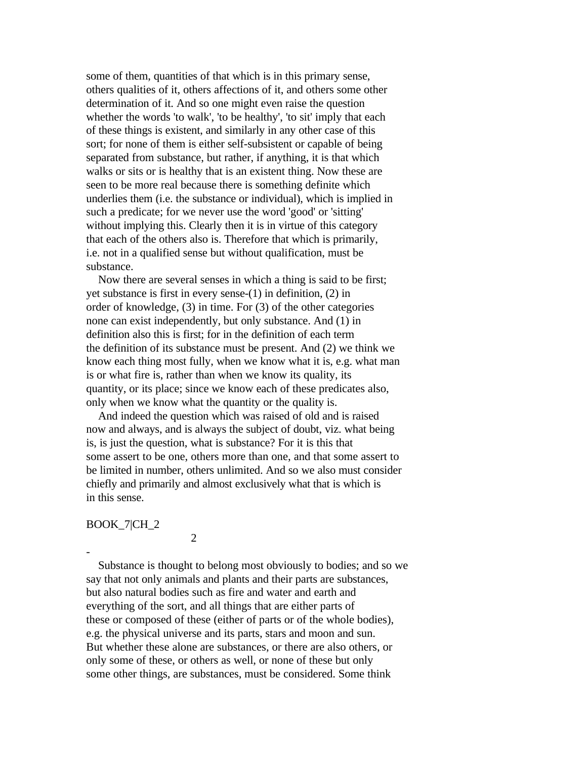some of them, quantities of that which is in this primary sense, others qualities of it, others affections of it, and others some other determination of it. And so one might even raise the question whether the words 'to walk', 'to be healthy', 'to sit' imply that each of these things is existent, and similarly in any other case of this sort; for none of them is either self-subsistent or capable of being separated from substance, but rather, if anything, it is that which walks or sits or is healthy that is an existent thing. Now these are seen to be more real because there is something definite which underlies them (i.e. the substance or individual), which is implied in such a predicate; for we never use the word 'good' or 'sitting' without implying this. Clearly then it is in virtue of this category that each of the others also is. Therefore that which is primarily, i.e. not in a qualified sense but without qualification, must be substance.

Now there are several senses in which a thing is said to be first; yet substance is first in every sense-(1) in definition, (2) in order of knowledge, (3) in time. For (3) of the other categories none can exist independently, but only substance. And (1) in definition also this is first; for in the definition of each term the definition of its substance must be present. And (2) we think we know each thing most fully, when we know what it is, e.g. what man is or what fire is, rather than when we know its quality, its quantity, or its place; since we know each of these predicates also, only when we know what the quantity or the quality is.

And indeed the question which was raised of old and is raised now and always, and is always the subject of doubt, viz. what being is, is just the question, what is substance? For it is this that some assert to be one, others more than one, and that some assert to be limited in number, others unlimited. And so we also must consider chiefly and primarily and almost exclusively what that is which is in this sense.

BOOK_7|CH_2

2

-

Substance is thought to belong most obviously to bodies; and so we say that not only animals and plants and their parts are substances, but also natural bodies such as fire and water and earth and everything of the sort, and all things that are either parts of these or composed of these (either of parts or of the whole bodies), e.g. the physical universe and its parts, stars and moon and sun. But whether these alone are substances, or there are also others, or only some of these, or others as well, or none of these but only some other things, are substances, must be considered. Some think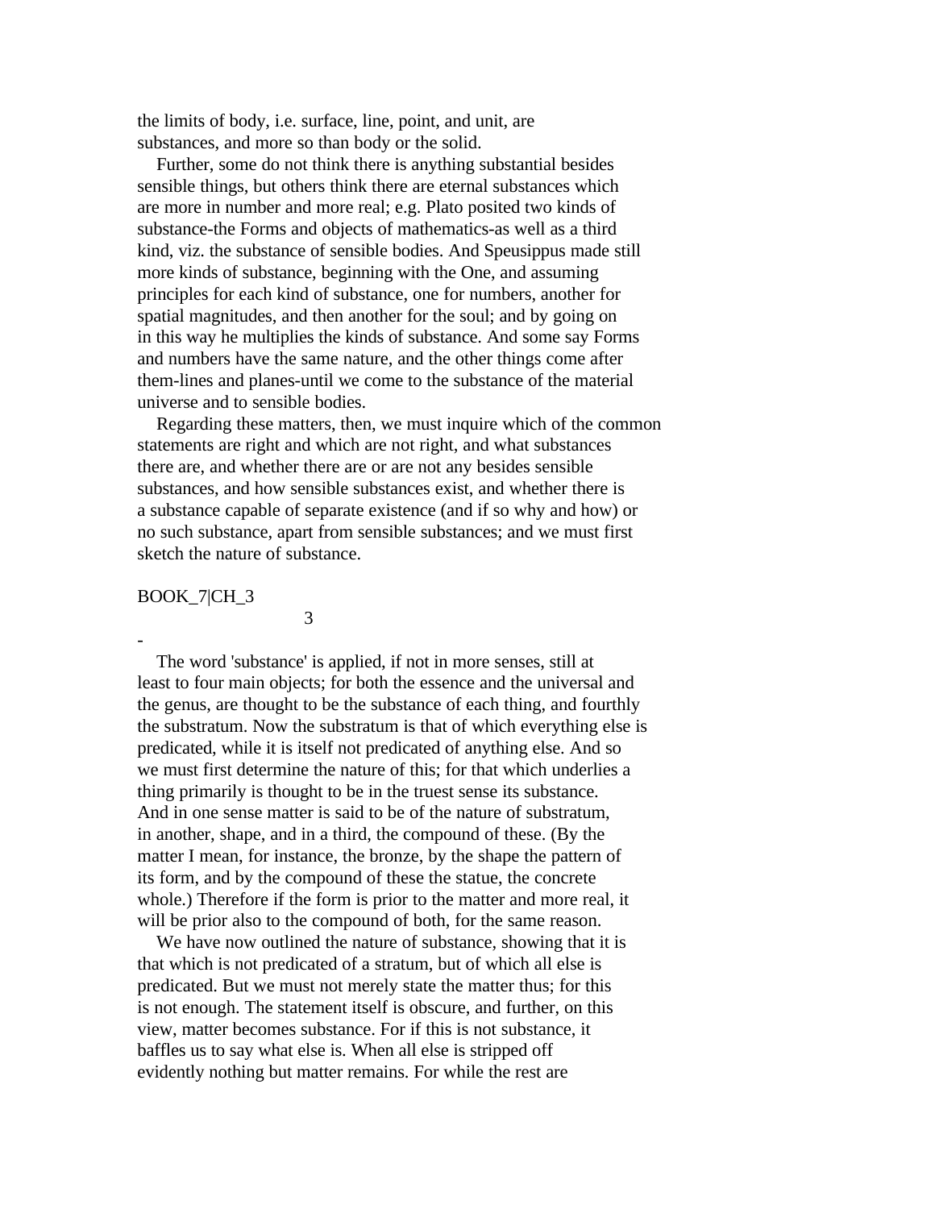the limits of body, i.e. surface, line, point, and unit, are substances, and more so than body or the solid.

Further, some do not think there is anything substantial besides sensible things, but others think there are eternal substances which are more in number and more real; e.g. Plato posited two kinds of substance-the Forms and objects of mathematics-as well as a third kind, viz. the substance of sensible bodies. And Speusippus made still more kinds of substance, beginning with the One, and assuming principles for each kind of substance, one for numbers, another for spatial magnitudes, and then another for the soul; and by going on in this way he multiplies the kinds of substance. And some say Forms and numbers have the same nature, and the other things come after them-lines and planes-until we come to the substance of the material universe and to sensible bodies.

Regarding these matters, then, we must inquire which of the common statements are right and which are not right, and what substances there are, and whether there are or are not any besides sensible substances, and how sensible substances exist, and whether there is a substance capable of separate existence (and if so why and how) or no such substance, apart from sensible substances; and we must first sketch the nature of substance.

BOOK_7|CH_3

3

-

The word 'substance' is applied, if not in more senses, still at least to four main objects; for both the essence and the universal and the genus, are thought to be the substance of each thing, and fourthly the substratum. Now the substratum is that of which everything else is predicated, while it is itself not predicated of anything else. And so we must first determine the nature of this; for that which underlies a thing primarily is thought to be in the truest sense its substance. And in one sense matter is said to be of the nature of substratum, in another, shape, and in a third, the compound of these. (By the matter I mean, for instance, the bronze, by the shape the pattern of its form, and by the compound of these the statue, the concrete whole.) Therefore if the form is prior to the matter and more real, it will be prior also to the compound of both, for the same reason.

We have now outlined the nature of substance, showing that it is that which is not predicated of a stratum, but of which all else is predicated. But we must not merely state the matter thus; for this is not enough. The statement itself is obscure, and further, on this view, matter becomes substance. For if this is not substance, it baffles us to say what else is. When all else is stripped off evidently nothing but matter remains. For while the rest are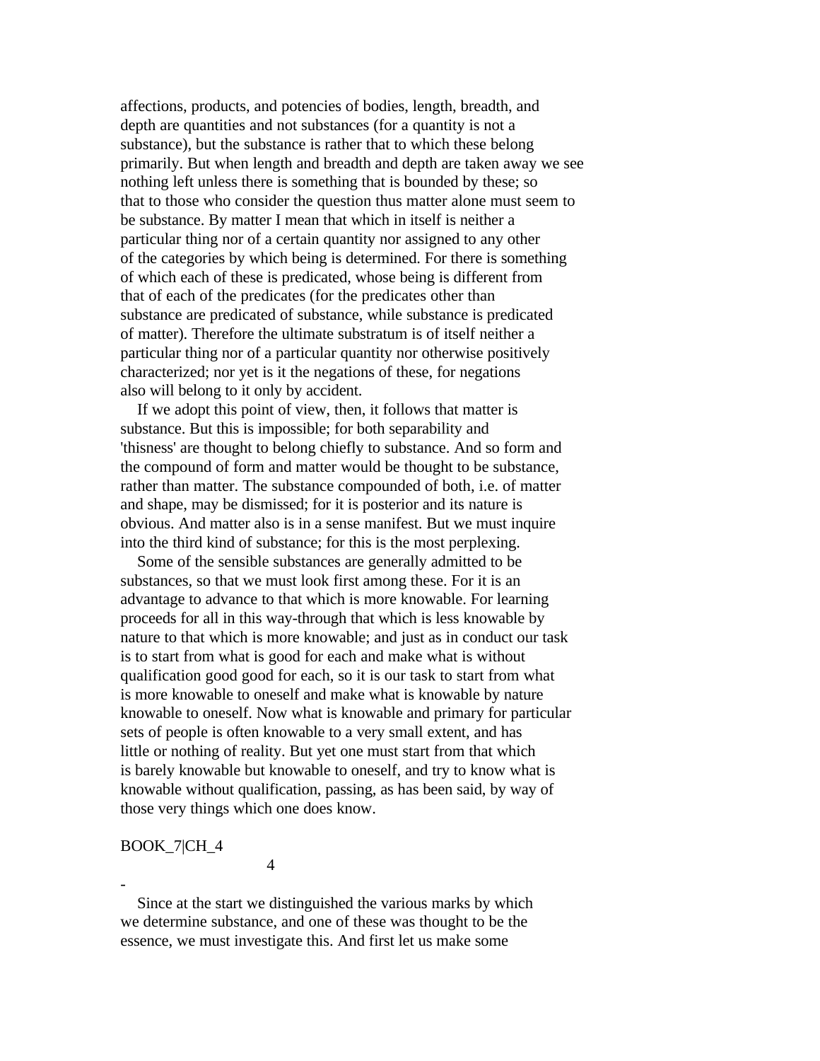affections, products, and potencies of bodies, length, breadth, and depth are quantities and not substances (for a quantity is not a substance), but the substance is rather that to which these belong primarily. But when length and breadth and depth are taken away we see nothing left unless there is something that is bounded by these; so that to those who consider the question thus matter alone must seem to be substance. By matter I mean that which in itself is neither a particular thing nor of a certain quantity nor assigned to any other of the categories by which being is determined. For there is something of which each of these is predicated, whose being is different from that of each of the predicates (for the predicates other than substance are predicated of substance, while substance is predicated of matter). Therefore the ultimate substratum is of itself neither a particular thing nor of a particular quantity nor otherwise positively characterized; nor yet is it the negations of these, for negations also will belong to it only by accident.

If we adopt this point of view, then, it follows that matter is substance. But this is impossible; for both separability and 'thisness' are thought to belong chiefly to substance. And so form and the compound of form and matter would be thought to be substance, rather than matter. The substance compounded of both, i.e. of matter and shape, may be dismissed; for it is posterior and its nature is obvious. And matter also is in a sense manifest. But we must inquire into the third kind of substance; for this is the most perplexing.

Some of the sensible substances are generally admitted to be substances, so that we must look first among these. For it is an advantage to advance to that which is more knowable. For learning proceeds for all in this way-through that which is less knowable by nature to that which is more knowable; and just as in conduct our task is to start from what is good for each and make what is without qualification good good for each, so it is our task to start from what is more knowable to oneself and make what is knowable by nature knowable to oneself. Now what is knowable and primary for particular sets of people is often knowable to a very small extent, and has little or nothing of reality. But yet one must start from that which is barely knowable but knowable to oneself, and try to know what is knowable without qualification, passing, as has been said, by way of those very things which one does know.

BOOK_7|CH_4

4

-

Since at the start we distinguished the various marks by which we determine substance, and one of these was thought to be the essence, we must investigate this. And first let us make some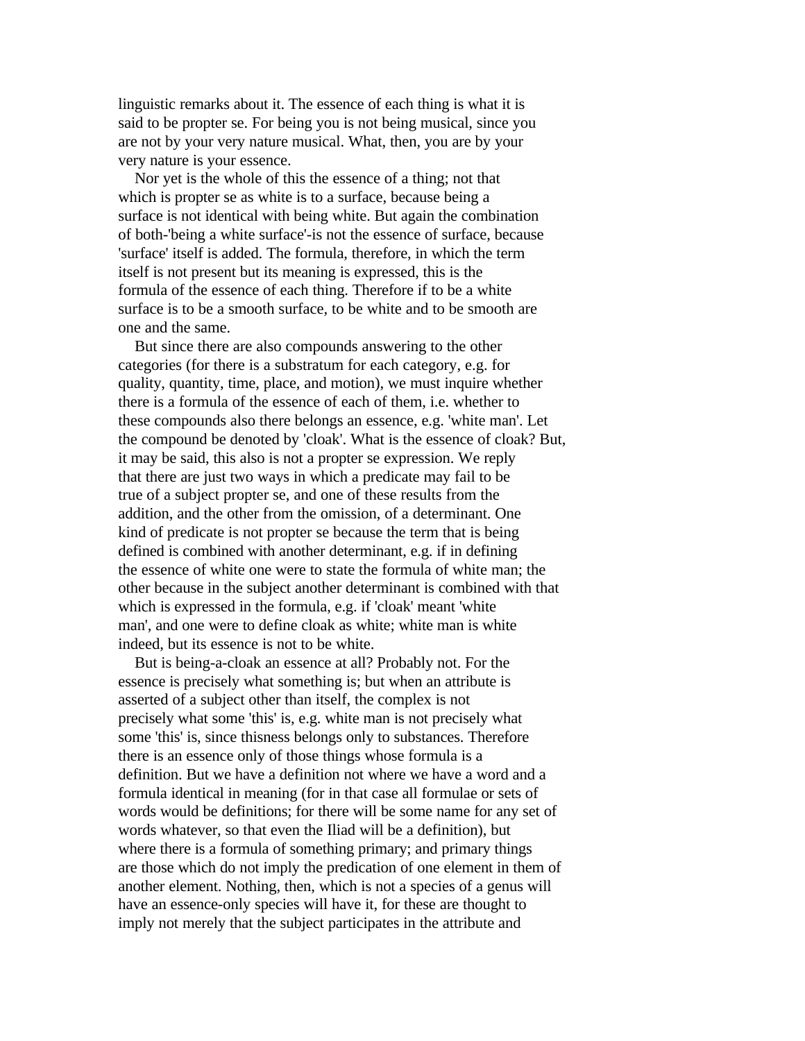linguistic remarks about it. The essence of each thing is what it is said to be propter se. For being you is not being musical, since you are not by your very nature musical. What, then, you are by your very nature is your essence.

Nor yet is the whole of this the essence of a thing; not that which is propter se as white is to a surface, because being a surface is not identical with being white. But again the combination of both-'being a white surface'-is not the essence of surface, because 'surface' itself is added. The formula, therefore, in which the term itself is not present but its meaning is expressed, this is the formula of the essence of each thing. Therefore if to be a white surface is to be a smooth surface, to be white and to be smooth are one and the same.

But since there are also compounds answering to the other categories (for there is a substratum for each category, e.g. for quality, quantity, time, place, and motion), we must inquire whether there is a formula of the essence of each of them, i.e. whether to these compounds also there belongs an essence, e.g. 'white man'. Let the compound be denoted by 'cloak'. What is the essence of cloak? But, it may be said, this also is not a propter se expression. We reply that there are just two ways in which a predicate may fail to be true of a subject propter se, and one of these results from the addition, and the other from the omission, of a determinant. One kind of predicate is not propter se because the term that is being defined is combined with another determinant, e.g. if in defining the essence of white one were to state the formula of white man; the other because in the subject another determinant is combined with that which is expressed in the formula, e.g. if 'cloak' meant 'white man', and one were to define cloak as white; white man is white indeed, but its essence is not to be white.

But is being-a-cloak an essence at all? Probably not. For the essence is precisely what something is; but when an attribute is asserted of a subject other than itself, the complex is not precisely what some 'this' is, e.g. white man is not precisely what some 'this' is, since thisness belongs only to substances. Therefore there is an essence only of those things whose formula is a definition. But we have a definition not where we have a word and a formula identical in meaning (for in that case all formulae or sets of words would be definitions; for there will be some name for any set of words whatever, so that even the Iliad will be a definition), but where there is a formula of something primary; and primary things are those which do not imply the predication of one element in them of another element. Nothing, then, which is not a species of a genus will have an essence-only species will have it, for these are thought to imply not merely that the subject participates in the attribute and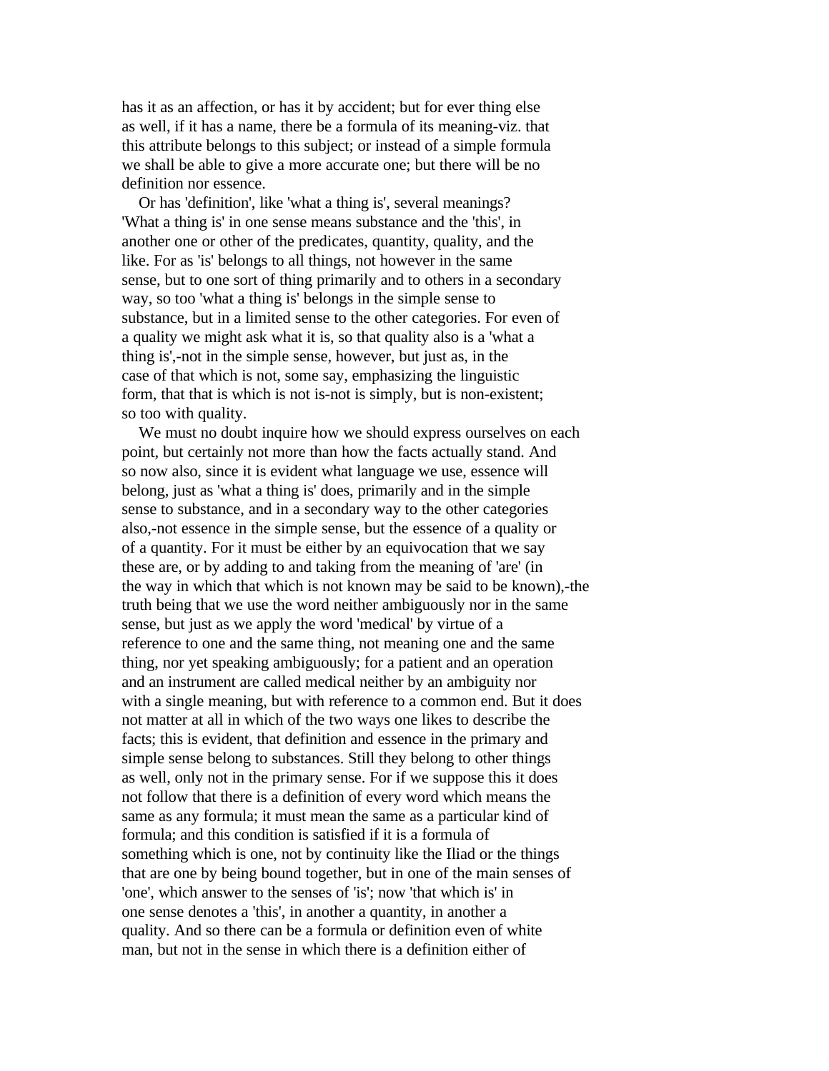has it as an affection, or has it by accident; but for ever thing else as well, if it has a name, there be a formula of its meaning-viz. that this attribute belongs to this subject; or instead of a simple formula we shall be able to give a more accurate one; but there will be no definition nor essence.

Or has 'definition', like 'what a thing is', several meanings? 'What a thing is' in one sense means substance and the 'this', in another one or other of the predicates, quantity, quality, and the like. For as 'is' belongs to all things, not however in the same sense, but to one sort of thing primarily and to others in a secondary way, so too 'what a thing is' belongs in the simple sense to substance, but in a limited sense to the other categories. For even of a quality we might ask what it is, so that quality also is a 'what a thing is',-not in the simple sense, however, but just as, in the case of that which is not, some say, emphasizing the linguistic form, that that is which is not is-not is simply, but is non-existent; so too with quality.

We must no doubt inquire how we should express ourselves on each point, but certainly not more than how the facts actually stand. And so now also, since it is evident what language we use, essence will belong, just as 'what a thing is' does, primarily and in the simple sense to substance, and in a secondary way to the other categories also,-not essence in the simple sense, but the essence of a quality or of a quantity. For it must be either by an equivocation that we say these are, or by adding to and taking from the meaning of 'are' (in the way in which that which is not known may be said to be known),-the truth being that we use the word neither ambiguously nor in the same sense, but just as we apply the word 'medical' by virtue of a reference to one and the same thing, not meaning one and the same thing, nor yet speaking ambiguously; for a patient and an operation and an instrument are called medical neither by an ambiguity nor with a single meaning, but with reference to a common end. But it does not matter at all in which of the two ways one likes to describe the facts; this is evident, that definition and essence in the primary and simple sense belong to substances. Still they belong to other things as well, only not in the primary sense. For if we suppose this it does not follow that there is a definition of every word which means the same as any formula; it must mean the same as a particular kind of formula; and this condition is satisfied if it is a formula of something which is one, not by continuity like the Iliad or the things that are one by being bound together, but in one of the main senses of 'one', which answer to the senses of 'is'; now 'that which is' in one sense denotes a 'this', in another a quantity, in another a quality. And so there can be a formula or definition even of white man, but not in the sense in which there is a definition either of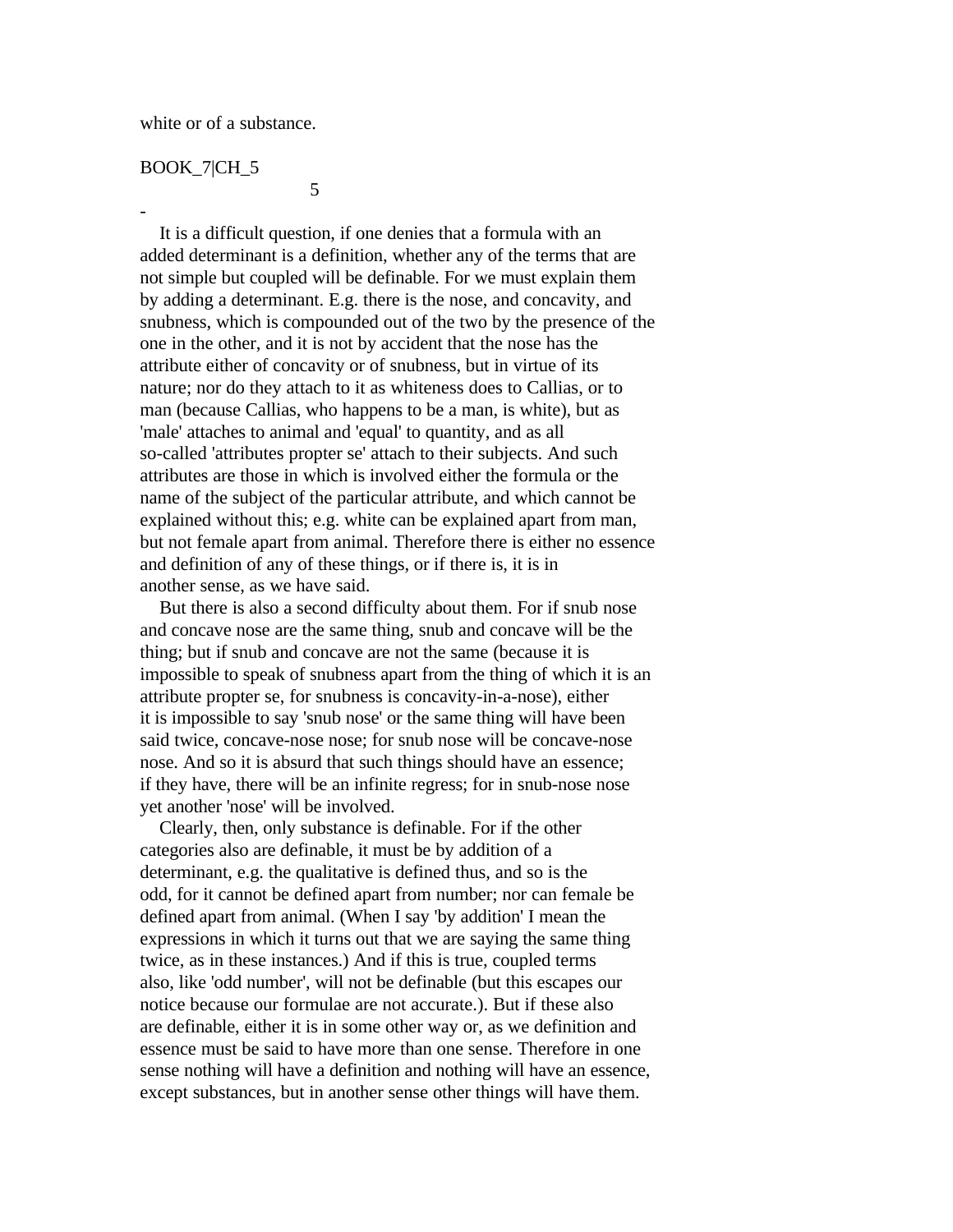white or of a substance.

BOOK_7|CH_5

5

-

It is a difficult question, if one denies that a formula with an added determinant is a definition, whether any of the terms that are not simple but coupled will be definable. For we must explain them by adding a determinant. E.g. there is the nose, and concavity, and snubness, which is compounded out of the two by the presence of the one in the other, and it is not by accident that the nose has the attribute either of concavity or of snubness, but in virtue of its nature; nor do they attach to it as whiteness does to Callias, or to man (because Callias, who happens to be a man, is white), but as 'male' attaches to animal and 'equal' to quantity, and as all so-called 'attributes propter se' attach to their subjects. And such attributes are those in which is involved either the formula or the name of the subject of the particular attribute, and which cannot be explained without this; e.g. white can be explained apart from man, but not female apart from animal. Therefore there is either no essence and definition of any of these things, or if there is, it is in another sense, as we have said.

But there is also a second difficulty about them. For if snub nose and concave nose are the same thing, snub and concave will be the thing; but if snub and concave are not the same (because it is impossible to speak of snubness apart from the thing of which it is an attribute propter se, for snubness is concavity-in-a-nose), either it is impossible to say 'snub nose' or the same thing will have been said twice, concave-nose nose; for snub nose will be concave-nose nose. And so it is absurd that such things should have an essence; if they have, there will be an infinite regress; for in snub-nose nose yet another 'nose' will be involved.

Clearly, then, only substance is definable. For if the other categories also are definable, it must be by addition of a determinant, e.g. the qualitative is defined thus, and so is the odd, for it cannot be defined apart from number; nor can female be defined apart from animal. (When I say 'by addition' I mean the expressions in which it turns out that we are saying the same thing twice, as in these instances.) And if this is true, coupled terms also, like 'odd number', will not be definable (but this escapes our notice because our formulae are not accurate.). But if these also are definable, either it is in some other way or, as we definition and essence must be said to have more than one sense. Therefore in one sense nothing will have a definition and nothing will have an essence, except substances, but in another sense other things will have them.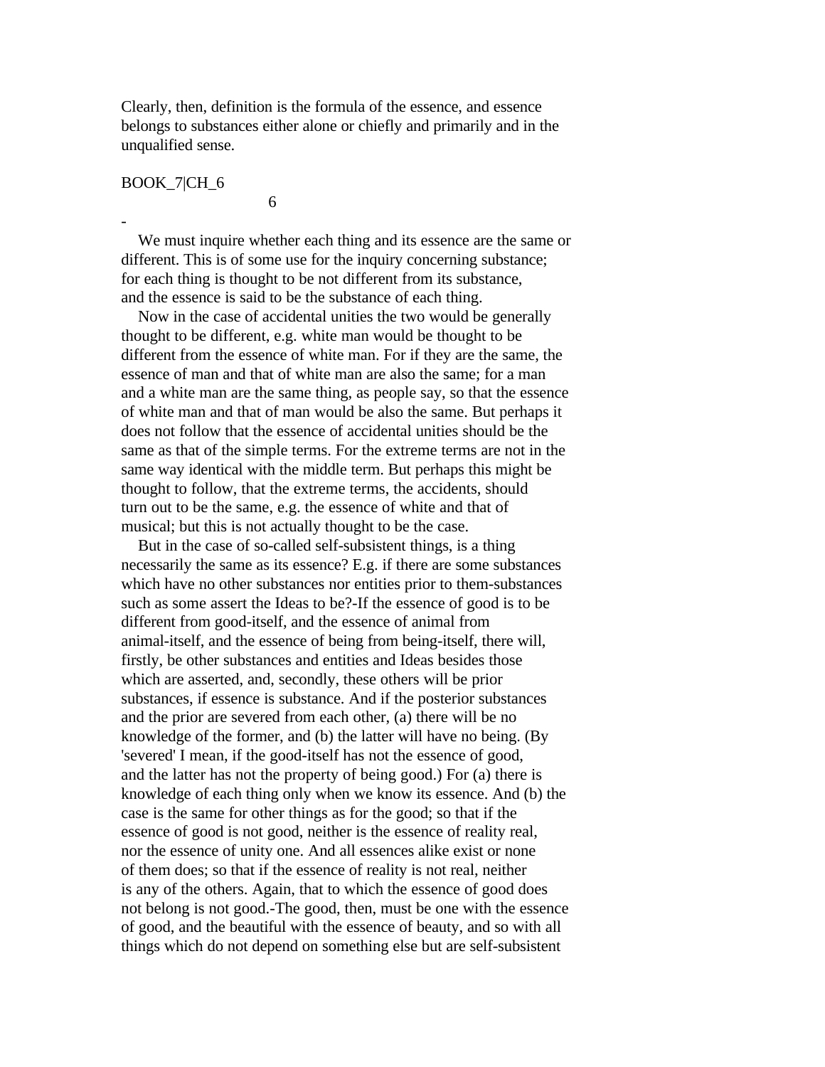Clearly, then, definition is the formula of the essence, and essence belongs to substances either alone or chiefly and primarily and in the unqualified sense.

BOOK_7|CH_6

6

-

We must inquire whether each thing and its essence are the same or different. This is of some use for the inquiry concerning substance; for each thing is thought to be not different from its substance, and the essence is said to be the substance of each thing.

Now in the case of accidental unities the two would be generally thought to be different, e.g. white man would be thought to be different from the essence of white man. For if they are the same, the essence of man and that of white man are also the same; for a man and a white man are the same thing, as people say, so that the essence of white man and that of man would be also the same. But perhaps it does not follow that the essence of accidental unities should be the same as that of the simple terms. For the extreme terms are not in the same way identical with the middle term. But perhaps this might be thought to follow, that the extreme terms, the accidents, should turn out to be the same, e.g. the essence of white and that of musical; but this is not actually thought to be the case.

But in the case of so-called self-subsistent things, is a thing necessarily the same as its essence? E.g. if there are some substances which have no other substances nor entities prior to them-substances such as some assert the Ideas to be?-If the essence of good is to be different from good-itself, and the essence of animal from animal-itself, and the essence of being from being-itself, there will, firstly, be other substances and entities and Ideas besides those which are asserted, and, secondly, these others will be prior substances, if essence is substance. And if the posterior substances and the prior are severed from each other, (a) there will be no knowledge of the former, and (b) the latter will have no being. (By 'severed' I mean, if the good-itself has not the essence of good, and the latter has not the property of being good.) For (a) there is knowledge of each thing only when we know its essence. And (b) the case is the same for other things as for the good; so that if the essence of good is not good, neither is the essence of reality real, nor the essence of unity one. And all essences alike exist or none of them does; so that if the essence of reality is not real, neither is any of the others. Again, that to which the essence of good does not belong is not good.-The good, then, must be one with the essence of good, and the beautiful with the essence of beauty, and so with all things which do not depend on something else but are self-subsistent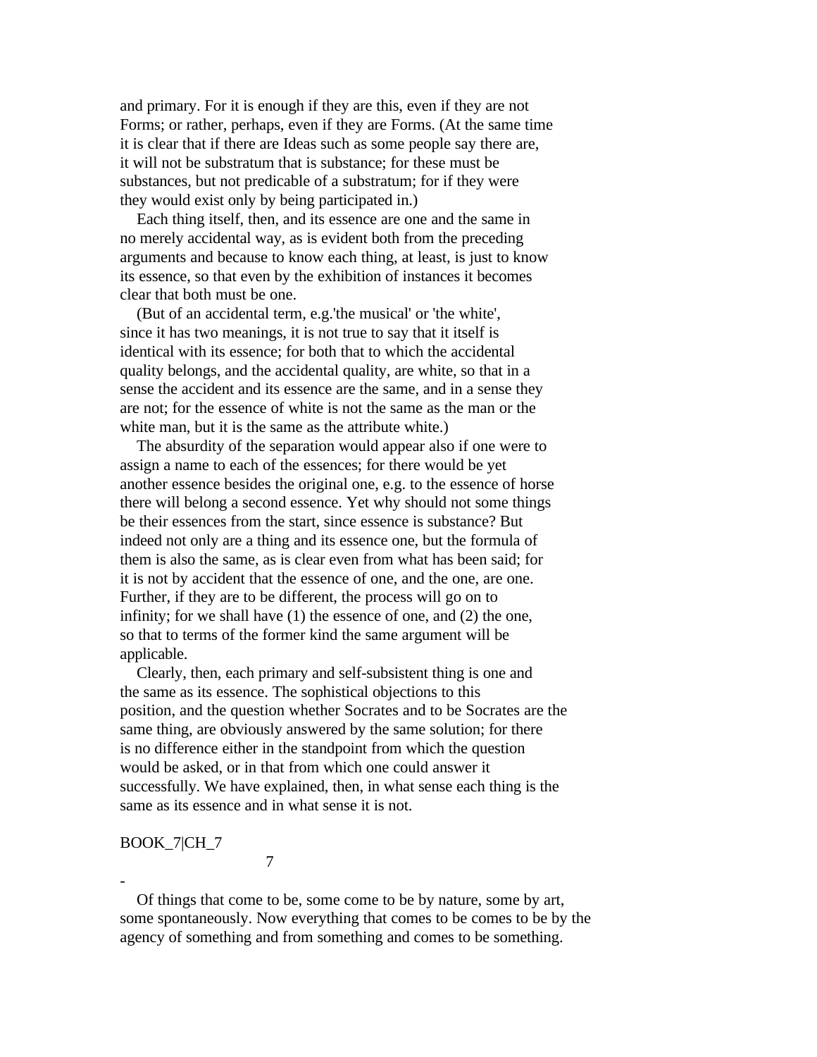and primary. For it is enough if they are this, even if they are not Forms; or rather, perhaps, even if they are Forms. (At the same time it is clear that if there are Ideas such as some people say there are, it will not be substratum that is substance; for these must be substances, but not predicable of a substratum; for if they were they would exist only by being participated in.)

Each thing itself, then, and its essence are one and the same in no merely accidental way, as is evident both from the preceding arguments and because to know each thing, at least, is just to know its essence, so that even by the exhibition of instances it becomes clear that both must be one.

(But of an accidental term, e.g.'the musical' or 'the white', since it has two meanings, it is not true to say that it itself is identical with its essence; for both that to which the accidental quality belongs, and the accidental quality, are white, so that in a sense the accident and its essence are the same, and in a sense they are not; for the essence of white is not the same as the man or the white man, but it is the same as the attribute white.)

The absurdity of the separation would appear also if one were to assign a name to each of the essences; for there would be yet another essence besides the original one, e.g. to the essence of horse there will belong a second essence. Yet why should not some things be their essences from the start, since essence is substance? But indeed not only are a thing and its essence one, but the formula of them is also the same, as is clear even from what has been said; for it is not by accident that the essence of one, and the one, are one. Further, if they are to be different, the process will go on to infinity; for we shall have (1) the essence of one, and (2) the one, so that to terms of the former kind the same argument will be applicable.

Clearly, then, each primary and self-subsistent thing is one and the same as its essence. The sophistical objections to this position, and the question whether Socrates and to be Socrates are the same thing, are obviously answered by the same solution; for there is no difference either in the standpoint from which the question would be asked, or in that from which one could answer it successfully. We have explained, then, in what sense each thing is the same as its essence and in what sense it is not.

BOOK_7|CH_7

7

-

Of things that come to be, some come to be by nature, some by art, some spontaneously. Now everything that comes to be comes to be by the agency of something and from something and comes to be something.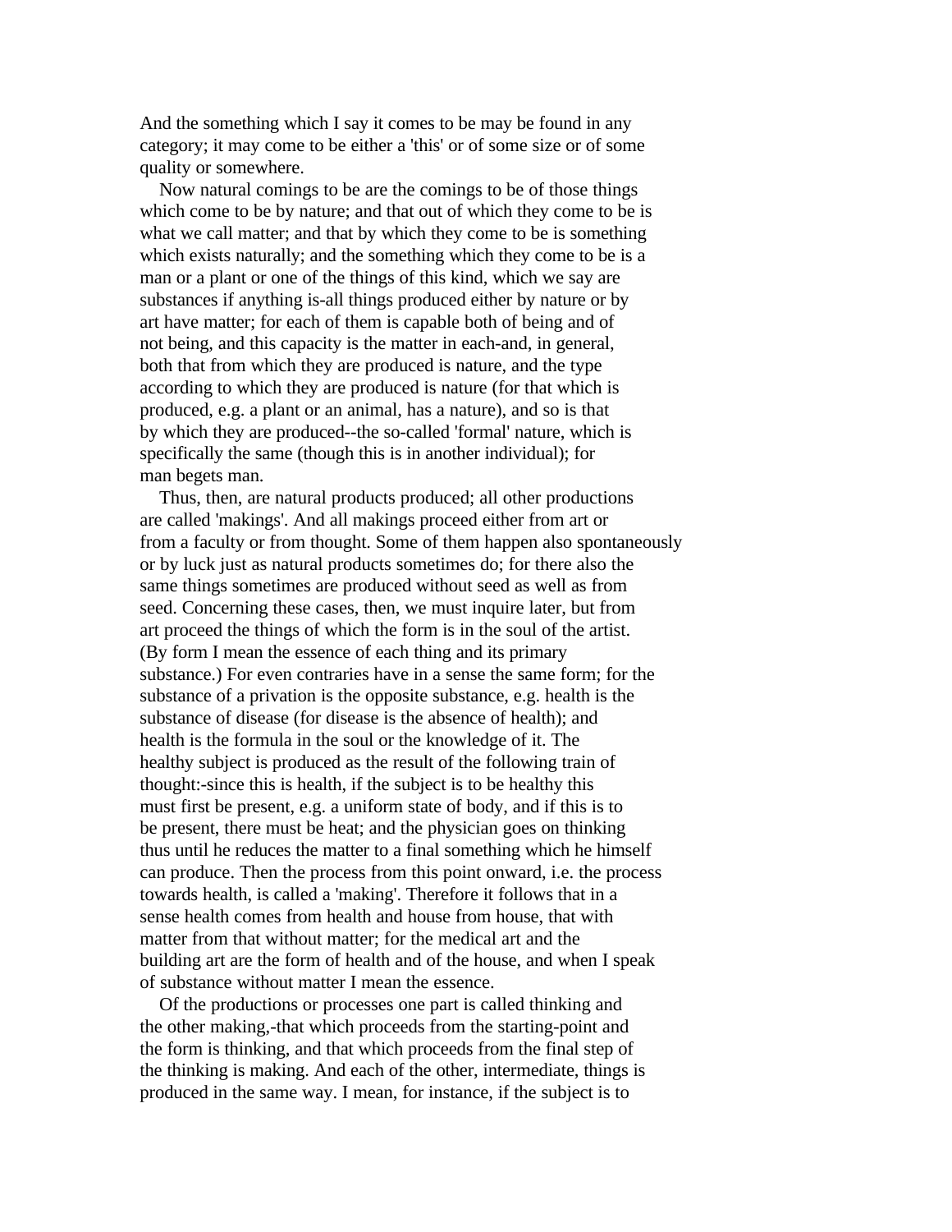And the something which I say it comes to be may be found in any category; it may come to be either a 'this' or of some size or of some quality or somewhere.

Now natural comings to be are the comings to be of those things which come to be by nature; and that out of which they come to be is what we call matter; and that by which they come to be is something which exists naturally; and the something which they come to be is a man or a plant or one of the things of this kind, which we say are substances if anything is-all things produced either by nature or by art have matter; for each of them is capable both of being and of not being, and this capacity is the matter in each-and, in general, both that from which they are produced is nature, and the type according to which they are produced is nature (for that which is produced, e.g. a plant or an animal, has a nature), and so is that by which they are produced--the so-called 'formal' nature, which is specifically the same (though this is in another individual); for man begets man.

Thus, then, are natural products produced; all other productions are called 'makings'. And all makings proceed either from art or from a faculty or from thought. Some of them happen also spontaneously or by luck just as natural products sometimes do; for there also the same things sometimes are produced without seed as well as from seed. Concerning these cases, then, we must inquire later, but from art proceed the things of which the form is in the soul of the artist. (By form I mean the essence of each thing and its primary substance.) For even contraries have in a sense the same form; for the substance of a privation is the opposite substance, e.g. health is the substance of disease (for disease is the absence of health); and health is the formula in the soul or the knowledge of it. The healthy subject is produced as the result of the following train of thought:-since this is health, if the subject is to be healthy this must first be present, e.g. a uniform state of body, and if this is to be present, there must be heat; and the physician goes on thinking thus until he reduces the matter to a final something which he himself can produce. Then the process from this point onward, i.e. the process towards health, is called a 'making'. Therefore it follows that in a sense health comes from health and house from house, that with matter from that without matter; for the medical art and the building art are the form of health and of the house, and when I speak of substance without matter I mean the essence.

Of the productions or processes one part is called thinking and the other making,-that which proceeds from the starting-point and the form is thinking, and that which proceeds from the final step of the thinking is making. And each of the other, intermediate, things is produced in the same way. I mean, for instance, if the subject is to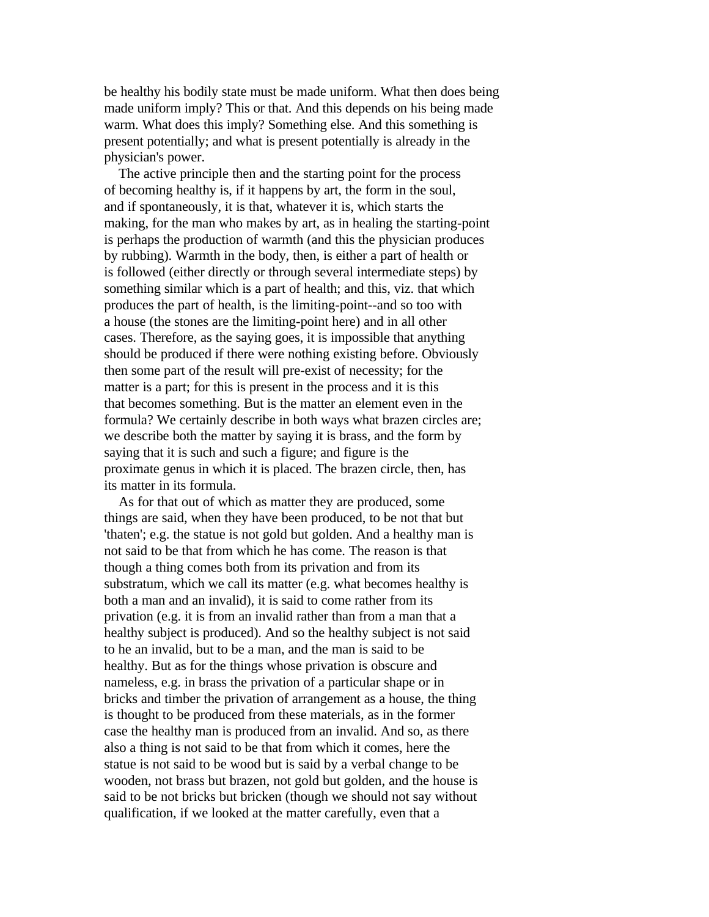be healthy his bodily state must be made uniform. What then does being made uniform imply? This or that. And this depends on his being made warm. What does this imply? Something else. And this something is present potentially; and what is present potentially is already in the physician's power.

The active principle then and the starting point for the process of becoming healthy is, if it happens by art, the form in the soul, and if spontaneously, it is that, whatever it is, which starts the making, for the man who makes by art, as in healing the starting-point is perhaps the production of warmth (and this the physician produces by rubbing). Warmth in the body, then, is either a part of health or is followed (either directly or through several intermediate steps) by something similar which is a part of health; and this, viz. that which produces the part of health, is the limiting-point--and so too with a house (the stones are the limiting-point here) and in all other cases. Therefore, as the saying goes, it is impossible that anything should be produced if there were nothing existing before. Obviously then some part of the result will pre-exist of necessity; for the matter is a part; for this is present in the process and it is this that becomes something. But is the matter an element even in the formula? We certainly describe in both ways what brazen circles are; we describe both the matter by saying it is brass, and the form by saying that it is such and such a figure; and figure is the proximate genus in which it is placed. The brazen circle, then, has its matter in its formula.

As for that out of which as matter they are produced, some things are said, when they have been produced, to be not that but 'thaten'; e.g. the statue is not gold but golden. And a healthy man is not said to be that from which he has come. The reason is that though a thing comes both from its privation and from its substratum, which we call its matter (e.g. what becomes healthy is both a man and an invalid), it is said to come rather from its privation (e.g. it is from an invalid rather than from a man that a healthy subject is produced). And so the healthy subject is not said to he an invalid, but to be a man, and the man is said to be healthy. But as for the things whose privation is obscure and nameless, e.g. in brass the privation of a particular shape or in bricks and timber the privation of arrangement as a house, the thing is thought to be produced from these materials, as in the former case the healthy man is produced from an invalid. And so, as there also a thing is not said to be that from which it comes, here the statue is not said to be wood but is said by a verbal change to be wooden, not brass but brazen, not gold but golden, and the house is said to be not bricks but bricken (though we should not say without qualification, if we looked at the matter carefully, even that a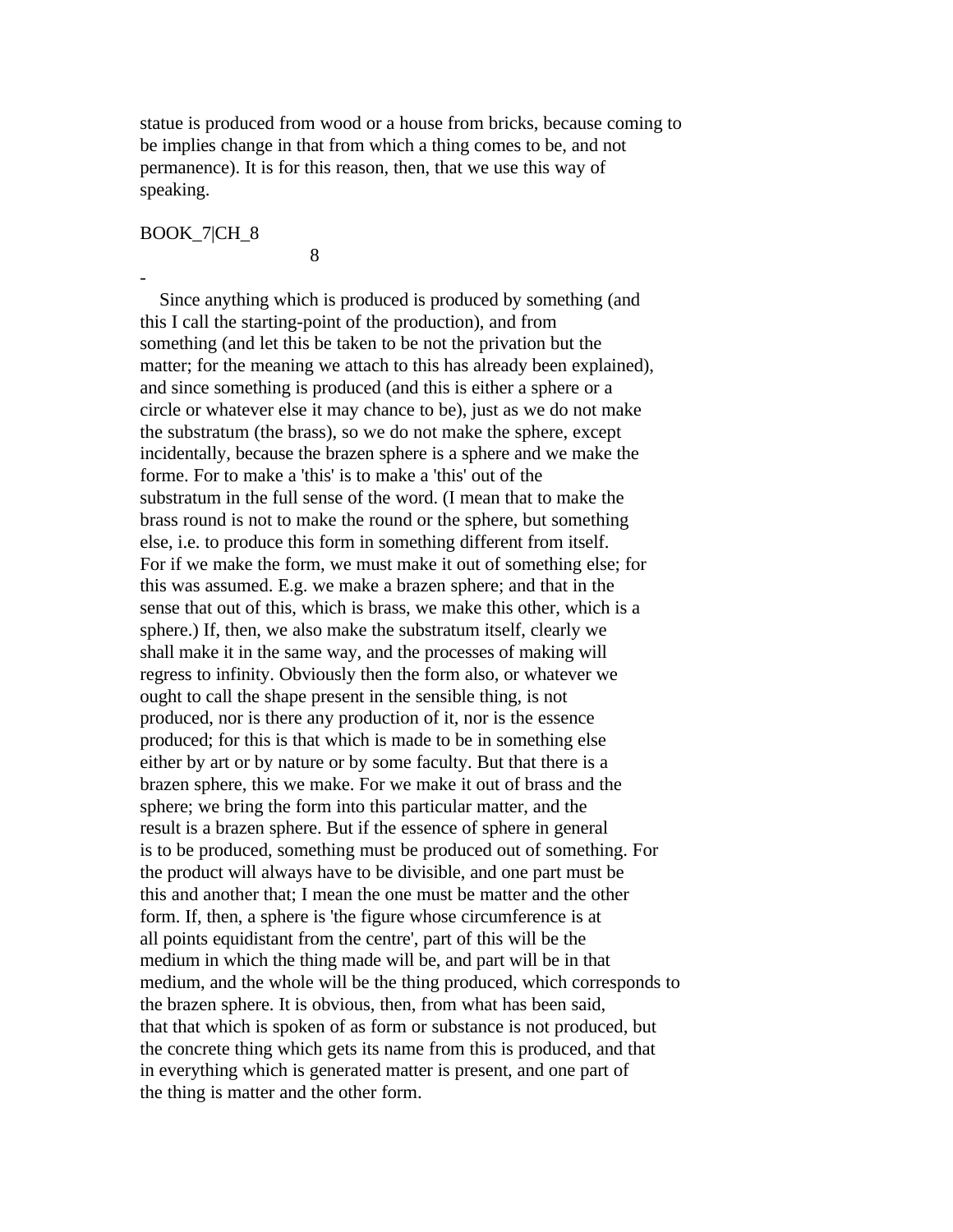statue is produced from wood or a house from bricks, because coming to be implies change in that from which a thing comes to be, and not permanence). It is for this reason, then, that we use this way of speaking.

BOOK_7|CH_8

## 8

-

Since anything which is produced is produced by something (and this I call the starting-point of the production), and from something (and let this be taken to be not the privation but the matter; for the meaning we attach to this has already been explained), and since something is produced (and this is either a sphere or a circle or whatever else it may chance to be), just as we do not make the substratum (the brass), so we do not make the sphere, except incidentally, because the brazen sphere is a sphere and we make the forme. For to make a 'this' is to make a 'this' out of the substratum in the full sense of the word. (I mean that to make the brass round is not to make the round or the sphere, but something else, i.e. to produce this form in something different from itself. For if we make the form, we must make it out of something else; for this was assumed. E.g. we make a brazen sphere; and that in the sense that out of this, which is brass, we make this other, which is a sphere.) If, then, we also make the substratum itself, clearly we shall make it in the same way, and the processes of making will regress to infinity. Obviously then the form also, or whatever we ought to call the shape present in the sensible thing, is not produced, nor is there any production of it, nor is the essence produced; for this is that which is made to be in something else either by art or by nature or by some faculty. But that there is a brazen sphere, this we make. For we make it out of brass and the sphere; we bring the form into this particular matter, and the result is a brazen sphere. But if the essence of sphere in general is to be produced, something must be produced out of something. For the product will always have to be divisible, and one part must be this and another that; I mean the one must be matter and the other form. If, then, a sphere is 'the figure whose circumference is at all points equidistant from the centre', part of this will be the medium in which the thing made will be, and part will be in that medium, and the whole will be the thing produced, which corresponds to the brazen sphere. It is obvious, then, from what has been said, that that which is spoken of as form or substance is not produced, but the concrete thing which gets its name from this is produced, and that in everything which is generated matter is present, and one part of the thing is matter and the other form.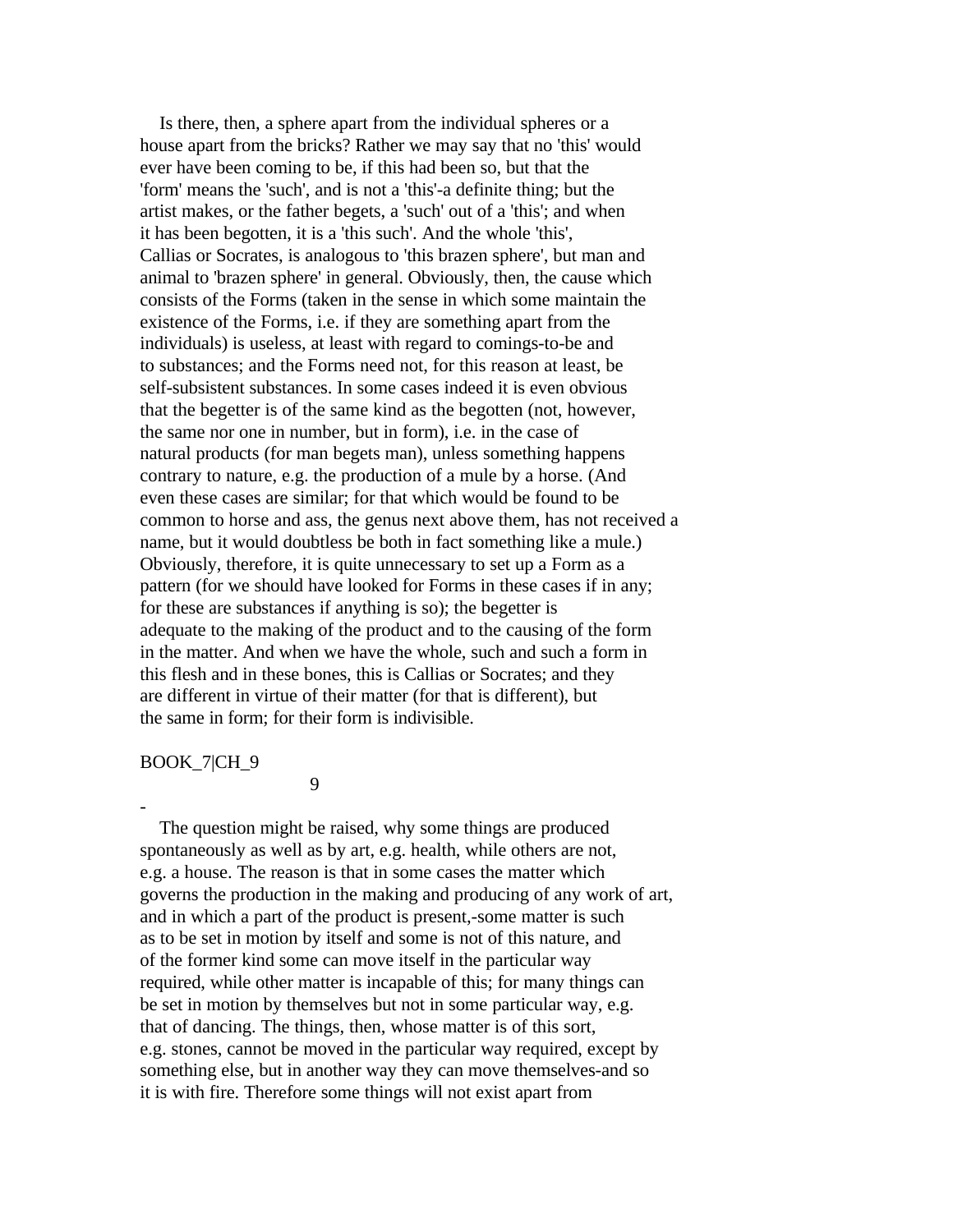Is there, then, a sphere apart from the individual spheres or a house apart from the bricks? Rather we may say that no 'this' would ever have been coming to be, if this had been so, but that the 'form' means the 'such', and is not a 'this'-a definite thing; but the artist makes, or the father begets, a 'such' out of a 'this'; and when it has been begotten, it is a 'this such'. And the whole 'this', Callias or Socrates, is analogous to 'this brazen sphere', but man and animal to 'brazen sphere' in general. Obviously, then, the cause which consists of the Forms (taken in the sense in which some maintain the existence of the Forms, i.e. if they are something apart from the individuals) is useless, at least with regard to comings-to-be and to substances; and the Forms need not, for this reason at least, be self-subsistent substances. In some cases indeed it is even obvious that the begetter is of the same kind as the begotten (not, however, the same nor one in number, but in form), i.e. in the case of natural products (for man begets man), unless something happens contrary to nature, e.g. the production of a mule by a horse. (And even these cases are similar; for that which would be found to be common to horse and ass, the genus next above them, has not received a name, but it would doubtless be both in fact something like a mule.) Obviously, therefore, it is quite unnecessary to set up a Form as a pattern (for we should have looked for Forms in these cases if in any; for these are substances if anything is so); the begetter is adequate to the making of the product and to the causing of the form in the matter. And when we have the whole, such and such a form in this flesh and in these bones, this is Callias or Socrates; and they are different in virtue of their matter (for that is different), but the same in form; for their form is indivisible.

BOOK_7|CH_9

## 9

-

The question might be raised, why some things are produced spontaneously as well as by art, e.g. health, while others are not, e.g. a house. The reason is that in some cases the matter which governs the production in the making and producing of any work of art, and in which a part of the product is present,-some matter is such as to be set in motion by itself and some is not of this nature, and of the former kind some can move itself in the particular way required, while other matter is incapable of this; for many things can be set in motion by themselves but not in some particular way, e.g. that of dancing. The things, then, whose matter is of this sort, e.g. stones, cannot be moved in the particular way required, except by something else, but in another way they can move themselves-and so it is with fire. Therefore some things will not exist apart from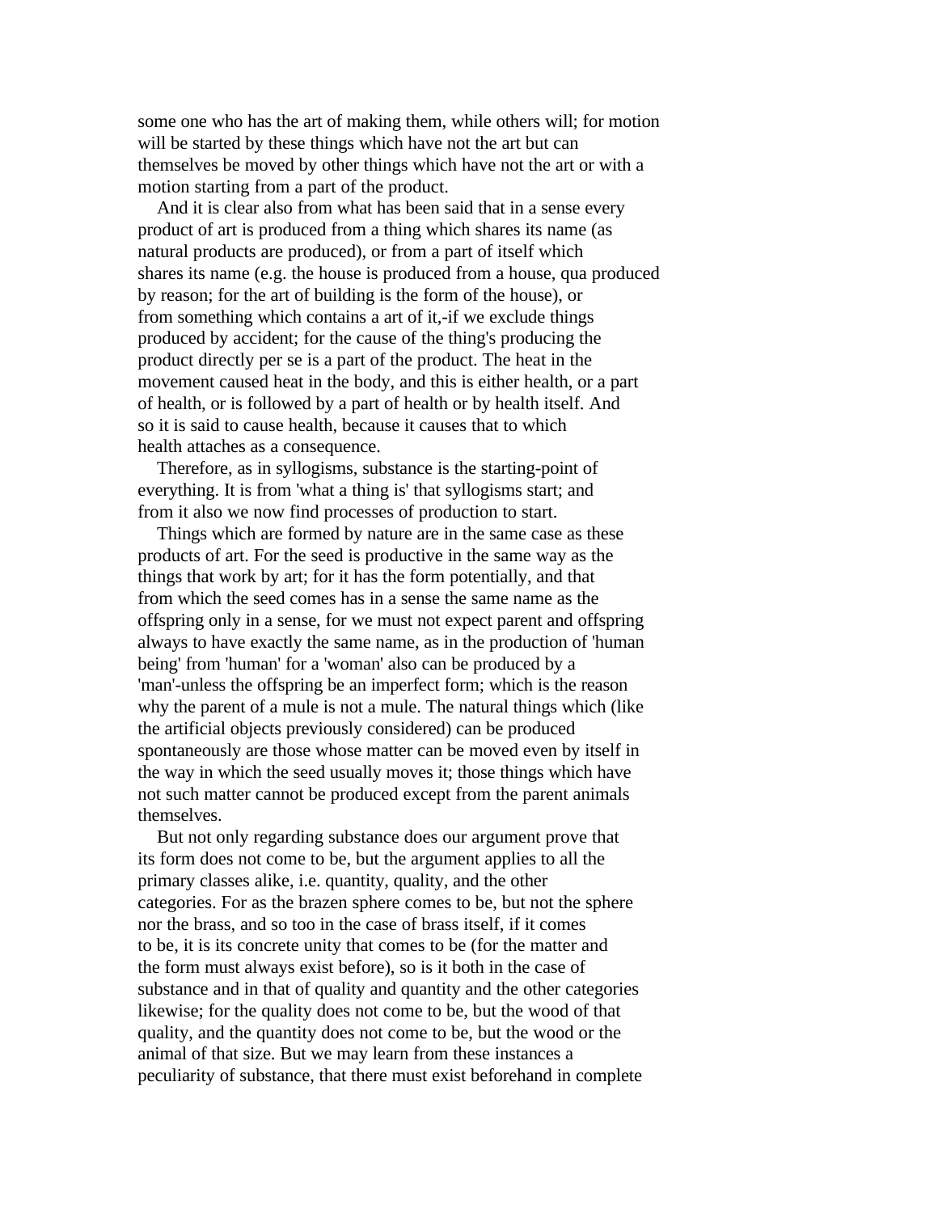some one who has the art of making them, while others will; for motion will be started by these things which have not the art but can themselves be moved by other things which have not the art or with a motion starting from a part of the product.

And it is clear also from what has been said that in a sense every product of art is produced from a thing which shares its name (as natural products are produced), or from a part of itself which shares its name (e.g. the house is produced from a house, qua produced by reason; for the art of building is the form of the house), or from something which contains a art of it,-if we exclude things produced by accident; for the cause of the thing's producing the product directly per se is a part of the product. The heat in the movement caused heat in the body, and this is either health, or a part of health, or is followed by a part of health or by health itself. And so it is said to cause health, because it causes that to which health attaches as a consequence.

Therefore, as in syllogisms, substance is the starting-point of everything. It is from 'what a thing is' that syllogisms start; and from it also we now find processes of production to start.

Things which are formed by nature are in the same case as these products of art. For the seed is productive in the same way as the things that work by art; for it has the form potentially, and that from which the seed comes has in a sense the same name as the offspring only in a sense, for we must not expect parent and offspring always to have exactly the same name, as in the production of 'human being' from 'human' for a 'woman' also can be produced by a 'man'-unless the offspring be an imperfect form; which is the reason why the parent of a mule is not a mule. The natural things which (like the artificial objects previously considered) can be produced spontaneously are those whose matter can be moved even by itself in the way in which the seed usually moves it; those things which have not such matter cannot be produced except from the parent animals themselves.

But not only regarding substance does our argument prove that its form does not come to be, but the argument applies to all the primary classes alike, i.e. quantity, quality, and the other categories. For as the brazen sphere comes to be, but not the sphere nor the brass, and so too in the case of brass itself, if it comes to be, it is its concrete unity that comes to be (for the matter and the form must always exist before), so is it both in the case of substance and in that of quality and quantity and the other categories likewise; for the quality does not come to be, but the wood of that quality, and the quantity does not come to be, but the wood or the animal of that size. But we may learn from these instances a peculiarity of substance, that there must exist beforehand in complete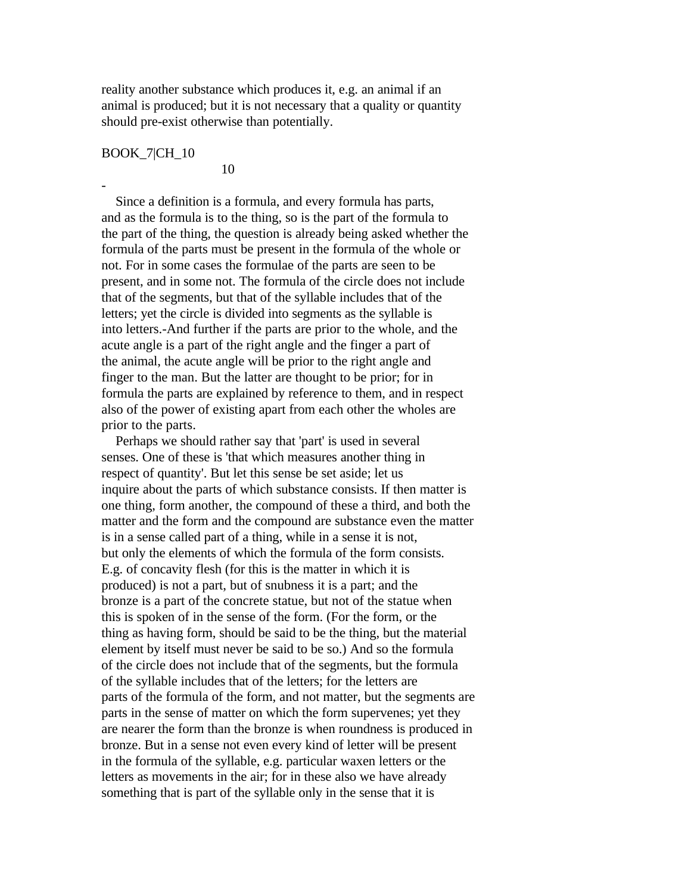reality another substance which produces it, e.g. an animal if an animal is produced; but it is not necessary that a quality or quantity should pre-exist otherwise than potentially.

BOOK_7|CH_10

10

-

Since a definition is a formula, and every formula has parts, and as the formula is to the thing, so is the part of the formula to the part of the thing, the question is already being asked whether the formula of the parts must be present in the formula of the whole or not. For in some cases the formulae of the parts are seen to be present, and in some not. The formula of the circle does not include that of the segments, but that of the syllable includes that of the letters; yet the circle is divided into segments as the syllable is into letters.-And further if the parts are prior to the whole, and the acute angle is a part of the right angle and the finger a part of the animal, the acute angle will be prior to the right angle and finger to the man. But the latter are thought to be prior; for in formula the parts are explained by reference to them, and in respect also of the power of existing apart from each other the wholes are prior to the parts.

Perhaps we should rather say that 'part' is used in several senses. One of these is 'that which measures another thing in respect of quantity'. But let this sense be set aside; let us inquire about the parts of which substance consists. If then matter is one thing, form another, the compound of these a third, and both the matter and the form and the compound are substance even the matter is in a sense called part of a thing, while in a sense it is not, but only the elements of which the formula of the form consists. E.g. of concavity flesh (for this is the matter in which it is produced) is not a part, but of snubness it is a part; and the bronze is a part of the concrete statue, but not of the statue when this is spoken of in the sense of the form. (For the form, or the thing as having form, should be said to be the thing, but the material element by itself must never be said to be so.) And so the formula of the circle does not include that of the segments, but the formula of the syllable includes that of the letters; for the letters are parts of the formula of the form, and not matter, but the segments are parts in the sense of matter on which the form supervenes; yet they are nearer the form than the bronze is when roundness is produced in bronze. But in a sense not even every kind of letter will be present in the formula of the syllable, e.g. particular waxen letters or the letters as movements in the air; for in these also we have already something that is part of the syllable only in the sense that it is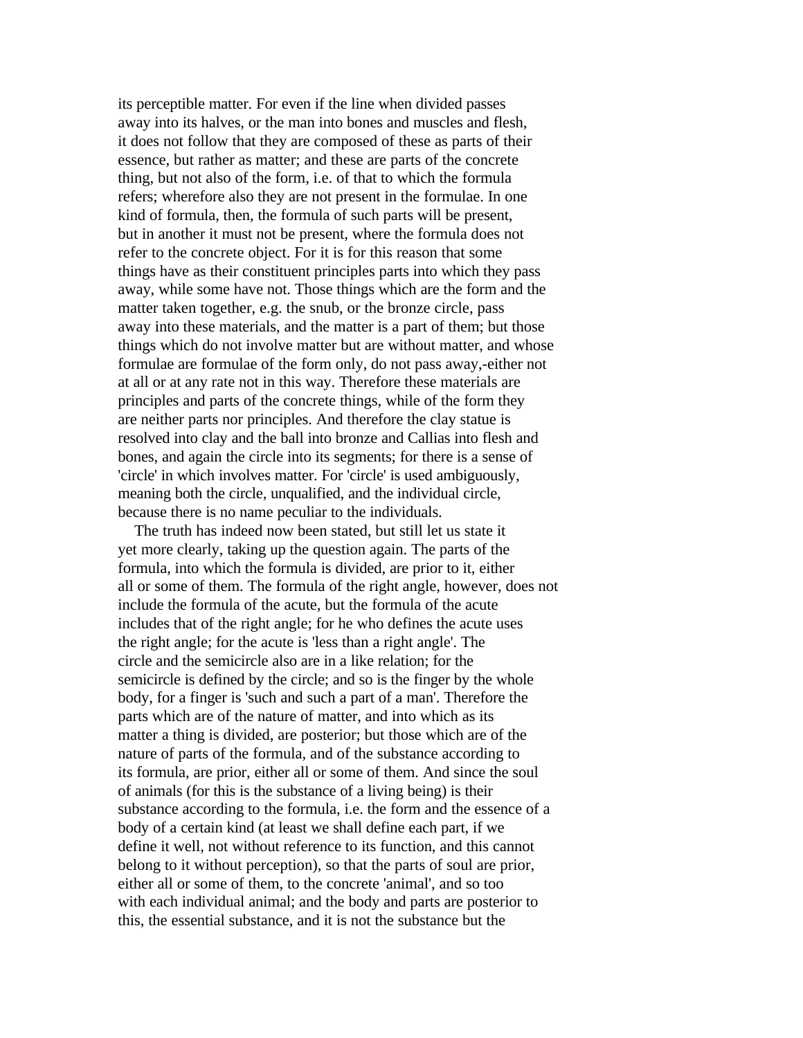its perceptible matter. For even if the line when divided passes away into its halves, or the man into bones and muscles and flesh, it does not follow that they are composed of these as parts of their essence, but rather as matter; and these are parts of the concrete thing, but not also of the form, i.e. of that to which the formula refers; wherefore also they are not present in the formulae. In one kind of formula, then, the formula of such parts will be present, but in another it must not be present, where the formula does not refer to the concrete object. For it is for this reason that some things have as their constituent principles parts into which they pass away, while some have not. Those things which are the form and the matter taken together, e.g. the snub, or the bronze circle, pass away into these materials, and the matter is a part of them; but those things which do not involve matter but are without matter, and whose formulae are formulae of the form only, do not pass away,-either not at all or at any rate not in this way. Therefore these materials are principles and parts of the concrete things, while of the form they are neither parts nor principles. And therefore the clay statue is resolved into clay and the ball into bronze and Callias into flesh and bones, and again the circle into its segments; for there is a sense of 'circle' in which involves matter. For 'circle' is used ambiguously, meaning both the circle, unqualified, and the individual circle, because there is no name peculiar to the individuals.

The truth has indeed now been stated, but still let us state it yet more clearly, taking up the question again. The parts of the formula, into which the formula is divided, are prior to it, either all or some of them. The formula of the right angle, however, does not include the formula of the acute, but the formula of the acute includes that of the right angle; for he who defines the acute uses the right angle; for the acute is 'less than a right angle'. The circle and the semicircle also are in a like relation; for the semicircle is defined by the circle; and so is the finger by the whole body, for a finger is 'such and such a part of a man'. Therefore the parts which are of the nature of matter, and into which as its matter a thing is divided, are posterior; but those which are of the nature of parts of the formula, and of the substance according to its formula, are prior, either all or some of them. And since the soul of animals (for this is the substance of a living being) is their substance according to the formula, i.e. the form and the essence of a body of a certain kind (at least we shall define each part, if we define it well, not without reference to its function, and this cannot belong to it without perception), so that the parts of soul are prior, either all or some of them, to the concrete 'animal', and so too with each individual animal; and the body and parts are posterior to this, the essential substance, and it is not the substance but the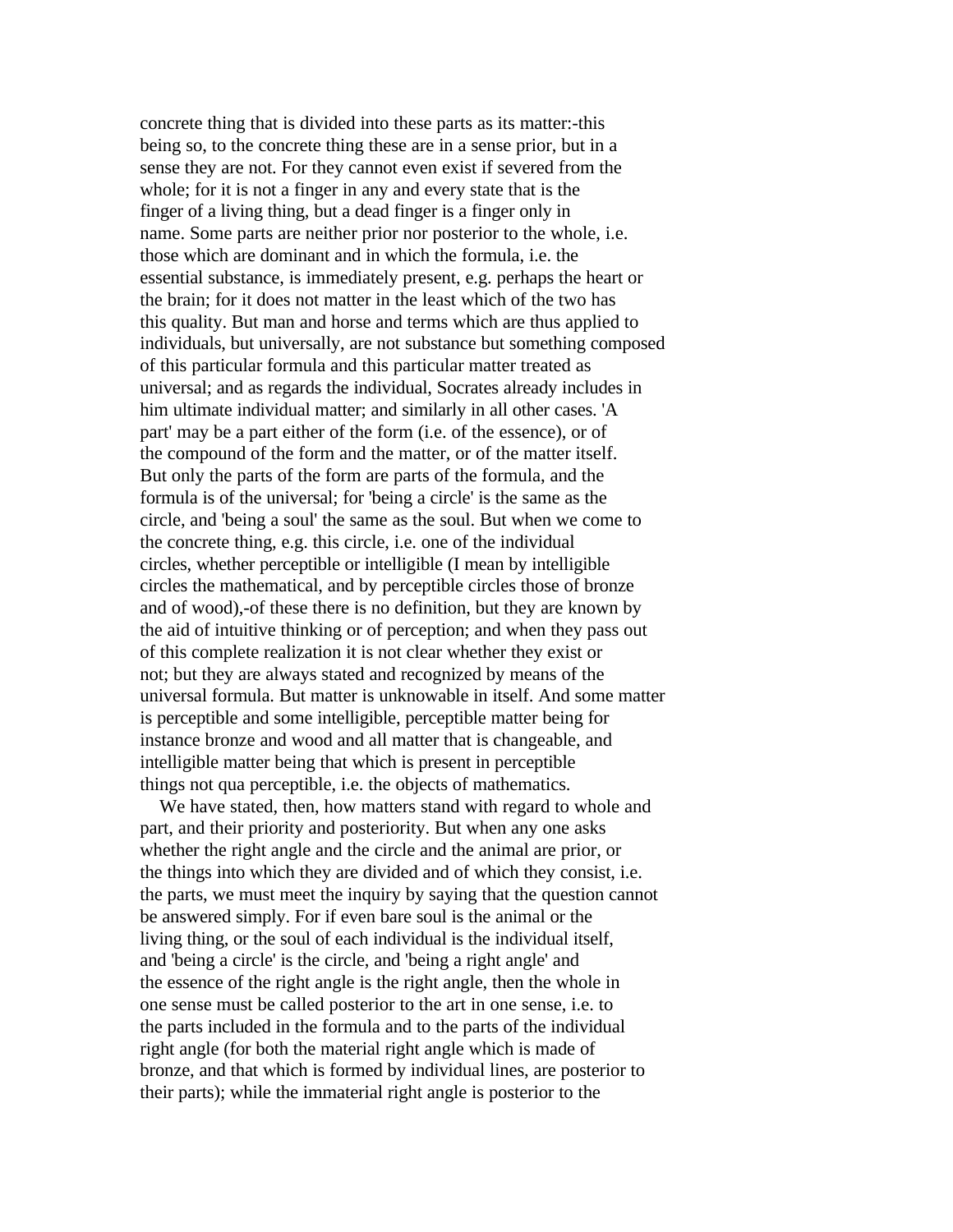concrete thing that is divided into these parts as its matter:-this being so, to the concrete thing these are in a sense prior, but in a sense they are not. For they cannot even exist if severed from the whole; for it is not a finger in any and every state that is the finger of a living thing, but a dead finger is a finger only in name. Some parts are neither prior nor posterior to the whole, i.e. those which are dominant and in which the formula, i.e. the essential substance, is immediately present, e.g. perhaps the heart or the brain; for it does not matter in the least which of the two has this quality. But man and horse and terms which are thus applied to individuals, but universally, are not substance but something composed of this particular formula and this particular matter treated as universal; and as regards the individual, Socrates already includes in him ultimate individual matter; and similarly in all other cases. 'A part' may be a part either of the form (i.e. of the essence), or of the compound of the form and the matter, or of the matter itself. But only the parts of the form are parts of the formula, and the formula is of the universal; for 'being a circle' is the same as the circle, and 'being a soul' the same as the soul. But when we come to the concrete thing, e.g. this circle, i.e. one of the individual circles, whether perceptible or intelligible (I mean by intelligible circles the mathematical, and by perceptible circles those of bronze and of wood),-of these there is no definition, but they are known by the aid of intuitive thinking or of perception; and when they pass out of this complete realization it is not clear whether they exist or not; but they are always stated and recognized by means of the universal formula. But matter is unknowable in itself. And some matter is perceptible and some intelligible, perceptible matter being for instance bronze and wood and all matter that is changeable, and intelligible matter being that which is present in perceptible things not qua perceptible, i.e. the objects of mathematics.

We have stated, then, how matters stand with regard to whole and part, and their priority and posteriority. But when any one asks whether the right angle and the circle and the animal are prior, or the things into which they are divided and of which they consist, i.e. the parts, we must meet the inquiry by saying that the question cannot be answered simply. For if even bare soul is the animal or the living thing, or the soul of each individual is the individual itself, and 'being a circle' is the circle, and 'being a right angle' and the essence of the right angle is the right angle, then the whole in one sense must be called posterior to the art in one sense, i.e. to the parts included in the formula and to the parts of the individual right angle (for both the material right angle which is made of bronze, and that which is formed by individual lines, are posterior to their parts); while the immaterial right angle is posterior to the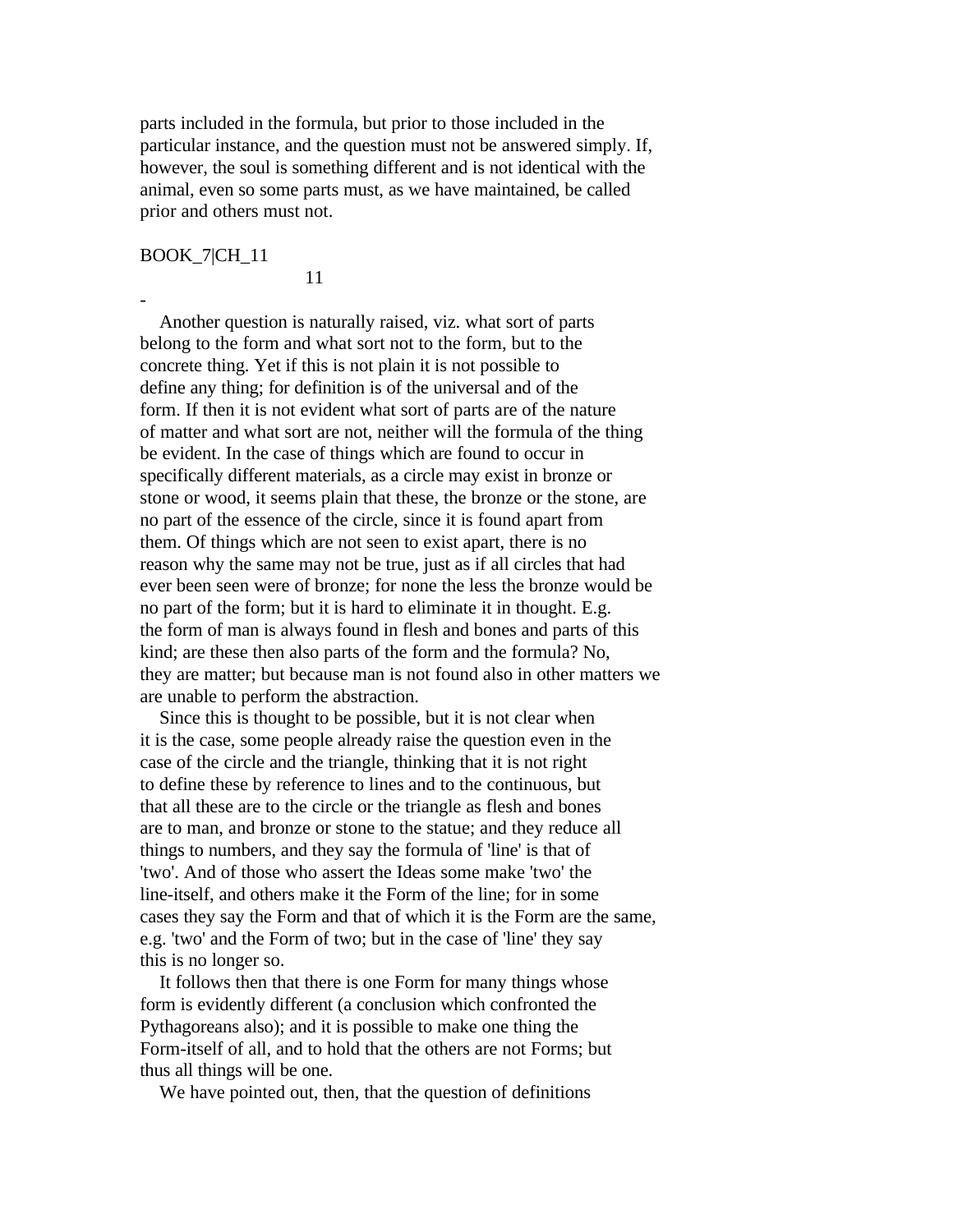parts included in the formula, but prior to those included in the particular instance, and the question must not be answered simply. If, however, the soul is something different and is not identical with the animal, even so some parts must, as we have maintained, be called prior and others must not.

BOOK_7|CH_11

11

-

Another question is naturally raised, viz. what sort of parts belong to the form and what sort not to the form, but to the concrete thing. Yet if this is not plain it is not possible to define any thing; for definition is of the universal and of the form. If then it is not evident what sort of parts are of the nature of matter and what sort are not, neither will the formula of the thing be evident. In the case of things which are found to occur in specifically different materials, as a circle may exist in bronze or stone or wood, it seems plain that these, the bronze or the stone, are no part of the essence of the circle, since it is found apart from them. Of things which are not seen to exist apart, there is no reason why the same may not be true, just as if all circles that had ever been seen were of bronze; for none the less the bronze would be no part of the form; but it is hard to eliminate it in thought. E.g. the form of man is always found in flesh and bones and parts of this kind; are these then also parts of the form and the formula? No, they are matter; but because man is not found also in other matters we are unable to perform the abstraction.

Since this is thought to be possible, but it is not clear when it is the case, some people already raise the question even in the case of the circle and the triangle, thinking that it is not right to define these by reference to lines and to the continuous, but that all these are to the circle or the triangle as flesh and bones are to man, and bronze or stone to the statue; and they reduce all things to numbers, and they say the formula of 'line' is that of 'two'. And of those who assert the Ideas some make 'two' the line-itself, and others make it the Form of the line; for in some cases they say the Form and that of which it is the Form are the same, e.g. 'two' and the Form of two; but in the case of 'line' they say this is no longer so.

It follows then that there is one Form for many things whose form is evidently different (a conclusion which confronted the Pythagoreans also); and it is possible to make one thing the Form-itself of all, and to hold that the others are not Forms; but thus all things will be one.

We have pointed out, then, that the question of definitions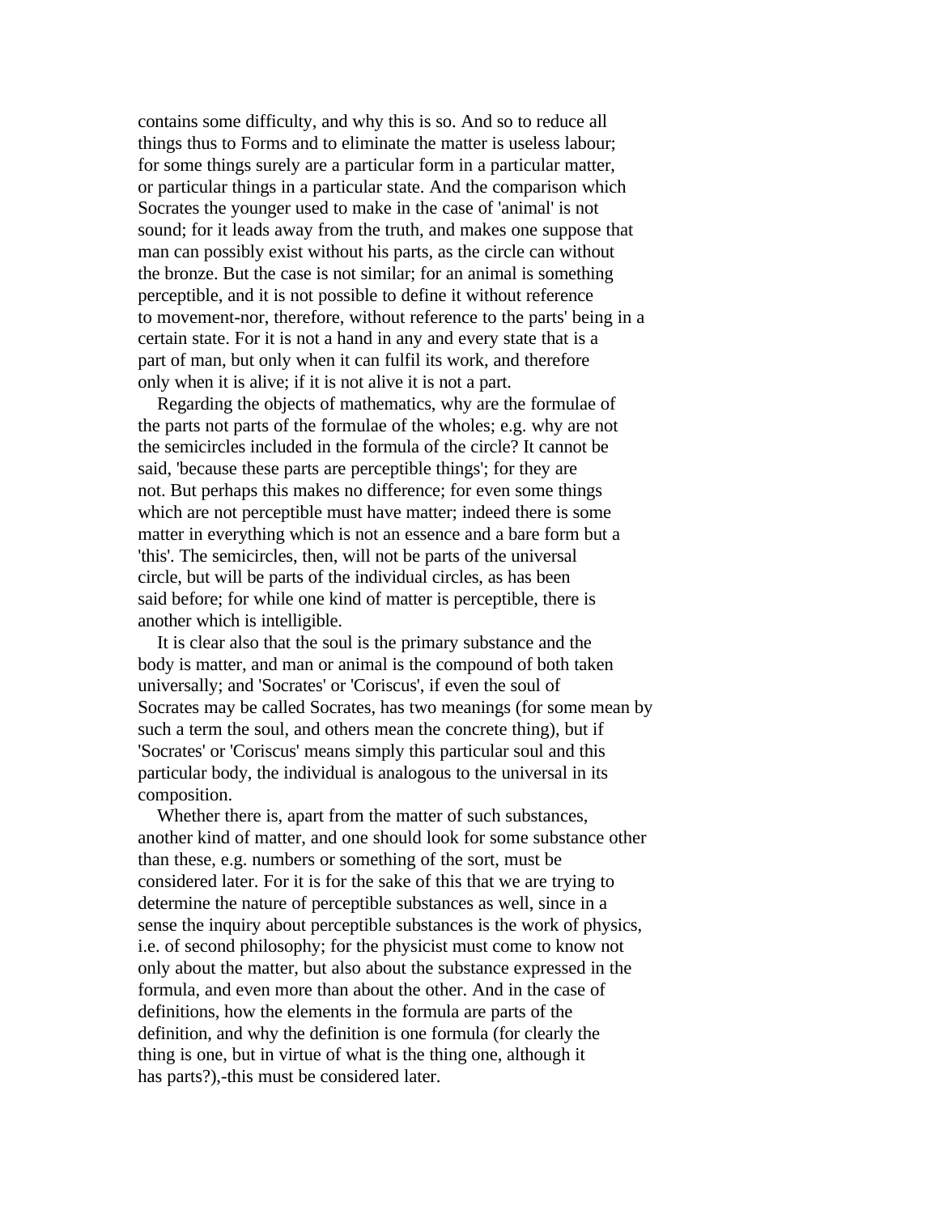contains some difficulty, and why this is so. And so to reduce all things thus to Forms and to eliminate the matter is useless labour; for some things surely are a particular form in a particular matter, or particular things in a particular state. And the comparison which Socrates the younger used to make in the case of 'animal' is not sound; for it leads away from the truth, and makes one suppose that man can possibly exist without his parts, as the circle can without the bronze. But the case is not similar; for an animal is something perceptible, and it is not possible to define it without reference to movement-nor, therefore, without reference to the parts' being in a certain state. For it is not a hand in any and every state that is a part of man, but only when it can fulfil its work, and therefore only when it is alive; if it is not alive it is not a part.

Regarding the objects of mathematics, why are the formulae of the parts not parts of the formulae of the wholes; e.g. why are not the semicircles included in the formula of the circle? It cannot be said, 'because these parts are perceptible things'; for they are not. But perhaps this makes no difference; for even some things which are not perceptible must have matter; indeed there is some matter in everything which is not an essence and a bare form but a 'this'. The semicircles, then, will not be parts of the universal circle, but will be parts of the individual circles, as has been said before; for while one kind of matter is perceptible, there is another which is intelligible.

It is clear also that the soul is the primary substance and the body is matter, and man or animal is the compound of both taken universally; and 'Socrates' or 'Coriscus', if even the soul of Socrates may be called Socrates, has two meanings (for some mean by such a term the soul, and others mean the concrete thing), but if 'Socrates' or 'Coriscus' means simply this particular soul and this particular body, the individual is analogous to the universal in its composition.

Whether there is, apart from the matter of such substances, another kind of matter, and one should look for some substance other than these, e.g. numbers or something of the sort, must be considered later. For it is for the sake of this that we are trying to determine the nature of perceptible substances as well, since in a sense the inquiry about perceptible substances is the work of physics, i.e. of second philosophy; for the physicist must come to know not only about the matter, but also about the substance expressed in the formula, and even more than about the other. And in the case of definitions, how the elements in the formula are parts of the definition, and why the definition is one formula (for clearly the thing is one, but in virtue of what is the thing one, although it has parts?),-this must be considered later.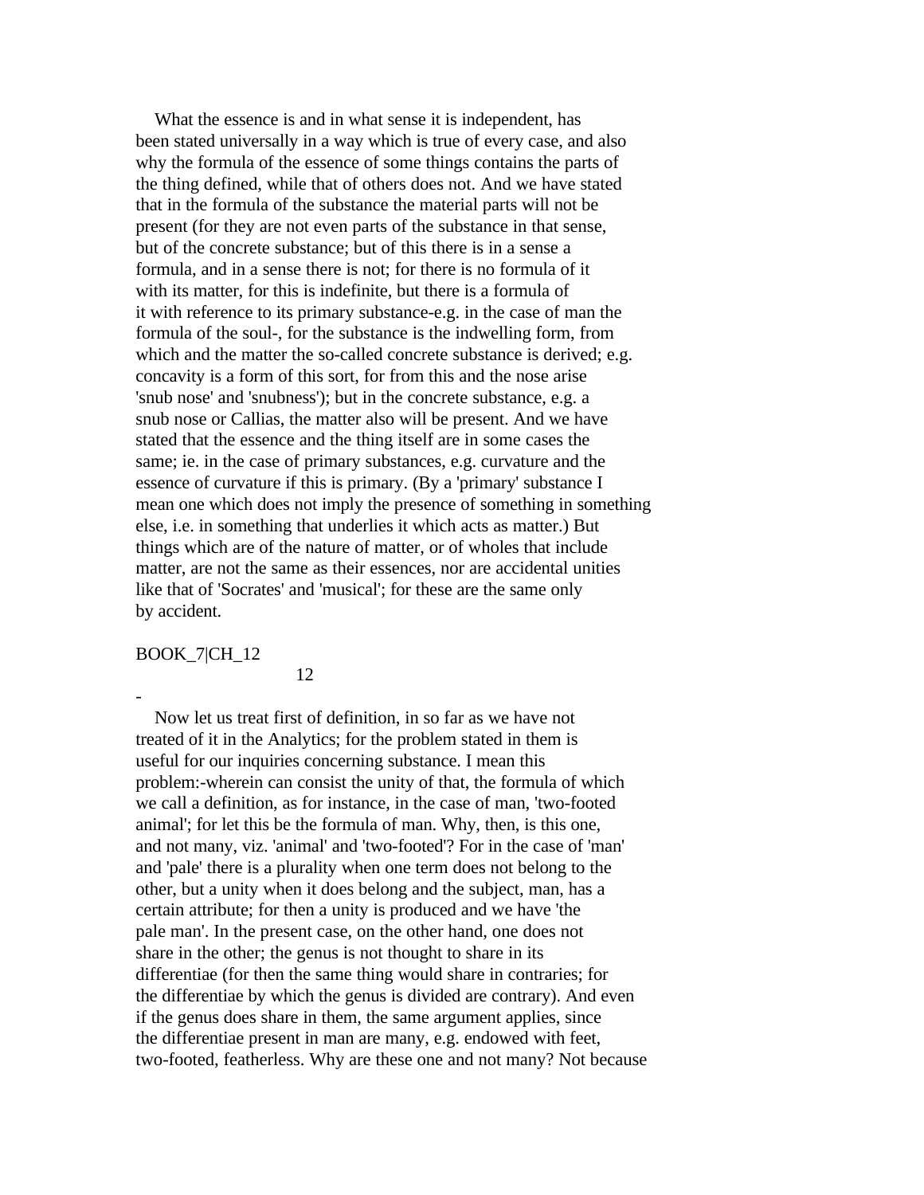What the essence is and in what sense it is independent, has been stated universally in a way which is true of every case, and also why the formula of the essence of some things contains the parts of the thing defined, while that of others does not. And we have stated that in the formula of the substance the material parts will not be present (for they are not even parts of the substance in that sense, but of the concrete substance; but of this there is in a sense a formula, and in a sense there is not; for there is no formula of it with its matter, for this is indefinite, but there is a formula of it with reference to its primary substance-e.g. in the case of man the formula of the soul-, for the substance is the indwelling form, from which and the matter the so-called concrete substance is derived; e.g. concavity is a form of this sort, for from this and the nose arise 'snub nose' and 'snubness'); but in the concrete substance, e.g. a snub nose or Callias, the matter also will be present. And we have stated that the essence and the thing itself are in some cases the same; ie. in the case of primary substances, e.g. curvature and the essence of curvature if this is primary. (By a 'primary' substance I mean one which does not imply the presence of something in something else, i.e. in something that underlies it which acts as matter.) But things which are of the nature of matter, or of wholes that include matter, are not the same as their essences, nor are accidental unities like that of 'Socrates' and 'musical'; for these are the same only by accident.

BOOK_7|CH_12

## 12

-

Now let us treat first of definition, in so far as we have not treated of it in the Analytics; for the problem stated in them is useful for our inquiries concerning substance. I mean this problem:-wherein can consist the unity of that, the formula of which we call a definition, as for instance, in the case of man, 'two-footed animal'; for let this be the formula of man. Why, then, is this one, and not many, viz. 'animal' and 'two-footed'? For in the case of 'man' and 'pale' there is a plurality when one term does not belong to the other, but a unity when it does belong and the subject, man, has a certain attribute; for then a unity is produced and we have 'the pale man'. In the present case, on the other hand, one does not share in the other; the genus is not thought to share in its differentiae (for then the same thing would share in contraries; for the differentiae by which the genus is divided are contrary). And even if the genus does share in them, the same argument applies, since the differentiae present in man are many, e.g. endowed with feet, two-footed, featherless. Why are these one and not many? Not because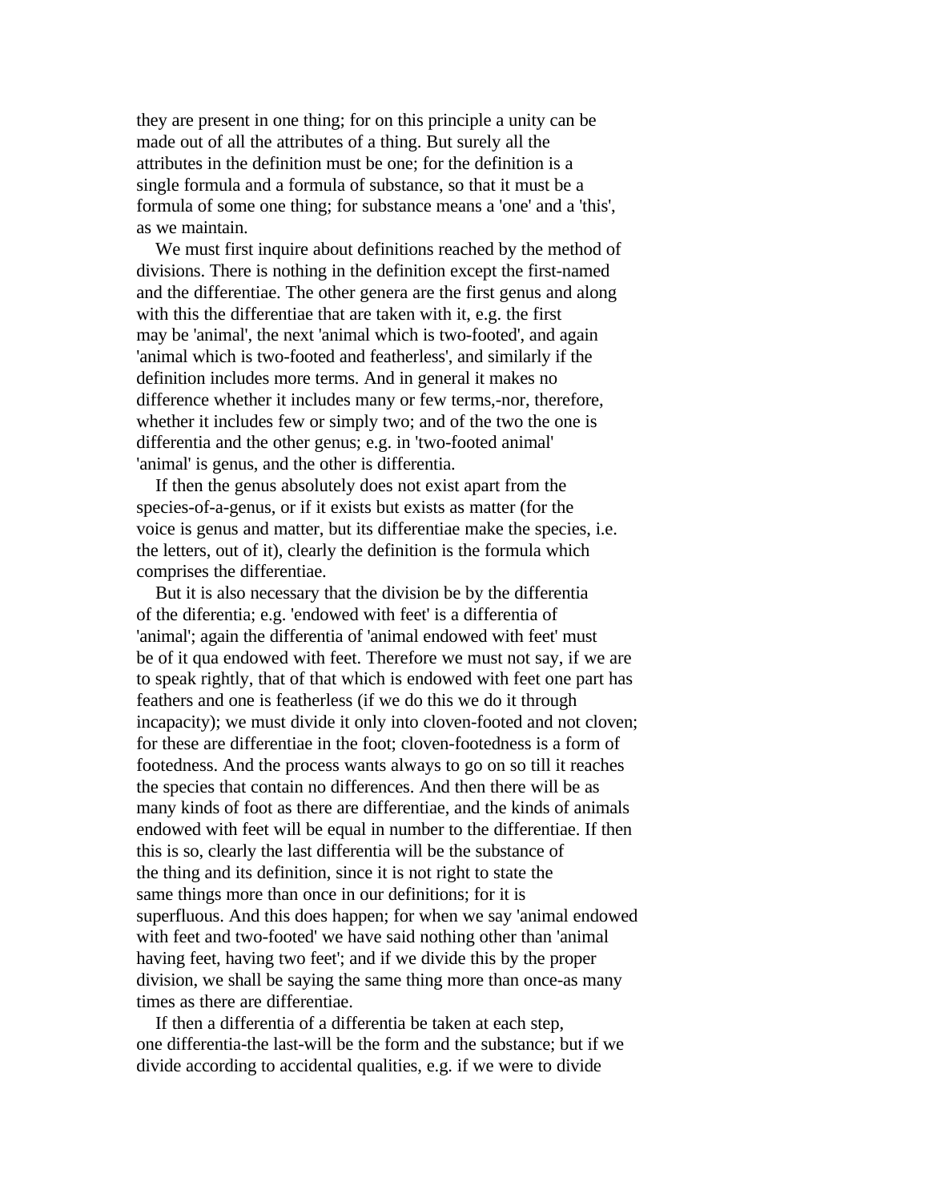they are present in one thing; for on this principle a unity can be made out of all the attributes of a thing. But surely all the attributes in the definition must be one; for the definition is a single formula and a formula of substance, so that it must be a formula of some one thing; for substance means a 'one' and a 'this', as we maintain.

We must first inquire about definitions reached by the method of divisions. There is nothing in the definition except the first-named and the differentiae. The other genera are the first genus and along with this the differentiae that are taken with it, e.g. the first may be 'animal', the next 'animal which is two-footed', and again 'animal which is two-footed and featherless', and similarly if the definition includes more terms. And in general it makes no difference whether it includes many or few terms,-nor, therefore, whether it includes few or simply two; and of the two the one is differentia and the other genus; e.g. in 'two-footed animal' 'animal' is genus, and the other is differentia.

If then the genus absolutely does not exist apart from the species-of-a-genus, or if it exists but exists as matter (for the voice is genus and matter, but its differentiae make the species, i.e. the letters, out of it), clearly the definition is the formula which comprises the differentiae.

But it is also necessary that the division be by the differentia of the diferentia; e.g. 'endowed with feet' is a differentia of 'animal'; again the differentia of 'animal endowed with feet' must be of it qua endowed with feet. Therefore we must not say, if we are to speak rightly, that of that which is endowed with feet one part has feathers and one is featherless (if we do this we do it through incapacity); we must divide it only into cloven-footed and not cloven; for these are differentiae in the foot; cloven-footedness is a form of footedness. And the process wants always to go on so till it reaches the species that contain no differences. And then there will be as many kinds of foot as there are differentiae, and the kinds of animals endowed with feet will be equal in number to the differentiae. If then this is so, clearly the last differentia will be the substance of the thing and its definition, since it is not right to state the same things more than once in our definitions; for it is superfluous. And this does happen; for when we say 'animal endowed with feet and two-footed' we have said nothing other than 'animal having feet, having two feet'; and if we divide this by the proper division, we shall be saying the same thing more than once-as many times as there are differentiae.

If then a differentia of a differentia be taken at each step, one differentia-the last-will be the form and the substance; but if we divide according to accidental qualities, e.g. if we were to divide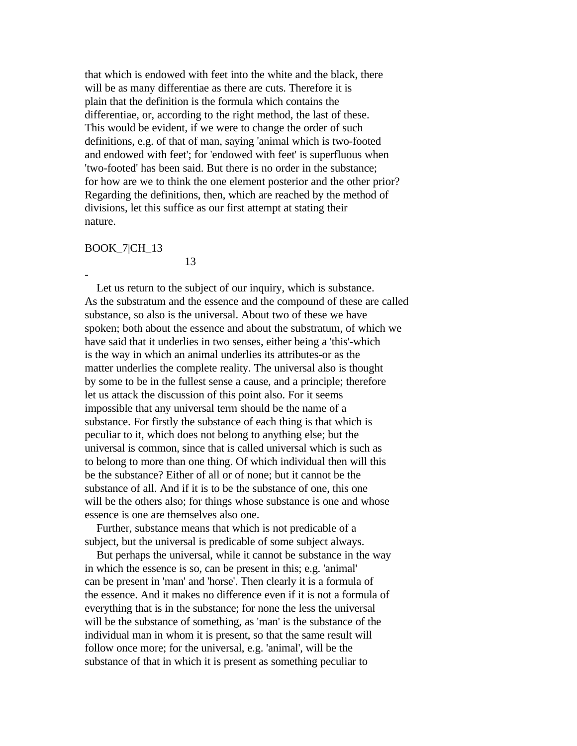that which is endowed with feet into the white and the black, there will be as many differentiae as there are cuts. Therefore it is plain that the definition is the formula which contains the differentiae, or, according to the right method, the last of these. This would be evident, if we were to change the order of such definitions, e.g. of that of man, saying 'animal which is two-footed and endowed with feet'; for 'endowed with feet' is superfluous when 'two-footed' has been said. But there is no order in the substance; for how are we to think the one element posterior and the other prior? Regarding the definitions, then, which are reached by the method of divisions, let this suffice as our first attempt at stating their nature.

BOOK_7|CH_13

13

-

Let us return to the subject of our inquiry, which is substance. As the substratum and the essence and the compound of these are called substance, so also is the universal. About two of these we have spoken; both about the essence and about the substratum, of which we have said that it underlies in two senses, either being a 'this'-which is the way in which an animal underlies its attributes-or as the matter underlies the complete reality. The universal also is thought by some to be in the fullest sense a cause, and a principle; therefore let us attack the discussion of this point also. For it seems impossible that any universal term should be the name of a substance. For firstly the substance of each thing is that which is peculiar to it, which does not belong to anything else; but the universal is common, since that is called universal which is such as to belong to more than one thing. Of which individual then will this be the substance? Either of all or of none; but it cannot be the substance of all. And if it is to be the substance of one, this one will be the others also; for things whose substance is one and whose essence is one are themselves also one.

Further, substance means that which is not predicable of a subject, but the universal is predicable of some subject always.

But perhaps the universal, while it cannot be substance in the way in which the essence is so, can be present in this; e.g. 'animal' can be present in 'man' and 'horse'. Then clearly it is a formula of the essence. And it makes no difference even if it is not a formula of everything that is in the substance; for none the less the universal will be the substance of something, as 'man' is the substance of the individual man in whom it is present, so that the same result will follow once more; for the universal, e.g. 'animal', will be the substance of that in which it is present as something peculiar to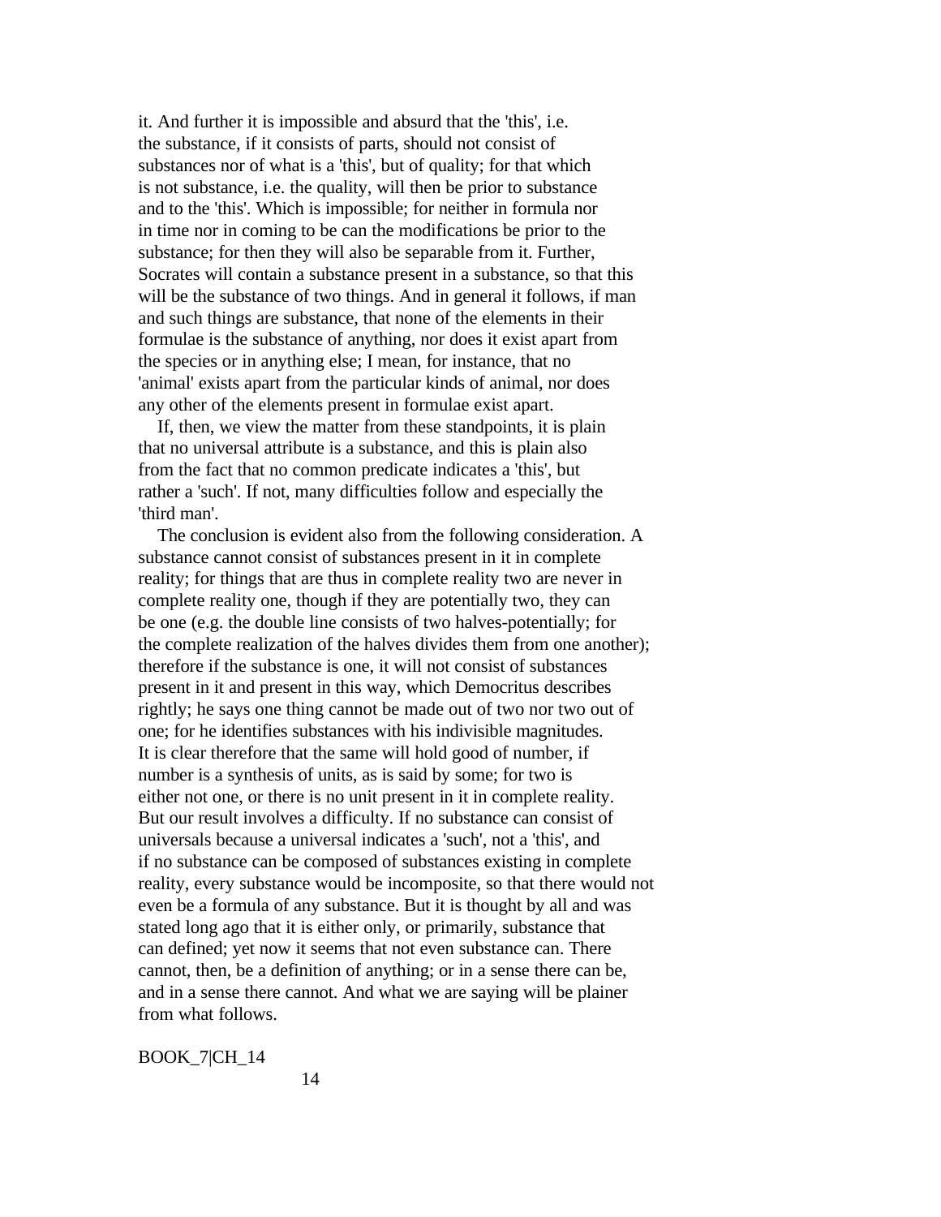it. And further it is impossible and absurd that the 'this', i.e. the substance, if it consists of parts, should not consist of substances nor of what is a 'this', but of quality; for that which is not substance, i.e. the quality, will then be prior to substance and to the 'this'. Which is impossible; for neither in formula nor in time nor in coming to be can the modifications be prior to the substance; for then they will also be separable from it. Further, Socrates will contain a substance present in a substance, so that this will be the substance of two things. And in general it follows, if man and such things are substance, that none of the elements in their formulae is the substance of anything, nor does it exist apart from the species or in anything else; I mean, for instance, that no 'animal' exists apart from the particular kinds of animal, nor does any other of the elements present in formulae exist apart.

If, then, we view the matter from these standpoints, it is plain that no universal attribute is a substance, and this is plain also from the fact that no common predicate indicates a 'this', but rather a 'such'. If not, many difficulties follow and especially the 'third man'.

The conclusion is evident also from the following consideration. A substance cannot consist of substances present in it in complete reality; for things that are thus in complete reality two are never in complete reality one, though if they are potentially two, they can be one (e.g. the double line consists of two halves-potentially; for the complete realization of the halves divides them from one another); therefore if the substance is one, it will not consist of substances present in it and present in this way, which Democritus describes rightly; he says one thing cannot be made out of two nor two out of one; for he identifies substances with his indivisible magnitudes. It is clear therefore that the same will hold good of number, if number is a synthesis of units, as is said by some; for two is either not one, or there is no unit present in it in complete reality. But our result involves a difficulty. If no substance can consist of universals because a universal indicates a 'such', not a 'this', and if no substance can be composed of substances existing in complete reality, every substance would be incomposite, so that there would not even be a formula of any substance. But it is thought by all and was stated long ago that it is either only, or primarily, substance that can defined; yet now it seems that not even substance can. There cannot, then, be a definition of anything; or in a sense there can be, and in a sense there cannot. And what we are saying will be plainer from what follows.

BOOK_7|CH_14

14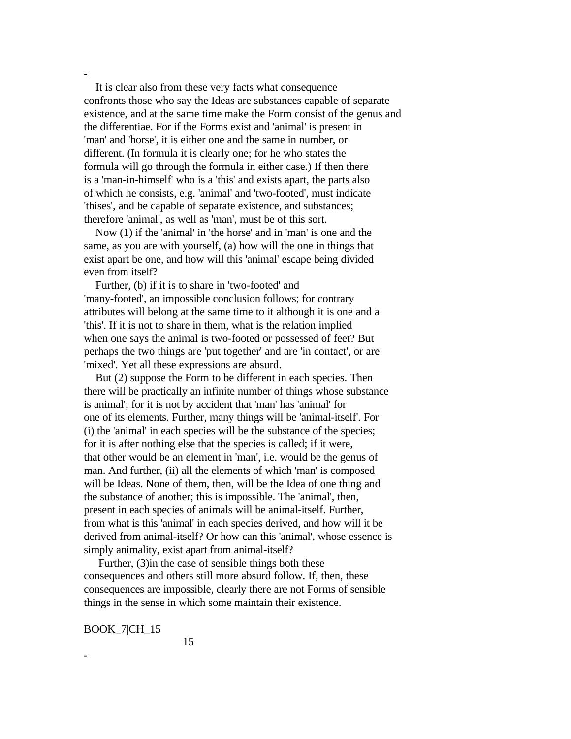It is clear also from these very facts what consequence confronts those who say the Ideas are substances capable of separate existence, and at the same time make the Form consist of the genus and the differentiae. For if the Forms exist and 'animal' is present in 'man' and 'horse', it is either one and the same in number, or different. (In formula it is clearly one; for he who states the formula will go through the formula in either case.) If then there is a 'man-in-himself' who is a 'this' and exists apart, the parts also of which he consists, e.g. 'animal' and 'two-footed', must indicate 'thises', and be capable of separate existence, and substances; therefore 'animal', as well as 'man', must be of this sort.

Now (1) if the 'animal' in 'the horse' and in 'man' is one and the same, as you are with yourself, (a) how will the one in things that exist apart be one, and how will this 'animal' escape being divided even from itself?

Further, (b) if it is to share in 'two-footed' and 'many-footed', an impossible conclusion follows; for contrary attributes will belong at the same time to it although it is one and a 'this'. If it is not to share in them, what is the relation implied when one says the animal is two-footed or possessed of feet? But perhaps the two things are 'put together' and are 'in contact', or are 'mixed'. Yet all these expressions are absurd.

But (2) suppose the Form to be different in each species. Then there will be practically an infinite number of things whose substance is animal'; for it is not by accident that 'man' has 'animal' for one of its elements. Further, many things will be 'animal-itself'. For (i) the 'animal' in each species will be the substance of the species; for it is after nothing else that the species is called; if it were, that other would be an element in 'man', i.e. would be the genus of man. And further, (ii) all the elements of which 'man' is composed will be Ideas. None of them, then, will be the Idea of one thing and the substance of another; this is impossible. The 'animal', then, present in each species of animals will be animal-itself. Further, from what is this 'animal' in each species derived, and how will it be derived from animal-itself? Or how can this 'animal', whose essence is simply animality, exist apart from animal-itself?

Further, (3)in the case of sensible things both these consequences and others still more absurd follow. If, then, these consequences are impossible, clearly there are not Forms of sensible things in the sense in which some maintain their existence.

BOOK_7|CH_15

15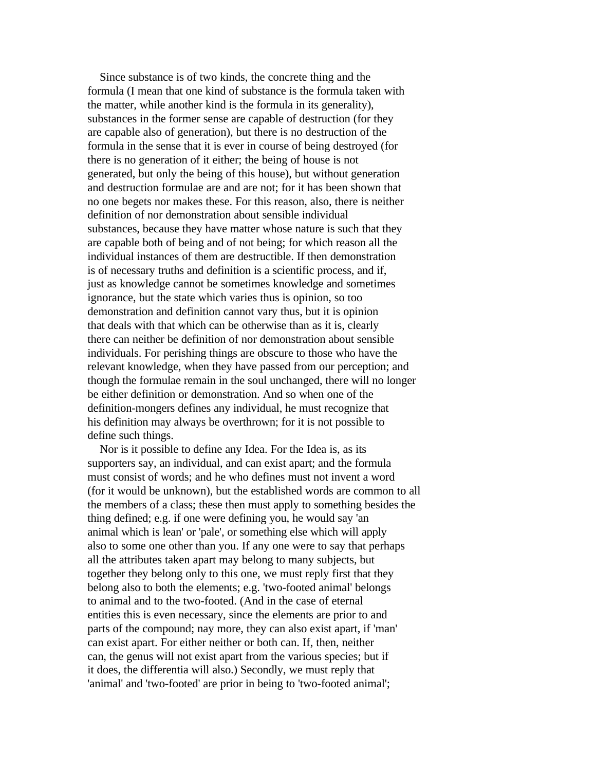Since substance is of two kinds, the concrete thing and the formula (I mean that one kind of substance is the formula taken with the matter, while another kind is the formula in its generality), substances in the former sense are capable of destruction (for they are capable also of generation), but there is no destruction of the formula in the sense that it is ever in course of being destroyed (for there is no generation of it either; the being of house is not generated, but only the being of this house), but without generation and destruction formulae are and are not; for it has been shown that no one begets nor makes these. For this reason, also, there is neither definition of nor demonstration about sensible individual substances, because they have matter whose nature is such that they are capable both of being and of not being; for which reason all the individual instances of them are destructible. If then demonstration is of necessary truths and definition is a scientific process, and if, just as knowledge cannot be sometimes knowledge and sometimes ignorance, but the state which varies thus is opinion, so too demonstration and definition cannot vary thus, but it is opinion that deals with that which can be otherwise than as it is, clearly there can neither be definition of nor demonstration about sensible individuals. For perishing things are obscure to those who have the relevant knowledge, when they have passed from our perception; and though the formulae remain in the soul unchanged, there will no longer be either definition or demonstration. And so when one of the definition-mongers defines any individual, he must recognize that his definition may always be overthrown; for it is not possible to define such things.

Nor is it possible to define any Idea. For the Idea is, as its supporters say, an individual, and can exist apart; and the formula must consist of words; and he who defines must not invent a word (for it would be unknown), but the established words are common to all the members of a class; these then must apply to something besides the thing defined; e.g. if one were defining you, he would say 'an animal which is lean' or 'pale', or something else which will apply also to some one other than you. If any one were to say that perhaps all the attributes taken apart may belong to many subjects, but together they belong only to this one, we must reply first that they belong also to both the elements; e.g. 'two-footed animal' belongs to animal and to the two-footed. (And in the case of eternal entities this is even necessary, since the elements are prior to and parts of the compound; nay more, they can also exist apart, if 'man' can exist apart. For either neither or both can. If, then, neither can, the genus will not exist apart from the various species; but if it does, the differentia will also.) Secondly, we must reply that 'animal' and 'two-footed' are prior in being to 'two-footed animal';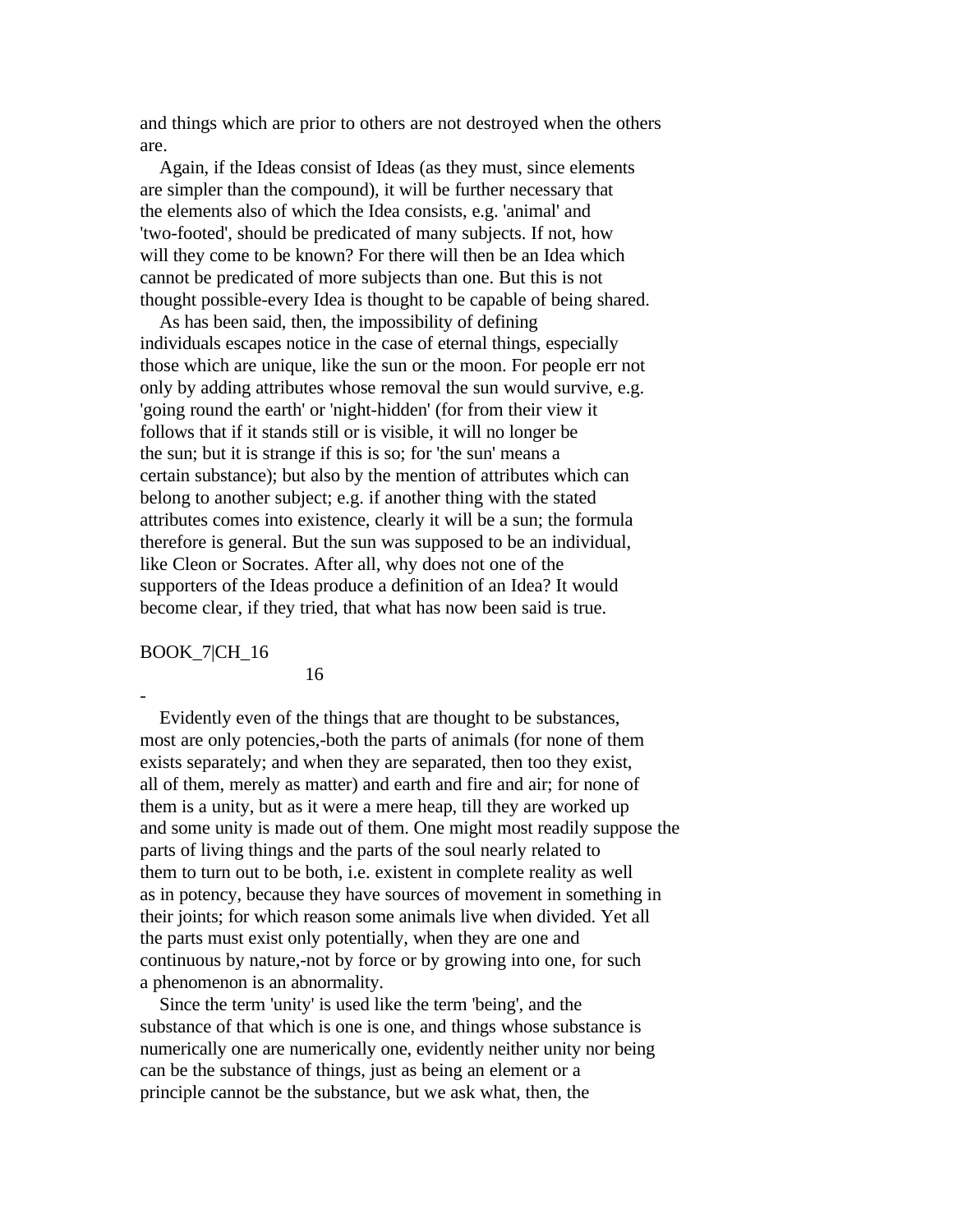and things which are prior to others are not destroyed when the others are.

Again, if the Ideas consist of Ideas (as they must, since elements are simpler than the compound), it will be further necessary that the elements also of which the Idea consists, e.g. 'animal' and 'two-footed', should be predicated of many subjects. If not, how will they come to be known? For there will then be an Idea which cannot be predicated of more subjects than one. But this is not thought possible-every Idea is thought to be capable of being shared.

As has been said, then, the impossibility of defining individuals escapes notice in the case of eternal things, especially those which are unique, like the sun or the moon. For people err not only by adding attributes whose removal the sun would survive, e.g. 'going round the earth' or 'night-hidden' (for from their view it follows that if it stands still or is visible, it will no longer be the sun; but it is strange if this is so; for 'the sun' means a certain substance); but also by the mention of attributes which can belong to another subject; e.g. if another thing with the stated attributes comes into existence, clearly it will be a sun; the formula therefore is general. But the sun was supposed to be an individual, like Cleon or Socrates. After all, why does not one of the supporters of the Ideas produce a definition of an Idea? It would become clear, if they tried, that what has now been said is true.

BOOK_7|CH_16

16

-

Evidently even of the things that are thought to be substances, most are only potencies,-both the parts of animals (for none of them exists separately; and when they are separated, then too they exist, all of them, merely as matter) and earth and fire and air; for none of them is a unity, but as it were a mere heap, till they are worked up and some unity is made out of them. One might most readily suppose the parts of living things and the parts of the soul nearly related to them to turn out to be both, i.e. existent in complete reality as well as in potency, because they have sources of movement in something in their joints; for which reason some animals live when divided. Yet all the parts must exist only potentially, when they are one and continuous by nature,-not by force or by growing into one, for such a phenomenon is an abnormality.

Since the term 'unity' is used like the term 'being', and the substance of that which is one is one, and things whose substance is numerically one are numerically one, evidently neither unity nor being can be the substance of things, just as being an element or a principle cannot be the substance, but we ask what, then, the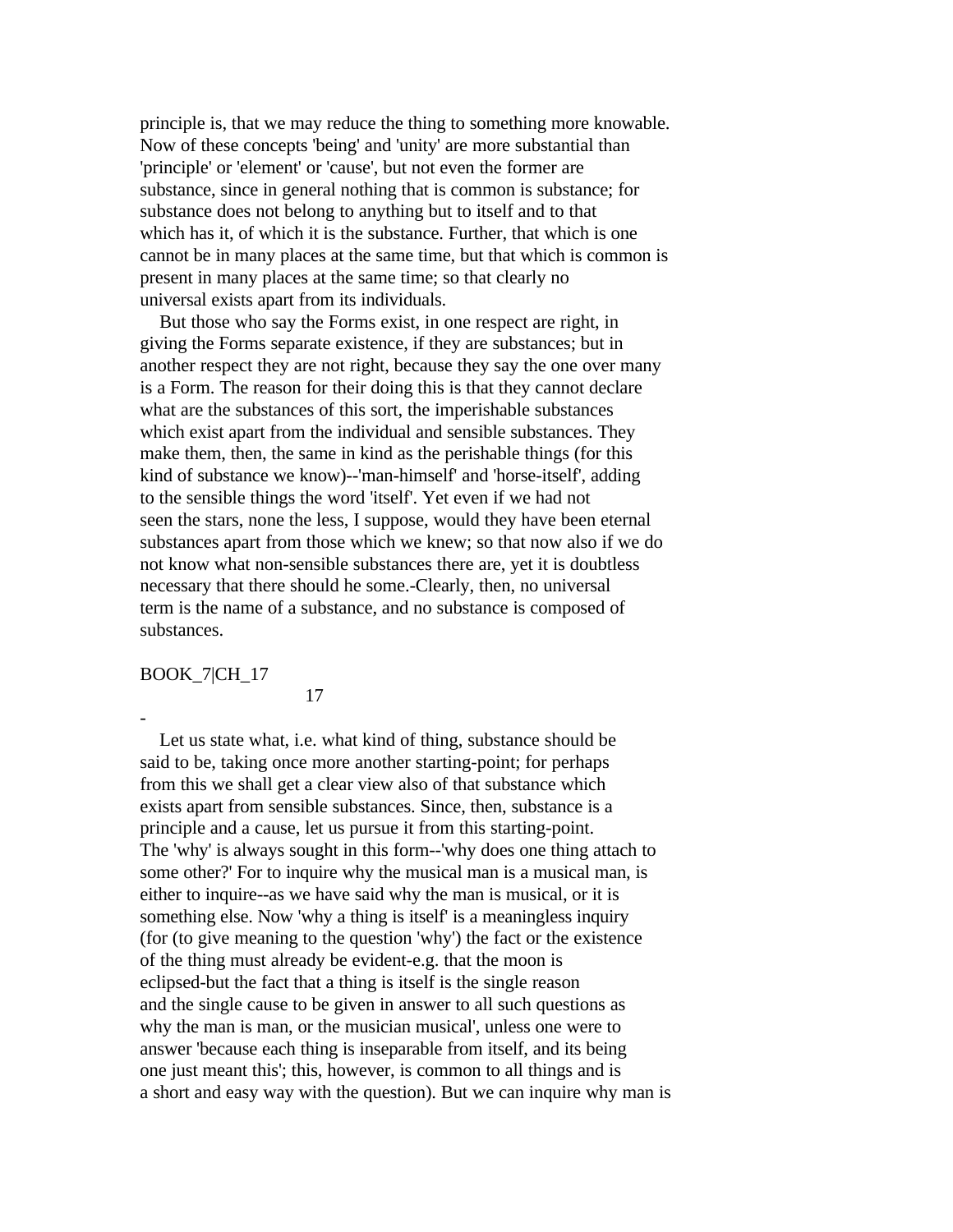principle is, that we may reduce the thing to something more knowable. Now of these concepts 'being' and 'unity' are more substantial than 'principle' or 'element' or 'cause', but not even the former are substance, since in general nothing that is common is substance; for substance does not belong to anything but to itself and to that which has it, of which it is the substance. Further, that which is one cannot be in many places at the same time, but that which is common is present in many places at the same time; so that clearly no universal exists apart from its individuals.

But those who say the Forms exist, in one respect are right, in giving the Forms separate existence, if they are substances; but in another respect they are not right, because they say the one over many is a Form. The reason for their doing this is that they cannot declare what are the substances of this sort, the imperishable substances which exist apart from the individual and sensible substances. They make them, then, the same in kind as the perishable things (for this kind of substance we know)--'man-himself' and 'horse-itself', adding to the sensible things the word 'itself'. Yet even if we had not seen the stars, none the less, I suppose, would they have been eternal substances apart from those which we knew; so that now also if we do not know what non-sensible substances there are, yet it is doubtless necessary that there should he some.-Clearly, then, no universal term is the name of a substance, and no substance is composed of substances.

BOOK_7|CH_17

17

-

Let us state what, i.e. what kind of thing, substance should be said to be, taking once more another starting-point; for perhaps from this we shall get a clear view also of that substance which exists apart from sensible substances. Since, then, substance is a principle and a cause, let us pursue it from this starting-point. The 'why' is always sought in this form--'why does one thing attach to some other?' For to inquire why the musical man is a musical man, is either to inquire--as we have said why the man is musical, or it is something else. Now 'why a thing is itself' is a meaningless inquiry (for (to give meaning to the question 'why') the fact or the existence of the thing must already be evident-e.g. that the moon is eclipsed-but the fact that a thing is itself is the single reason and the single cause to be given in answer to all such questions as why the man is man, or the musician musical', unless one were to answer 'because each thing is inseparable from itself, and its being one just meant this'; this, however, is common to all things and is a short and easy way with the question). But we can inquire why man is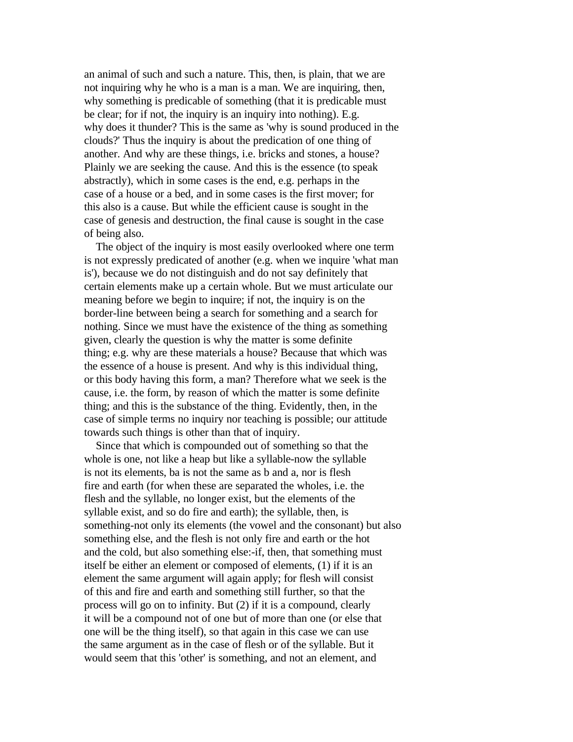an animal of such and such a nature. This, then, is plain, that we are not inquiring why he who is a man is a man. We are inquiring, then, why something is predicable of something (that it is predicable must be clear; for if not, the inquiry is an inquiry into nothing). E.g. why does it thunder? This is the same as 'why is sound produced in the clouds?' Thus the inquiry is about the predication of one thing of another. And why are these things, i.e. bricks and stones, a house? Plainly we are seeking the cause. And this is the essence (to speak abstractly), which in some cases is the end, e.g. perhaps in the case of a house or a bed, and in some cases is the first mover; for this also is a cause. But while the efficient cause is sought in the case of genesis and destruction, the final cause is sought in the case of being also.

The object of the inquiry is most easily overlooked where one term is not expressly predicated of another (e.g. when we inquire 'what man is'), because we do not distinguish and do not say definitely that certain elements make up a certain whole. But we must articulate our meaning before we begin to inquire; if not, the inquiry is on the border-line between being a search for something and a search for nothing. Since we must have the existence of the thing as something given, clearly the question is why the matter is some definite thing; e.g. why are these materials a house? Because that which was the essence of a house is present. And why is this individual thing, or this body having this form, a man? Therefore what we seek is the cause, i.e. the form, by reason of which the matter is some definite thing; and this is the substance of the thing. Evidently, then, in the case of simple terms no inquiry nor teaching is possible; our attitude towards such things is other than that of inquiry.

Since that which is compounded out of something so that the whole is one, not like a heap but like a syllable-now the syllable is not its elements, ba is not the same as b and a, nor is flesh fire and earth (for when these are separated the wholes, i.e. the flesh and the syllable, no longer exist, but the elements of the syllable exist, and so do fire and earth); the syllable, then, is something-not only its elements (the vowel and the consonant) but also something else, and the flesh is not only fire and earth or the hot and the cold, but also something else:-if, then, that something must itself be either an element or composed of elements, (1) if it is an element the same argument will again apply; for flesh will consist of this and fire and earth and something still further, so that the process will go on to infinity. But (2) if it is a compound, clearly it will be a compound not of one but of more than one (or else that one will be the thing itself), so that again in this case we can use the same argument as in the case of flesh or of the syllable. But it would seem that this 'other' is something, and not an element, and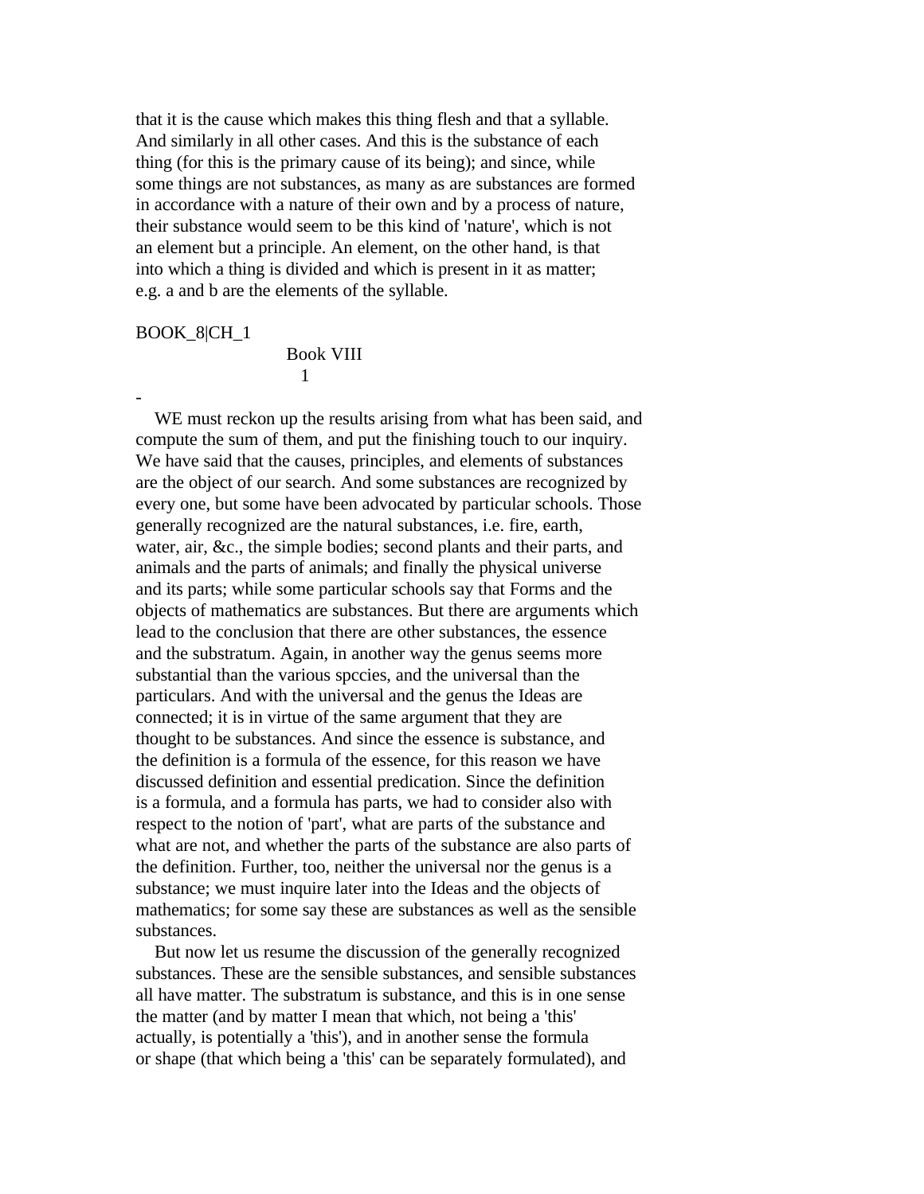that it is the cause which makes this thing flesh and that a syllable. And similarly in all other cases. And this is the substance of each thing (for this is the primary cause of its being); and since, while some things are not substances, as many as are substances are formed in accordance with a nature of their own and by a process of nature, their substance would seem to be this kind of 'nature', which is not an element but a principle. An element, on the other hand, is that into which a thing is divided and which is present in it as matter; e.g. a and b are the elements of the syllable.

BOOK_8|CH_1

## Book VIII

### 1

-

WE must reckon up the results arising from what has been said, and compute the sum of them, and put the finishing touch to our inquiry. We have said that the causes, principles, and elements of substances are the object of our search. And some substances are recognized by every one, but some have been advocated by particular schools. Those generally recognized are the natural substances, i.e. fire, earth, water, air, &c., the simple bodies; second plants and their parts, and animals and the parts of animals; and finally the physical universe and its parts; while some particular schools say that Forms and the objects of mathematics are substances. But there are arguments which lead to the conclusion that there are other substances, the essence and the substratum. Again, in another way the genus seems more substantial than the various spccies, and the universal than the particulars. And with the universal and the genus the Ideas are connected; it is in virtue of the same argument that they are thought to be substances. And since the essence is substance, and the definition is a formula of the essence, for this reason we have discussed definition and essential predication. Since the definition is a formula, and a formula has parts, we had to consider also with respect to the notion of 'part', what are parts of the substance and what are not, and whether the parts of the substance are also parts of the definition. Further, too, neither the universal nor the genus is a substance; we must inquire later into the Ideas and the objects of mathematics; for some say these are substances as well as the sensible substances.

But now let us resume the discussion of the generally recognized substances. These are the sensible substances, and sensible substances all have matter. The substratum is substance, and this is in one sense the matter (and by matter I mean that which, not being a 'this' actually, is potentially a 'this'), and in another sense the formula or shape (that which being a 'this' can be separately formulated), and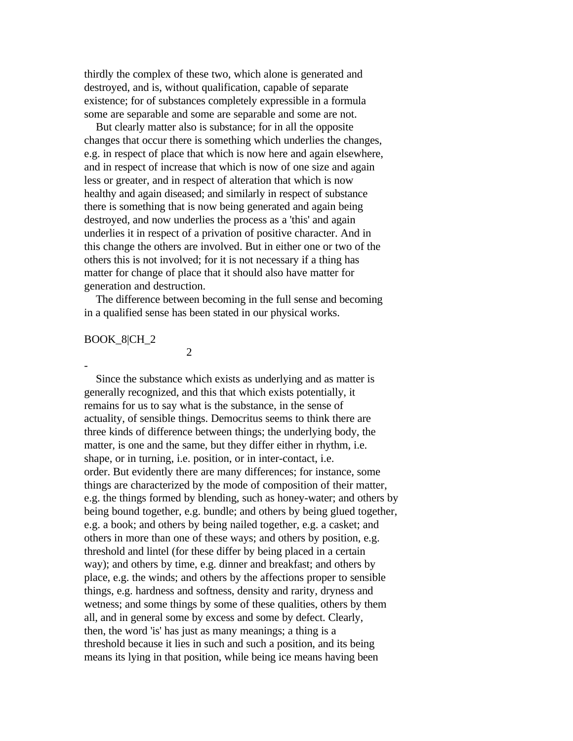thirdly the complex of these two, which alone is generated and destroyed, and is, without qualification, capable of separate existence; for of substances completely expressible in a formula some are separable and some are separable and some are not.

But clearly matter also is substance; for in all the opposite changes that occur there is something which underlies the changes, e.g. in respect of place that which is now here and again elsewhere, and in respect of increase that which is now of one size and again less or greater, and in respect of alteration that which is now healthy and again diseased; and similarly in respect of substance there is something that is now being generated and again being destroyed, and now underlies the process as a 'this' and again underlies it in respect of a privation of positive character. And in this change the others are involved. But in either one or two of the others this is not involved; for it is not necessary if a thing has matter for change of place that it should also have matter for generation and destruction.

The difference between becoming in the full sense and becoming in a qualified sense has been stated in our physical works.

BOOK_8|CH_2

## 2

-

Since the substance which exists as underlying and as matter is generally recognized, and this that which exists potentially, it remains for us to say what is the substance, in the sense of actuality, of sensible things. Democritus seems to think there are three kinds of difference between things; the underlying body, the matter, is one and the same, but they differ either in rhythm, i.e. shape, or in turning, i.e. position, or in inter-contact, i.e. order. But evidently there are many differences; for instance, some things are characterized by the mode of composition of their matter, e.g. the things formed by blending, such as honey-water; and others by being bound together, e.g. bundle; and others by being glued together, e.g. a book; and others by being nailed together, e.g. a casket; and others in more than one of these ways; and others by position, e.g. threshold and lintel (for these differ by being placed in a certain way); and others by time, e.g. dinner and breakfast; and others by place, e.g. the winds; and others by the affections proper to sensible things, e.g. hardness and softness, density and rarity, dryness and wetness; and some things by some of these qualities, others by them all, and in general some by excess and some by defect. Clearly, then, the word 'is' has just as many meanings; a thing is a threshold because it lies in such and such a position, and its being means its lying in that position, while being ice means having been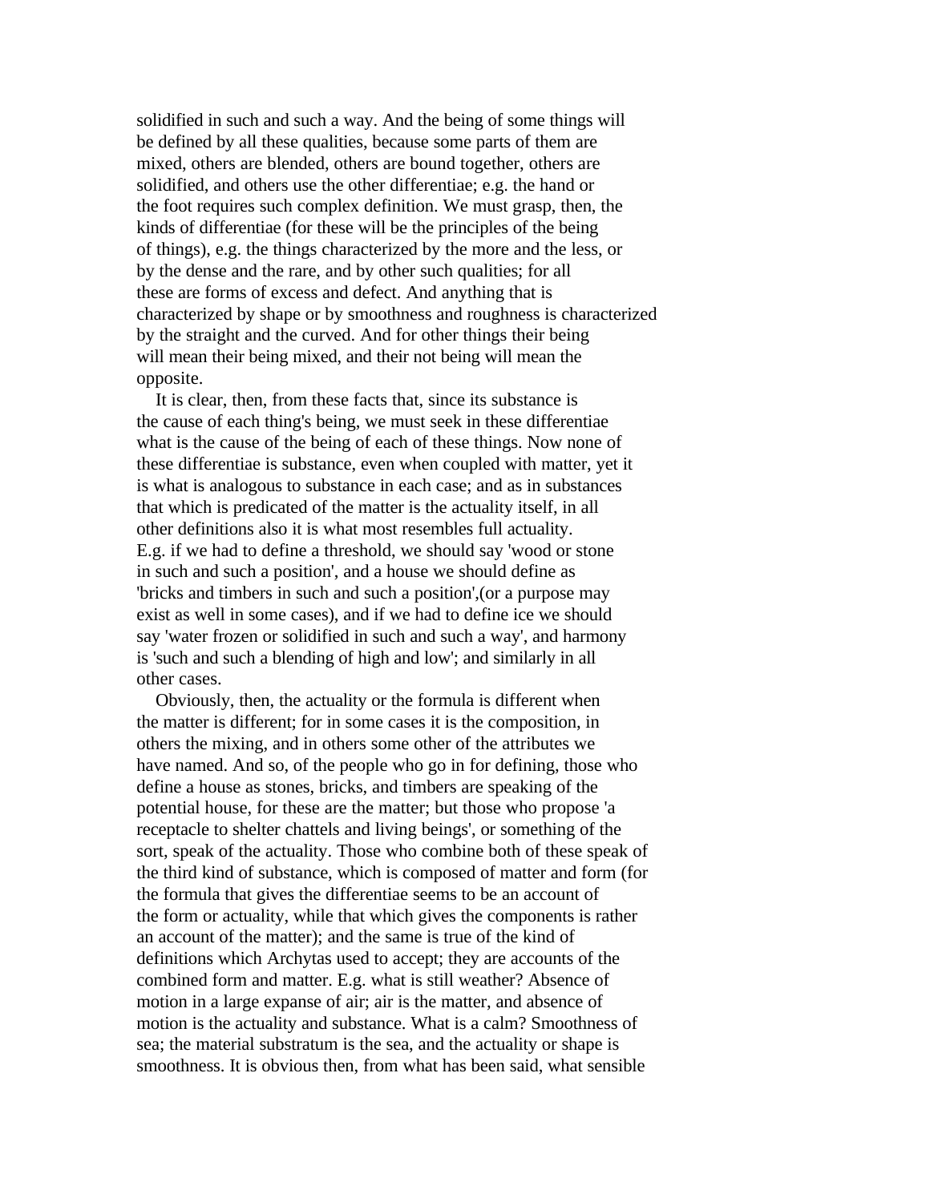solidified in such and such a way. And the being of some things will be defined by all these qualities, because some parts of them are mixed, others are blended, others are bound together, others are solidified, and others use the other differentiae; e.g. the hand or the foot requires such complex definition. We must grasp, then, the kinds of differentiae (for these will be the principles of the being of things), e.g. the things characterized by the more and the less, or by the dense and the rare, and by other such qualities; for all these are forms of excess and defect. And anything that is characterized by shape or by smoothness and roughness is characterized by the straight and the curved. And for other things their being will mean their being mixed, and their not being will mean the opposite.

It is clear, then, from these facts that, since its substance is the cause of each thing's being, we must seek in these differentiae what is the cause of the being of each of these things. Now none of these differentiae is substance, even when coupled with matter, yet it is what is analogous to substance in each case; and as in substances that which is predicated of the matter is the actuality itself, in all other definitions also it is what most resembles full actuality. E.g. if we had to define a threshold, we should say 'wood or stone in such and such a position', and a house we should define as 'bricks and timbers in such and such a position',(or a purpose may exist as well in some cases), and if we had to define ice we should say 'water frozen or solidified in such and such a way', and harmony is 'such and such a blending of high and low'; and similarly in all other cases.

Obviously, then, the actuality or the formula is different when the matter is different; for in some cases it is the composition, in others the mixing, and in others some other of the attributes we have named. And so, of the people who go in for defining, those who define a house as stones, bricks, and timbers are speaking of the potential house, for these are the matter; but those who propose 'a receptacle to shelter chattels and living beings', or something of the sort, speak of the actuality. Those who combine both of these speak of the third kind of substance, which is composed of matter and form (for the formula that gives the differentiae seems to be an account of the form or actuality, while that which gives the components is rather an account of the matter); and the same is true of the kind of definitions which Archytas used to accept; they are accounts of the combined form and matter. E.g. what is still weather? Absence of motion in a large expanse of air; air is the matter, and absence of motion is the actuality and substance. What is a calm? Smoothness of sea; the material substratum is the sea, and the actuality or shape is smoothness. It is obvious then, from what has been said, what sensible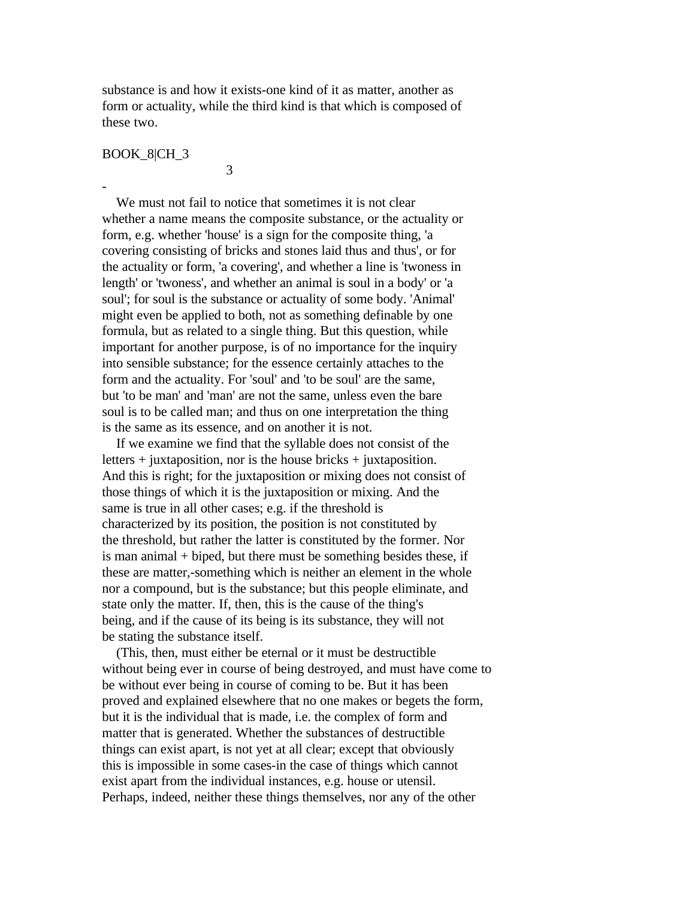substance is and how it exists-one kind of it as matter, another as form or actuality, while the third kind is that which is composed of these two.

BOOK_8|CH_3

3

-

We must not fail to notice that sometimes it is not clear whether a name means the composite substance, or the actuality or form, e.g. whether 'house' is a sign for the composite thing, 'a covering consisting of bricks and stones laid thus and thus', or for the actuality or form, 'a covering', and whether a line is 'twoness in length' or 'twoness', and whether an animal is soul in a body' or 'a soul'; for soul is the substance or actuality of some body. 'Animal' might even be applied to both, not as something definable by one formula, but as related to a single thing. But this question, while important for another purpose, is of no importance for the inquiry into sensible substance; for the essence certainly attaches to the form and the actuality. For 'soul' and 'to be soul' are the same, but 'to be man' and 'man' are not the same, unless even the bare soul is to be called man; and thus on one interpretation the thing is the same as its essence, and on another it is not.

If we examine we find that the syllable does not consist of the letters + juxtaposition, nor is the house bricks + juxtaposition. And this is right; for the juxtaposition or mixing does not consist of those things of which it is the juxtaposition or mixing. And the same is true in all other cases; e.g. if the threshold is characterized by its position, the position is not constituted by the threshold, but rather the latter is constituted by the former. Nor is man animal + biped, but there must be something besides these, if these are matter,-something which is neither an element in the whole nor a compound, but is the substance; but this people eliminate, and state only the matter. If, then, this is the cause of the thing's being, and if the cause of its being is its substance, they will not be stating the substance itself.

(This, then, must either be eternal or it must be destructible without being ever in course of being destroyed, and must have come to be without ever being in course of coming to be. But it has been proved and explained elsewhere that no one makes or begets the form, but it is the individual that is made, i.e. the complex of form and matter that is generated. Whether the substances of destructible things can exist apart, is not yet at all clear; except that obviously this is impossible in some cases-in the case of things which cannot exist apart from the individual instances, e.g. house or utensil. Perhaps, indeed, neither these things themselves, nor any of the other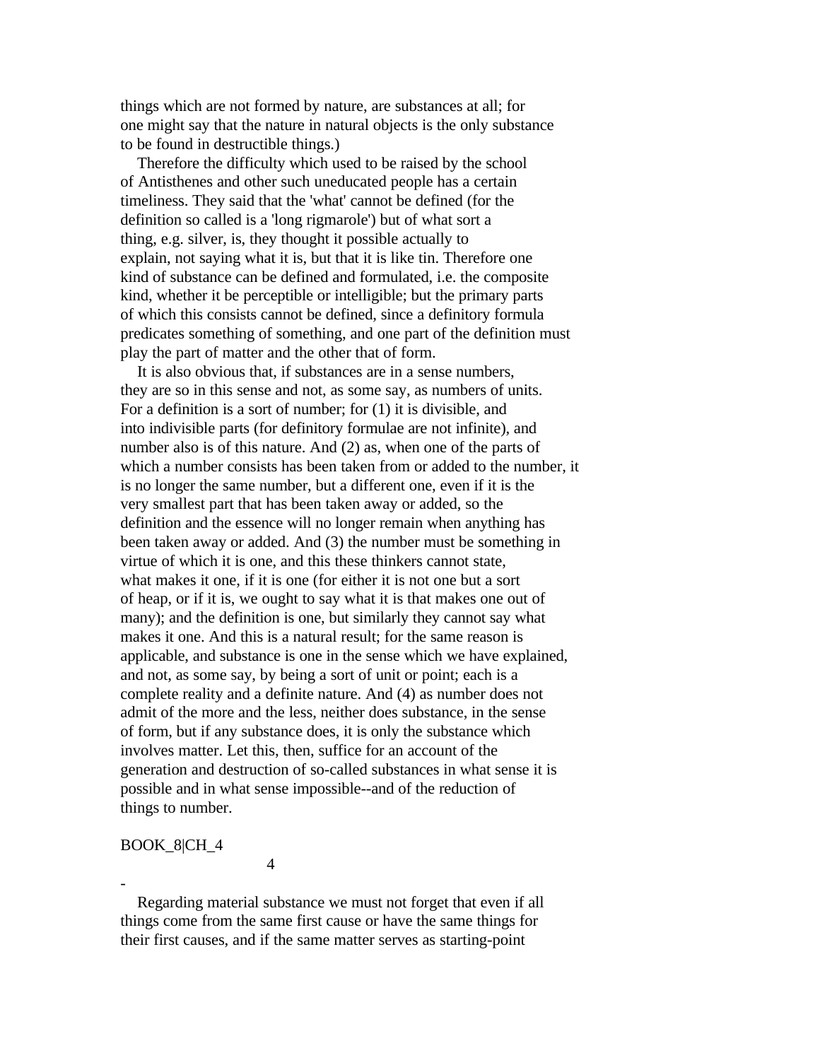things which are not formed by nature, are substances at all; for one might say that the nature in natural objects is the only substance to be found in destructible things.)

Therefore the difficulty which used to be raised by the school of Antisthenes and other such uneducated people has a certain timeliness. They said that the 'what' cannot be defined (for the definition so called is a 'long rigmarole') but of what sort a thing, e.g. silver, is, they thought it possible actually to explain, not saying what it is, but that it is like tin. Therefore one kind of substance can be defined and formulated, i.e. the composite kind, whether it be perceptible or intelligible; but the primary parts of which this consists cannot be defined, since a definitory formula predicates something of something, and one part of the definition must play the part of matter and the other that of form.

It is also obvious that, if substances are in a sense numbers, they are so in this sense and not, as some say, as numbers of units. For a definition is a sort of number; for (1) it is divisible, and into indivisible parts (for definitory formulae are not infinite), and number also is of this nature. And (2) as, when one of the parts of which a number consists has been taken from or added to the number, it is no longer the same number, but a different one, even if it is the very smallest part that has been taken away or added, so the definition and the essence will no longer remain when anything has been taken away or added. And (3) the number must be something in virtue of which it is one, and this these thinkers cannot state, what makes it one, if it is one (for either it is not one but a sort of heap, or if it is, we ought to say what it is that makes one out of many); and the definition is one, but similarly they cannot say what makes it one. And this is a natural result; for the same reason is applicable, and substance is one in the sense which we have explained, and not, as some say, by being a sort of unit or point; each is a complete reality and a definite nature. And (4) as number does not admit of the more and the less, neither does substance, in the sense of form, but if any substance does, it is only the substance which involves matter. Let this, then, suffice for an account of the generation and destruction of so-called substances in what sense it is possible and in what sense impossible--and of the reduction of things to number.

BOOK_8|CH_4

## 4

-

Regarding material substance we must not forget that even if all things come from the same first cause or have the same things for their first causes, and if the same matter serves as starting-point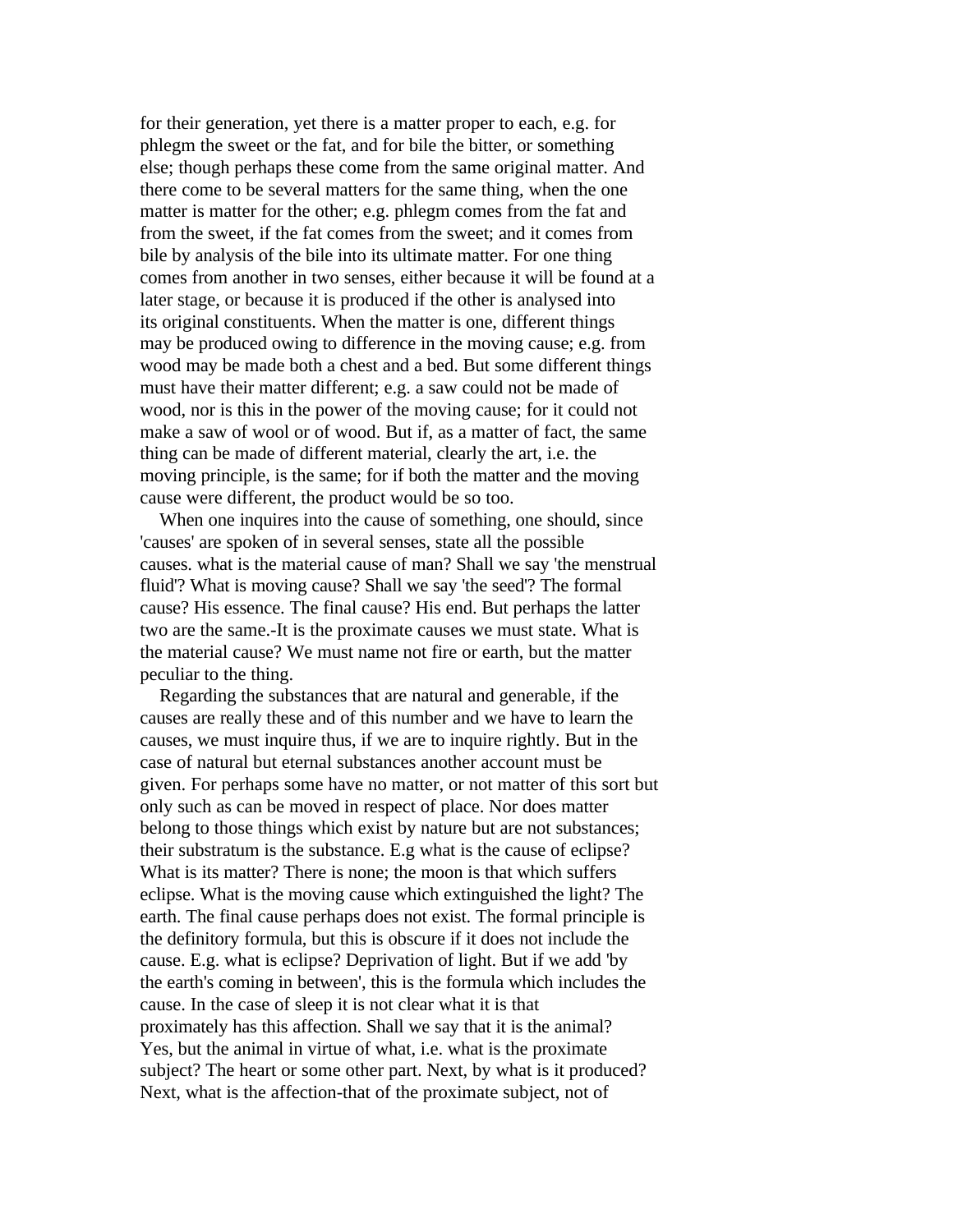for their generation, yet there is a matter proper to each, e.g. for phlegm the sweet or the fat, and for bile the bitter, or something else; though perhaps these come from the same original matter. And there come to be several matters for the same thing, when the one matter is matter for the other; e.g. phlegm comes from the fat and from the sweet, if the fat comes from the sweet; and it comes from bile by analysis of the bile into its ultimate matter. For one thing comes from another in two senses, either because it will be found at a later stage, or because it is produced if the other is analysed into its original constituents. When the matter is one, different things may be produced owing to difference in the moving cause; e.g. from wood may be made both a chest and a bed. But some different things must have their matter different; e.g. a saw could not be made of wood, nor is this in the power of the moving cause; for it could not make a saw of wool or of wood. But if, as a matter of fact, the same thing can be made of different material, clearly the art, i.e. the moving principle, is the same; for if both the matter and the moving cause were different, the product would be so too.

When one inquires into the cause of something, one should, since 'causes' are spoken of in several senses, state all the possible causes. what is the material cause of man? Shall we say 'the menstrual fluid'? What is moving cause? Shall we say 'the seed'? The formal cause? His essence. The final cause? His end. But perhaps the latter two are the same.-It is the proximate causes we must state. What is the material cause? We must name not fire or earth, but the matter peculiar to the thing.

Regarding the substances that are natural and generable, if the causes are really these and of this number and we have to learn the causes, we must inquire thus, if we are to inquire rightly. But in the case of natural but eternal substances another account must be given. For perhaps some have no matter, or not matter of this sort but only such as can be moved in respect of place. Nor does matter belong to those things which exist by nature but are not substances; their substratum is the substance. E.g what is the cause of eclipse? What is its matter? There is none; the moon is that which suffers eclipse. What is the moving cause which extinguished the light? The earth. The final cause perhaps does not exist. The formal principle is the definitory formula, but this is obscure if it does not include the cause. E.g. what is eclipse? Deprivation of light. But if we add 'by the earth's coming in between', this is the formula which includes the cause. In the case of sleep it is not clear what it is that proximately has this affection. Shall we say that it is the animal? Yes, but the animal in virtue of what, i.e. what is the proximate subject? The heart or some other part. Next, by what is it produced? Next, what is the affection-that of the proximate subject, not of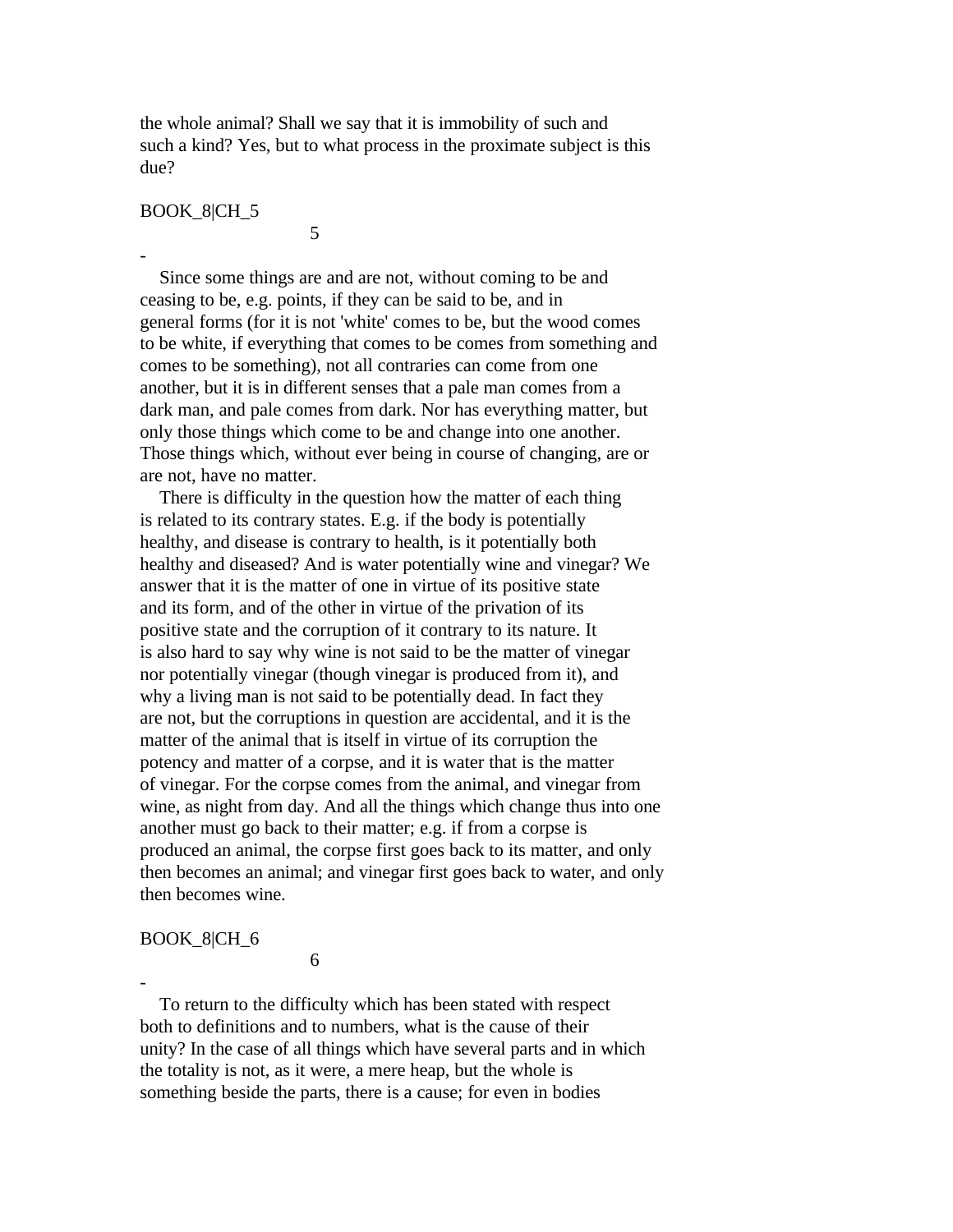the whole animal? Shall we say that it is immobility of such and such a kind? Yes, but to what process in the proximate subject is this due?

BOOK_8|CH_5

5

-

Since some things are and are not, without coming to be and ceasing to be, e.g. points, if they can be said to be, and in general forms (for it is not 'white' comes to be, but the wood comes to be white, if everything that comes to be comes from something and comes to be something), not all contraries can come from one another, but it is in different senses that a pale man comes from a dark man, and pale comes from dark. Nor has everything matter, but only those things which come to be and change into one another. Those things which, without ever being in course of changing, are or are not, have no matter.

There is difficulty in the question how the matter of each thing is related to its contrary states. E.g. if the body is potentially healthy, and disease is contrary to health, is it potentially both healthy and diseased? And is water potentially wine and vinegar? We answer that it is the matter of one in virtue of its positive state and its form, and of the other in virtue of the privation of its positive state and the corruption of it contrary to its nature. It is also hard to say why wine is not said to be the matter of vinegar nor potentially vinegar (though vinegar is produced from it), and why a living man is not said to be potentially dead. In fact they are not, but the corruptions in question are accidental, and it is the matter of the animal that is itself in virtue of its corruption the potency and matter of a corpse, and it is water that is the matter of vinegar. For the corpse comes from the animal, and vinegar from wine, as night from day. And all the things which change thus into one another must go back to their matter; e.g. if from a corpse is produced an animal, the corpse first goes back to its matter, and only then becomes an animal; and vinegar first goes back to water, and only then becomes wine.

BOOK_8|CH_6

6

-

To return to the difficulty which has been stated with respect both to definitions and to numbers, what is the cause of their unity? In the case of all things which have several parts and in which the totality is not, as it were, a mere heap, but the whole is something beside the parts, there is a cause; for even in bodies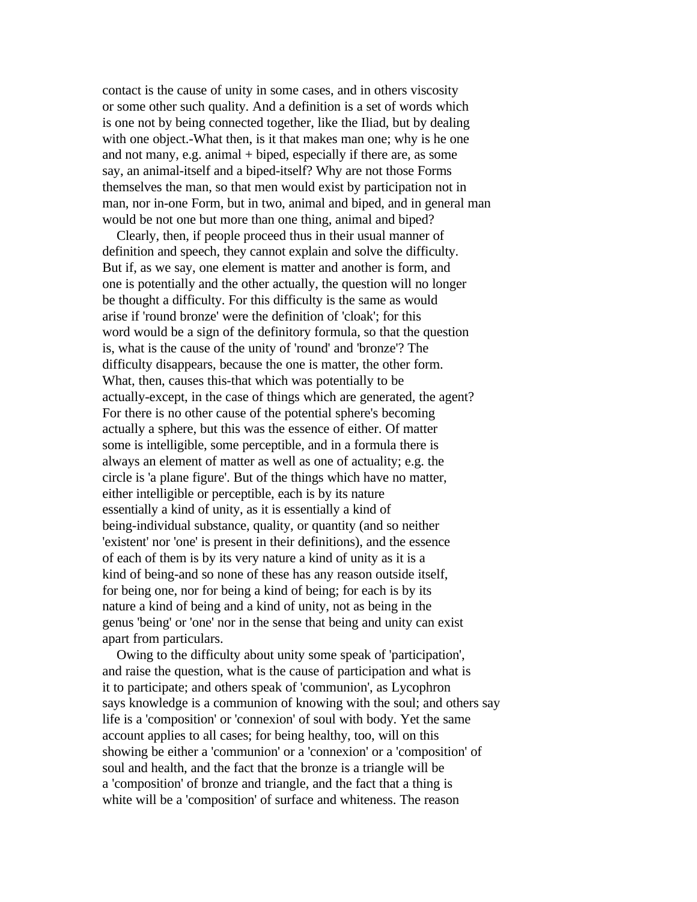contact is the cause of unity in some cases, and in others viscosity or some other such quality. And a definition is a set of words which is one not by being connected together, like the Iliad, but by dealing with one object.-What then, is it that makes man one; why is he one and not many, e.g. animal + biped, especially if there are, as some say, an animal-itself and a biped-itself? Why are not those Forms themselves the man, so that men would exist by participation not in man, nor in-one Form, but in two, animal and biped, and in general man would be not one but more than one thing, animal and biped?

Clearly, then, if people proceed thus in their usual manner of definition and speech, they cannot explain and solve the difficulty. But if, as we say, one element is matter and another is form, and one is potentially and the other actually, the question will no longer be thought a difficulty. For this difficulty is the same as would arise if 'round bronze' were the definition of 'cloak'; for this word would be a sign of the definitory formula, so that the question is, what is the cause of the unity of 'round' and 'bronze'? The difficulty disappears, because the one is matter, the other form. What, then, causes this-that which was potentially to be actually-except, in the case of things which are generated, the agent? For there is no other cause of the potential sphere's becoming actually a sphere, but this was the essence of either. Of matter some is intelligible, some perceptible, and in a formula there is always an element of matter as well as one of actuality; e.g. the circle is 'a plane figure'. But of the things which have no matter, either intelligible or perceptible, each is by its nature essentially a kind of unity, as it is essentially a kind of being-individual substance, quality, or quantity (and so neither 'existent' nor 'one' is present in their definitions), and the essence of each of them is by its very nature a kind of unity as it is a kind of being-and so none of these has any reason outside itself, for being one, nor for being a kind of being; for each is by its nature a kind of being and a kind of unity, not as being in the genus 'being' or 'one' nor in the sense that being and unity can exist apart from particulars.

Owing to the difficulty about unity some speak of 'participation', and raise the question, what is the cause of participation and what is it to participate; and others speak of 'communion', as Lycophron says knowledge is a communion of knowing with the soul; and others say life is a 'composition' or 'connexion' of soul with body. Yet the same account applies to all cases; for being healthy, too, will on this showing be either a 'communion' or a 'connexion' or a 'composition' of soul and health, and the fact that the bronze is a triangle will be a 'composition' of bronze and triangle, and the fact that a thing is white will be a 'composition' of surface and whiteness. The reason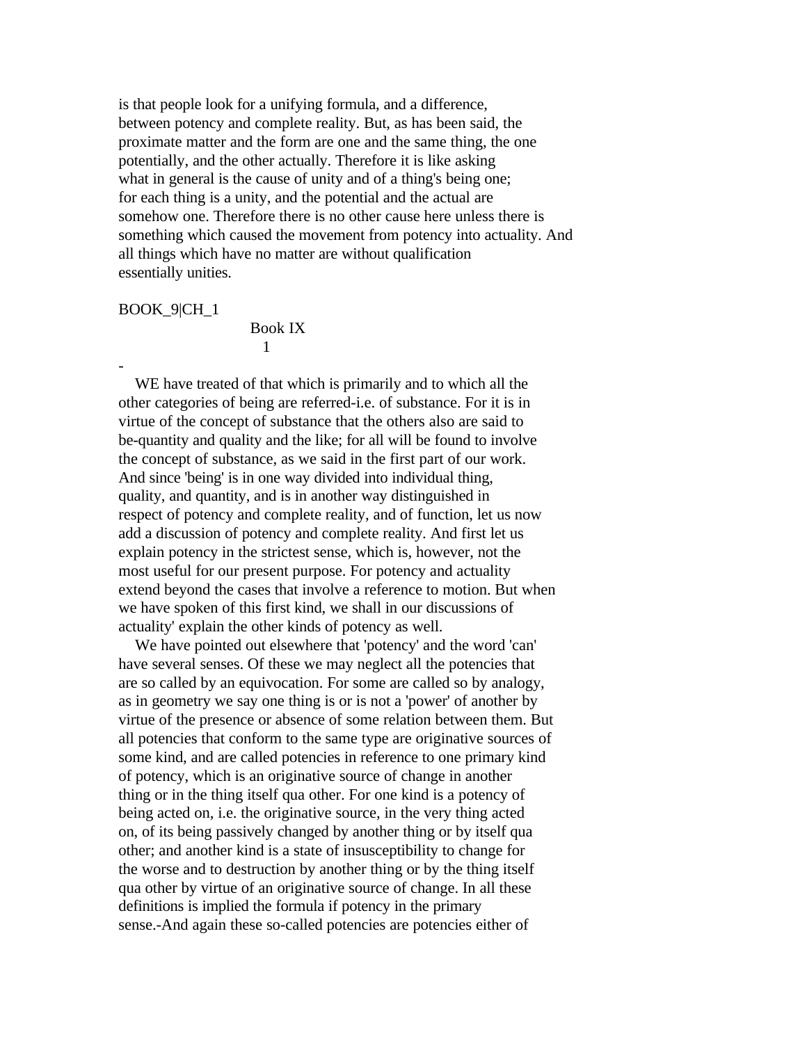is that people look for a unifying formula, and a difference, between potency and complete reality. But, as has been said, the proximate matter and the form are one and the same thing, the one potentially, and the other actually. Therefore it is like asking what in general is the cause of unity and of a thing's being one; for each thing is a unity, and the potential and the actual are somehow one. Therefore there is no other cause here unless there is something which caused the movement from potency into actuality. And all things which have no matter are without qualification essentially unities.

BOOK_9|CH_1

# Book IX

## 1

-

WE have treated of that which is primarily and to which all the other categories of being are referred-i.e. of substance. For it is in virtue of the concept of substance that the others also are said to be-quantity and quality and the like; for all will be found to involve the concept of substance, as we said in the first part of our work. And since 'being' is in one way divided into individual thing, quality, and quantity, and is in another way distinguished in respect of potency and complete reality, and of function, let us now add a discussion of potency and complete reality. And first let us explain potency in the strictest sense, which is, however, not the most useful for our present purpose. For potency and actuality extend beyond the cases that involve a reference to motion. But when we have spoken of this first kind, we shall in our discussions of actuality' explain the other kinds of potency as well.

We have pointed out elsewhere that 'potency' and the word 'can' have several senses. Of these we may neglect all the potencies that are so called by an equivocation. For some are called so by analogy, as in geometry we say one thing is or is not a 'power' of another by virtue of the presence or absence of some relation between them. But all potencies that conform to the same type are originative sources of some kind, and are called potencies in reference to one primary kind of potency, which is an originative source of change in another thing or in the thing itself qua other. For one kind is a potency of being acted on, i.e. the originative source, in the very thing acted on, of its being passively changed by another thing or by itself qua other; and another kind is a state of insusceptibility to change for the worse and to destruction by another thing or by the thing itself qua other by virtue of an originative source of change. In all these definitions is implied the formula if potency in the primary sense.-And again these so-called potencies are potencies either of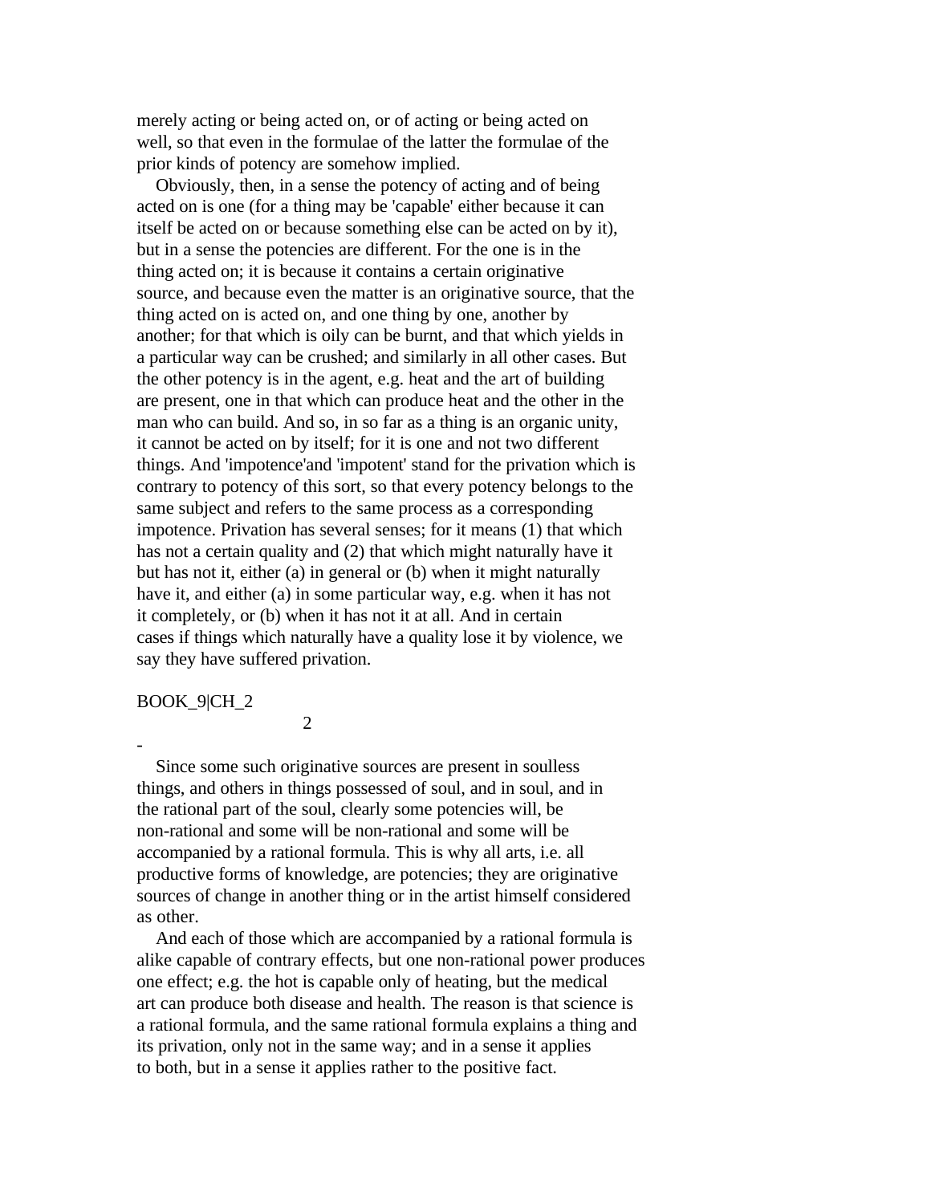merely acting or being acted on, or of acting or being acted on well, so that even in the formulae of the latter the formulae of the prior kinds of potency are somehow implied.

Obviously, then, in a sense the potency of acting and of being acted on is one (for a thing may be 'capable' either because it can itself be acted on or because something else can be acted on by it), but in a sense the potencies are different. For the one is in the thing acted on; it is because it contains a certain originative source, and because even the matter is an originative source, that the thing acted on is acted on, and one thing by one, another by another; for that which is oily can be burnt, and that which yields in a particular way can be crushed; and similarly in all other cases. But the other potency is in the agent, e.g. heat and the art of building are present, one in that which can produce heat and the other in the man who can build. And so, in so far as a thing is an organic unity, it cannot be acted on by itself; for it is one and not two different things. And 'impotence'and 'impotent' stand for the privation which is contrary to potency of this sort, so that every potency belongs to the same subject and refers to the same process as a corresponding impotence. Privation has several senses; for it means (1) that which has not a certain quality and (2) that which might naturally have it but has not it, either (a) in general or (b) when it might naturally have it, and either (a) in some particular way, e.g. when it has not it completely, or (b) when it has not it at all. And in certain cases if things which naturally have a quality lose it by violence, we say they have suffered privation.

BOOK_9|CH_2

## 2

-

Since some such originative sources are present in soulless things, and others in things possessed of soul, and in soul, and in the rational part of the soul, clearly some potencies will, be non-rational and some will be non-rational and some will be accompanied by a rational formula. This is why all arts, i.e. all productive forms of knowledge, are potencies; they are originative sources of change in another thing or in the artist himself considered as other.

And each of those which are accompanied by a rational formula is alike capable of contrary effects, but one non-rational power produces one effect; e.g. the hot is capable only of heating, but the medical art can produce both disease and health. The reason is that science is a rational formula, and the same rational formula explains a thing and its privation, only not in the same way; and in a sense it applies to both, but in a sense it applies rather to the positive fact.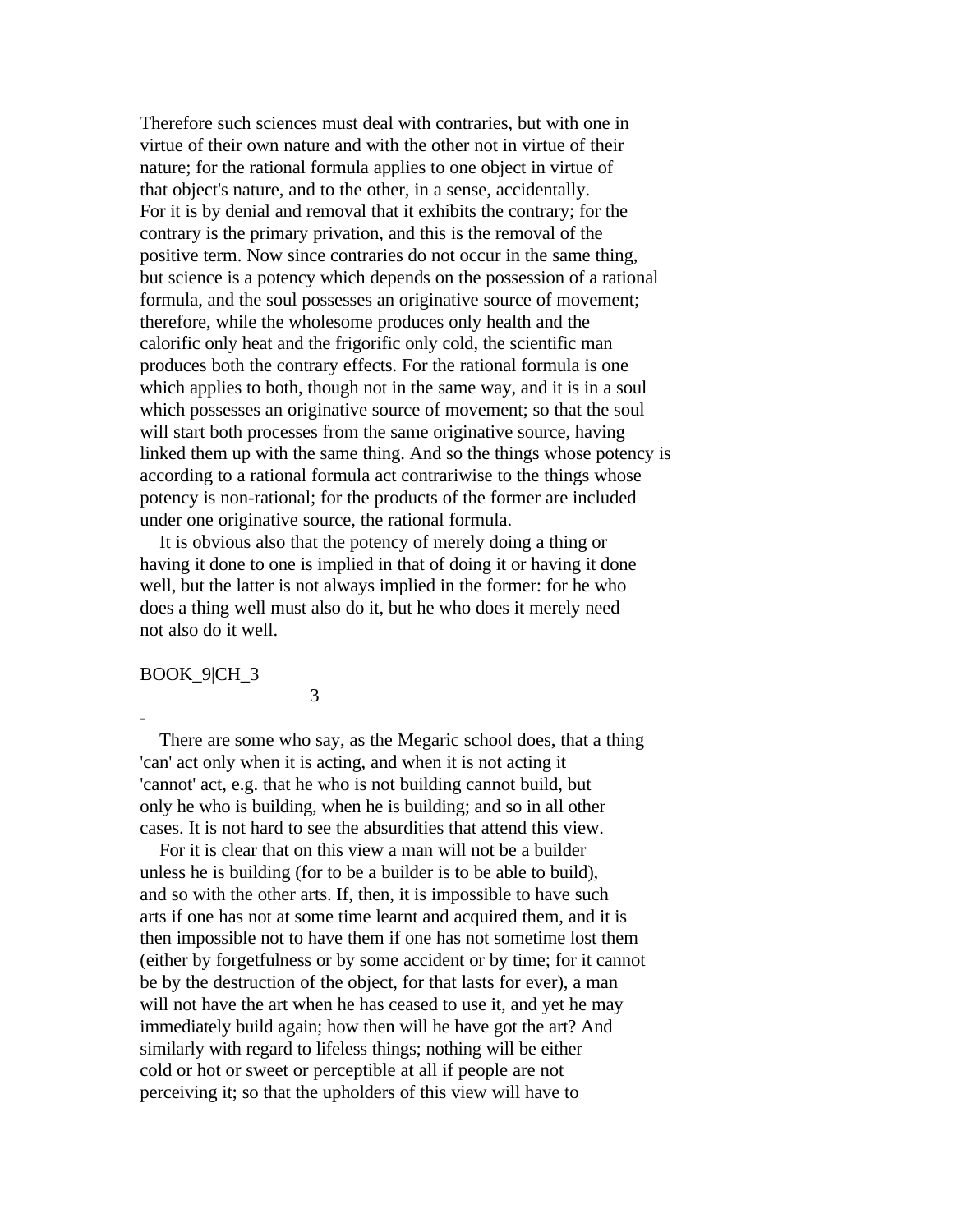Therefore such sciences must deal with contraries, but with one in virtue of their own nature and with the other not in virtue of their nature; for the rational formula applies to one object in virtue of that object's nature, and to the other, in a sense, accidentally. For it is by denial and removal that it exhibits the contrary; for the contrary is the primary privation, and this is the removal of the positive term. Now since contraries do not occur in the same thing, but science is a potency which depends on the possession of a rational formula, and the soul possesses an originative source of movement; therefore, while the wholesome produces only health and the calorific only heat and the frigorific only cold, the scientific man produces both the contrary effects. For the rational formula is one which applies to both, though not in the same way, and it is in a soul which possesses an originative source of movement; so that the soul will start both processes from the same originative source, having linked them up with the same thing. And so the things whose potency is according to a rational formula act contrariwise to the things whose potency is non-rational; for the products of the former are included under one originative source, the rational formula.

It is obvious also that the potency of merely doing a thing or having it done to one is implied in that of doing it or having it done well, but the latter is not always implied in the former: for he who does a thing well must also do it, but he who does it merely need not also do it well.

BOOK_9|CH_3

## 3

-

There are some who say, as the Megaric school does, that a thing 'can' act only when it is acting, and when it is not acting it 'cannot' act, e.g. that he who is not building cannot build, but only he who is building, when he is building; and so in all other cases. It is not hard to see the absurdities that attend this view.

For it is clear that on this view a man will not be a builder unless he is building (for to be a builder is to be able to build), and so with the other arts. If, then, it is impossible to have such arts if one has not at some time learnt and acquired them, and it is then impossible not to have them if one has not sometime lost them (either by forgetfulness or by some accident or by time; for it cannot be by the destruction of the object, for that lasts for ever), a man will not have the art when he has ceased to use it, and yet he may immediately build again; how then will he have got the art? And similarly with regard to lifeless things; nothing will be either cold or hot or sweet or perceptible at all if people are not perceiving it; so that the upholders of this view will have to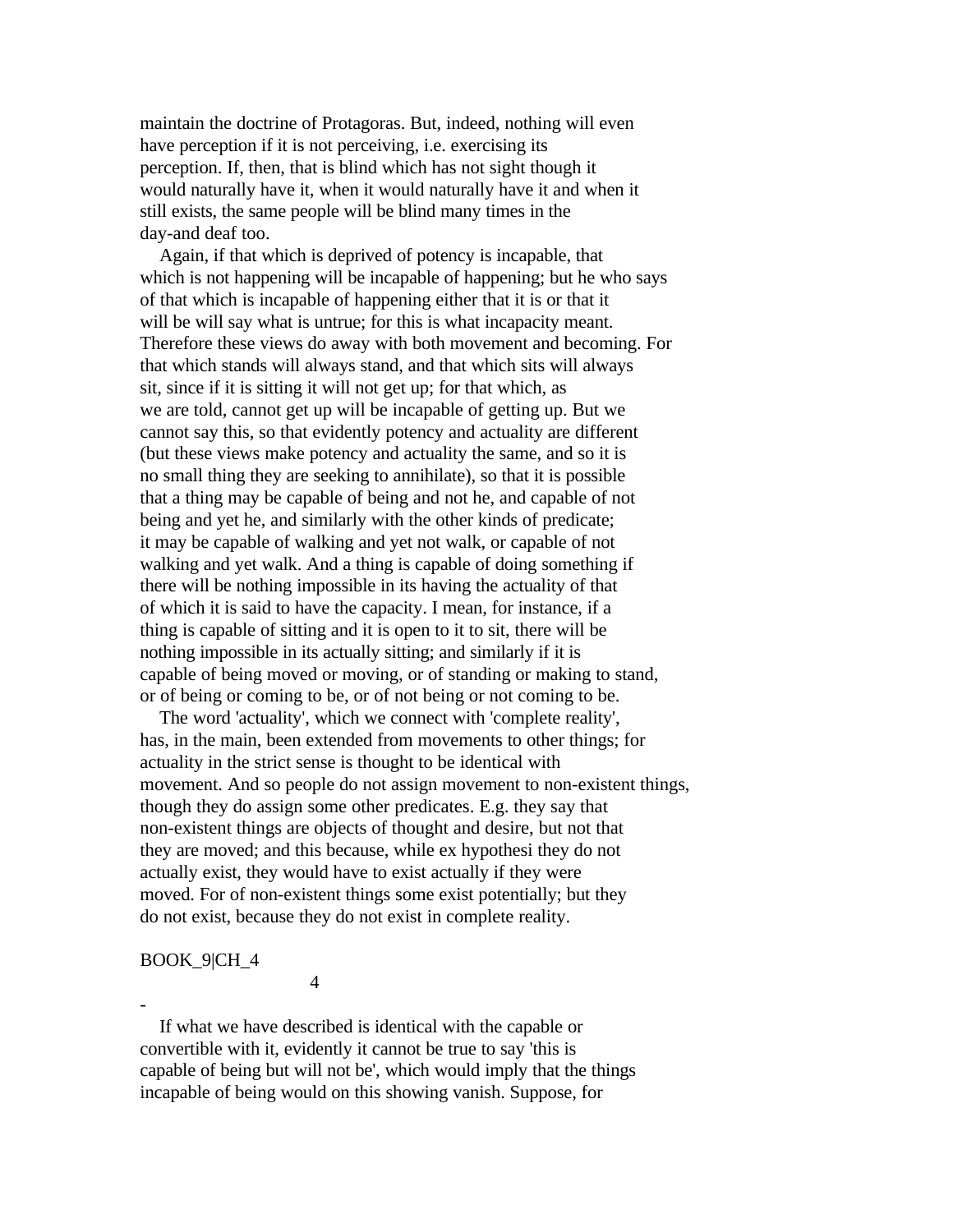maintain the doctrine of Protagoras. But, indeed, nothing will even have perception if it is not perceiving, i.e. exercising its perception. If, then, that is blind which has not sight though it would naturally have it, when it would naturally have it and when it still exists, the same people will be blind many times in the day-and deaf too.

Again, if that which is deprived of potency is incapable, that which is not happening will be incapable of happening; but he who says of that which is incapable of happening either that it is or that it will be will say what is untrue; for this is what incapacity meant. Therefore these views do away with both movement and becoming. For that which stands will always stand, and that which sits will always sit, since if it is sitting it will not get up; for that which, as we are told, cannot get up will be incapable of getting up. But we cannot say this, so that evidently potency and actuality are different (but these views make potency and actuality the same, and so it is no small thing they are seeking to annihilate), so that it is possible that a thing may be capable of being and not he, and capable of not being and yet he, and similarly with the other kinds of predicate; it may be capable of walking and yet not walk, or capable of not walking and yet walk. And a thing is capable of doing something if there will be nothing impossible in its having the actuality of that of which it is said to have the capacity. I mean, for instance, if a thing is capable of sitting and it is open to it to sit, there will be nothing impossible in its actually sitting; and similarly if it is capable of being moved or moving, or of standing or making to stand, or of being or coming to be, or of not being or not coming to be.

The word 'actuality', which we connect with 'complete reality', has, in the main, been extended from movements to other things; for actuality in the strict sense is thought to be identical with movement. And so people do not assign movement to non-existent things, though they do assign some other predicates. E.g. they say that non-existent things are objects of thought and desire, but not that they are moved; and this because, while ex hypothesi they do not actually exist, they would have to exist actually if they were moved. For of non-existent things some exist potentially; but they do not exist, because they do not exist in complete reality.

BOOK_9|CH_4

4

-

If what we have described is identical with the capable or convertible with it, evidently it cannot be true to say 'this is capable of being but will not be', which would imply that the things incapable of being would on this showing vanish. Suppose, for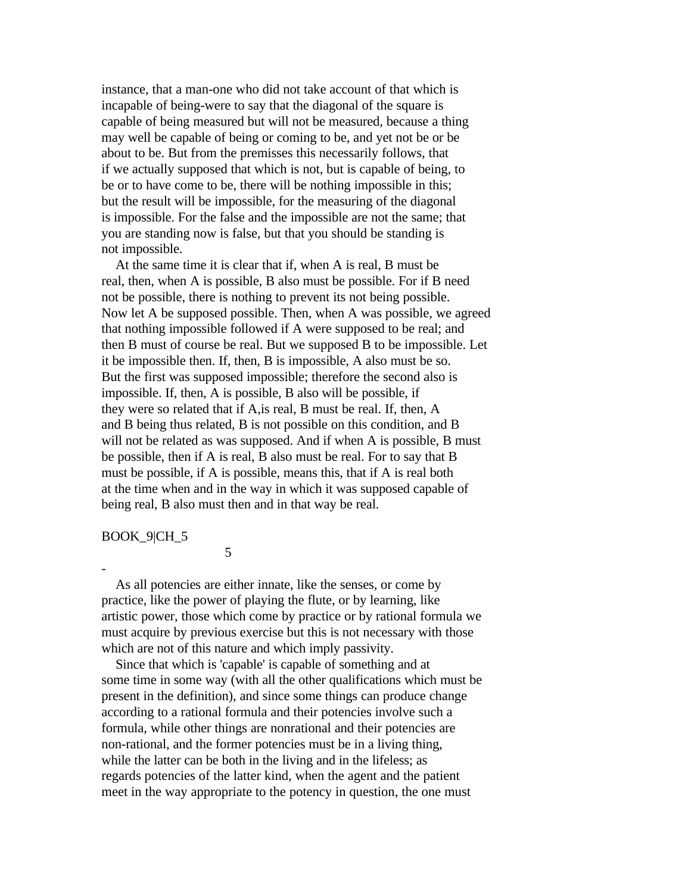instance, that a man-one who did not take account of that which is incapable of being-were to say that the diagonal of the square is capable of being measured but will not be measured, because a thing may well be capable of being or coming to be, and yet not be or be about to be. But from the premisses this necessarily follows, that if we actually supposed that which is not, but is capable of being, to be or to have come to be, there will be nothing impossible in this; but the result will be impossible, for the measuring of the diagonal is impossible. For the false and the impossible are not the same; that you are standing now is false, but that you should be standing is not impossible.

At the same time it is clear that if, when A is real, B must be real, then, when A is possible, B also must be possible. For if B need not be possible, there is nothing to prevent its not being possible. Now let A be supposed possible. Then, when A was possible, we agreed that nothing impossible followed if A were supposed to be real; and then B must of course be real. But we supposed B to be impossible. Let it be impossible then. If, then, B is impossible, A also must be so. But the first was supposed impossible; therefore the second also is impossible. If, then, A is possible, B also will be possible, if they were so related that if A,is real, B must be real. If, then, A and B being thus related, B is not possible on this condition, and B will not be related as was supposed. And if when A is possible, B must be possible, then if A is real, B also must be real. For to say that B must be possible, if A is possible, means this, that if A is real both at the time when and in the way in which it was supposed capable of being real, B also must then and in that way be real.

BOOK_9|CH_5

5

-

As all potencies are either innate, like the senses, or come by practice, like the power of playing the flute, or by learning, like artistic power, those which come by practice or by rational formula we must acquire by previous exercise but this is not necessary with those which are not of this nature and which imply passivity.

Since that which is 'capable' is capable of something and at some time in some way (with all the other qualifications which must be present in the definition), and since some things can produce change according to a rational formula and their potencies involve such a formula, while other things are nonrational and their potencies are non-rational, and the former potencies must be in a living thing, while the latter can be both in the living and in the lifeless; as regards potencies of the latter kind, when the agent and the patient meet in the way appropriate to the potency in question, the one must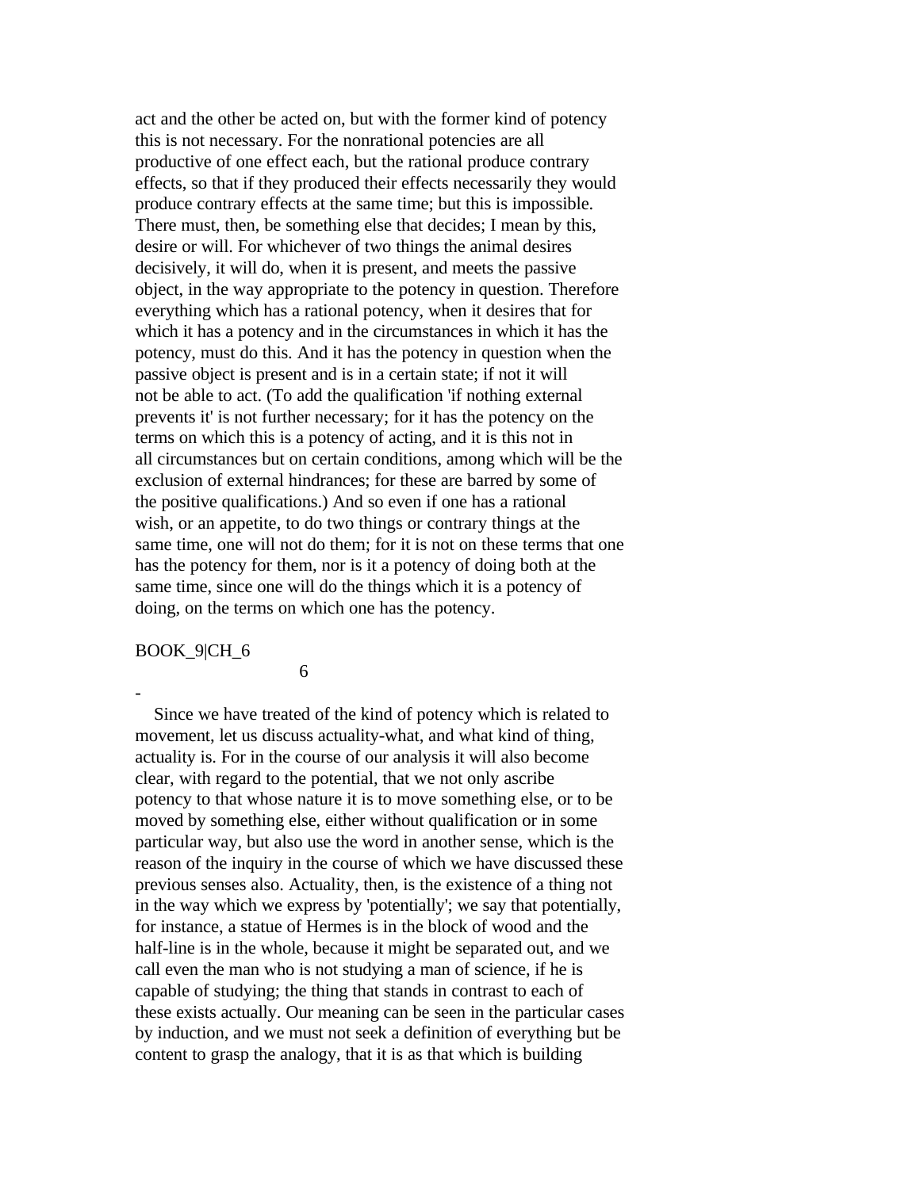act and the other be acted on, but with the former kind of potency this is not necessary. For the nonrational potencies are all productive of one effect each, but the rational produce contrary effects, so that if they produced their effects necessarily they would produce contrary effects at the same time; but this is impossible. There must, then, be something else that decides; I mean by this, desire or will. For whichever of two things the animal desires decisively, it will do, when it is present, and meets the passive object, in the way appropriate to the potency in question. Therefore everything which has a rational potency, when it desires that for which it has a potency and in the circumstances in which it has the potency, must do this. And it has the potency in question when the passive object is present and is in a certain state; if not it will not be able to act. (To add the qualification 'if nothing external prevents it' is not further necessary; for it has the potency on the terms on which this is a potency of acting, and it is this not in all circumstances but on certain conditions, among which will be the exclusion of external hindrances; for these are barred by some of the positive qualifications.) And so even if one has a rational wish, or an appetite, to do two things or contrary things at the same time, one will not do them; for it is not on these terms that one has the potency for them, nor is it a potency of doing both at the same time, since one will do the things which it is a potency of doing, on the terms on which one has the potency.

BOOK_9|CH_6

6

-

Since we have treated of the kind of potency which is related to movement, let us discuss actuality-what, and what kind of thing, actuality is. For in the course of our analysis it will also become clear, with regard to the potential, that we not only ascribe potency to that whose nature it is to move something else, or to be moved by something else, either without qualification or in some particular way, but also use the word in another sense, which is the reason of the inquiry in the course of which we have discussed these previous senses also. Actuality, then, is the existence of a thing not in the way which we express by 'potentially'; we say that potentially, for instance, a statue of Hermes is in the block of wood and the half-line is in the whole, because it might be separated out, and we call even the man who is not studying a man of science, if he is capable of studying; the thing that stands in contrast to each of these exists actually. Our meaning can be seen in the particular cases by induction, and we must not seek a definition of everything but be content to grasp the analogy, that it is as that which is building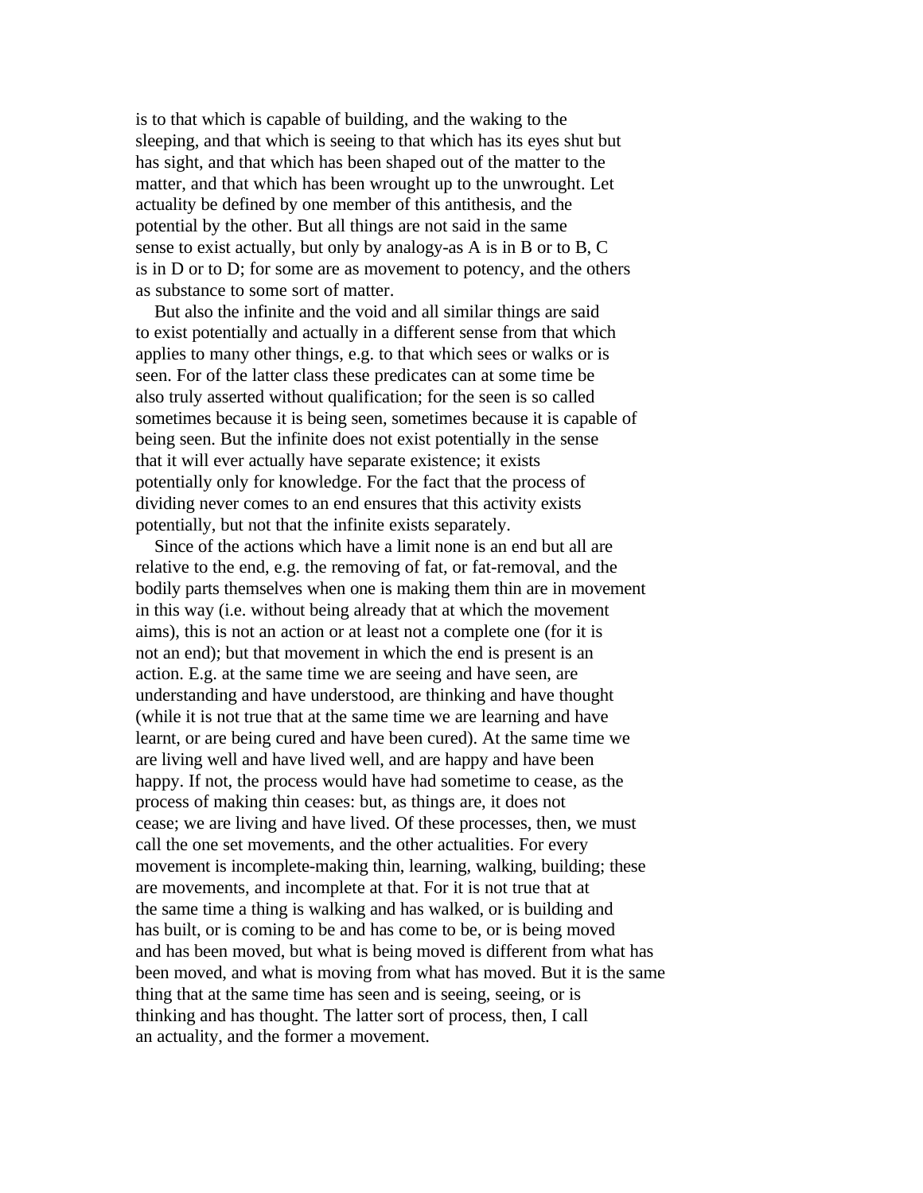is to that which is capable of building, and the waking to the sleeping, and that which is seeing to that which has its eyes shut but has sight, and that which has been shaped out of the matter to the matter, and that which has been wrought up to the unwrought. Let actuality be defined by one member of this antithesis, and the potential by the other. But all things are not said in the same sense to exist actually, but only by analogy-as A is in B or to B, C is in D or to D; for some are as movement to potency, and the others as substance to some sort of matter.

But also the infinite and the void and all similar things are said to exist potentially and actually in a different sense from that which applies to many other things, e.g. to that which sees or walks or is seen. For of the latter class these predicates can at some time be also truly asserted without qualification; for the seen is so called sometimes because it is being seen, sometimes because it is capable of being seen. But the infinite does not exist potentially in the sense that it will ever actually have separate existence; it exists potentially only for knowledge. For the fact that the process of dividing never comes to an end ensures that this activity exists potentially, but not that the infinite exists separately.

Since of the actions which have a limit none is an end but all are relative to the end, e.g. the removing of fat, or fat-removal, and the bodily parts themselves when one is making them thin are in movement in this way (i.e. without being already that at which the movement aims), this is not an action or at least not a complete one (for it is not an end); but that movement in which the end is present is an action. E.g. at the same time we are seeing and have seen, are understanding and have understood, are thinking and have thought (while it is not true that at the same time we are learning and have learnt, or are being cured and have been cured). At the same time we are living well and have lived well, and are happy and have been happy. If not, the process would have had sometime to cease, as the process of making thin ceases: but, as things are, it does not cease; we are living and have lived. Of these processes, then, we must call the one set movements, and the other actualities. For every movement is incomplete-making thin, learning, walking, building; these are movements, and incomplete at that. For it is not true that at the same time a thing is walking and has walked, or is building and has built, or is coming to be and has come to be, or is being moved and has been moved, but what is being moved is different from what has been moved, and what is moving from what has moved. But it is the same thing that at the same time has seen and is seeing, seeing, or is thinking and has thought. The latter sort of process, then, I call an actuality, and the former a movement.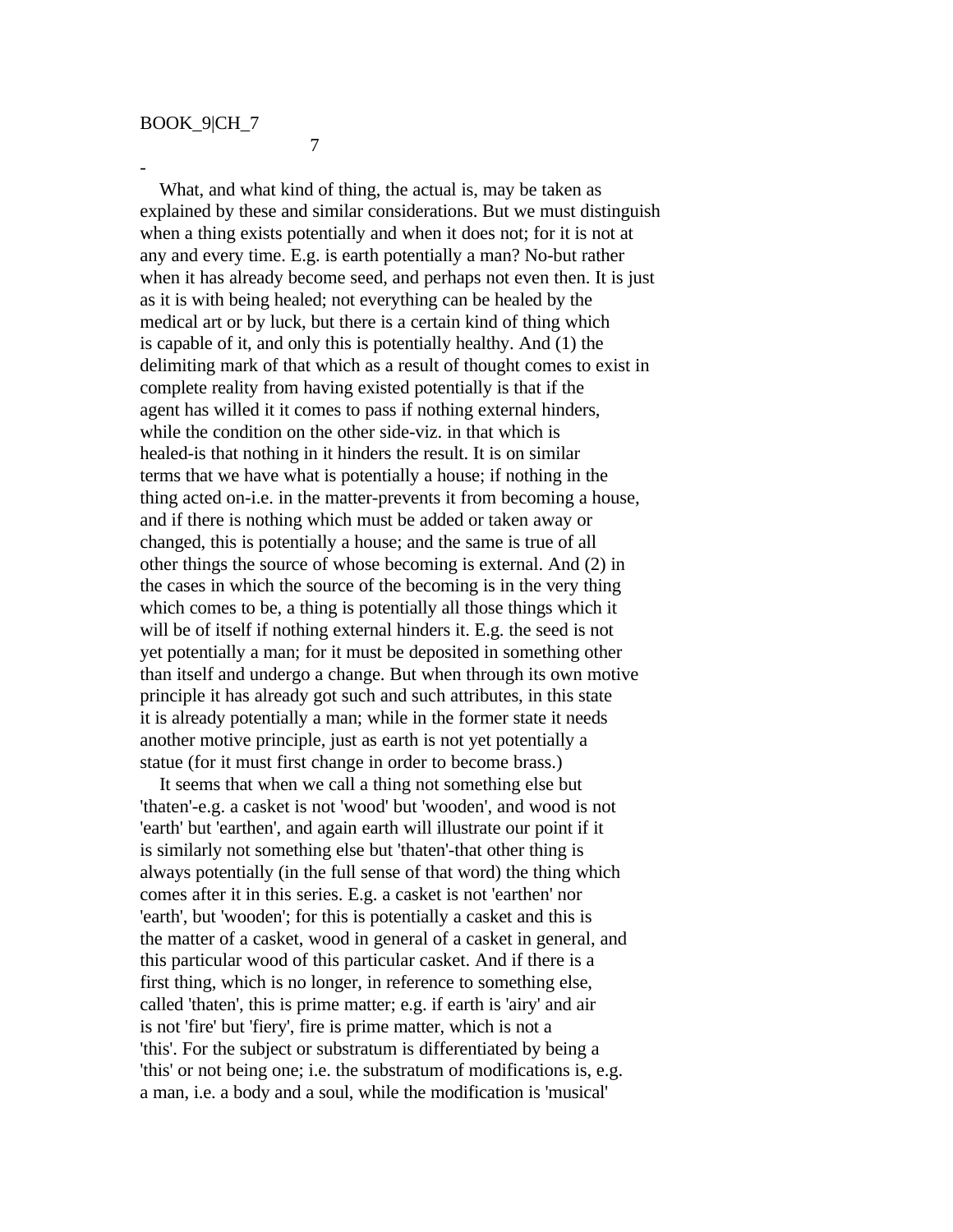BOOK_9|CH_7

7

-

What, and what kind of thing, the actual is, may be taken as explained by these and similar considerations. But we must distinguish when a thing exists potentially and when it does not; for it is not at any and every time. E.g. is earth potentially a man? No-but rather when it has already become seed, and perhaps not even then. It is just as it is with being healed; not everything can be healed by the medical art or by luck, but there is a certain kind of thing which is capable of it, and only this is potentially healthy. And (1) the delimiting mark of that which as a result of thought comes to exist in complete reality from having existed potentially is that if the agent has willed it it comes to pass if nothing external hinders, while the condition on the other side-viz. in that which is healed-is that nothing in it hinders the result. It is on similar terms that we have what is potentially a house; if nothing in the thing acted on-i.e. in the matter-prevents it from becoming a house, and if there is nothing which must be added or taken away or changed, this is potentially a house; and the same is true of all other things the source of whose becoming is external. And (2) in the cases in which the source of the becoming is in the very thing which comes to be, a thing is potentially all those things which it will be of itself if nothing external hinders it. E.g. the seed is not yet potentially a man; for it must be deposited in something other than itself and undergo a change. But when through its own motive principle it has already got such and such attributes, in this state it is already potentially a man; while in the former state it needs another motive principle, just as earth is not yet potentially a statue (for it must first change in order to become brass.)

It seems that when we call a thing not something else but 'thaten'-e.g. a casket is not 'wood' but 'wooden', and wood is not 'earth' but 'earthen', and again earth will illustrate our point if it is similarly not something else but 'thaten'-that other thing is always potentially (in the full sense of that word) the thing which comes after it in this series. E.g. a casket is not 'earthen' nor 'earth', but 'wooden'; for this is potentially a casket and this is the matter of a casket, wood in general of a casket in general, and this particular wood of this particular casket. And if there is a first thing, which is no longer, in reference to something else, called 'thaten', this is prime matter; e.g. if earth is 'airy' and air is not 'fire' but 'fiery', fire is prime matter, which is not a 'this'. For the subject or substratum is differentiated by being a 'this' or not being one; i.e. the substratum of modifications is, e.g. a man, i.e. a body and a soul, while the modification is 'musical'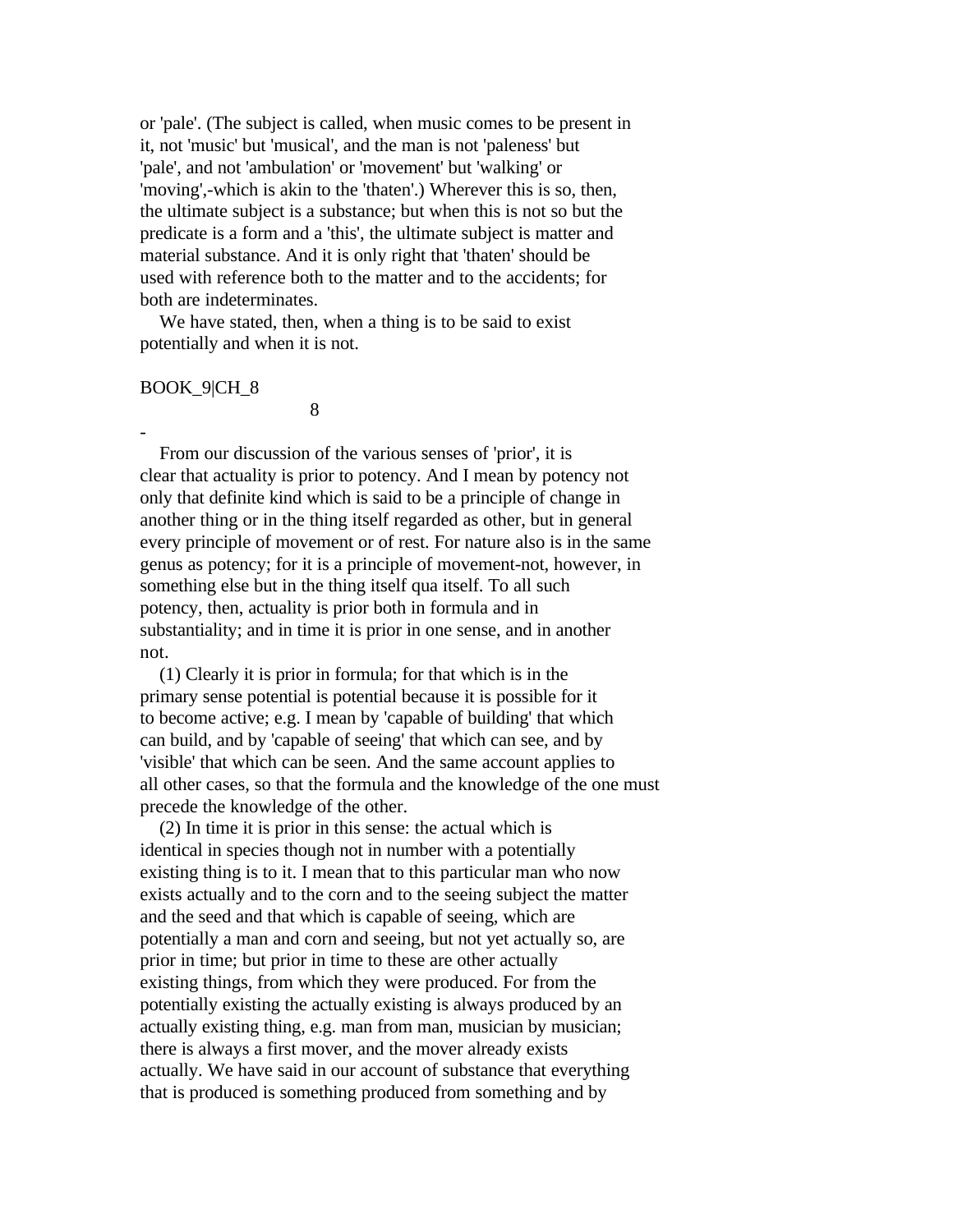or 'pale'. (The subject is called, when music comes to be present in it, not 'music' but 'musical', and the man is not 'paleness' but 'pale', and not 'ambulation' or 'movement' but 'walking' or 'moving',-which is akin to the 'thaten'.) Wherever this is so, then, the ultimate subject is a substance; but when this is not so but the predicate is a form and a 'this', the ultimate subject is matter and material substance. And it is only right that 'thaten' should be used with reference both to the matter and to the accidents; for both are indeterminates.

We have stated, then, when a thing is to be said to exist potentially and when it is not.

BOOK_9|CH_8

8

-

From our discussion of the various senses of 'prior', it is clear that actuality is prior to potency. And I mean by potency not only that definite kind which is said to be a principle of change in another thing or in the thing itself regarded as other, but in general every principle of movement or of rest. For nature also is in the same genus as potency; for it is a principle of movement-not, however, in something else but in the thing itself qua itself. To all such potency, then, actuality is prior both in formula and in substantiality; and in time it is prior in one sense, and in another not.

(1) Clearly it is prior in formula; for that which is in the primary sense potential is potential because it is possible for it to become active; e.g. I mean by 'capable of building' that which can build, and by 'capable of seeing' that which can see, and by 'visible' that which can be seen. And the same account applies to all other cases, so that the formula and the knowledge of the one must precede the knowledge of the other.

(2) In time it is prior in this sense: the actual which is identical in species though not in number with a potentially existing thing is to it. I mean that to this particular man who now exists actually and to the corn and to the seeing subject the matter and the seed and that which is capable of seeing, which are potentially a man and corn and seeing, but not yet actually so, are prior in time; but prior in time to these are other actually existing things, from which they were produced. For from the potentially existing the actually existing is always produced by an actually existing thing, e.g. man from man, musician by musician; there is always a first mover, and the mover already exists actually. We have said in our account of substance that everything that is produced is something produced from something and by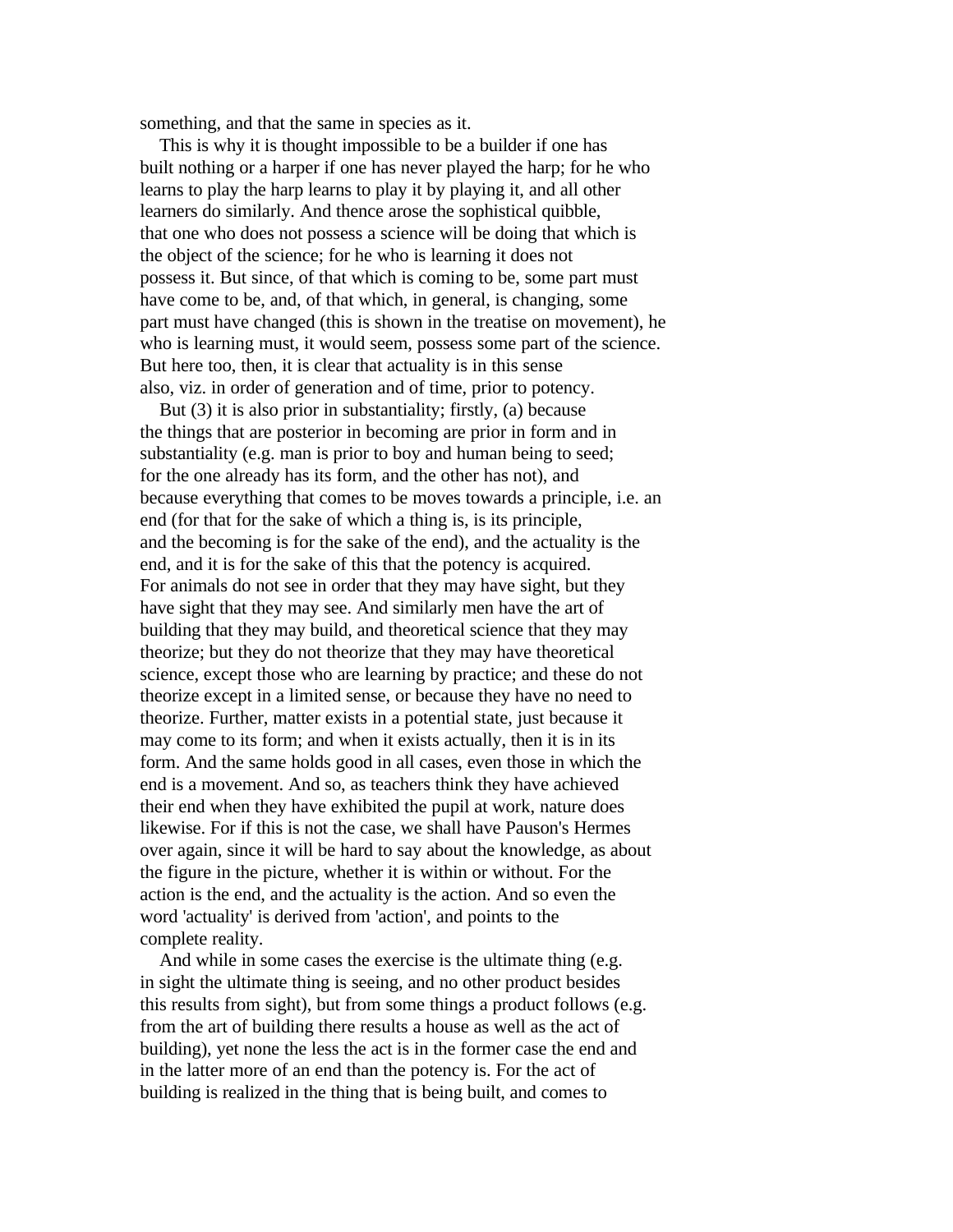something, and that the same in species as it.

This is why it is thought impossible to be a builder if one has built nothing or a harper if one has never played the harp; for he who learns to play the harp learns to play it by playing it, and all other learners do similarly. And thence arose the sophistical quibble, that one who does not possess a science will be doing that which is the object of the science; for he who is learning it does not possess it. But since, of that which is coming to be, some part must have come to be, and, of that which, in general, is changing, some part must have changed (this is shown in the treatise on movement), he who is learning must, it would seem, possess some part of the science. But here too, then, it is clear that actuality is in this sense also, viz. in order of generation and of time, prior to potency.

But (3) it is also prior in substantiality; firstly, (a) because the things that are posterior in becoming are prior in form and in substantiality (e.g. man is prior to boy and human being to seed; for the one already has its form, and the other has not), and because everything that comes to be moves towards a principle, i.e. an end (for that for the sake of which a thing is, is its principle, and the becoming is for the sake of the end), and the actuality is the end, and it is for the sake of this that the potency is acquired. For animals do not see in order that they may have sight, but they have sight that they may see. And similarly men have the art of building that they may build, and theoretical science that they may theorize; but they do not theorize that they may have theoretical science, except those who are learning by practice; and these do not theorize except in a limited sense, or because they have no need to theorize. Further, matter exists in a potential state, just because it may come to its form; and when it exists actually, then it is in its form. And the same holds good in all cases, even those in which the end is a movement. And so, as teachers think they have achieved their end when they have exhibited the pupil at work, nature does likewise. For if this is not the case, we shall have Pauson's Hermes over again, since it will be hard to say about the knowledge, as about the figure in the picture, whether it is within or without. For the action is the end, and the actuality is the action. And so even the word 'actuality' is derived from 'action', and points to the complete reality.

And while in some cases the exercise is the ultimate thing (e.g. in sight the ultimate thing is seeing, and no other product besides this results from sight), but from some things a product follows (e.g. from the art of building there results a house as well as the act of building), yet none the less the act is in the former case the end and in the latter more of an end than the potency is. For the act of building is realized in the thing that is being built, and comes to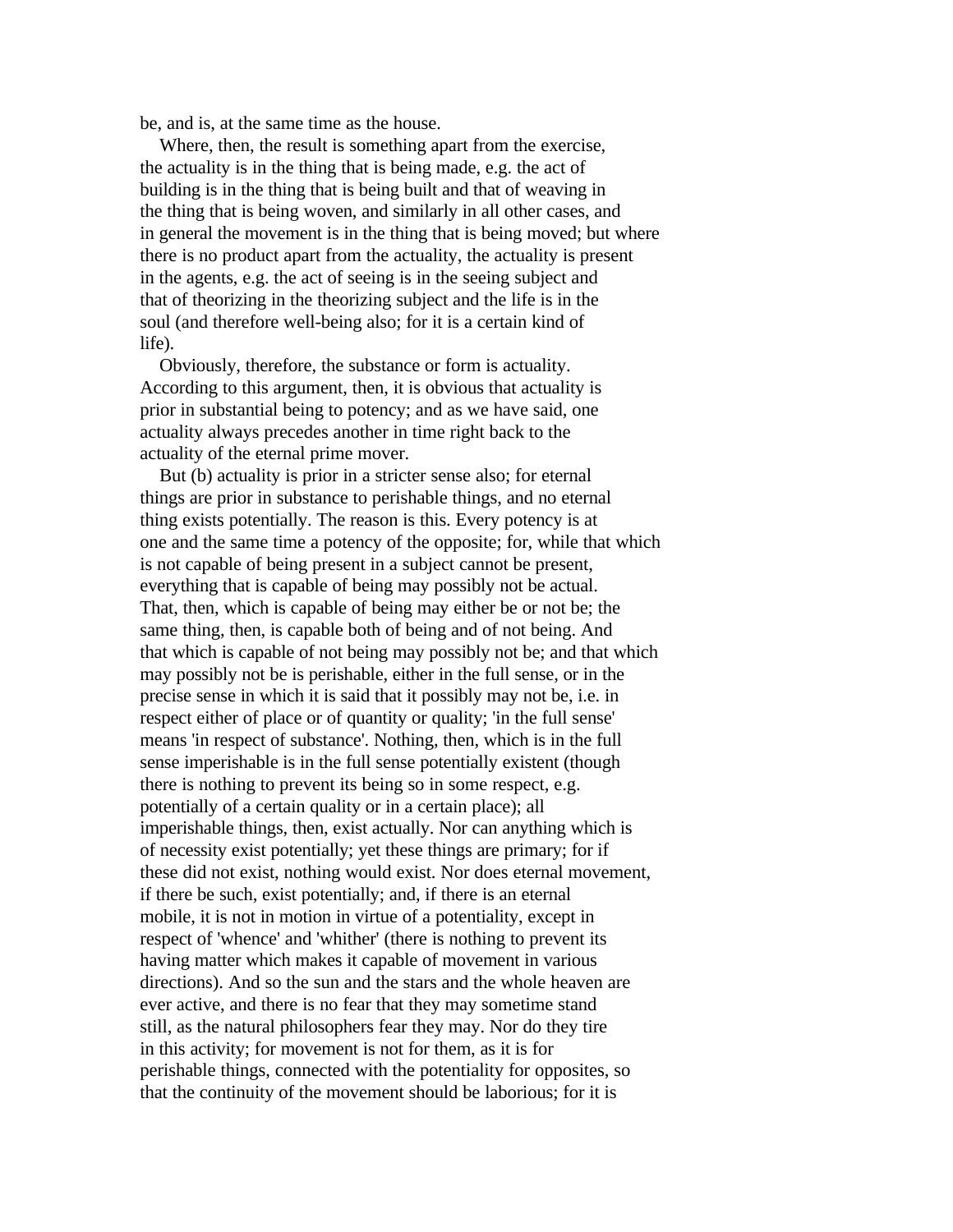be, and is, at the same time as the house.

Where, then, the result is something apart from the exercise, the actuality is in the thing that is being made, e.g. the act of building is in the thing that is being built and that of weaving in the thing that is being woven, and similarly in all other cases, and in general the movement is in the thing that is being moved; but where there is no product apart from the actuality, the actuality is present in the agents, e.g. the act of seeing is in the seeing subject and that of theorizing in the theorizing subject and the life is in the soul (and therefore well-being also; for it is a certain kind of life).

Obviously, therefore, the substance or form is actuality. According to this argument, then, it is obvious that actuality is prior in substantial being to potency; and as we have said, one actuality always precedes another in time right back to the actuality of the eternal prime mover.

But (b) actuality is prior in a stricter sense also; for eternal things are prior in substance to perishable things, and no eternal thing exists potentially. The reason is this. Every potency is at one and the same time a potency of the opposite; for, while that which is not capable of being present in a subject cannot be present, everything that is capable of being may possibly not be actual. That, then, which is capable of being may either be or not be; the same thing, then, is capable both of being and of not being. And that which is capable of not being may possibly not be; and that which may possibly not be is perishable, either in the full sense, or in the precise sense in which it is said that it possibly may not be, i.e. in respect either of place or of quantity or quality; 'in the full sense' means 'in respect of substance'. Nothing, then, which is in the full sense imperishable is in the full sense potentially existent (though there is nothing to prevent its being so in some respect, e.g. potentially of a certain quality or in a certain place); all imperishable things, then, exist actually. Nor can anything which is of necessity exist potentially; yet these things are primary; for if these did not exist, nothing would exist. Nor does eternal movement, if there be such, exist potentially; and, if there is an eternal mobile, it is not in motion in virtue of a potentiality, except in respect of 'whence' and 'whither' (there is nothing to prevent its having matter which makes it capable of movement in various directions). And so the sun and the stars and the whole heaven are ever active, and there is no fear that they may sometime stand still, as the natural philosophers fear they may. Nor do they tire in this activity; for movement is not for them, as it is for perishable things, connected with the potentiality for opposites, so that the continuity of the movement should be laborious; for it is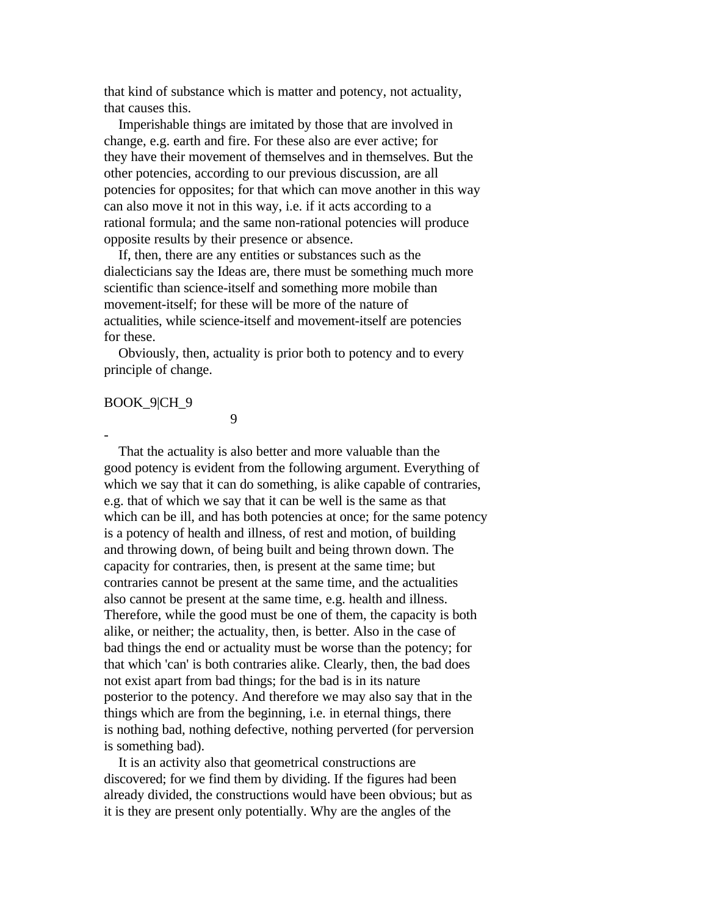that kind of substance which is matter and potency, not actuality, that causes this.

Imperishable things are imitated by those that are involved in change, e.g. earth and fire. For these also are ever active; for they have their movement of themselves and in themselves. But the other potencies, according to our previous discussion, are all potencies for opposites; for that which can move another in this way can also move it not in this way, i.e. if it acts according to a rational formula; and the same non-rational potencies will produce opposite results by their presence or absence.

If, then, there are any entities or substances such as the dialecticians say the Ideas are, there must be something much more scientific than science-itself and something more mobile than movement-itself; for these will be more of the nature of actualities, while science-itself and movement-itself are potencies for these.

Obviously, then, actuality is prior both to potency and to every principle of change.

BOOK_9|CH_9

## 9

-

That the actuality is also better and more valuable than the good potency is evident from the following argument. Everything of which we say that it can do something, is alike capable of contraries, e.g. that of which we say that it can be well is the same as that which can be ill, and has both potencies at once; for the same potency is a potency of health and illness, of rest and motion, of building and throwing down, of being built and being thrown down. The capacity for contraries, then, is present at the same time; but contraries cannot be present at the same time, and the actualities also cannot be present at the same time, e.g. health and illness. Therefore, while the good must be one of them, the capacity is both alike, or neither; the actuality, then, is better. Also in the case of bad things the end or actuality must be worse than the potency; for that which 'can' is both contraries alike. Clearly, then, the bad does not exist apart from bad things; for the bad is in its nature posterior to the potency. And therefore we may also say that in the things which are from the beginning, i.e. in eternal things, there is nothing bad, nothing defective, nothing perverted (for perversion is something bad).

It is an activity also that geometrical constructions are discovered; for we find them by dividing. If the figures had been already divided, the constructions would have been obvious; but as it is they are present only potentially. Why are the angles of the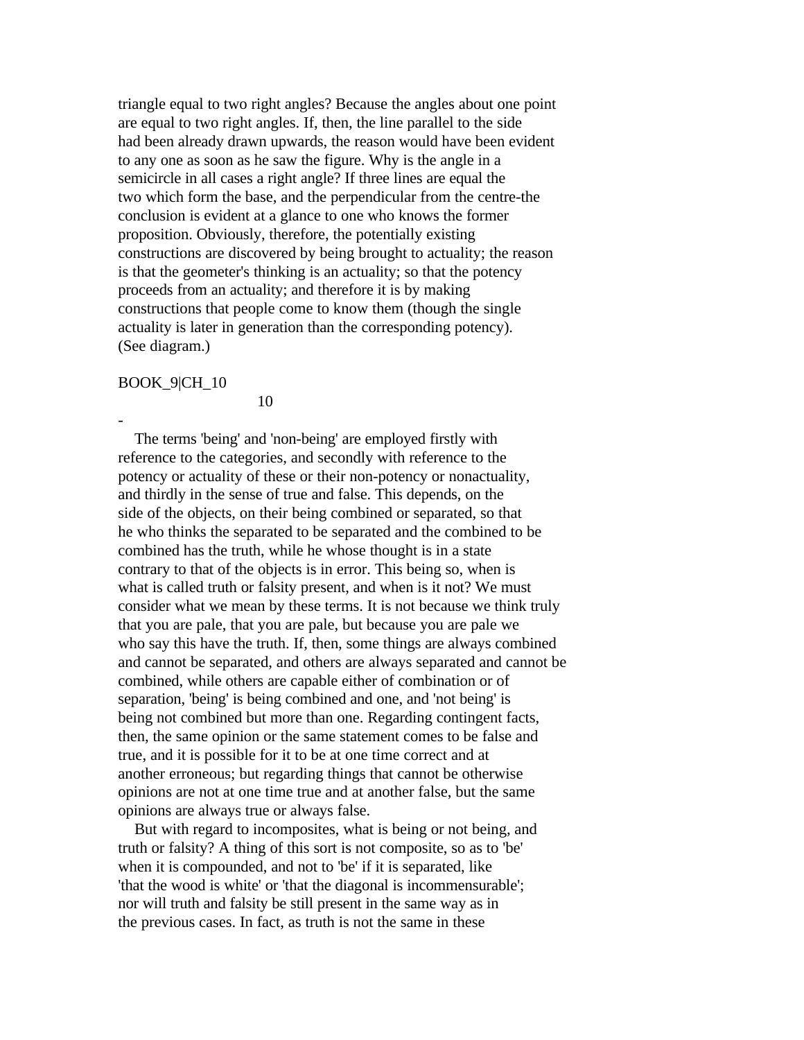triangle equal to two right angles? Because the angles about one point are equal to two right angles. If, then, the line parallel to the side had been already drawn upwards, the reason would have been evident to any one as soon as he saw the figure. Why is the angle in a semicircle in all cases a right angle? If three lines are equal the two which form the base, and the perpendicular from the centre-the conclusion is evident at a glance to one who knows the former proposition. Obviously, therefore, the potentially existing constructions are discovered by being brought to actuality; the reason is that the geometer's thinking is an actuality; so that the potency proceeds from an actuality; and therefore it is by making constructions that people come to know them (though the single actuality is later in generation than the corresponding potency). (See diagram.)

BOOK_9|CH_10

10

-

The terms 'being' and 'non-being' are employed firstly with reference to the categories, and secondly with reference to the potency or actuality of these or their non-potency or nonactuality, and thirdly in the sense of true and false. This depends, on the side of the objects, on their being combined or separated, so that he who thinks the separated to be separated and the combined to be combined has the truth, while he whose thought is in a state contrary to that of the objects is in error. This being so, when is what is called truth or falsity present, and when is it not? We must consider what we mean by these terms. It is not because we think truly that you are pale, that you are pale, but because you are pale we who say this have the truth. If, then, some things are always combined and cannot be separated, and others are always separated and cannot be combined, while others are capable either of combination or of separation, 'being' is being combined and one, and 'not being' is being not combined but more than one. Regarding contingent facts, then, the same opinion or the same statement comes to be false and true, and it is possible for it to be at one time correct and at another erroneous; but regarding things that cannot be otherwise opinions are not at one time true and at another false, but the same opinions are always true or always false.

But with regard to incomposites, what is being or not being, and truth or falsity? A thing of this sort is not composite, so as to 'be' when it is compounded, and not to 'be' if it is separated, like 'that the wood is white' or 'that the diagonal is incommensurable'; nor will truth and falsity be still present in the same way as in the previous cases. In fact, as truth is not the same in these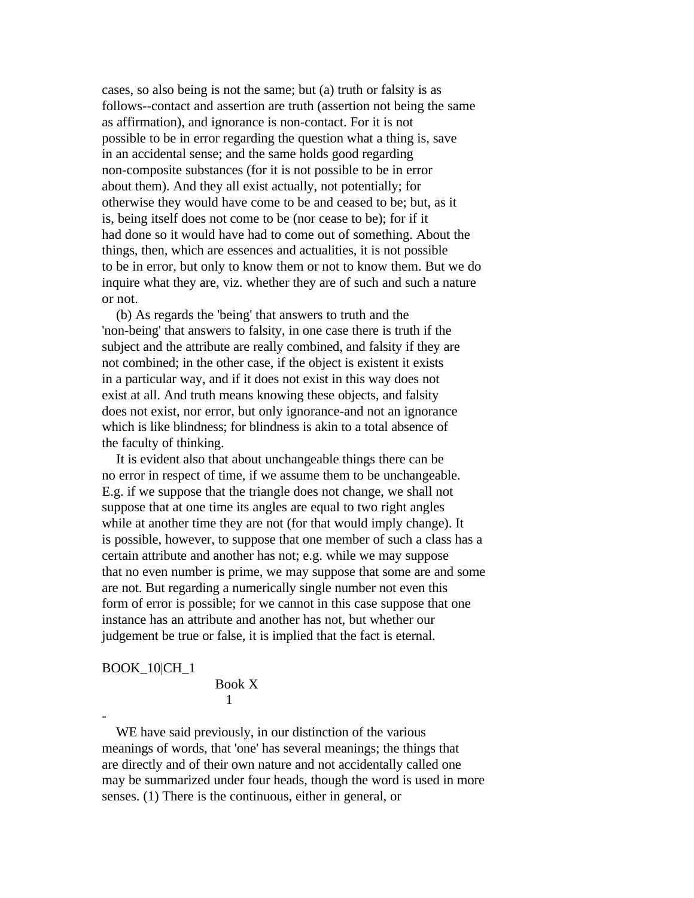cases, so also being is not the same; but (a) truth or falsity is as follows--contact and assertion are truth (assertion not being the same as affirmation), and ignorance is non-contact. For it is not possible to be in error regarding the question what a thing is, save in an accidental sense; and the same holds good regarding non-composite substances (for it is not possible to be in error about them). And they all exist actually, not potentially; for otherwise they would have come to be and ceased to be; but, as it is, being itself does not come to be (nor cease to be); for if it had done so it would have had to come out of something. About the things, then, which are essences and actualities, it is not possible to be in error, but only to know them or not to know them. But we do inquire what they are, viz. whether they are of such and such a nature or not.

(b) As regards the 'being' that answers to truth and the 'non-being' that answers to falsity, in one case there is truth if the subject and the attribute are really combined, and falsity if they are not combined; in the other case, if the object is existent it exists in a particular way, and if it does not exist in this way does not exist at all. And truth means knowing these objects, and falsity does not exist, nor error, but only ignorance-and not an ignorance which is like blindness; for blindness is akin to a total absence of the faculty of thinking.

It is evident also that about unchangeable things there can be no error in respect of time, if we assume them to be unchangeable. E.g. if we suppose that the triangle does not change, we shall not suppose that at one time its angles are equal to two right angles while at another time they are not (for that would imply change). It is possible, however, to suppose that one member of such a class has a certain attribute and another has not; e.g. while we may suppose that no even number is prime, we may suppose that some are and some are not. But regarding a numerically single number not even this form of error is possible; for we cannot in this case suppose that one instance has an attribute and another has not, but whether our judgement be true or false, it is implied that the fact is eternal.

BOOK_10|CH_1

# Book X

## 1

-

WE have said previously, in our distinction of the various meanings of words, that 'one' has several meanings; the things that are directly and of their own nature and not accidentally called one may be summarized under four heads, though the word is used in more senses. (1) There is the continuous, either in general, or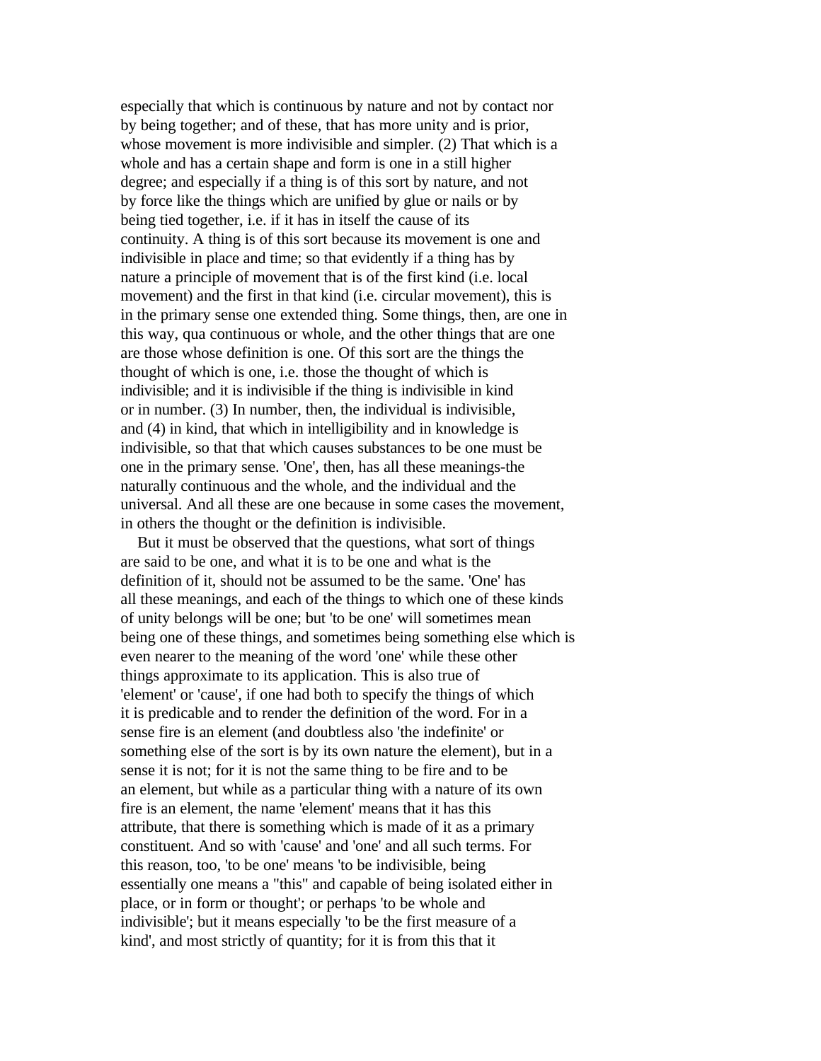especially that which is continuous by nature and not by contact nor by being together; and of these, that has more unity and is prior, whose movement is more indivisible and simpler. (2) That which is a whole and has a certain shape and form is one in a still higher degree; and especially if a thing is of this sort by nature, and not by force like the things which are unified by glue or nails or by being tied together, i.e. if it has in itself the cause of its continuity. A thing is of this sort because its movement is one and indivisible in place and time; so that evidently if a thing has by nature a principle of movement that is of the first kind (i.e. local movement) and the first in that kind (i.e. circular movement), this is in the primary sense one extended thing. Some things, then, are one in this way, qua continuous or whole, and the other things that are one are those whose definition is one. Of this sort are the things the thought of which is one, i.e. those the thought of which is indivisible; and it is indivisible if the thing is indivisible in kind or in number. (3) In number, then, the individual is indivisible, and (4) in kind, that which in intelligibility and in knowledge is indivisible, so that that which causes substances to be one must be one in the primary sense. 'One', then, has all these meanings-the naturally continuous and the whole, and the individual and the universal. And all these are one because in some cases the movement, in others the thought or the definition is indivisible.

But it must be observed that the questions, what sort of things are said to be one, and what it is to be one and what is the definition of it, should not be assumed to be the same. 'One' has all these meanings, and each of the things to which one of these kinds of unity belongs will be one; but 'to be one' will sometimes mean being one of these things, and sometimes being something else which is even nearer to the meaning of the word 'one' while these other things approximate to its application. This is also true of 'element' or 'cause', if one had both to specify the things of which it is predicable and to render the definition of the word. For in a sense fire is an element (and doubtless also 'the indefinite' or something else of the sort is by its own nature the element), but in a sense it is not; for it is not the same thing to be fire and to be an element, but while as a particular thing with a nature of its own fire is an element, the name 'element' means that it has this attribute, that there is something which is made of it as a primary constituent. And so with 'cause' and 'one' and all such terms. For this reason, too, 'to be one' means 'to be indivisible, being essentially one means a "this" and capable of being isolated either in place, or in form or thought'; or perhaps 'to be whole and indivisible'; but it means especially 'to be the first measure of a kind', and most strictly of quantity; for it is from this that it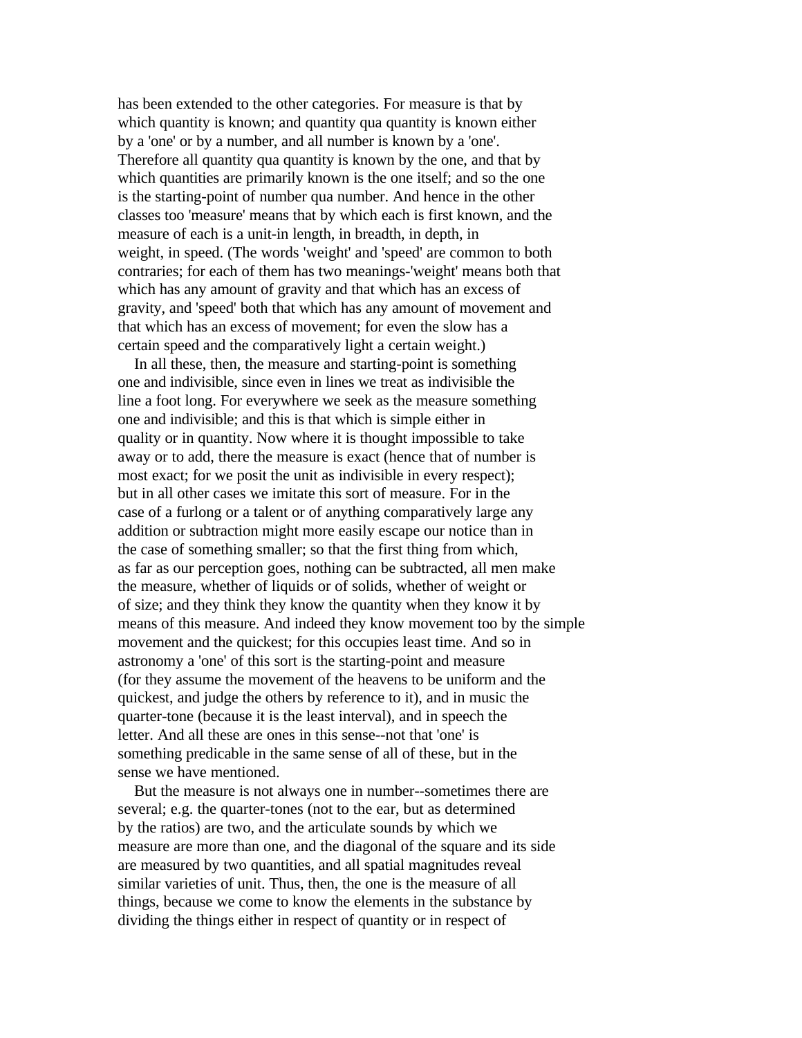has been extended to the other categories. For measure is that by which quantity is known; and quantity qua quantity is known either by a 'one' or by a number, and all number is known by a 'one'. Therefore all quantity qua quantity is known by the one, and that by which quantities are primarily known is the one itself; and so the one is the starting-point of number qua number. And hence in the other classes too 'measure' means that by which each is first known, and the measure of each is a unit-in length, in breadth, in depth, in weight, in speed. (The words 'weight' and 'speed' are common to both contraries; for each of them has two meanings-'weight' means both that which has any amount of gravity and that which has an excess of gravity, and 'speed' both that which has any amount of movement and that which has an excess of movement; for even the slow has a certain speed and the comparatively light a certain weight.)

In all these, then, the measure and starting-point is something one and indivisible, since even in lines we treat as indivisible the line a foot long. For everywhere we seek as the measure something one and indivisible; and this is that which is simple either in quality or in quantity. Now where it is thought impossible to take away or to add, there the measure is exact (hence that of number is most exact; for we posit the unit as indivisible in every respect); but in all other cases we imitate this sort of measure. For in the case of a furlong or a talent or of anything comparatively large any addition or subtraction might more easily escape our notice than in the case of something smaller; so that the first thing from which, as far as our perception goes, nothing can be subtracted, all men make the measure, whether of liquids or of solids, whether of weight or of size; and they think they know the quantity when they know it by means of this measure. And indeed they know movement too by the simple movement and the quickest; for this occupies least time. And so in astronomy a 'one' of this sort is the starting-point and measure (for they assume the movement of the heavens to be uniform and the quickest, and judge the others by reference to it), and in music the quarter-tone (because it is the least interval), and in speech the letter. And all these are ones in this sense--not that 'one' is something predicable in the same sense of all of these, but in the sense we have mentioned.

But the measure is not always one in number--sometimes there are several; e.g. the quarter-tones (not to the ear, but as determined by the ratios) are two, and the articulate sounds by which we measure are more than one, and the diagonal of the square and its side are measured by two quantities, and all spatial magnitudes reveal similar varieties of unit. Thus, then, the one is the measure of all things, because we come to know the elements in the substance by dividing the things either in respect of quantity or in respect of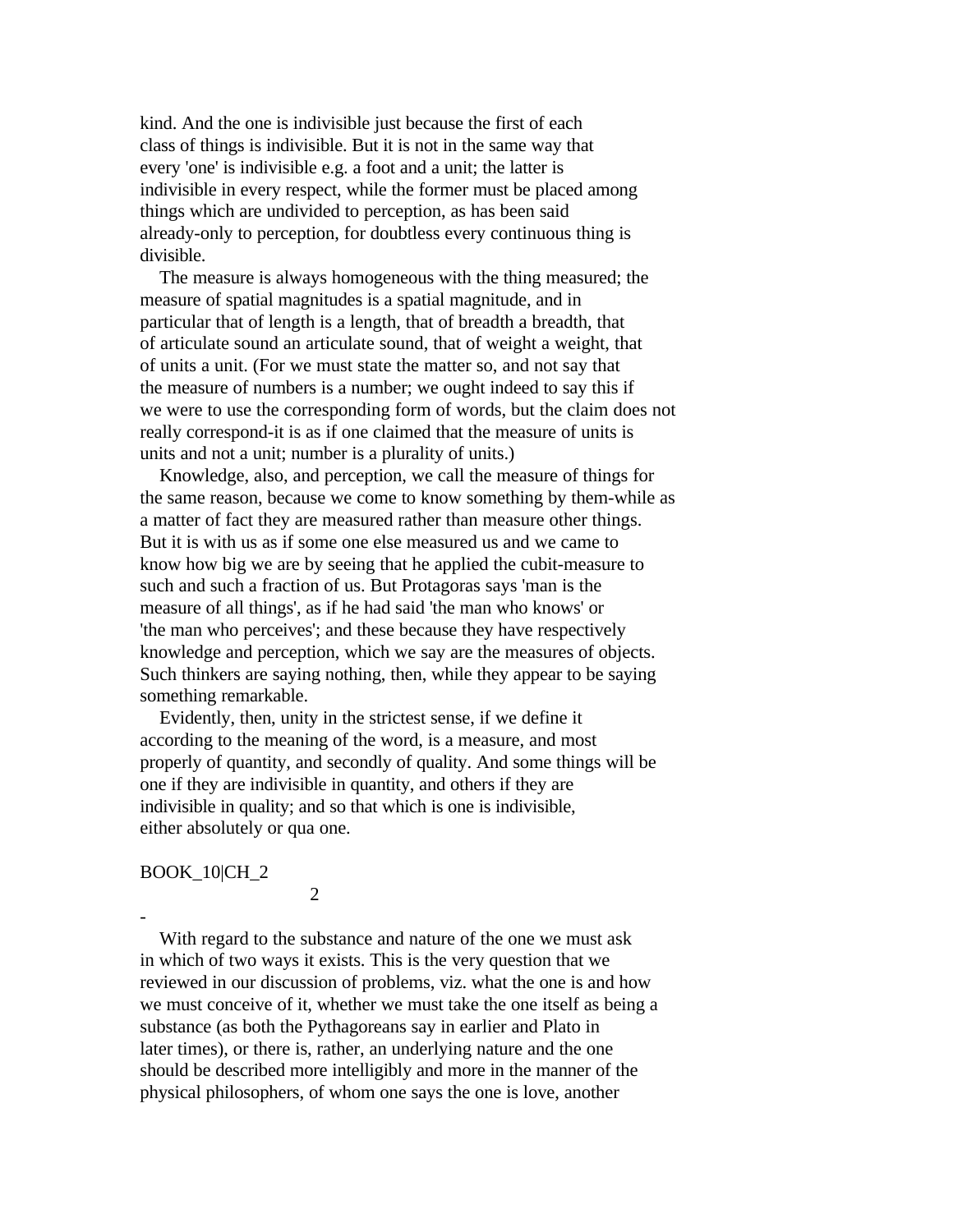kind. And the one is indivisible just because the first of each class of things is indivisible. But it is not in the same way that every 'one' is indivisible e.g. a foot and a unit; the latter is indivisible in every respect, while the former must be placed among things which are undivided to perception, as has been said already-only to perception, for doubtless every continuous thing is divisible.

The measure is always homogeneous with the thing measured; the measure of spatial magnitudes is a spatial magnitude, and in particular that of length is a length, that of breadth a breadth, that of articulate sound an articulate sound, that of weight a weight, that of units a unit. (For we must state the matter so, and not say that the measure of numbers is a number; we ought indeed to say this if we were to use the corresponding form of words, but the claim does not really correspond-it is as if one claimed that the measure of units is units and not a unit; number is a plurality of units.)

Knowledge, also, and perception, we call the measure of things for the same reason, because we come to know something by them-while as a matter of fact they are measured rather than measure other things. But it is with us as if some one else measured us and we came to know how big we are by seeing that he applied the cubit-measure to such and such a fraction of us. But Protagoras says 'man is the measure of all things', as if he had said 'the man who knows' or 'the man who perceives'; and these because they have respectively knowledge and perception, which we say are the measures of objects. Such thinkers are saying nothing, then, while they appear to be saying something remarkable.

Evidently, then, unity in the strictest sense, if we define it according to the meaning of the word, is a measure, and most properly of quantity, and secondly of quality. And some things will be one if they are indivisible in quantity, and others if they are indivisible in quality; and so that which is one is indivisible, either absolutely or qua one.

BOOK_10|CH_2

2

-

With regard to the substance and nature of the one we must ask in which of two ways it exists. This is the very question that we reviewed in our discussion of problems, viz. what the one is and how we must conceive of it, whether we must take the one itself as being a substance (as both the Pythagoreans say in earlier and Plato in later times), or there is, rather, an underlying nature and the one should be described more intelligibly and more in the manner of the physical philosophers, of whom one says the one is love, another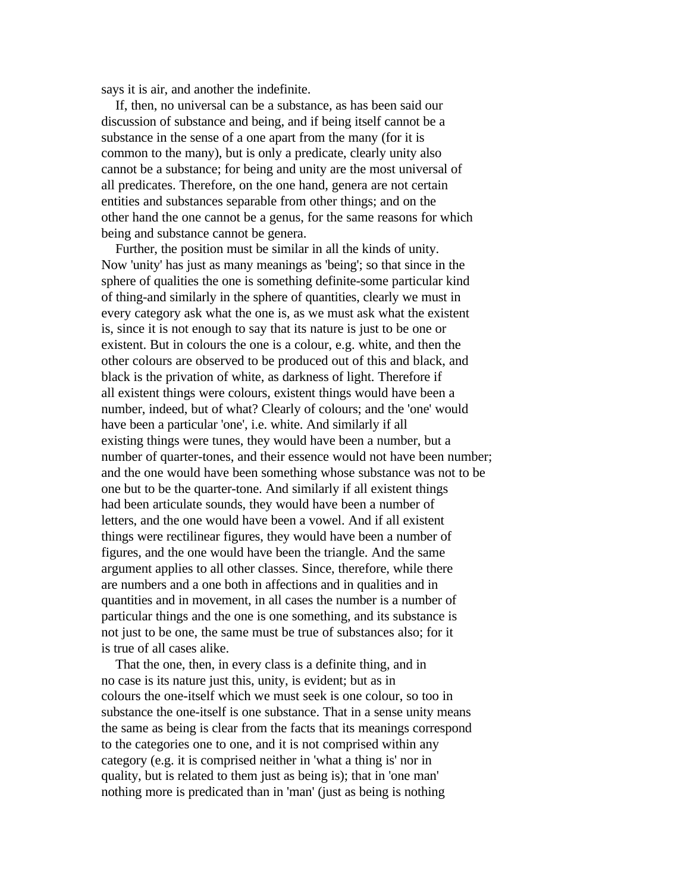says it is air, and another the indefinite.

If, then, no universal can be a substance, as has been said our discussion of substance and being, and if being itself cannot be a substance in the sense of a one apart from the many (for it is common to the many), but is only a predicate, clearly unity also cannot be a substance; for being and unity are the most universal of all predicates. Therefore, on the one hand, genera are not certain entities and substances separable from other things; and on the other hand the one cannot be a genus, for the same reasons for which being and substance cannot be genera.

Further, the position must be similar in all the kinds of unity. Now 'unity' has just as many meanings as 'being'; so that since in the sphere of qualities the one is something definite-some particular kind of thing-and similarly in the sphere of quantities, clearly we must in every category ask what the one is, as we must ask what the existent is, since it is not enough to say that its nature is just to be one or existent. But in colours the one is a colour, e.g. white, and then the other colours are observed to be produced out of this and black, and black is the privation of white, as darkness of light. Therefore if all existent things were colours, existent things would have been a number, indeed, but of what? Clearly of colours; and the 'one' would have been a particular 'one', i.e. white. And similarly if all existing things were tunes, they would have been a number, but a number of quarter-tones, and their essence would not have been number; and the one would have been something whose substance was not to be one but to be the quarter-tone. And similarly if all existent things had been articulate sounds, they would have been a number of letters, and the one would have been a vowel. And if all existent things were rectilinear figures, they would have been a number of figures, and the one would have been the triangle. And the same argument applies to all other classes. Since, therefore, while there are numbers and a one both in affections and in qualities and in quantities and in movement, in all cases the number is a number of particular things and the one is one something, and its substance is not just to be one, the same must be true of substances also; for it is true of all cases alike.

That the one, then, in every class is a definite thing, and in no case is its nature just this, unity, is evident; but as in colours the one-itself which we must seek is one colour, so too in substance the one-itself is one substance. That in a sense unity means the same as being is clear from the facts that its meanings correspond to the categories one to one, and it is not comprised within any category (e.g. it is comprised neither in 'what a thing is' nor in quality, but is related to them just as being is); that in 'one man' nothing more is predicated than in 'man' (just as being is nothing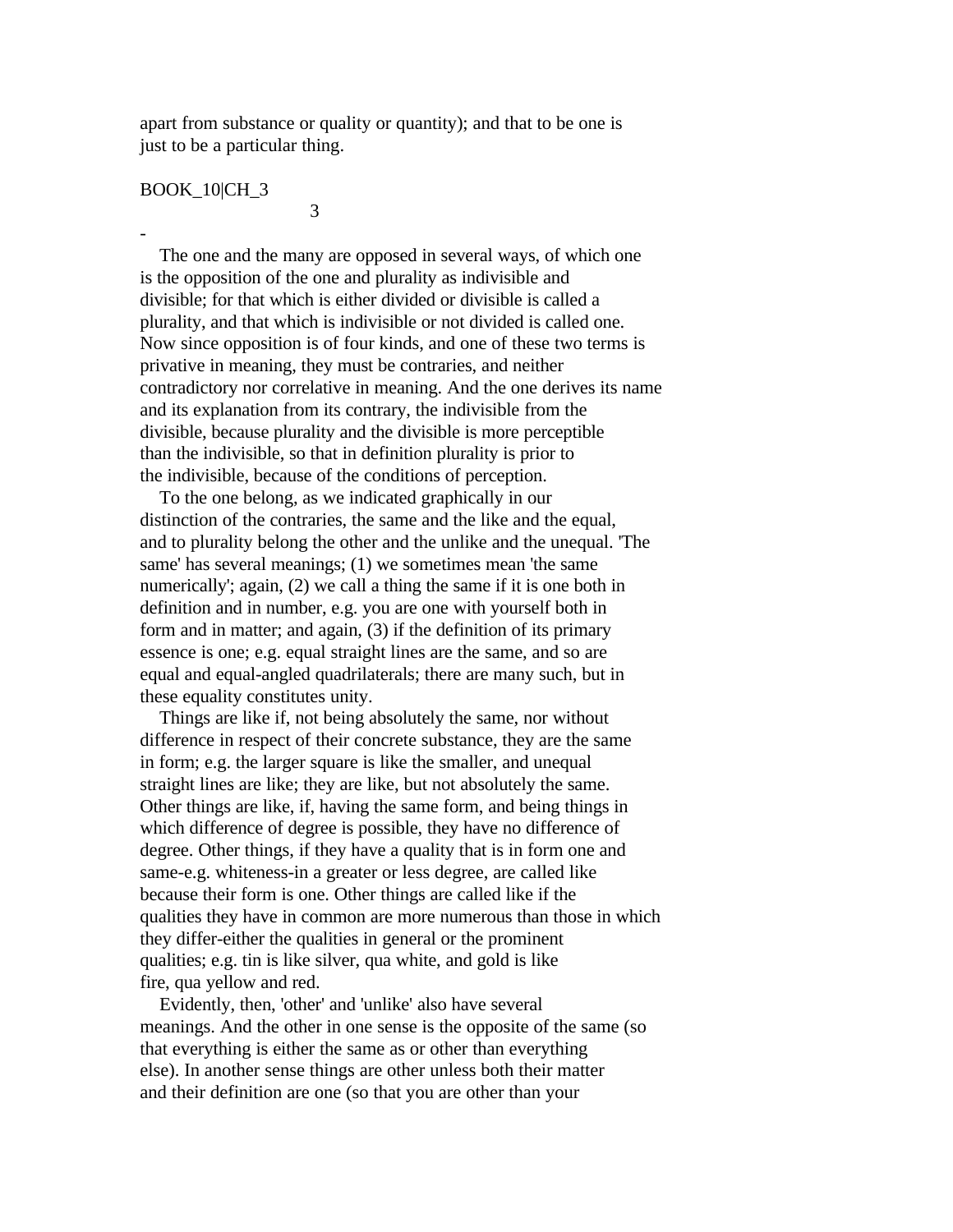apart from substance or quality or quantity); and that to be one is just to be a particular thing.

BOOK_10|CH_3

3

-

The one and the many are opposed in several ways, of which one is the opposition of the one and plurality as indivisible and divisible; for that which is either divided or divisible is called a plurality, and that which is indivisible or not divided is called one. Now since opposition is of four kinds, and one of these two terms is privative in meaning, they must be contraries, and neither contradictory nor correlative in meaning. And the one derives its name and its explanation from its contrary, the indivisible from the divisible, because plurality and the divisible is more perceptible than the indivisible, so that in definition plurality is prior to the indivisible, because of the conditions of perception.

To the one belong, as we indicated graphically in our distinction of the contraries, the same and the like and the equal, and to plurality belong the other and the unlike and the unequal. 'The same' has several meanings; (1) we sometimes mean 'the same numerically'; again, (2) we call a thing the same if it is one both in definition and in number, e.g. you are one with yourself both in form and in matter; and again, (3) if the definition of its primary essence is one; e.g. equal straight lines are the same, and so are equal and equal-angled quadrilaterals; there are many such, but in these equality constitutes unity.

Things are like if, not being absolutely the same, nor without difference in respect of their concrete substance, they are the same in form; e.g. the larger square is like the smaller, and unequal straight lines are like; they are like, but not absolutely the same. Other things are like, if, having the same form, and being things in which difference of degree is possible, they have no difference of degree. Other things, if they have a quality that is in form one and same-e.g. whiteness-in a greater or less degree, are called like because their form is one. Other things are called like if the qualities they have in common are more numerous than those in which they differ-either the qualities in general or the prominent qualities; e.g. tin is like silver, qua white, and gold is like fire, qua yellow and red.

Evidently, then, 'other' and 'unlike' also have several meanings. And the other in one sense is the opposite of the same (so that everything is either the same as or other than everything else). In another sense things are other unless both their matter and their definition are one (so that you are other than your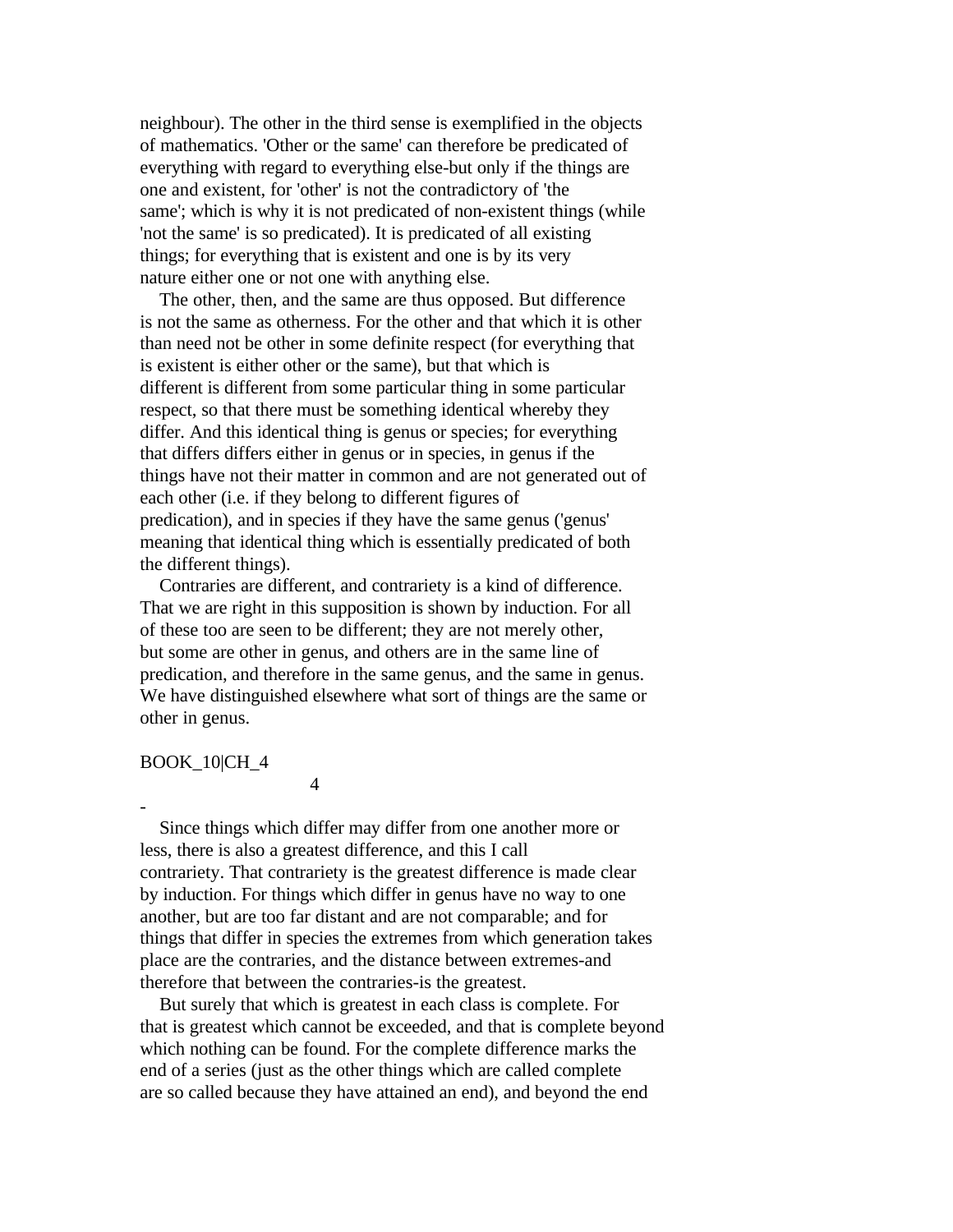neighbour). The other in the third sense is exemplified in the objects of mathematics. 'Other or the same' can therefore be predicated of everything with regard to everything else-but only if the things are one and existent, for 'other' is not the contradictory of 'the same'; which is why it is not predicated of non-existent things (while 'not the same' is so predicated). It is predicated of all existing things; for everything that is existent and one is by its very nature either one or not one with anything else.

The other, then, and the same are thus opposed. But difference is not the same as otherness. For the other and that which it is other than need not be other in some definite respect (for everything that is existent is either other or the same), but that which is different is different from some particular thing in some particular respect, so that there must be something identical whereby they differ. And this identical thing is genus or species; for everything that differs differs either in genus or in species, in genus if the things have not their matter in common and are not generated out of each other (i.e. if they belong to different figures of predication), and in species if they have the same genus ('genus' meaning that identical thing which is essentially predicated of both the different things).

Contraries are different, and contrariety is a kind of difference. That we are right in this supposition is shown by induction. For all of these too are seen to be different; they are not merely other, but some are other in genus, and others are in the same line of predication, and therefore in the same genus, and the same in genus. We have distinguished elsewhere what sort of things are the same or other in genus.

BOOK_10|CH_4

4

-

Since things which differ may differ from one another more or less, there is also a greatest difference, and this I call contrariety. That contrariety is the greatest difference is made clear by induction. For things which differ in genus have no way to one another, but are too far distant and are not comparable; and for things that differ in species the extremes from which generation takes place are the contraries, and the distance between extremes-and therefore that between the contraries-is the greatest.

But surely that which is greatest in each class is complete. For that is greatest which cannot be exceeded, and that is complete beyond which nothing can be found. For the complete difference marks the end of a series (just as the other things which are called complete are so called because they have attained an end), and beyond the end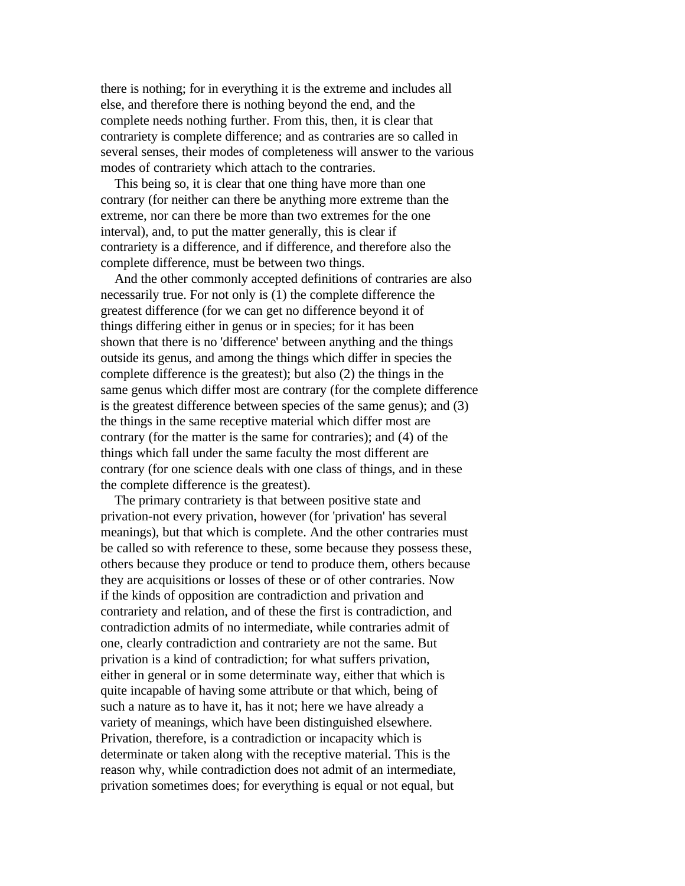there is nothing; for in everything it is the extreme and includes all else, and therefore there is nothing beyond the end, and the complete needs nothing further. From this, then, it is clear that contrariety is complete difference; and as contraries are so called in several senses, their modes of completeness will answer to the various modes of contrariety which attach to the contraries.

This being so, it is clear that one thing have more than one contrary (for neither can there be anything more extreme than the extreme, nor can there be more than two extremes for the one interval), and, to put the matter generally, this is clear if contrariety is a difference, and if difference, and therefore also the complete difference, must be between two things.

And the other commonly accepted definitions of contraries are also necessarily true. For not only is (1) the complete difference the greatest difference (for we can get no difference beyond it of things differing either in genus or in species; for it has been shown that there is no 'difference' between anything and the things outside its genus, and among the things which differ in species the complete difference is the greatest); but also (2) the things in the same genus which differ most are contrary (for the complete difference is the greatest difference between species of the same genus); and (3) the things in the same receptive material which differ most are contrary (for the matter is the same for contraries); and (4) of the things which fall under the same faculty the most different are contrary (for one science deals with one class of things, and in these the complete difference is the greatest).

The primary contrariety is that between positive state and privation-not every privation, however (for 'privation' has several meanings), but that which is complete. And the other contraries must be called so with reference to these, some because they possess these, others because they produce or tend to produce them, others because they are acquisitions or losses of these or of other contraries. Now if the kinds of opposition are contradiction and privation and contrariety and relation, and of these the first is contradiction, and contradiction admits of no intermediate, while contraries admit of one, clearly contradiction and contrariety are not the same. But privation is a kind of contradiction; for what suffers privation, either in general or in some determinate way, either that which is quite incapable of having some attribute or that which, being of such a nature as to have it, has it not; here we have already a variety of meanings, which have been distinguished elsewhere. Privation, therefore, is a contradiction or incapacity which is determinate or taken along with the receptive material. This is the reason why, while contradiction does not admit of an intermediate, privation sometimes does; for everything is equal or not equal, but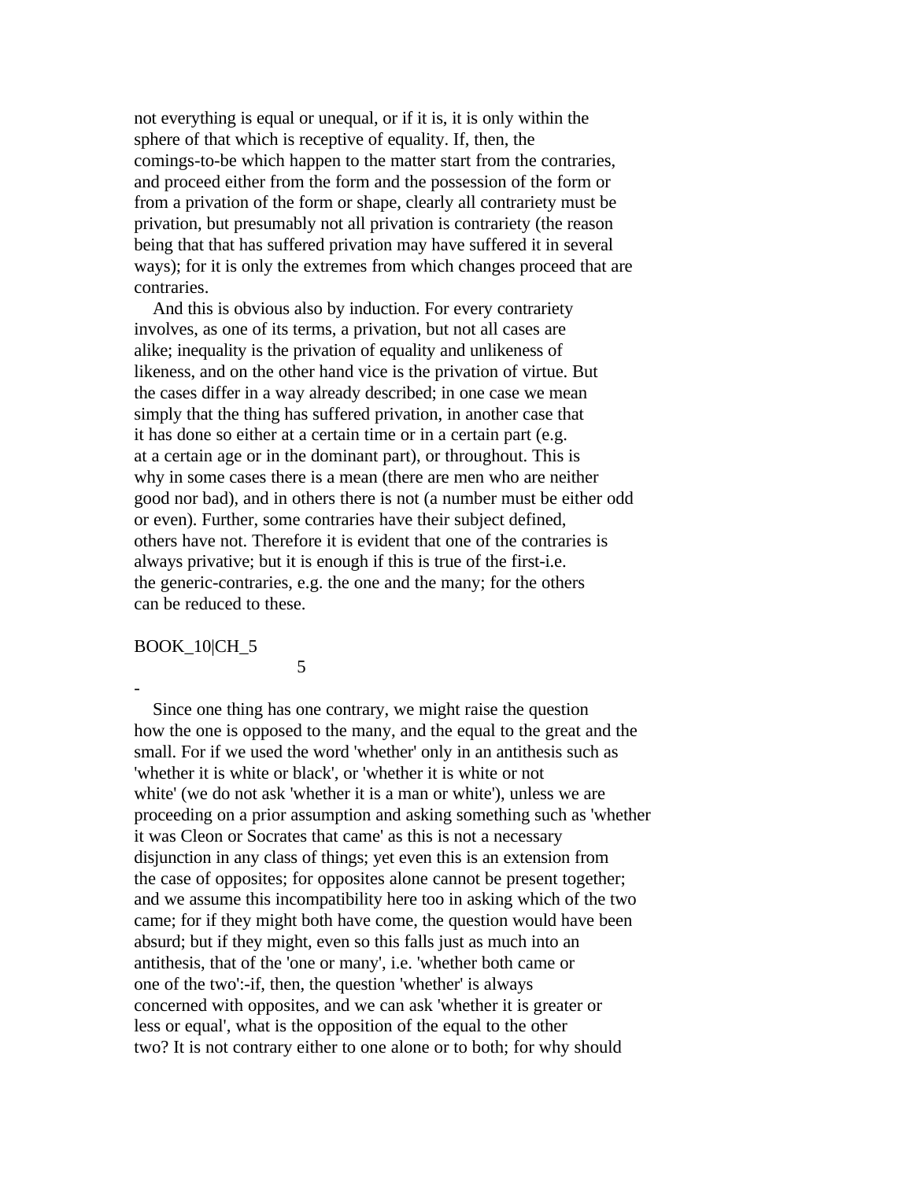not everything is equal or unequal, or if it is, it is only within the sphere of that which is receptive of equality. If, then, the comings-to-be which happen to the matter start from the contraries, and proceed either from the form and the possession of the form or from a privation of the form or shape, clearly all contrariety must be privation, but presumably not all privation is contrariety (the reason being that that has suffered privation may have suffered it in several ways); for it is only the extremes from which changes proceed that are contraries.

And this is obvious also by induction. For every contrariety involves, as one of its terms, a privation, but not all cases are alike; inequality is the privation of equality and unlikeness of likeness, and on the other hand vice is the privation of virtue. But the cases differ in a way already described; in one case we mean simply that the thing has suffered privation, in another case that it has done so either at a certain time or in a certain part (e.g. at a certain age or in the dominant part), or throughout. This is why in some cases there is a mean (there are men who are neither good nor bad), and in others there is not (a number must be either odd or even). Further, some contraries have their subject defined, others have not. Therefore it is evident that one of the contraries is always privative; but it is enough if this is true of the first-i.e. the generic-contraries, e.g. the one and the many; for the others can be reduced to these.

BOOK_10|CH_5

## 5

-

Since one thing has one contrary, we might raise the question how the one is opposed to the many, and the equal to the great and the small. For if we used the word 'whether' only in an antithesis such as 'whether it is white or black', or 'whether it is white or not white' (we do not ask 'whether it is a man or white'), unless we are proceeding on a prior assumption and asking something such as 'whether it was Cleon or Socrates that came' as this is not a necessary disjunction in any class of things; yet even this is an extension from the case of opposites; for opposites alone cannot be present together; and we assume this incompatibility here too in asking which of the two came; for if they might both have come, the question would have been absurd; but if they might, even so this falls just as much into an antithesis, that of the 'one or many', i.e. 'whether both came or one of the two':-if, then, the question 'whether' is always concerned with opposites, and we can ask 'whether it is greater or less or equal', what is the opposition of the equal to the other two? It is not contrary either to one alone or to both; for why should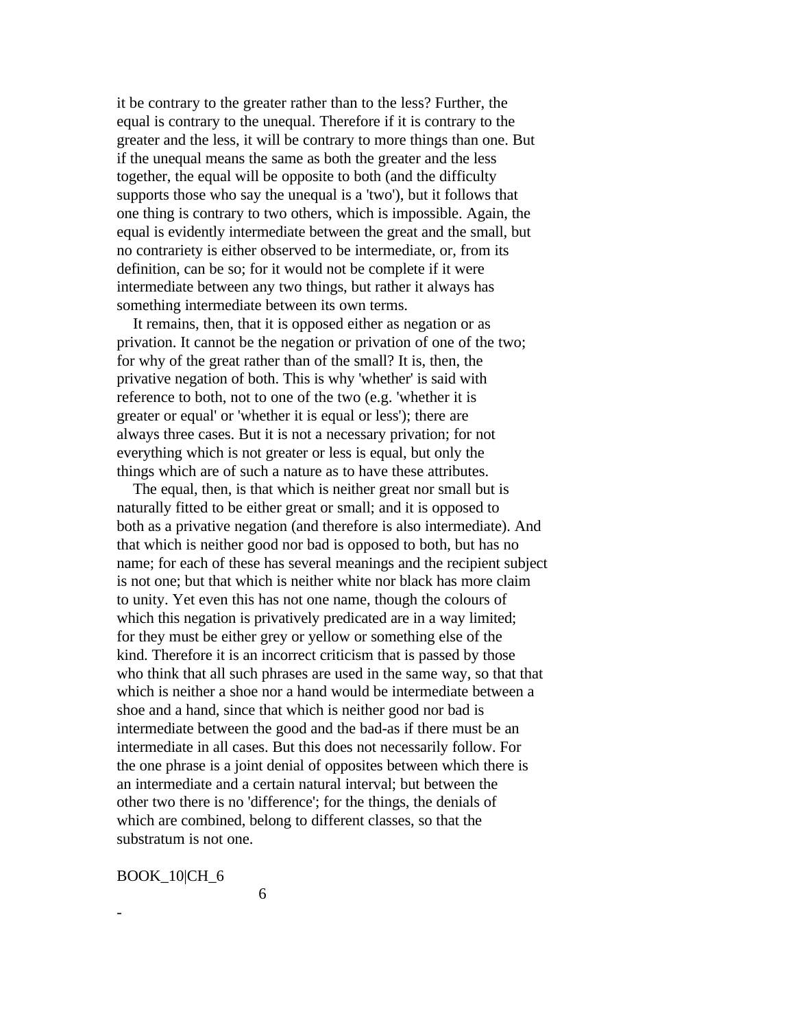it be contrary to the greater rather than to the less? Further, the equal is contrary to the unequal. Therefore if it is contrary to the greater and the less, it will be contrary to more things than one. But if the unequal means the same as both the greater and the less together, the equal will be opposite to both (and the difficulty supports those who say the unequal is a 'two'), but it follows that one thing is contrary to two others, which is impossible. Again, the equal is evidently intermediate between the great and the small, but no contrariety is either observed to be intermediate, or, from its definition, can be so; for it would not be complete if it were intermediate between any two things, but rather it always has something intermediate between its own terms.

It remains, then, that it is opposed either as negation or as privation. It cannot be the negation or privation of one of the two; for why of the great rather than of the small? It is, then, the privative negation of both. This is why 'whether' is said with reference to both, not to one of the two (e.g. 'whether it is greater or equal' or 'whether it is equal or less'); there are always three cases. But it is not a necessary privation; for not everything which is not greater or less is equal, but only the things which are of such a nature as to have these attributes.

The equal, then, is that which is neither great nor small but is naturally fitted to be either great or small; and it is opposed to both as a privative negation (and therefore is also intermediate). And that which is neither good nor bad is opposed to both, but has no name; for each of these has several meanings and the recipient subject is not one; but that which is neither white nor black has more claim to unity. Yet even this has not one name, though the colours of which this negation is privatively predicated are in a way limited; for they must be either grey or yellow or something else of the kind. Therefore it is an incorrect criticism that is passed by those who think that all such phrases are used in the same way, so that that which is neither a shoe nor a hand would be intermediate between a shoe and a hand, since that which is neither good nor bad is intermediate between the good and the bad-as if there must be an intermediate in all cases. But this does not necessarily follow. For the one phrase is a joint denial of opposites between which there is an intermediate and a certain natural interval; but between the other two there is no 'difference'; for the things, the denials of which are combined, belong to different classes, so that the substratum is not one.

BOOK_10|CH_6

6

-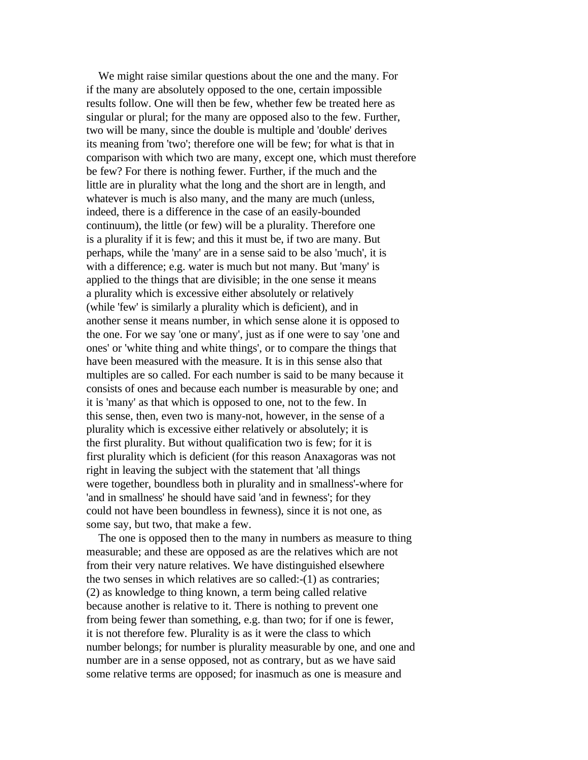We might raise similar questions about the one and the many. For if the many are absolutely opposed to the one, certain impossible results follow. One will then be few, whether few be treated here as singular or plural; for the many are opposed also to the few. Further, two will be many, since the double is multiple and 'double' derives its meaning from 'two'; therefore one will be few; for what is that in comparison with which two are many, except one, which must therefore be few? For there is nothing fewer. Further, if the much and the little are in plurality what the long and the short are in length, and whatever is much is also many, and the many are much (unless, indeed, there is a difference in the case of an easily-bounded continuum), the little (or few) will be a plurality. Therefore one is a plurality if it is few; and this it must be, if two are many. But perhaps, while the 'many' are in a sense said to be also 'much', it is with a difference; e.g. water is much but not many. But 'many' is applied to the things that are divisible; in the one sense it means a plurality which is excessive either absolutely or relatively (while 'few' is similarly a plurality which is deficient), and in another sense it means number, in which sense alone it is opposed to the one. For we say 'one or many', just as if one were to say 'one and ones' or 'white thing and white things', or to compare the things that have been measured with the measure. It is in this sense also that multiples are so called. For each number is said to be many because it consists of ones and because each number is measurable by one; and it is 'many' as that which is opposed to one, not to the few. In this sense, then, even two is many-not, however, in the sense of a plurality which is excessive either relatively or absolutely; it is the first plurality. But without qualification two is few; for it is first plurality which is deficient (for this reason Anaxagoras was not right in leaving the subject with the statement that 'all things were together, boundless both in plurality and in smallness'-where for 'and in smallness' he should have said 'and in fewness'; for they could not have been boundless in fewness), since it is not one, as some say, but two, that make a few.

The one is opposed then to the many in numbers as measure to thing measurable; and these are opposed as are the relatives which are not from their very nature relatives. We have distinguished elsewhere the two senses in which relatives are so called:-(1) as contraries; (2) as knowledge to thing known, a term being called relative because another is relative to it. There is nothing to prevent one from being fewer than something, e.g. than two; for if one is fewer, it is not therefore few. Plurality is as it were the class to which number belongs; for number is plurality measurable by one, and one and number are in a sense opposed, not as contrary, but as we have said some relative terms are opposed; for inasmuch as one is measure and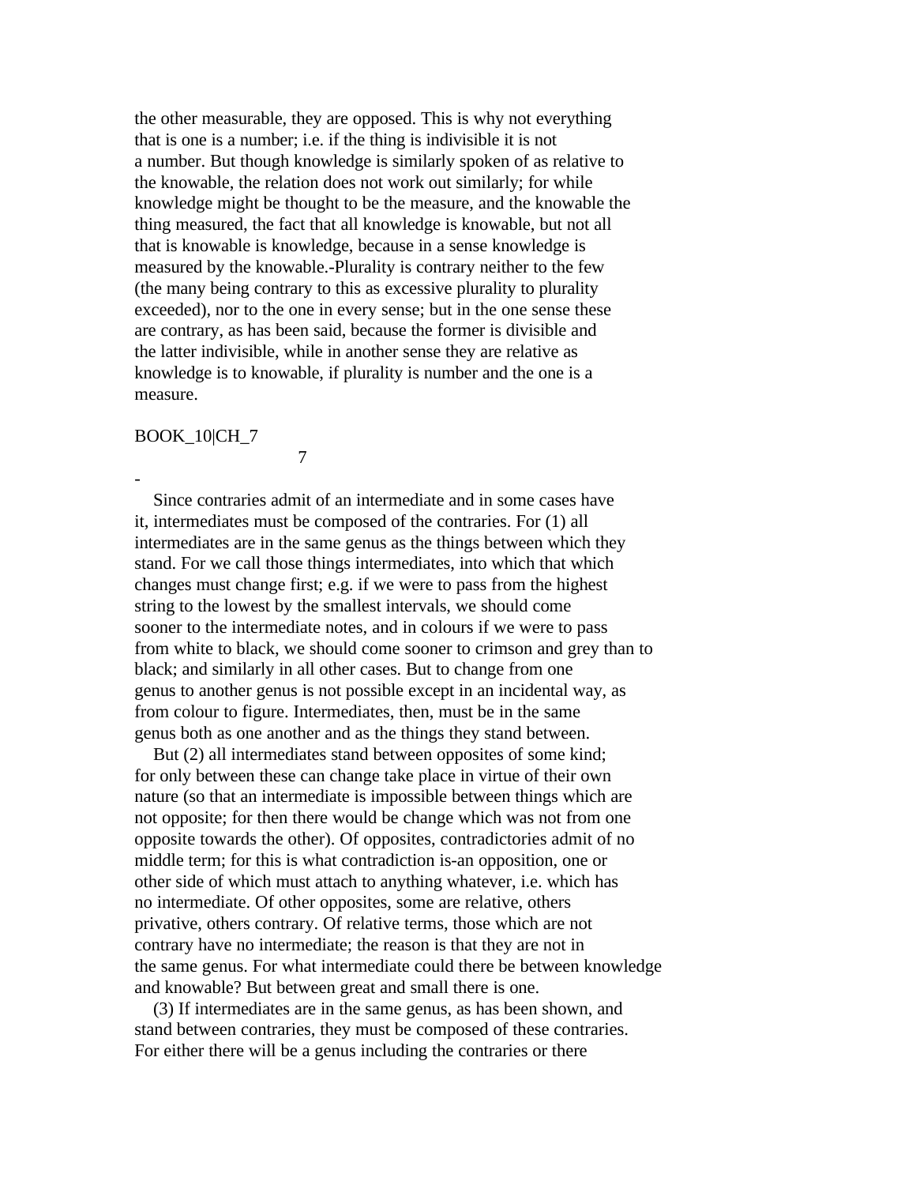the other measurable, they are opposed. This is why not everything that is one is a number; i.e. if the thing is indivisible it is not a number. But though knowledge is similarly spoken of as relative to the knowable, the relation does not work out similarly; for while knowledge might be thought to be the measure, and the knowable the thing measured, the fact that all knowledge is knowable, but not all that is knowable is knowledge, because in a sense knowledge is measured by the knowable.-Plurality is contrary neither to the few (the many being contrary to this as excessive plurality to plurality exceeded), nor to the one in every sense; but in the one sense these are contrary, as has been said, because the former is divisible and the latter indivisible, while in another sense they are relative as knowledge is to knowable, if plurality is number and the one is a measure.

BOOK_10|CH_7

7

-

Since contraries admit of an intermediate and in some cases have it, intermediates must be composed of the contraries. For (1) all intermediates are in the same genus as the things between which they stand. For we call those things intermediates, into which that which changes must change first; e.g. if we were to pass from the highest string to the lowest by the smallest intervals, we should come sooner to the intermediate notes, and in colours if we were to pass from white to black, we should come sooner to crimson and grey than to black; and similarly in all other cases. But to change from one genus to another genus is not possible except in an incidental way, as from colour to figure. Intermediates, then, must be in the same genus both as one another and as the things they stand between.

But (2) all intermediates stand between opposites of some kind; for only between these can change take place in virtue of their own nature (so that an intermediate is impossible between things which are not opposite; for then there would be change which was not from one opposite towards the other). Of opposites, contradictories admit of no middle term; for this is what contradiction is-an opposition, one or other side of which must attach to anything whatever, i.e. which has no intermediate. Of other opposites, some are relative, others privative, others contrary. Of relative terms, those which are not contrary have no intermediate; the reason is that they are not in the same genus. For what intermediate could there be between knowledge and knowable? But between great and small there is one.

(3) If intermediates are in the same genus, as has been shown, and stand between contraries, they must be composed of these contraries. For either there will be a genus including the contraries or there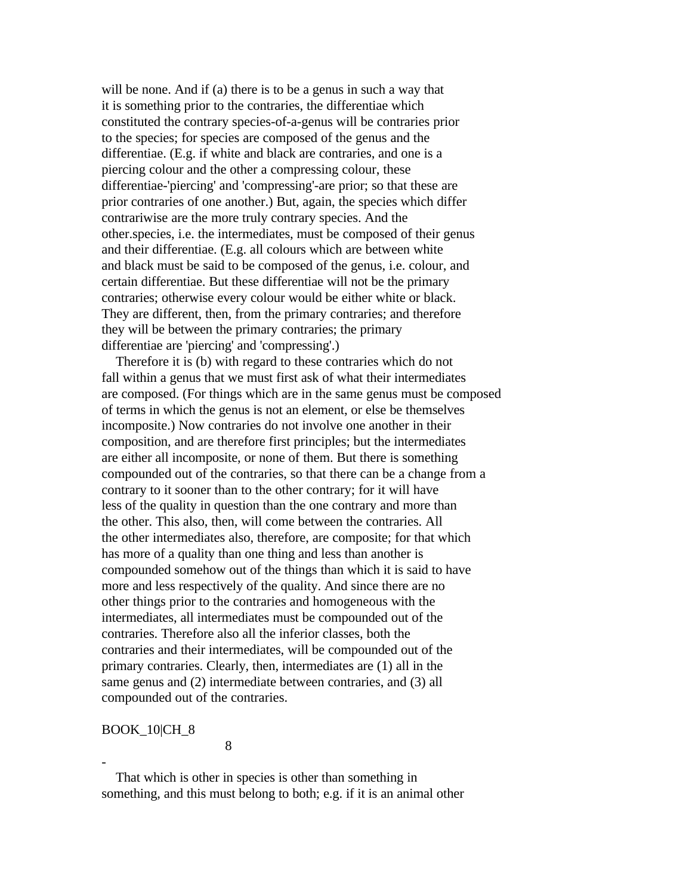will be none. And if (a) there is to be a genus in such a way that it is something prior to the contraries, the differentiae which constituted the contrary species-of-a-genus will be contraries prior to the species; for species are composed of the genus and the differentiae. (E.g. if white and black are contraries, and one is a piercing colour and the other a compressing colour, these differentiae-'piercing' and 'compressing'-are prior; so that these are prior contraries of one another.) But, again, the species which differ contrariwise are the more truly contrary species. And the other.species, i.e. the intermediates, must be composed of their genus and their differentiae. (E.g. all colours which are between white and black must be said to be composed of the genus, i.e. colour, and certain differentiae. But these differentiae will not be the primary contraries; otherwise every colour would be either white or black. They are different, then, from the primary contraries; and therefore they will be between the primary contraries; the primary differentiae are 'piercing' and 'compressing'.)

Therefore it is (b) with regard to these contraries which do not fall within a genus that we must first ask of what their intermediates are composed. (For things which are in the same genus must be composed of terms in which the genus is not an element, or else be themselves incomposite.) Now contraries do not involve one another in their composition, and are therefore first principles; but the intermediates are either all incomposite, or none of them. But there is something compounded out of the contraries, so that there can be a change from a contrary to it sooner than to the other contrary; for it will have less of the quality in question than the one contrary and more than the other. This also, then, will come between the contraries. All the other intermediates also, therefore, are composite; for that which has more of a quality than one thing and less than another is compounded somehow out of the things than which it is said to have more and less respectively of the quality. And since there are no other things prior to the contraries and homogeneous with the intermediates, all intermediates must be compounded out of the contraries. Therefore also all the inferior classes, both the contraries and their intermediates, will be compounded out of the primary contraries. Clearly, then, intermediates are (1) all in the same genus and (2) intermediate between contraries, and (3) all compounded out of the contraries.

BOOK_10|CH_8

8

-

That which is other in species is other than something in something, and this must belong to both; e.g. if it is an animal other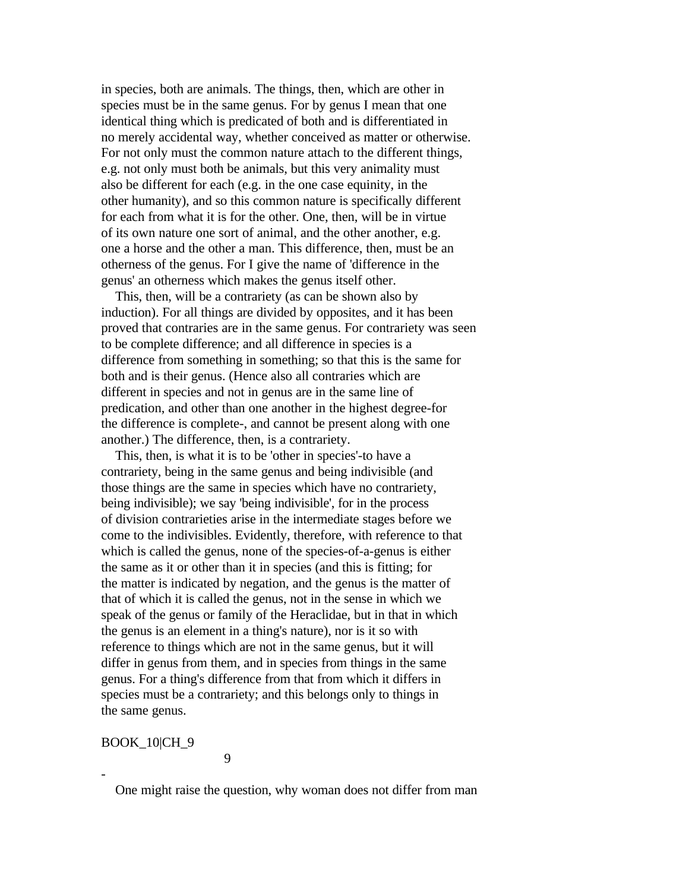in species, both are animals. The things, then, which are other in species must be in the same genus. For by genus I mean that one identical thing which is predicated of both and is differentiated in no merely accidental way, whether conceived as matter or otherwise. For not only must the common nature attach to the different things, e.g. not only must both be animals, but this very animality must also be different for each (e.g. in the one case equinity, in the other humanity), and so this common nature is specifically different for each from what it is for the other. One, then, will be in virtue of its own nature one sort of animal, and the other another, e.g. one a horse and the other a man. This difference, then, must be an otherness of the genus. For I give the name of 'difference in the genus' an otherness which makes the genus itself other.

This, then, will be a contrariety (as can be shown also by induction). For all things are divided by opposites, and it has been proved that contraries are in the same genus. For contrariety was seen to be complete difference; and all difference in species is a difference from something in something; so that this is the same for both and is their genus. (Hence also all contraries which are different in species and not in genus are in the same line of predication, and other than one another in the highest degree-for the difference is complete-, and cannot be present along with one another.) The difference, then, is a contrariety.

This, then, is what it is to be 'other in species'-to have a contrariety, being in the same genus and being indivisible (and those things are the same in species which have no contrariety, being indivisible); we say 'being indivisible', for in the process of division contrarieties arise in the intermediate stages before we come to the indivisibles. Evidently, therefore, with reference to that which is called the genus, none of the species-of-a-genus is either the same as it or other than it in species (and this is fitting; for the matter is indicated by negation, and the genus is the matter of that of which it is called the genus, not in the sense in which we speak of the genus or family of the Heraclidae, but in that in which the genus is an element in a thing's nature), nor is it so with reference to things which are not in the same genus, but it will differ in genus from them, and in species from things in the same genus. For a thing's difference from that from which it differs in species must be a contrariety; and this belongs only to things in the same genus.

BOOK_10|CH_9

9

-

One might raise the question, why woman does not differ from man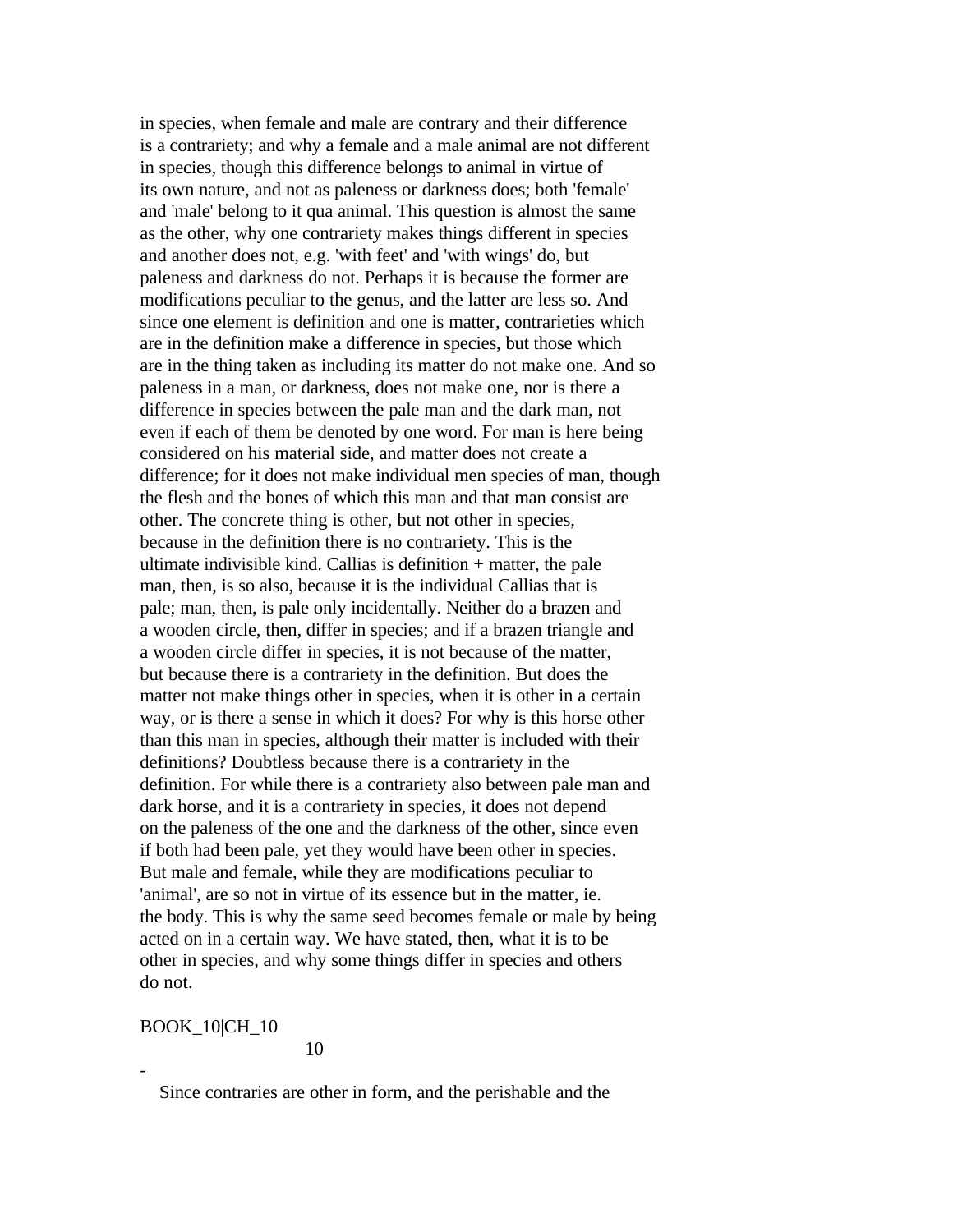in species, when female and male are contrary and their difference is a contrariety; and why a female and a male animal are not different in species, though this difference belongs to animal in virtue of its own nature, and not as paleness or darkness does; both 'female' and 'male' belong to it qua animal. This question is almost the same as the other, why one contrariety makes things different in species and another does not, e.g. 'with feet' and 'with wings' do, but paleness and darkness do not. Perhaps it is because the former are modifications peculiar to the genus, and the latter are less so. And since one element is definition and one is matter, contrarieties which are in the definition make a difference in species, but those which are in the thing taken as including its matter do not make one. And so paleness in a man, or darkness, does not make one, nor is there a difference in species between the pale man and the dark man, not even if each of them be denoted by one word. For man is here being considered on his material side, and matter does not create a difference; for it does not make individual men species of man, though the flesh and the bones of which this man and that man consist are other. The concrete thing is other, but not other in species, because in the definition there is no contrariety. This is the ultimate indivisible kind. Callias is definition + matter, the pale man, then, is so also, because it is the individual Callias that is pale; man, then, is pale only incidentally. Neither do a brazen and a wooden circle, then, differ in species; and if a brazen triangle and a wooden circle differ in species, it is not because of the matter, but because there is a contrariety in the definition. But does the matter not make things other in species, when it is other in a certain way, or is there a sense in which it does? For why is this horse other than this man in species, although their matter is included with their definitions? Doubtless because there is a contrariety in the definition. For while there is a contrariety also between pale man and dark horse, and it is a contrariety in species, it does not depend on the paleness of the one and the darkness of the other, since even if both had been pale, yet they would have been other in species. But male and female, while they are modifications peculiar to 'animal', are so not in virtue of its essence but in the matter, ie. the body. This is why the same seed becomes female or male by being acted on in a certain way. We have stated, then, what it is to be other in species, and why some things differ in species and others do not.

BOOK_10|CH_10

10

-

Since contraries are other in form, and the perishable and the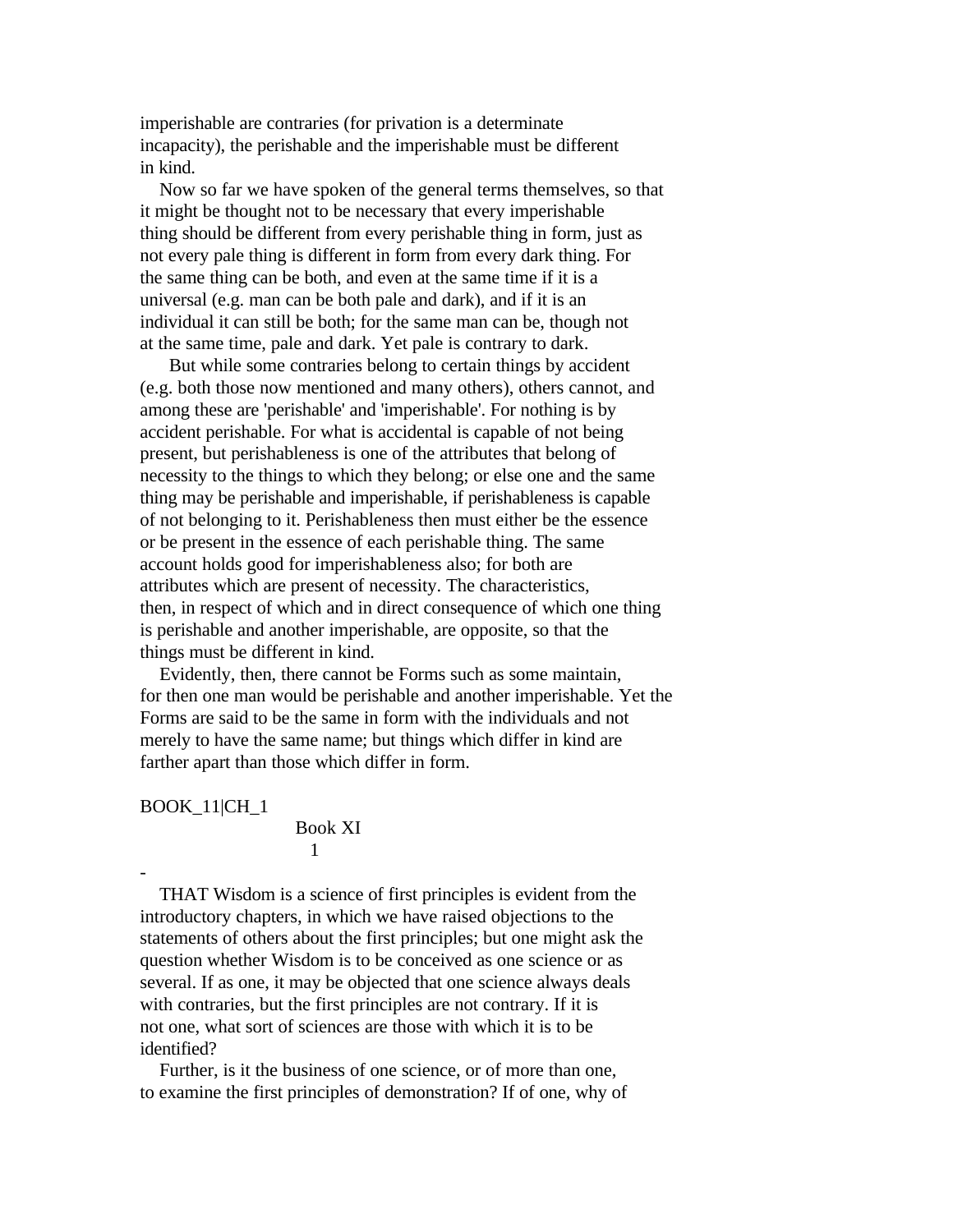imperishable are contraries (for privation is a determinate incapacity), the perishable and the imperishable must be different in kind.

Now so far we have spoken of the general terms themselves, so that it might be thought not to be necessary that every imperishable thing should be different from every perishable thing in form, just as not every pale thing is different in form from every dark thing. For the same thing can be both, and even at the same time if it is a universal (e.g. man can be both pale and dark), and if it is an individual it can still be both; for the same man can be, though not at the same time, pale and dark. Yet pale is contrary to dark.

But while some contraries belong to certain things by accident (e.g. both those now mentioned and many others), others cannot, and among these are 'perishable' and 'imperishable'. For nothing is by accident perishable. For what is accidental is capable of not being present, but perishableness is one of the attributes that belong of necessity to the things to which they belong; or else one and the same thing may be perishable and imperishable, if perishableness is capable of not belonging to it. Perishableness then must either be the essence or be present in the essence of each perishable thing. The same account holds good for imperishableness also; for both are attributes which are present of necessity. The characteristics, then, in respect of which and in direct consequence of which one thing is perishable and another imperishable, are opposite, so that the things must be different in kind.

Evidently, then, there cannot be Forms such as some maintain, for then one man would be perishable and another imperishable. Yet the Forms are said to be the same in form with the individuals and not merely to have the same name; but things which differ in kind are farther apart than those which differ in form.

BOOK_11|CH_1

## Book XI

### 1

-

THAT Wisdom is a science of first principles is evident from the introductory chapters, in which we have raised objections to the statements of others about the first principles; but one might ask the question whether Wisdom is to be conceived as one science or as several. If as one, it may be objected that one science always deals with contraries, but the first principles are not contrary. If it is not one, what sort of sciences are those with which it is to be identified?

Further, is it the business of one science, or of more than one, to examine the first principles of demonstration? If of one, why of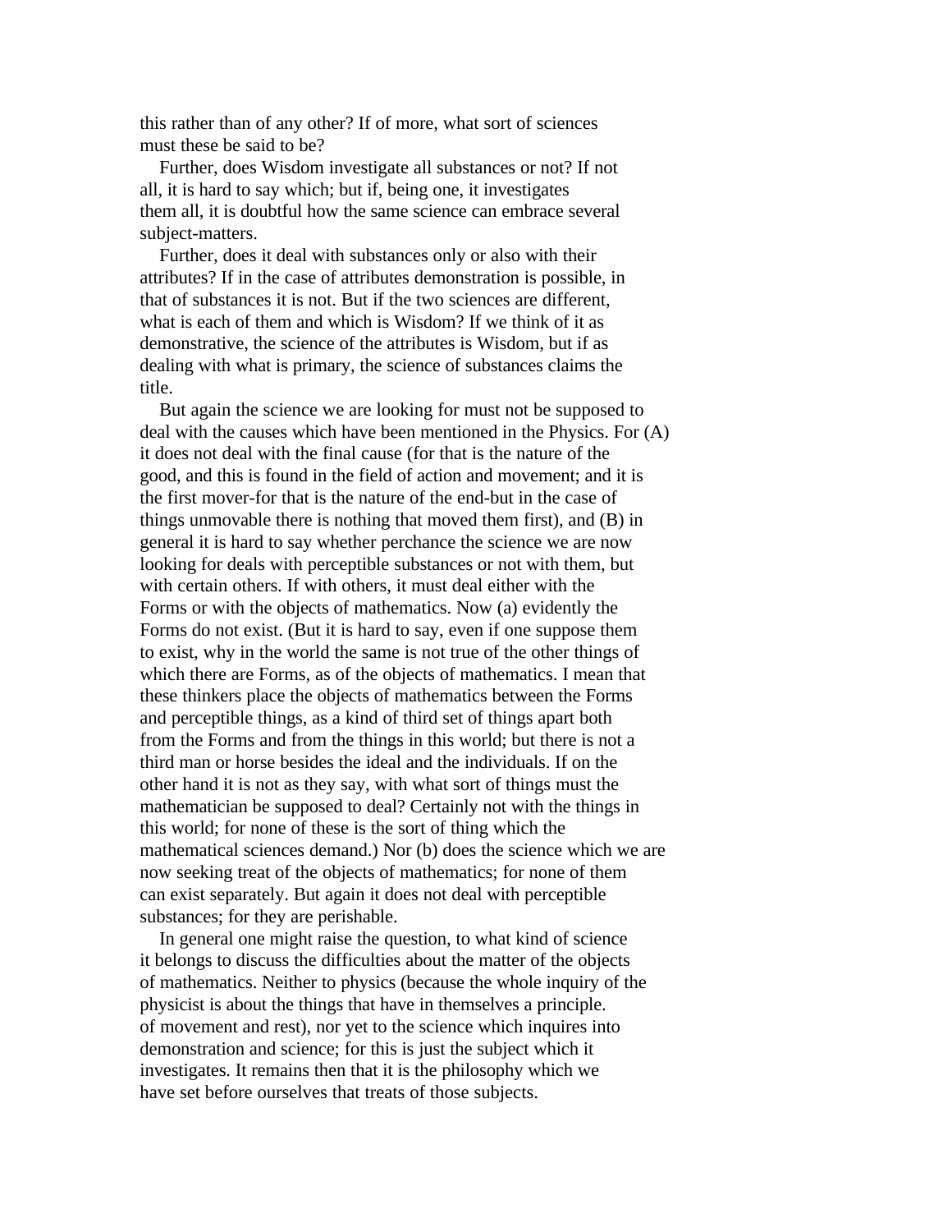this rather than of any other? If of more, what sort of sciences must these be said to be?

Further, does Wisdom investigate all substances or not? If not all, it is hard to say which; but if, being one, it investigates them all, it is doubtful how the same science can embrace several subject-matters.

Further, does it deal with substances only or also with their attributes? If in the case of attributes demonstration is possible, in that of substances it is not. But if the two sciences are different, what is each of them and which is Wisdom? If we think of it as demonstrative, the science of the attributes is Wisdom, but if as dealing with what is primary, the science of substances claims the title.

But again the science we are looking for must not be supposed to deal with the causes which have been mentioned in the Physics. For (A) it does not deal with the final cause (for that is the nature of the good, and this is found in the field of action and movement; and it is the first mover-for that is the nature of the end-but in the case of things unmovable there is nothing that moved them first), and (B) in general it is hard to say whether perchance the science we are now looking for deals with perceptible substances or not with them, but with certain others. If with others, it must deal either with the Forms or with the objects of mathematics. Now (a) evidently the Forms do not exist. (But it is hard to say, even if one suppose them to exist, why in the world the same is not true of the other things of which there are Forms, as of the objects of mathematics. I mean that these thinkers place the objects of mathematics between the Forms and perceptible things, as a kind of third set of things apart both from the Forms and from the things in this world; but there is not a third man or horse besides the ideal and the individuals. If on the other hand it is not as they say, with what sort of things must the mathematician be supposed to deal? Certainly not with the things in this world; for none of these is the sort of thing which the mathematical sciences demand.) Nor (b) does the science which we are now seeking treat of the objects of mathematics; for none of them can exist separately. But again it does not deal with perceptible substances; for they are perishable.

In general one might raise the question, to what kind of science it belongs to discuss the difficulties about the matter of the objects of mathematics. Neither to physics (because the whole inquiry of the physicist is about the things that have in themselves a principle. of movement and rest), nor yet to the science which inquires into demonstration and science; for this is just the subject which it investigates. It remains then that it is the philosophy which we have set before ourselves that treats of those subjects.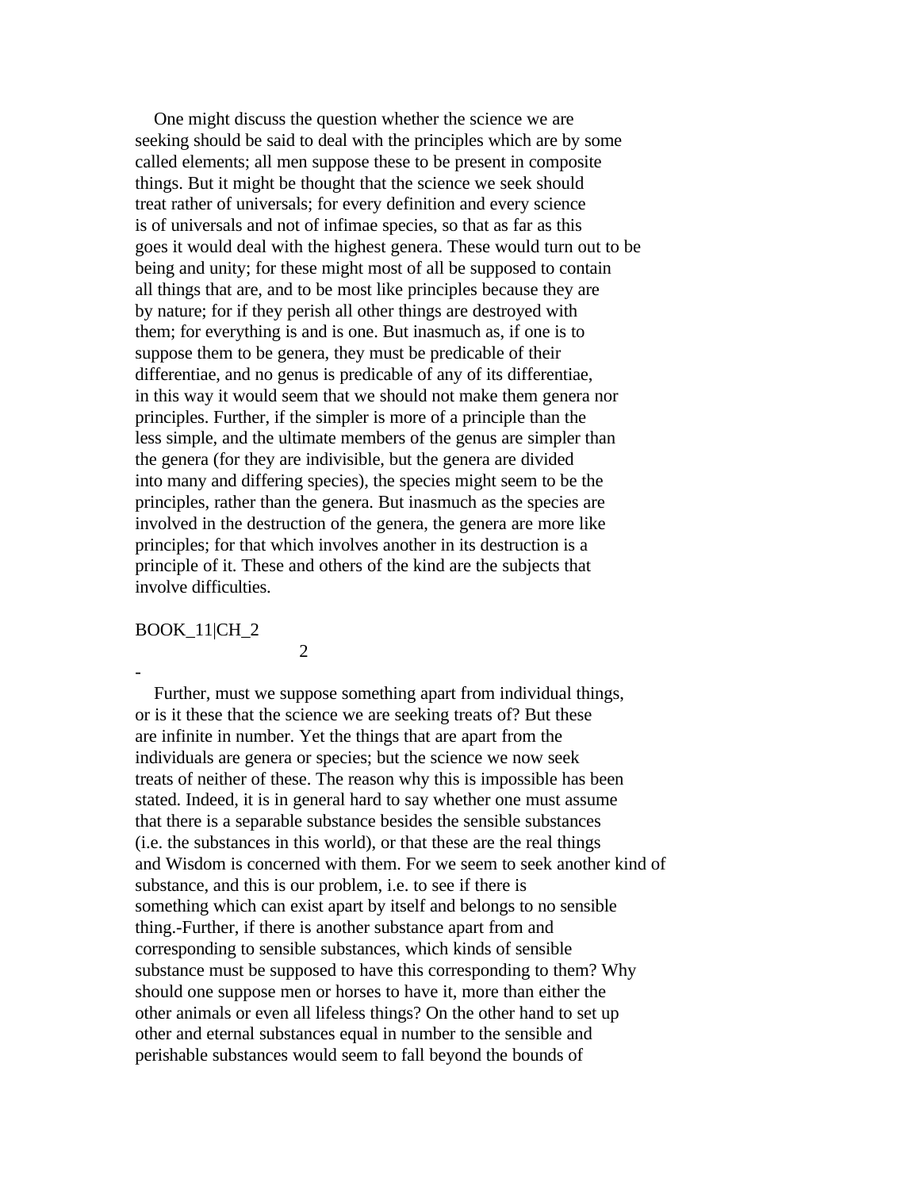One might discuss the question whether the science we are seeking should be said to deal with the principles which are by some called elements; all men suppose these to be present in composite things. But it might be thought that the science we seek should treat rather of universals; for every definition and every science is of universals and not of infimae species, so that as far as this goes it would deal with the highest genera. These would turn out to be being and unity; for these might most of all be supposed to contain all things that are, and to be most like principles because they are by nature; for if they perish all other things are destroyed with them; for everything is and is one. But inasmuch as, if one is to suppose them to be genera, they must be predicable of their differentiae, and no genus is predicable of any of its differentiae, in this way it would seem that we should not make them genera nor principles. Further, if the simpler is more of a principle than the less simple, and the ultimate members of the genus are simpler than the genera (for they are indivisible, but the genera are divided into many and differing species), the species might seem to be the principles, rather than the genera. But inasmuch as the species are involved in the destruction of the genera, the genera are more like principles; for that which involves another in its destruction is a principle of it. These and others of the kind are the subjects that involve difficulties.

BOOK_11|CH_2

## 2

-

Further, must we suppose something apart from individual things, or is it these that the science we are seeking treats of? But these are infinite in number. Yet the things that are apart from the individuals are genera or species; but the science we now seek treats of neither of these. The reason why this is impossible has been stated. Indeed, it is in general hard to say whether one must assume that there is a separable substance besides the sensible substances (i.e. the substances in this world), or that these are the real things and Wisdom is concerned with them. For we seem to seek another kind of substance, and this is our problem, i.e. to see if there is something which can exist apart by itself and belongs to no sensible thing.-Further, if there is another substance apart from and corresponding to sensible substances, which kinds of sensible substance must be supposed to have this corresponding to them? Why should one suppose men or horses to have it, more than either the other animals or even all lifeless things? On the other hand to set up other and eternal substances equal in number to the sensible and perishable substances would seem to fall beyond the bounds of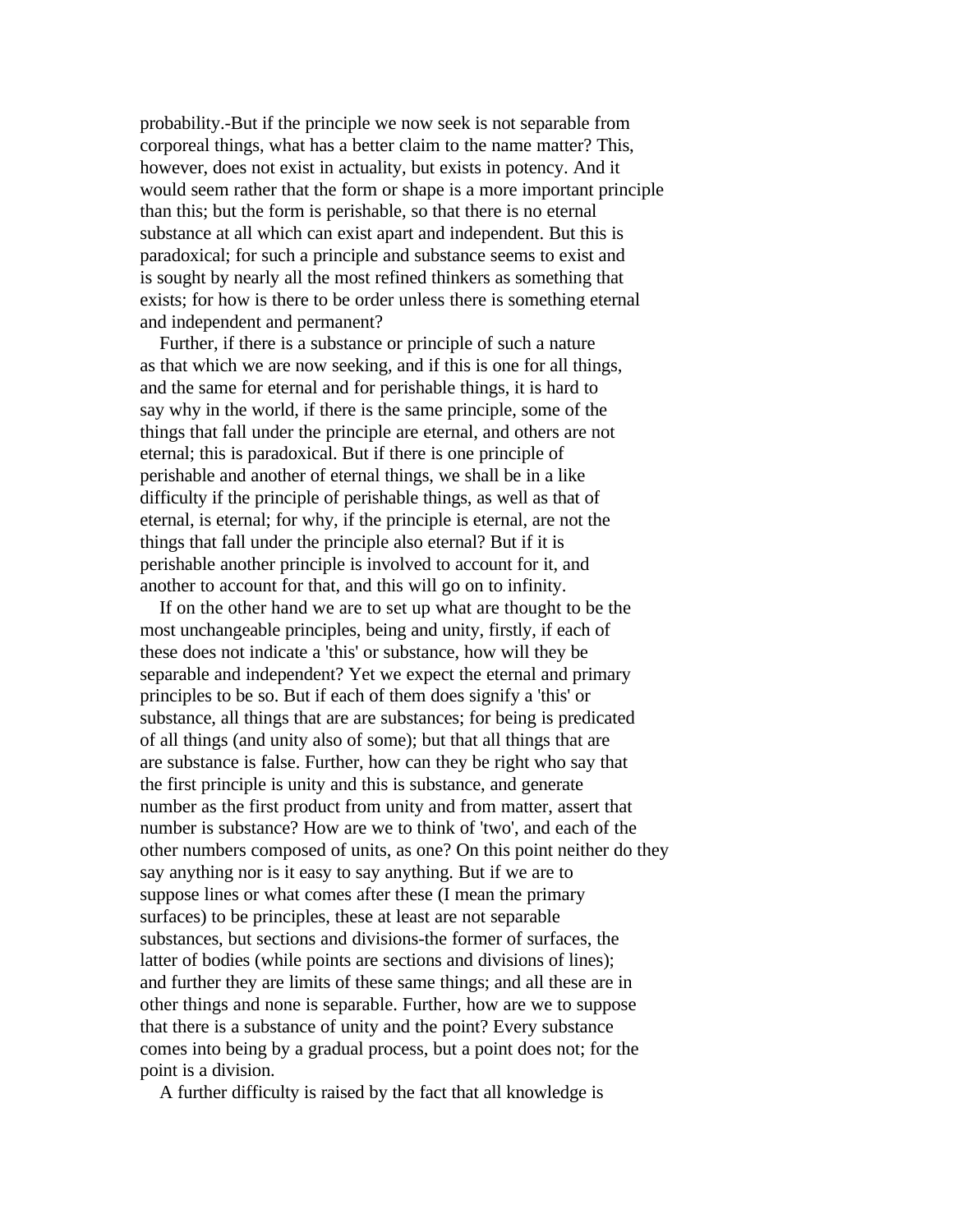probability.-But if the principle we now seek is not separable from corporeal things, what has a better claim to the name matter? This, however, does not exist in actuality, but exists in potency. And it would seem rather that the form or shape is a more important principle than this; but the form is perishable, so that there is no eternal substance at all which can exist apart and independent. But this is paradoxical; for such a principle and substance seems to exist and is sought by nearly all the most refined thinkers as something that exists; for how is there to be order unless there is something eternal and independent and permanent?

Further, if there is a substance or principle of such a nature as that which we are now seeking, and if this is one for all things, and the same for eternal and for perishable things, it is hard to say why in the world, if there is the same principle, some of the things that fall under the principle are eternal, and others are not eternal; this is paradoxical. But if there is one principle of perishable and another of eternal things, we shall be in a like difficulty if the principle of perishable things, as well as that of eternal, is eternal; for why, if the principle is eternal, are not the things that fall under the principle also eternal? But if it is perishable another principle is involved to account for it, and another to account for that, and this will go on to infinity.

If on the other hand we are to set up what are thought to be the most unchangeable principles, being and unity, firstly, if each of these does not indicate a 'this' or substance, how will they be separable and independent? Yet we expect the eternal and primary principles to be so. But if each of them does signify a 'this' or substance, all things that are are substances; for being is predicated of all things (and unity also of some); but that all things that are are substance is false. Further, how can they be right who say that the first principle is unity and this is substance, and generate number as the first product from unity and from matter, assert that number is substance? How are we to think of 'two', and each of the other numbers composed of units, as one? On this point neither do they say anything nor is it easy to say anything. But if we are to suppose lines or what comes after these (I mean the primary surfaces) to be principles, these at least are not separable substances, but sections and divisions-the former of surfaces, the latter of bodies (while points are sections and divisions of lines); and further they are limits of these same things; and all these are in other things and none is separable. Further, how are we to suppose that there is a substance of unity and the point? Every substance comes into being by a gradual process, but a point does not; for the point is a division.

A further difficulty is raised by the fact that all knowledge is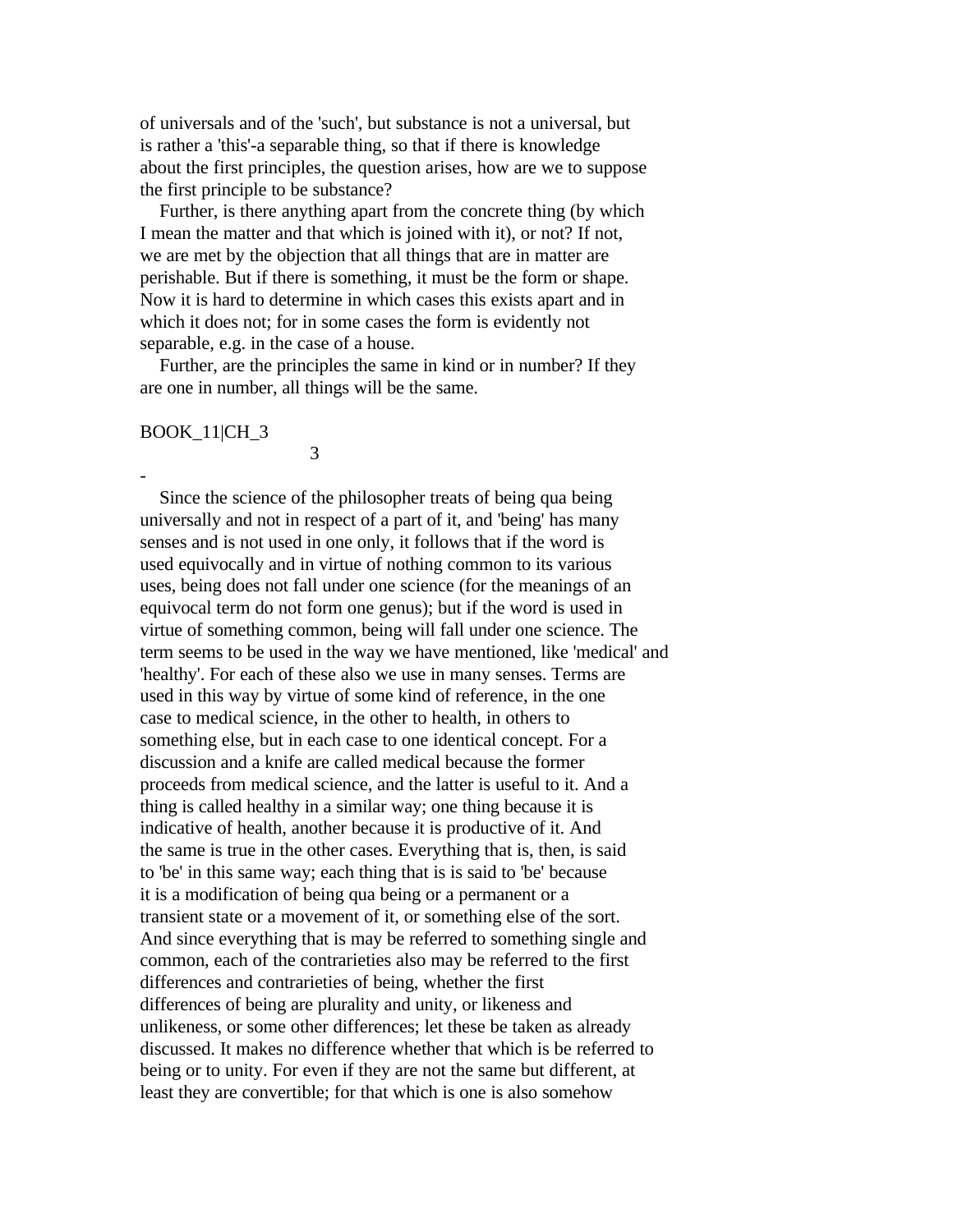of universals and of the 'such', but substance is not a universal, but is rather a 'this'-a separable thing, so that if there is knowledge about the first principles, the question arises, how are we to suppose the first principle to be substance?

Further, is there anything apart from the concrete thing (by which I mean the matter and that which is joined with it), or not? If not, we are met by the objection that all things that are in matter are perishable. But if there is something, it must be the form or shape. Now it is hard to determine in which cases this exists apart and in which it does not; for in some cases the form is evidently not separable, e.g. in the case of a house.

Further, are the principles the same in kind or in number? If they are one in number, all things will be the same.

BOOK_11|CH_3

3

-

Since the science of the philosopher treats of being qua being universally and not in respect of a part of it, and 'being' has many senses and is not used in one only, it follows that if the word is used equivocally and in virtue of nothing common to its various uses, being does not fall under one science (for the meanings of an equivocal term do not form one genus); but if the word is used in virtue of something common, being will fall under one science. The term seems to be used in the way we have mentioned, like 'medical' and 'healthy'. For each of these also we use in many senses. Terms are used in this way by virtue of some kind of reference, in the one case to medical science, in the other to health, in others to something else, but in each case to one identical concept. For a discussion and a knife are called medical because the former proceeds from medical science, and the latter is useful to it. And a thing is called healthy in a similar way; one thing because it is indicative of health, another because it is productive of it. And the same is true in the other cases. Everything that is, then, is said to 'be' in this same way; each thing that is is said to 'be' because it is a modification of being qua being or a permanent or a transient state or a movement of it, or something else of the sort. And since everything that is may be referred to something single and common, each of the contrarieties also may be referred to the first differences and contrarieties of being, whether the first differences of being are plurality and unity, or likeness and unlikeness, or some other differences; let these be taken as already discussed. It makes no difference whether that which is be referred to being or to unity. For even if they are not the same but different, at least they are convertible; for that which is one is also somehow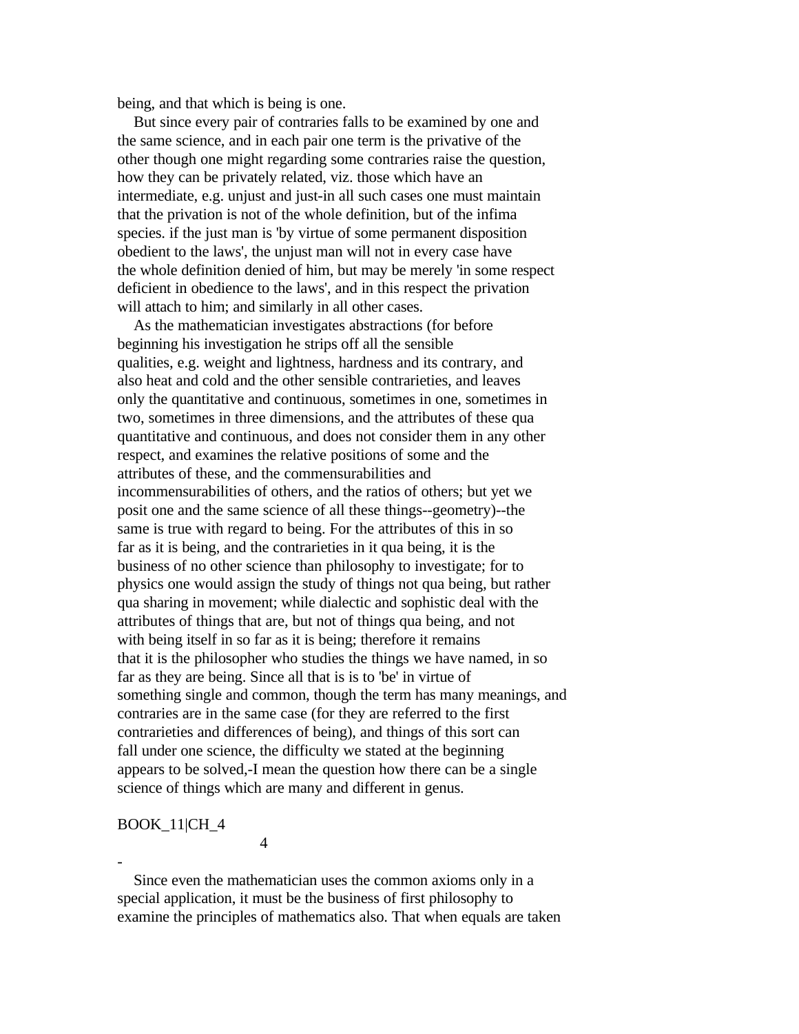being, and that which is being is one.

But since every pair of contraries falls to be examined by one and the same science, and in each pair one term is the privative of the other though one might regarding some contraries raise the question, how they can be privately related, viz. those which have an intermediate, e.g. unjust and just-in all such cases one must maintain that the privation is not of the whole definition, but of the infima species. if the just man is 'by virtue of some permanent disposition obedient to the laws', the unjust man will not in every case have the whole definition denied of him, but may be merely 'in some respect deficient in obedience to the laws', and in this respect the privation will attach to him; and similarly in all other cases.

As the mathematician investigates abstractions (for before beginning his investigation he strips off all the sensible qualities, e.g. weight and lightness, hardness and its contrary, and also heat and cold and the other sensible contrarieties, and leaves only the quantitative and continuous, sometimes in one, sometimes in two, sometimes in three dimensions, and the attributes of these qua quantitative and continuous, and does not consider them in any other respect, and examines the relative positions of some and the attributes of these, and the commensurabilities and incommensurabilities of others, and the ratios of others; but yet we posit one and the same science of all these things--geometry)--the same is true with regard to being. For the attributes of this in so far as it is being, and the contrarieties in it qua being, it is the business of no other science than philosophy to investigate; for to physics one would assign the study of things not qua being, but rather qua sharing in movement; while dialectic and sophistic deal with the attributes of things that are, but not of things qua being, and not with being itself in so far as it is being; therefore it remains that it is the philosopher who studies the things we have named, in so far as they are being. Since all that is is to 'be' in virtue of something single and common, though the term has many meanings, and contraries are in the same case (for they are referred to the first contrarieties and differences of being), and things of this sort can fall under one science, the difficulty we stated at the beginning appears to be solved,-I mean the question how there can be a single science of things which are many and different in genus.

BOOK_11|CH_4

4

-

Since even the mathematician uses the common axioms only in a special application, it must be the business of first philosophy to examine the principles of mathematics also. That when equals are taken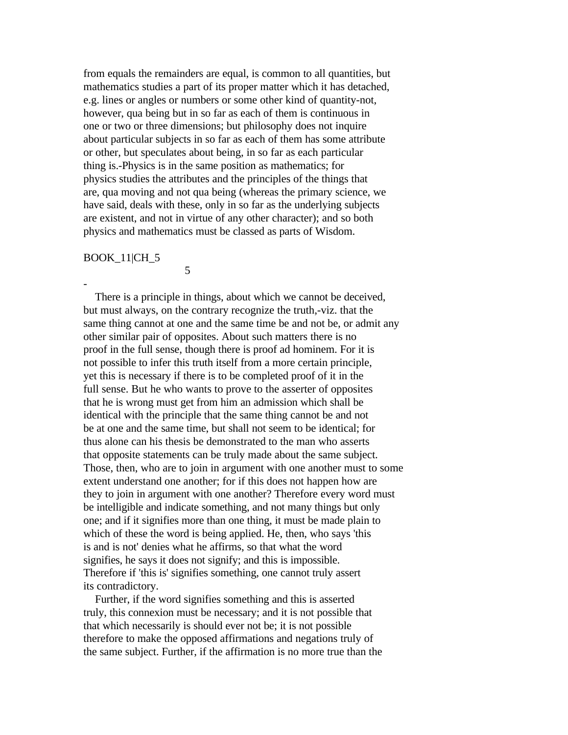from equals the remainders are equal, is common to all quantities, but mathematics studies a part of its proper matter which it has detached, e.g. lines or angles or numbers or some other kind of quantity-not, however, qua being but in so far as each of them is continuous in one or two or three dimensions; but philosophy does not inquire about particular subjects in so far as each of them has some attribute or other, but speculates about being, in so far as each particular thing is.-Physics is in the same position as mathematics; for physics studies the attributes and the principles of the things that are, qua moving and not qua being (whereas the primary science, we have said, deals with these, only in so far as the underlying subjects are existent, and not in virtue of any other character); and so both physics and mathematics must be classed as parts of Wisdom.

BOOK_11|CH_5

5

-

There is a principle in things, about which we cannot be deceived, but must always, on the contrary recognize the truth,-viz. that the same thing cannot at one and the same time be and not be, or admit any other similar pair of opposites. About such matters there is no proof in the full sense, though there is proof ad hominem. For it is not possible to infer this truth itself from a more certain principle, yet this is necessary if there is to be completed proof of it in the full sense. But he who wants to prove to the asserter of opposites that he is wrong must get from him an admission which shall be identical with the principle that the same thing cannot be and not be at one and the same time, but shall not seem to be identical; for thus alone can his thesis be demonstrated to the man who asserts that opposite statements can be truly made about the same subject. Those, then, who are to join in argument with one another must to some extent understand one another; for if this does not happen how are they to join in argument with one another? Therefore every word must be intelligible and indicate something, and not many things but only one; and if it signifies more than one thing, it must be made plain to which of these the word is being applied. He, then, who says 'this is and is not' denies what he affirms, so that what the word signifies, he says it does not signify; and this is impossible. Therefore if 'this is' signifies something, one cannot truly assert its contradictory.

Further, if the word signifies something and this is asserted truly, this connexion must be necessary; and it is not possible that that which necessarily is should ever not be; it is not possible therefore to make the opposed affirmations and negations truly of the same subject. Further, if the affirmation is no more true than the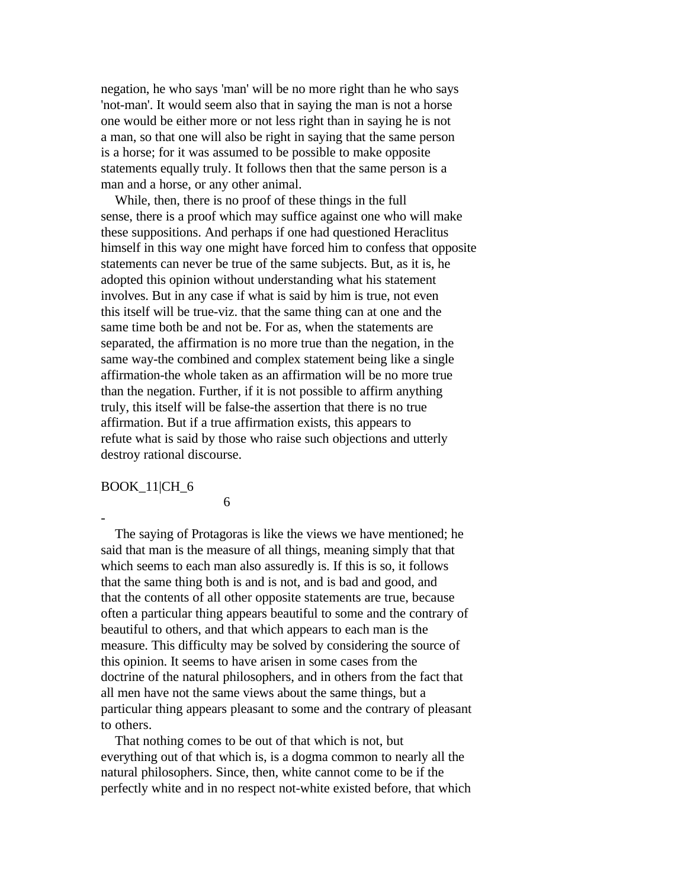negation, he who says 'man' will be no more right than he who says 'not-man'. It would seem also that in saying the man is not a horse one would be either more or not less right than in saying he is not a man, so that one will also be right in saying that the same person is a horse; for it was assumed to be possible to make opposite statements equally truly. It follows then that the same person is a man and a horse, or any other animal.

While, then, there is no proof of these things in the full sense, there is a proof which may suffice against one who will make these suppositions. And perhaps if one had questioned Heraclitus himself in this way one might have forced him to confess that opposite statements can never be true of the same subjects. But, as it is, he adopted this opinion without understanding what his statement involves. But in any case if what is said by him is true, not even this itself will be true-viz. that the same thing can at one and the same time both be and not be. For as, when the statements are separated, the affirmation is no more true than the negation, in the same way-the combined and complex statement being like a single affirmation-the whole taken as an affirmation will be no more true than the negation. Further, if it is not possible to affirm anything truly, this itself will be false-the assertion that there is no true affirmation. But if a true affirmation exists, this appears to refute what is said by those who raise such objections and utterly destroy rational discourse.

BOOK_11|CH_6

## 6

-

The saying of Protagoras is like the views we have mentioned; he said that man is the measure of all things, meaning simply that that which seems to each man also assuredly is. If this is so, it follows that the same thing both is and is not, and is bad and good, and that the contents of all other opposite statements are true, because often a particular thing appears beautiful to some and the contrary of beautiful to others, and that which appears to each man is the measure. This difficulty may be solved by considering the source of this opinion. It seems to have arisen in some cases from the doctrine of the natural philosophers, and in others from the fact that all men have not the same views about the same things, but a particular thing appears pleasant to some and the contrary of pleasant to others.

That nothing comes to be out of that which is not, but everything out of that which is, is a dogma common to nearly all the natural philosophers. Since, then, white cannot come to be if the perfectly white and in no respect not-white existed before, that which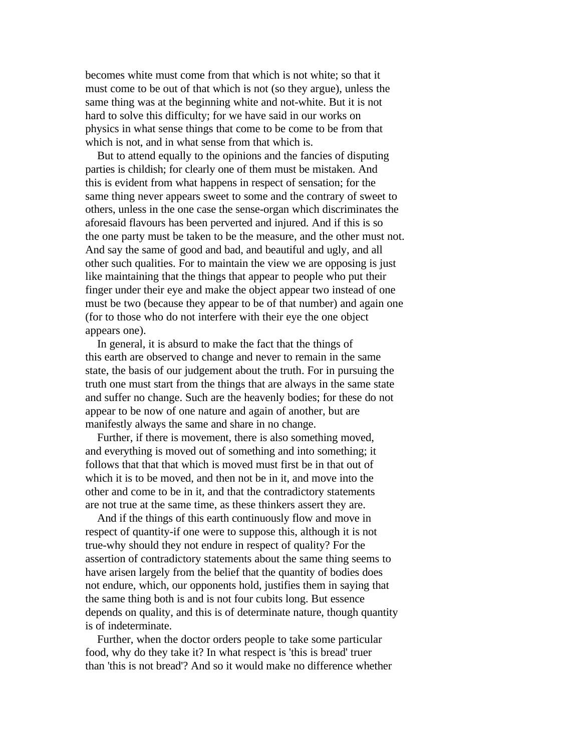becomes white must come from that which is not white; so that it must come to be out of that which is not (so they argue), unless the same thing was at the beginning white and not-white. But it is not hard to solve this difficulty; for we have said in our works on physics in what sense things that come to be come to be from that which is not, and in what sense from that which is.

But to attend equally to the opinions and the fancies of disputing parties is childish; for clearly one of them must be mistaken. And this is evident from what happens in respect of sensation; for the same thing never appears sweet to some and the contrary of sweet to others, unless in the one case the sense-organ which discriminates the aforesaid flavours has been perverted and injured. And if this is so the one party must be taken to be the measure, and the other must not. And say the same of good and bad, and beautiful and ugly, and all other such qualities. For to maintain the view we are opposing is just like maintaining that the things that appear to people who put their finger under their eye and make the object appear two instead of one must be two (because they appear to be of that number) and again one (for to those who do not interfere with their eye the one object appears one).

In general, it is absurd to make the fact that the things of this earth are observed to change and never to remain in the same state, the basis of our judgement about the truth. For in pursuing the truth one must start from the things that are always in the same state and suffer no change. Such are the heavenly bodies; for these do not appear to be now of one nature and again of another, but are manifestly always the same and share in no change.

Further, if there is movement, there is also something moved, and everything is moved out of something and into something; it follows that that that which is moved must first be in that out of which it is to be moved, and then not be in it, and move into the other and come to be in it, and that the contradictory statements are not true at the same time, as these thinkers assert they are.

And if the things of this earth continuously flow and move in respect of quantity-if one were to suppose this, although it is not true-why should they not endure in respect of quality? For the assertion of contradictory statements about the same thing seems to have arisen largely from the belief that the quantity of bodies does not endure, which, our opponents hold, justifies them in saying that the same thing both is and is not four cubits long. But essence depends on quality, and this is of determinate nature, though quantity is of indeterminate.

Further, when the doctor orders people to take some particular food, why do they take it? In what respect is 'this is bread' truer than 'this is not bread'? And so it would make no difference whether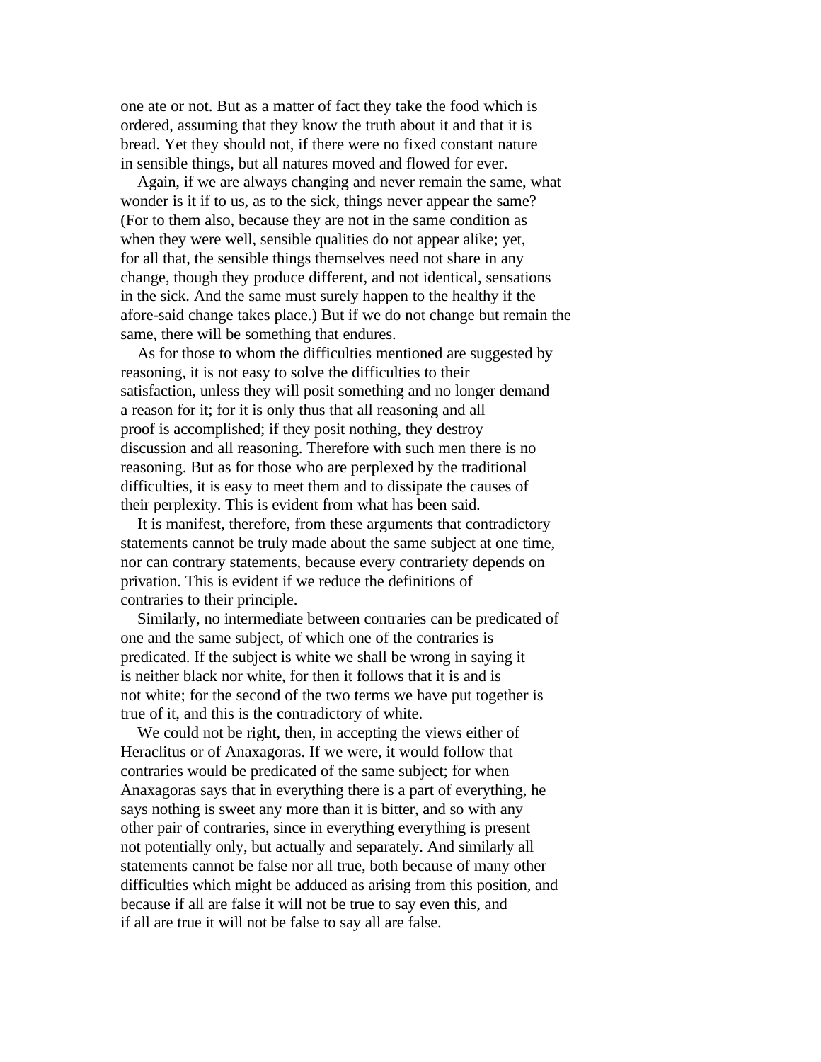one ate or not. But as a matter of fact they take the food which is ordered, assuming that they know the truth about it and that it is bread. Yet they should not, if there were no fixed constant nature in sensible things, but all natures moved and flowed for ever.

Again, if we are always changing and never remain the same, what wonder is it if to us, as to the sick, things never appear the same? (For to them also, because they are not in the same condition as when they were well, sensible qualities do not appear alike; yet, for all that, the sensible things themselves need not share in any change, though they produce different, and not identical, sensations in the sick. And the same must surely happen to the healthy if the afore-said change takes place.) But if we do not change but remain the same, there will be something that endures.

As for those to whom the difficulties mentioned are suggested by reasoning, it is not easy to solve the difficulties to their satisfaction, unless they will posit something and no longer demand a reason for it; for it is only thus that all reasoning and all proof is accomplished; if they posit nothing, they destroy discussion and all reasoning. Therefore with such men there is no reasoning. But as for those who are perplexed by the traditional difficulties, it is easy to meet them and to dissipate the causes of their perplexity. This is evident from what has been said.

It is manifest, therefore, from these arguments that contradictory statements cannot be truly made about the same subject at one time, nor can contrary statements, because every contrariety depends on privation. This is evident if we reduce the definitions of contraries to their principle.

Similarly, no intermediate between contraries can be predicated of one and the same subject, of which one of the contraries is predicated. If the subject is white we shall be wrong in saying it is neither black nor white, for then it follows that it is and is not white; for the second of the two terms we have put together is true of it, and this is the contradictory of white.

We could not be right, then, in accepting the views either of Heraclitus or of Anaxagoras. If we were, it would follow that contraries would be predicated of the same subject; for when Anaxagoras says that in everything there is a part of everything, he says nothing is sweet any more than it is bitter, and so with any other pair of contraries, since in everything everything is present not potentially only, but actually and separately. And similarly all statements cannot be false nor all true, both because of many other difficulties which might be adduced as arising from this position, and because if all are false it will not be true to say even this, and if all are true it will not be false to say all are false.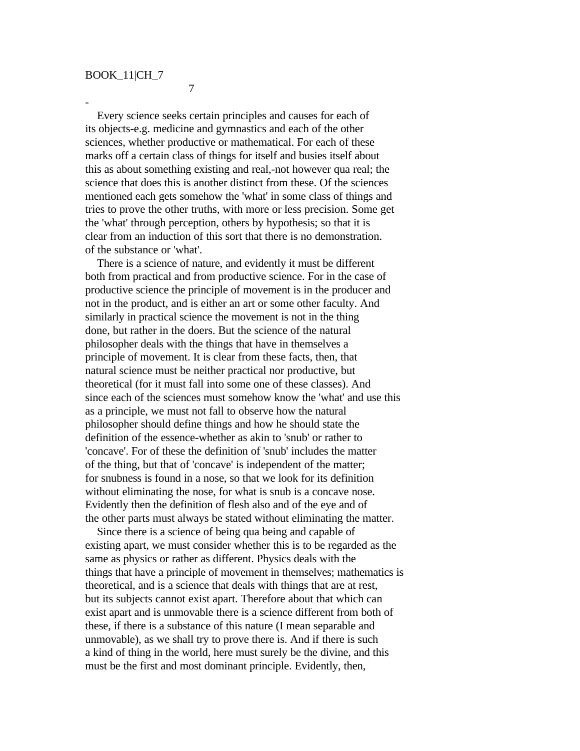BOOK_11|CH_7

7

-

Every science seeks certain principles and causes for each of its objects-e.g. medicine and gymnastics and each of the other sciences, whether productive or mathematical. For each of these marks off a certain class of things for itself and busies itself about this as about something existing and real,-not however qua real; the science that does this is another distinct from these. Of the sciences mentioned each gets somehow the 'what' in some class of things and tries to prove the other truths, with more or less precision. Some get the 'what' through perception, others by hypothesis; so that it is clear from an induction of this sort that there is no demonstration. of the substance or 'what'.

There is a science of nature, and evidently it must be different both from practical and from productive science. For in the case of productive science the principle of movement is in the producer and not in the product, and is either an art or some other faculty. And similarly in practical science the movement is not in the thing done, but rather in the doers. But the science of the natural philosopher deals with the things that have in themselves a principle of movement. It is clear from these facts, then, that natural science must be neither practical nor productive, but theoretical (for it must fall into some one of these classes). And since each of the sciences must somehow know the 'what' and use this as a principle, we must not fall to observe how the natural philosopher should define things and how he should state the definition of the essence-whether as akin to 'snub' or rather to 'concave'. For of these the definition of 'snub' includes the matter of the thing, but that of 'concave' is independent of the matter; for snubness is found in a nose, so that we look for its definition without eliminating the nose, for what is snub is a concave nose. Evidently then the definition of flesh also and of the eye and of the other parts must always be stated without eliminating the matter.

Since there is a science of being qua being and capable of existing apart, we must consider whether this is to be regarded as the same as physics or rather as different. Physics deals with the things that have a principle of movement in themselves; mathematics is theoretical, and is a science that deals with things that are at rest, but its subjects cannot exist apart. Therefore about that which can exist apart and is unmovable there is a science different from both of these, if there is a substance of this nature (I mean separable and unmovable), as we shall try to prove there is. And if there is such a kind of thing in the world, here must surely be the divine, and this must be the first and most dominant principle. Evidently, then,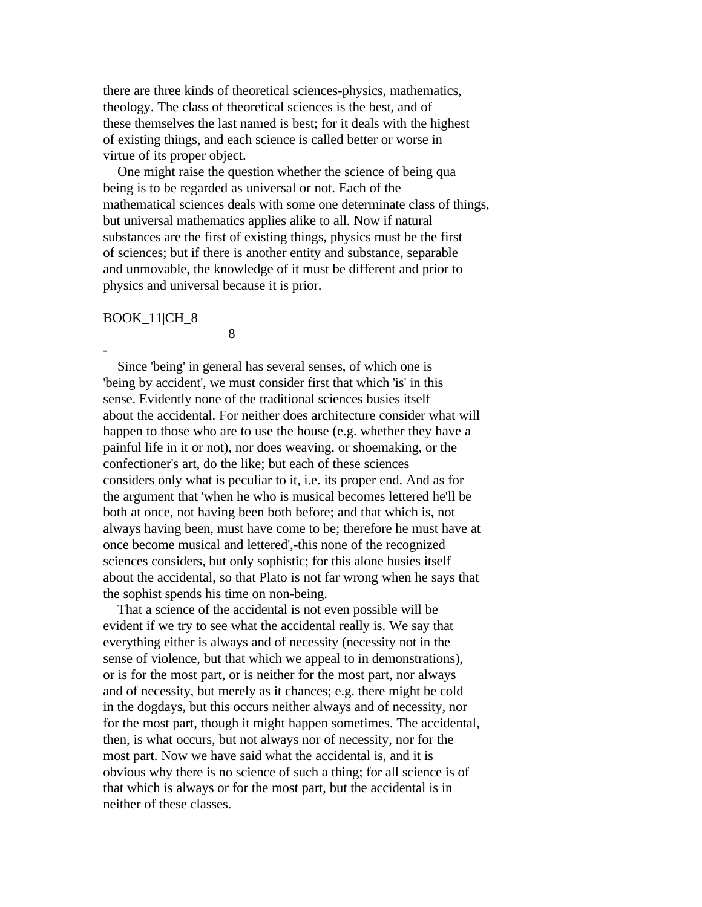there are three kinds of theoretical sciences-physics, mathematics, theology. The class of theoretical sciences is the best, and of these themselves the last named is best; for it deals with the highest of existing things, and each science is called better or worse in virtue of its proper object.

One might raise the question whether the science of being qua being is to be regarded as universal or not. Each of the mathematical sciences deals with some one determinate class of things, but universal mathematics applies alike to all. Now if natural substances are the first of existing things, physics must be the first of sciences; but if there is another entity and substance, separable and unmovable, the knowledge of it must be different and prior to physics and universal because it is prior.

BOOK_11|CH_8

8

-

Since 'being' in general has several senses, of which one is 'being by accident', we must consider first that which 'is' in this sense. Evidently none of the traditional sciences busies itself about the accidental. For neither does architecture consider what will happen to those who are to use the house (e.g. whether they have a painful life in it or not), nor does weaving, or shoemaking, or the confectioner's art, do the like; but each of these sciences considers only what is peculiar to it, i.e. its proper end. And as for the argument that 'when he who is musical becomes lettered he'll be both at once, not having been both before; and that which is, not always having been, must have come to be; therefore he must have at once become musical and lettered',-this none of the recognized sciences considers, but only sophistic; for this alone busies itself about the accidental, so that Plato is not far wrong when he says that the sophist spends his time on non-being.

That a science of the accidental is not even possible will be evident if we try to see what the accidental really is. We say that everything either is always and of necessity (necessity not in the sense of violence, but that which we appeal to in demonstrations), or is for the most part, or is neither for the most part, nor always and of necessity, but merely as it chances; e.g. there might be cold in the dogdays, but this occurs neither always and of necessity, nor for the most part, though it might happen sometimes. The accidental, then, is what occurs, but not always nor of necessity, nor for the most part. Now we have said what the accidental is, and it is obvious why there is no science of such a thing; for all science is of that which is always or for the most part, but the accidental is in neither of these classes.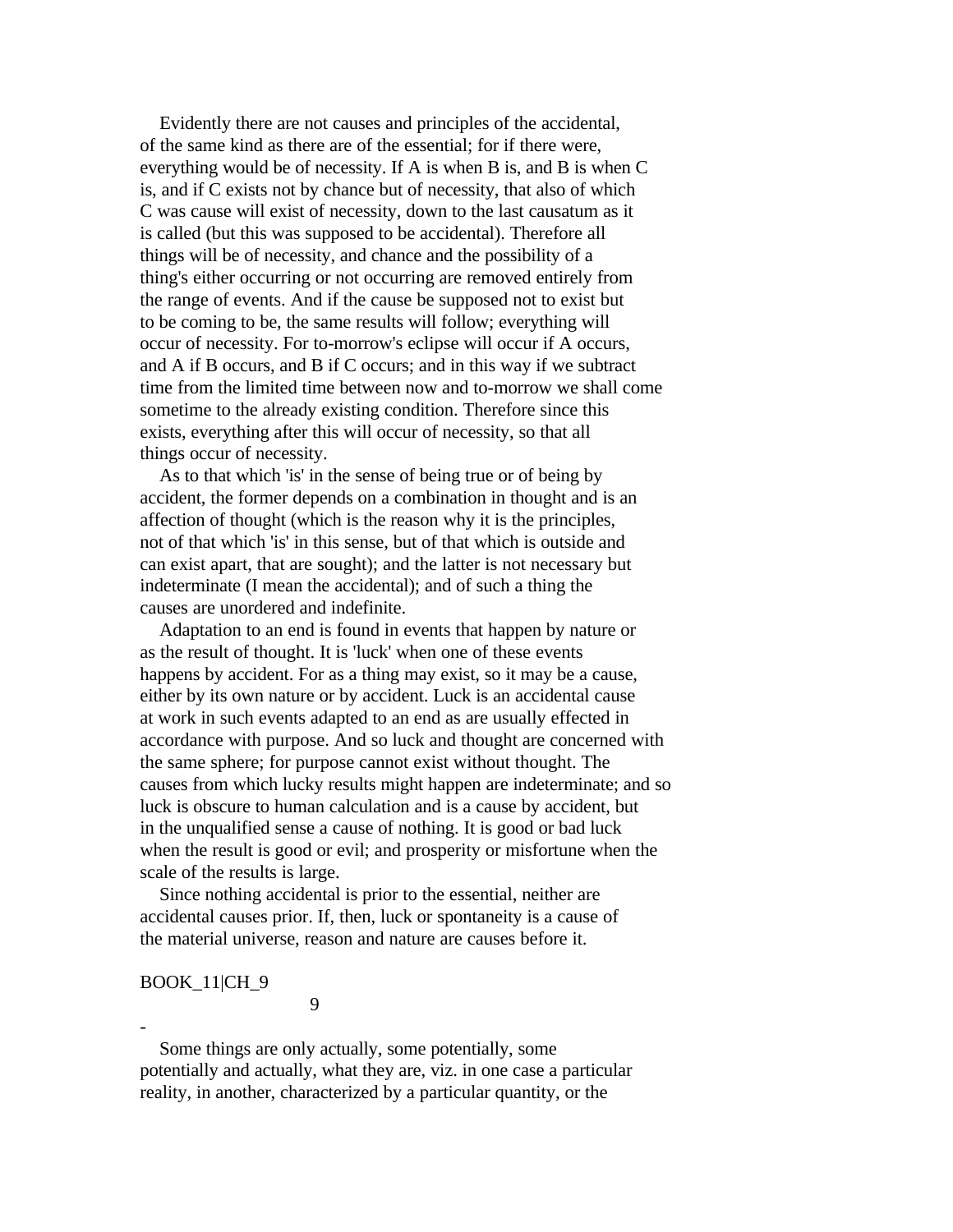Evidently there are not causes and principles of the accidental, of the same kind as there are of the essential; for if there were, everything would be of necessity. If A is when B is, and B is when C is, and if C exists not by chance but of necessity, that also of which C was cause will exist of necessity, down to the last causatum as it is called (but this was supposed to be accidental). Therefore all things will be of necessity, and chance and the possibility of a thing's either occurring or not occurring are removed entirely from the range of events. And if the cause be supposed not to exist but to be coming to be, the same results will follow; everything will occur of necessity. For to-morrow's eclipse will occur if A occurs, and A if B occurs, and B if C occurs; and in this way if we subtract time from the limited time between now and to-morrow we shall come sometime to the already existing condition. Therefore since this exists, everything after this will occur of necessity, so that all things occur of necessity.

As to that which 'is' in the sense of being true or of being by accident, the former depends on a combination in thought and is an affection of thought (which is the reason why it is the principles, not of that which 'is' in this sense, but of that which is outside and can exist apart, that are sought); and the latter is not necessary but indeterminate (I mean the accidental); and of such a thing the causes are unordered and indefinite.

Adaptation to an end is found in events that happen by nature or as the result of thought. It is 'luck' when one of these events happens by accident. For as a thing may exist, so it may be a cause, either by its own nature or by accident. Luck is an accidental cause at work in such events adapted to an end as are usually effected in accordance with purpose. And so luck and thought are concerned with the same sphere; for purpose cannot exist without thought. The causes from which lucky results might happen are indeterminate; and so luck is obscure to human calculation and is a cause by accident, but in the unqualified sense a cause of nothing. It is good or bad luck when the result is good or evil; and prosperity or misfortune when the scale of the results is large.

Since nothing accidental is prior to the essential, neither are accidental causes prior. If, then, luck or spontaneity is a cause of the material universe, reason and nature are causes before it.

BOOK_11|CH_9

9

-

Some things are only actually, some potentially, some potentially and actually, what they are, viz. in one case a particular reality, in another, characterized by a particular quantity, or the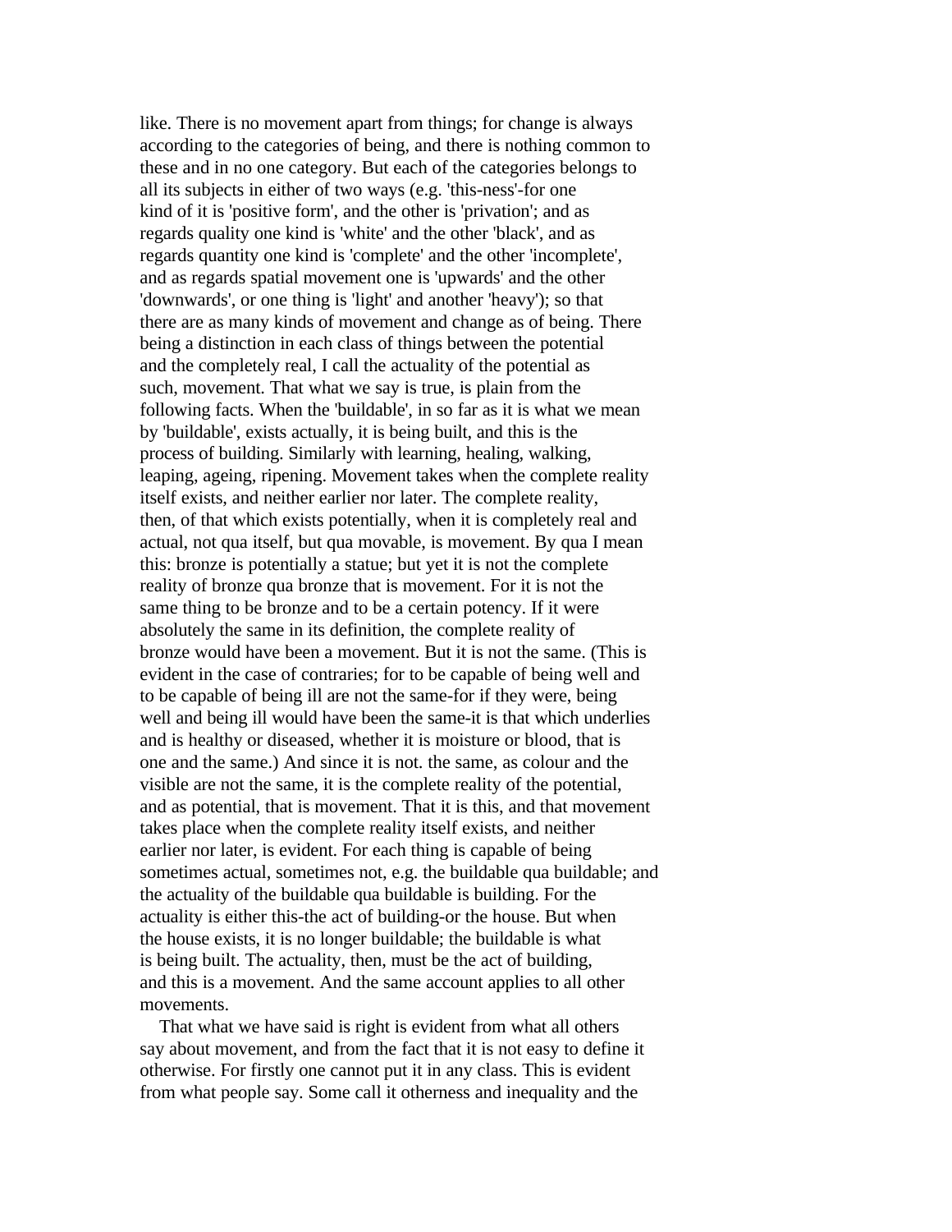like. There is no movement apart from things; for change is always according to the categories of being, and there is nothing common to these and in no one category. But each of the categories belongs to all its subjects in either of two ways (e.g. 'this-ness'-for one kind of it is 'positive form', and the other is 'privation'; and as regards quality one kind is 'white' and the other 'black', and as regards quantity one kind is 'complete' and the other 'incomplete', and as regards spatial movement one is 'upwards' and the other 'downwards', or one thing is 'light' and another 'heavy'); so that there are as many kinds of movement and change as of being. There being a distinction in each class of things between the potential and the completely real, I call the actuality of the potential as such, movement. That what we say is true, is plain from the following facts. When the 'buildable', in so far as it is what we mean by 'buildable', exists actually, it is being built, and this is the process of building. Similarly with learning, healing, walking, leaping, ageing, ripening. Movement takes when the complete reality itself exists, and neither earlier nor later. The complete reality, then, of that which exists potentially, when it is completely real and actual, not qua itself, but qua movable, is movement. By qua I mean this: bronze is potentially a statue; but yet it is not the complete reality of bronze qua bronze that is movement. For it is not the same thing to be bronze and to be a certain potency. If it were absolutely the same in its definition, the complete reality of bronze would have been a movement. But it is not the same. (This is evident in the case of contraries; for to be capable of being well and to be capable of being ill are not the same-for if they were, being well and being ill would have been the same-it is that which underlies and is healthy or diseased, whether it is moisture or blood, that is one and the same.) And since it is not. the same, as colour and the visible are not the same, it is the complete reality of the potential, and as potential, that is movement. That it is this, and that movement takes place when the complete reality itself exists, and neither earlier nor later, is evident. For each thing is capable of being sometimes actual, sometimes not, e.g. the buildable qua buildable; and the actuality of the buildable qua buildable is building. For the actuality is either this-the act of building-or the house. But when the house exists, it is no longer buildable; the buildable is what is being built. The actuality, then, must be the act of building, and this is a movement. And the same account applies to all other movements.

That what we have said is right is evident from what all others say about movement, and from the fact that it is not easy to define it otherwise. For firstly one cannot put it in any class. This is evident from what people say. Some call it otherness and inequality and the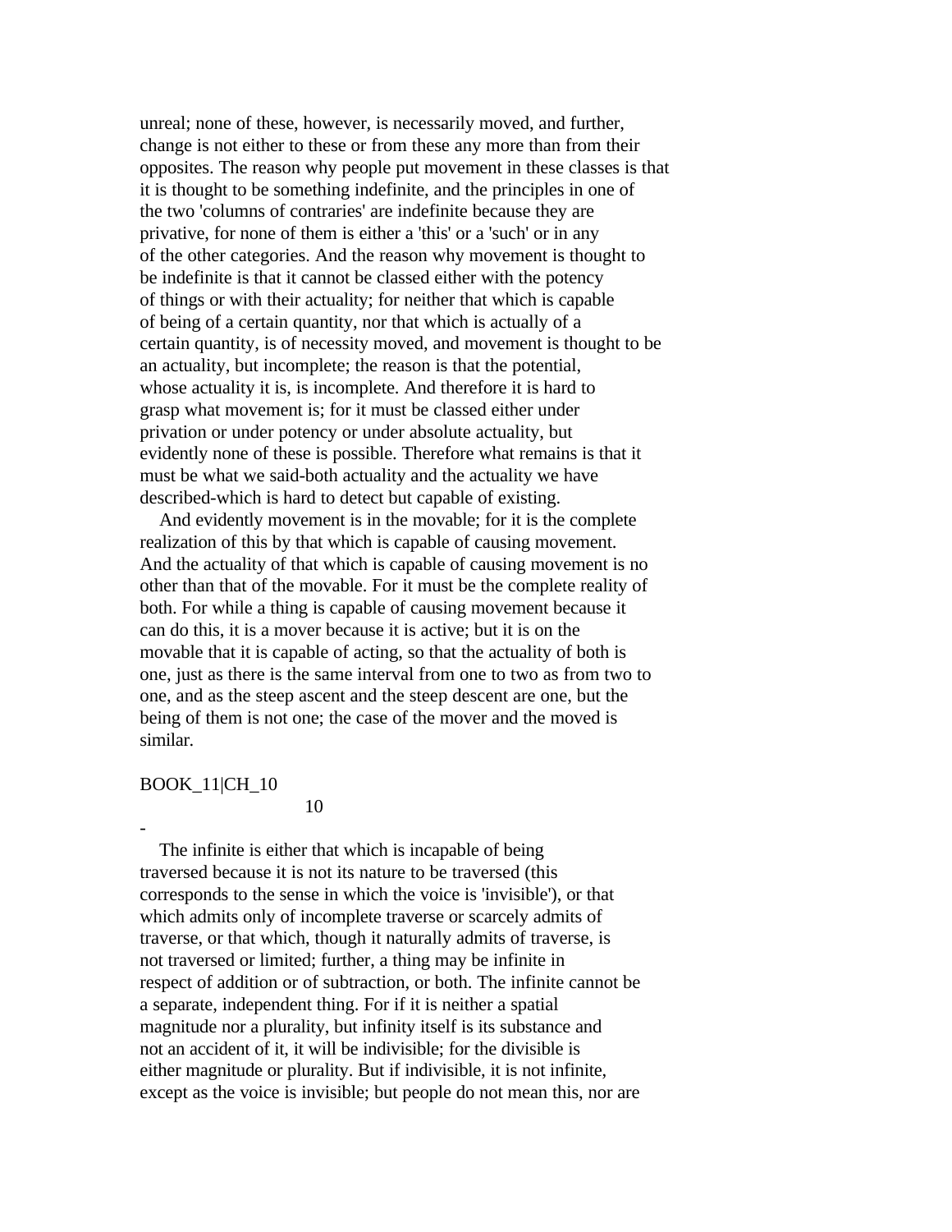unreal; none of these, however, is necessarily moved, and further, change is not either to these or from these any more than from their opposites. The reason why people put movement in these classes is that it is thought to be something indefinite, and the principles in one of the two 'columns of contraries' are indefinite because they are privative, for none of them is either a 'this' or a 'such' or in any of the other categories. And the reason why movement is thought to be indefinite is that it cannot be classed either with the potency of things or with their actuality; for neither that which is capable of being of a certain quantity, nor that which is actually of a certain quantity, is of necessity moved, and movement is thought to be an actuality, but incomplete; the reason is that the potential, whose actuality it is, is incomplete. And therefore it is hard to grasp what movement is; for it must be classed either under privation or under potency or under absolute actuality, but evidently none of these is possible. Therefore what remains is that it must be what we said-both actuality and the actuality we have described-which is hard to detect but capable of existing.

And evidently movement is in the movable; for it is the complete realization of this by that which is capable of causing movement. And the actuality of that which is capable of causing movement is no other than that of the movable. For it must be the complete reality of both. For while a thing is capable of causing movement because it can do this, it is a mover because it is active; but it is on the movable that it is capable of acting, so that the actuality of both is one, just as there is the same interval from one to two as from two to one, and as the steep ascent and the steep descent are one, but the being of them is not one; the case of the mover and the moved is similar.

BOOK_11|CH_10

10

-

The infinite is either that which is incapable of being traversed because it is not its nature to be traversed (this corresponds to the sense in which the voice is 'invisible'), or that which admits only of incomplete traverse or scarcely admits of traverse, or that which, though it naturally admits of traverse, is not traversed or limited; further, a thing may be infinite in respect of addition or of subtraction, or both. The infinite cannot be a separate, independent thing. For if it is neither a spatial magnitude nor a plurality, but infinity itself is its substance and not an accident of it, it will be indivisible; for the divisible is either magnitude or plurality. But if indivisible, it is not infinite, except as the voice is invisible; but people do not mean this, nor are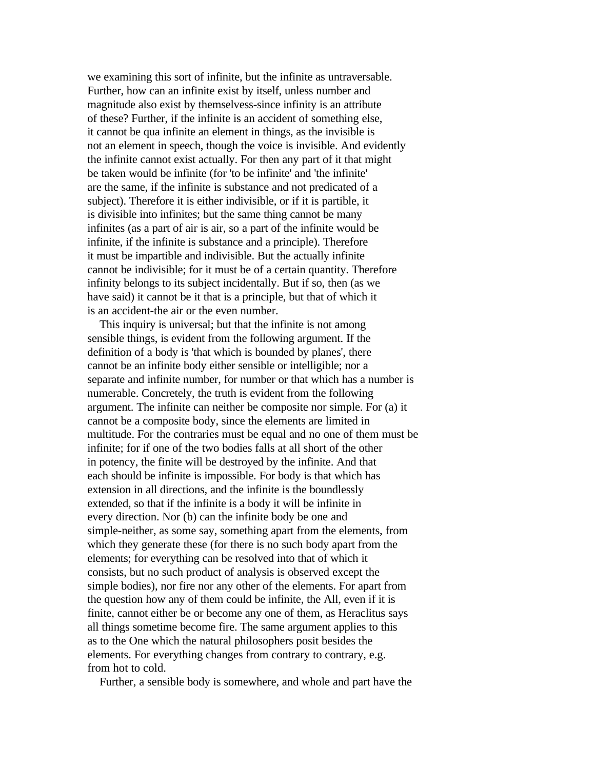we examining this sort of infinite, but the infinite as untraversable. Further, how can an infinite exist by itself, unless number and magnitude also exist by themselvess-since infinity is an attribute of these? Further, if the infinite is an accident of something else, it cannot be qua infinite an element in things, as the invisible is not an element in speech, though the voice is invisible. And evidently the infinite cannot exist actually. For then any part of it that might be taken would be infinite (for 'to be infinite' and 'the infinite' are the same, if the infinite is substance and not predicated of a subject). Therefore it is either indivisible, or if it is partible, it is divisible into infinites; but the same thing cannot be many infinites (as a part of air is air, so a part of the infinite would be infinite, if the infinite is substance and a principle). Therefore it must be impartible and indivisible. But the actually infinite cannot be indivisible; for it must be of a certain quantity. Therefore infinity belongs to its subject incidentally. But if so, then (as we have said) it cannot be it that is a principle, but that of which it is an accident-the air or the even number.

This inquiry is universal; but that the infinite is not among sensible things, is evident from the following argument. If the definition of a body is 'that which is bounded by planes', there cannot be an infinite body either sensible or intelligible; nor a separate and infinite number, for number or that which has a number is numerable. Concretely, the truth is evident from the following argument. The infinite can neither be composite nor simple. For (a) it cannot be a composite body, since the elements are limited in multitude. For the contraries must be equal and no one of them must be infinite; for if one of the two bodies falls at all short of the other in potency, the finite will be destroyed by the infinite. And that each should be infinite is impossible. For body is that which has extension in all directions, and the infinite is the boundlessly extended, so that if the infinite is a body it will be infinite in every direction. Nor (b) can the infinite body be one and simple-neither, as some say, something apart from the elements, from which they generate these (for there is no such body apart from the elements; for everything can be resolved into that of which it consists, but no such product of analysis is observed except the simple bodies), nor fire nor any other of the elements. For apart from the question how any of them could be infinite, the All, even if it is finite, cannot either be or become any one of them, as Heraclitus says all things sometime become fire. The same argument applies to this as to the One which the natural philosophers posit besides the elements. For everything changes from contrary to contrary, e.g. from hot to cold.

Further, a sensible body is somewhere, and whole and part have the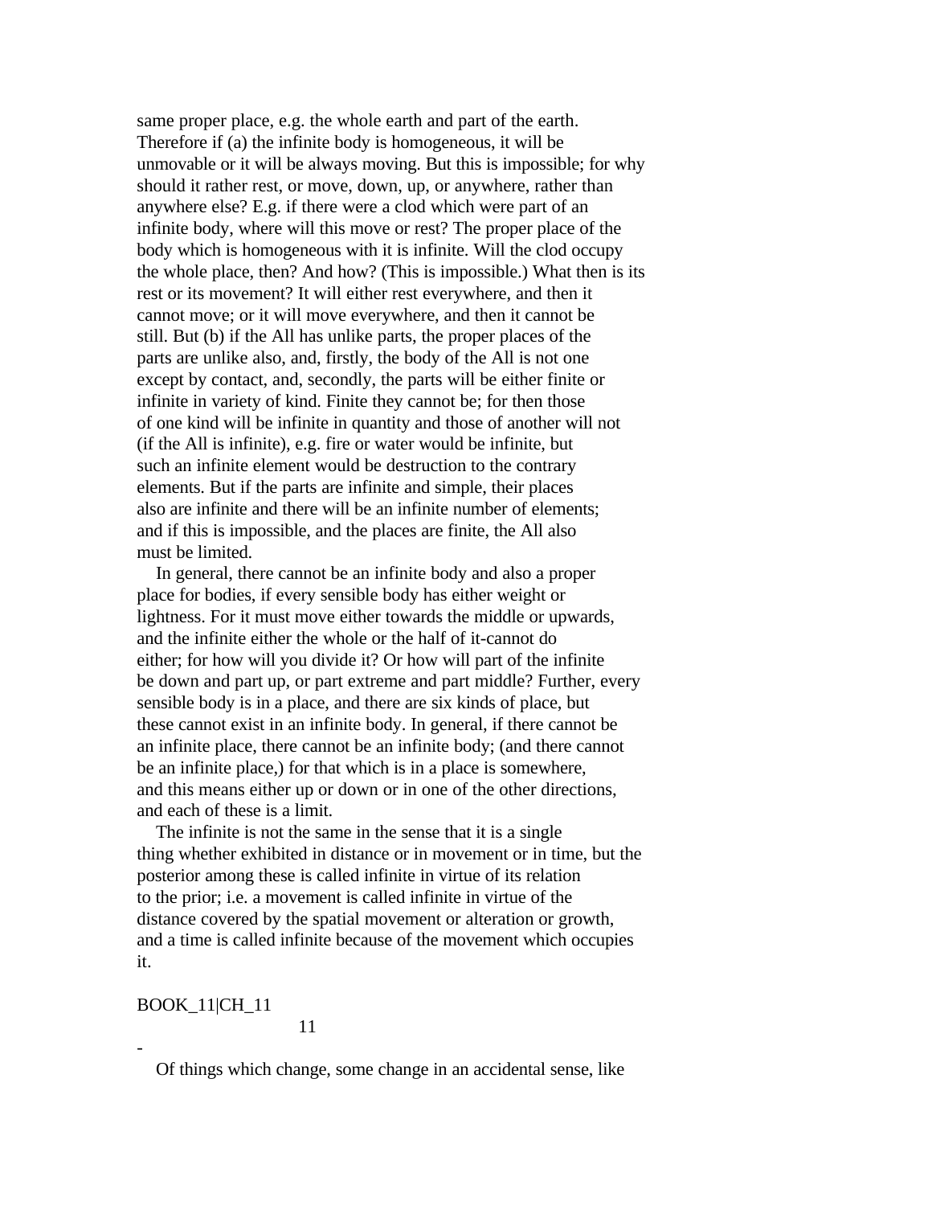same proper place, e.g. the whole earth and part of the earth. Therefore if (a) the infinite body is homogeneous, it will be unmovable or it will be always moving. But this is impossible; for why should it rather rest, or move, down, up, or anywhere, rather than anywhere else? E.g. if there were a clod which were part of an infinite body, where will this move or rest? The proper place of the body which is homogeneous with it is infinite. Will the clod occupy the whole place, then? And how? (This is impossible.) What then is its rest or its movement? It will either rest everywhere, and then it cannot move; or it will move everywhere, and then it cannot be still. But (b) if the All has unlike parts, the proper places of the parts are unlike also, and, firstly, the body of the All is not one except by contact, and, secondly, the parts will be either finite or infinite in variety of kind. Finite they cannot be; for then those of one kind will be infinite in quantity and those of another will not (if the All is infinite), e.g. fire or water would be infinite, but such an infinite element would be destruction to the contrary elements. But if the parts are infinite and simple, their places also are infinite and there will be an infinite number of elements; and if this is impossible, and the places are finite, the All also must be limited.

In general, there cannot be an infinite body and also a proper place for bodies, if every sensible body has either weight or lightness. For it must move either towards the middle or upwards, and the infinite either the whole or the half of it-cannot do either; for how will you divide it? Or how will part of the infinite be down and part up, or part extreme and part middle? Further, every sensible body is in a place, and there are six kinds of place, but these cannot exist in an infinite body. In general, if there cannot be an infinite place, there cannot be an infinite body; (and there cannot be an infinite place,) for that which is in a place is somewhere, and this means either up or down or in one of the other directions, and each of these is a limit.

The infinite is not the same in the sense that it is a single thing whether exhibited in distance or in movement or in time, but the posterior among these is called infinite in virtue of its relation to the prior; i.e. a movement is called infinite in virtue of the distance covered by the spatial movement or alteration or growth, and a time is called infinite because of the movement which occupies it.

BOOK_11|CH_11

## 11

-

Of things which change, some change in an accidental sense, like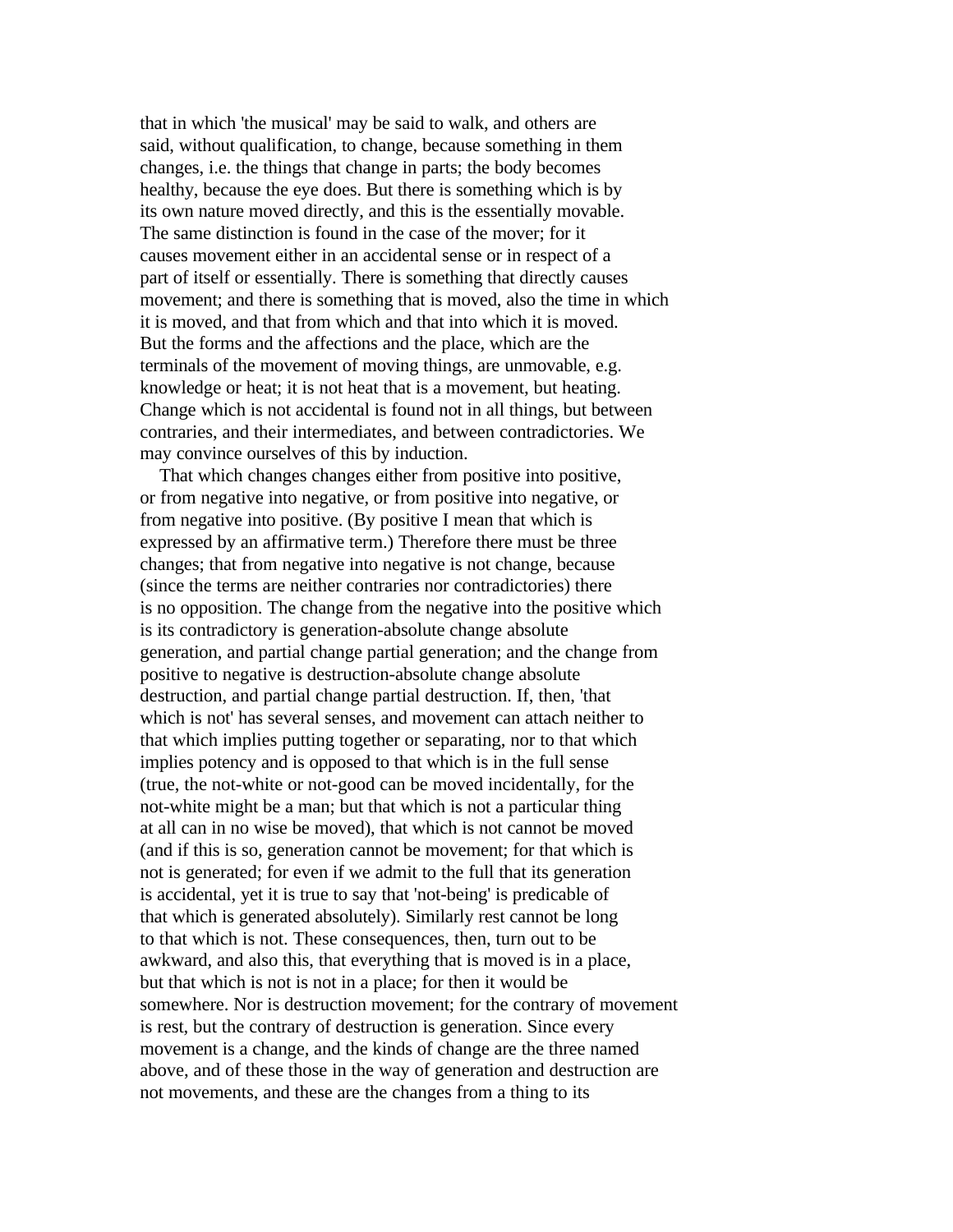that in which 'the musical' may be said to walk, and others are said, without qualification, to change, because something in them changes, i.e. the things that change in parts; the body becomes healthy, because the eye does. But there is something which is by its own nature moved directly, and this is the essentially movable. The same distinction is found in the case of the mover; for it causes movement either in an accidental sense or in respect of a part of itself or essentially. There is something that directly causes movement; and there is something that is moved, also the time in which it is moved, and that from which and that into which it is moved. But the forms and the affections and the place, which are the terminals of the movement of moving things, are unmovable, e.g. knowledge or heat; it is not heat that is a movement, but heating. Change which is not accidental is found not in all things, but between contraries, and their intermediates, and between contradictories. We may convince ourselves of this by induction.

That which changes changes either from positive into positive, or from negative into negative, or from positive into negative, or from negative into positive. (By positive I mean that which is expressed by an affirmative term.) Therefore there must be three changes; that from negative into negative is not change, because (since the terms are neither contraries nor contradictories) there is no opposition. The change from the negative into the positive which is its contradictory is generation-absolute change absolute generation, and partial change partial generation; and the change from positive to negative is destruction-absolute change absolute destruction, and partial change partial destruction. If, then, 'that which is not' has several senses, and movement can attach neither to that which implies putting together or separating, nor to that which implies potency and is opposed to that which is in the full sense (true, the not-white or not-good can be moved incidentally, for the not-white might be a man; but that which is not a particular thing at all can in no wise be moved), that which is not cannot be moved (and if this is so, generation cannot be movement; for that which is not is generated; for even if we admit to the full that its generation is accidental, yet it is true to say that 'not-being' is predicable of that which is generated absolutely). Similarly rest cannot be long to that which is not. These consequences, then, turn out to be awkward, and also this, that everything that is moved is in a place, but that which is not is not in a place; for then it would be somewhere. Nor is destruction movement; for the contrary of movement is rest, but the contrary of destruction is generation. Since every movement is a change, and the kinds of change are the three named above, and of these those in the way of generation and destruction are not movements, and these are the changes from a thing to its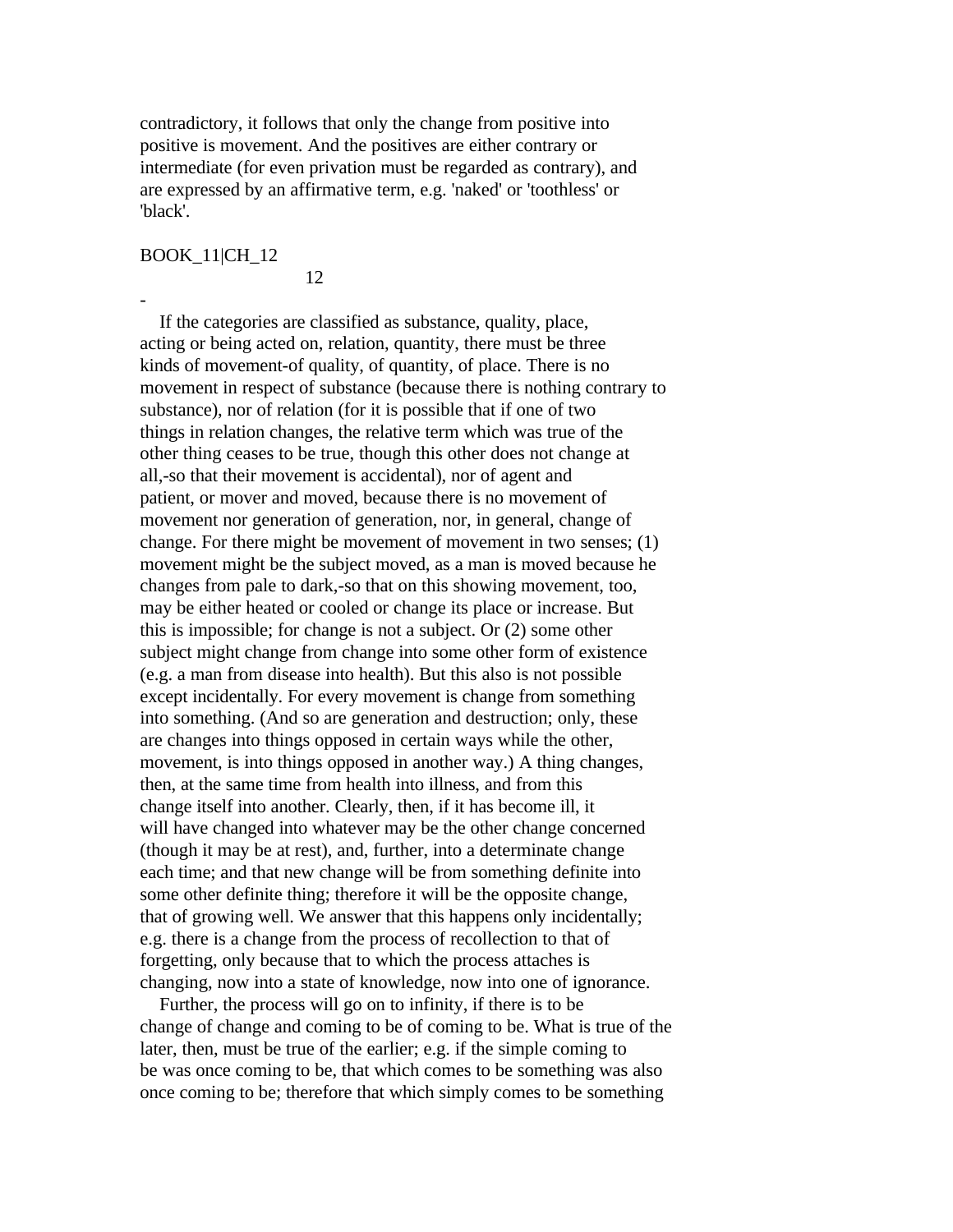contradictory, it follows that only the change from positive into positive is movement. And the positives are either contrary or intermediate (for even privation must be regarded as contrary), and are expressed by an affirmative term, e.g. 'naked' or 'toothless' or 'black'.

BOOK_11|CH_12

12

-

If the categories are classified as substance, quality, place, acting or being acted on, relation, quantity, there must be three kinds of movement-of quality, of quantity, of place. There is no movement in respect of substance (because there is nothing contrary to substance), nor of relation (for it is possible that if one of two things in relation changes, the relative term which was true of the other thing ceases to be true, though this other does not change at all,-so that their movement is accidental), nor of agent and patient, or mover and moved, because there is no movement of movement nor generation of generation, nor, in general, change of change. For there might be movement of movement in two senses; (1) movement might be the subject moved, as a man is moved because he changes from pale to dark,-so that on this showing movement, too, may be either heated or cooled or change its place or increase. But this is impossible; for change is not a subject. Or (2) some other subject might change from change into some other form of existence (e.g. a man from disease into health). But this also is not possible except incidentally. For every movement is change from something into something. (And so are generation and destruction; only, these are changes into things opposed in certain ways while the other, movement, is into things opposed in another way.) A thing changes, then, at the same time from health into illness, and from this change itself into another. Clearly, then, if it has become ill, it will have changed into whatever may be the other change concerned (though it may be at rest), and, further, into a determinate change each time; and that new change will be from something definite into some other definite thing; therefore it will be the opposite change, that of growing well. We answer that this happens only incidentally; e.g. there is a change from the process of recollection to that of forgetting, only because that to which the process attaches is changing, now into a state of knowledge, now into one of ignorance.

Further, the process will go on to infinity, if there is to be change of change and coming to be of coming to be. What is true of the later, then, must be true of the earlier; e.g. if the simple coming to be was once coming to be, that which comes to be something was also once coming to be; therefore that which simply comes to be something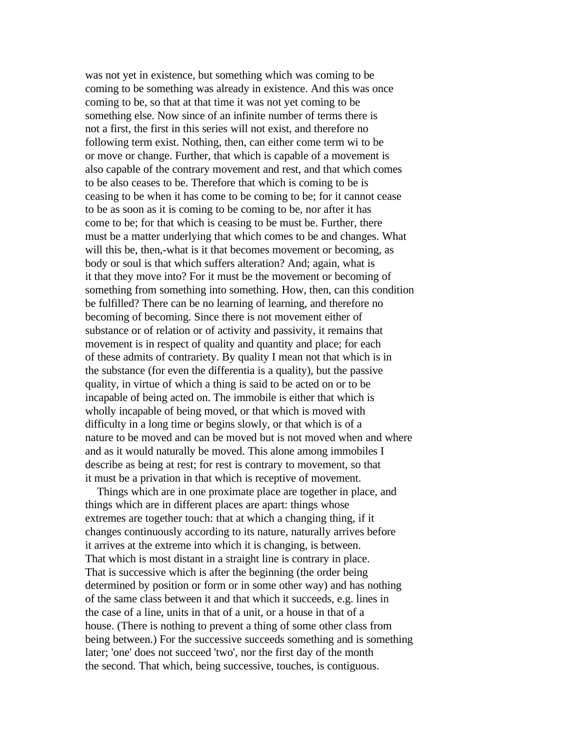was not yet in existence, but something which was coming to be coming to be something was already in existence. And this was once coming to be, so that at that time it was not yet coming to be something else. Now since of an infinite number of terms there is not a first, the first in this series will not exist, and therefore no following term exist. Nothing, then, can either come term wi to be or move or change. Further, that which is capable of a movement is also capable of the contrary movement and rest, and that which comes to be also ceases to be. Therefore that which is coming to be is ceasing to be when it has come to be coming to be; for it cannot cease to be as soon as it is coming to be coming to be, nor after it has come to be; for that which is ceasing to be must be. Further, there must be a matter underlying that which comes to be and changes. What will this be, then,-what is it that becomes movement or becoming, as body or soul is that which suffers alteration? And; again, what is it that they move into? For it must be the movement or becoming of something from something into something. How, then, can this condition be fulfilled? There can be no learning of learning, and therefore no becoming of becoming. Since there is not movement either of substance or of relation or of activity and passivity, it remains that movement is in respect of quality and quantity and place; for each of these admits of contrariety. By quality I mean not that which is in the substance (for even the differentia is a quality), but the passive quality, in virtue of which a thing is said to be acted on or to be incapable of being acted on. The immobile is either that which is wholly incapable of being moved, or that which is moved with difficulty in a long time or begins slowly, or that which is of a nature to be moved and can be moved but is not moved when and where and as it would naturally be moved. This alone among immobiles I describe as being at rest; for rest is contrary to movement, so that it must be a privation in that which is receptive of movement.

Things which are in one proximate place are together in place, and things which are in different places are apart: things whose extremes are together touch: that at which a changing thing, if it changes continuously according to its nature, naturally arrives before it arrives at the extreme into which it is changing, is between. That which is most distant in a straight line is contrary in place. That is successive which is after the beginning (the order being determined by position or form or in some other way) and has nothing of the same class between it and that which it succeeds, e.g. lines in the case of a line, units in that of a unit, or a house in that of a house. (There is nothing to prevent a thing of some other class from being between.) For the successive succeeds something and is something later; 'one' does not succeed 'two', nor the first day of the month the second. That which, being successive, touches, is contiguous.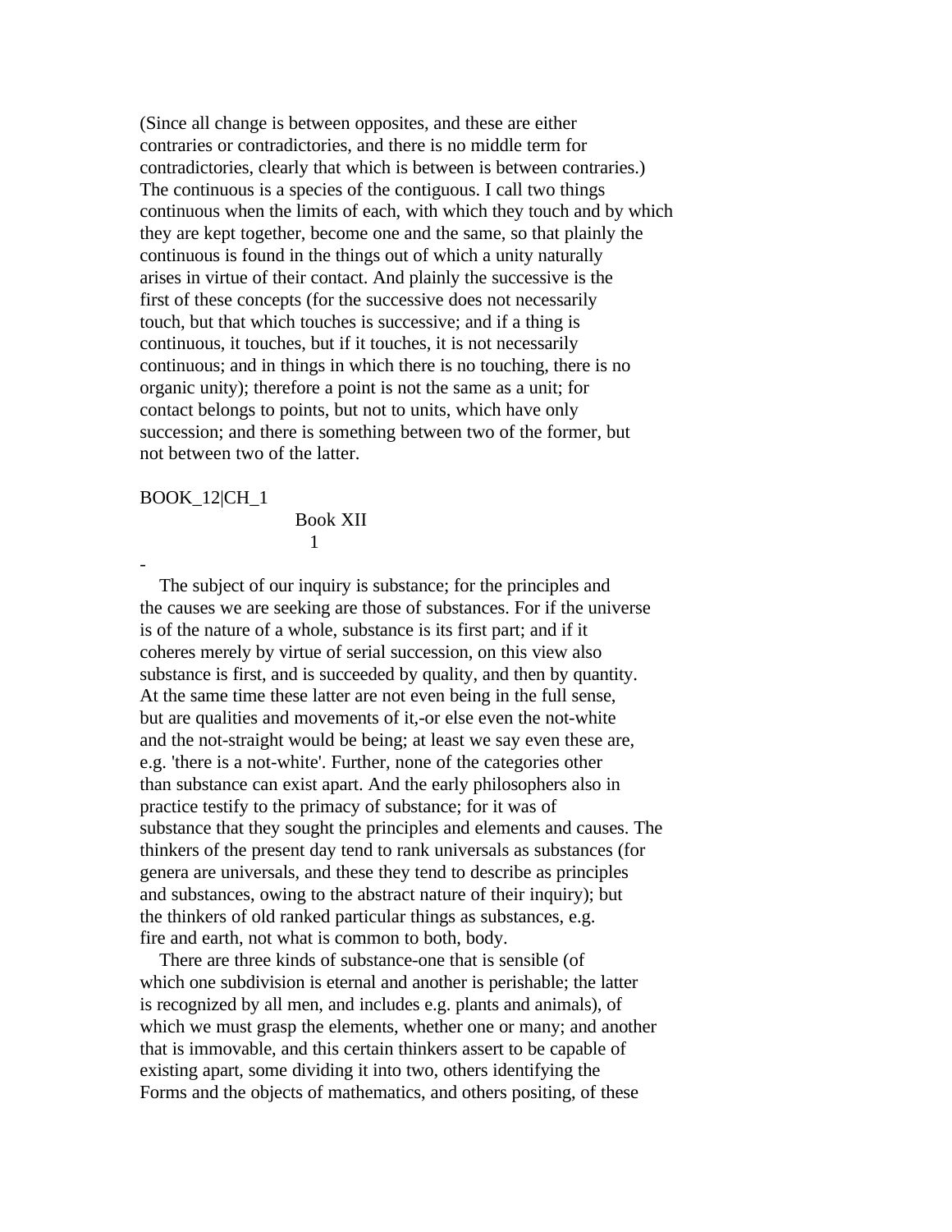(Since all change is between opposites, and these are either contraries or contradictories, and there is no middle term for contradictories, clearly that which is between is between contraries.) The continuous is a species of the contiguous. I call two things continuous when the limits of each, with which they touch and by which they are kept together, become one and the same, so that plainly the continuous is found in the things out of which a unity naturally arises in virtue of their contact. And plainly the successive is the first of these concepts (for the successive does not necessarily touch, but that which touches is successive; and if a thing is continuous, it touches, but if it touches, it is not necessarily continuous; and in things in which there is no touching, there is no organic unity); therefore a point is not the same as a unit; for contact belongs to points, but not to units, which have only succession; and there is something between two of the former, but not between two of the latter.

BOOK_12|CH_1

## Book XII

### 1

-

The subject of our inquiry is substance; for the principles and the causes we are seeking are those of substances. For if the universe is of the nature of a whole, substance is its first part; and if it coheres merely by virtue of serial succession, on this view also substance is first, and is succeeded by quality, and then by quantity. At the same time these latter are not even being in the full sense, but are qualities and movements of it,-or else even the not-white and the not-straight would be being; at least we say even these are, e.g. 'there is a not-white'. Further, none of the categories other than substance can exist apart. And the early philosophers also in practice testify to the primacy of substance; for it was of substance that they sought the principles and elements and causes. The thinkers of the present day tend to rank universals as substances (for genera are universals, and these they tend to describe as principles and substances, owing to the abstract nature of their inquiry); but the thinkers of old ranked particular things as substances, e.g. fire and earth, not what is common to both, body.

There are three kinds of substance-one that is sensible (of which one subdivision is eternal and another is perishable; the latter is recognized by all men, and includes e.g. plants and animals), of which we must grasp the elements, whether one or many; and another that is immovable, and this certain thinkers assert to be capable of existing apart, some dividing it into two, others identifying the Forms and the objects of mathematics, and others positing, of these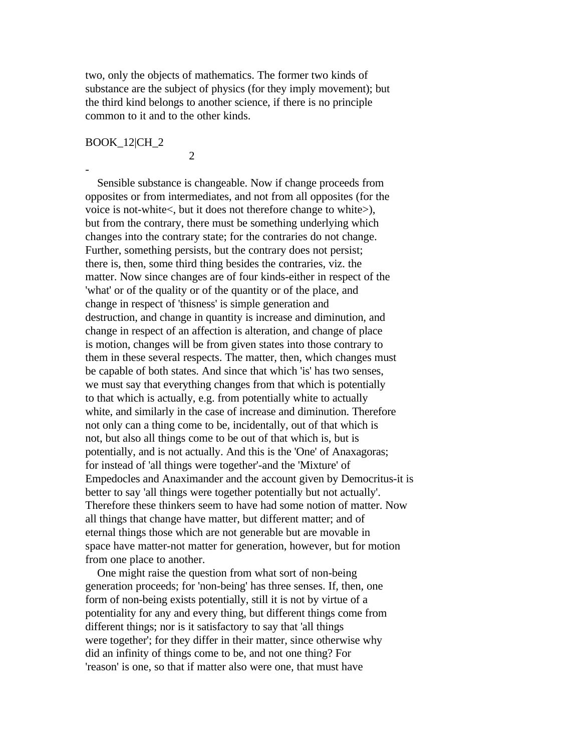two, only the objects of mathematics. The former two kinds of substance are the subject of physics (for they imply movement); but the third kind belongs to another science, if there is no principle common to it and to the other kinds.

BOOK_12|CH_2

2

-

Sensible substance is changeable. Now if change proceeds from opposites or from intermediates, and not from all opposites (for the voice is not-white<, but it does not therefore change to white>), but from the contrary, there must be something underlying which changes into the contrary state; for the contraries do not change. Further, something persists, but the contrary does not persist; there is, then, some third thing besides the contraries, viz. the matter. Now since changes are of four kinds-either in respect of the 'what' or of the quality or of the quantity or of the place, and change in respect of 'thisness' is simple generation and destruction, and change in quantity is increase and diminution, and change in respect of an affection is alteration, and change of place is motion, changes will be from given states into those contrary to them in these several respects. The matter, then, which changes must be capable of both states. And since that which 'is' has two senses, we must say that everything changes from that which is potentially to that which is actually, e.g. from potentially white to actually white, and similarly in the case of increase and diminution. Therefore not only can a thing come to be, incidentally, out of that which is not, but also all things come to be out of that which is, but is potentially, and is not actually. And this is the 'One' of Anaxagoras; for instead of 'all things were together'-and the 'Mixture' of Empedocles and Anaximander and the account given by Democritus-it is better to say 'all things were together potentially but not actually'. Therefore these thinkers seem to have had some notion of matter. Now all things that change have matter, but different matter; and of eternal things those which are not generable but are movable in space have matter-not matter for generation, however, but for motion from one place to another.

One might raise the question from what sort of non-being generation proceeds; for 'non-being' has three senses. If, then, one form of non-being exists potentially, still it is not by virtue of a potentiality for any and every thing, but different things come from different things; nor is it satisfactory to say that 'all things were together'; for they differ in their matter, since otherwise why did an infinity of things come to be, and not one thing? For 'reason' is one, so that if matter also were one, that must have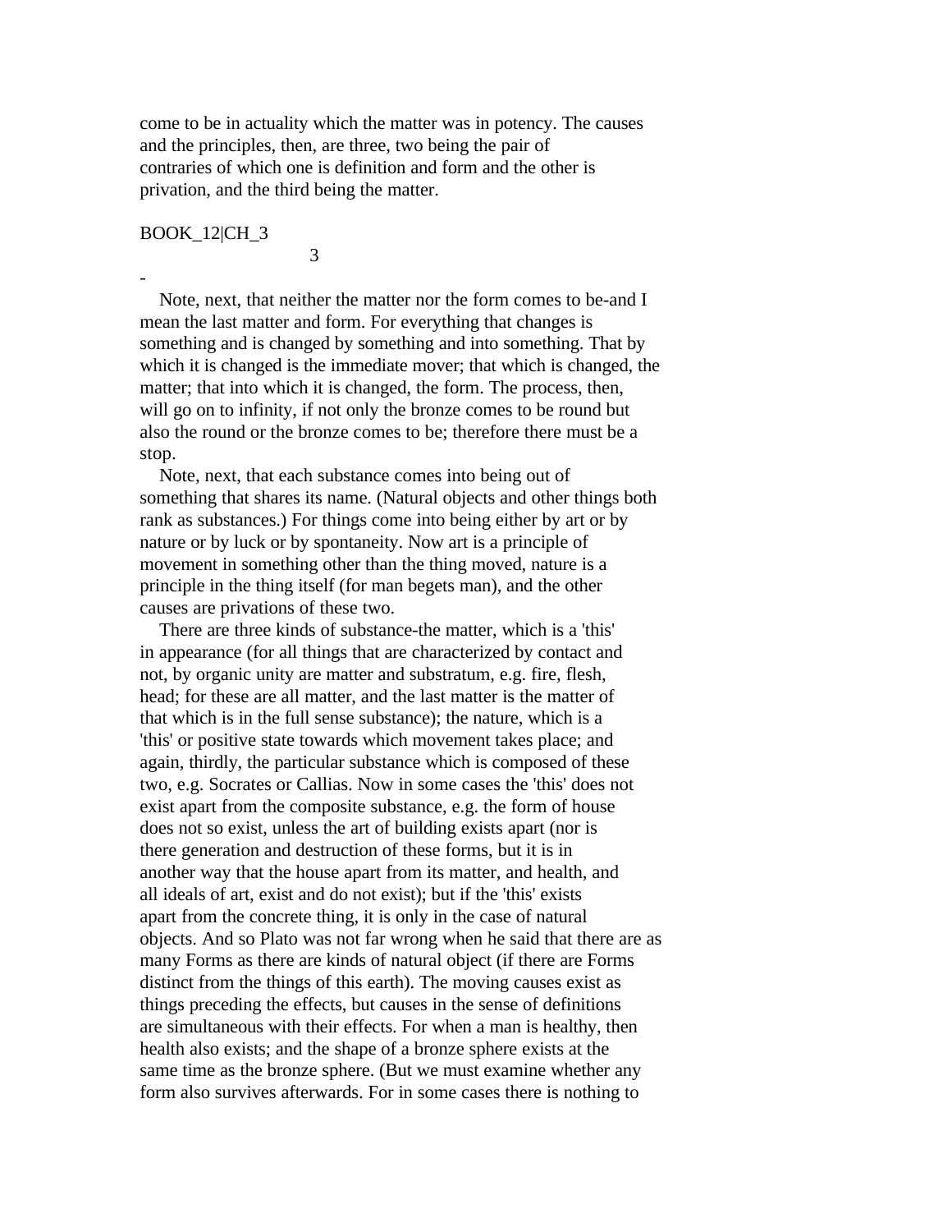come to be in actuality which the matter was in potency. The causes and the principles, then, are three, two being the pair of contraries of which one is definition and form and the other is privation, and the third being the matter.

BOOK_12|CH_3

3

-

Note, next, that neither the matter nor the form comes to be-and I mean the last matter and form. For everything that changes is something and is changed by something and into something. That by which it is changed is the immediate mover; that which is changed, the matter; that into which it is changed, the form. The process, then, will go on to infinity, if not only the bronze comes to be round but also the round or the bronze comes to be; therefore there must be a stop.

Note, next, that each substance comes into being out of something that shares its name. (Natural objects and other things both rank as substances.) For things come into being either by art or by nature or by luck or by spontaneity. Now art is a principle of movement in something other than the thing moved, nature is a principle in the thing itself (for man begets man), and the other causes are privations of these two.

There are three kinds of substance-the matter, which is a 'this' in appearance (for all things that are characterized by contact and not, by organic unity are matter and substratum, e.g. fire, flesh, head; for these are all matter, and the last matter is the matter of that which is in the full sense substance); the nature, which is a 'this' or positive state towards which movement takes place; and again, thirdly, the particular substance which is composed of these two, e.g. Socrates or Callias. Now in some cases the 'this' does not exist apart from the composite substance, e.g. the form of house does not so exist, unless the art of building exists apart (nor is there generation and destruction of these forms, but it is in another way that the house apart from its matter, and health, and all ideals of art, exist and do not exist); but if the 'this' exists apart from the concrete thing, it is only in the case of natural objects. And so Plato was not far wrong when he said that there are as many Forms as there are kinds of natural object (if there are Forms distinct from the things of this earth). The moving causes exist as things preceding the effects, but causes in the sense of definitions are simultaneous with their effects. For when a man is healthy, then health also exists; and the shape of a bronze sphere exists at the same time as the bronze sphere. (But we must examine whether any form also survives afterwards. For in some cases there is nothing to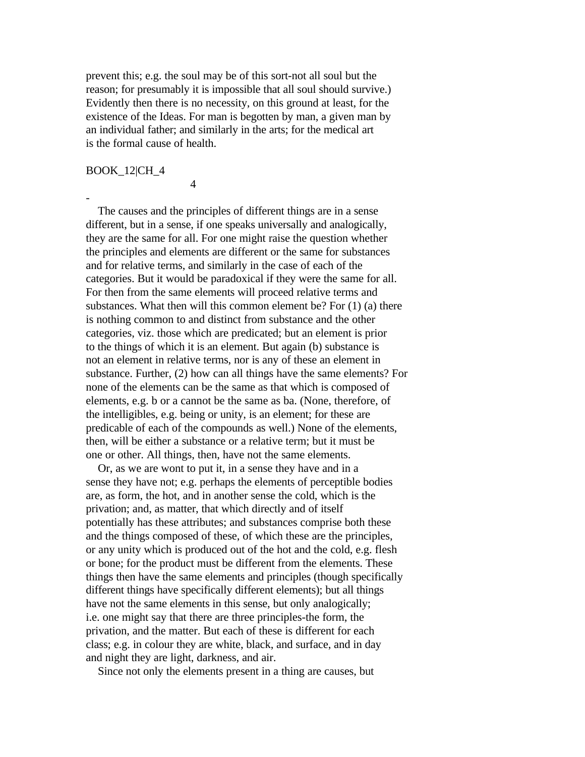prevent this; e.g. the soul may be of this sort-not all soul but the reason; for presumably it is impossible that all soul should survive.) Evidently then there is no necessity, on this ground at least, for the existence of the Ideas. For man is begotten by man, a given man by an individual father; and similarly in the arts; for the medical art is the formal cause of health.

BOOK_12|CH_4

4

-

The causes and the principles of different things are in a sense different, but in a sense, if one speaks universally and analogically, they are the same for all. For one might raise the question whether the principles and elements are different or the same for substances and for relative terms, and similarly in the case of each of the categories. But it would be paradoxical if they were the same for all. For then from the same elements will proceed relative terms and substances. What then will this common element be? For (1) (a) there is nothing common to and distinct from substance and the other categories, viz. those which are predicated; but an element is prior to the things of which it is an element. But again (b) substance is not an element in relative terms, nor is any of these an element in substance. Further, (2) how can all things have the same elements? For none of the elements can be the same as that which is composed of elements, e.g. b or a cannot be the same as ba. (None, therefore, of the intelligibles, e.g. being or unity, is an element; for these are predicable of each of the compounds as well.) None of the elements, then, will be either a substance or a relative term; but it must be one or other. All things, then, have not the same elements.

Or, as we are wont to put it, in a sense they have and in a sense they have not; e.g. perhaps the elements of perceptible bodies are, as form, the hot, and in another sense the cold, which is the privation; and, as matter, that which directly and of itself potentially has these attributes; and substances comprise both these and the things composed of these, of which these are the principles, or any unity which is produced out of the hot and the cold, e.g. flesh or bone; for the product must be different from the elements. These things then have the same elements and principles (though specifically different things have specifically different elements); but all things have not the same elements in this sense, but only analogically; i.e. one might say that there are three principles-the form, the privation, and the matter. But each of these is different for each class; e.g. in colour they are white, black, and surface, and in day and night they are light, darkness, and air.

Since not only the elements present in a thing are causes, but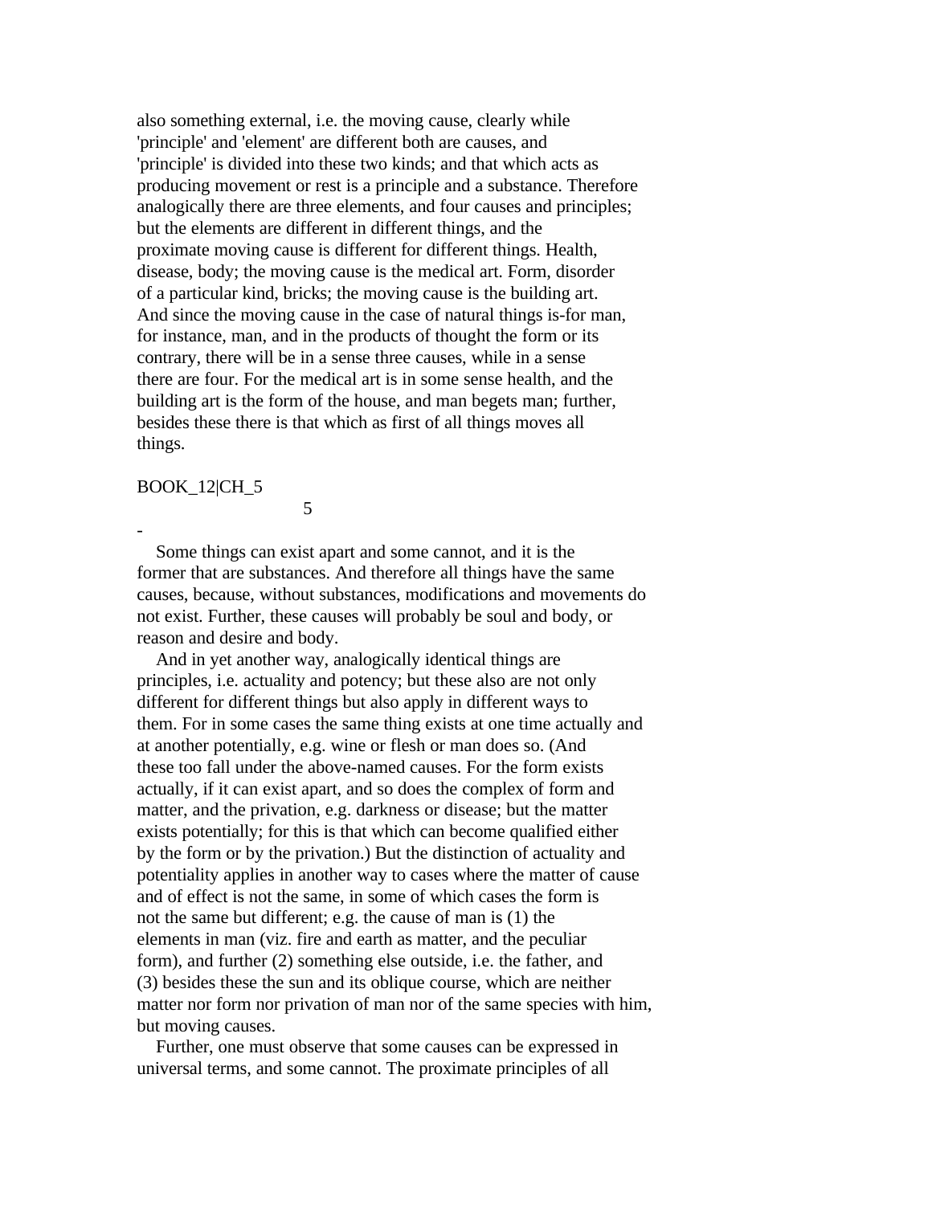also something external, i.e. the moving cause, clearly while 'principle' and 'element' are different both are causes, and 'principle' is divided into these two kinds; and that which acts as producing movement or rest is a principle and a substance. Therefore analogically there are three elements, and four causes and principles; but the elements are different in different things, and the proximate moving cause is different for different things. Health, disease, body; the moving cause is the medical art. Form, disorder of a particular kind, bricks; the moving cause is the building art. And since the moving cause in the case of natural things is-for man, for instance, man, and in the products of thought the form or its contrary, there will be in a sense three causes, while in a sense there are four. For the medical art is in some sense health, and the building art is the form of the house, and man begets man; further, besides these there is that which as first of all things moves all things.

BOOK_12|CH_5

5

-

Some things can exist apart and some cannot, and it is the former that are substances. And therefore all things have the same causes, because, without substances, modifications and movements do not exist. Further, these causes will probably be soul and body, or reason and desire and body.

And in yet another way, analogically identical things are principles, i.e. actuality and potency; but these also are not only different for different things but also apply in different ways to them. For in some cases the same thing exists at one time actually and at another potentially, e.g. wine or flesh or man does so. (And these too fall under the above-named causes. For the form exists actually, if it can exist apart, and so does the complex of form and matter, and the privation, e.g. darkness or disease; but the matter exists potentially; for this is that which can become qualified either by the form or by the privation.) But the distinction of actuality and potentiality applies in another way to cases where the matter of cause and of effect is not the same, in some of which cases the form is not the same but different; e.g. the cause of man is (1) the elements in man (viz. fire and earth as matter, and the peculiar form), and further (2) something else outside, i.e. the father, and (3) besides these the sun and its oblique course, which are neither matter nor form nor privation of man nor of the same species with him, but moving causes.

Further, one must observe that some causes can be expressed in universal terms, and some cannot. The proximate principles of all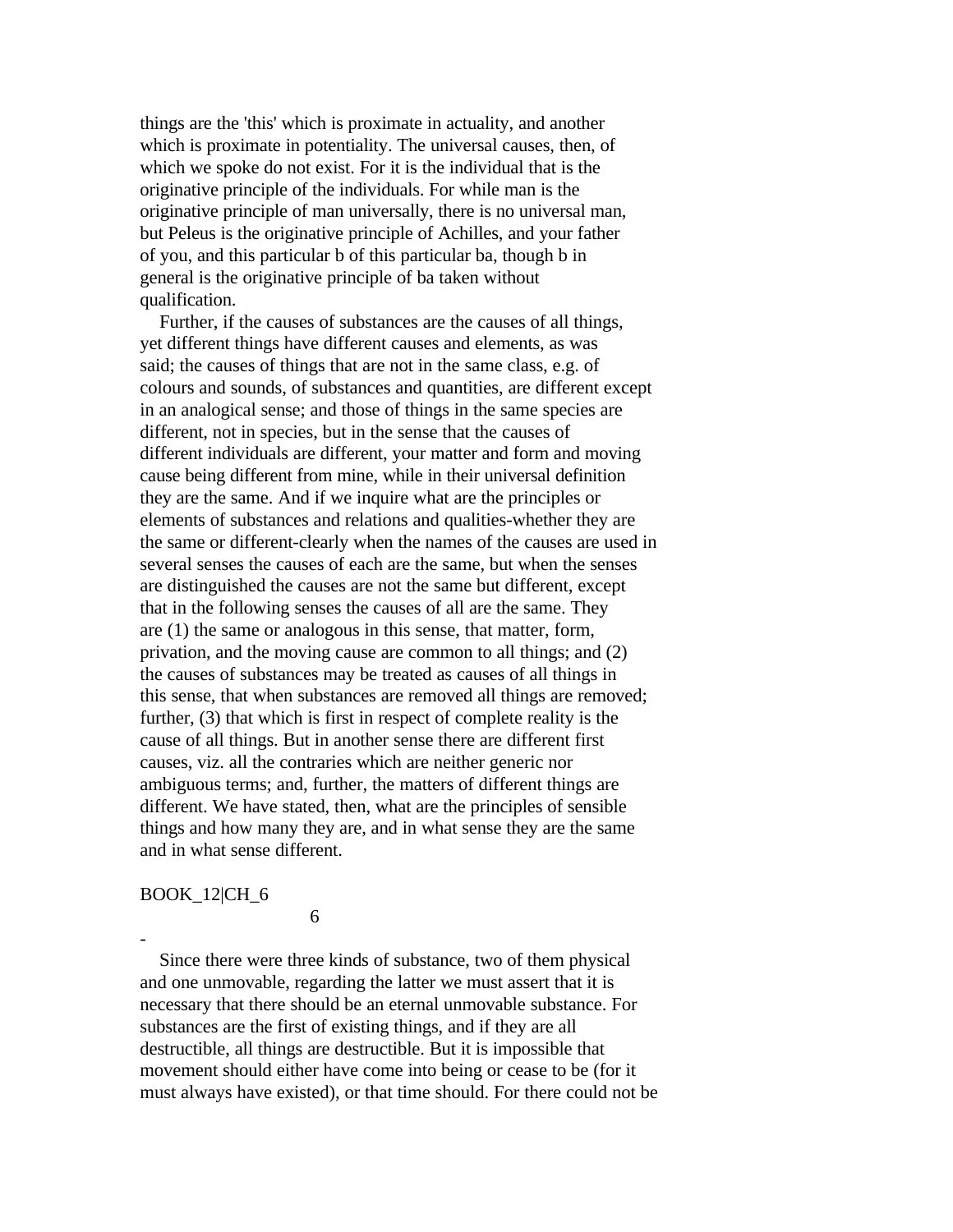things are the 'this' which is proximate in actuality, and another which is proximate in potentiality. The universal causes, then, of which we spoke do not exist. For it is the individual that is the originative principle of the individuals. For while man is the originative principle of man universally, there is no universal man, but Peleus is the originative principle of Achilles, and your father of you, and this particular b of this particular ba, though b in general is the originative principle of ba taken without qualification.

Further, if the causes of substances are the causes of all things, yet different things have different causes and elements, as was said; the causes of things that are not in the same class, e.g. of colours and sounds, of substances and quantities, are different except in an analogical sense; and those of things in the same species are different, not in species, but in the sense that the causes of different individuals are different, your matter and form and moving cause being different from mine, while in their universal definition they are the same. And if we inquire what are the principles or elements of substances and relations and qualities-whether they are the same or different-clearly when the names of the causes are used in several senses the causes of each are the same, but when the senses are distinguished the causes are not the same but different, except that in the following senses the causes of all are the same. They are (1) the same or analogous in this sense, that matter, form, privation, and the moving cause are common to all things; and (2) the causes of substances may be treated as causes of all things in this sense, that when substances are removed all things are removed; further, (3) that which is first in respect of complete reality is the cause of all things. But in another sense there are different first causes, viz. all the contraries which are neither generic nor ambiguous terms; and, further, the matters of different things are different. We have stated, then, what are the principles of sensible things and how many they are, and in what sense they are the same and in what sense different.

BOOK_12|CH_6

6

-

Since there were three kinds of substance, two of them physical and one unmovable, regarding the latter we must assert that it is necessary that there should be an eternal unmovable substance. For substances are the first of existing things, and if they are all destructible, all things are destructible. But it is impossible that movement should either have come into being or cease to be (for it must always have existed), or that time should. For there could not be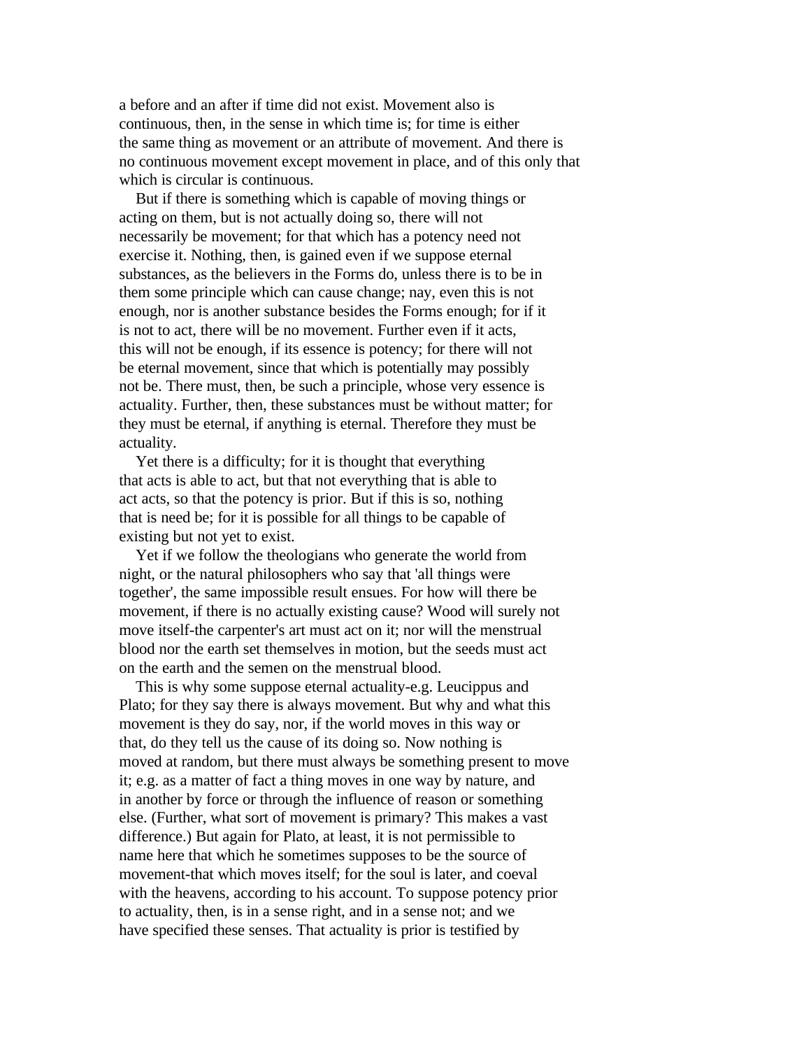a before and an after if time did not exist. Movement also is continuous, then, in the sense in which time is; for time is either the same thing as movement or an attribute of movement. And there is no continuous movement except movement in place, and of this only that which is circular is continuous.

But if there is something which is capable of moving things or acting on them, but is not actually doing so, there will not necessarily be movement; for that which has a potency need not exercise it. Nothing, then, is gained even if we suppose eternal substances, as the believers in the Forms do, unless there is to be in them some principle which can cause change; nay, even this is not enough, nor is another substance besides the Forms enough; for if it is not to act, there will be no movement. Further even if it acts, this will not be enough, if its essence is potency; for there will not be eternal movement, since that which is potentially may possibly not be. There must, then, be such a principle, whose very essence is actuality. Further, then, these substances must be without matter; for they must be eternal, if anything is eternal. Therefore they must be actuality.

Yet there is a difficulty; for it is thought that everything that acts is able to act, but that not everything that is able to act acts, so that the potency is prior. But if this is so, nothing that is need be; for it is possible for all things to be capable of existing but not yet to exist.

Yet if we follow the theologians who generate the world from night, or the natural philosophers who say that 'all things were together', the same impossible result ensues. For how will there be movement, if there is no actually existing cause? Wood will surely not move itself-the carpenter's art must act on it; nor will the menstrual blood nor the earth set themselves in motion, but the seeds must act on the earth and the semen on the menstrual blood.

This is why some suppose eternal actuality-e.g. Leucippus and Plato; for they say there is always movement. But why and what this movement is they do say, nor, if the world moves in this way or that, do they tell us the cause of its doing so. Now nothing is moved at random, but there must always be something present to move it; e.g. as a matter of fact a thing moves in one way by nature, and in another by force or through the influence of reason or something else. (Further, what sort of movement is primary? This makes a vast difference.) But again for Plato, at least, it is not permissible to name here that which he sometimes supposes to be the source of movement-that which moves itself; for the soul is later, and coeval with the heavens, according to his account. To suppose potency prior to actuality, then, is in a sense right, and in a sense not; and we have specified these senses. That actuality is prior is testified by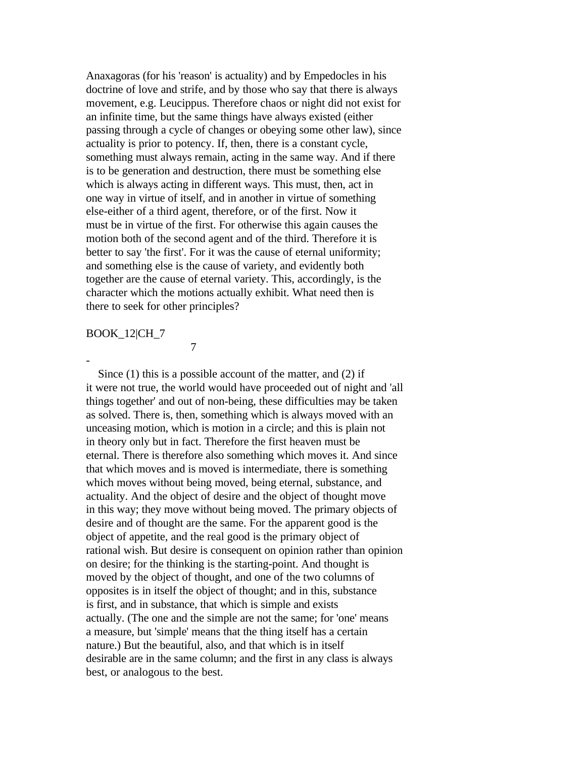Anaxagoras (for his 'reason' is actuality) and by Empedocles in his doctrine of love and strife, and by those who say that there is always movement, e.g. Leucippus. Therefore chaos or night did not exist for an infinite time, but the same things have always existed (either passing through a cycle of changes or obeying some other law), since actuality is prior to potency. If, then, there is a constant cycle, something must always remain, acting in the same way. And if there is to be generation and destruction, there must be something else which is always acting in different ways. This must, then, act in one way in virtue of itself, and in another in virtue of something else-either of a third agent, therefore, or of the first. Now it must be in virtue of the first. For otherwise this again causes the motion both of the second agent and of the third. Therefore it is better to say 'the first'. For it was the cause of eternal uniformity; and something else is the cause of variety, and evidently both together are the cause of eternal variety. This, accordingly, is the character which the motions actually exhibit. What need then is there to seek for other principles?

BOOK_12|CH_7

7

-

Since (1) this is a possible account of the matter, and (2) if it were not true, the world would have proceeded out of night and 'all things together' and out of non-being, these difficulties may be taken as solved. There is, then, something which is always moved with an unceasing motion, which is motion in a circle; and this is plain not in theory only but in fact. Therefore the first heaven must be eternal. There is therefore also something which moves it. And since that which moves and is moved is intermediate, there is something which moves without being moved, being eternal, substance, and actuality. And the object of desire and the object of thought move in this way; they move without being moved. The primary objects of desire and of thought are the same. For the apparent good is the object of appetite, and the real good is the primary object of rational wish. But desire is consequent on opinion rather than opinion on desire; for the thinking is the starting-point. And thought is moved by the object of thought, and one of the two columns of opposites is in itself the object of thought; and in this, substance is first, and in substance, that which is simple and exists actually. (The one and the simple are not the same; for 'one' means a measure, but 'simple' means that the thing itself has a certain nature.) But the beautiful, also, and that which is in itself desirable are in the same column; and the first in any class is always best, or analogous to the best.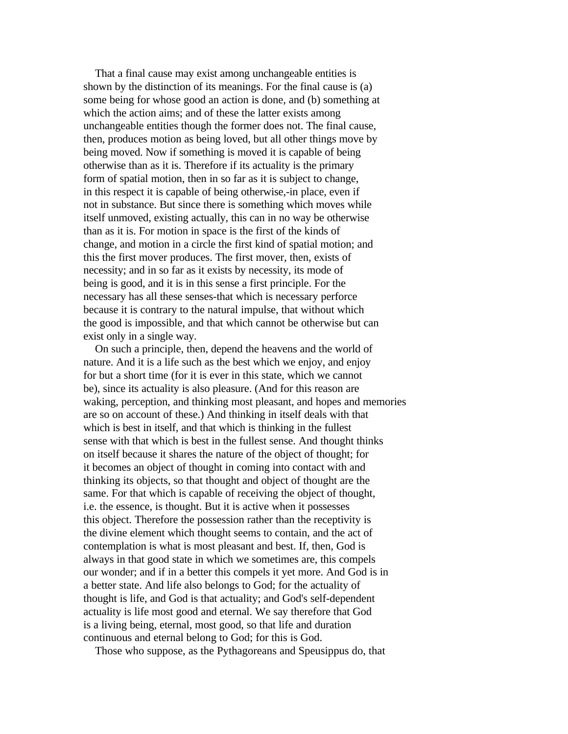That a final cause may exist among unchangeable entities is shown by the distinction of its meanings. For the final cause is (a) some being for whose good an action is done, and (b) something at which the action aims; and of these the latter exists among unchangeable entities though the former does not. The final cause, then, produces motion as being loved, but all other things move by being moved. Now if something is moved it is capable of being otherwise than as it is. Therefore if its actuality is the primary form of spatial motion, then in so far as it is subject to change, in this respect it is capable of being otherwise,-in place, even if not in substance. But since there is something which moves while itself unmoved, existing actually, this can in no way be otherwise than as it is. For motion in space is the first of the kinds of change, and motion in a circle the first kind of spatial motion; and this the first mover produces. The first mover, then, exists of necessity; and in so far as it exists by necessity, its mode of being is good, and it is in this sense a first principle. For the necessary has all these senses-that which is necessary perforce because it is contrary to the natural impulse, that without which the good is impossible, and that which cannot be otherwise but can exist only in a single way.

On such a principle, then, depend the heavens and the world of nature. And it is a life such as the best which we enjoy, and enjoy for but a short time (for it is ever in this state, which we cannot be), since its actuality is also pleasure. (And for this reason are waking, perception, and thinking most pleasant, and hopes and memories are so on account of these.) And thinking in itself deals with that which is best in itself, and that which is thinking in the fullest sense with that which is best in the fullest sense. And thought thinks on itself because it shares the nature of the object of thought; for it becomes an object of thought in coming into contact with and thinking its objects, so that thought and object of thought are the same. For that which is capable of receiving the object of thought, i.e. the essence, is thought. But it is active when it possesses this object. Therefore the possession rather than the receptivity is the divine element which thought seems to contain, and the act of contemplation is what is most pleasant and best. If, then, God is always in that good state in which we sometimes are, this compels our wonder; and if in a better this compels it yet more. And God is in a better state. And life also belongs to God; for the actuality of thought is life, and God is that actuality; and God's self-dependent actuality is life most good and eternal. We say therefore that God is a living being, eternal, most good, so that life and duration continuous and eternal belong to God; for this is God.

Those who suppose, as the Pythagoreans and Speusippus do, that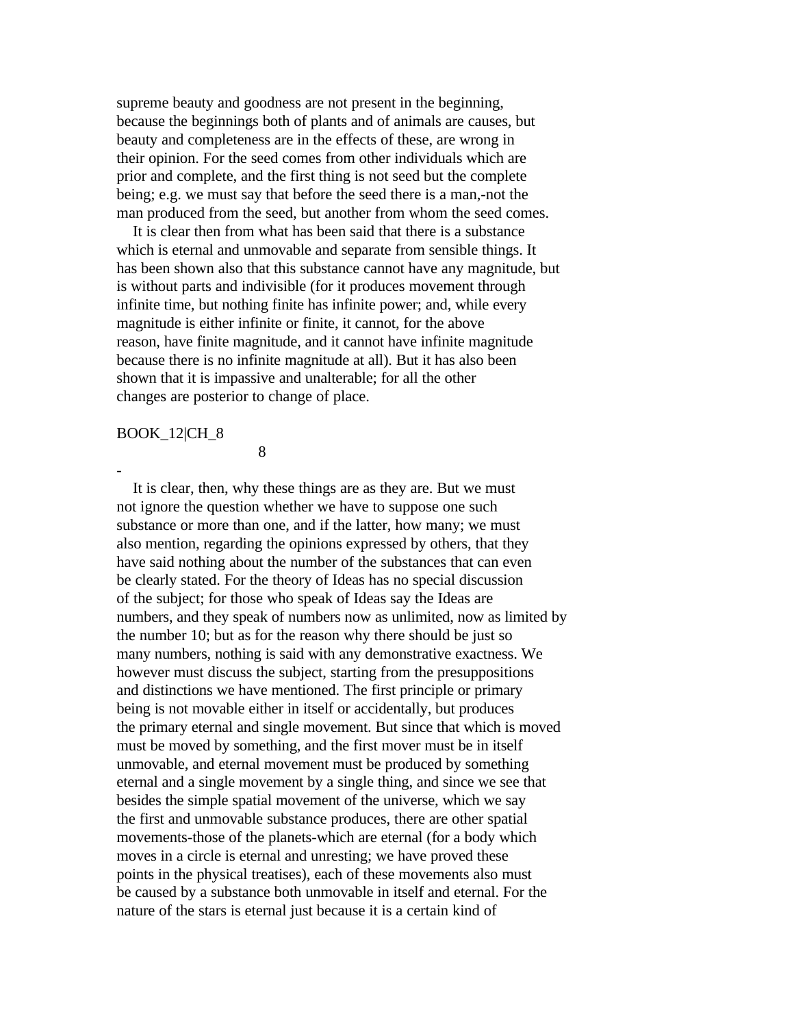supreme beauty and goodness are not present in the beginning, because the beginnings both of plants and of animals are causes, but beauty and completeness are in the effects of these, are wrong in their opinion. For the seed comes from other individuals which are prior and complete, and the first thing is not seed but the complete being; e.g. we must say that before the seed there is a man,-not the man produced from the seed, but another from whom the seed comes.

It is clear then from what has been said that there is a substance which is eternal and unmovable and separate from sensible things. It has been shown also that this substance cannot have any magnitude, but is without parts and indivisible (for it produces movement through infinite time, but nothing finite has infinite power; and, while every magnitude is either infinite or finite, it cannot, for the above reason, have finite magnitude, and it cannot have infinite magnitude because there is no infinite magnitude at all). But it has also been shown that it is impassive and unalterable; for all the other changes are posterior to change of place.

BOOK_12|CH_8

8

-

It is clear, then, why these things are as they are. But we must not ignore the question whether we have to suppose one such substance or more than one, and if the latter, how many; we must also mention, regarding the opinions expressed by others, that they have said nothing about the number of the substances that can even be clearly stated. For the theory of Ideas has no special discussion of the subject; for those who speak of Ideas say the Ideas are numbers, and they speak of numbers now as unlimited, now as limited by the number 10; but as for the reason why there should be just so many numbers, nothing is said with any demonstrative exactness. We however must discuss the subject, starting from the presuppositions and distinctions we have mentioned. The first principle or primary being is not movable either in itself or accidentally, but produces the primary eternal and single movement. But since that which is moved must be moved by something, and the first mover must be in itself unmovable, and eternal movement must be produced by something eternal and a single movement by a single thing, and since we see that besides the simple spatial movement of the universe, which we say the first and unmovable substance produces, there are other spatial movements-those of the planets-which are eternal (for a body which moves in a circle is eternal and unresting; we have proved these points in the physical treatises), each of these movements also must be caused by a substance both unmovable in itself and eternal. For the nature of the stars is eternal just because it is a certain kind of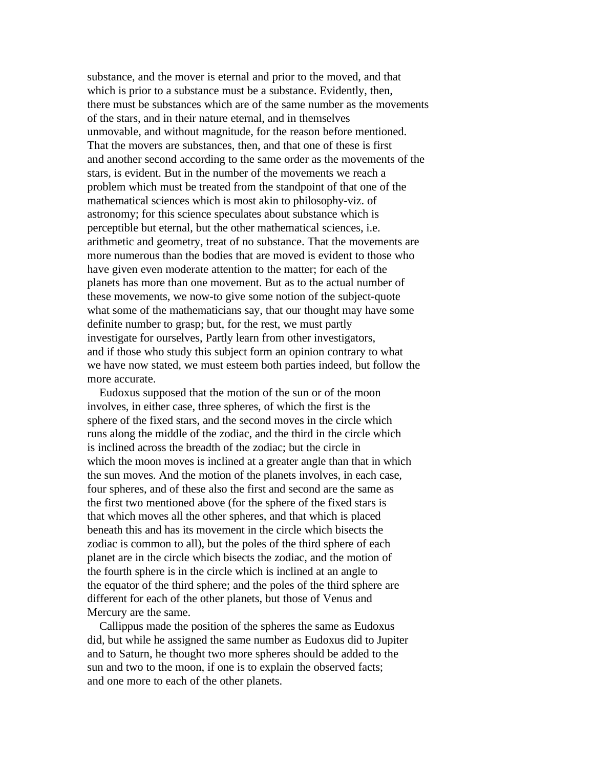substance, and the mover is eternal and prior to the moved, and that which is prior to a substance must be a substance. Evidently, then, there must be substances which are of the same number as the movements of the stars, and in their nature eternal, and in themselves unmovable, and without magnitude, for the reason before mentioned. That the movers are substances, then, and that one of these is first and another second according to the same order as the movements of the stars, is evident. But in the number of the movements we reach a problem which must be treated from the standpoint of that one of the mathematical sciences which is most akin to philosophy-viz. of astronomy; for this science speculates about substance which is perceptible but eternal, but the other mathematical sciences, i.e. arithmetic and geometry, treat of no substance. That the movements are more numerous than the bodies that are moved is evident to those who have given even moderate attention to the matter; for each of the planets has more than one movement. But as to the actual number of these movements, we now-to give some notion of the subject-quote what some of the mathematicians say, that our thought may have some definite number to grasp; but, for the rest, we must partly investigate for ourselves, Partly learn from other investigators, and if those who study this subject form an opinion contrary to what we have now stated, we must esteem both parties indeed, but follow the more accurate.

Eudoxus supposed that the motion of the sun or of the moon involves, in either case, three spheres, of which the first is the sphere of the fixed stars, and the second moves in the circle which runs along the middle of the zodiac, and the third in the circle which is inclined across the breadth of the zodiac; but the circle in which the moon moves is inclined at a greater angle than that in which the sun moves. And the motion of the planets involves, in each case, four spheres, and of these also the first and second are the same as the first two mentioned above (for the sphere of the fixed stars is that which moves all the other spheres, and that which is placed beneath this and has its movement in the circle which bisects the zodiac is common to all), but the poles of the third sphere of each planet are in the circle which bisects the zodiac, and the motion of the fourth sphere is in the circle which is inclined at an angle to the equator of the third sphere; and the poles of the third sphere are different for each of the other planets, but those of Venus and Mercury are the same.

Callippus made the position of the spheres the same as Eudoxus did, but while he assigned the same number as Eudoxus did to Jupiter and to Saturn, he thought two more spheres should be added to the sun and two to the moon, if one is to explain the observed facts; and one more to each of the other planets.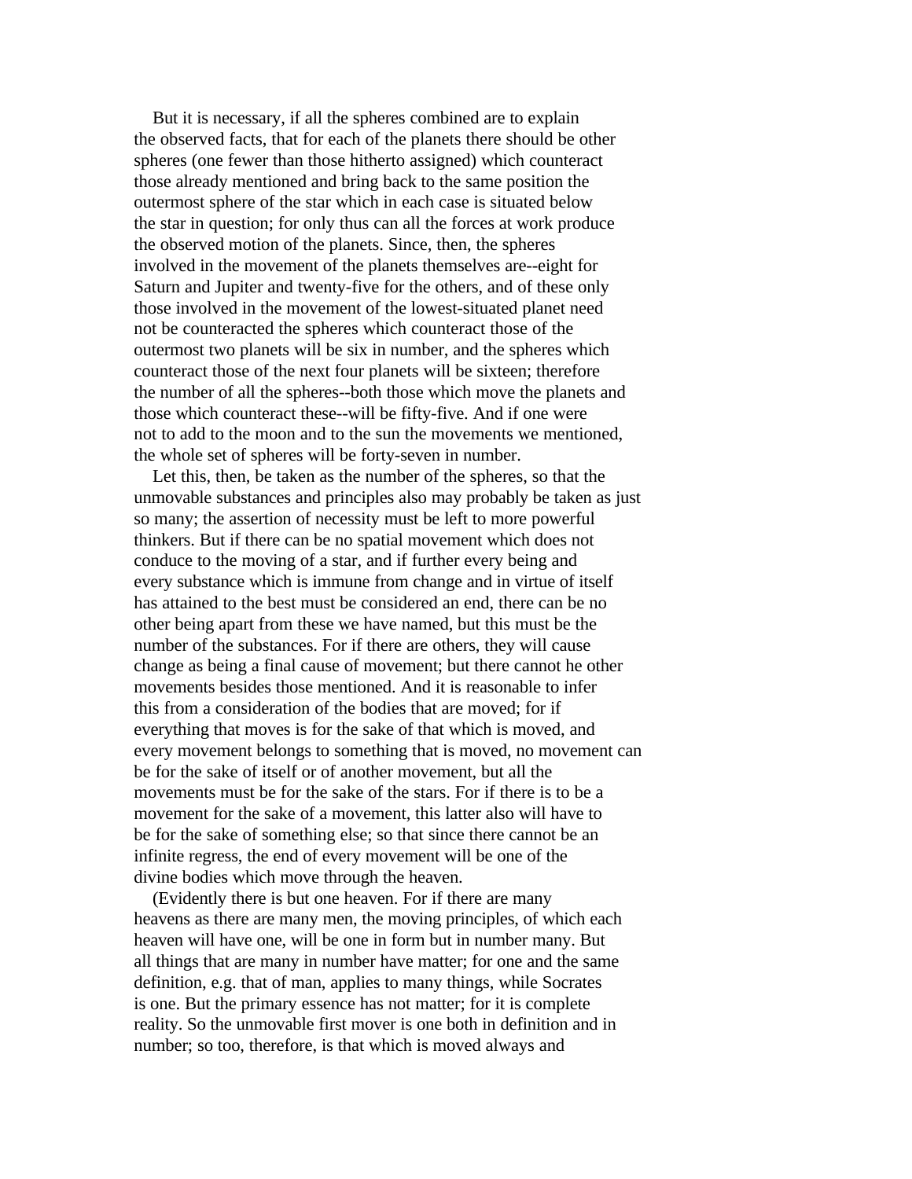But it is necessary, if all the spheres combined are to explain the observed facts, that for each of the planets there should be other spheres (one fewer than those hitherto assigned) which counteract those already mentioned and bring back to the same position the outermost sphere of the star which in each case is situated below the star in question; for only thus can all the forces at work produce the observed motion of the planets. Since, then, the spheres involved in the movement of the planets themselves are--eight for Saturn and Jupiter and twenty-five for the others, and of these only those involved in the movement of the lowest-situated planet need not be counteracted the spheres which counteract those of the outermost two planets will be six in number, and the spheres which counteract those of the next four planets will be sixteen; therefore the number of all the spheres--both those which move the planets and those which counteract these--will be fifty-five. And if one were not to add to the moon and to the sun the movements we mentioned, the whole set of spheres will be forty-seven in number.

Let this, then, be taken as the number of the spheres, so that the unmovable substances and principles also may probably be taken as just so many; the assertion of necessity must be left to more powerful thinkers. But if there can be no spatial movement which does not conduce to the moving of a star, and if further every being and every substance which is immune from change and in virtue of itself has attained to the best must be considered an end, there can be no other being apart from these we have named, but this must be the number of the substances. For if there are others, they will cause change as being a final cause of movement; but there cannot he other movements besides those mentioned. And it is reasonable to infer this from a consideration of the bodies that are moved; for if everything that moves is for the sake of that which is moved, and every movement belongs to something that is moved, no movement can be for the sake of itself or of another movement, but all the movements must be for the sake of the stars. For if there is to be a movement for the sake of a movement, this latter also will have to be for the sake of something else; so that since there cannot be an infinite regress, the end of every movement will be one of the divine bodies which move through the heaven.

(Evidently there is but one heaven. For if there are many heavens as there are many men, the moving principles, of which each heaven will have one, will be one in form but in number many. But all things that are many in number have matter; for one and the same definition, e.g. that of man, applies to many things, while Socrates is one. But the primary essence has not matter; for it is complete reality. So the unmovable first mover is one both in definition and in number; so too, therefore, is that which is moved always and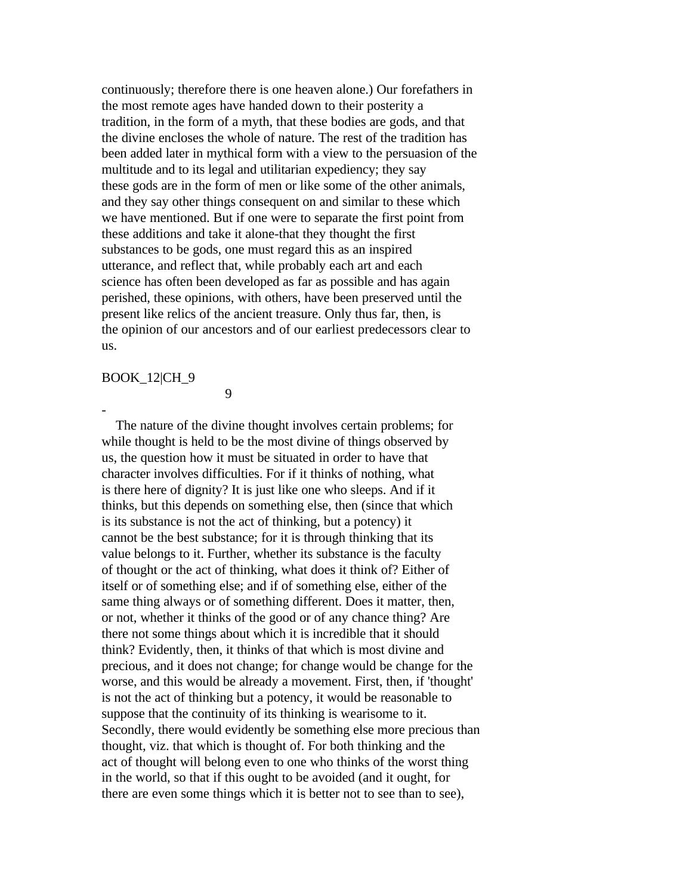continuously; therefore there is one heaven alone.) Our forefathers in the most remote ages have handed down to their posterity a tradition, in the form of a myth, that these bodies are gods, and that the divine encloses the whole of nature. The rest of the tradition has been added later in mythical form with a view to the persuasion of the multitude and to its legal and utilitarian expediency; they say these gods are in the form of men or like some of the other animals, and they say other things consequent on and similar to these which we have mentioned. But if one were to separate the first point from these additions and take it alone-that they thought the first substances to be gods, one must regard this as an inspired utterance, and reflect that, while probably each art and each science has often been developed as far as possible and has again perished, these opinions, with others, have been preserved until the present like relics of the ancient treasure. Only thus far, then, is the opinion of our ancestors and of our earliest predecessors clear to us.

BOOK_12|CH_9

9

-

The nature of the divine thought involves certain problems; for while thought is held to be the most divine of things observed by us, the question how it must be situated in order to have that character involves difficulties. For if it thinks of nothing, what is there here of dignity? It is just like one who sleeps. And if it thinks, but this depends on something else, then (since that which is its substance is not the act of thinking, but a potency) it cannot be the best substance; for it is through thinking that its value belongs to it. Further, whether its substance is the faculty of thought or the act of thinking, what does it think of? Either of itself or of something else; and if of something else, either of the same thing always or of something different. Does it matter, then, or not, whether it thinks of the good or of any chance thing? Are there not some things about which it is incredible that it should think? Evidently, then, it thinks of that which is most divine and precious, and it does not change; for change would be change for the worse, and this would be already a movement. First, then, if 'thought' is not the act of thinking but a potency, it would be reasonable to suppose that the continuity of its thinking is wearisome to it. Secondly, there would evidently be something else more precious than thought, viz. that which is thought of. For both thinking and the act of thought will belong even to one who thinks of the worst thing in the world, so that if this ought to be avoided (and it ought, for there are even some things which it is better not to see than to see),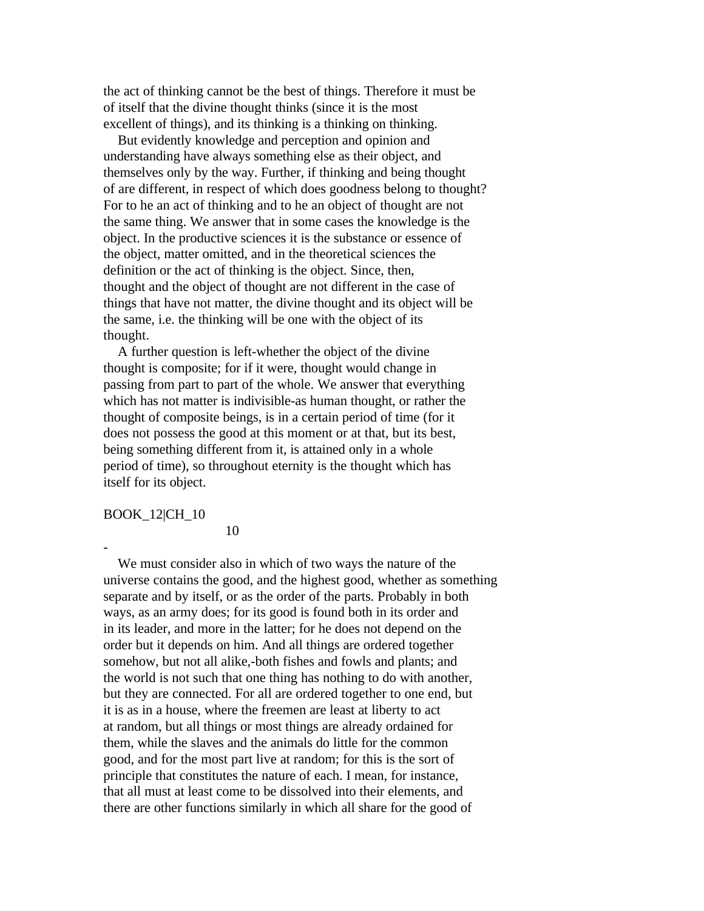the act of thinking cannot be the best of things. Therefore it must be of itself that the divine thought thinks (since it is the most excellent of things), and its thinking is a thinking on thinking.

But evidently knowledge and perception and opinion and understanding have always something else as their object, and themselves only by the way. Further, if thinking and being thought of are different, in respect of which does goodness belong to thought? For to he an act of thinking and to he an object of thought are not the same thing. We answer that in some cases the knowledge is the object. In the productive sciences it is the substance or essence of the object, matter omitted, and in the theoretical sciences the definition or the act of thinking is the object. Since, then, thought and the object of thought are not different in the case of things that have not matter, the divine thought and its object will be the same, i.e. the thinking will be one with the object of its thought.

A further question is left-whether the object of the divine thought is composite; for if it were, thought would change in passing from part to part of the whole. We answer that everything which has not matter is indivisible-as human thought, or rather the thought of composite beings, is in a certain period of time (for it does not possess the good at this moment or at that, but its best, being something different from it, is attained only in a whole period of time), so throughout eternity is the thought which has itself for its object.

BOOK_12|CH_10

10

-

We must consider also in which of two ways the nature of the universe contains the good, and the highest good, whether as something separate and by itself, or as the order of the parts. Probably in both ways, as an army does; for its good is found both in its order and in its leader, and more in the latter; for he does not depend on the order but it depends on him. And all things are ordered together somehow, but not all alike,-both fishes and fowls and plants; and the world is not such that one thing has nothing to do with another, but they are connected. For all are ordered together to one end, but it is as in a house, where the freemen are least at liberty to act at random, but all things or most things are already ordained for them, while the slaves and the animals do little for the common good, and for the most part live at random; for this is the sort of principle that constitutes the nature of each. I mean, for instance, that all must at least come to be dissolved into their elements, and there are other functions similarly in which all share for the good of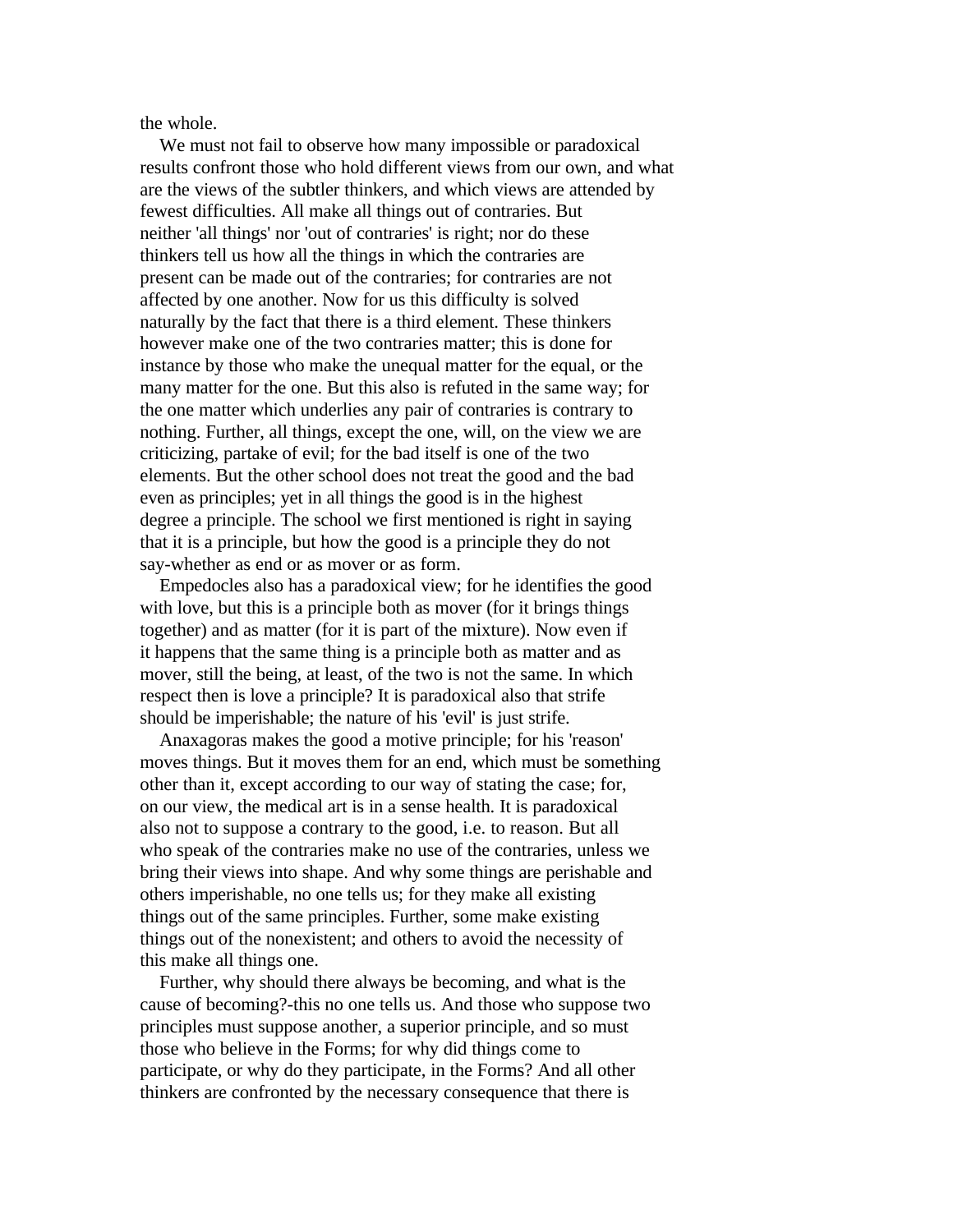the whole.

We must not fail to observe how many impossible or paradoxical results confront those who hold different views from our own, and what are the views of the subtler thinkers, and which views are attended by fewest difficulties. All make all things out of contraries. But neither 'all things' nor 'out of contraries' is right; nor do these thinkers tell us how all the things in which the contraries are present can be made out of the contraries; for contraries are not affected by one another. Now for us this difficulty is solved naturally by the fact that there is a third element. These thinkers however make one of the two contraries matter; this is done for instance by those who make the unequal matter for the equal, or the many matter for the one. But this also is refuted in the same way; for the one matter which underlies any pair of contraries is contrary to nothing. Further, all things, except the one, will, on the view we are criticizing, partake of evil; for the bad itself is one of the two elements. But the other school does not treat the good and the bad even as principles; yet in all things the good is in the highest degree a principle. The school we first mentioned is right in saying that it is a principle, but how the good is a principle they do not say-whether as end or as mover or as form.

Empedocles also has a paradoxical view; for he identifies the good with love, but this is a principle both as mover (for it brings things together) and as matter (for it is part of the mixture). Now even if it happens that the same thing is a principle both as matter and as mover, still the being, at least, of the two is not the same. In which respect then is love a principle? It is paradoxical also that strife should be imperishable; the nature of his 'evil' is just strife.

Anaxagoras makes the good a motive principle; for his 'reason' moves things. But it moves them for an end, which must be something other than it, except according to our way of stating the case; for, on our view, the medical art is in a sense health. It is paradoxical also not to suppose a contrary to the good, i.e. to reason. But all who speak of the contraries make no use of the contraries, unless we bring their views into shape. And why some things are perishable and others imperishable, no one tells us; for they make all existing things out of the same principles. Further, some make existing things out of the nonexistent; and others to avoid the necessity of this make all things one.

Further, why should there always be becoming, and what is the cause of becoming?-this no one tells us. And those who suppose two principles must suppose another, a superior principle, and so must those who believe in the Forms; for why did things come to participate, or why do they participate, in the Forms? And all other thinkers are confronted by the necessary consequence that there is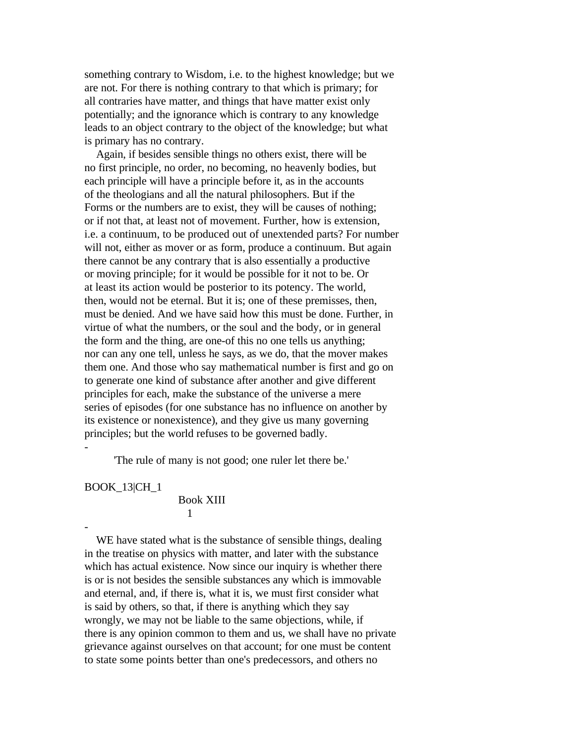something contrary to Wisdom, i.e. to the highest knowledge; but we are not. For there is nothing contrary to that which is primary; for all contraries have matter, and things that have matter exist only potentially; and the ignorance which is contrary to any knowledge leads to an object contrary to the object of the knowledge; but what is primary has no contrary.

Again, if besides sensible things no others exist, there will be no first principle, no order, no becoming, no heavenly bodies, but each principle will have a principle before it, as in the accounts of the theologians and all the natural philosophers. But if the Forms or the numbers are to exist, they will be causes of nothing; or if not that, at least not of movement. Further, how is extension, i.e. a continuum, to be produced out of unextended parts? For number will not, either as mover or as form, produce a continuum. But again there cannot be any contrary that is also essentially a productive or moving principle; for it would be possible for it not to be. Or at least its action would be posterior to its potency. The world, then, would not be eternal. But it is; one of these premisses, then, must be denied. And we have said how this must be done. Further, in virtue of what the numbers, or the soul and the body, or in general the form and the thing, are one-of this no one tells us anything; nor can any one tell, unless he says, as we do, that the mover makes them one. And those who say mathematical number is first and go on to generate one kind of substance after another and give different principles for each, make the substance of the universe a mere series of episodes (for one substance has no influence on another by its existence or nonexistence), and they give us many governing principles; but the world refuses to be governed badly.

-

'The rule of many is not good; one ruler let there be.'

BOOK_13|CH_1

## Book XIII

### 1

-

WE have stated what is the substance of sensible things, dealing in the treatise on physics with matter, and later with the substance which has actual existence. Now since our inquiry is whether there is or is not besides the sensible substances any which is immovable and eternal, and, if there is, what it is, we must first consider what is said by others, so that, if there is anything which they say wrongly, we may not be liable to the same objections, while, if there is any opinion common to them and us, we shall have no private grievance against ourselves on that account; for one must be content to state some points better than one's predecessors, and others no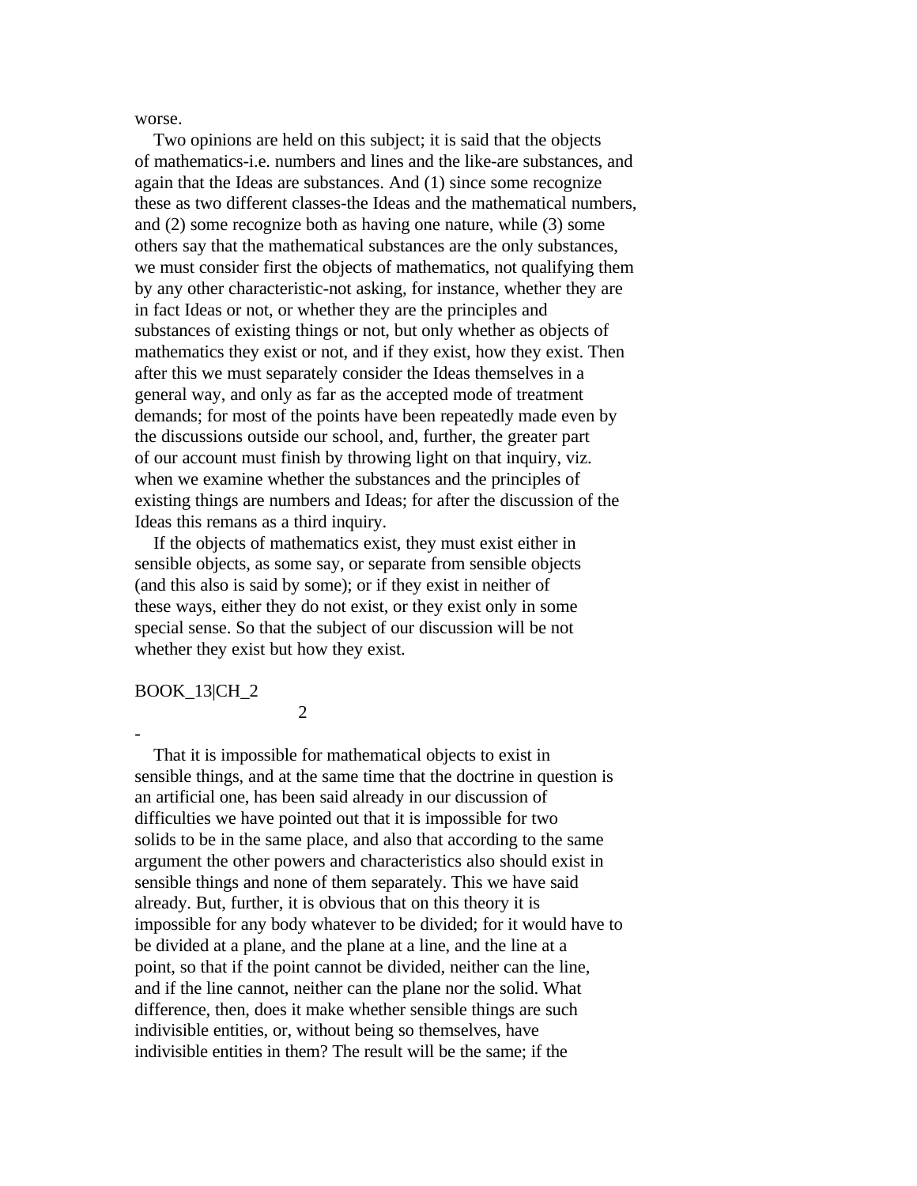worse.

Two opinions are held on this subject; it is said that the objects of mathematics-i.e. numbers and lines and the like-are substances, and again that the Ideas are substances. And (1) since some recognize these as two different classes-the Ideas and the mathematical numbers, and (2) some recognize both as having one nature, while (3) some others say that the mathematical substances are the only substances, we must consider first the objects of mathematics, not qualifying them by any other characteristic-not asking, for instance, whether they are in fact Ideas or not, or whether they are the principles and substances of existing things or not, but only whether as objects of mathematics they exist or not, and if they exist, how they exist. Then after this we must separately consider the Ideas themselves in a general way, and only as far as the accepted mode of treatment demands; for most of the points have been repeatedly made even by the discussions outside our school, and, further, the greater part of our account must finish by throwing light on that inquiry, viz. when we examine whether the substances and the principles of existing things are numbers and Ideas; for after the discussion of the Ideas this remans as a third inquiry.

If the objects of mathematics exist, they must exist either in sensible objects, as some say, or separate from sensible objects (and this also is said by some); or if they exist in neither of these ways, either they do not exist, or they exist only in some special sense. So that the subject of our discussion will be not whether they exist but how they exist.

BOOK_13|CH_2

2

-

That it is impossible for mathematical objects to exist in sensible things, and at the same time that the doctrine in question is an artificial one, has been said already in our discussion of difficulties we have pointed out that it is impossible for two solids to be in the same place, and also that according to the same argument the other powers and characteristics also should exist in sensible things and none of them separately. This we have said already. But, further, it is obvious that on this theory it is impossible for any body whatever to be divided; for it would have to be divided at a plane, and the plane at a line, and the line at a point, so that if the point cannot be divided, neither can the line, and if the line cannot, neither can the plane nor the solid. What difference, then, does it make whether sensible things are such indivisible entities, or, without being so themselves, have indivisible entities in them? The result will be the same; if the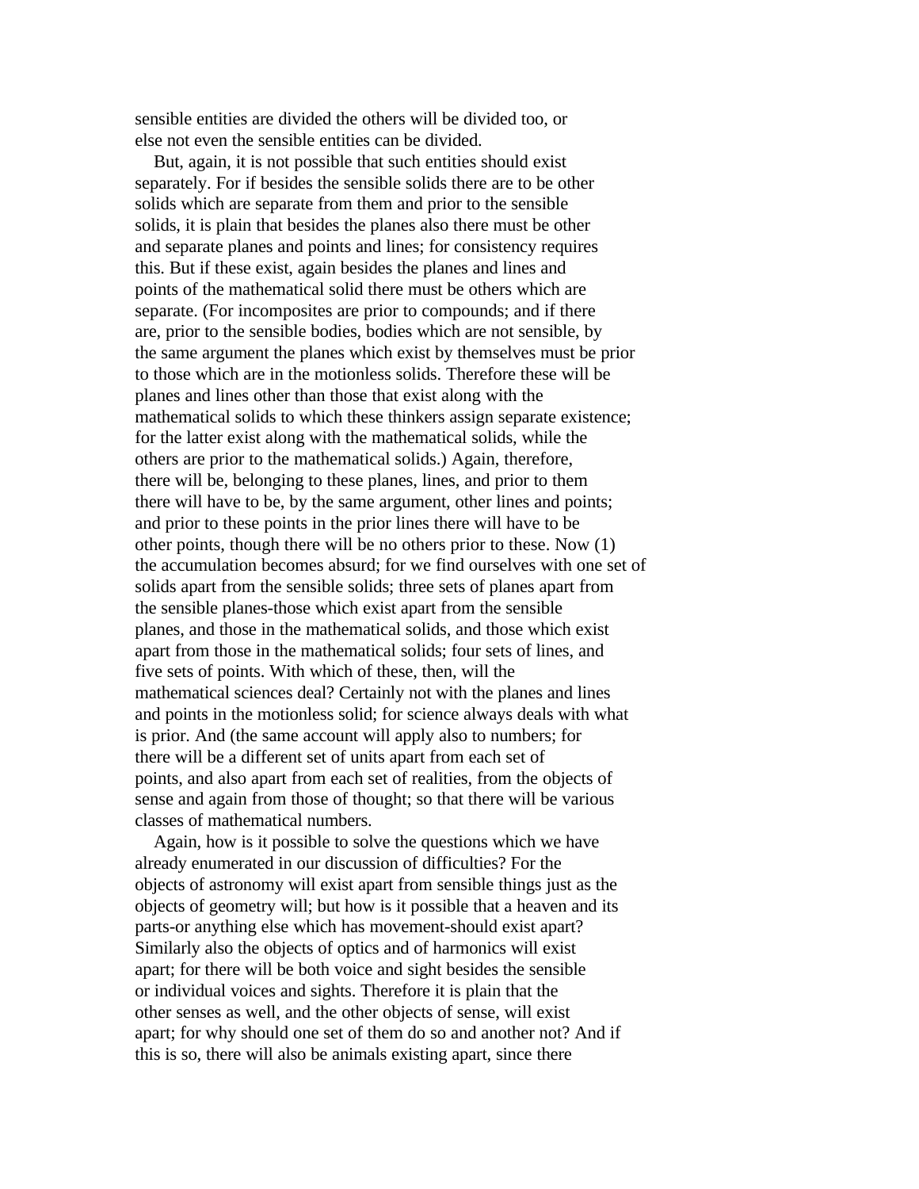sensible entities are divided the others will be divided too, or else not even the sensible entities can be divided.

But, again, it is not possible that such entities should exist separately. For if besides the sensible solids there are to be other solids which are separate from them and prior to the sensible solids, it is plain that besides the planes also there must be other and separate planes and points and lines; for consistency requires this. But if these exist, again besides the planes and lines and points of the mathematical solid there must be others which are separate. (For incomposites are prior to compounds; and if there are, prior to the sensible bodies, bodies which are not sensible, by the same argument the planes which exist by themselves must be prior to those which are in the motionless solids. Therefore these will be planes and lines other than those that exist along with the mathematical solids to which these thinkers assign separate existence; for the latter exist along with the mathematical solids, while the others are prior to the mathematical solids.) Again, therefore, there will be, belonging to these planes, lines, and prior to them there will have to be, by the same argument, other lines and points; and prior to these points in the prior lines there will have to be other points, though there will be no others prior to these. Now (1) the accumulation becomes absurd; for we find ourselves with one set of solids apart from the sensible solids; three sets of planes apart from the sensible planes-those which exist apart from the sensible planes, and those in the mathematical solids, and those which exist apart from those in the mathematical solids; four sets of lines, and five sets of points. With which of these, then, will the mathematical sciences deal? Certainly not with the planes and lines and points in the motionless solid; for science always deals with what is prior. And (the same account will apply also to numbers; for there will be a different set of units apart from each set of points, and also apart from each set of realities, from the objects of sense and again from those of thought; so that there will be various classes of mathematical numbers.

Again, how is it possible to solve the questions which we have already enumerated in our discussion of difficulties? For the objects of astronomy will exist apart from sensible things just as the objects of geometry will; but how is it possible that a heaven and its parts-or anything else which has movement-should exist apart? Similarly also the objects of optics and of harmonics will exist apart; for there will be both voice and sight besides the sensible or individual voices and sights. Therefore it is plain that the other senses as well, and the other objects of sense, will exist apart; for why should one set of them do so and another not? And if this is so, there will also be animals existing apart, since there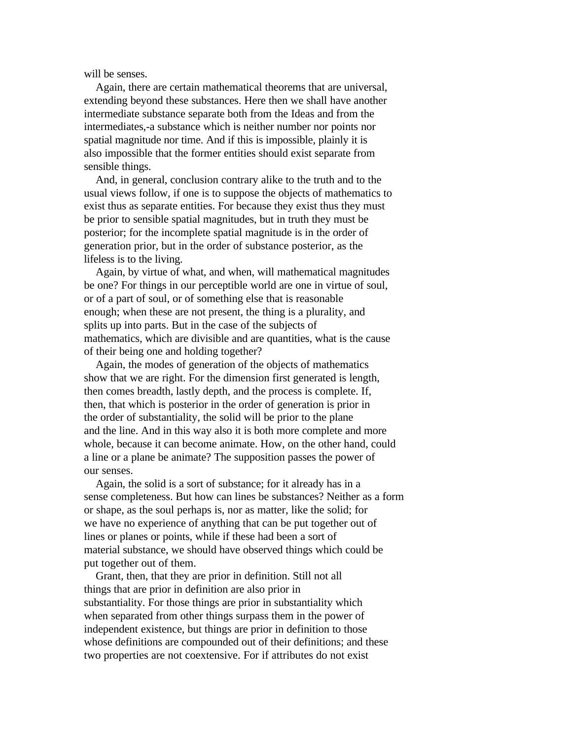will be senses.

Again, there are certain mathematical theorems that are universal, extending beyond these substances. Here then we shall have another intermediate substance separate both from the Ideas and from the intermediates,-a substance which is neither number nor points nor spatial magnitude nor time. And if this is impossible, plainly it is also impossible that the former entities should exist separate from sensible things.

And, in general, conclusion contrary alike to the truth and to the usual views follow, if one is to suppose the objects of mathematics to exist thus as separate entities. For because they exist thus they must be prior to sensible spatial magnitudes, but in truth they must be posterior; for the incomplete spatial magnitude is in the order of generation prior, but in the order of substance posterior, as the lifeless is to the living.

Again, by virtue of what, and when, will mathematical magnitudes be one? For things in our perceptible world are one in virtue of soul, or of a part of soul, or of something else that is reasonable enough; when these are not present, the thing is a plurality, and splits up into parts. But in the case of the subjects of mathematics, which are divisible and are quantities, what is the cause of their being one and holding together?

Again, the modes of generation of the objects of mathematics show that we are right. For the dimension first generated is length, then comes breadth, lastly depth, and the process is complete. If, then, that which is posterior in the order of generation is prior in the order of substantiality, the solid will be prior to the plane and the line. And in this way also it is both more complete and more whole, because it can become animate. How, on the other hand, could a line or a plane be animate? The supposition passes the power of our senses.

Again, the solid is a sort of substance; for it already has in a sense completeness. But how can lines be substances? Neither as a form or shape, as the soul perhaps is, nor as matter, like the solid; for we have no experience of anything that can be put together out of lines or planes or points, while if these had been a sort of material substance, we should have observed things which could be put together out of them.

Grant, then, that they are prior in definition. Still not all things that are prior in definition are also prior in substantiality. For those things are prior in substantiality which when separated from other things surpass them in the power of independent existence, but things are prior in definition to those whose definitions are compounded out of their definitions; and these two properties are not coextensive. For if attributes do not exist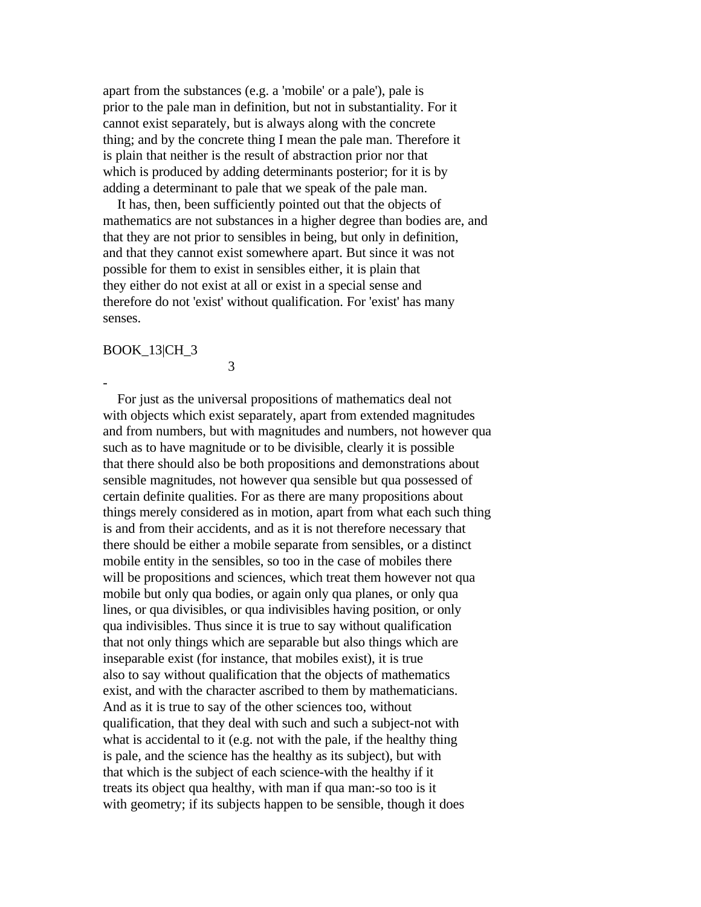apart from the substances (e.g. a 'mobile' or a pale'), pale is prior to the pale man in definition, but not in substantiality. For it cannot exist separately, but is always along with the concrete thing; and by the concrete thing I mean the pale man. Therefore it is plain that neither is the result of abstraction prior nor that which is produced by adding determinants posterior; for it is by adding a determinant to pale that we speak of the pale man.

It has, then, been sufficiently pointed out that the objects of mathematics are not substances in a higher degree than bodies are, and that they are not prior to sensibles in being, but only in definition, and that they cannot exist somewhere apart. But since it was not possible for them to exist in sensibles either, it is plain that they either do not exist at all or exist in a special sense and therefore do not 'exist' without qualification. For 'exist' has many senses.

BOOK_13|CH_3

3

-

For just as the universal propositions of mathematics deal not with objects which exist separately, apart from extended magnitudes and from numbers, but with magnitudes and numbers, not however qua such as to have magnitude or to be divisible, clearly it is possible that there should also be both propositions and demonstrations about sensible magnitudes, not however qua sensible but qua possessed of certain definite qualities. For as there are many propositions about things merely considered as in motion, apart from what each such thing is and from their accidents, and as it is not therefore necessary that there should be either a mobile separate from sensibles, or a distinct mobile entity in the sensibles, so too in the case of mobiles there will be propositions and sciences, which treat them however not qua mobile but only qua bodies, or again only qua planes, or only qua lines, or qua divisibles, or qua indivisibles having position, or only qua indivisibles. Thus since it is true to say without qualification that not only things which are separable but also things which are inseparable exist (for instance, that mobiles exist), it is true also to say without qualification that the objects of mathematics exist, and with the character ascribed to them by mathematicians. And as it is true to say of the other sciences too, without qualification, that they deal with such and such a subject-not with what is accidental to it (e.g. not with the pale, if the healthy thing is pale, and the science has the healthy as its subject), but with that which is the subject of each science-with the healthy if it treats its object qua healthy, with man if qua man:-so too is it with geometry; if its subjects happen to be sensible, though it does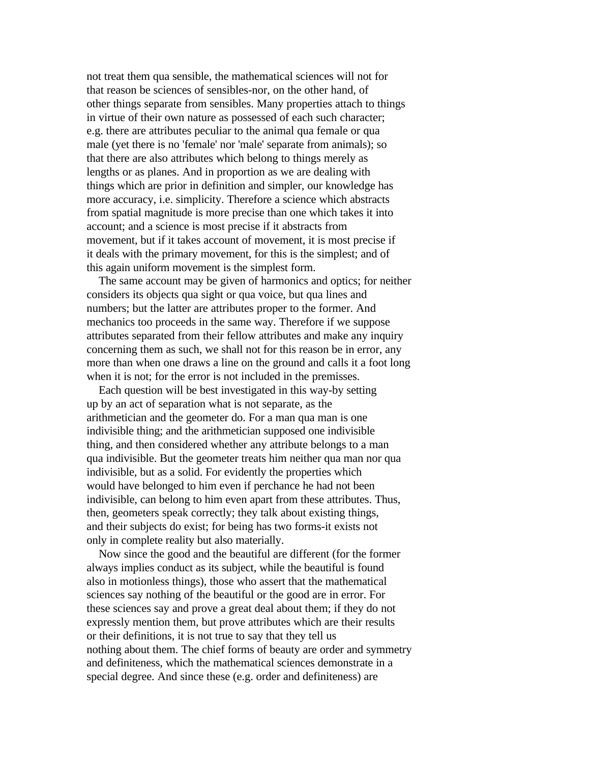not treat them qua sensible, the mathematical sciences will not for that reason be sciences of sensibles-nor, on the other hand, of other things separate from sensibles. Many properties attach to things in virtue of their own nature as possessed of each such character; e.g. there are attributes peculiar to the animal qua female or qua male (yet there is no 'female' nor 'male' separate from animals); so that there are also attributes which belong to things merely as lengths or as planes. And in proportion as we are dealing with things which are prior in definition and simpler, our knowledge has more accuracy, i.e. simplicity. Therefore a science which abstracts from spatial magnitude is more precise than one which takes it into account; and a science is most precise if it abstracts from movement, but if it takes account of movement, it is most precise if it deals with the primary movement, for this is the simplest; and of this again uniform movement is the simplest form.

The same account may be given of harmonics and optics; for neither considers its objects qua sight or qua voice, but qua lines and numbers; but the latter are attributes proper to the former. And mechanics too proceeds in the same way. Therefore if we suppose attributes separated from their fellow attributes and make any inquiry concerning them as such, we shall not for this reason be in error, any more than when one draws a line on the ground and calls it a foot long when it is not; for the error is not included in the premisses.

Each question will be best investigated in this way-by setting up by an act of separation what is not separate, as the arithmetician and the geometer do. For a man qua man is one indivisible thing; and the arithmetician supposed one indivisible thing, and then considered whether any attribute belongs to a man qua indivisible. But the geometer treats him neither qua man nor qua indivisible, but as a solid. For evidently the properties which would have belonged to him even if perchance he had not been indivisible, can belong to him even apart from these attributes. Thus, then, geometers speak correctly; they talk about existing things, and their subjects do exist; for being has two forms-it exists not only in complete reality but also materially.

Now since the good and the beautiful are different (for the former always implies conduct as its subject, while the beautiful is found also in motionless things), those who assert that the mathematical sciences say nothing of the beautiful or the good are in error. For these sciences say and prove a great deal about them; if they do not expressly mention them, but prove attributes which are their results or their definitions, it is not true to say that they tell us nothing about them. The chief forms of beauty are order and symmetry and definiteness, which the mathematical sciences demonstrate in a special degree. And since these (e.g. order and definiteness) are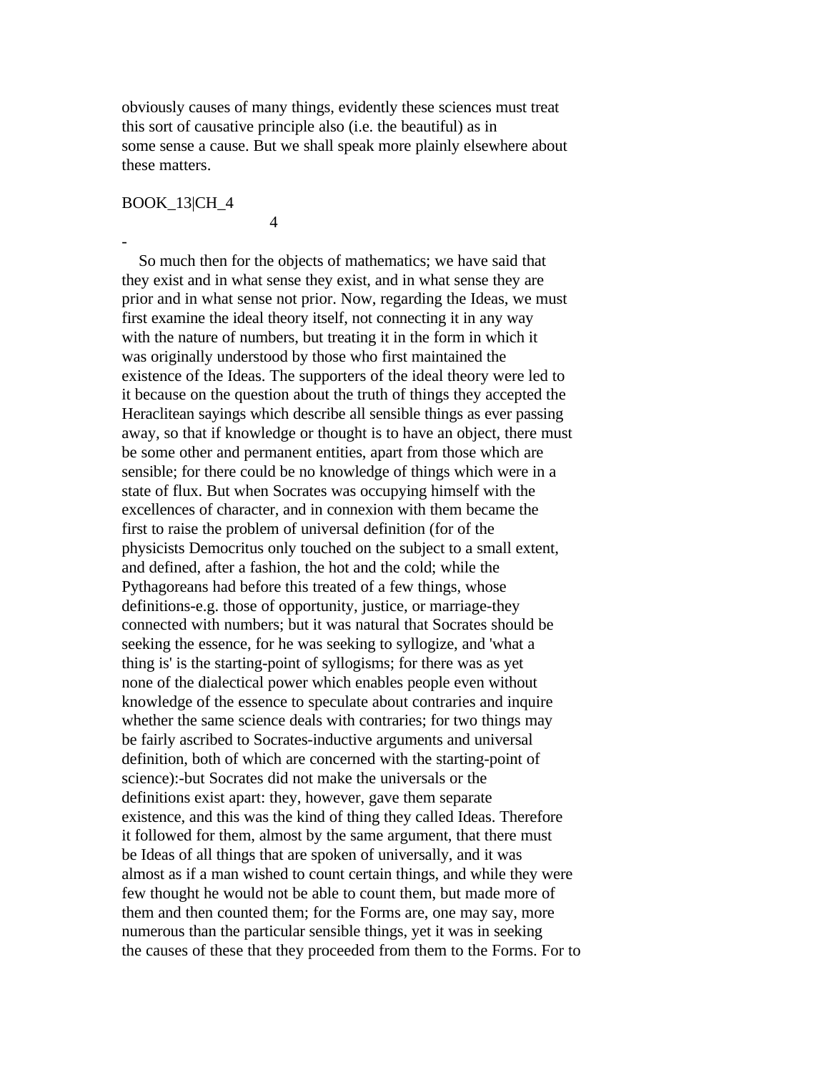obviously causes of many things, evidently these sciences must treat this sort of causative principle also (i.e. the beautiful) as in some sense a cause. But we shall speak more plainly elsewhere about these matters.

BOOK_13|CH_4

4

-

So much then for the objects of mathematics; we have said that they exist and in what sense they exist, and in what sense they are prior and in what sense not prior. Now, regarding the Ideas, we must first examine the ideal theory itself, not connecting it in any way with the nature of numbers, but treating it in the form in which it was originally understood by those who first maintained the existence of the Ideas. The supporters of the ideal theory were led to it because on the question about the truth of things they accepted the Heraclitean sayings which describe all sensible things as ever passing away, so that if knowledge or thought is to have an object, there must be some other and permanent entities, apart from those which are sensible; for there could be no knowledge of things which were in a state of flux. But when Socrates was occupying himself with the excellences of character, and in connexion with them became the first to raise the problem of universal definition (for of the physicists Democritus only touched on the subject to a small extent, and defined, after a fashion, the hot and the cold; while the Pythagoreans had before this treated of a few things, whose definitions-e.g. those of opportunity, justice, or marriage-they connected with numbers; but it was natural that Socrates should be seeking the essence, for he was seeking to syllogize, and 'what a thing is' is the starting-point of syllogisms; for there was as yet none of the dialectical power which enables people even without knowledge of the essence to speculate about contraries and inquire whether the same science deals with contraries; for two things may be fairly ascribed to Socrates-inductive arguments and universal definition, both of which are concerned with the starting-point of science):-but Socrates did not make the universals or the definitions exist apart: they, however, gave them separate existence, and this was the kind of thing they called Ideas. Therefore it followed for them, almost by the same argument, that there must be Ideas of all things that are spoken of universally, and it was almost as if a man wished to count certain things, and while they were few thought he would not be able to count them, but made more of them and then counted them; for the Forms are, one may say, more numerous than the particular sensible things, yet it was in seeking the causes of these that they proceeded from them to the Forms. For to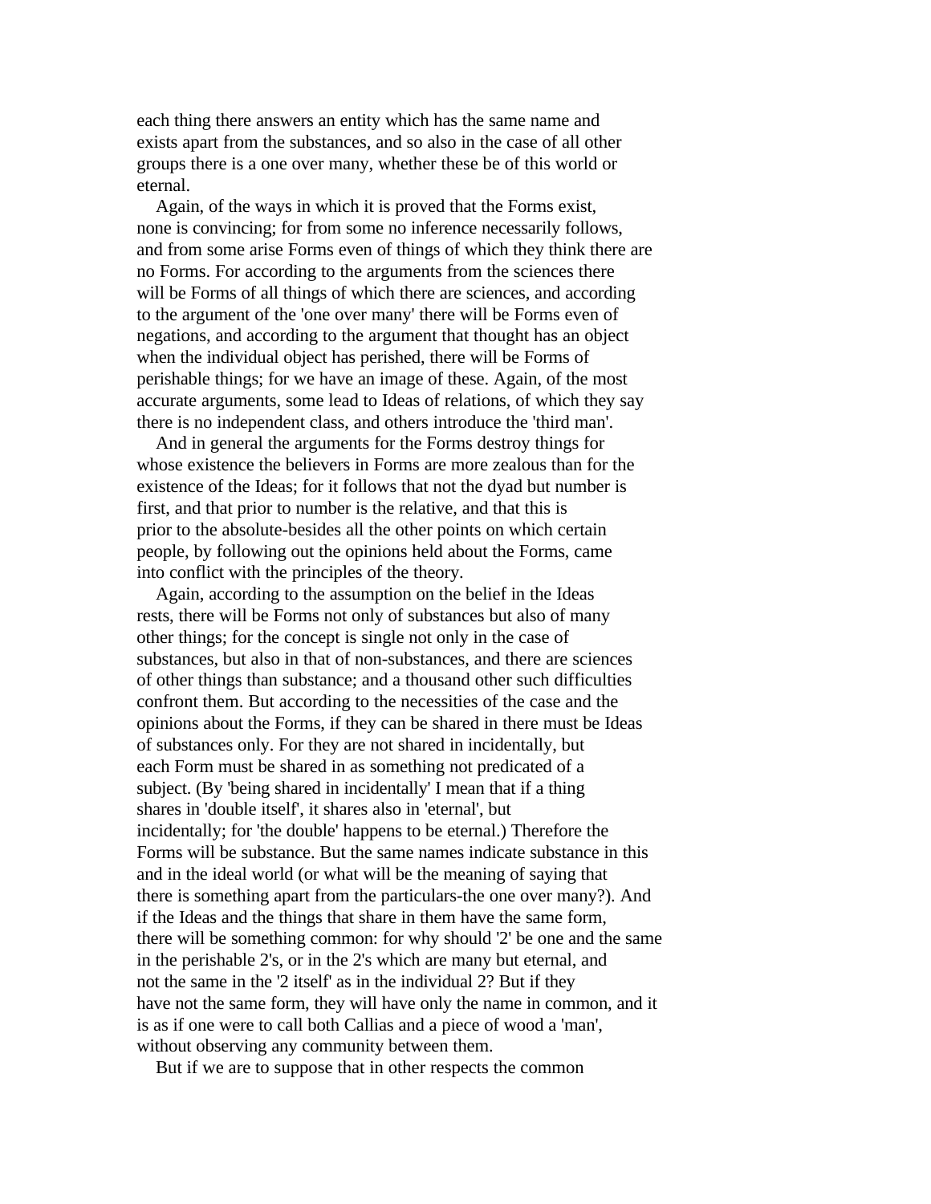each thing there answers an entity which has the same name and exists apart from the substances, and so also in the case of all other groups there is a one over many, whether these be of this world or eternal.

Again, of the ways in which it is proved that the Forms exist, none is convincing; for from some no inference necessarily follows, and from some arise Forms even of things of which they think there are no Forms. For according to the arguments from the sciences there will be Forms of all things of which there are sciences, and according to the argument of the 'one over many' there will be Forms even of negations, and according to the argument that thought has an object when the individual object has perished, there will be Forms of perishable things; for we have an image of these. Again, of the most accurate arguments, some lead to Ideas of relations, of which they say there is no independent class, and others introduce the 'third man'.

And in general the arguments for the Forms destroy things for whose existence the believers in Forms are more zealous than for the existence of the Ideas; for it follows that not the dyad but number is first, and that prior to number is the relative, and that this is prior to the absolute-besides all the other points on which certain people, by following out the opinions held about the Forms, came into conflict with the principles of the theory.

Again, according to the assumption on the belief in the Ideas rests, there will be Forms not only of substances but also of many other things; for the concept is single not only in the case of substances, but also in that of non-substances, and there are sciences of other things than substance; and a thousand other such difficulties confront them. But according to the necessities of the case and the opinions about the Forms, if they can be shared in there must be Ideas of substances only. For they are not shared in incidentally, but each Form must be shared in as something not predicated of a subject. (By 'being shared in incidentally' I mean that if a thing shares in 'double itself', it shares also in 'eternal', but incidentally; for 'the double' happens to be eternal.) Therefore the Forms will be substance. But the same names indicate substance in this and in the ideal world (or what will be the meaning of saying that there is something apart from the particulars-the one over many?). And if the Ideas and the things that share in them have the same form, there will be something common: for why should '2' be one and the same in the perishable 2's, or in the 2's which are many but eternal, and not the same in the '2 itself' as in the individual 2? But if they have not the same form, they will have only the name in common, and it is as if one were to call both Callias and a piece of wood a 'man', without observing any community between them.

But if we are to suppose that in other respects the common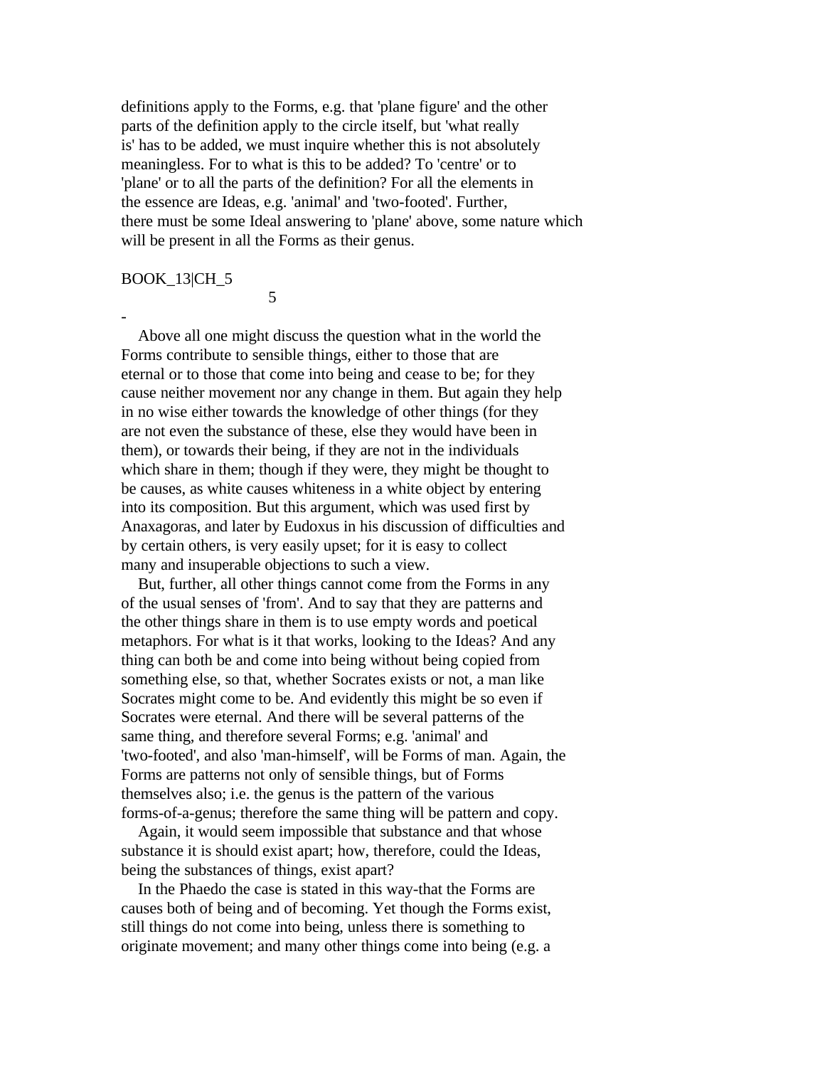definitions apply to the Forms, e.g. that 'plane figure' and the other parts of the definition apply to the circle itself, but 'what really is' has to be added, we must inquire whether this is not absolutely meaningless. For to what is this to be added? To 'centre' or to 'plane' or to all the parts of the definition? For all the elements in the essence are Ideas, e.g. 'animal' and 'two-footed'. Further, there must be some Ideal answering to 'plane' above, some nature which will be present in all the Forms as their genus.

BOOK_13|CH_5

5

-

Above all one might discuss the question what in the world the Forms contribute to sensible things, either to those that are eternal or to those that come into being and cease to be; for they cause neither movement nor any change in them. But again they help in no wise either towards the knowledge of other things (for they are not even the substance of these, else they would have been in them), or towards their being, if they are not in the individuals which share in them; though if they were, they might be thought to be causes, as white causes whiteness in a white object by entering into its composition. But this argument, which was used first by Anaxagoras, and later by Eudoxus in his discussion of difficulties and by certain others, is very easily upset; for it is easy to collect many and insuperable objections to such a view.

But, further, all other things cannot come from the Forms in any of the usual senses of 'from'. And to say that they are patterns and the other things share in them is to use empty words and poetical metaphors. For what is it that works, looking to the Ideas? And any thing can both be and come into being without being copied from something else, so that, whether Socrates exists or not, a man like Socrates might come to be. And evidently this might be so even if Socrates were eternal. And there will be several patterns of the same thing, and therefore several Forms; e.g. 'animal' and 'two-footed', and also 'man-himself', will be Forms of man. Again, the Forms are patterns not only of sensible things, but of Forms themselves also; i.e. the genus is the pattern of the various forms-of-a-genus; therefore the same thing will be pattern and copy.

Again, it would seem impossible that substance and that whose substance it is should exist apart; how, therefore, could the Ideas, being the substances of things, exist apart?

In the Phaedo the case is stated in this way-that the Forms are causes both of being and of becoming. Yet though the Forms exist, still things do not come into being, unless there is something to originate movement; and many other things come into being (e.g. a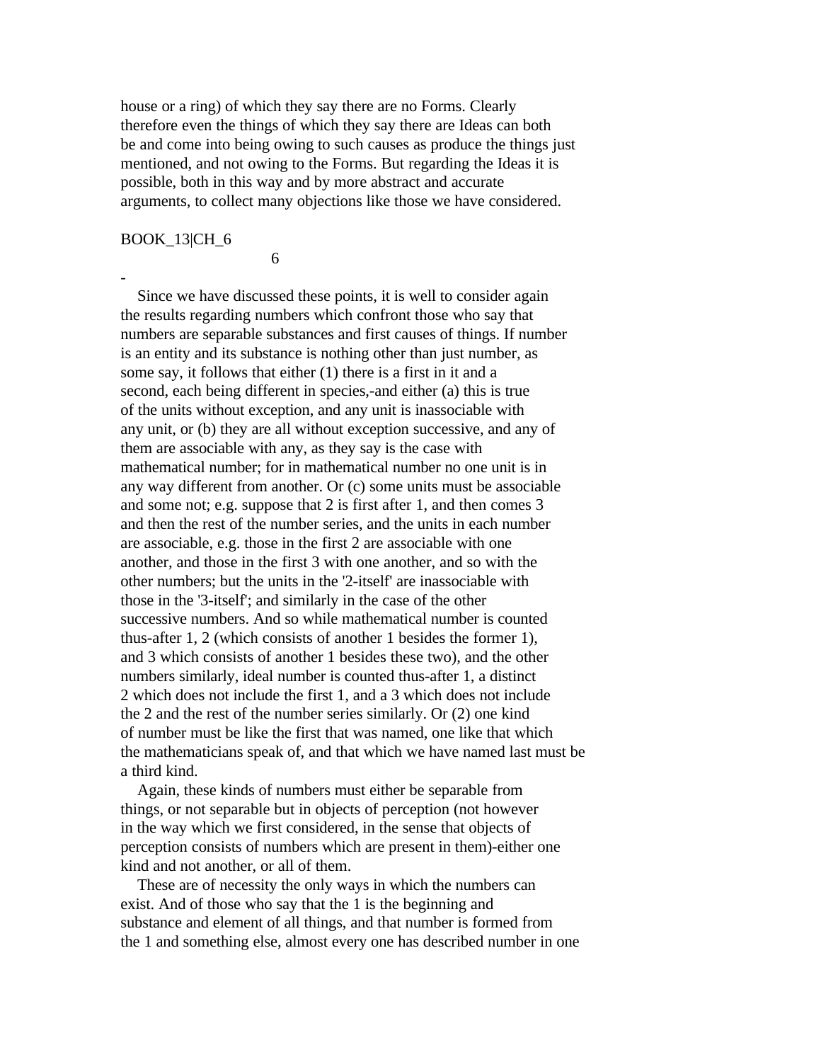house or a ring) of which they say there are no Forms. Clearly therefore even the things of which they say there are Ideas can both be and come into being owing to such causes as produce the things just mentioned, and not owing to the Forms. But regarding the Ideas it is possible, both in this way and by more abstract and accurate arguments, to collect many objections like those we have considered.

BOOK_13|CH_6

6

-

Since we have discussed these points, it is well to consider again the results regarding numbers which confront those who say that numbers are separable substances and first causes of things. If number is an entity and its substance is nothing other than just number, as some say, it follows that either (1) there is a first in it and a second, each being different in species,-and either (a) this is true of the units without exception, and any unit is inassociable with any unit, or (b) they are all without exception successive, and any of them are associable with any, as they say is the case with mathematical number; for in mathematical number no one unit is in any way different from another. Or (c) some units must be associable and some not; e.g. suppose that 2 is first after 1, and then comes 3 and then the rest of the number series, and the units in each number are associable, e.g. those in the first 2 are associable with one another, and those in the first 3 with one another, and so with the other numbers; but the units in the '2-itself' are inassociable with those in the '3-itself'; and similarly in the case of the other successive numbers. And so while mathematical number is counted thus-after 1, 2 (which consists of another 1 besides the former 1), and 3 which consists of another 1 besides these two), and the other numbers similarly, ideal number is counted thus-after 1, a distinct 2 which does not include the first 1, and a 3 which does not include the 2 and the rest of the number series similarly. Or (2) one kind of number must be like the first that was named, one like that which the mathematicians speak of, and that which we have named last must be a third kind.

Again, these kinds of numbers must either be separable from things, or not separable but in objects of perception (not however in the way which we first considered, in the sense that objects of perception consists of numbers which are present in them)-either one kind and not another, or all of them.

These are of necessity the only ways in which the numbers can exist. And of those who say that the 1 is the beginning and substance and element of all things, and that number is formed from the 1 and something else, almost every one has described number in one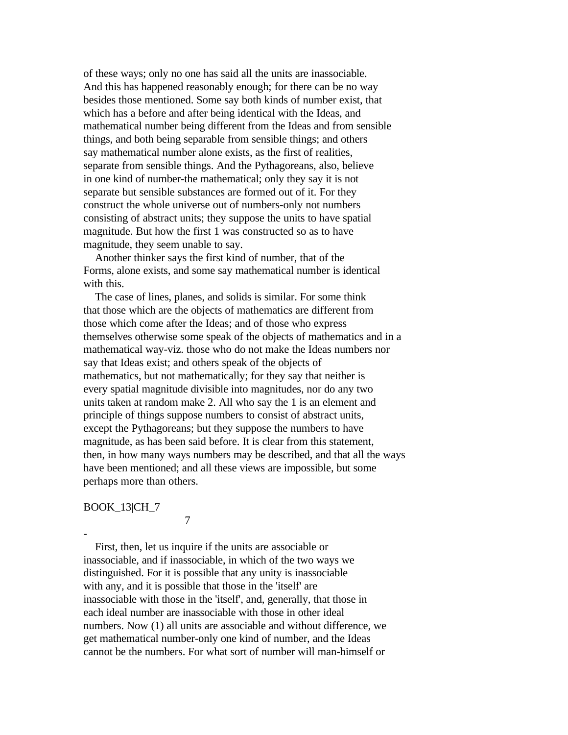of these ways; only no one has said all the units are inassociable. And this has happened reasonably enough; for there can be no way besides those mentioned. Some say both kinds of number exist, that which has a before and after being identical with the Ideas, and mathematical number being different from the Ideas and from sensible things, and both being separable from sensible things; and others say mathematical number alone exists, as the first of realities, separate from sensible things. And the Pythagoreans, also, believe in one kind of number-the mathematical; only they say it is not separate but sensible substances are formed out of it. For they construct the whole universe out of numbers-only not numbers consisting of abstract units; they suppose the units to have spatial magnitude. But how the first 1 was constructed so as to have magnitude, they seem unable to say.

Another thinker says the first kind of number, that of the Forms, alone exists, and some say mathematical number is identical with this.

The case of lines, planes, and solids is similar. For some think that those which are the objects of mathematics are different from those which come after the Ideas; and of those who express themselves otherwise some speak of the objects of mathematics and in a mathematical way-viz. those who do not make the Ideas numbers nor say that Ideas exist; and others speak of the objects of mathematics, but not mathematically; for they say that neither is every spatial magnitude divisible into magnitudes, nor do any two units taken at random make 2. All who say the 1 is an element and principle of things suppose numbers to consist of abstract units, except the Pythagoreans; but they suppose the numbers to have magnitude, as has been said before. It is clear from this statement, then, in how many ways numbers may be described, and that all the ways have been mentioned; and all these views are impossible, but some perhaps more than others.

BOOK_13|CH_7

## 7

-

First, then, let us inquire if the units are associable or inassociable, and if inassociable, in which of the two ways we distinguished. For it is possible that any unity is inassociable with any, and it is possible that those in the 'itself' are inassociable with those in the 'itself', and, generally, that those in each ideal number are inassociable with those in other ideal numbers. Now (1) all units are associable and without difference, we get mathematical number-only one kind of number, and the Ideas cannot be the numbers. For what sort of number will man-himself or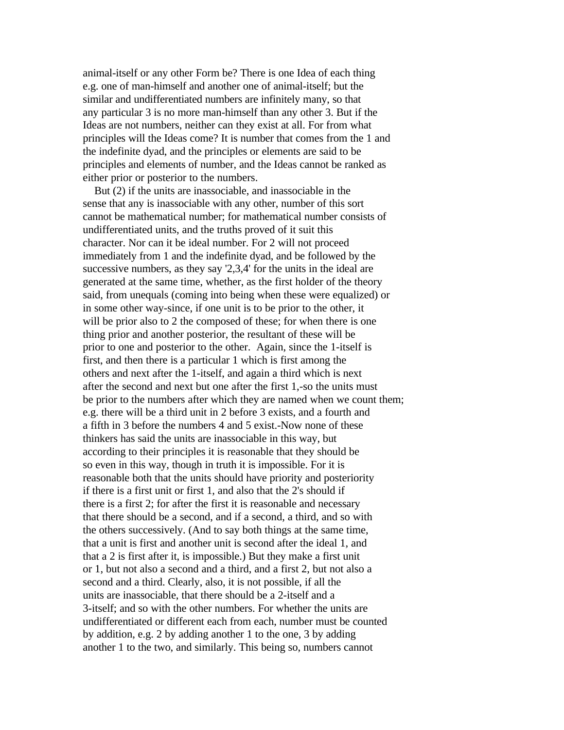animal-itself or any other Form be? There is one Idea of each thing e.g. one of man-himself and another one of animal-itself; but the similar and undifferentiated numbers are infinitely many, so that any particular 3 is no more man-himself than any other 3. But if the Ideas are not numbers, neither can they exist at all. For from what principles will the Ideas come? It is number that comes from the 1 and the indefinite dyad, and the principles or elements are said to be principles and elements of number, and the Ideas cannot be ranked as either prior or posterior to the numbers.

But (2) if the units are inassociable, and inassociable in the sense that any is inassociable with any other, number of this sort cannot be mathematical number; for mathematical number consists of undifferentiated units, and the truths proved of it suit this character. Nor can it be ideal number. For 2 will not proceed immediately from 1 and the indefinite dyad, and be followed by the successive numbers, as they say '2,3,4' for the units in the ideal are generated at the same time, whether, as the first holder of the theory said, from unequals (coming into being when these were equalized) or in some other way-since, if one unit is to be prior to the other, it will be prior also to 2 the composed of these; for when there is one thing prior and another posterior, the resultant of these will be prior to one and posterior to the other. Again, since the 1-itself is first, and then there is a particular 1 which is first among the others and next after the 1-itself, and again a third which is next after the second and next but one after the first 1,-so the units must be prior to the numbers after which they are named when we count them; e.g. there will be a third unit in 2 before 3 exists, and a fourth and a fifth in 3 before the numbers 4 and 5 exist.-Now none of these thinkers has said the units are inassociable in this way, but according to their principles it is reasonable that they should be so even in this way, though in truth it is impossible. For it is reasonable both that the units should have priority and posteriority if there is a first unit or first 1, and also that the 2's should if there is a first 2; for after the first it is reasonable and necessary that there should be a second, and if a second, a third, and so with the others successively. (And to say both things at the same time, that a unit is first and another unit is second after the ideal 1, and that a 2 is first after it, is impossible.) But they make a first unit or 1, but not also a second and a third, and a first 2, but not also a second and a third. Clearly, also, it is not possible, if all the units are inassociable, that there should be a 2-itself and a 3-itself; and so with the other numbers. For whether the units are undifferentiated or different each from each, number must be counted by addition, e.g. 2 by adding another 1 to the one, 3 by adding another 1 to the two, and similarly. This being so, numbers cannot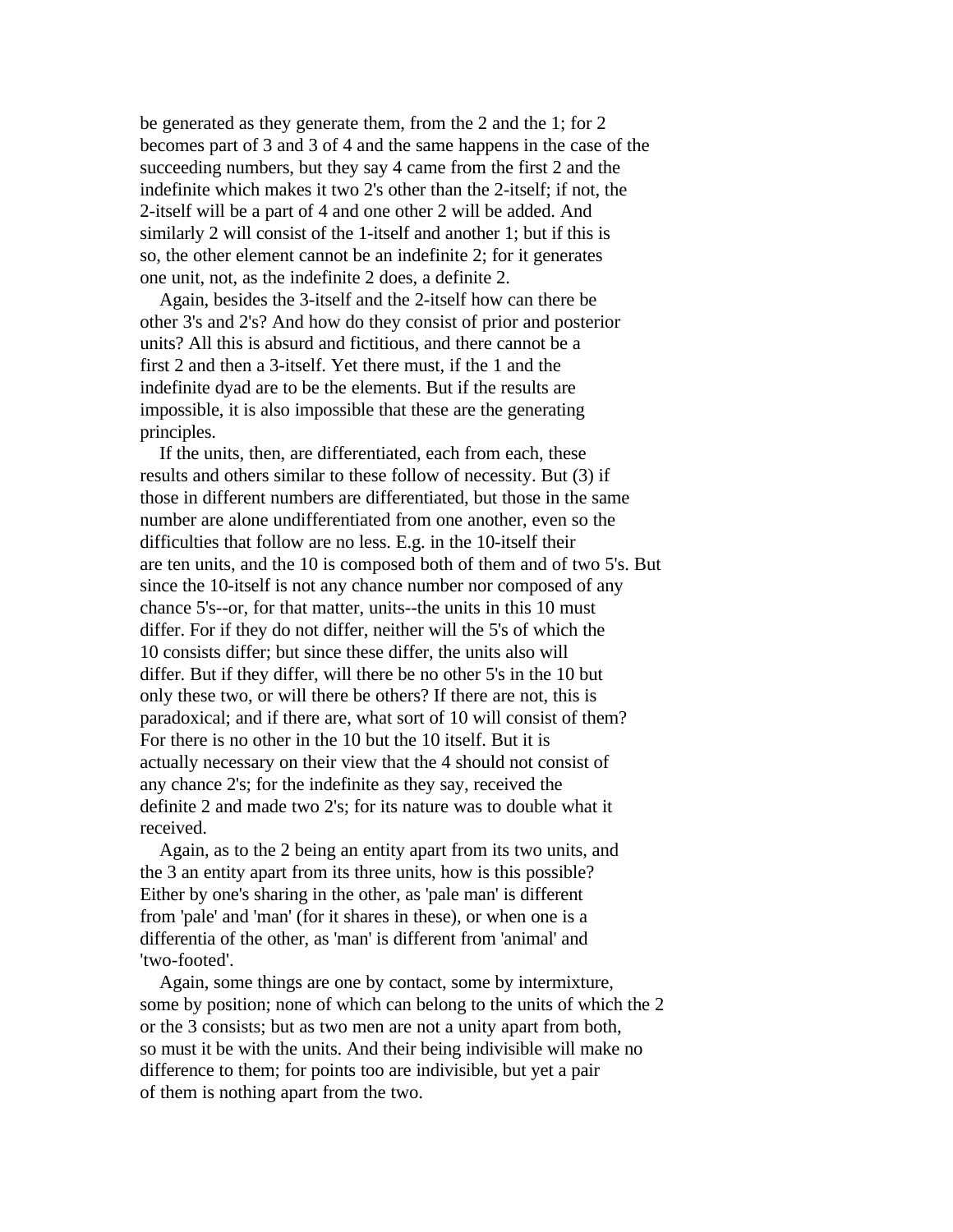be generated as they generate them, from the 2 and the 1; for 2 becomes part of 3 and 3 of 4 and the same happens in the case of the succeeding numbers, but they say 4 came from the first 2 and the indefinite which makes it two 2's other than the 2-itself; if not, the 2-itself will be a part of 4 and one other 2 will be added. And similarly 2 will consist of the 1-itself and another 1; but if this is so, the other element cannot be an indefinite 2; for it generates one unit, not, as the indefinite 2 does, a definite 2.

Again, besides the 3-itself and the 2-itself how can there be other 3's and 2's? And how do they consist of prior and posterior units? All this is absurd and fictitious, and there cannot be a first 2 and then a 3-itself. Yet there must, if the 1 and the indefinite dyad are to be the elements. But if the results are impossible, it is also impossible that these are the generating principles.

If the units, then, are differentiated, each from each, these results and others similar to these follow of necessity. But (3) if those in different numbers are differentiated, but those in the same number are alone undifferentiated from one another, even so the difficulties that follow are no less. E.g. in the 10-itself their are ten units, and the 10 is composed both of them and of two 5's. But since the 10-itself is not any chance number nor composed of any chance 5's--or, for that matter, units--the units in this 10 must differ. For if they do not differ, neither will the 5's of which the 10 consists differ; but since these differ, the units also will differ. But if they differ, will there be no other 5's in the 10 but only these two, or will there be others? If there are not, this is paradoxical; and if there are, what sort of 10 will consist of them? For there is no other in the 10 but the 10 itself. But it is actually necessary on their view that the 4 should not consist of any chance 2's; for the indefinite as they say, received the definite 2 and made two 2's; for its nature was to double what it received.

Again, as to the 2 being an entity apart from its two units, and the 3 an entity apart from its three units, how is this possible? Either by one's sharing in the other, as 'pale man' is different from 'pale' and 'man' (for it shares in these), or when one is a differentia of the other, as 'man' is different from 'animal' and 'two-footed'.

Again, some things are one by contact, some by intermixture, some by position; none of which can belong to the units of which the 2 or the 3 consists; but as two men are not a unity apart from both, so must it be with the units. And their being indivisible will make no difference to them; for points too are indivisible, but yet a pair of them is nothing apart from the two.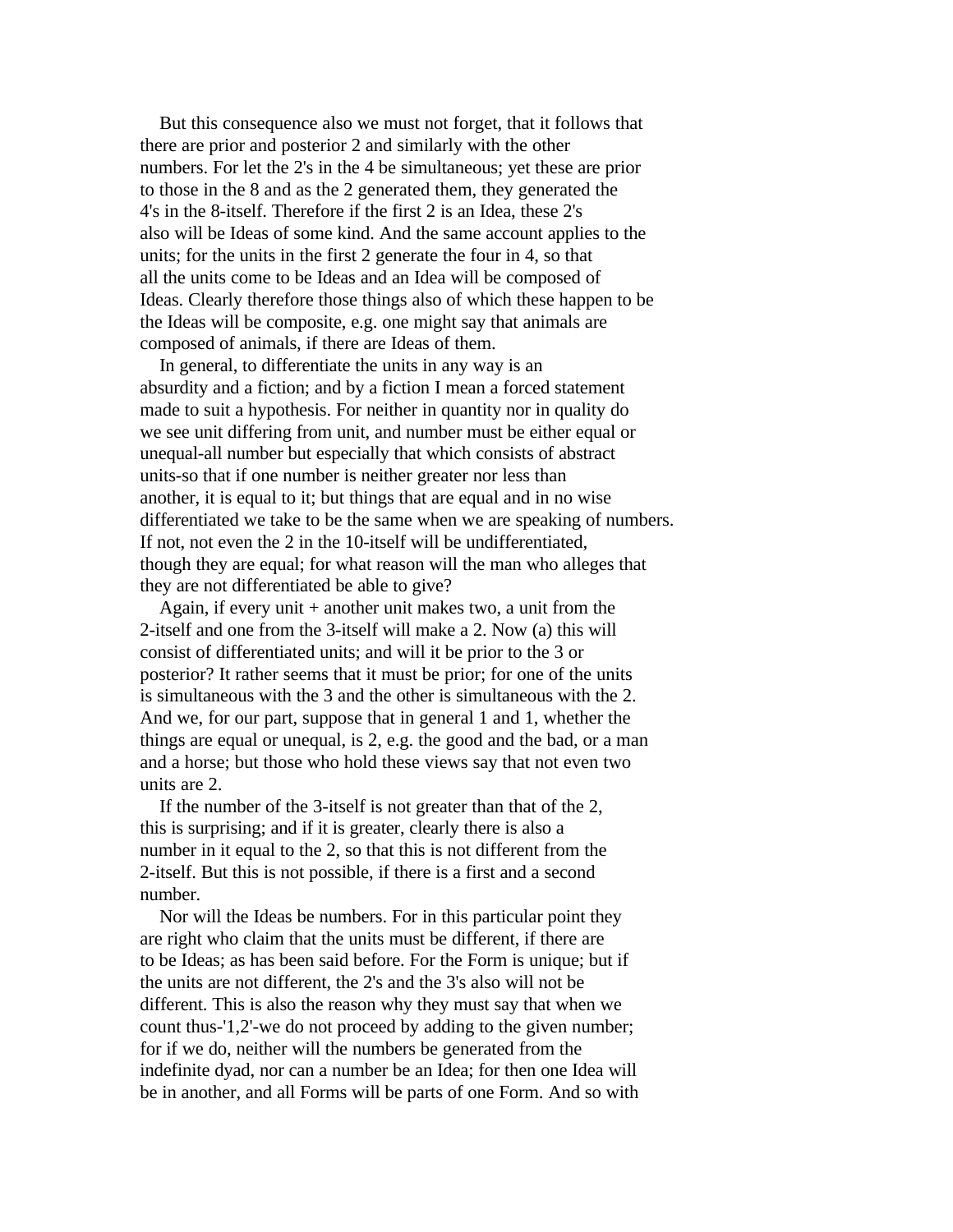But this consequence also we must not forget, that it follows that there are prior and posterior 2 and similarly with the other numbers. For let the 2's in the 4 be simultaneous; yet these are prior to those in the 8 and as the 2 generated them, they generated the 4's in the 8-itself. Therefore if the first 2 is an Idea, these 2's also will be Ideas of some kind. And the same account applies to the units; for the units in the first 2 generate the four in 4, so that all the units come to be Ideas and an Idea will be composed of Ideas. Clearly therefore those things also of which these happen to be the Ideas will be composite, e.g. one might say that animals are composed of animals, if there are Ideas of them.

In general, to differentiate the units in any way is an absurdity and a fiction; and by a fiction I mean a forced statement made to suit a hypothesis. For neither in quantity nor in quality do we see unit differing from unit, and number must be either equal or unequal-all number but especially that which consists of abstract units-so that if one number is neither greater nor less than another, it is equal to it; but things that are equal and in no wise differentiated we take to be the same when we are speaking of numbers. If not, not even the 2 in the 10-itself will be undifferentiated, though they are equal; for what reason will the man who alleges that they are not differentiated be able to give?

Again, if every unit + another unit makes two, a unit from the 2-itself and one from the 3-itself will make a 2. Now (a) this will consist of differentiated units; and will it be prior to the 3 or posterior? It rather seems that it must be prior; for one of the units is simultaneous with the 3 and the other is simultaneous with the 2. And we, for our part, suppose that in general 1 and 1, whether the things are equal or unequal, is 2, e.g. the good and the bad, or a man and a horse; but those who hold these views say that not even two units are 2.

If the number of the 3-itself is not greater than that of the 2, this is surprising; and if it is greater, clearly there is also a number in it equal to the 2, so that this is not different from the 2-itself. But this is not possible, if there is a first and a second number.

Nor will the Ideas be numbers. For in this particular point they are right who claim that the units must be different, if there are to be Ideas; as has been said before. For the Form is unique; but if the units are not different, the 2's and the 3's also will not be different. This is also the reason why they must say that when we count thus-'1,2'-we do not proceed by adding to the given number; for if we do, neither will the numbers be generated from the indefinite dyad, nor can a number be an Idea; for then one Idea will be in another, and all Forms will be parts of one Form. And so with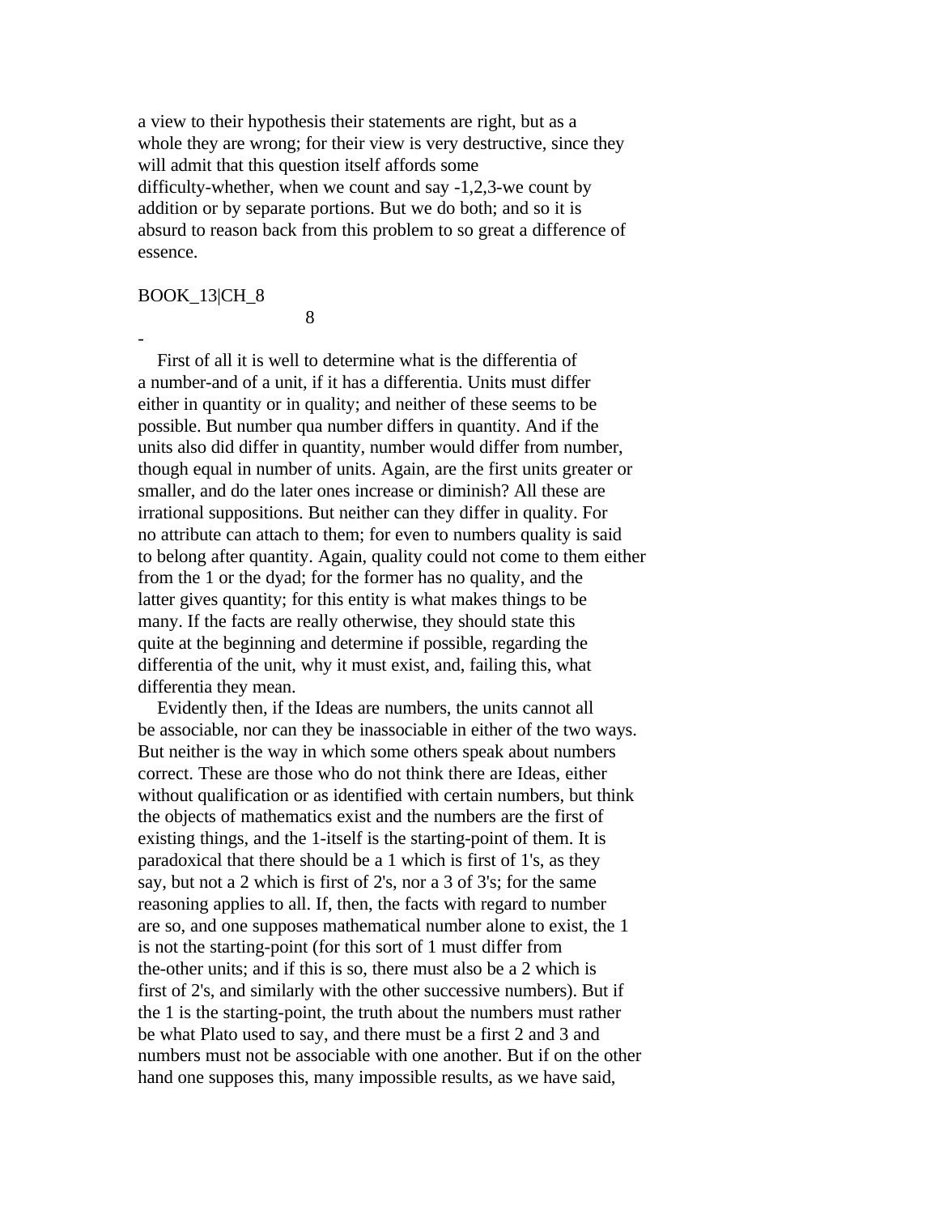a view to their hypothesis their statements are right, but as a whole they are wrong; for their view is very destructive, since they will admit that this question itself affords some difficulty-whether, when we count and say -1,2,3-we count by addition or by separate portions. But we do both; and so it is absurd to reason back from this problem to so great a difference of essence.

BOOK_13|CH_8

8

-

First of all it is well to determine what is the differentia of a number-and of a unit, if it has a differentia. Units must differ either in quantity or in quality; and neither of these seems to be possible. But number qua number differs in quantity. And if the units also did differ in quantity, number would differ from number, though equal in number of units. Again, are the first units greater or smaller, and do the later ones increase or diminish? All these are irrational suppositions. But neither can they differ in quality. For no attribute can attach to them; for even to numbers quality is said to belong after quantity. Again, quality could not come to them either from the 1 or the dyad; for the former has no quality, and the latter gives quantity; for this entity is what makes things to be many. If the facts are really otherwise, they should state this quite at the beginning and determine if possible, regarding the differentia of the unit, why it must exist, and, failing this, what differentia they mean.

Evidently then, if the Ideas are numbers, the units cannot all be associable, nor can they be inassociable in either of the two ways. But neither is the way in which some others speak about numbers correct. These are those who do not think there are Ideas, either without qualification or as identified with certain numbers, but think the objects of mathematics exist and the numbers are the first of existing things, and the 1-itself is the starting-point of them. It is paradoxical that there should be a 1 which is first of 1's, as they say, but not a 2 which is first of 2's, nor a 3 of 3's; for the same reasoning applies to all. If, then, the facts with regard to number are so, and one supposes mathematical number alone to exist, the 1 is not the starting-point (for this sort of 1 must differ from the-other units; and if this is so, there must also be a 2 which is first of 2's, and similarly with the other successive numbers). But if the 1 is the starting-point, the truth about the numbers must rather be what Plato used to say, and there must be a first 2 and 3 and numbers must not be associable with one another. But if on the other hand one supposes this, many impossible results, as we have said,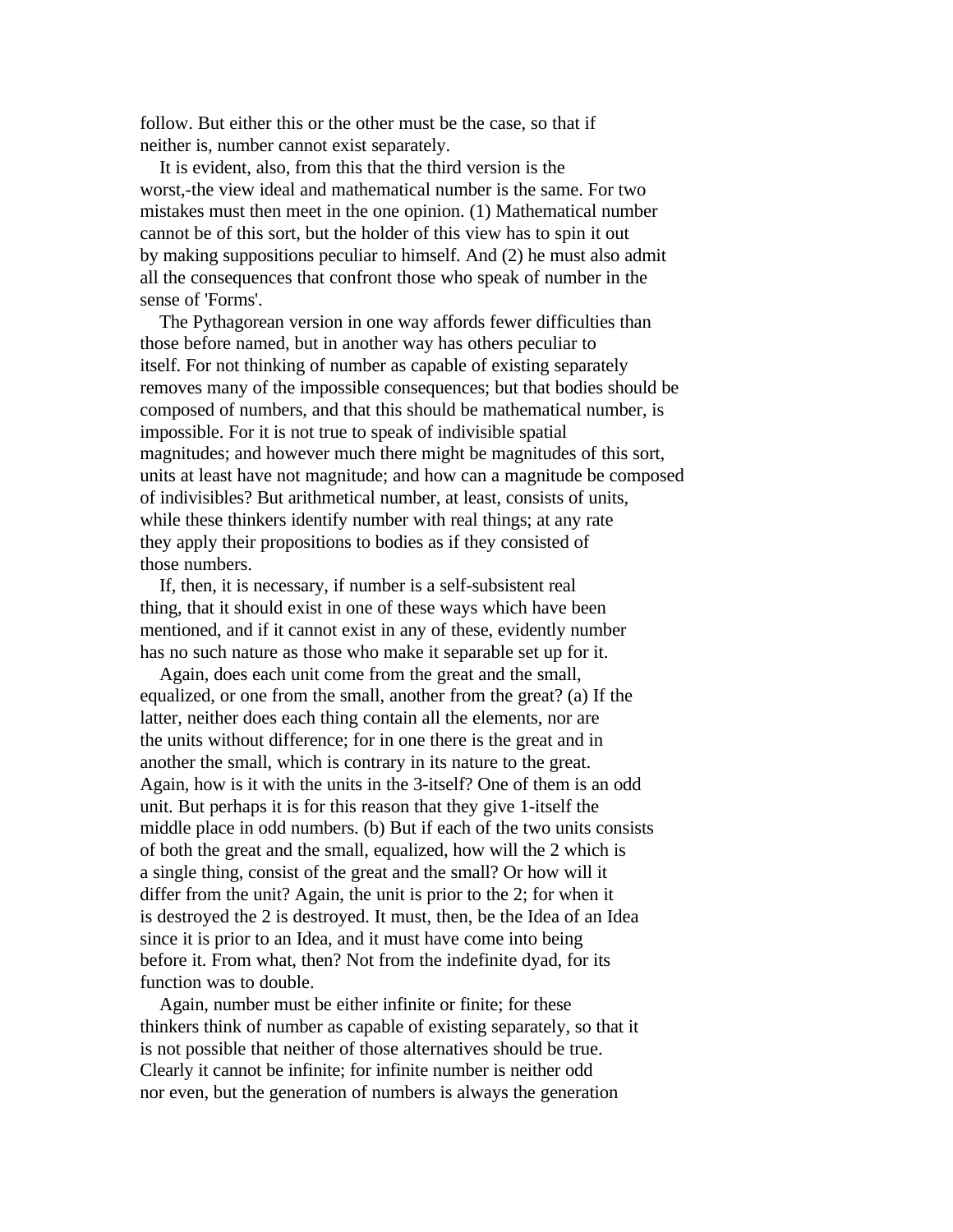follow. But either this or the other must be the case, so that if neither is, number cannot exist separately.

It is evident, also, from this that the third version is the worst,-the view ideal and mathematical number is the same. For two mistakes must then meet in the one opinion. (1) Mathematical number cannot be of this sort, but the holder of this view has to spin it out by making suppositions peculiar to himself. And (2) he must also admit all the consequences that confront those who speak of number in the sense of 'Forms'.

The Pythagorean version in one way affords fewer difficulties than those before named, but in another way has others peculiar to itself. For not thinking of number as capable of existing separately removes many of the impossible consequences; but that bodies should be composed of numbers, and that this should be mathematical number, is impossible. For it is not true to speak of indivisible spatial magnitudes; and however much there might be magnitudes of this sort, units at least have not magnitude; and how can a magnitude be composed of indivisibles? But arithmetical number, at least, consists of units, while these thinkers identify number with real things; at any rate they apply their propositions to bodies as if they consisted of those numbers.

If, then, it is necessary, if number is a self-subsistent real thing, that it should exist in one of these ways which have been mentioned, and if it cannot exist in any of these, evidently number has no such nature as those who make it separable set up for it.

Again, does each unit come from the great and the small, equalized, or one from the small, another from the great? (a) If the latter, neither does each thing contain all the elements, nor are the units without difference; for in one there is the great and in another the small, which is contrary in its nature to the great. Again, how is it with the units in the 3-itself? One of them is an odd unit. But perhaps it is for this reason that they give 1-itself the middle place in odd numbers. (b) But if each of the two units consists of both the great and the small, equalized, how will the 2 which is a single thing, consist of the great and the small? Or how will it differ from the unit? Again, the unit is prior to the 2; for when it is destroyed the 2 is destroyed. It must, then, be the Idea of an Idea since it is prior to an Idea, and it must have come into being before it. From what, then? Not from the indefinite dyad, for its function was to double.

Again, number must be either infinite or finite; for these thinkers think of number as capable of existing separately, so that it is not possible that neither of those alternatives should be true. Clearly it cannot be infinite; for infinite number is neither odd nor even, but the generation of numbers is always the generation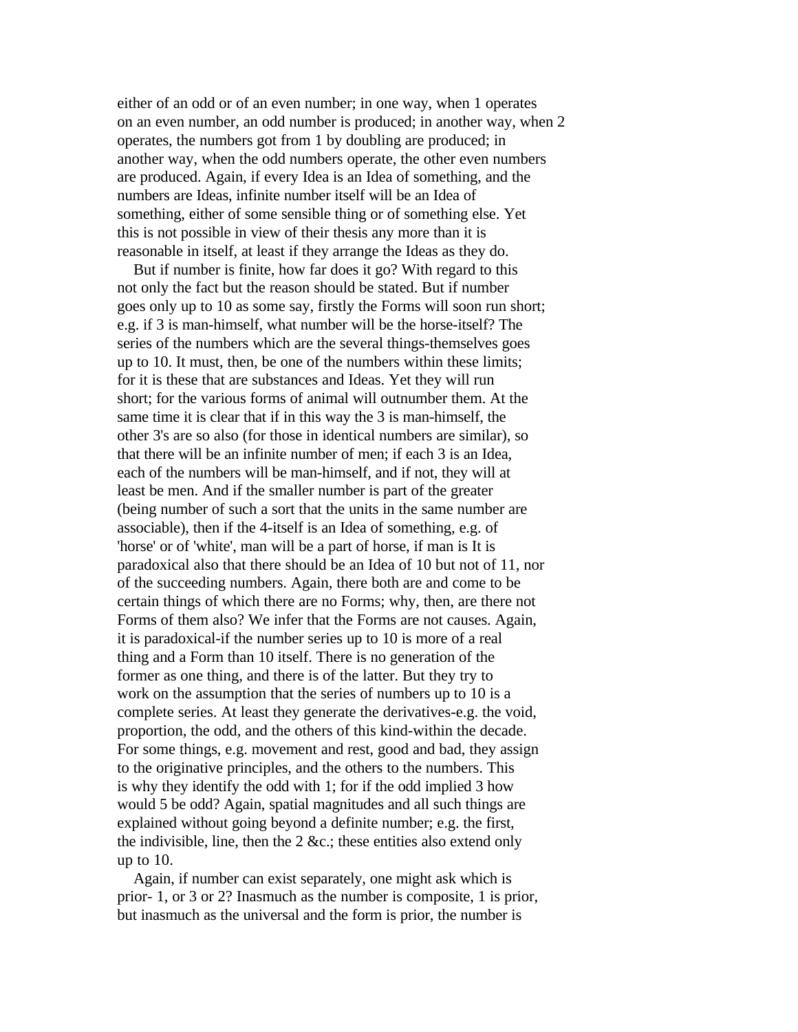either of an odd or of an even number; in one way, when 1 operates on an even number, an odd number is produced; in another way, when 2 operates, the numbers got from 1 by doubling are produced; in another way, when the odd numbers operate, the other even numbers are produced. Again, if every Idea is an Idea of something, and the numbers are Ideas, infinite number itself will be an Idea of something, either of some sensible thing or of something else. Yet this is not possible in view of their thesis any more than it is reasonable in itself, at least if they arrange the Ideas as they do.

But if number is finite, how far does it go? With regard to this not only the fact but the reason should be stated. But if number goes only up to 10 as some say, firstly the Forms will soon run short; e.g. if 3 is man-himself, what number will be the horse-itself? The series of the numbers which are the several things-themselves goes up to 10. It must, then, be one of the numbers within these limits; for it is these that are substances and Ideas. Yet they will run short; for the various forms of animal will outnumber them. At the same time it is clear that if in this way the 3 is man-himself, the other 3's are so also (for those in identical numbers are similar), so that there will be an infinite number of men; if each 3 is an Idea, each of the numbers will be man-himself, and if not, they will at least be men. And if the smaller number is part of the greater (being number of such a sort that the units in the same number are associable), then if the 4-itself is an Idea of something, e.g. of 'horse' or of 'white', man will be a part of horse, if man is It is paradoxical also that there should be an Idea of 10 but not of 11, nor of the succeeding numbers. Again, there both are and come to be certain things of which there are no Forms; why, then, are there not Forms of them also? We infer that the Forms are not causes. Again, it is paradoxical-if the number series up to 10 is more of a real thing and a Form than 10 itself. There is no generation of the former as one thing, and there is of the latter. But they try to work on the assumption that the series of numbers up to 10 is a complete series. At least they generate the derivatives-e.g. the void, proportion, the odd, and the others of this kind-within the decade. For some things, e.g. movement and rest, good and bad, they assign to the originative principles, and the others to the numbers. This is why they identify the odd with 1; for if the odd implied 3 how would 5 be odd? Again, spatial magnitudes and all such things are explained without going beyond a definite number; e.g. the first, the indivisible, line, then the 2 &c.; these entities also extend only up to 10.

Again, if number can exist separately, one might ask which is prior- 1, or 3 or 2? Inasmuch as the number is composite, 1 is prior, but inasmuch as the universal and the form is prior, the number is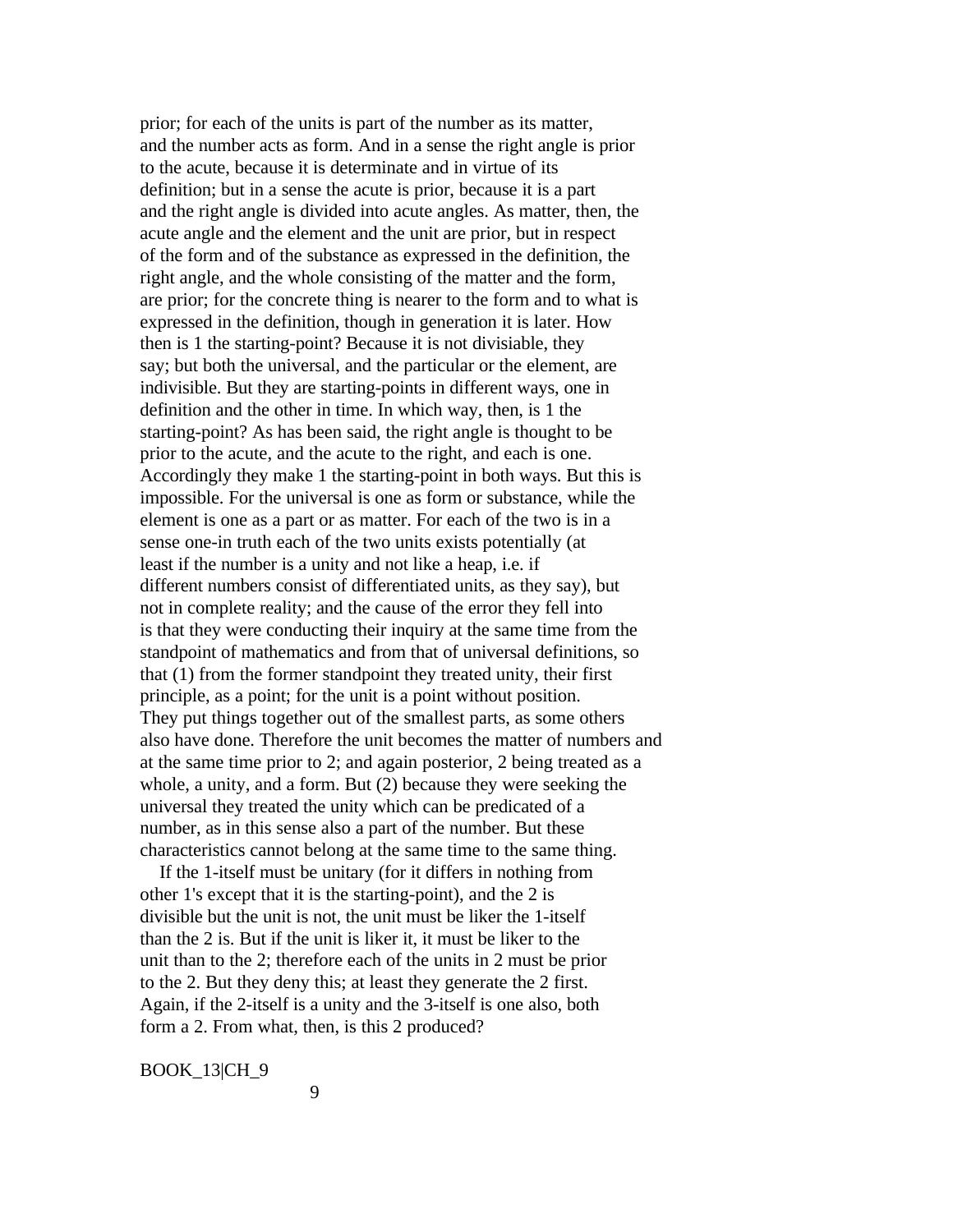prior; for each of the units is part of the number as its matter, and the number acts as form. And in a sense the right angle is prior to the acute, because it is determinate and in virtue of its definition; but in a sense the acute is prior, because it is a part and the right angle is divided into acute angles. As matter, then, the acute angle and the element and the unit are prior, but in respect of the form and of the substance as expressed in the definition, the right angle, and the whole consisting of the matter and the form, are prior; for the concrete thing is nearer to the form and to what is expressed in the definition, though in generation it is later. How then is 1 the starting-point? Because it is not divisiable, they say; but both the universal, and the particular or the element, are indivisible. But they are starting-points in different ways, one in definition and the other in time. In which way, then, is 1 the starting-point? As has been said, the right angle is thought to be prior to the acute, and the acute to the right, and each is one. Accordingly they make 1 the starting-point in both ways. But this is impossible. For the universal is one as form or substance, while the element is one as a part or as matter. For each of the two is in a sense one-in truth each of the two units exists potentially (at least if the number is a unity and not like a heap, i.e. if different numbers consist of differentiated units, as they say), but not in complete reality; and the cause of the error they fell into is that they were conducting their inquiry at the same time from the standpoint of mathematics and from that of universal definitions, so that (1) from the former standpoint they treated unity, their first principle, as a point; for the unit is a point without position. They put things together out of the smallest parts, as some others also have done. Therefore the unit becomes the matter of numbers and at the same time prior to 2; and again posterior, 2 being treated as a whole, a unity, and a form. But (2) because they were seeking the universal they treated the unity which can be predicated of a number, as in this sense also a part of the number. But these characteristics cannot belong at the same time to the same thing.

If the 1-itself must be unitary (for it differs in nothing from other 1's except that it is the starting-point), and the 2 is divisible but the unit is not, the unit must be liker the 1-itself than the 2 is. But if the unit is liker it, it must be liker to the unit than to the 2; therefore each of the units in 2 must be prior to the 2. But they deny this; at least they generate the 2 first. Again, if the 2-itself is a unity and the 3-itself is one also, both form a 2. From what, then, is this 2 produced?

BOOK_13|CH_9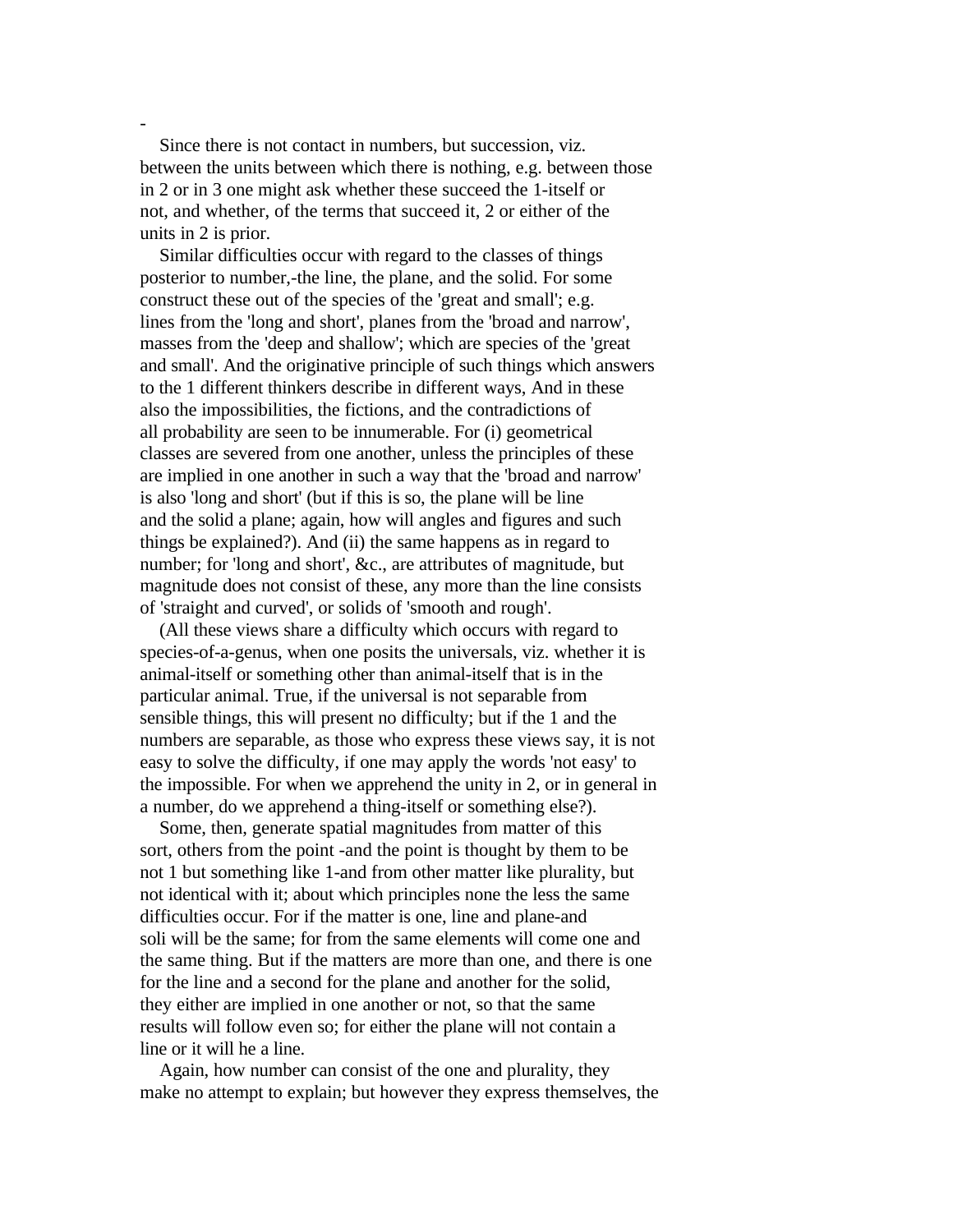-

Since there is not contact in numbers, but succession, viz. between the units between which there is nothing, e.g. between those in 2 or in 3 one might ask whether these succeed the 1-itself or not, and whether, of the terms that succeed it, 2 or either of the units in 2 is prior.

Similar difficulties occur with regard to the classes of things posterior to number,-the line, the plane, and the solid. For some construct these out of the species of the 'great and small'; e.g. lines from the 'long and short', planes from the 'broad and narrow', masses from the 'deep and shallow'; which are species of the 'great and small'. And the originative principle of such things which answers to the 1 different thinkers describe in different ways, And in these also the impossibilities, the fictions, and the contradictions of all probability are seen to be innumerable. For (i) geometrical classes are severed from one another, unless the principles of these are implied in one another in such a way that the 'broad and narrow' is also 'long and short' (but if this is so, the plane will be line and the solid a plane; again, how will angles and figures and such things be explained?). And (ii) the same happens as in regard to number; for 'long and short', &c., are attributes of magnitude, but magnitude does not consist of these, any more than the line consists of 'straight and curved', or solids of 'smooth and rough'.

(All these views share a difficulty which occurs with regard to species-of-a-genus, when one posits the universals, viz. whether it is animal-itself or something other than animal-itself that is in the particular animal. True, if the universal is not separable from sensible things, this will present no difficulty; but if the 1 and the numbers are separable, as those who express these views say, it is not easy to solve the difficulty, if one may apply the words 'not easy' to the impossible. For when we apprehend the unity in 2, or in general in a number, do we apprehend a thing-itself or something else?).

Some, then, generate spatial magnitudes from matter of this sort, others from the point -and the point is thought by them to be not 1 but something like 1-and from other matter like plurality, but not identical with it; about which principles none the less the same difficulties occur. For if the matter is one, line and plane-and soli will be the same; for from the same elements will come one and the same thing. But if the matters are more than one, and there is one for the line and a second for the plane and another for the solid, they either are implied in one another or not, so that the same results will follow even so; for either the plane will not contain a line or it will he a line.

Again, how number can consist of the one and plurality, they make no attempt to explain; but however they express themselves, the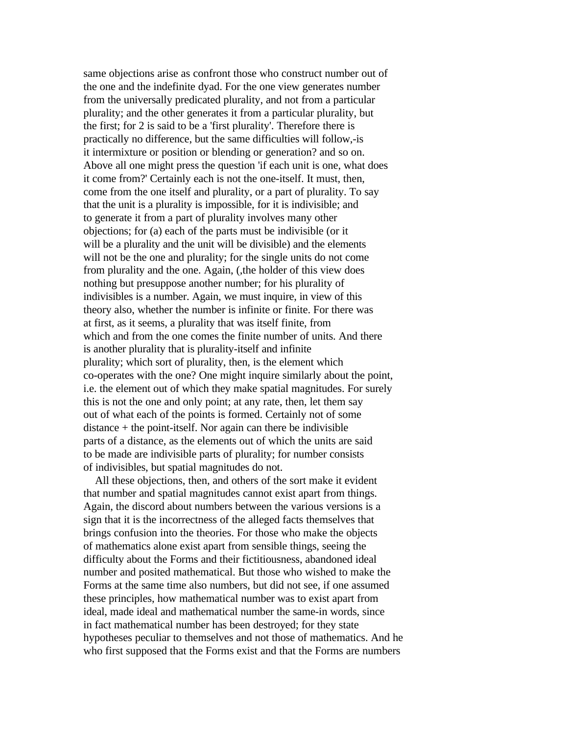same objections arise as confront those who construct number out of the one and the indefinite dyad. For the one view generates number from the universally predicated plurality, and not from a particular plurality; and the other generates it from a particular plurality, but the first; for 2 is said to be a 'first plurality'. Therefore there is practically no difference, but the same difficulties will follow,-is it intermixture or position or blending or generation? and so on. Above all one might press the question 'if each unit is one, what does it come from?' Certainly each is not the one-itself. It must, then, come from the one itself and plurality, or a part of plurality. To say that the unit is a plurality is impossible, for it is indivisible; and to generate it from a part of plurality involves many other objections; for (a) each of the parts must be indivisible (or it will be a plurality and the unit will be divisible) and the elements will not be the one and plurality; for the single units do not come from plurality and the one. Again, (,the holder of this view does nothing but presuppose another number; for his plurality of indivisibles is a number. Again, we must inquire, in view of this theory also, whether the number is infinite or finite. For there was at first, as it seems, a plurality that was itself finite, from which and from the one comes the finite number of units. And there is another plurality that is plurality-itself and infinite plurality; which sort of plurality, then, is the element which co-operates with the one? One might inquire similarly about the point, i.e. the element out of which they make spatial magnitudes. For surely this is not the one and only point; at any rate, then, let them say out of what each of the points is formed. Certainly not of some distance + the point-itself. Nor again can there be indivisible parts of a distance, as the elements out of which the units are said to be made are indivisible parts of plurality; for number consists of indivisibles, but spatial magnitudes do not.

All these objections, then, and others of the sort make it evident that number and spatial magnitudes cannot exist apart from things. Again, the discord about numbers between the various versions is a sign that it is the incorrectness of the alleged facts themselves that brings confusion into the theories. For those who make the objects of mathematics alone exist apart from sensible things, seeing the difficulty about the Forms and their fictitiousness, abandoned ideal number and posited mathematical. But those who wished to make the Forms at the same time also numbers, but did not see, if one assumed these principles, how mathematical number was to exist apart from ideal, made ideal and mathematical number the same-in words, since in fact mathematical number has been destroyed; for they state hypotheses peculiar to themselves and not those of mathematics. And he who first supposed that the Forms exist and that the Forms are numbers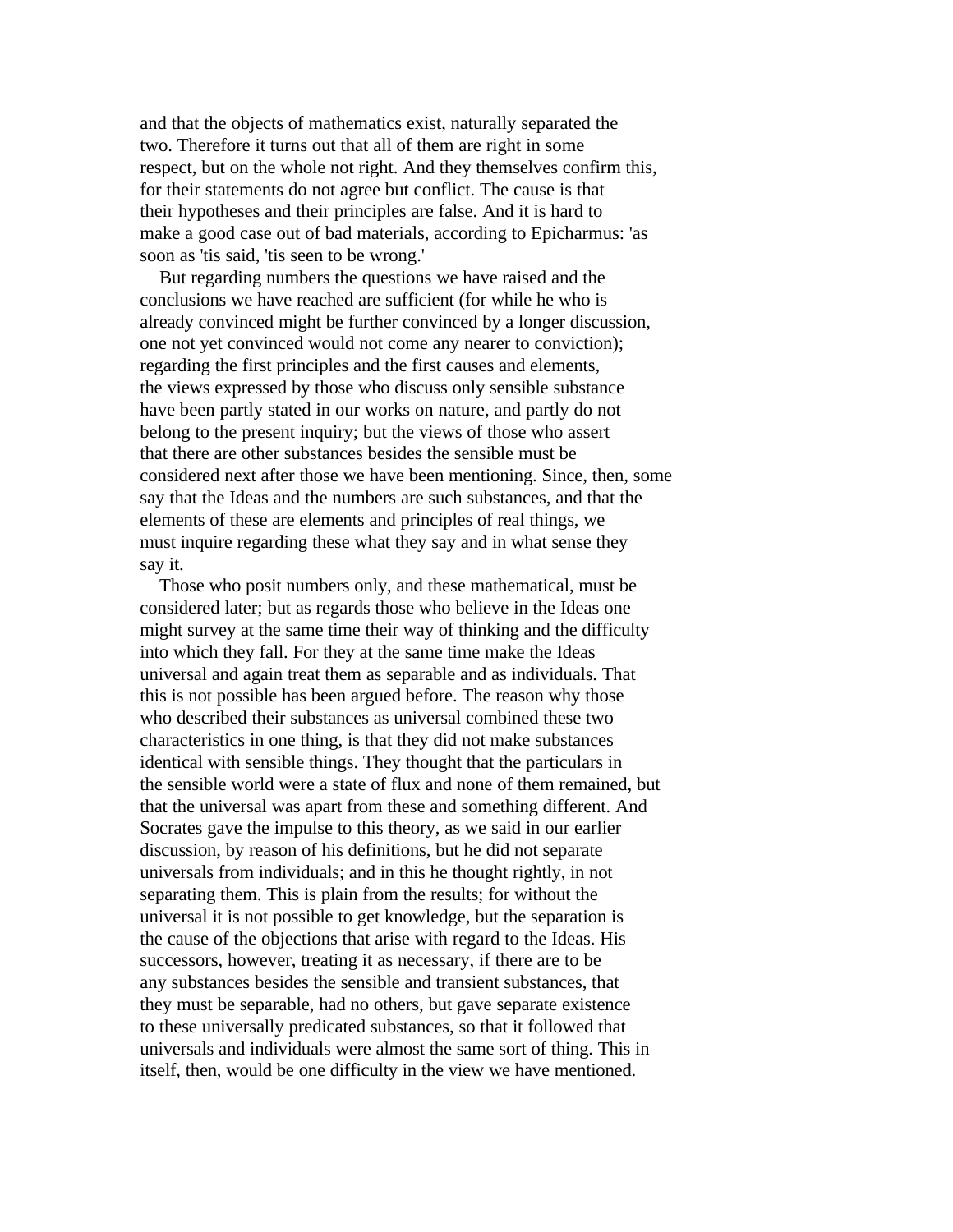and that the objects of mathematics exist, naturally separated the two. Therefore it turns out that all of them are right in some respect, but on the whole not right. And they themselves confirm this, for their statements do not agree but conflict. The cause is that their hypotheses and their principles are false. And it is hard to make a good case out of bad materials, according to Epicharmus: 'as soon as 'tis said, 'tis seen to be wrong.'

But regarding numbers the questions we have raised and the conclusions we have reached are sufficient (for while he who is already convinced might be further convinced by a longer discussion, one not yet convinced would not come any nearer to conviction); regarding the first principles and the first causes and elements, the views expressed by those who discuss only sensible substance have been partly stated in our works on nature, and partly do not belong to the present inquiry; but the views of those who assert that there are other substances besides the sensible must be considered next after those we have been mentioning. Since, then, some say that the Ideas and the numbers are such substances, and that the elements of these are elements and principles of real things, we must inquire regarding these what they say and in what sense they say it.

Those who posit numbers only, and these mathematical, must be considered later; but as regards those who believe in the Ideas one might survey at the same time their way of thinking and the difficulty into which they fall. For they at the same time make the Ideas universal and again treat them as separable and as individuals. That this is not possible has been argued before. The reason why those who described their substances as universal combined these two characteristics in one thing, is that they did not make substances identical with sensible things. They thought that the particulars in the sensible world were a state of flux and none of them remained, but that the universal was apart from these and something different. And Socrates gave the impulse to this theory, as we said in our earlier discussion, by reason of his definitions, but he did not separate universals from individuals; and in this he thought rightly, in not separating them. This is plain from the results; for without the universal it is not possible to get knowledge, but the separation is the cause of the objections that arise with regard to the Ideas. His successors, however, treating it as necessary, if there are to be any substances besides the sensible and transient substances, that they must be separable, had no others, but gave separate existence to these universally predicated substances, so that it followed that universals and individuals were almost the same sort of thing. This in itself, then, would be one difficulty in the view we have mentioned.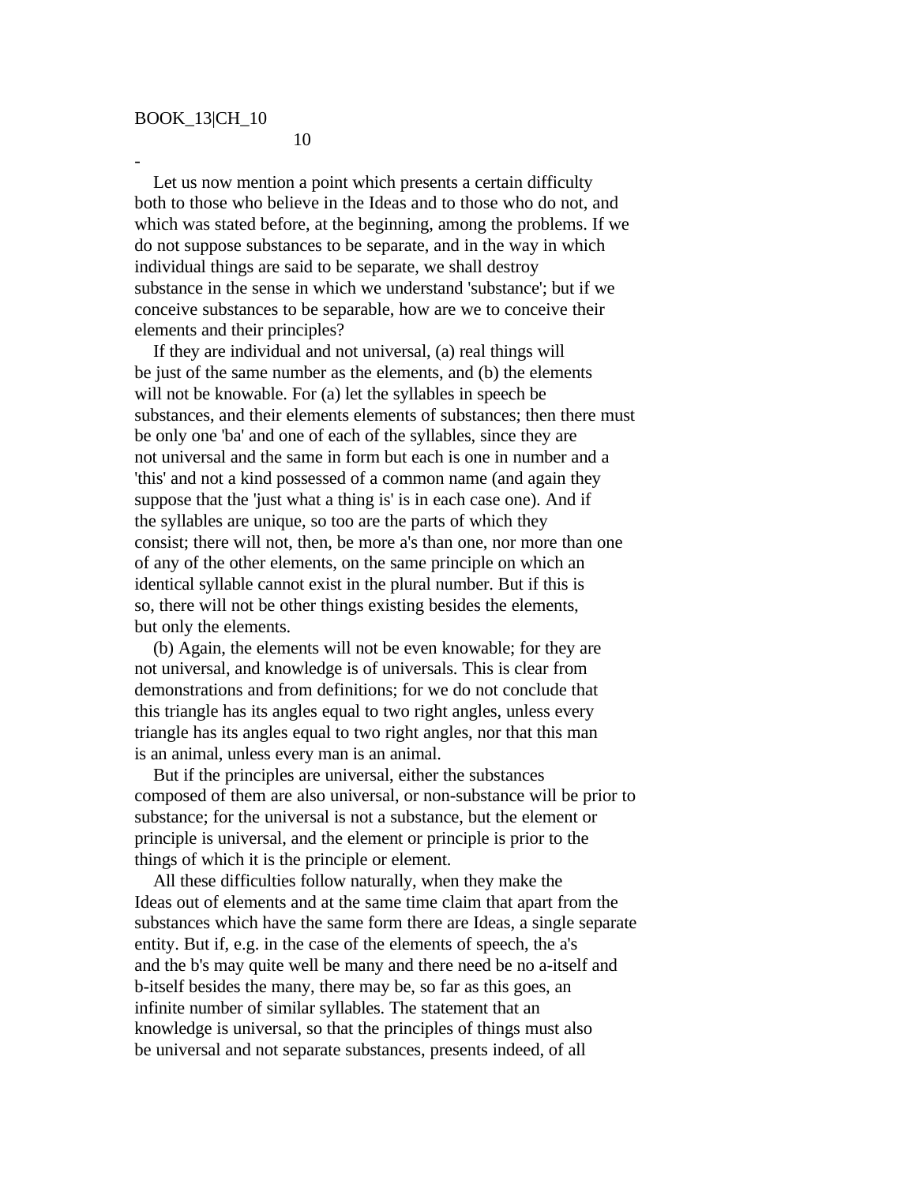BOOK_13|CH_10

10

-

Let us now mention a point which presents a certain difficulty both to those who believe in the Ideas and to those who do not, and which was stated before, at the beginning, among the problems. If we do not suppose substances to be separate, and in the way in which individual things are said to be separate, we shall destroy substance in the sense in which we understand 'substance'; but if we conceive substances to be separable, how are we to conceive their elements and their principles?

If they are individual and not universal, (a) real things will be just of the same number as the elements, and (b) the elements will not be knowable. For (a) let the syllables in speech be substances, and their elements elements of substances; then there must be only one 'ba' and one of each of the syllables, since they are not universal and the same in form but each is one in number and a 'this' and not a kind possessed of a common name (and again they suppose that the 'just what a thing is' is in each case one). And if the syllables are unique, so too are the parts of which they consist; there will not, then, be more a's than one, nor more than one of any of the other elements, on the same principle on which an identical syllable cannot exist in the plural number. But if this is so, there will not be other things existing besides the elements, but only the elements.

(b) Again, the elements will not be even knowable; for they are not universal, and knowledge is of universals. This is clear from demonstrations and from definitions; for we do not conclude that this triangle has its angles equal to two right angles, unless every triangle has its angles equal to two right angles, nor that this man is an animal, unless every man is an animal.

But if the principles are universal, either the substances composed of them are also universal, or non-substance will be prior to substance; for the universal is not a substance, but the element or principle is universal, and the element or principle is prior to the things of which it is the principle or element.

All these difficulties follow naturally, when they make the Ideas out of elements and at the same time claim that apart from the substances which have the same form there are Ideas, a single separate entity. But if, e.g. in the case of the elements of speech, the a's and the b's may quite well be many and there need be no a-itself and b-itself besides the many, there may be, so far as this goes, an infinite number of similar syllables. The statement that an knowledge is universal, so that the principles of things must also be universal and not separate substances, presents indeed, of all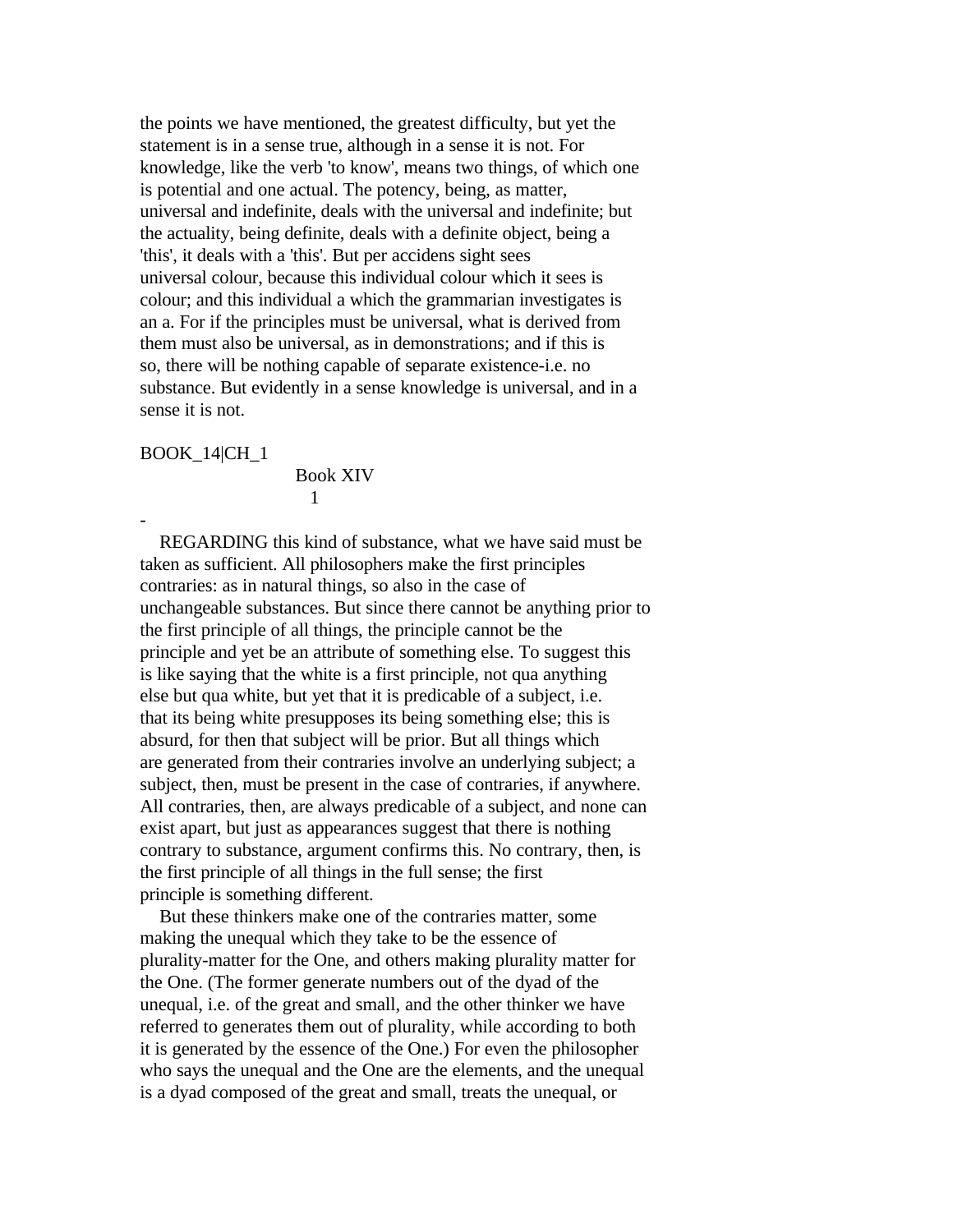the points we have mentioned, the greatest difficulty, but yet the statement is in a sense true, although in a sense it is not. For knowledge, like the verb 'to know', means two things, of which one is potential and one actual. The potency, being, as matter, universal and indefinite, deals with the universal and indefinite; but the actuality, being definite, deals with a definite object, being a 'this', it deals with a 'this'. But per accidens sight sees universal colour, because this individual colour which it sees is colour; and this individual a which the grammarian investigates is an a. For if the principles must be universal, what is derived from them must also be universal, as in demonstrations; and if this is so, there will be nothing capable of separate existence-i.e. no substance. But evidently in a sense knowledge is universal, and in a sense it is not.

BOOK_14|CH_1

## Book XIV

### 1

-

REGARDING this kind of substance, what we have said must be taken as sufficient. All philosophers make the first principles contraries: as in natural things, so also in the case of unchangeable substances. But since there cannot be anything prior to the first principle of all things, the principle cannot be the principle and yet be an attribute of something else. To suggest this is like saying that the white is a first principle, not qua anything else but qua white, but yet that it is predicable of a subject, i.e. that its being white presupposes its being something else; this is absurd, for then that subject will be prior. But all things which are generated from their contraries involve an underlying subject; a subject, then, must be present in the case of contraries, if anywhere. All contraries, then, are always predicable of a subject, and none can exist apart, but just as appearances suggest that there is nothing contrary to substance, argument confirms this. No contrary, then, is the first principle of all things in the full sense; the first principle is something different.

But these thinkers make one of the contraries matter, some making the unequal which they take to be the essence of plurality-matter for the One, and others making plurality matter for the One. (The former generate numbers out of the dyad of the unequal, i.e. of the great and small, and the other thinker we have referred to generates them out of plurality, while according to both it is generated by the essence of the One.) For even the philosopher who says the unequal and the One are the elements, and the unequal is a dyad composed of the great and small, treats the unequal, or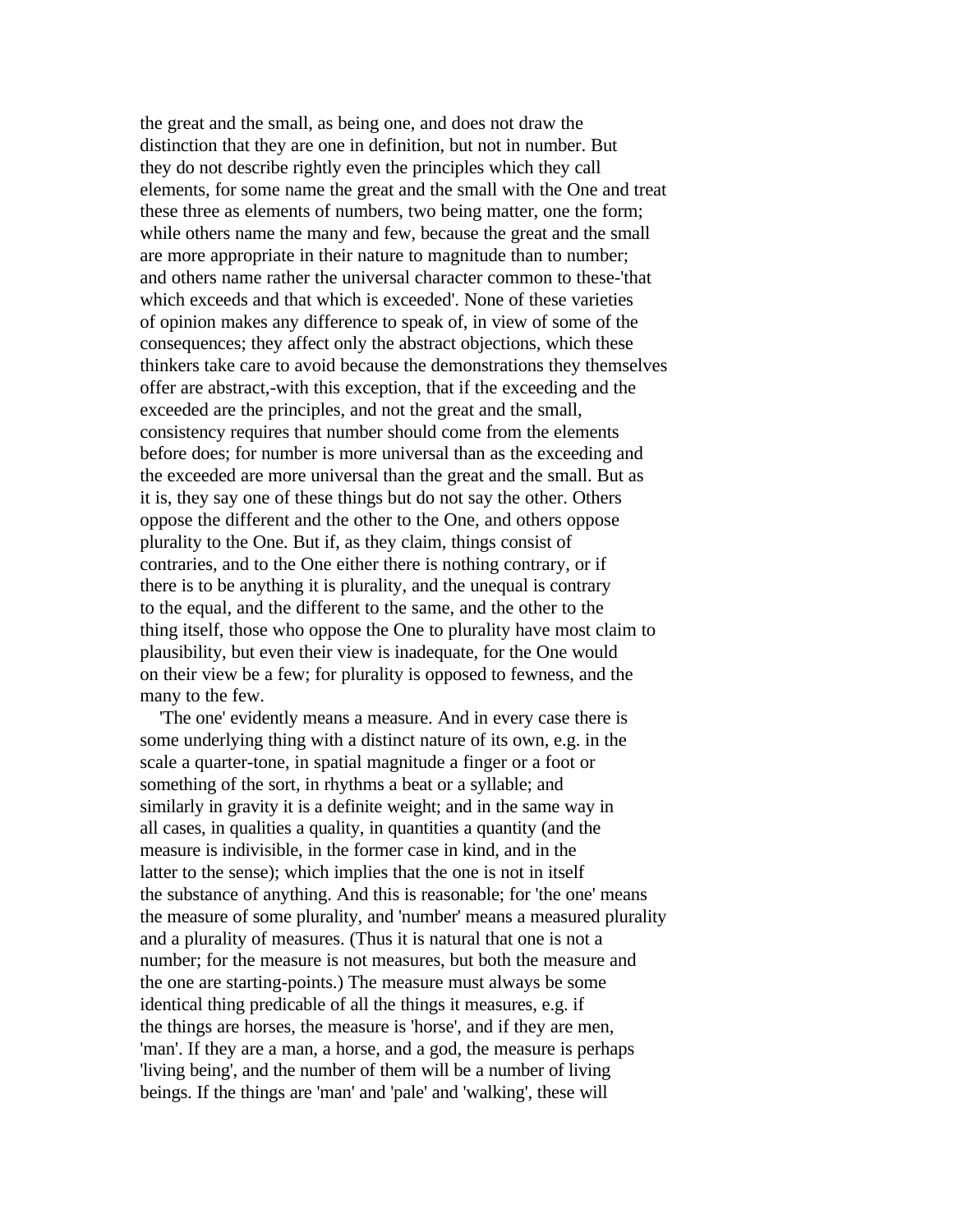the great and the small, as being one, and does not draw the distinction that they are one in definition, but not in number. But they do not describe rightly even the principles which they call elements, for some name the great and the small with the One and treat these three as elements of numbers, two being matter, one the form; while others name the many and few, because the great and the small are more appropriate in their nature to magnitude than to number; and others name rather the universal character common to these-'that which exceeds and that which is exceeded'. None of these varieties of opinion makes any difference to speak of, in view of some of the consequences; they affect only the abstract objections, which these thinkers take care to avoid because the demonstrations they themselves offer are abstract,-with this exception, that if the exceeding and the exceeded are the principles, and not the great and the small, consistency requires that number should come from the elements before does; for number is more universal than as the exceeding and the exceeded are more universal than the great and the small. But as it is, they say one of these things but do not say the other. Others oppose the different and the other to the One, and others oppose plurality to the One. But if, as they claim, things consist of contraries, and to the One either there is nothing contrary, or if there is to be anything it is plurality, and the unequal is contrary to the equal, and the different to the same, and the other to the thing itself, those who oppose the One to plurality have most claim to plausibility, but even their view is inadequate, for the One would on their view be a few; for plurality is opposed to fewness, and the many to the few.

'The one' evidently means a measure. And in every case there is some underlying thing with a distinct nature of its own, e.g. in the scale a quarter-tone, in spatial magnitude a finger or a foot or something of the sort, in rhythms a beat or a syllable; and similarly in gravity it is a definite weight; and in the same way in all cases, in qualities a quality, in quantities a quantity (and the measure is indivisible, in the former case in kind, and in the latter to the sense); which implies that the one is not in itself the substance of anything. And this is reasonable; for 'the one' means the measure of some plurality, and 'number' means a measured plurality and a plurality of measures. (Thus it is natural that one is not a number; for the measure is not measures, but both the measure and the one are starting-points.) The measure must always be some identical thing predicable of all the things it measures, e.g. if the things are horses, the measure is 'horse', and if they are men, 'man'. If they are a man, a horse, and a god, the measure is perhaps 'living being', and the number of them will be a number of living beings. If the things are 'man' and 'pale' and 'walking', these will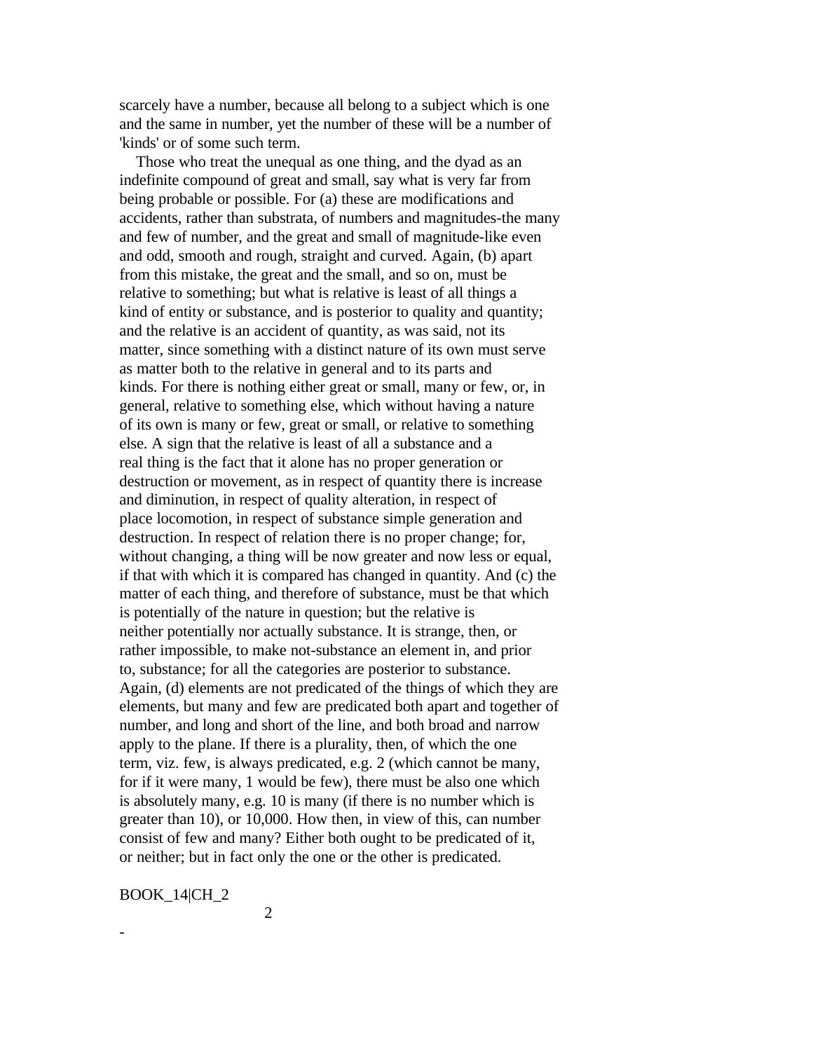scarcely have a number, because all belong to a subject which is one and the same in number, yet the number of these will be a number of 'kinds' or of some such term.

Those who treat the unequal as one thing, and the dyad as an indefinite compound of great and small, say what is very far from being probable or possible. For (a) these are modifications and accidents, rather than substrata, of numbers and magnitudes-the many and few of number, and the great and small of magnitude-like even and odd, smooth and rough, straight and curved. Again, (b) apart from this mistake, the great and the small, and so on, must be relative to something; but what is relative is least of all things a kind of entity or substance, and is posterior to quality and quantity; and the relative is an accident of quantity, as was said, not its matter, since something with a distinct nature of its own must serve as matter both to the relative in general and to its parts and kinds. For there is nothing either great or small, many or few, or, in general, relative to something else, which without having a nature of its own is many or few, great or small, or relative to something else. A sign that the relative is least of all a substance and a real thing is the fact that it alone has no proper generation or destruction or movement, as in respect of quantity there is increase and diminution, in respect of quality alteration, in respect of place locomotion, in respect of substance simple generation and destruction. In respect of relation there is no proper change; for, without changing, a thing will be now greater and now less or equal, if that with which it is compared has changed in quantity. And (c) the matter of each thing, and therefore of substance, must be that which is potentially of the nature in question; but the relative is neither potentially nor actually substance. It is strange, then, or rather impossible, to make not-substance an element in, and prior to, substance; for all the categories are posterior to substance. Again, (d) elements are not predicated of the things of which they are elements, but many and few are predicated both apart and together of number, and long and short of the line, and both broad and narrow apply to the plane. If there is a plurality, then, of which the one term, viz. few, is always predicated, e.g. 2 (which cannot be many, for if it were many, 1 would be few), there must be also one which is absolutely many, e.g. 10 is many (if there is no number which is greater than 10), or 10,000. How then, in view of this, can number consist of few and many? Either both ought to be predicated of it, or neither; but in fact only the one or the other is predicated.

BOOK_14|CH_2

## 2

-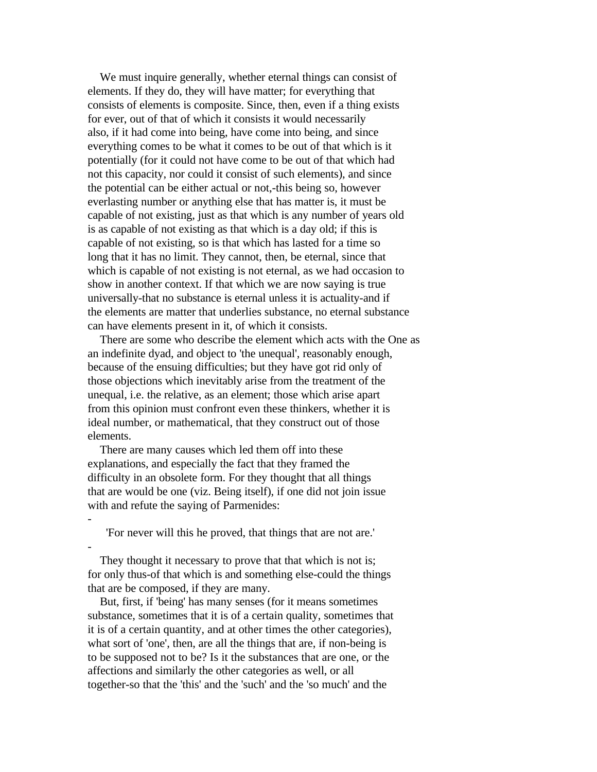We must inquire generally, whether eternal things can consist of elements. If they do, they will have matter; for everything that consists of elements is composite. Since, then, even if a thing exists for ever, out of that of which it consists it would necessarily also, if it had come into being, have come into being, and since everything comes to be what it comes to be out of that which is it potentially (for it could not have come to be out of that which had not this capacity, nor could it consist of such elements), and since the potential can be either actual or not,-this being so, however everlasting number or anything else that has matter is, it must be capable of not existing, just as that which is any number of years old is as capable of not existing as that which is a day old; if this is capable of not existing, so is that which has lasted for a time so long that it has no limit. They cannot, then, be eternal, since that which is capable of not existing is not eternal, as we had occasion to show in another context. If that which we are now saying is true universally-that no substance is eternal unless it is actuality-and if the elements are matter that underlies substance, no eternal substance can have elements present in it, of which it consists.

There are some who describe the element which acts with the One as an indefinite dyad, and object to 'the unequal', reasonably enough, because of the ensuing difficulties; but they have got rid only of those objections which inevitably arise from the treatment of the unequal, i.e. the relative, as an element; those which arise apart from this opinion must confront even these thinkers, whether it is ideal number, or mathematical, that they construct out of those elements.

There are many causes which led them off into these explanations, and especially the fact that they framed the difficulty in an obsolete form. For they thought that all things that are would be one (viz. Being itself), if one did not join issue with and refute the saying of Parmenides:

-

'For never will this he proved, that things that are not are.'

-

They thought it necessary to prove that that which is not is; for only thus-of that which is and something else-could the things that are be composed, if they are many.

But, first, if 'being' has many senses (for it means sometimes substance, sometimes that it is of a certain quality, sometimes that it is of a certain quantity, and at other times the other categories), what sort of 'one', then, are all the things that are, if non-being is to be supposed not to be? Is it the substances that are one, or the affections and similarly the other categories as well, or all together-so that the 'this' and the 'such' and the 'so much' and the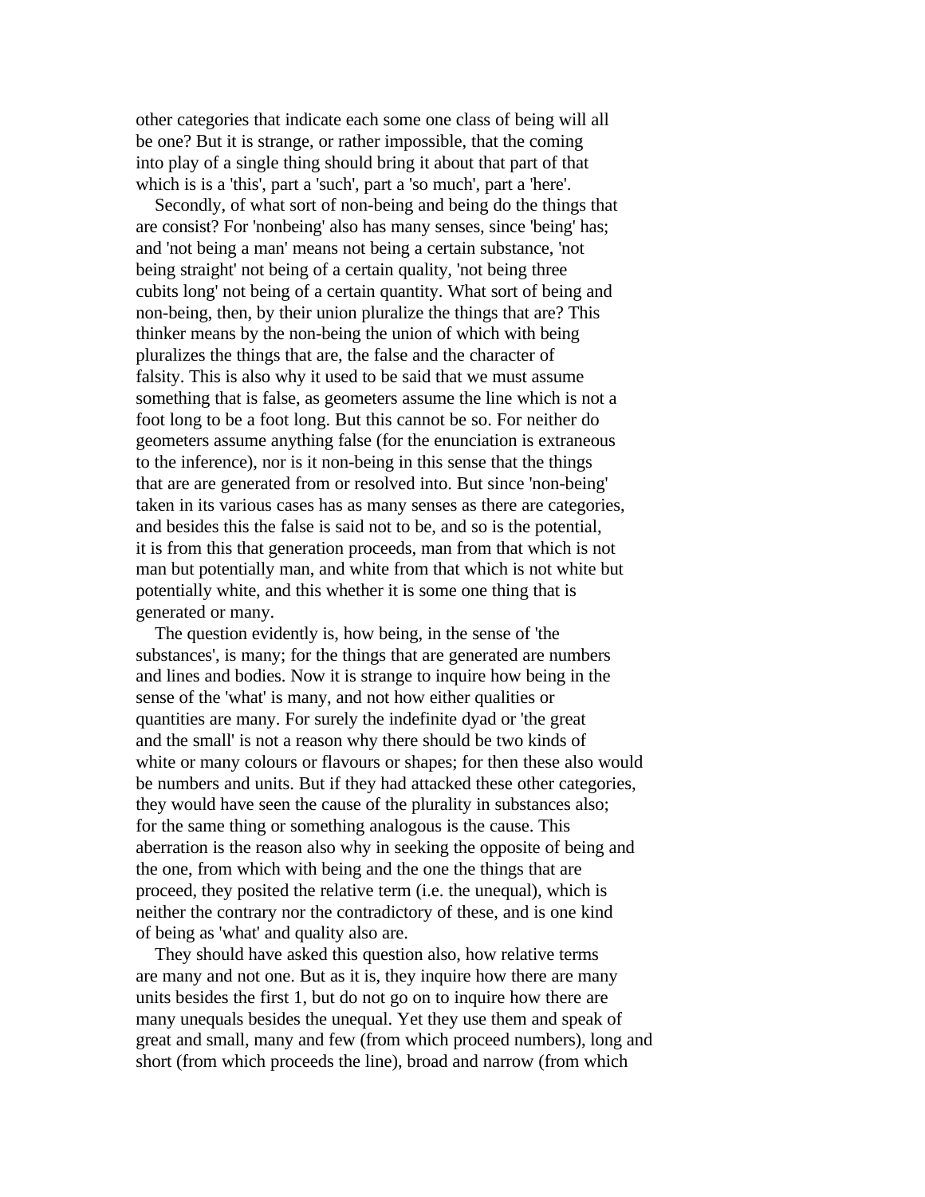other categories that indicate each some one class of being will all be one? But it is strange, or rather impossible, that the coming into play of a single thing should bring it about that part of that which is is a 'this', part a 'such', part a 'so much', part a 'here'.

Secondly, of what sort of non-being and being do the things that are consist? For 'nonbeing' also has many senses, since 'being' has; and 'not being a man' means not being a certain substance, 'not being straight' not being of a certain quality, 'not being three cubits long' not being of a certain quantity. What sort of being and non-being, then, by their union pluralize the things that are? This thinker means by the non-being the union of which with being pluralizes the things that are, the false and the character of falsity. This is also why it used to be said that we must assume something that is false, as geometers assume the line which is not a foot long to be a foot long. But this cannot be so. For neither do geometers assume anything false (for the enunciation is extraneous to the inference), nor is it non-being in this sense that the things that are are generated from or resolved into. But since 'non-being' taken in its various cases has as many senses as there are categories, and besides this the false is said not to be, and so is the potential, it is from this that generation proceeds, man from that which is not man but potentially man, and white from that which is not white but potentially white, and this whether it is some one thing that is generated or many.

The question evidently is, how being, in the sense of 'the substances', is many; for the things that are generated are numbers and lines and bodies. Now it is strange to inquire how being in the sense of the 'what' is many, and not how either qualities or quantities are many. For surely the indefinite dyad or 'the great and the small' is not a reason why there should be two kinds of white or many colours or flavours or shapes; for then these also would be numbers and units. But if they had attacked these other categories, they would have seen the cause of the plurality in substances also; for the same thing or something analogous is the cause. This aberration is the reason also why in seeking the opposite of being and the one, from which with being and the one the things that are proceed, they posited the relative term (i.e. the unequal), which is neither the contrary nor the contradictory of these, and is one kind of being as 'what' and quality also are.

They should have asked this question also, how relative terms are many and not one. But as it is, they inquire how there are many units besides the first 1, but do not go on to inquire how there are many unequals besides the unequal. Yet they use them and speak of great and small, many and few (from which proceed numbers), long and short (from which proceeds the line), broad and narrow (from which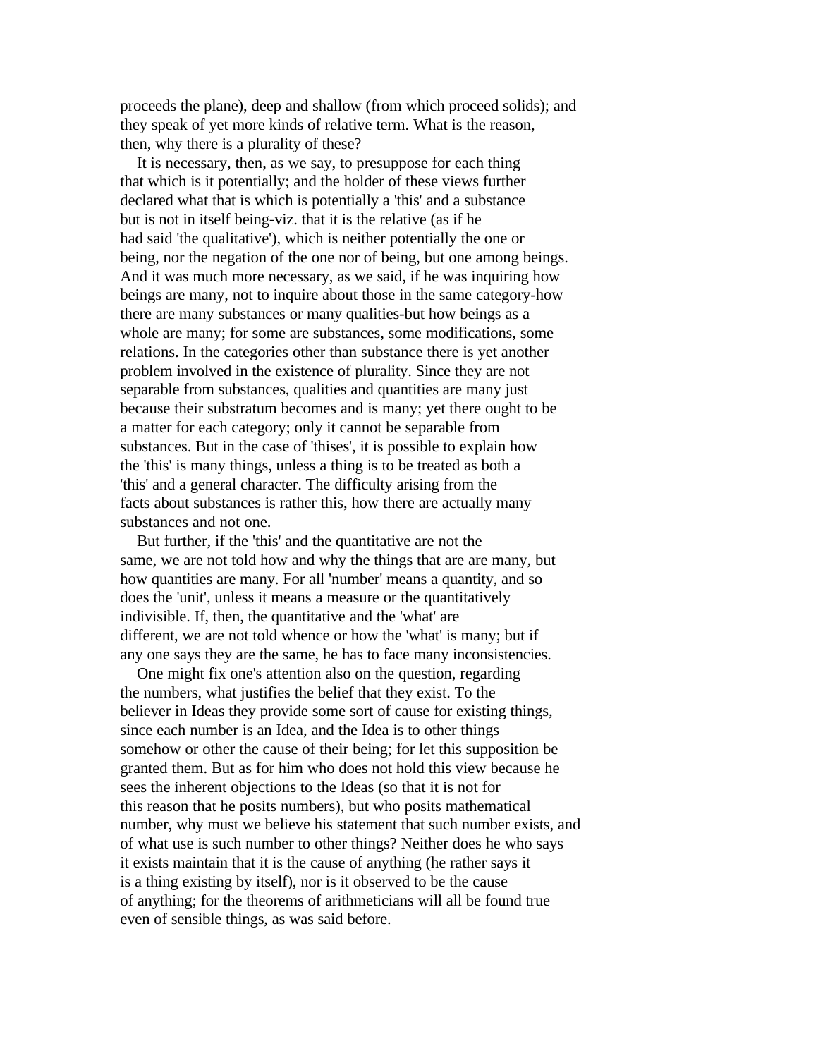proceeds the plane), deep and shallow (from which proceed solids); and they speak of yet more kinds of relative term. What is the reason, then, why there is a plurality of these?

It is necessary, then, as we say, to presuppose for each thing that which is it potentially; and the holder of these views further declared what that is which is potentially a 'this' and a substance but is not in itself being-viz. that it is the relative (as if he had said 'the qualitative'), which is neither potentially the one or being, nor the negation of the one nor of being, but one among beings. And it was much more necessary, as we said, if he was inquiring how beings are many, not to inquire about those in the same category-how there are many substances or many qualities-but how beings as a whole are many; for some are substances, some modifications, some relations. In the categories other than substance there is yet another problem involved in the existence of plurality. Since they are not separable from substances, qualities and quantities are many just because their substratum becomes and is many; yet there ought to be a matter for each category; only it cannot be separable from substances. But in the case of 'thises', it is possible to explain how the 'this' is many things, unless a thing is to be treated as both a 'this' and a general character. The difficulty arising from the facts about substances is rather this, how there are actually many substances and not one.

But further, if the 'this' and the quantitative are not the same, we are not told how and why the things that are are many, but how quantities are many. For all 'number' means a quantity, and so does the 'unit', unless it means a measure or the quantitatively indivisible. If, then, the quantitative and the 'what' are different, we are not told whence or how the 'what' is many; but if any one says they are the same, he has to face many inconsistencies.

One might fix one's attention also on the question, regarding the numbers, what justifies the belief that they exist. To the believer in Ideas they provide some sort of cause for existing things, since each number is an Idea, and the Idea is to other things somehow or other the cause of their being; for let this supposition be granted them. But as for him who does not hold this view because he sees the inherent objections to the Ideas (so that it is not for this reason that he posits numbers), but who posits mathematical number, why must we believe his statement that such number exists, and of what use is such number to other things? Neither does he who says it exists maintain that it is the cause of anything (he rather says it is a thing existing by itself), nor is it observed to be the cause of anything; for the theorems of arithmeticians will all be found true even of sensible things, as was said before.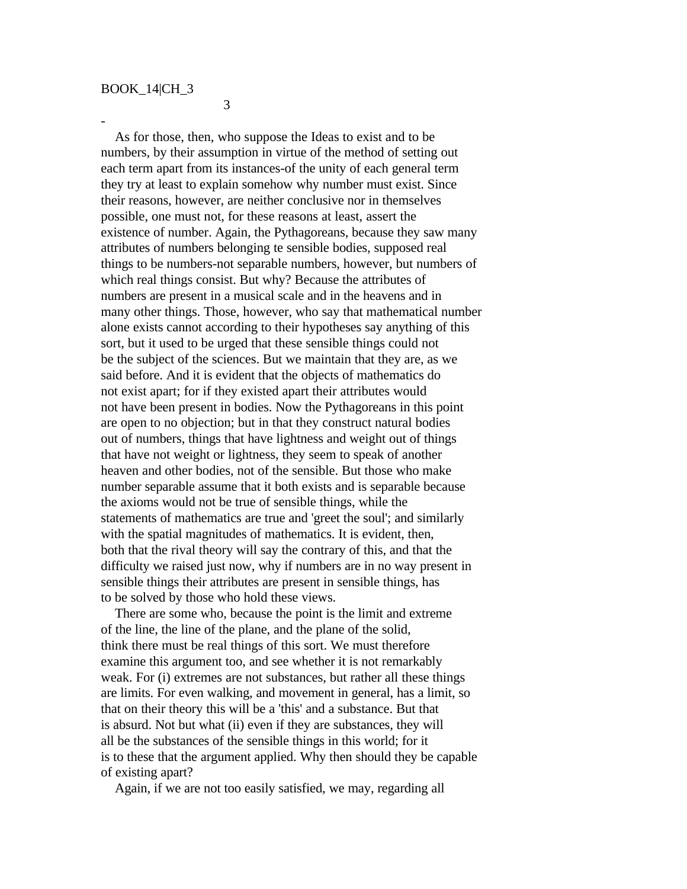BOOK_14|CH_3

3

-

As for those, then, who suppose the Ideas to exist and to be numbers, by their assumption in virtue of the method of setting out each term apart from its instances-of the unity of each general term they try at least to explain somehow why number must exist. Since their reasons, however, are neither conclusive nor in themselves possible, one must not, for these reasons at least, assert the existence of number. Again, the Pythagoreans, because they saw many attributes of numbers belonging te sensible bodies, supposed real things to be numbers-not separable numbers, however, but numbers of which real things consist. But why? Because the attributes of numbers are present in a musical scale and in the heavens and in many other things. Those, however, who say that mathematical number alone exists cannot according to their hypotheses say anything of this sort, but it used to be urged that these sensible things could not be the subject of the sciences. But we maintain that they are, as we said before. And it is evident that the objects of mathematics do not exist apart; for if they existed apart their attributes would not have been present in bodies. Now the Pythagoreans in this point are open to no objection; but in that they construct natural bodies out of numbers, things that have lightness and weight out of things that have not weight or lightness, they seem to speak of another heaven and other bodies, not of the sensible. But those who make number separable assume that it both exists and is separable because the axioms would not be true of sensible things, while the statements of mathematics are true and 'greet the soul'; and similarly with the spatial magnitudes of mathematics. It is evident, then, both that the rival theory will say the contrary of this, and that the difficulty we raised just now, why if numbers are in no way present in sensible things their attributes are present in sensible things, has to be solved by those who hold these views.

There are some who, because the point is the limit and extreme of the line, the line of the plane, and the plane of the solid, think there must be real things of this sort. We must therefore examine this argument too, and see whether it is not remarkably weak. For (i) extremes are not substances, but rather all these things are limits. For even walking, and movement in general, has a limit, so that on their theory this will be a 'this' and a substance. But that is absurd. Not but what (ii) even if they are substances, they will all be the substances of the sensible things in this world; for it is to these that the argument applied. Why then should they be capable of existing apart?

Again, if we are not too easily satisfied, we may, regarding all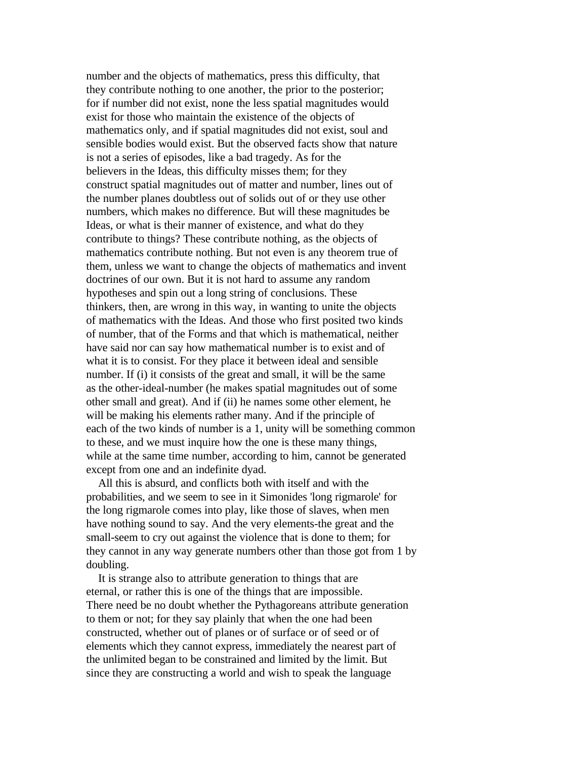number and the objects of mathematics, press this difficulty, that they contribute nothing to one another, the prior to the posterior; for if number did not exist, none the less spatial magnitudes would exist for those who maintain the existence of the objects of mathematics only, and if spatial magnitudes did not exist, soul and sensible bodies would exist. But the observed facts show that nature is not a series of episodes, like a bad tragedy. As for the believers in the Ideas, this difficulty misses them; for they construct spatial magnitudes out of matter and number, lines out of the number planes doubtless out of solids out of or they use other numbers, which makes no difference. But will these magnitudes be Ideas, or what is their manner of existence, and what do they contribute to things? These contribute nothing, as the objects of mathematics contribute nothing. But not even is any theorem true of them, unless we want to change the objects of mathematics and invent doctrines of our own. But it is not hard to assume any random hypotheses and spin out a long string of conclusions. These thinkers, then, are wrong in this way, in wanting to unite the objects of mathematics with the Ideas. And those who first posited two kinds of number, that of the Forms and that which is mathematical, neither have said nor can say how mathematical number is to exist and of what it is to consist. For they place it between ideal and sensible number. If (i) it consists of the great and small, it will be the same as the other-ideal-number (he makes spatial magnitudes out of some other small and great). And if (ii) he names some other element, he will be making his elements rather many. And if the principle of each of the two kinds of number is a 1, unity will be something common to these, and we must inquire how the one is these many things, while at the same time number, according to him, cannot be generated except from one and an indefinite dyad.

All this is absurd, and conflicts both with itself and with the probabilities, and we seem to see in it Simonides 'long rigmarole' for the long rigmarole comes into play, like those of slaves, when men have nothing sound to say. And the very elements-the great and the small-seem to cry out against the violence that is done to them; for they cannot in any way generate numbers other than those got from 1 by doubling.

It is strange also to attribute generation to things that are eternal, or rather this is one of the things that are impossible. There need be no doubt whether the Pythagoreans attribute generation to them or not; for they say plainly that when the one had been constructed, whether out of planes or of surface or of seed or of elements which they cannot express, immediately the nearest part of the unlimited began to be constrained and limited by the limit. But since they are constructing a world and wish to speak the language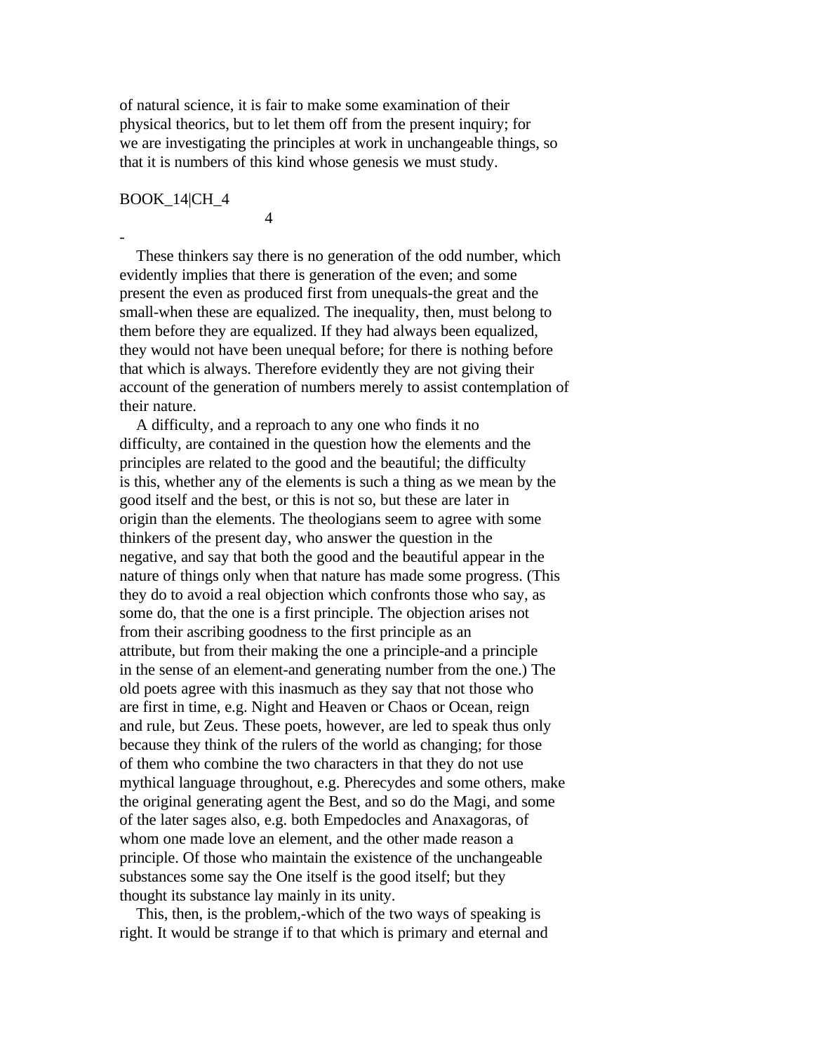of natural science, it is fair to make some examination of their physical theorics, but to let them off from the present inquiry; for we are investigating the principles at work in unchangeable things, so that it is numbers of this kind whose genesis we must study.

BOOK_14|CH_4

4

-

These thinkers say there is no generation of the odd number, which evidently implies that there is generation of the even; and some present the even as produced first from unequals-the great and the small-when these are equalized. The inequality, then, must belong to them before they are equalized. If they had always been equalized, they would not have been unequal before; for there is nothing before that which is always. Therefore evidently they are not giving their account of the generation of numbers merely to assist contemplation of their nature.

A difficulty, and a reproach to any one who finds it no difficulty, are contained in the question how the elements and the principles are related to the good and the beautiful; the difficulty is this, whether any of the elements is such a thing as we mean by the good itself and the best, or this is not so, but these are later in origin than the elements. The theologians seem to agree with some thinkers of the present day, who answer the question in the negative, and say that both the good and the beautiful appear in the nature of things only when that nature has made some progress. (This they do to avoid a real objection which confronts those who say, as some do, that the one is a first principle. The objection arises not from their ascribing goodness to the first principle as an attribute, but from their making the one a principle-and a principle in the sense of an element-and generating number from the one.) The old poets agree with this inasmuch as they say that not those who are first in time, e.g. Night and Heaven or Chaos or Ocean, reign and rule, but Zeus. These poets, however, are led to speak thus only because they think of the rulers of the world as changing; for those of them who combine the two characters in that they do not use mythical language throughout, e.g. Pherecydes and some others, make the original generating agent the Best, and so do the Magi, and some of the later sages also, e.g. both Empedocles and Anaxagoras, of whom one made love an element, and the other made reason a principle. Of those who maintain the existence of the unchangeable substances some say the One itself is the good itself; but they thought its substance lay mainly in its unity.

This, then, is the problem,-which of the two ways of speaking is right. It would be strange if to that which is primary and eternal and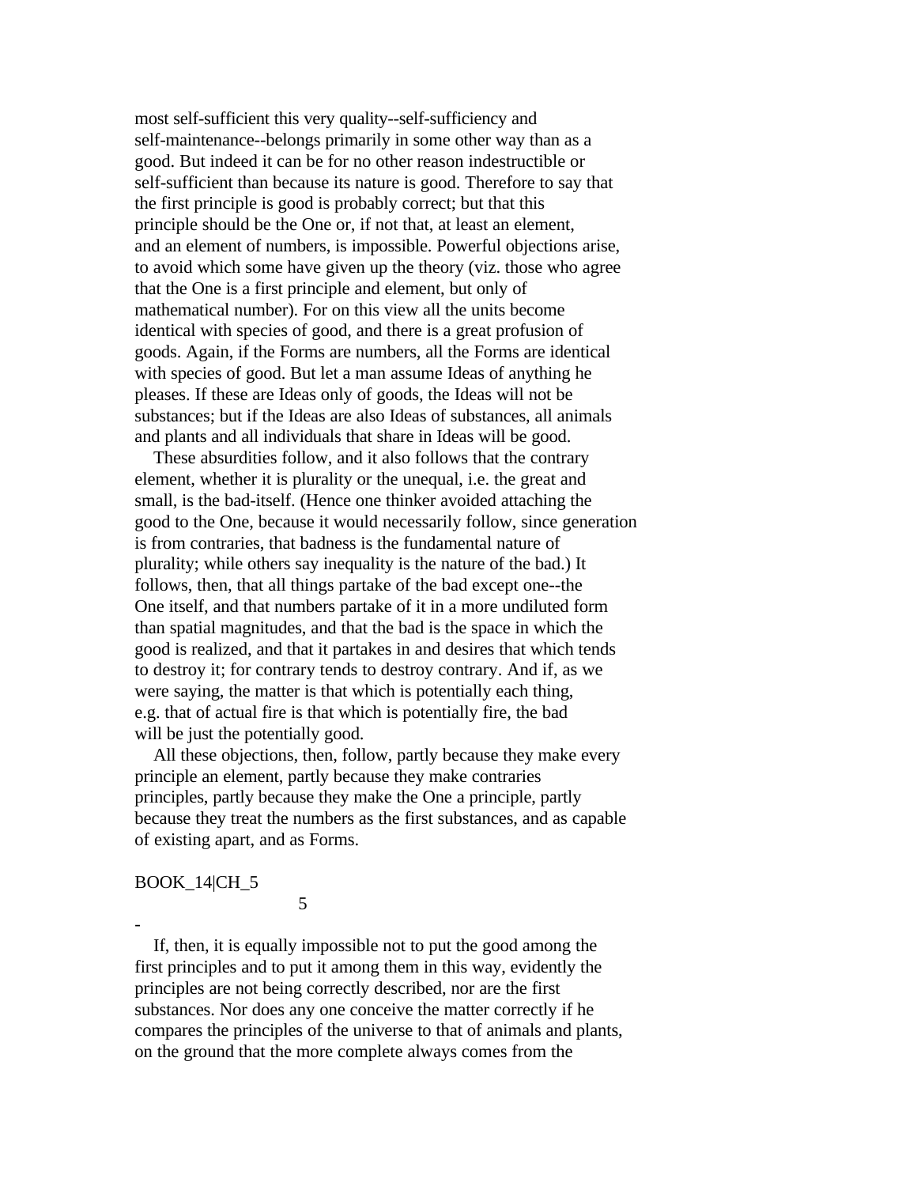most self-sufficient this very quality--self-sufficiency and self-maintenance--belongs primarily in some other way than as a good. But indeed it can be for no other reason indestructible or self-sufficient than because its nature is good. Therefore to say that the first principle is good is probably correct; but that this principle should be the One or, if not that, at least an element, and an element of numbers, is impossible. Powerful objections arise, to avoid which some have given up the theory (viz. those who agree that the One is a first principle and element, but only of mathematical number). For on this view all the units become identical with species of good, and there is a great profusion of goods. Again, if the Forms are numbers, all the Forms are identical with species of good. But let a man assume Ideas of anything he pleases. If these are Ideas only of goods, the Ideas will not be substances; but if the Ideas are also Ideas of substances, all animals and plants and all individuals that share in Ideas will be good.

These absurdities follow, and it also follows that the contrary element, whether it is plurality or the unequal, i.e. the great and small, is the bad-itself. (Hence one thinker avoided attaching the good to the One, because it would necessarily follow, since generation is from contraries, that badness is the fundamental nature of plurality; while others say inequality is the nature of the bad.) It follows, then, that all things partake of the bad except one--the One itself, and that numbers partake of it in a more undiluted form than spatial magnitudes, and that the bad is the space in which the good is realized, and that it partakes in and desires that which tends to destroy it; for contrary tends to destroy contrary. And if, as we were saying, the matter is that which is potentially each thing, e.g. that of actual fire is that which is potentially fire, the bad will be just the potentially good.

All these objections, then, follow, partly because they make every principle an element, partly because they make contraries principles, partly because they make the One a principle, partly because they treat the numbers as the first substances, and as capable of existing apart, and as Forms.

BOOK_14|CH_5

## 5

-

If, then, it is equally impossible not to put the good among the first principles and to put it among them in this way, evidently the principles are not being correctly described, nor are the first substances. Nor does any one conceive the matter correctly if he compares the principles of the universe to that of animals and plants, on the ground that the more complete always comes from the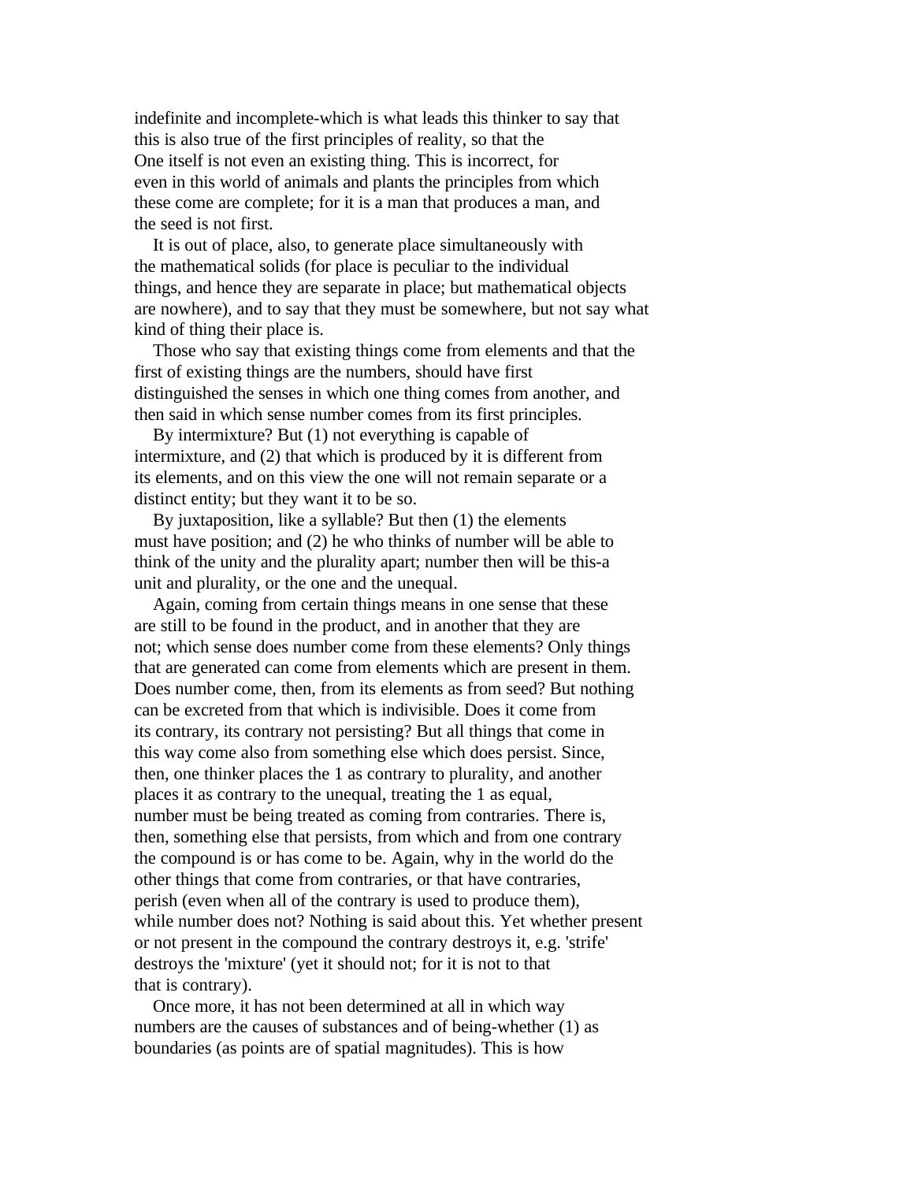indefinite and incomplete-which is what leads this thinker to say that this is also true of the first principles of reality, so that the One itself is not even an existing thing. This is incorrect, for even in this world of animals and plants the principles from which these come are complete; for it is a man that produces a man, and the seed is not first.

It is out of place, also, to generate place simultaneously with the mathematical solids (for place is peculiar to the individual things, and hence they are separate in place; but mathematical objects are nowhere), and to say that they must be somewhere, but not say what kind of thing their place is.

Those who say that existing things come from elements and that the first of existing things are the numbers, should have first distinguished the senses in which one thing comes from another, and then said in which sense number comes from its first principles.

By intermixture? But (1) not everything is capable of intermixture, and (2) that which is produced by it is different from its elements, and on this view the one will not remain separate or a distinct entity; but they want it to be so.

By juxtaposition, like a syllable? But then (1) the elements must have position; and (2) he who thinks of number will be able to think of the unity and the plurality apart; number then will be this-a unit and plurality, or the one and the unequal.

Again, coming from certain things means in one sense that these are still to be found in the product, and in another that they are not; which sense does number come from these elements? Only things that are generated can come from elements which are present in them. Does number come, then, from its elements as from seed? But nothing can be excreted from that which is indivisible. Does it come from its contrary, its contrary not persisting? But all things that come in this way come also from something else which does persist. Since, then, one thinker places the 1 as contrary to plurality, and another places it as contrary to the unequal, treating the 1 as equal, number must be being treated as coming from contraries. There is, then, something else that persists, from which and from one contrary the compound is or has come to be. Again, why in the world do the other things that come from contraries, or that have contraries, perish (even when all of the contrary is used to produce them), while number does not? Nothing is said about this. Yet whether present or not present in the compound the contrary destroys it, e.g. 'strife' destroys the 'mixture' (yet it should not; for it is not to that that is contrary).

Once more, it has not been determined at all in which way numbers are the causes of substances and of being-whether (1) as boundaries (as points are of spatial magnitudes). This is how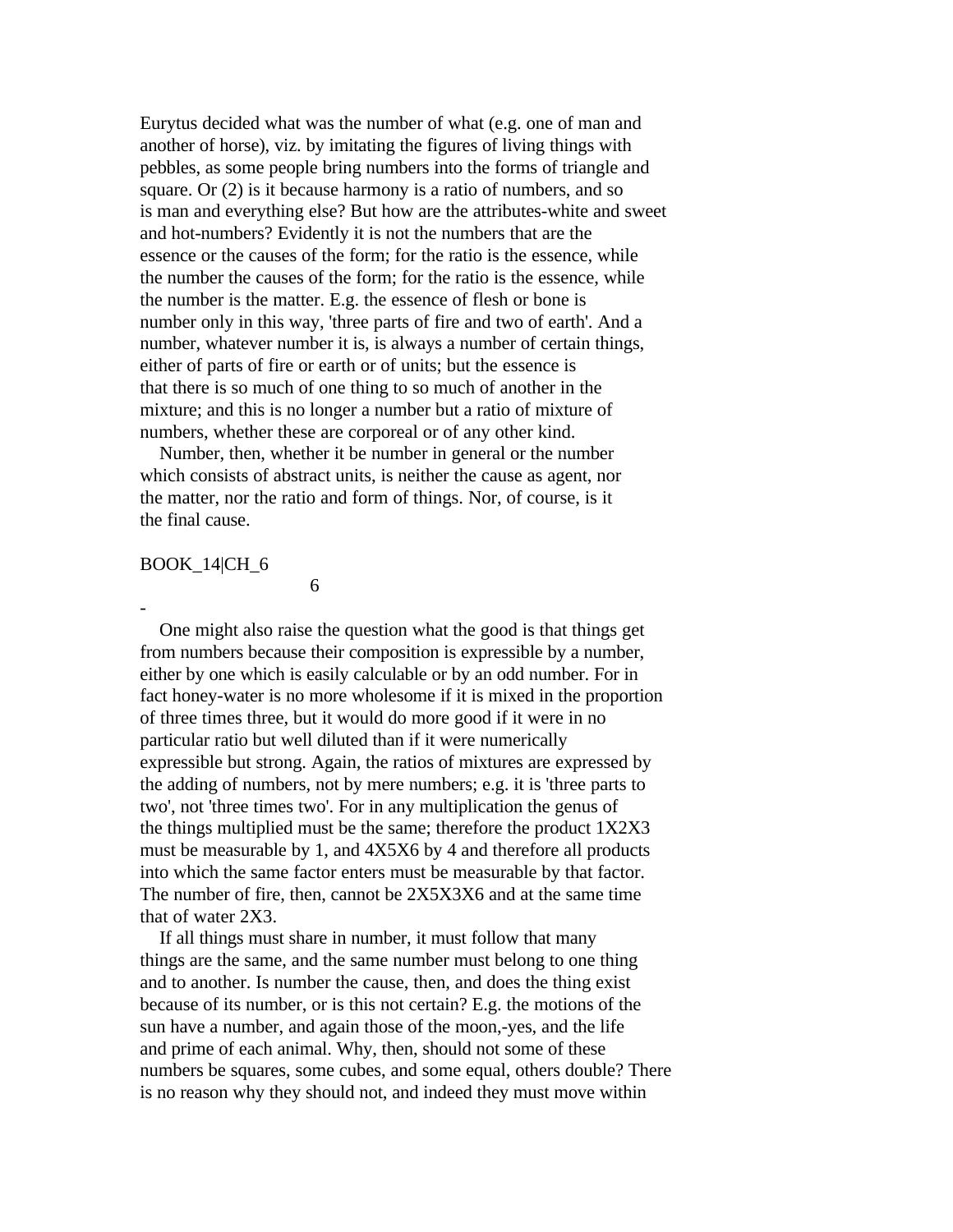Eurytus decided what was the number of what (e.g. one of man and another of horse), viz. by imitating the figures of living things with pebbles, as some people bring numbers into the forms of triangle and square. Or (2) is it because harmony is a ratio of numbers, and so is man and everything else? But how are the attributes-white and sweet and hot-numbers? Evidently it is not the numbers that are the essence or the causes of the form; for the ratio is the essence, while the number the causes of the form; for the ratio is the essence, while the number is the matter. E.g. the essence of flesh or bone is number only in this way, 'three parts of fire and two of earth'. And a number, whatever number it is, is always a number of certain things, either of parts of fire or earth or of units; but the essence is that there is so much of one thing to so much of another in the mixture; and this is no longer a number but a ratio of mixture of numbers, whether these are corporeal or of any other kind.

Number, then, whether it be number in general or the number which consists of abstract units, is neither the cause as agent, nor the matter, nor the ratio and form of things. Nor, of course, is it the final cause.

BOOK_14|CH_6

6

-

One might also raise the question what the good is that things get from numbers because their composition is expressible by a number, either by one which is easily calculable or by an odd number. For in fact honey-water is no more wholesome if it is mixed in the proportion of three times three, but it would do more good if it were in no particular ratio but well diluted than if it were numerically expressible but strong. Again, the ratios of mixtures are expressed by the adding of numbers, not by mere numbers; e.g. it is 'three parts to two', not 'three times two'. For in any multiplication the genus of the things multiplied must be the same; therefore the product 1X2X3 must be measurable by 1, and 4X5X6 by 4 and therefore all products into which the same factor enters must be measurable by that factor. The number of fire, then, cannot be 2X5X3X6 and at the same time that of water 2X3.

If all things must share in number, it must follow that many things are the same, and the same number must belong to one thing and to another. Is number the cause, then, and does the thing exist because of its number, or is this not certain? E.g. the motions of the sun have a number, and again those of the moon,-yes, and the life and prime of each animal. Why, then, should not some of these numbers be squares, some cubes, and some equal, others double? There is no reason why they should not, and indeed they must move within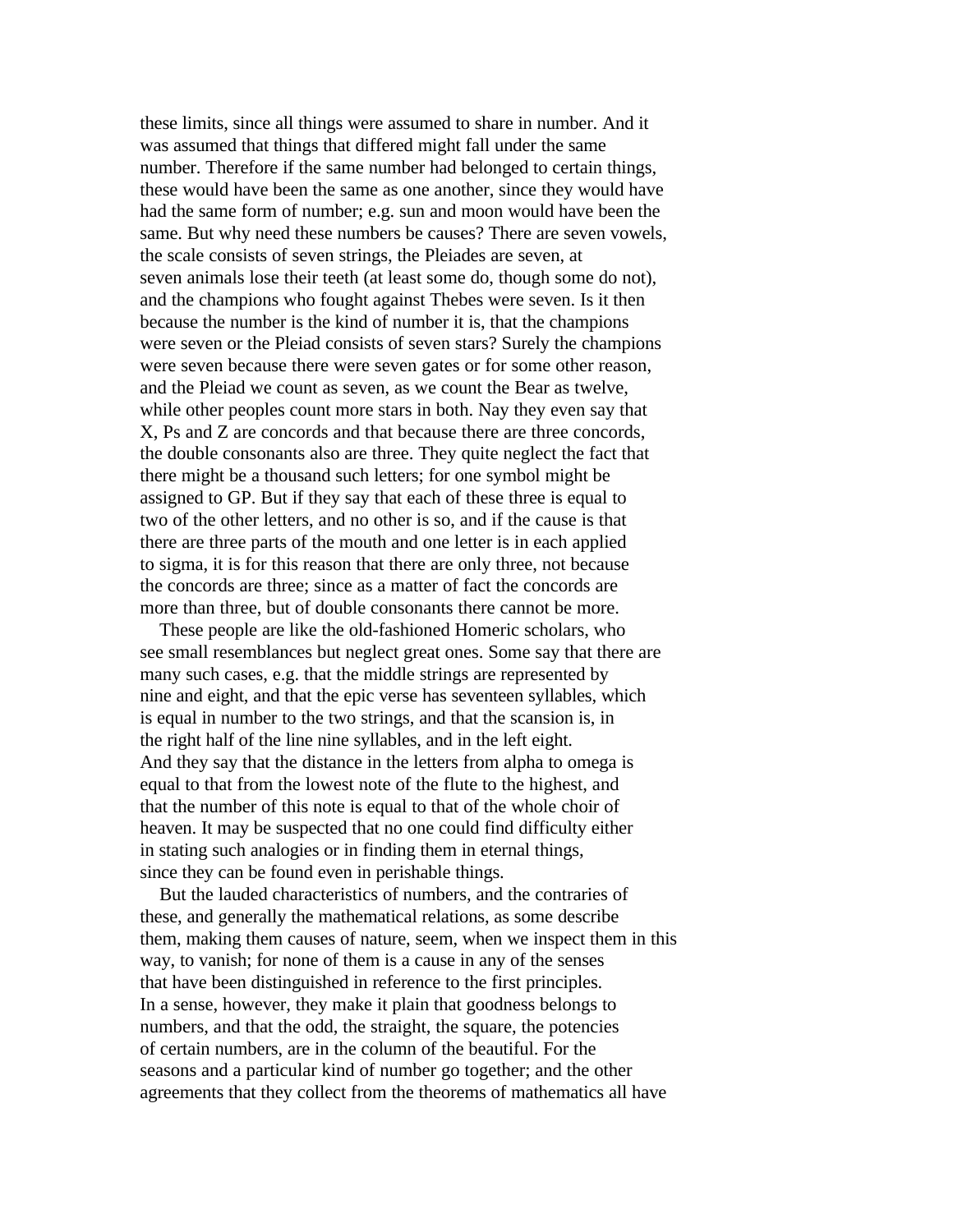these limits, since all things were assumed to share in number. And it was assumed that things that differed might fall under the same number. Therefore if the same number had belonged to certain things, these would have been the same as one another, since they would have had the same form of number; e.g. sun and moon would have been the same. But why need these numbers be causes? There are seven vowels, the scale consists of seven strings, the Pleiades are seven, at seven animals lose their teeth (at least some do, though some do not), and the champions who fought against Thebes were seven. Is it then because the number is the kind of number it is, that the champions were seven or the Pleiad consists of seven stars? Surely the champions were seven because there were seven gates or for some other reason, and the Pleiad we count as seven, as we count the Bear as twelve, while other peoples count more stars in both. Nay they even say that X, Ps and Z are concords and that because there are three concords, the double consonants also are three. They quite neglect the fact that there might be a thousand such letters; for one symbol might be assigned to GP. But if they say that each of these three is equal to two of the other letters, and no other is so, and if the cause is that there are three parts of the mouth and one letter is in each applied to sigma, it is for this reason that there are only three, not because the concords are three; since as a matter of fact the concords are more than three, but of double consonants there cannot be more.

These people are like the old-fashioned Homeric scholars, who see small resemblances but neglect great ones. Some say that there are many such cases, e.g. that the middle strings are represented by nine and eight, and that the epic verse has seventeen syllables, which is equal in number to the two strings, and that the scansion is, in the right half of the line nine syllables, and in the left eight. And they say that the distance in the letters from alpha to omega is equal to that from the lowest note of the flute to the highest, and that the number of this note is equal to that of the whole choir of heaven. It may be suspected that no one could find difficulty either in stating such analogies or in finding them in eternal things, since they can be found even in perishable things.

But the lauded characteristics of numbers, and the contraries of these, and generally the mathematical relations, as some describe them, making them causes of nature, seem, when we inspect them in this way, to vanish; for none of them is a cause in any of the senses that have been distinguished in reference to the first principles. In a sense, however, they make it plain that goodness belongs to numbers, and that the odd, the straight, the square, the potencies of certain numbers, are in the column of the beautiful. For the seasons and a particular kind of number go together; and the other agreements that they collect from the theorems of mathematics all have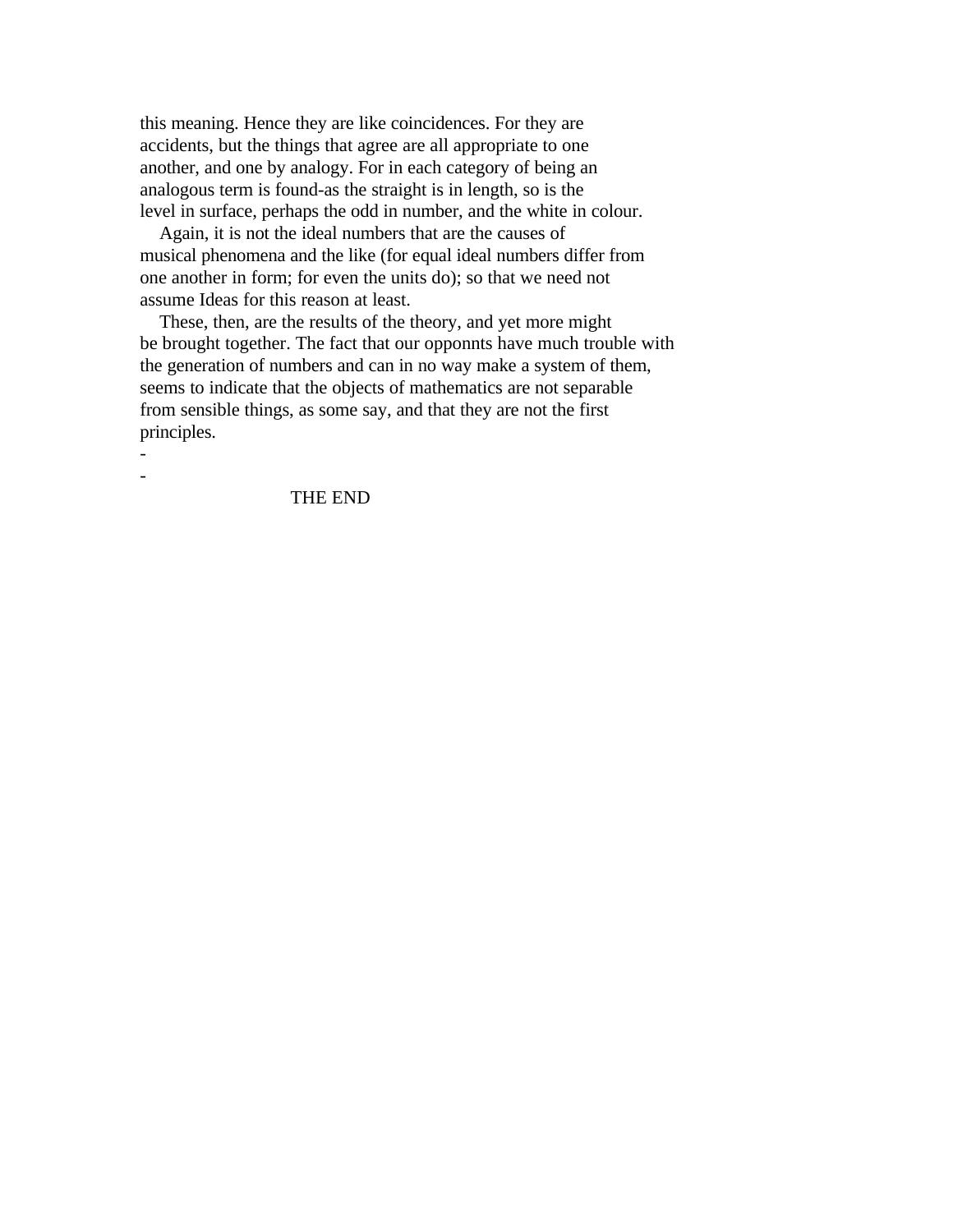this meaning. Hence they are like coincidences. For they are accidents, but the things that agree are all appropriate to one another, and one by analogy. For in each category of being an analogous term is found-as the straight is in length, so is the level in surface, perhaps the odd in number, and the white in colour.

Again, it is not the ideal numbers that are the causes of musical phenomena and the like (for equal ideal numbers differ from one another in form; for even the units do); so that we need not assume Ideas for this reason at least.

These, then, are the results of the theory, and yet more might be brought together. The fact that our opponnts have much trouble with the generation of numbers and can in no way make a system of them, seems to indicate that the objects of mathematics are not separable from sensible things, as some say, and that they are not the first principles.

-

-

THE END